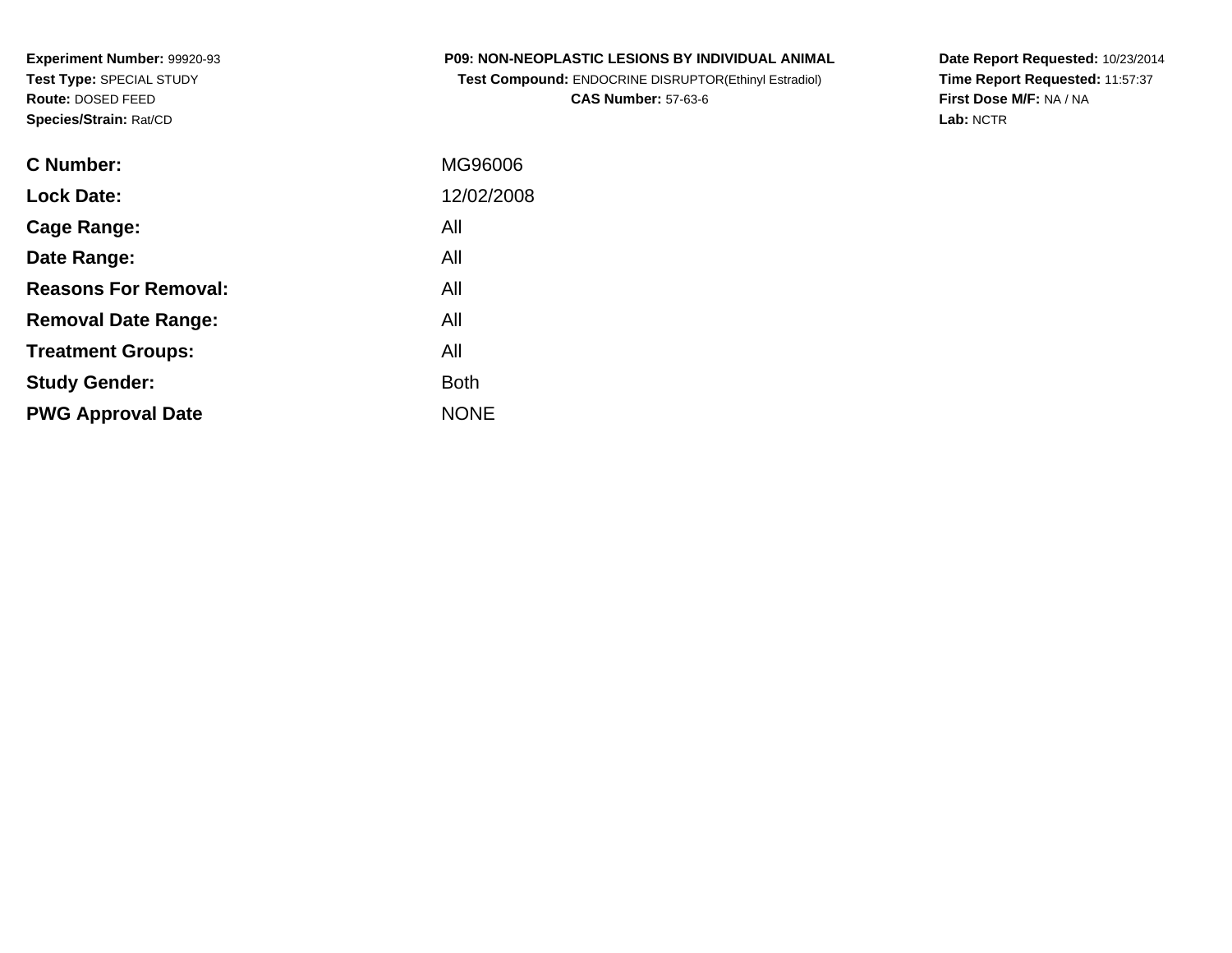**Experiment Number:** 99920-93
**Test Type:** SPECIAL STUDY
**Route:** DOSED FEED
**Species/Strain:** Rat/CD

**P09: NON-NEOPLASTIC LESIONS BY INDIVIDUAL ANIMAL**
**Test Compound:** ENDOCRINE DISRUPTOR(Ethinyl Estradiol)
**CAS Number:** 57-63-6

**Date Report Requested:** 10/23/2014
**Time Report Requested:** 11:57:37
**First Dose M/F:** NA / NA
**Lab:** NCTR

| | |
|---|---|
| **C Number:** | MG96006 |
| **Lock Date:** | 12/02/2008 |
| **Cage Range:** | All |
| **Date Range:** | All |
| **Reasons For Removal:** | All |
| **Removal Date Range:** | All |
| **Treatment Groups:** | All |
| **Study Gender:** | Both |
| **PWG Approval Date** | NONE |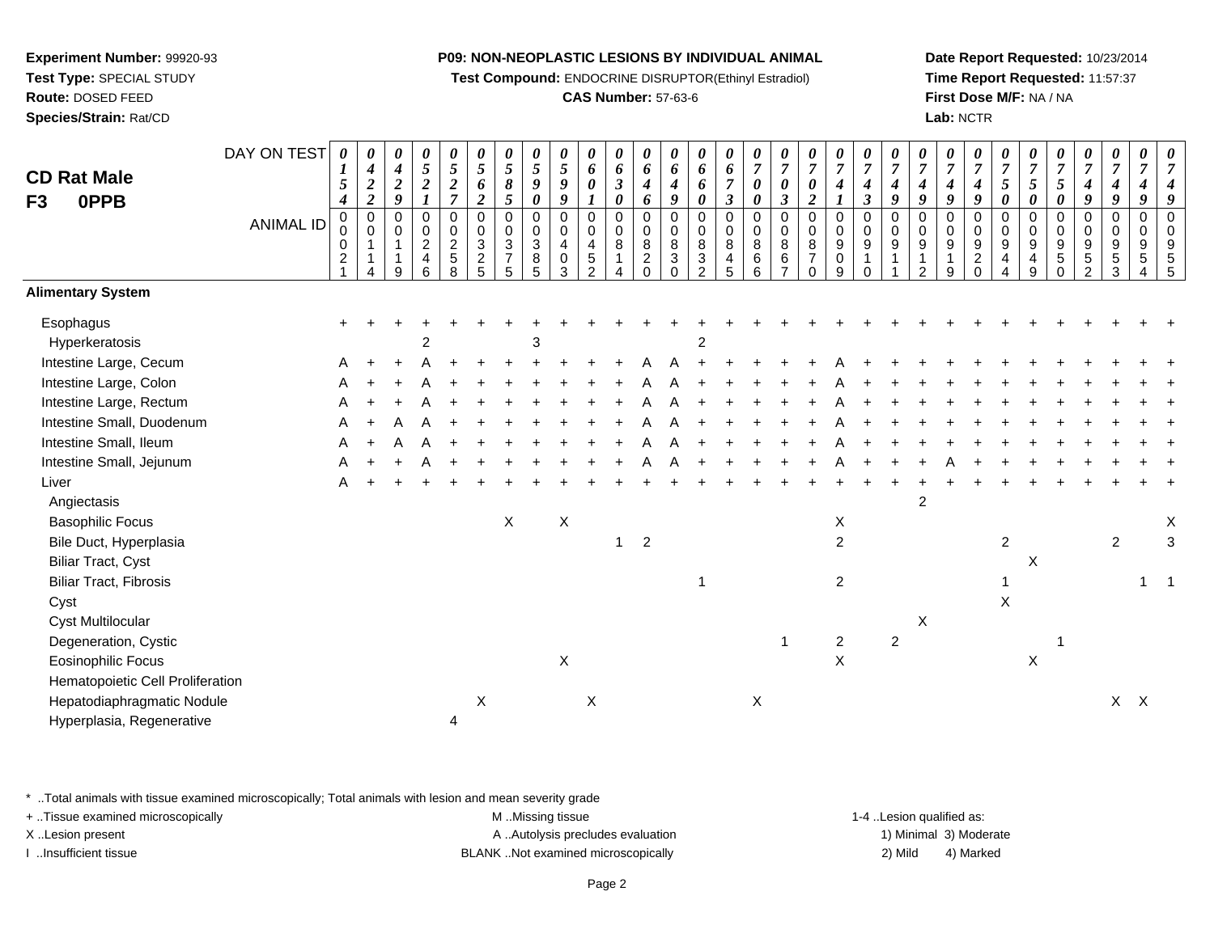**Experiment Number:** 99920-93
**Test Type:** SPECIAL STUDY
**Route:** DOSED FEED
**Species/Strain:** Rat/CD

**P09: NON-NEOPLASTIC LESIONS BY INDIVIDUAL ANIMAL**
**Test Compound:** ENDOCRINE DISRUPTOR(Ethinyl Estradiol)
**CAS Number:** 57-63-6

**Date Report Requested:** 10/23/2014
**Time Report Requested:** 11:57:37
**First Dose M/F:** NA / NA
**Lab:** NCTR

## CD Rat Male
## F3 0PPB

| DAY ON TEST | 0154 | 0422 | 0429 | 0521 | 0527 | 0562 | 0585 | 0590 | 0599 | 0601 | 0630 | 0646 | 0649 | 0660 | 0673 | 0700 | 0703 | 0702 | 0741 | 0743 | 0749 | 0749 | 0749 | 0749 | 0750 | 0750 | 0750 | 0749 | 0749 | 0749 | 0749 |
|---|---|---|---|---|---|---|---|---|---|---|---|---|---|---|---|---|---|---|---|---|---|---|---|---|---|---|---|---|---|---|---|
| **ANIMAL ID** | 00021 | 00114 | 00119 | 00246 | 00258 | 00325 | 00375 | 00385 | 00403 | 00452 | 00814 | 00820 | 00830 | 00832 | 00845 | 00866 | 00867 | 00870 | 00909 | 00910 | 00911 | 00912 | 00919 | 00920 | 00944 | 00949 | 00950 | 00952 | 00953 | 00954 | 00955 |
| **Alimentary System** | | | | | | | | | | | | | | | | | | | | | | | | | | | | | | | |
| Esophagus | + | + | + | + | + | + | + | + | + | + | + | + | + | + | + | + | + | + | + | + | + | + | + | + | + | + | + | + | + | + | + |
| Hyperkeratosis | | | | 2 | | | | 3 | | | | | | 2 | | | | | | | | | | | | | | | | | |
| Intestine Large, Cecum | A | + | + | A | + | + | + | + | + | + | + | A | A | + | + | + | + | + | A | + | + | + | + | + | + | + | + | + | + | + | + |
| Intestine Large, Colon | A | + | + | A | + | + | + | + | + | + | + | A | A | + | + | + | + | + | A | + | + | + | + | + | + | + | + | + | + | + | + |
| Intestine Large, Rectum | A | + | + | A | + | + | + | + | + | + | + | A | A | + | + | + | + | + | A | + | + | + | + | + | + | + | + | + | + | + | + |
| Intestine Small, Duodenum | A | + | A | A | + | + | + | + | + | + | + | A | A | + | + | + | + | + | A | + | + | + | + | + | + | + | + | + | + | + | + |
| Intestine Small, Ileum | A | + | A | A | + | + | + | + | + | + | + | A | A | + | + | + | + | + | A | + | + | + | + | + | + | + | + | + | + | + | + |
| Intestine Small, Jejunum | A | + | + | A | + | + | + | + | + | + | + | A | A | + | + | + | + | + | A | + | + | + | A | + | + | + | + | + | + | + | + |
| Liver | A | + | + | + | + | + | + | + | + | + | + | + | + | + | + | + | + | + | + | + | + | + | + | + | + | + | + | + | + | + | + |
| Angiectasis | | | | | | | | | | | | | | | | | | | | | | 2 | | | | | | | | | |
| Basophilic Focus | | | | | | | X | | X | | | | | | | | | | X | | | | | | | | | | | | X |
| Bile Duct, Hyperplasia | | | | | | | | | | | 1 | 2 | | | | | | | 2 | | | | | | 2 | | | | 2 | | 3 |
| Biliar Tract, Cyst | | | | | | | | | | | | | | | | | | | | | | | | | | X | | | | | |
| Biliar Tract, Fibrosis | | | | | | | | | | | | | | 1 | | | | | 2 | | | | | | 1 | | | | | 1 | 1 |
| Cyst | | | | | | | | | | | | | | | | | | | | | | | | | X | | | | | | |
| Cyst Multilocular | | | | | | | | | | | | | | | | | | | | | | X | | | | | | | | | |
| Degeneration, Cystic | | | | | | | | | | | | | | | | | 1 | | 2 | | 2 | | | | | | 1 | | | | |
| Eosinophilic Focus | | | | | | | | | X | | | | | | | | | | X | | | | | | | X | | | | | |
| Hematopoietic Cell Proliferation | | | | | | | | | | | | | | | | | | | | | | | | | | | | | | | |
| Hepatodiaphragmatic Nodule | | | | | | X | | | | X | | | | | | X | | | | | | | | | | | | | X | X | |
| Hyperplasia, Regenerative | | | | | 4 | | | | | | | | | | | | | | | | | | | | | | | | | | |

* ..Total animals with tissue examined microscopically; Total animals with lesion and mean severity grade
+ ..Tissue examined microscopically
X ..Lesion present
I ..Insufficient tissue

M ..Missing tissue
A ..Autolysis precludes evaluation
BLANK ..Not examined microscopically

1-4 ..Lesion qualified as:
1) Minimal 3) Moderate
2) Mild 4) Marked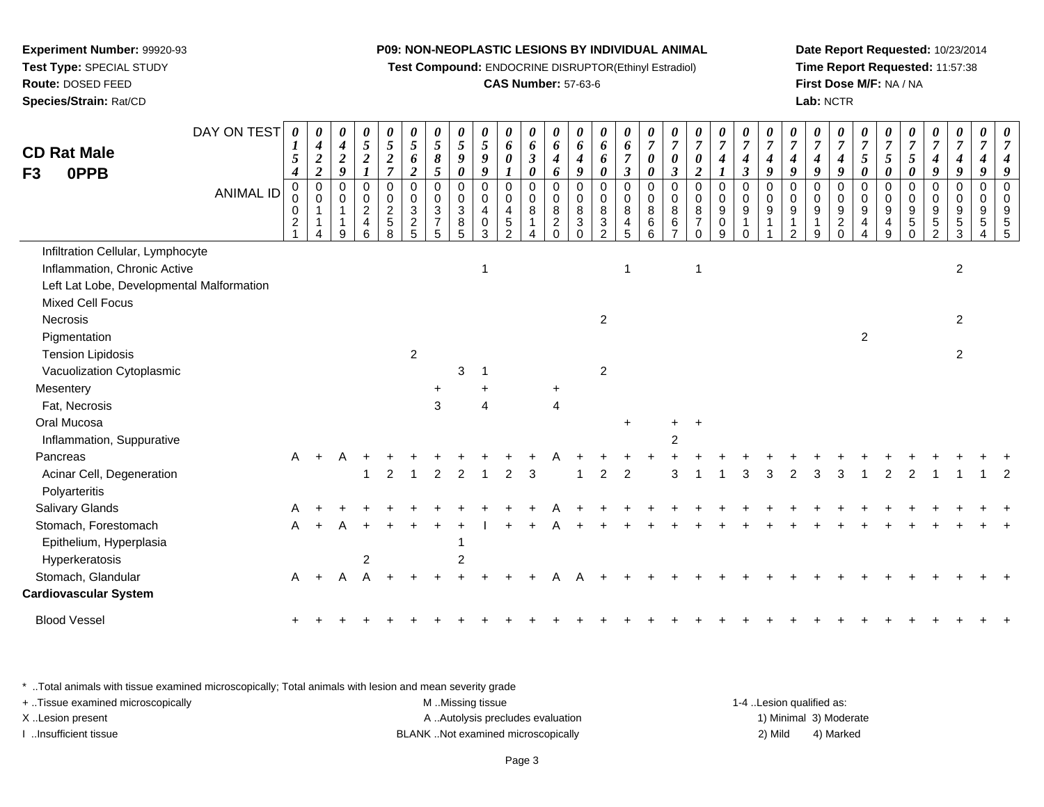**Experiment Number:** 99920-93
**Test Type:** SPECIAL STUDY
**Route:** DOSED FEED
**Species/Strain:** Rat/CD

**P09: NON-NEOPLASTIC LESIONS BY INDIVIDUAL ANIMAL**
**Test Compound:** ENDOCRINE DISRUPTOR(Ethinyl Estradiol)
**CAS Number:** 57-63-6

**Date Report Requested:** 10/23/2014
**Time Report Requested:** 11:57:38
**First Dose M/F:** NA / NA
**Lab:** NCTR

**CD Rat Male**
**F3 0PPB**

| DAY ON TEST | 0154 | 0422 | 0429 | 0521 | 0527 | 0562 | 0585 | 0590 | 0599 | 0601 | 0630 | 0646 | 0649 | 0660 | 0673 | 0700 | 0703 | 0702 | 0741 | 0743 | 0749 | 0749 | 0749 | 0749 | 0750 | 0750 | 0750 | 0749 | 0749 | 0749 | 0749 |
|---|---|---|---|---|---|---|---|---|---|---|---|---|---|---|---|---|---|---|---|---|---|---|---|---|---|---|---|---|---|---|---|
| **ANIMAL ID** | 00021 | 00114 | 00119 | 00246 | 00258 | 00325 | 00375 | 00385 | 00403 | 00452 | 00814 | 00820 | 00830 | 00832 | 00845 | 00866 | 00867 | 00870 | 00909 | 00910 | 00911 | 00912 | 00919 | 00920 | 00944 | 00949 | 00950 | 00952 | 00953 | 00954 | 00955 |
| Infiltration Cellular, Lymphocyte | | | | | | | | | | | | | | | | | | | | | | | | | | | | | | | |
| Inflammation, Chronic Active | | | | | | | | | 1 | | | | | | 1 | | | 1 | | | | | | | | | | | 2 | | |
| Left Lat Lobe, Developmental Malformation | | | | | | | | | | | | | | | | | | | | | | | | | | | | | | | |
| Mixed Cell Focus | | | | | | | | | | | | | | | | | | | | | | | | | | | | | | | |
| Necrosis | | | | | | | | | | | | | | 2 | | | | | | | | | | | | | | | 2 | | |
| Pigmentation | | | | | | | | | | | | | | | | | | | | | | | | | 2 | | | | | | |
| Tension Lipidosis | | | | | | 2 | | | | | | | | | | | | | | | | | | | | | | | 2 | | |
| Vacuolization Cytoplasmic | | | | | | | | 3 | 1 | | | | | 2 | | | | | | | | | | | | | | | | | |
| Mesentery | | | | | | | + | | + | | | + | | | | | | | | | | | | | | | | | | | |
| Fat, Necrosis | | | | | | | 3 | | 4 | | | 4 | | | | | | | | | | | | | | | | | | | |
| Oral Mucosa | | | | | | | | | | | | | | | + | | + | + | | | | | | | | | | | | | |
| Inflammation, Suppurative | | | | | | | | | | | | | | | | | 2 | | | | | | | | | | | | | | |
| Pancreas | A | + | A | + | + | + | + | + | + | + | + | A | + | + | + | + | + | + | + | + | + | + | + | + | + | + | + | + | + | + | + |
| Acinar Cell, Degeneration | | | | 1 | 2 | 1 | 2 | 2 | 1 | 2 | 3 | | 1 | 2 | 2 | | 3 | 1 | 1 | 3 | 3 | 2 | 3 | 3 | 1 | 2 | 2 | 1 | 1 | 1 | 2 |
| Polyarteritis | | | | | | | | | | | | | | | | | | | | | | | | | | | | | | | |
| Salivary Glands | A | + | + | + | + | + | + | + | + | + | + | A | + | + | + | + | + | + | + | + | + | + | + | + | + | + | + | + | + | + | + |
| Stomach, Forestomach | A | + | A | + | + | + | + | + | I | + | + | A | + | + | + | + | + | + | + | + | + | + | + | + | + | + | + | + | + | + | + |
| Epithelium, Hyperplasia | | | | | | | | 1 | | | | | | | | | | | | | | | | | | | | | | | |
| Hyperkeratosis | | | | 2 | | | | 2 | | | | | | | | | | | | | | | | | | | | | | | |
| Stomach, Glandular | A | + | A | A | + | + | + | + | + | + | + | A | A | + | + | + | + | + | + | + | + | + | + | + | + | + | + | + | + | + | + |
| **Cardiovascular System** | | | | | | | | | | | | | | | | | | | | | | | | | | | | | | | |
| Blood Vessel | + | + | + | + | + | + | + | + | + | + | + | + | + | + | + | + | + | + | + | + | + | + | + | + | + | + | + | + | + | + | + |

\* ..Total animals with tissue examined microscopically; Total animals with lesion and mean severity grade
+ ..Tissue examined microscopically
X ..Lesion present
I ..Insufficient tissue

M ..Missing tissue
A ..Autolysis precludes evaluation
BLANK ..Not examined microscopically

1-4 ..Lesion qualified as:
1) Minimal 3) Moderate
2) Mild 4) Marked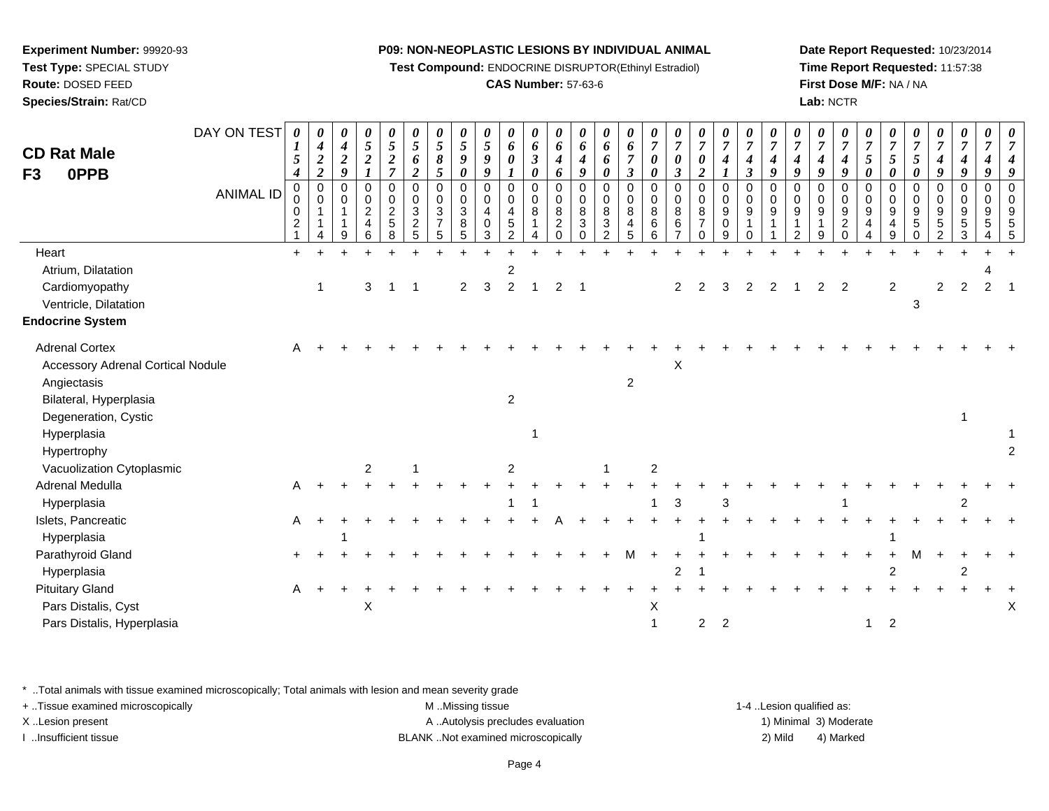**Experiment Number:** 99920-93
**Test Type:** SPECIAL STUDY
**Route:** DOSED FEED
**Species/Strain:** Rat/CD

**P09: NON-NEOPLASTIC LESIONS BY INDIVIDUAL ANIMAL**
**Test Compound:** ENDOCRINE DISRUPTOR(Ethinyl Estradiol)
**CAS Number:** 57-63-6

**Date Report Requested:** 10/23/2014
**Time Report Requested:** 11:57:38
**First Dose M/F:** NA / NA
**Lab:** NCTR

## CD Rat Male
## F3 0PPB

| DAY ON TEST | 0154 | 0422 | 0429 | 0521 | 0527 | 0562 | 0585 | 0590 | 0599 | 0601 | 0630 | 0646 | 0649 | 0660 | 0673 | 0700 | 0703 | 0702 | 0741 | 0743 | 0749 | 0749 | 0749 | 0749 | 0750 | 0750 | 0750 | 0749 | 0749 | 0749 | 0749 |
|---|---|---|---|---|---|---|---|---|---|---|---|---|---|---|---|---|---|---|---|---|---|---|---|---|---|---|---|---|---|---|---|
| **ANIMAL ID** | 00021 | 00114 | 00119 | 00246 | 00258 | 00325 | 00375 | 00385 | 00403 | 00452 | 00814 | 00820 | 00830 | 00832 | 00845 | 00866 | 00867 | 00870 | 00909 | 00910 | 00911 | 00912 | 00919 | 00920 | 00944 | 00949 | 00950 | 00952 | 00953 | 00954 | 00955 |
| Heart | + | + | + | + | + | + | + | + | + | + | + | + | + | + | + | + | + | + | + | + | + | + | + | + | + | + | + | + | + | + | + |
| Atrium, Dilatation | | | | | | | | | | 2 | | | | | | | | | | | | | | | | | | | | 4 | |
| Cardiomyopathy | | 1 | | 3 | 1 | 1 | | 2 | 3 | 2 | 1 | 2 | 1 | | | | 2 | 2 | 3 | 2 | 2 | 1 | 2 | 2 | | 2 | | 2 | 2 | 2 | 1 |
| Ventricle, Dilatation | | | | | | | | | | | | | | | | | | | | | | | | | | | 3 | | | | |
| **Endocrine System** | | | | | | | | | | | | | | | | | | | | | | | | | | | | | | | |
| Adrenal Cortex | A | + | + | + | + | + | + | + | + | + | + | + | + | + | + | + | + | + | + | + | + | + | + | + | + | + | + | + | + | + | + |
| Accessory Adrenal Cortical Nodule | | | | | | | | | | | | | | | | | X | | | | | | | | | | | | | | |
| Angiectasis | | | | | | | | | | | | | | | 2 | | | | | | | | | | | | | | | | |
| Bilateral, Hyperplasia | | | | | | | | | | 2 | | | | | | | | | | | | | | | | | | | | | |
| Degeneration, Cystic | | | | | | | | | | | | | | | | | | | | | | | | | | | | | 1 | | |
| Hyperplasia | | | | | | | | | | | 1 | | | | | | | | | | | | | | | | | | | | 1 |
| Hypertrophy | | | | | | | | | | | | | | | | | | | | | | | | | | | | | | | 2 |
| Vacuolization Cytoplasmic | | | | 2 | | 1 | | | | 2 | | | | 1 | | 2 | | | | | | | | | | | | | | | |
| Adrenal Medulla | A | + | + | + | + | + | + | + | + | + | + | + | + | + | + | + | + | + | + | + | + | + | + | + | + | + | + | + | + | + | + |
| Hyperplasia | | | | | | | | | | 1 | 1 | | | | | 1 | 3 | | 3 | | | | | 1 | | | | | 2 | | |
| Islets, Pancreatic | A | + | + | + | + | + | + | + | + | + | + | A | + | + | + | + | + | + | + | + | + | + | + | + | + | + | + | + | + | + | + |
| Hyperplasia | | | 1 | | | | | | | | | | | | | | | 1 | | | | | | | | 1 | | | | | |
| Parathyroid Gland | + | + | + | + | + | + | + | + | + | + | + | + | + | + | M | + | + | + | + | + | + | + | + | + | + | + | M | + | + | + | + |
| Hyperplasia | | | | | | | | | | | | | | | | | 2 | 1 | | | | | | | | 2 | | | 2 | | |
| Pituitary Gland | A | + | + | + | + | + | + | + | + | + | + | + | + | + | + | + | + | + | + | + | + | + | + | + | + | + | + | + | + | + | + |
| Pars Distalis, Cyst | | | | X | | | | | | | | | | | | X | | | | | | | | | | | | | | | X |
| Pars Distalis, Hyperplasia | | | | | | | | | | | | | | | | 1 | | 2 | 2 | | | | | | 1 | 2 | | | | | |

\* ..Total animals with tissue examined microscopically; Total animals with lesion and mean severity grade
+ ..Tissue examined microscopically
X ..Lesion present
I ..Insufficient tissue
M ..Missing tissue
A ..Autolysis precludes evaluation
BLANK ..Not examined microscopically
1-4 ..Lesion qualified as:
1) Minimal 3) Moderate
2) Mild 4) Marked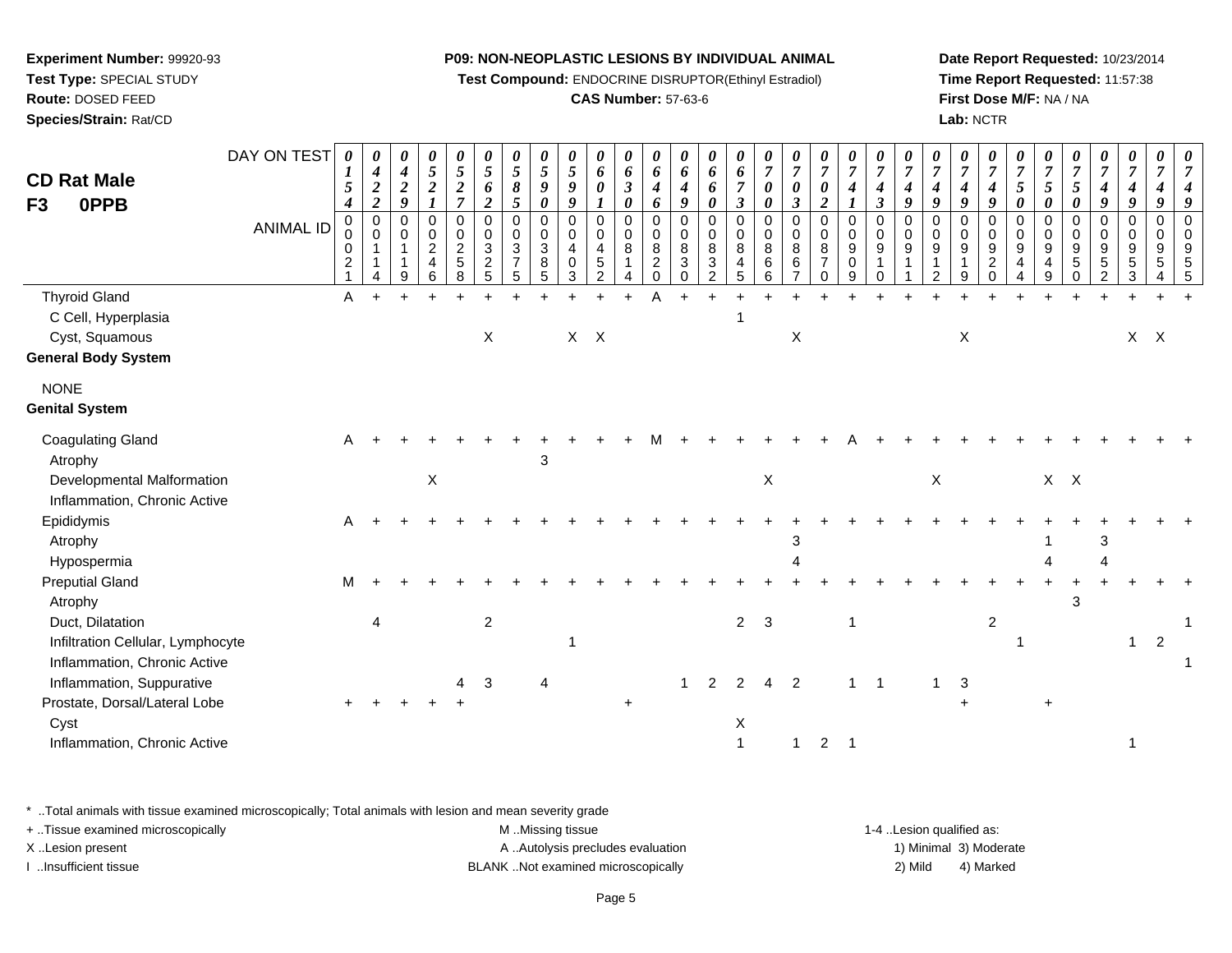**Experiment Number:** 99920-93
**Test Type:** SPECIAL STUDY
**Route:** DOSED FEED
**Species/Strain:** Rat/CD

**P09: NON-NEOPLASTIC LESIONS BY INDIVIDUAL ANIMAL**
**Test Compound:** ENDOCRINE DISRUPTOR(Ethinyl Estradiol)
**CAS Number:** 57-63-6

**Date Report Requested:** 10/23/2014
**Time Report Requested:** 11:57:38
**First Dose M/F:** NA / NA
**Lab:** NCTR

## CD Rat Male F3 0PPB

| DAY ON TEST | 0154 | 0422 | 0429 | 0521 | 0527 | 0562 | 0585 | 0590 | 0599 | 0601 | 0630 | 0646 | 0649 | 0660 | 0673 | 0700 | 0703 | 0702 | 0741 | 0743 | 0749 | 0749 | 0749 | 0749 | 0750 | 0750 | 0750 | 0749 | 0749 | 0749 | 0749 |
|---|---|---|---|---|---|---|---|---|---|---|---|---|---|---|---|---|---|---|---|---|---|---|---|---|---|---|---|---|---|---|---|
| **ANIMAL ID** | 0021 | 0114 | 0119 | 0246 | 0258 | 0325 | 0375 | 0385 | 0403 | 0452 | 0814 | 0820 | 0830 | 0832 | 0845 | 0866 | 0867 | 0870 | 0909 | 0910 | 0911 | 0912 | 0919 | 0920 | 0944 | 0949 | 0950 | 0952 | 0953 | 0954 | 0955 |
| Thyroid Gland | A | + | + | + | + | + | + | + | + | + | + | A | + | + | + | + | + | + | + | + | + | + | + | + | + | + | + | + | + | + | + |
| C Cell, Hyperplasia | | | | | | | | | | | | | | | 1 | | | | | | | | | | | | | | | | |
| Cyst, Squamous | | | | | | X | | | X | X | | | | | | | X | | | | | | X | | | | | | X | X | |
| **General Body System** | | | | | | | | | | | | | | | | | | | | | | | | | | | | | | | |
| NONE | | | | | | | | | | | | | | | | | | | | | | | | | | | | | | | |
| **Genital System** | | | | | | | | | | | | | | | | | | | | | | | | | | | | | | | |
| Coagulating Gland | A | + | + | + | + | + | + | + | + | + | + | M | + | + | + | + | + | + | A | + | + | + | + | + | + | + | + | + | + | + | + |
| Atrophy | | | | | | | | 3 | | | | | | | | | | | | | | | | | | | | | | | |
| Developmental Malformation | | | | X | | | | | | | | | | | | X | | | | | | X | | | | X | X | | | | |
| Inflammation, Chronic Active | | | | | | | | | | | | | | | | | | | | | | | | | | | | | | | |
| Epididymis | A | + | + | + | + | + | + | + | + | + | + | + | + | + | + | + | + | + | + | + | + | + | + | + | + | + | + | + | + | + | + |
| Atrophy | | | | | | | | | | | | | | | | | 3 | | | | | | | | | 1 | | 3 | | | |
| Hypospermia | | | | | | | | | | | | | | | | | 4 | | | | | | | | | 4 | | 4 | | | |
| Preputial Gland | M | + | + | + | + | + | + | + | + | + | + | + | + | + | + | + | + | + | + | + | + | + | + | + | + | + | + | + | + | + | + |
| Atrophy | | | | | | | | | | | | | | | | | | | | | | | | | | | 3 | | | | |
| Duct, Dilatation | | 4 | | | | 2 | | | | | | | | | 2 | 3 | | | 1 | | | | | 2 | | | | | | | 1 |
| Infiltration Cellular, Lymphocyte | | | | | | | | | 1 | | | | | | | | | | | | | | | | 1 | | | | 1 | 2 | |
| Inflammation, Chronic Active | | | | | | | | | | | | | | | | | | | | | | | | | | | | | | | 1 |
| Inflammation, Suppurative | | | | | 4 | 3 | | 4 | | | | | 1 | 2 | 2 | 4 | 2 | | 1 | 1 | | 1 | 3 | | | | | | | | |
| Prostate, Dorsal/Lateral Lobe | + | + | + | + | + | | | | | | + | | | | | | | | | | | | + | | | + | | | | | |
| Cyst | | | | | | | | | | | | | | | X | | | | | | | | | | | | | | | | |
| Inflammation, Chronic Active | | | | | | | | | | | | | | | 1 | | 1 | 2 | 1 | | | | | | | | | | 1 | | |

\* ..Total animals with tissue examined microscopically; Total animals with lesion and mean severity grade
+ ..Tissue examined microscopically
X ..Lesion present
I ..Insufficient tissue

M ..Missing tissue
A ..Autolysis precludes evaluation
BLANK ..Not examined microscopically

1-4 ..Lesion qualified as:
1) Minimal 3) Moderate
2) Mild 4) Marked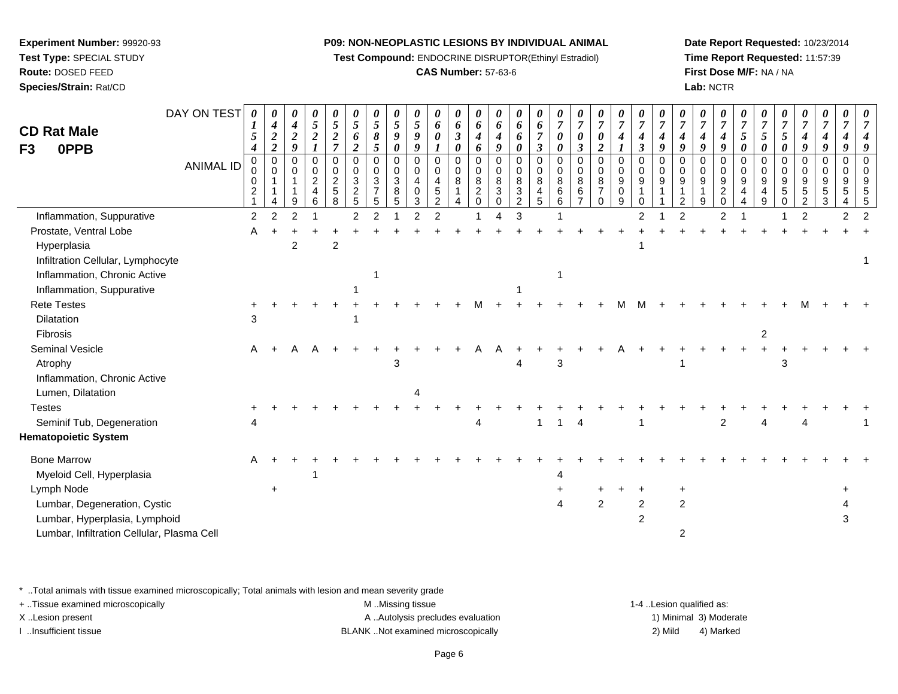**Experiment Number:** 99920-93
**Test Type:** SPECIAL STUDY
**Route:** DOSED FEED
**Species/Strain:** Rat/CD

**P09: NON-NEOPLASTIC LESIONS BY INDIVIDUAL ANIMAL**
**Test Compound:** ENDOCRINE DISRUPTOR(Ethinyl Estradiol)
**CAS Number:** 57-63-6

**Date Report Requested:** 10/23/2014
**Time Report Requested:** 11:57:39
**First Dose M/F:** NA / NA
**Lab:** NCTR

**CD Rat Male**
**F3 0PPB**

| DAY ON TEST | 0154 | 0422 | 0429 | 0521 | 0527 | 0562 | 0585 | 0590 | 0599 | 0601 | 0630 | 0646 | 0649 | 0660 | 0673 | 0700 | 0703 | 0702 | 0741 | 0743 | 0749 | 0749 | 0749 | 0749 | 0750 | 0750 | 0750 | 0749 | 0749 | 0749 | 0749 |
|---|---|---|---|---|---|---|---|---|---|---|---|---|---|---|---|---|---|---|---|---|---|---|---|---|---|---|---|---|---|---|---|
| **ANIMAL ID** | 0021 | 0114 | 0119 | 0246 | 0258 | 0325 | 0375 | 0385 | 0403 | 0452 | 0814 | 0820 | 0830 | 0832 | 0845 | 0866 | 0867 | 0870 | 0909 | 0910 | 0911 | 0912 | 0919 | 0920 | 0944 | 0949 | 0950 | 0952 | 0953 | 0954 | 0955 |
| Inflammation, Suppurative | 2 | 2 | 2 | 1 | | 2 | 2 | 1 | 2 | 2 | | 1 | 4 | 3 | | 1 | | | | 2 | 1 | 2 | | 2 | 1 | | 1 | 2 | | 2 | 2 |
| Prostate, Ventral Lobe | A | + | + | + | + | + | + | + | + | + | + | + | + | + | + | + | + | + | + | + | + | + | + | + | + | + | + | + | + | + | + |
| Hyperplasia | | | 2 | | 2 | | | | | | | | | | | | | | | 1 | | | | | | | | | | | |
| Infiltration Cellular, Lymphocyte | | | | | | | | | | | | | | | | | | | | | | | | | | | | | | | 1 |
| Inflammation, Chronic Active | | | | | | | 1 | | | | | | | | | 1 | | | | | | | | | | | | | | | |
| Inflammation, Suppurative | | | | | | 1 | | | | | | | | 1 | | | | | | | | | | | | | | | | | |
| Rete Testes | + | + | + | + | + | + | + | + | + | + | + | M | + | + | + | + | + | + | M | M | + | + | + | + | + | + | + | M | + | + | + |
| Dilatation | 3 | | | | | 1 | | | | | | | | | | | | | | | | | | | | | | | | | |
| Fibrosis | | | | | | | | | | | | | | | | | | | | | | | | | | 2 | | | | | |
| Seminal Vesicle | A | + | A | A | + | + | + | + | + | + | + | A | A | + | + | + | + | + | A | + | + | + | + | + | + | + | + | + | + | + | + |
| Atrophy | | | | | | | | 3 | | | | | | 4 | | 3 | | | | | | 1 | | | | | 3 | | | | |
| Inflammation, Chronic Active | | | | | | | | | | | | | | | | | | | | | | | | | | | | | | | |
| Lumen, Dilatation | | | | | | | | | 4 | | | | | | | | | | | | | | | | | | | | | | |
| Testes | + | + | + | + | + | + | + | + | + | + | + | + | + | + | + | + | + | + | + | + | + | + | + | + | + | + | + | + | + | + | + |
| Seminif Tub, Degeneration | 4 | | | | | | | | | | | 4 | | | 1 | 1 | 4 | | | 1 | | | | 2 | | 4 | | 4 | | | 1 |
| **Hematopoietic System** | | | | | | | | | | | | | | | | | | | | | | | | | | | | | | | |
| Bone Marrow | A | + | + | + | + | + | + | + | + | + | + | + | + | + | + | + | + | + | + | + | + | + | + | + | + | + | + | + | + | + | + |
| Myeloid Cell, Hyperplasia | | | | 1 | | | | | | | | | | | | 4 | | | | | | | | | | | | | | | |
| Lymph Node | | + | | | | | | | | | | | | | | + | | + | + | + | | + | | | | | | | | + | |
| Lumbar, Degeneration, Cystic | | | | | | | | | | | | | | | | 4 | | 2 | | 2 | | 2 | | | | | | | | 4 | |
| Lumbar, Hyperplasia, Lymphoid | | | | | | | | | | | | | | | | | | | | 2 | | | | | | | | | | 3 | |
| Lumbar, Infiltration Cellular, Plasma Cell | | | | | | | | | | | | | | | | | | | | | | 2 | | | | | | | | | |

\* ..Total animals with tissue examined microscopically; Total animals with lesion and mean severity grade
+ ..Tissue examined microscopically
X ..Lesion present
I ..Insufficient tissue

M ..Missing tissue
A ..Autolysis precludes evaluation
BLANK ..Not examined microscopically

1-4 ..Lesion qualified as:
1) Minimal 3) Moderate
2) Mild 4) Marked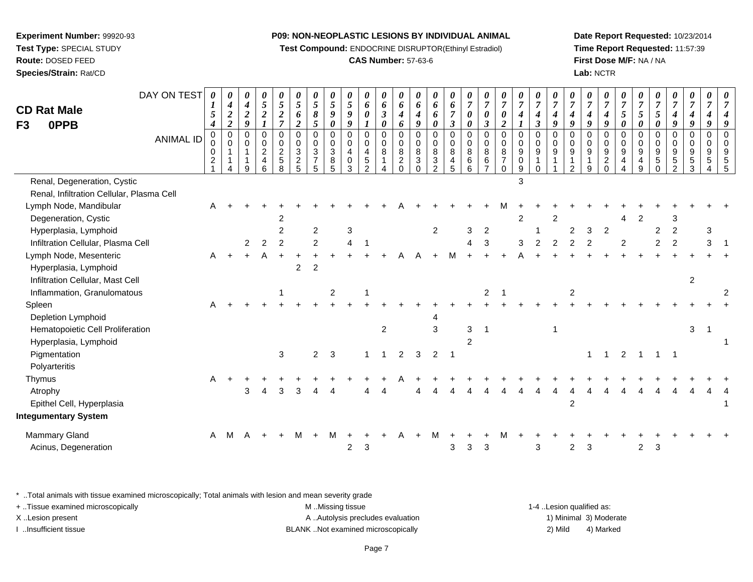**Experiment Number:** 99920-93
**Test Type:** SPECIAL STUDY
**Route:** DOSED FEED
**Species/Strain:** Rat/CD

**P09: NON-NEOPLASTIC LESIONS BY INDIVIDUAL ANIMAL**
**Test Compound:** ENDOCRINE DISRUPTOR(Ethinyl Estradiol)
**CAS Number:** 57-63-6

**Date Report Requested:** 10/23/2014
**Time Report Requested:** 11:57:39
**First Dose M/F:** NA / NA
**Lab:** NCTR

## CD Rat Male
## F3 0PPB

| DAY ON TEST | 0154 | 0422 | 0429 | 0521 | 0527 | 0562 | 0585 | 0590 | 0599 | 0601 | 0630 | 0646 | 0649 | 0660 | 0673 | 0700 | 0703 | 0702 | 0741 | 0743 | 0749 | 0749 | 0749 | 0749 | 0750 | 0750 | 0750 | 0749 | 0749 | 0749 | 0749 |
|---|---|---|---|---|---|---|---|---|---|---|---|---|---|---|---|---|---|---|---|---|---|---|---|---|---|---|---|---|---|---|---|
| **ANIMAL ID** | 00021 | 00114 | 00119 | 00246 | 00258 | 00325 | 00375 | 00385 | 00403 | 00452 | 00814 | 00820 | 00830 | 00832 | 00845 | 00866 | 00867 | 00870 | 00909 | 00910 | 00911 | 00912 | 00919 | 00920 | 00944 | 00949 | 00950 | 00952 | 00953 | 00954 | 00955 |
| Renal, Degeneration, Cystic | | | | | | | | | | | | | | | | | | | 3 | | | | | | | | | | | | |
| Renal, Infiltration Cellular, Plasma Cell | | | | | | | | | | | | | | | | | | | | | | | | | | | | | | | |
| Lymph Node, Mandibular | A | + | + | + | + | + | + | + | + | + | + | A | + | + | + | + | + | M | + | + | + | + | + | + | + | + | + | + | + | + | + |
| Degeneration, Cystic | | | | | 2 | | | | | | | | | | | | | | 2 | | 2 | | | | 4 | 2 | | 3 | | | |
| Hyperplasia, Lymphoid | | | | | 2 | | 2 | | 3 | | | | | 2 | | 3 | 2 | | | 1 | | 2 | 3 | 2 | | | 2 | 2 | | 3 | |
| Infiltration Cellular, Plasma Cell | | | 2 | 2 | 2 | | 2 | | 4 | 1 | | | | | | 4 | 3 | | 3 | 2 | 2 | 2 | 2 | | 2 | | 2 | 2 | | 3 | 1 |
| Lymph Node, Mesenteric | A | + | + | A | + | + | + | + | + | + | + | A | A | + | M | + | + | + | A | + | + | + | + | + | + | + | + | + | + | + | + |
| Hyperplasia, Lymphoid | | | | | | 2 | 2 | | | | | | | | | | | | | | | | | | | | | | | | |
| Infiltration Cellular, Mast Cell | | | | | | | | | | | | | | | | | | | | | | | | | | | | | 2 | | |
| Inflammation, Granulomatous | | | | | 1 | | | 2 | | 1 | | | | | | | 2 | 1 | | | | 2 | | | | | | | | | 2 |
| Spleen | A | + | + | + | + | + | + | + | + | + | + | + | + | + | + | + | + | + | + | + | + | + | + | + | + | + | + | + | + | + | + |
| Depletion Lymphoid | | | | | | | | | | | | | | 4 | | | | | | | | | | | | | | | | | |
| Hematopoietic Cell Proliferation | | | | | | | | | | | 2 | | | 3 | | 3 | 1 | | | | 1 | | | | | | | | 3 | 1 | |
| Hyperplasia, Lymphoid | | | | | | | | | | | | | | | | 2 | | | | | | | | | | | | | | | 1 |
| Pigmentation | | | | | 3 | | 2 | 3 | | 1 | 1 | 2 | 3 | 2 | 1 | | | | | | | | 1 | 1 | 2 | 1 | 1 | 1 | | | |
| Polyarteritis | | | | | | | | | | | | | | | | | | | | | | | | | | | | | | | |
| Thymus | A | + | + | + | + | + | + | + | + | + | + | A | + | + | + | + | + | + | + | + | + | + | + | + | + | + | + | + | + | + | + |
| Atrophy | | | 3 | 4 | 3 | 3 | 4 | 4 | | 4 | 4 | | 4 | 4 | 4 | 4 | 4 | 4 | 4 | 4 | 4 | 4 | 4 | 4 | 4 | 4 | 4 | 4 | 4 | 4 | 4 |
| Epithel Cell, Hyperplasia | | | | | | | | | | | | | | | | | | | | | | 2 | | | | | | | | | 1 |
| **Integumentary System** | | | | | | | | | | | | | | | | | | | | | | | | | | | | | | | |
| Mammary Gland | A | M | A | + | + | M | + | M | + | + | + | A | + | M | + | + | + | M | + | + | + | + | + | + | + | + | + | + | + | + | + |
| Acinus, Degeneration | | | | | | | | | 2 | 3 | | | | | 3 | 3 | 3 | | | 3 | | 2 | 3 | | | 2 | 3 | | | | |

\* ..Total animals with tissue examined microscopically; Total animals with lesion and mean severity grade
+ ..Tissue examined microscopically
X ..Lesion present
I ..Insufficient tissue

M ..Missing tissue
A ..Autolysis precludes evaluation
BLANK ..Not examined microscopically

1-4 ..Lesion qualified as:
1) Minimal 3) Moderate
2) Mild 4) Marked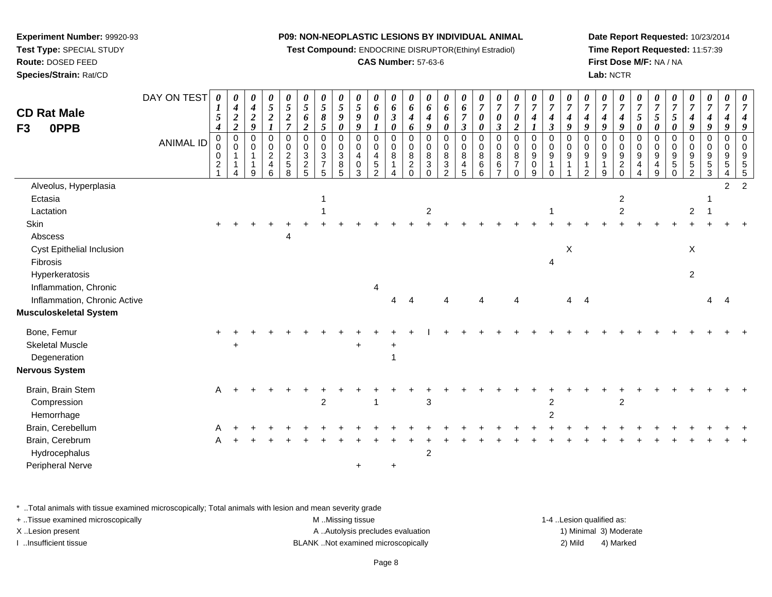**Experiment Number:** 99920-93
**Test Type:** SPECIAL STUDY
**Route:** DOSED FEED
**Species/Strain:** Rat/CD

**P09: NON-NEOPLASTIC LESIONS BY INDIVIDUAL ANIMAL**
**Test Compound:** ENDOCRINE DISRUPTOR(Ethinyl Estradiol)
**CAS Number:** 57-63-6

**Date Report Requested:** 10/23/2014
**Time Report Requested:** 11:57:39
**First Dose M/F:** NA / NA
**Lab:** NCTR

# CD Rat Male
## F3 0PPB

| DAY ON TEST | 0154 | 0422 | 0429 | 0521 | 0527 | 0562 | 0585 | 0590 | 0599 | 0601 | 0630 | 0646 | 0649 | 0660 | 0673 | 0700 | 0703 | 0702 | 0741 | 0743 | 0749 | 0749 | 0749 | 0749 | 0750 | 0750 | 0750 | 0749 | 0749 | 0749 | 0749 |
|---|---|---|---|---|---|---|---|---|---|---|---|---|---|---|---|---|---|---|---|---|---|---|---|---|---|---|---|---|---|---|---|
| ANIMAL ID | 00021 | 00114 | 00119 | 00246 | 00258 | 00325 | 00375 | 00385 | 00403 | 00452 | 00814 | 00820 | 00830 | 00832 | 00845 | 00866 | 00867 | 00870 | 00909 | 00910 | 00911 | 00912 | 00919 | 00920 | 00944 | 00949 | 00950 | 00952 | 00953 | 00954 | 00955 |
| Alveolus, Hyperplasia | | | | | | | | | | | | | | | | | | | | | | | | | | | | | | 2 | 2 |
| Ectasia | | | | | | | 1 | | | | | | | | | | | | | | | | | 2 | | | | | 1 | | |
| Lactation | | | | | | | 1 | | | | | | 2 | | | | | | | 1 | | | | 2 | | | | 2 | 1 | | |
| Skin | + | + | + | + | + | + | + | + | + | + | + | + | + | + | + | + | + | + | + | + | + | + | + | + | + | + | + | + | + | + | + |
| Abscess | | | | | 4 | | | | | | | | | | | | | | | | | | | | | | | | | | |
| Cyst Epithelial Inclusion | | | | | | | | | | | | | | | | | | | | | X | | | | | | | X | | | |
| Fibrosis | | | | | | | | | | | | | | | | | | | | 4 | | | | | | | | | | | |
| Hyperkeratosis | | | | | | | | | | | | | | | | | | | | | | | | | | | | 2 | | | |
| Inflammation, Chronic | | | | | | | | | | 4 | | | | | | | | | | | | | | | | | | | | | |
| Inflammation, Chronic Active | | | | | | | | | | | 4 | 4 | | 4 | | 4 | | 4 | | | 4 | 4 | | | | | | | 4 | 4 | |
| **Musculoskeletal System** | | | | | | | | | | | | | | | | | | | | | | | | | | | | | | | |
| Bone, Femur | + | + | + | + | + | + | + | + | + | + | + | + | I | + | + | + | + | + | + | + | + | + | + | + | + | + | + | + | + | + | + |
| Skeletal Muscle | | + | | | | | | | + | | + | | | | | | | | | | | | | | | | | | | | |
| Degeneration | | | | | | | | | | | 1 | | | | | | | | | | | | | | | | | | | | |
| **Nervous System** | | | | | | | | | | | | | | | | | | | | | | | | | | | | | | | |
| Brain, Brain Stem | A | + | + | + | + | + | + | + | + | + | + | + | + | + | + | + | + | + | + | + | + | + | + | + | + | + | + | + | + | + | + |
| Compression | | | | | | | 2 | | | 1 | | | 3 | | | | | | | 2 | | | | 2 | | | | | | | |
| Hemorrhage | | | | | | | | | | | | | | | | | | | | 2 | | | | | | | | | | | |
| Brain, Cerebellum | A | + | + | + | + | + | + | + | + | + | + | + | + | + | + | + | + | + | + | + | + | + | + | + | + | + | + | + | + | + | + |
| Brain, Cerebrum | A | + | + | + | + | + | + | + | + | + | + | + | + | + | + | + | + | + | + | + | + | + | + | + | + | + | + | + | + | + | + |
| Hydrocephalus | | | | | | | | | | | | | 2 | | | | | | | | | | | | | | | | | | |
| Peripheral Nerve | | | | | | | | | + | | + | | | | | | | | | | | | | | | | | | | | |

* ..Total animals with tissue examined microscopically; Total animals with lesion and mean severity grade
+ ..Tissue examined microscopically
X ..Lesion present
I ..Insufficient tissue

M ..Missing tissue
A ..Autolysis precludes evaluation
BLANK ..Not examined microscopically

1-4 ..Lesion qualified as:
1) Minimal 3) Moderate
2) Mild 4) Marked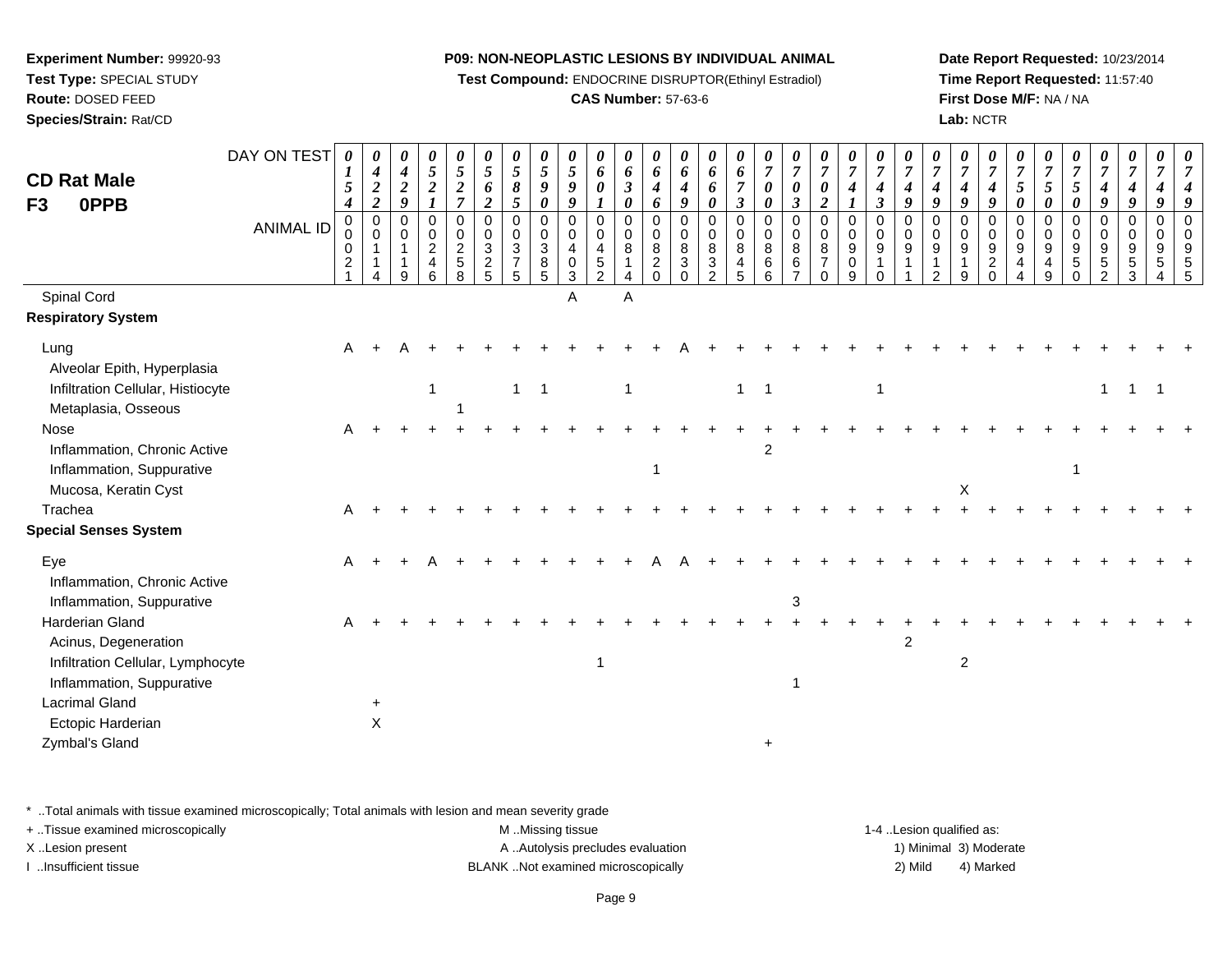**Experiment Number:** 99920-93
**Test Type:** SPECIAL STUDY
**Route:** DOSED FEED
**Species/Strain:** Rat/CD

**P09: NON-NEOPLASTIC LESIONS BY INDIVIDUAL ANIMAL**
**Test Compound:** ENDOCRINE DISRUPTOR(Ethinyl Estradiol)
**CAS Number:** 57-63-6

**Date Report Requested:** 10/23/2014
**Time Report Requested:** 11:57:40
**First Dose M/F:** NA / NA
**Lab:** NCTR

## CD Rat Male F3 0PPB

| DAY ON TEST | 0154 | 0422 | 0429 | 0521 | 0527 | 0562 | 0585 | 0590 | 0599 | 0601 | 0630 | 0646 | 0649 | 0660 | 0673 | 0700 | 0703 | 0702 | 0741 | 0743 | 0749 | 0749 | 0749 | 0749 | 0750 | 0750 | 0750 | 0749 | 0749 | 0749 | 0749 |
|---|---|---|---|---|---|---|---|---|---|---|---|---|---|---|---|---|---|---|---|---|---|---|---|---|---|---|---|---|---|---|---|
| **ANIMAL ID** | 00021 | 00114 | 00119 | 00246 | 00258 | 00325 | 00375 | 00385 | 00403 | 00452 | 00814 | 00820 | 00830 | 00832 | 00845 | 00866 | 00867 | 00870 | 00909 | 00910 | 00911 | 00912 | 00919 | 00920 | 00944 | 00949 | 00950 | 00952 | 00953 | 00954 | 00955 |
| Spinal Cord | | | | | | | | | A | | A | | | | | | | | | | | | | | | | | | | | |
| **Respiratory System** | | | | | | | | | | | | | | | | | | | | | | | | | | | | | | | |
| Lung | A | + | A | + | + | + | + | + | + | + | + | + | A | + | + | + | + | + | + | + | + | + | + | + | + | + | + | + | + | + | + |
| Alveolar Epith, Hyperplasia | | | | | | | | | | | | | | | | | | | | | | | | | | | | | | | |
| Infiltration Cellular, Histiocyte | | | | 1 | | | 1 | 1 | | | 1 | | | | 1 | 1 | | | | 1 | | | | | | | | 1 | 1 | 1 | |
| Metaplasia, Osseous | | | | | 1 | | | | | | | | | | | | | | | | | | | | | | | | | | |
| Nose | A | + | + | + | + | + | + | + | + | + | + | + | + | + | + | + | + | + | + | + | + | + | + | + | + | + | + | + | + | + | + |
| Inflammation, Chronic Active | | | | | | | | | | | | | | | | 2 | | | | | | | | | | | | | | | |
| Inflammation, Suppurative | | | | | | | | | | | | 1 | | | | | | | | | | | | | | | 1 | | | | |
| Mucosa, Keratin Cyst | | | | | | | | | | | | | | | | | | | | | | | X | | | | | | | | |
| Trachea | A | + | + | + | + | + | + | + | + | + | + | + | + | + | + | + | + | + | + | + | + | + | + | + | + | + | + | + | + | + | + |
| **Special Senses System** | | | | | | | | | | | | | | | | | | | | | | | | | | | | | | | |
| Eye | A | + | + | A | + | + | + | + | + | + | + | A | A | + | + | + | + | + | + | + | + | + | + | + | + | + | + | + | + | + | + |
| Inflammation, Chronic Active | | | | | | | | | | | | | | | | | | | | | | | | | | | | | | | |
| Inflammation, Suppurative | | | | | | | | | | | | | | | | | 3 | | | | | | | | | | | | | | |
| Harderian Gland | A | + | + | + | + | + | + | + | + | + | + | + | + | + | + | + | + | + | + | + | + | + | + | + | + | + | + | + | + | + | + |
| Acinus, Degeneration | | | | | | | | | | | | | | | | | | | | | 2 | | | | | | | | | | |
| Infiltration Cellular, Lymphocyte | | | | | | | | | | 1 | | | | | | | | | | | | | 2 | | | | | | | | |
| Inflammation, Suppurative | | | | | | | | | | | | | | | | | 1 | | | | | | | | | | | | | | |
| Lacrimal Gland | | + | | | | | | | | | | | | | | | | | | | | | | | | | | | | | |
| Ectopic Harderian | | X | | | | | | | | | | | | | | | | | | | | | | | | | | | | | |
| Zymbal's Gland | | | | | | | | | | | | | | | | + | | | | | | | | | | | | | | | |

\* ..Total animals with tissue examined microscopically; Total animals with lesion and mean severity grade
+ ..Tissue examined microscopically
X ..Lesion present
I ..Insufficient tissue

M ..Missing tissue
A ..Autolysis precludes evaluation
BLANK ..Not examined microscopically

1-4 ..Lesion qualified as:
1) Minimal 3) Moderate
2) Mild 4) Marked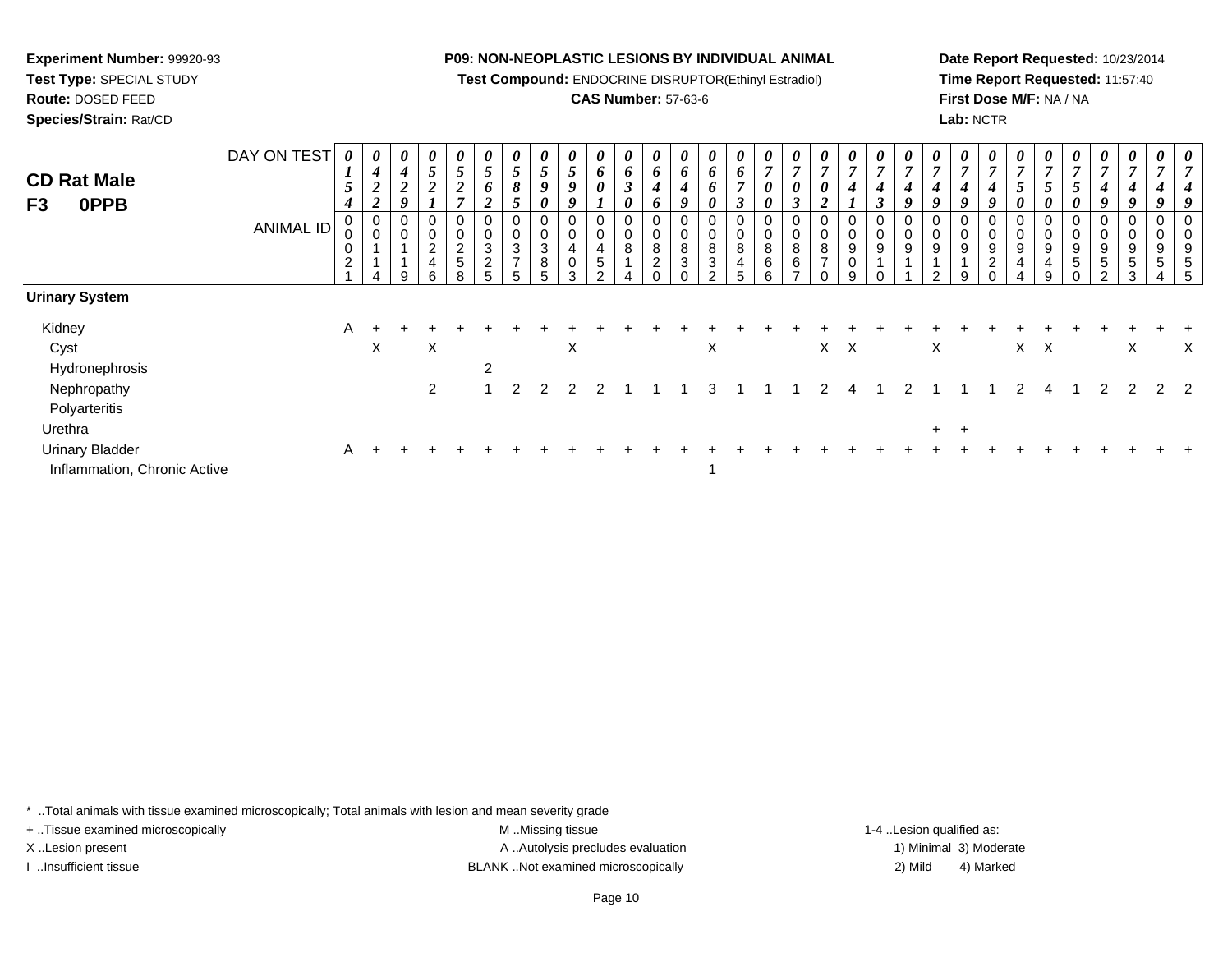**Experiment Number:** 99920-93
**Test Type:** SPECIAL STUDY
**Route:** DOSED FEED
**Species/Strain:** Rat/CD

**P09: NON-NEOPLASTIC LESIONS BY INDIVIDUAL ANIMAL**
**Test Compound:** ENDOCRINE DISRUPTOR(Ethinyl Estradiol)
**CAS Number:** 57-63-6

**Date Report Requested:** 10/23/2014
**Time Report Requested:** 11:57:40
**First Dose M/F:** NA / NA
**Lab:** NCTR

**CD Rat Male**
**F3 0PPB**

| DAY ON TEST | 0154 | 0422 | 0429 | 0521 | 0527 | 0562 | 0585 | 0590 | 0599 | 0601 | 0630 | 0646 | 0649 | 0660 | 0673 | 0700 | 0703 | 0702 | 0741 | 0743 | 0749 | 0749 | 0749 | 0749 | 0750 | 0750 | 0750 | 0749 | 0749 | 0749 | 0749 |
|---|---|---|---|---|---|---|---|---|---|---|---|---|---|---|---|---|---|---|---|---|---|---|---|---|---|---|---|---|---|---|---|
| **ANIMAL ID** | 0021 | 0114 | 0119 | 0246 | 0258 | 0325 | 0375 | 0385 | 0403 | 0452 | 0814 | 0820 | 0830 | 0832 | 0845 | 0866 | 0867 | 0870 | 0909 | 0910 | 0911 | 0912 | 0919 | 0920 | 0944 | 0949 | 0950 | 0952 | 0953 | 0954 | 0955 |
| **Urinary System** | | | | | | | | | | | | | | | | | | | | | | | | | | | | | | | |
| Kidney | A | + | + | + | + | + | + | + | + | + | + | + | + | + | + | + | + | + | + | + | + | + | + | + | + | + | + | + | + | + | + |
| Cyst | | X | | X | | | | | X | | | | | X | | | | X | X | | | X | | | X | X | | | X | | X |
| Hydronephrosis | | | | | | 2 | | | | | | | | | | | | | | | | | | | | | | | | | |
| Nephropathy | | | | 2 | | 1 | 2 | 2 | 2 | 2 | 1 | 1 | 1 | 3 | 1 | 1 | 1 | 2 | 4 | 1 | 2 | 1 | 1 | 1 | 2 | 4 | 1 | 2 | 2 | 2 | 2 |
| Polyarteritis | | | | | | | | | | | | | | | | | | | | | | | | | | | | | | | |
| Urethra | | | | | | | | | | | | | | | | | | | | | | + | + | | | | | | | | |
| Urinary Bladder | A | + | + | + | + | + | + | + | + | + | + | + | + | + | + | + | + | + | + | + | + | + | + | + | + | + | + | + | + | + | + |
| Inflammation, Chronic Active | | | | | | | | | | | | | | 1 | | | | | | | | | | | | | | | | | |

* ..Total animals with tissue examined microscopically; Total animals with lesion and mean severity grade
+ ..Tissue examined microscopically
X ..Lesion present
I ..Insufficient tissue

M ..Missing tissue
A ..Autolysis precludes evaluation
BLANK ..Not examined microscopically

1-4 ..Lesion qualified as:
1) Minimal 3) Moderate
2) Mild 4) Marked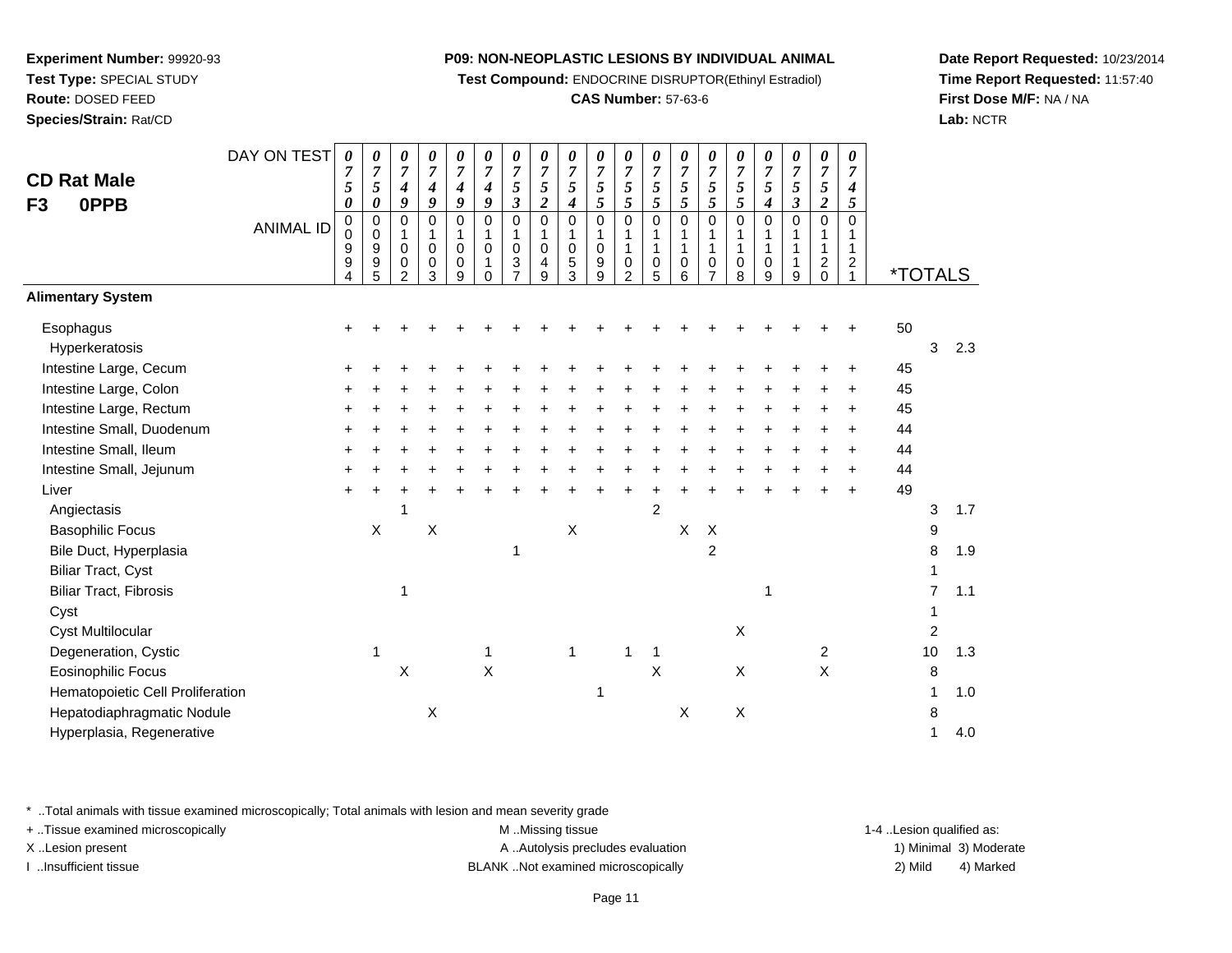**Experiment Number:** 99920-93
**Test Type:** SPECIAL STUDY
**Route:** DOSED FEED
**Species/Strain:** Rat/CD

**P09: NON-NEOPLASTIC LESIONS BY INDIVIDUAL ANIMAL**
**Test Compound:** ENDOCRINE DISRUPTOR(Ethinyl Estradiol)
**CAS Number:** 57-63-6

**Date Report Requested:** 10/23/2014
**Time Report Requested:** 11:57:40
**First Dose M/F:** NA / NA
**Lab:** NCTR

## CD Rat Male F3 0PPB

| DAY ON TEST | 0750 | 0750 | 0749 | 0749 | 0749 | 0749 | 0753 | 0752 | 0754 | 0755 | 0755 | 0755 | 0755 | 0755 | 0755 | 0754 | 0753 | 0752 | 0745 | *TOTALS | | |
|---|---|---|---|---|---|---|---|---|---|---|---|---|---|---|---|---|---|---|---|---|---|---|
| ANIMAL ID | 00994 | 00995 | 01002 | 01003 | 01009 | 01010 | 01037 | 01049 | 01053 | 01099 | 01102 | 01105 | 01106 | 01107 | 01108 | 01109 | 01119 | 01120 | 01121 | | | |
| **Alimentary System** | | | | | | | | | | | | | | | | | | | | | | |
| Esophagus | + | + | + | + | + | + | + | + | + | + | + | + | + | + | + | + | + | + | + | 50 | | |
| Hyperkeratosis | | | | | | | | | | | | | | | | | | | | | 3 | 2.3 |
| Intestine Large, Cecum | + | + | + | + | + | + | + | + | + | + | + | + | + | + | + | + | + | + | + | 45 | | |
| Intestine Large, Colon | + | + | + | + | + | + | + | + | + | + | + | + | + | + | + | + | + | + | + | 45 | | |
| Intestine Large, Rectum | + | + | + | + | + | + | + | + | + | + | + | + | + | + | + | + | + | + | + | 45 | | |
| Intestine Small, Duodenum | + | + | + | + | + | + | + | + | + | + | + | + | + | + | + | + | + | + | + | 44 | | |
| Intestine Small, Ileum | + | + | + | + | + | + | + | + | + | + | + | + | + | + | + | + | + | + | + | 44 | | |
| Intestine Small, Jejunum | + | + | + | + | + | + | + | + | + | + | + | + | + | + | + | + | + | + | + | 44 | | |
| Liver | + | + | + | + | + | + | + | + | + | + | + | + | + | + | + | + | + | + | + | 49 | | |
| Angiectasis | | | 1 | | | | | | | | | 2 | | | | | | | | | 3 | 1.7 |
| Basophilic Focus | | X | | X | | | | | X | | | | X | X | | | | | | | 9 | |
| Bile Duct, Hyperplasia | | | | | | | 1 | | | | | | | 2 | | | | | | | 8 | 1.9 |
| Biliar Tract, Cyst | | | | | | | | | | | | | | | | | | | | | 1 | |
| Biliar Tract, Fibrosis | | | 1 | | | | | | | | | | | | | 1 | | | | | 7 | 1.1 |
| Cyst | | | | | | | | | | | | | | | | | | | | | 1 | |
| Cyst Multilocular | | | | | | | | | | | | | | | X | | | | | | 2 | |
| Degeneration, Cystic | | 1 | | | | 1 | | | 1 | | 1 | 1 | | | | | | 2 | | | 10 | 1.3 |
| Eosinophilic Focus | | | X | | | X | | | | | | X | | | X | | | X | | | 8 | |
| Hematopoietic Cell Proliferation | | | | | | | | | | 1 | | | | | | | | | | | 1 | 1.0 |
| Hepatodiaphragmatic Nodule | | | | X | | | | | | | | | X | | X | | | | | | 8 | |
| Hyperplasia, Regenerative | | | | | | | | | | | | | | | | | | | | | 1 | 4.0 |

\* ..Total animals with tissue examined microscopically; Total animals with lesion and mean severity grade
\+ ..Tissue examined microscopically
X ..Lesion present
I ..Insufficient tissue
M ..Missing tissue
A ..Autolysis precludes evaluation
BLANK ..Not examined microscopically
1-4 ..Lesion qualified as: 1) Minimal 2) Mild 3) Moderate 4) Marked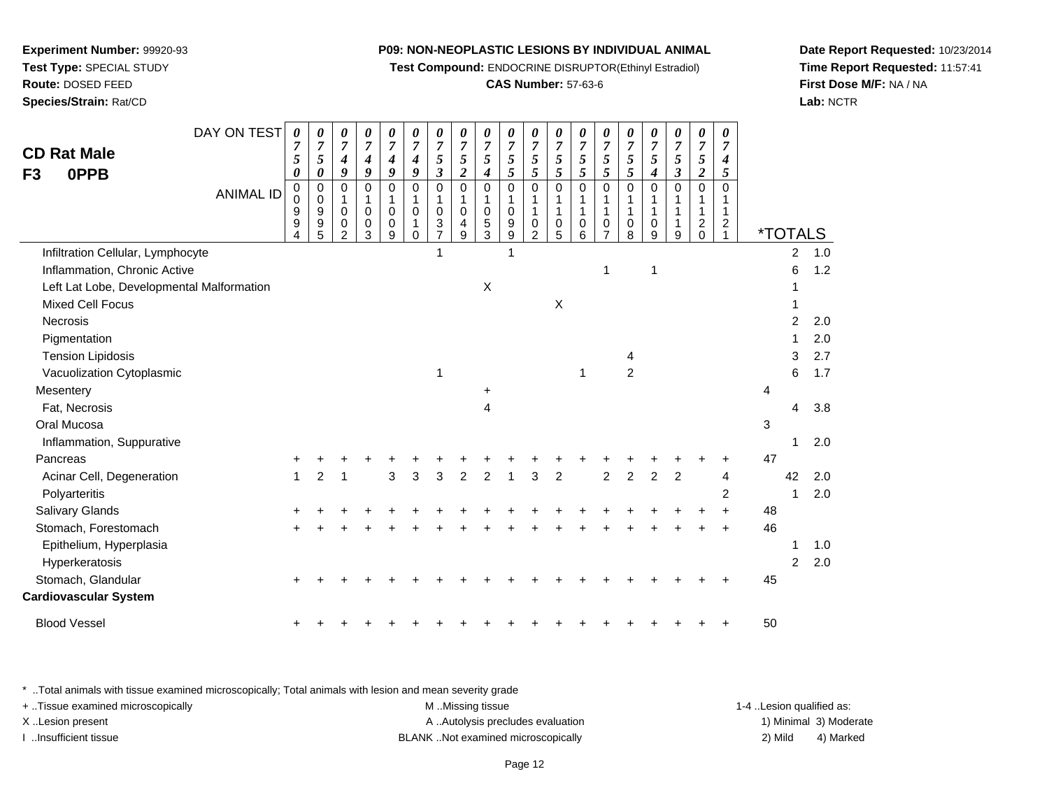**Experiment Number:** 99920-93
**Test Type:** SPECIAL STUDY
**Route:** DOSED FEED
**Species/Strain:** Rat/CD

**P09: NON-NEOPLASTIC LESIONS BY INDIVIDUAL ANIMAL**
**Test Compound:** ENDOCRINE DISRUPTOR(Ethinyl Estradiol)
**CAS Number:** 57-63-6

**Date Report Requested:** 10/23/2014
**Time Report Requested:** 11:57:41
**First Dose M/F:** NA / NA
**Lab:** NCTR

**CD Rat Male**
**F3 0PPB**

| DAY ON TEST | 0750 | 0750 | 0749 | 0749 | 0749 | 0749 | 0753 | 0752 | 0754 | 0755 | 0755 | 0755 | 0755 | 0755 | 0755 | 0754 | 0753 | 0752 | 0745 | *TOTALS | | |
|---|---|---|---|---|---|---|---|---|---|---|---|---|---|---|---|---|---|---|---|---|---|---|
| ANIMAL ID | 00994 | 00995 | 01002 | 01003 | 01009 | 01010 | 01037 | 01049 | 01053 | 01099 | 01102 | 01105 | 01106 | 01107 | 01108 | 01109 | 01119 | 01120 | 01121 | | | |
| Infiltration Cellular, Lymphocyte | | | | | | | 1 | | | 1 | | | | | | | | | | | 2 | 1.0 |
| Inflammation, Chronic Active | | | | | | | | | | | | | | 1 | | 1 | | | | | 6 | 1.2 |
| Left Lat Lobe, Developmental Malformation | | | | | | | | | X | | | | | | | | | | | | 1 | |
| Mixed Cell Focus | | | | | | | | | | | | X | | | | | | | | | 1 | |
| Necrosis | | | | | | | | | | | | | | | | | | | | | 2 | 2.0 |
| Pigmentation | | | | | | | | | | | | | | | | | | | | | 1 | 2.0 |
| Tension Lipidosis | | | | | | | | | | | | | | | 4 | | | | | | 3 | 2.7 |
| Vacuolization Cytoplasmic | | | | | | | 1 | | | | | | 1 | | 2 | | | | | | 6 | 1.7 |
| Mesentery | | | | | | | | | + | | | | | | | | | | | 4 | | |
| Fat, Necrosis | | | | | | | | | 4 | | | | | | | | | | | | 4 | 3.8 |
| Oral Mucosa | | | | | | | | | | | | | | | | | | | | 3 | | |
| Inflammation, Suppurative | | | | | | | | | | | | | | | | | | | | | 1 | 2.0 |
| Pancreas | + | + | + | + | + | + | + | + | + | + | + | + | + | + | + | + | + | + | + | 47 | | |
| Acinar Cell, Degeneration | 1 | 2 | 1 | | 3 | 3 | 3 | 2 | 2 | 1 | 3 | 2 | | 2 | 2 | 2 | 2 | | 4 | | 42 | 2.0 |
| Polyarteritis | | | | | | | | | | | | | | | | | | | 2 | | 1 | 2.0 |
| Salivary Glands | + | + | + | + | + | + | + | + | + | + | + | + | + | + | + | + | + | + | + | 48 | | |
| Stomach, Forestomach | + | + | + | + | + | + | + | + | + | + | + | + | + | + | + | + | + | + | + | 46 | | |
| Epithelium, Hyperplasia | | | | | | | | | | | | | | | | | | | | | 1 | 1.0 |
| Hyperkeratosis | | | | | | | | | | | | | | | | | | | | | 2 | 2.0 |
| Stomach, Glandular | + | + | + | + | + | + | + | + | + | + | + | + | + | + | + | + | + | + | + | 45 | | |
| **Cardiovascular System** | | | | | | | | | | | | | | | | | | | | | | |
| Blood Vessel | + | + | + | + | + | + | + | + | + | + | + | + | + | + | + | + | + | + | + | 50 | | |

\* ..Total animals with tissue examined microscopically; Total animals with lesion and mean severity grade
+ ..Tissue examined microscopically
X ..Lesion present
I ..Insufficient tissue
M ..Missing tissue
A ..Autolysis precludes evaluation
BLANK ..Not examined microscopically
1-4 ..Lesion qualified as: 1) Minimal 2) Mild 3) Moderate 4) Marked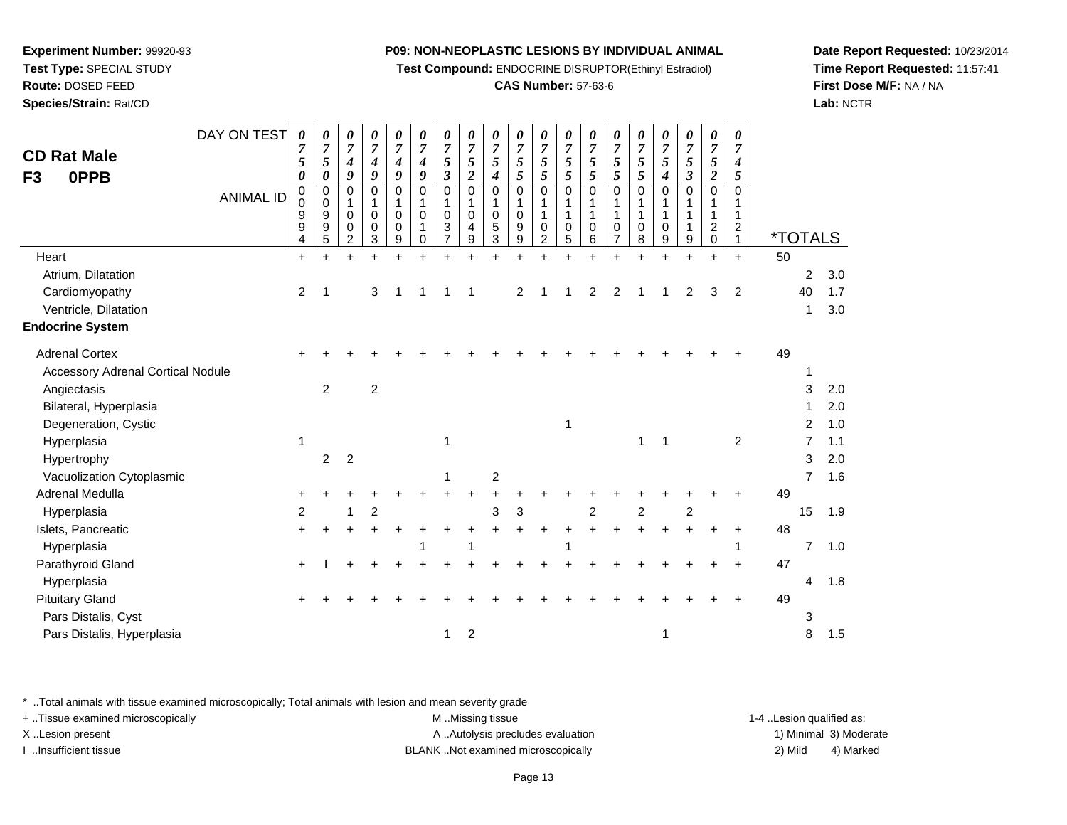**Experiment Number:** 99920-93
**Test Type:** SPECIAL STUDY
**Route:** DOSED FEED
**Species/Strain:** Rat/CD

**P09: NON-NEOPLASTIC LESIONS BY INDIVIDUAL ANIMAL**
**Test Compound:** ENDOCRINE DISRUPTOR(Ethinyl Estradiol)
**CAS Number:** 57-63-6

**Date Report Requested:** 10/23/2014
**Time Report Requested:** 11:57:41
**First Dose M/F:** NA / NA
**Lab:** NCTR

## CD Rat Male F3 0PPB

| DAY ON TEST | 0750 | 0750 | 0749 | 0749 | 0749 | 0749 | 0753 | 0752 | 0754 | 0755 | 0755 | 0755 | 0755 | 0755 | 0755 | 0754 | 0753 | 0752 | 0745 | | |
|---|---|---|---|---|---|---|---|---|---|---|---|---|---|---|---|---|---|---|---|---|---|
| **ANIMAL ID** | 00994 | 00995 | 01002 | 01003 | 01009 | 01010 | 01037 | 01049 | 01053 | 01099 | 01102 | 01105 | 01106 | 01107 | 01108 | 01109 | 01119 | 01120 | 01121 | ***TOTALS** | |
| Heart | + | + | + | + | + | + | + | + | + | + | + | + | + | + | + | + | + | + | + | 50 | |
| Atrium, Dilatation | | | | | | | | | | | | | | | | | | | | 2 | 3.0 |
| Cardiomyopathy | 2 | 1 | | 3 | 1 | 1 | 1 | 1 | | 2 | 1 | 1 | 2 | 2 | 1 | 1 | 2 | 3 | 2 | 40 | 1.7 |
| Ventricle, Dilatation | | | | | | | | | | | | | | | | | | | | 1 | 3.0 |
| **Endocrine System** | | | | | | | | | | | | | | | | | | | | | |
| Adrenal Cortex | + | + | + | + | + | + | + | + | + | + | + | + | + | + | + | + | + | + | + | 49 | |
| Accessory Adrenal Cortical Nodule | | | | | | | | | | | | | | | | | | | | 1 | |
| Angiectasis | | 2 | | 2 | | | | | | | | | | | | | | | | 3 | 2.0 |
| Bilateral, Hyperplasia | | | | | | | | | | | | | | | | | | | | 1 | 2.0 |
| Degeneration, Cystic | | | | | | | | | | | | 1 | | | | | | | | 2 | 1.0 |
| Hyperplasia | 1 | | | | | | 1 | | | | | | | | 1 | 1 | | | 2 | 7 | 1.1 |
| Hypertrophy | | 2 | 2 | | | | | | | | | | | | | | | | | 3 | 2.0 |
| Vacuolization Cytoplasmic | | | | | | | 1 | | 2 | | | | | | | | | | | 7 | 1.6 |
| Adrenal Medulla | + | + | + | + | + | + | + | + | + | + | + | + | + | + | + | + | + | + | + | 49 | |
| Hyperplasia | 2 | | 1 | 2 | | | | | 3 | 3 | | | 2 | | 2 | | 2 | | | 15 | 1.9 |
| Islets, Pancreatic | + | + | + | + | + | + | + | + | + | + | + | + | + | + | + | + | + | + | + | 48 | |
| Hyperplasia | | | | | | 1 | | 1 | | | | 1 | | | | | | | 1 | 7 | 1.0 |
| Parathyroid Gland | + | I | + | + | + | + | + | + | + | + | + | + | + | + | + | + | + | + | + | 47 | |
| Hyperplasia | | | | | | | | | | | | | | | | | | | | 4 | 1.8 |
| Pituitary Gland | + | + | + | + | + | + | + | + | + | + | + | + | + | + | + | + | + | + | + | 49 | |
| Pars Distalis, Cyst | | | | | | | | | | | | | | | | | | | | 3 | |
| Pars Distalis, Hyperplasia | | | | | | | 1 | 2 | | | | | | | | 1 | | | | 8 | 1.5 |

\* ..Total animals with tissue examined microscopically; Total animals with lesion and mean severity grade
+ ..Tissue examined microscopically
X ..Lesion present
I ..Insufficient tissue
M ..Missing tissue
A ..Autolysis precludes evaluation
BLANK ..Not examined microscopically
1-4 ..Lesion qualified as: 1) Minimal 2) Mild 3) Moderate 4) Marked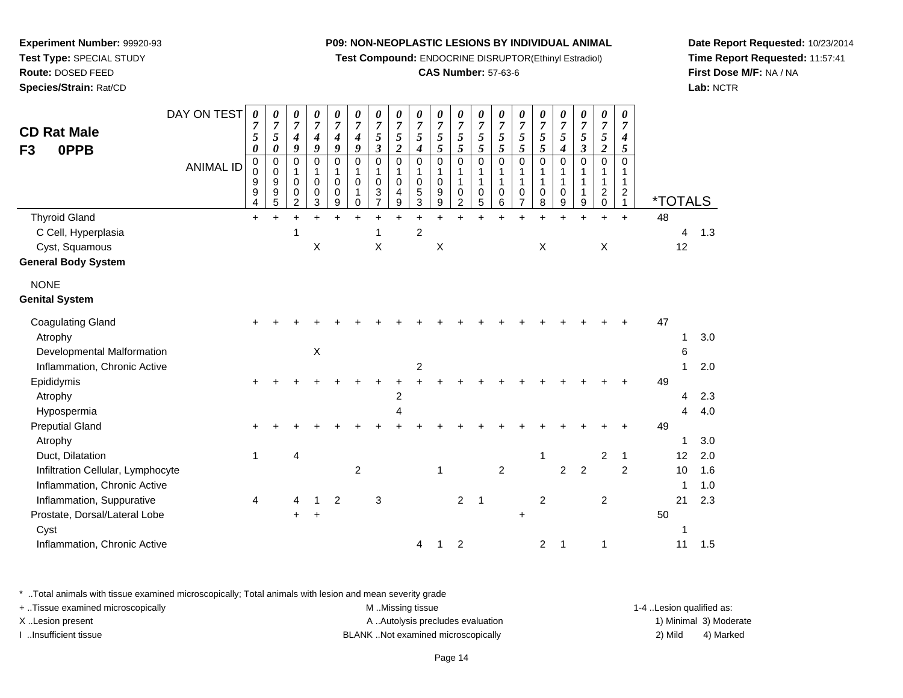**Experiment Number:** 99920-93
**Test Type:** SPECIAL STUDY
**Route:** DOSED FEED
**Species/Strain:** Rat/CD

**P09: NON-NEOPLASTIC LESIONS BY INDIVIDUAL ANIMAL**
**Test Compound:** ENDOCRINE DISRUPTOR(Ethinyl Estradiol)
**CAS Number:** 57-63-6

**Date Report Requested:** 10/23/2014
**Time Report Requested:** 11:57:41
**First Dose M/F:** NA / NA
**Lab:** NCTR

## CD Rat Male
## F3 0PPB

| DAY ON TEST | 0750 | 0750 | 0749 | 0749 | 0749 | 0749 | 0753 | 0752 | 0754 | 0755 | 0755 | 0755 | 0755 | 0755 | 0755 | 0754 | 0753 | 0752 | 0745 | *TOTALS | |
|---|---|---|---|---|---|---|---|---|---|---|---|---|---|---|---|---|---|---|---|---|---|
| **ANIMAL ID** | 00994 | 00995 | 01002 | 01003 | 01009 | 01010 | 01037 | 01049 | 01053 | 01099 | 01102 | 01105 | 01106 | 01107 | 01108 | 01109 | 01119 | 01120 | 01121 | | |
| Thyroid Gland | + | + | + | + | + | + | + | + | + | + | + | + | + | + | + | + | + | + | + | 48 | |
| C Cell, Hyperplasia | | | 1 | | | | 1 | | 2 | | | | | | | | | | | 4 | 1.3 |
| Cyst, Squamous | | | | X | | | X | | | X | | | | | X | | | X | | 12 | |
| **General Body System** | | | | | | | | | | | | | | | | | | | | | |
| NONE | | | | | | | | | | | | | | | | | | | | | |
| **Genital System** | | | | | | | | | | | | | | | | | | | | | |
| Coagulating Gland | + | + | + | + | + | + | + | + | + | + | + | + | + | + | + | + | + | + | + | 47 | |
| Atrophy | | | | | | | | | | | | | | | | | | | | 1 | 3.0 |
| Developmental Malformation | | | | X | | | | | | | | | | | | | | | | 6 | |
| Inflammation, Chronic Active | | | | | | | | | 2 | | | | | | | | | | | 1 | 2.0 |
| Epididymis | + | + | + | + | + | + | + | + | + | + | + | + | + | + | + | + | + | + | + | 49 | |
| Atrophy | | | | | | | | 2 | | | | | | | | | | | | 4 | 2.3 |
| Hypospermia | | | | | | | | 4 | | | | | | | | | | | | 4 | 4.0 |
| Preputial Gland | + | + | + | + | + | + | + | + | + | + | + | + | + | + | + | + | + | + | + | 49 | |
| Atrophy | | | | | | | | | | | | | | | | | | | | 1 | 3.0 |
| Duct, Dilatation | 1 | | 4 | | | | | | | | | | | | 1 | | | 2 | 1 | 12 | 2.0 |
| Infiltration Cellular, Lymphocyte | | | | | | 2 | | | | 1 | | | 2 | | | 2 | 2 | | 2 | 10 | 1.6 |
| Inflammation, Chronic Active | | | | | | | | | | | | | | | | | | | | 1 | 1.0 |
| Inflammation, Suppurative | 4 | | 4 | 1 | 2 | | 3 | | | | 2 | 1 | | | 2 | | | 2 | | 21 | 2.3 |
| Prostate, Dorsal/Lateral Lobe | | | + | + | | | | | | | | | | + | | | | | | 50 | |
| Cyst | | | | | | | | | | | | | | | | | | | | 1 | |
| Inflammation, Chronic Active | | | | | | | | | 4 | 1 | 2 | | | | 2 | 1 | | 1 | | 11 | 1.5 |

\* ..Total animals with tissue examined microscopically; Total animals with lesion and mean severity grade
+ ..Tissue examined microscopically
X ..Lesion present
I ..Insufficient tissue

M ..Missing tissue
A ..Autolysis precludes evaluation
BLANK ..Not examined microscopically

1-4 ..Lesion qualified as:
1) Minimal 3) Moderate
2) Mild 4) Marked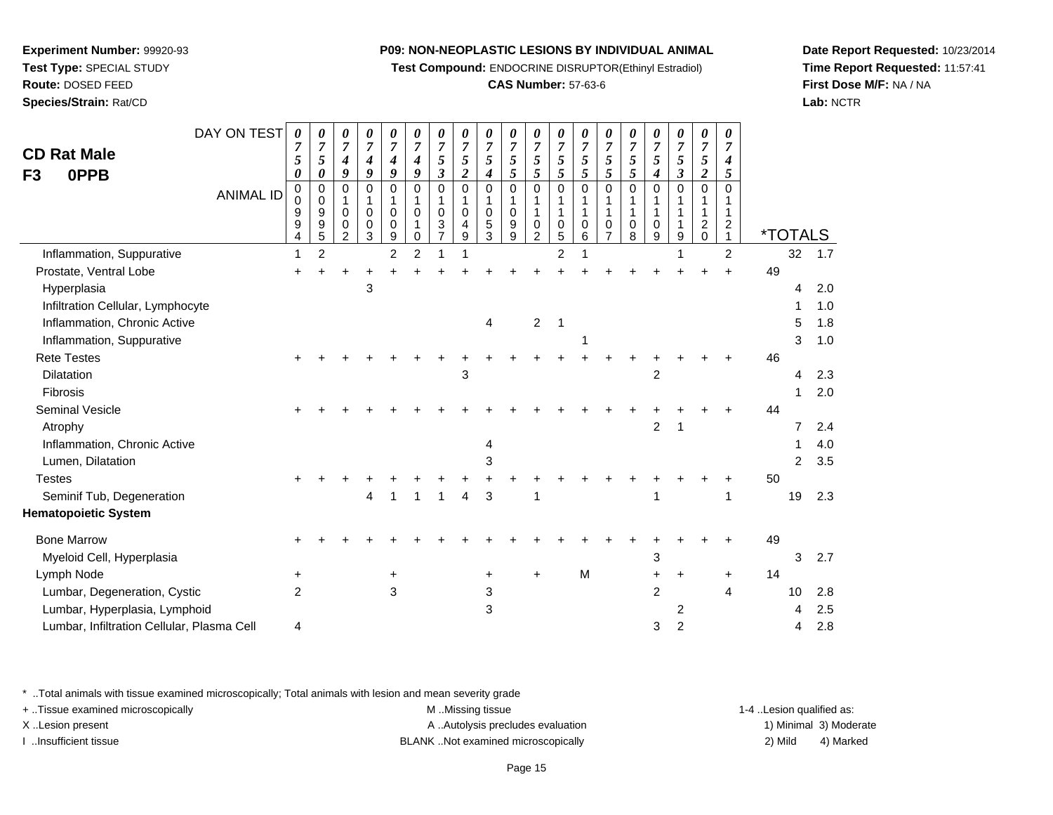**Experiment Number:** 99920-93
**Test Type:** SPECIAL STUDY
**Route:** DOSED FEED
**Species/Strain:** Rat/CD

**P09: NON-NEOPLASTIC LESIONS BY INDIVIDUAL ANIMAL**
**Test Compound:** ENDOCRINE DISRUPTOR(Ethinyl Estradiol)
**CAS Number:** 57-63-6

**Date Report Requested:** 10/23/2014
**Time Report Requested:** 11:57:41
**First Dose M/F:** NA / NA
**Lab:** NCTR

## CD Rat Male
## F3 0PPB

| DAY ON TEST | 0750 | 0750 | 0749 | 0749 | 0749 | 0749 | 0753 | 0752 | 0754 | 0755 | 0755 | 0755 | 0755 | 0755 | 0755 | 0754 | 0753 | 0752 | 0745 | *TOTALS | |
|---|---|---|---|---|---|---|---|---|---|---|---|---|---|---|---|---|---|---|---|---|---|
| **ANIMAL ID** | 00994 | 00995 | 01002 | 01003 | 01009 | 01010 | 01037 | 01049 | 01053 | 01099 | 01102 | 01105 | 01106 | 01107 | 01108 | 01109 | 01119 | 01120 | 01121 | | |
| Inflammation, Suppurative | 1 | 2 | | | 2 | 2 | 1 | 1 | | | | 2 | 1 | | | | 1 | | 2 | 32 | 1.7 |
| Prostate, Ventral Lobe | + | + | + | + | + | + | + | + | + | + | + | + | + | + | + | + | + | + | + | 49 | |
| Hyperplasia | | | | 3 | | | | | | | | | | | | | | | | 4 | 2.0 |
| Infiltration Cellular, Lymphocyte | | | | | | | | | | | | | | | | | | | | 1 | 1.0 |
| Inflammation, Chronic Active | | | | | | | | | 4 | | 2 | 1 | | | | | | | | 5 | 1.8 |
| Inflammation, Suppurative | | | | | | | | | | | | | 1 | | | | | | | 3 | 1.0 |
| Rete Testes | + | + | + | + | + | + | + | + | + | + | + | + | + | + | + | + | + | + | + | 46 | |
| Dilatation | | | | | | | | 3 | | | | | | | | 2 | | | | 4 | 2.3 |
| Fibrosis | | | | | | | | | | | | | | | | | | | | 1 | 2.0 |
| Seminal Vesicle | + | + | + | + | + | + | + | + | + | + | + | + | + | + | + | + | + | + | + | 44 | |
| Atrophy | | | | | | | | | | | | | | | | 2 | 1 | | | 7 | 2.4 |
| Inflammation, Chronic Active | | | | | | | | | 4 | | | | | | | | | | | 1 | 4.0 |
| Lumen, Dilatation | | | | | | | | | 3 | | | | | | | | | | | 2 | 3.5 |
| Testes | + | + | + | + | + | + | + | + | + | + | + | + | + | + | + | + | + | + | + | 50 | |
| Seminif Tub, Degeneration | | | | 4 | 1 | 1 | 1 | 4 | 3 | | 1 | | | | | 1 | | | 1 | 19 | 2.3 |
| **Hematopoietic System** | | | | | | | | | | | | | | | | | | | | | |
| Bone Marrow | + | + | + | + | + | + | + | + | + | + | + | + | + | + | + | + | + | + | + | 49 | |
| Myeloid Cell, Hyperplasia | | | | | | | | | | | | | | | | 3 | | | | 3 | 2.7 |
| Lymph Node | + | | | | + | | | | + | | + | | M | | | + | + | | + | 14 | |
| Lumbar, Degeneration, Cystic | 2 | | | | 3 | | | | 3 | | | | | | | 2 | | | 4 | 10 | 2.8 |
| Lumbar, Hyperplasia, Lymphoid | | | | | | | | | 3 | | | | | | | | 2 | | | 4 | 2.5 |
| Lumbar, Infiltration Cellular, Plasma Cell | 4 | | | | | | | | | | | | | | | 3 | 2 | | | 4 | 2.8 |

\* ..Total animals with tissue examined microscopically; Total animals with lesion and mean severity grade
+ ..Tissue examined microscopically
X ..Lesion present
I ..Insufficient tissue

M ..Missing tissue
A ..Autolysis precludes evaluation
BLANK ..Not examined microscopically

1-4 ..Lesion qualified as:
1) Minimal 3) Moderate
2) Mild 4) Marked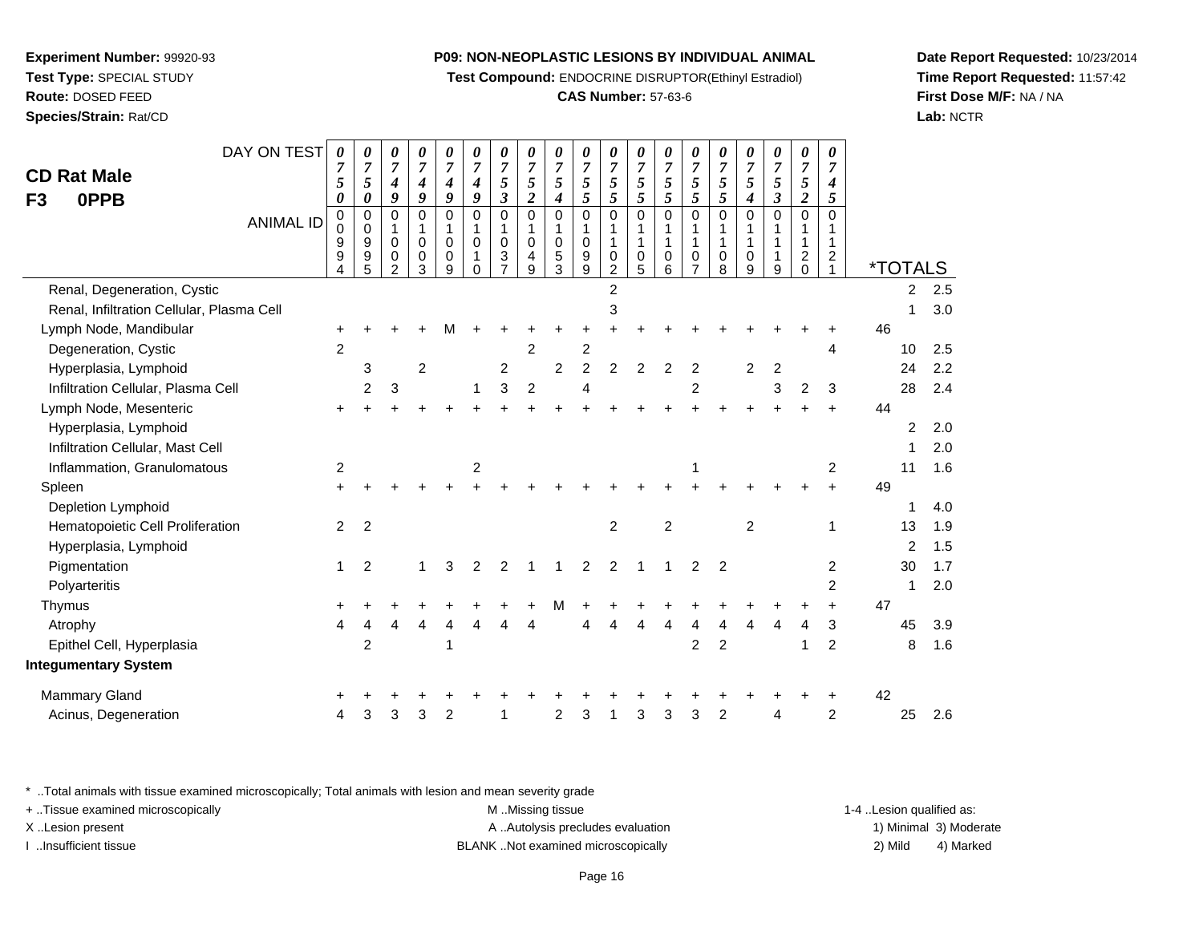**Experiment Number:** 99920-93
**Test Type:** SPECIAL STUDY
**Route:** DOSED FEED
**Species/Strain:** Rat/CD

**P09: NON-NEOPLASTIC LESIONS BY INDIVIDUAL ANIMAL**
**Test Compound:** ENDOCRINE DISRUPTOR(Ethinyl Estradiol)
**CAS Number:** 57-63-6

**Date Report Requested:** 10/23/2014
**Time Report Requested:** 11:57:42
**First Dose M/F:** NA / NA
**Lab:** NCTR

## CD Rat Male
## F3 0PPB

| DAY ON TEST | 0750 | 0750 | 0749 | 0749 | 0749 | 0749 | 0753 | 0752 | 0754 | 0755 | 0755 | 0755 | 0755 | 0755 | 0755 | 0754 | 0753 | 0752 | 0745 | | |
|---|---|---|---|---|---|---|---|---|---|---|---|---|---|---|---|---|---|---|---|---|---|
| **ANIMAL ID** | 00994 | 00995 | 01002 | 01003 | 01009 | 01010 | 01037 | 01049 | 01053 | 01099 | 01102 | 01105 | 01106 | 01107 | 01108 | 01109 | 01119 | 01120 | 01121 | ***TOTALS** | |
| Renal, Degeneration, Cystic | | | | | | | | | | | 2 | | | | | | | | | 2 | 2.5 |
| Renal, Infiltration Cellular, Plasma Cell | | | | | | | | | | | 3 | | | | | | | | | 1 | 3.0 |
| Lymph Node, Mandibular | + | + | + | + | M | + | + | + | + | + | + | + | + | + | + | + | + | + | + | 46 | |
| Degeneration, Cystic | 2 | | | | | | | 2 | | 2 | | | | | | | | | 4 | 10 | 2.5 |
| Hyperplasia, Lymphoid | | 3 | | 2 | | | 2 | | 2 | 2 | 2 | 2 | 2 | 2 | | 2 | 2 | | | 24 | 2.2 |
| Infiltration Cellular, Plasma Cell | | 2 | 3 | | | 1 | 3 | 2 | | 4 | | | | 2 | | | 3 | 2 | 3 | 28 | 2.4 |
| Lymph Node, Mesenteric | + | + | + | + | + | + | + | + | + | + | + | + | + | + | + | + | + | + | + | 44 | |
| Hyperplasia, Lymphoid | | | | | | | | | | | | | | | | | | | | 2 | 2.0 |
| Infiltration Cellular, Mast Cell | | | | | | | | | | | | | | | | | | | | 1 | 2.0 |
| Inflammation, Granulomatous | 2 | | | | | 2 | | | | | | | | 1 | | | | | 2 | 11 | 1.6 |
| Spleen | + | + | + | + | + | + | + | + | + | + | + | + | + | + | + | + | + | + | + | 49 | |
| Depletion Lymphoid | | | | | | | | | | | | | | | | | | | | 1 | 4.0 |
| Hematopoietic Cell Proliferation | 2 | 2 | | | | | | | | | 2 | | 2 | | | 2 | | | 1 | 13 | 1.9 |
| Hyperplasia, Lymphoid | | | | | | | | | | | | | | | | | | | | 2 | 1.5 |
| Pigmentation | 1 | 2 | | 1 | 3 | 2 | 2 | 1 | 1 | 2 | 2 | 1 | 1 | 2 | 2 | | | | 2 | 30 | 1.7 |
| Polyarteritis | | | | | | | | | | | | | | | | | | | 2 | 1 | 2.0 |
| Thymus | + | + | + | + | + | + | + | + | M | + | + | + | + | + | + | + | + | + | + | 47 | |
| Atrophy | 4 | 4 | 4 | 4 | 4 | 4 | 4 | 4 | | 4 | 4 | 4 | 4 | 4 | 4 | 4 | 4 | 4 | 3 | 45 | 3.9 |
| Epithel Cell, Hyperplasia | | 2 | | | 1 | | | | | | | | | 2 | 2 | | | 1 | 2 | 8 | 1.6 |
| **Integumentary System** | | | | | | | | | | | | | | | | | | | | | |
| Mammary Gland | + | + | + | + | + | + | + | + | + | + | + | + | + | + | + | + | + | + | + | 42 | |
| Acinus, Degeneration | 4 | 3 | 3 | 3 | 2 | | 1 | | 2 | 3 | 1 | 3 | 3 | 3 | 2 | | 4 | | 2 | 25 | 2.6 |

\* ..Total animals with tissue examined microscopically; Total animals with lesion and mean severity grade
+ ..Tissue examined microscopically
X ..Lesion present
I ..Insufficient tissue

M ..Missing tissue
A ..Autolysis precludes evaluation
BLANK ..Not examined microscopically

1-4 ..Lesion qualified as:
1) Minimal 3) Moderate
2) Mild 4) Marked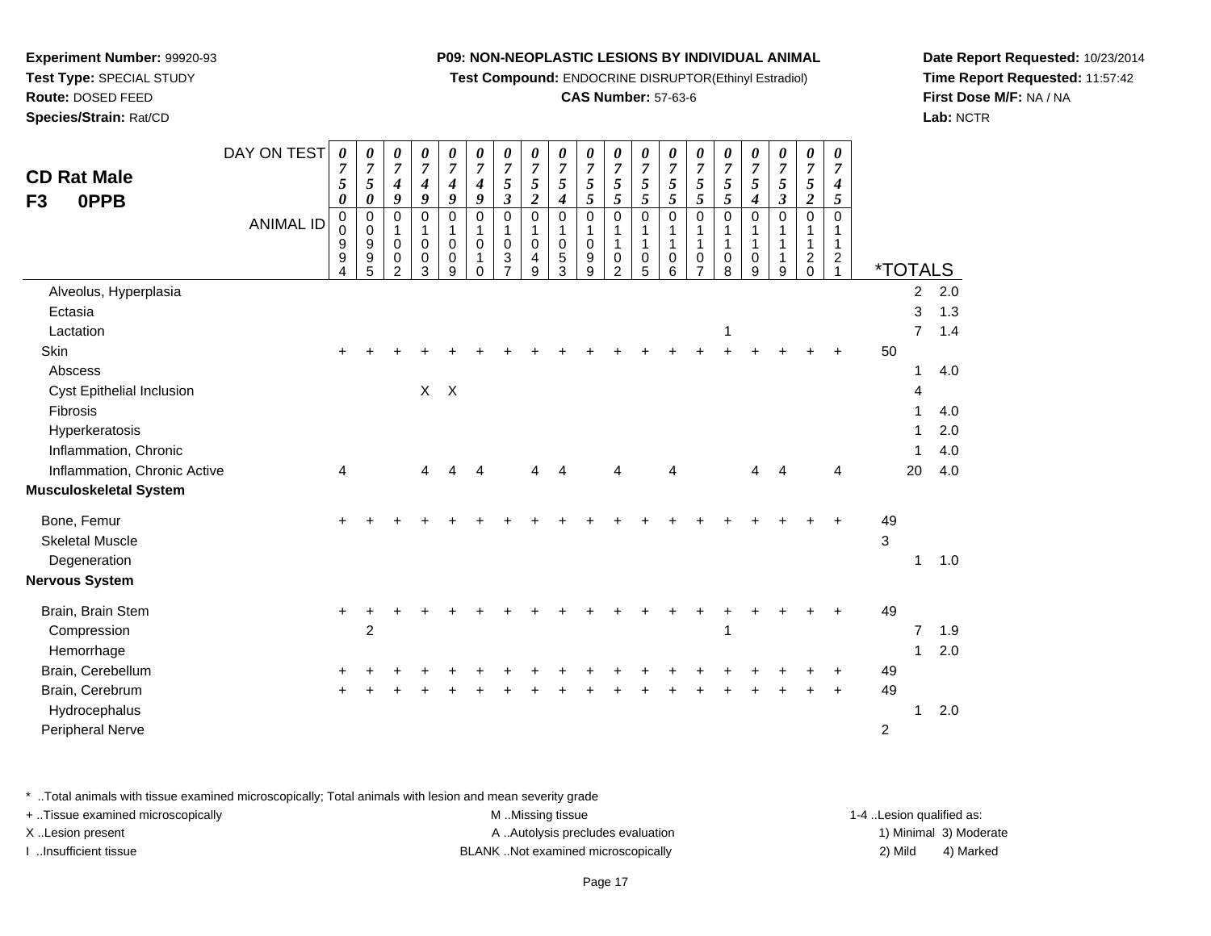**Experiment Number:** 99920-93
**Test Type:** SPECIAL STUDY
**Route:** DOSED FEED
**Species/Strain:** Rat/CD

**P09: NON-NEOPLASTIC LESIONS BY INDIVIDUAL ANIMAL**
**Test Compound:** ENDOCRINE DISRUPTOR(Ethinyl Estradiol)
**CAS Number:** 57-63-6

**Date Report Requested:** 10/23/2014
**Time Report Requested:** 11:57:42
**First Dose M/F:** NA / NA
**Lab:** NCTR

## CD Rat Male
## F3 0PPB

| DAY ON TEST | 0750 | 0750 | 0749 | 0749 | 0749 | 0749 | 0753 | 0752 | 0754 | 0755 | 0755 | 0755 | 0755 | 0755 | 0755 | 0754 | 0753 | 0752 | 0745 | *TOTALS | |
|---|---|---|---|---|---|---|---|---|---|---|---|---|---|---|---|---|---|---|---|---|---|
| ANIMAL ID | 00994 | 00995 | 01002 | 01003 | 01009 | 01010 | 01037 | 01049 | 01053 | 01099 | 01102 | 01105 | 01106 | 01107 | 01108 | 01109 | 01119 | 01120 | 01121 | | |
| Alveolus, Hyperplasia | | | | | | | | | | | | | | | | | | | | 2 | 2.0 |
| Ectasia | | | | | | | | | | | | | | | | | | | | 3 | 1.3 |
| Lactation | | | | | | | | | | | | | | | 1 | | | | | 7 | 1.4 |
| Skin | + | + | + | + | + | + | + | + | + | + | + | + | + | + | + | + | + | + | + | 50 | |
| Abscess | | | | | | | | | | | | | | | | | | | | 1 | 4.0 |
| Cyst Epithelial Inclusion | | | | X | X | | | | | | | | | | | | | | | 4 | |
| Fibrosis | | | | | | | | | | | | | | | | | | | | 1 | 4.0 |
| Hyperkeratosis | | | | | | | | | | | | | | | | | | | | 1 | 2.0 |
| Inflammation, Chronic | | | | | | | | | | | | | | | | | | | | 1 | 4.0 |
| Inflammation, Chronic Active | 4 | | | 4 | 4 | 4 | | 4 | 4 | | 4 | | 4 | | | 4 | 4 | | 4 | 20 | 4.0 |
| **Musculoskeletal System** | | | | | | | | | | | | | | | | | | | | | |
| Bone, Femur | + | + | + | + | + | + | + | + | + | + | + | + | + | + | + | + | + | + | + | 49 | |
| Skeletal Muscle | | | | | | | | | | | | | | | | | | | | 3 | |
| Degeneration | | | | | | | | | | | | | | | | | | | | 1 | 1.0 |
| **Nervous System** | | | | | | | | | | | | | | | | | | | | | |
| Brain, Brain Stem | + | + | + | + | + | + | + | + | + | + | + | + | + | + | + | + | + | + | + | 49 | |
| Compression | | 2 | | | | | | | | | | | | | 1 | | | | | 7 | 1.9 |
| Hemorrhage | | | | | | | | | | | | | | | | | | | | 1 | 2.0 |
| Brain, Cerebellum | + | + | + | + | + | + | + | + | + | + | + | + | + | + | + | + | + | + | + | 49 | |
| Brain, Cerebrum | + | + | + | + | + | + | + | + | + | + | + | + | + | + | + | + | + | + | + | 49 | |
| Hydrocephalus | | | | | | | | | | | | | | | | | | | | 1 | 2.0 |
| Peripheral Nerve | | | | | | | | | | | | | | | | | | | | 2 | |

\* ..Total animals with tissue examined microscopically; Total animals with lesion and mean severity grade
+ ..Tissue examined microscopically
X ..Lesion present
I ..Insufficient tissue
M ..Missing tissue
A ..Autolysis precludes evaluation
BLANK ..Not examined microscopically
1-4 ..Lesion qualified as: 1) Minimal 2) Mild 3) Moderate 4) Marked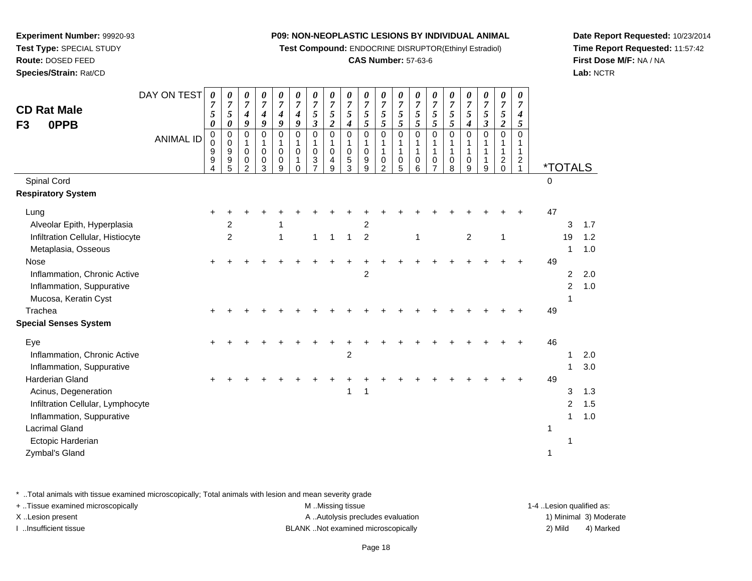**Experiment Number:** 99920-93
**Test Type:** SPECIAL STUDY
**Route:** DOSED FEED
**Species/Strain:** Rat/CD

**P09: NON-NEOPLASTIC LESIONS BY INDIVIDUAL ANIMAL**
**Test Compound:** ENDOCRINE DISRUPTOR(Ethinyl Estradiol)
**CAS Number:** 57-63-6

**Date Report Requested:** 10/23/2014
**Time Report Requested:** 11:57:42
**First Dose M/F:** NA / NA
**Lab:** NCTR

## CD Rat Male
## F3 0PPB

| DAY ON TEST | 0750 | 0750 | 0749 | 0749 | 0749 | 0749 | 0753 | 0752 | 0754 | 0755 | 0755 | 0755 | 0755 | 0755 | 0755 | 0754 | 0753 | 0752 | 0745 | | | |
|---|---|---|---|---|---|---|---|---|---|---|---|---|---|---|---|---|---|---|---|---|---|---|
| **ANIMAL ID** | 00994 | 00995 | 01002 | 01003 | 01009 | 01010 | 01037 | 01049 | 01053 | 01099 | 01102 | 01105 | 01106 | 01107 | 01108 | 01109 | 01119 | 01120 | 01121 | ***TOTALS** | | |
| Spinal Cord | | | | | | | | | | | | | | | | | | | | 0 | | |
| **Respiratory System** | | | | | | | | | | | | | | | | | | | | | | |
| Lung | + | + | + | + | + | + | + | + | + | + | + | + | + | + | + | + | + | + | + | 47 | | |
| Alveolar Epith, Hyperplasia | | 2 | | | 1 | | | | | 2 | | | | | | | | | | | 3 | 1.7 |
| Infiltration Cellular, Histiocyte | | 2 | | | 1 | | 1 | 1 | 1 | 2 | | | 1 | | | 2 | | 1 | | | 19 | 1.2 |
| Metaplasia, Osseous | | | | | | | | | | | | | | | | | | | | | 1 | 1.0 |
| Nose | + | + | + | + | + | + | + | + | + | + | + | + | + | + | + | + | + | + | + | 49 | | |
| Inflammation, Chronic Active | | | | | | | | | | 2 | | | | | | | | | | | 2 | 2.0 |
| Inflammation, Suppurative | | | | | | | | | | | | | | | | | | | | | 2 | 1.0 |
| Mucosa, Keratin Cyst | | | | | | | | | | | | | | | | | | | | | 1 | |
| Trachea | + | + | + | + | + | + | + | + | + | + | + | + | + | + | + | + | + | + | + | 49 | | |
| **Special Senses System** | | | | | | | | | | | | | | | | | | | | | | |
| Eye | + | + | + | + | + | + | + | + | + | + | + | + | + | + | + | + | + | + | + | 46 | | |
| Inflammation, Chronic Active | | | | | | | | | 2 | | | | | | | | | | | | 1 | 2.0 |
| Inflammation, Suppurative | | | | | | | | | | | | | | | | | | | | | 1 | 3.0 |
| Harderian Gland | + | + | + | + | + | + | + | + | + | + | + | + | + | + | + | + | + | + | + | 49 | | |
| Acinus, Degeneration | | | | | | | | | 1 | 1 | | | | | | | | | | | 3 | 1.3 |
| Infiltration Cellular, Lymphocyte | | | | | | | | | | | | | | | | | | | | | 2 | 1.5 |
| Inflammation, Suppurative | | | | | | | | | | | | | | | | | | | | | 1 | 1.0 |
| Lacrimal Gland | | | | | | | | | | | | | | | | | | | | 1 | | |
| Ectopic Harderian | | | | | | | | | | | | | | | | | | | | | 1 | |
| Zymbal's Gland | | | | | | | | | | | | | | | | | | | | 1 | | |

* ..Total animals with tissue examined microscopically; Total animals with lesion and mean severity grade
+ ..Tissue examined microscopically
X ..Lesion present
I ..Insufficient tissue

M ..Missing tissue
A ..Autolysis precludes evaluation
BLANK ..Not examined microscopically

1-4 ..Lesion qualified as:
1) Minimal 3) Moderate
2) Mild 4) Marked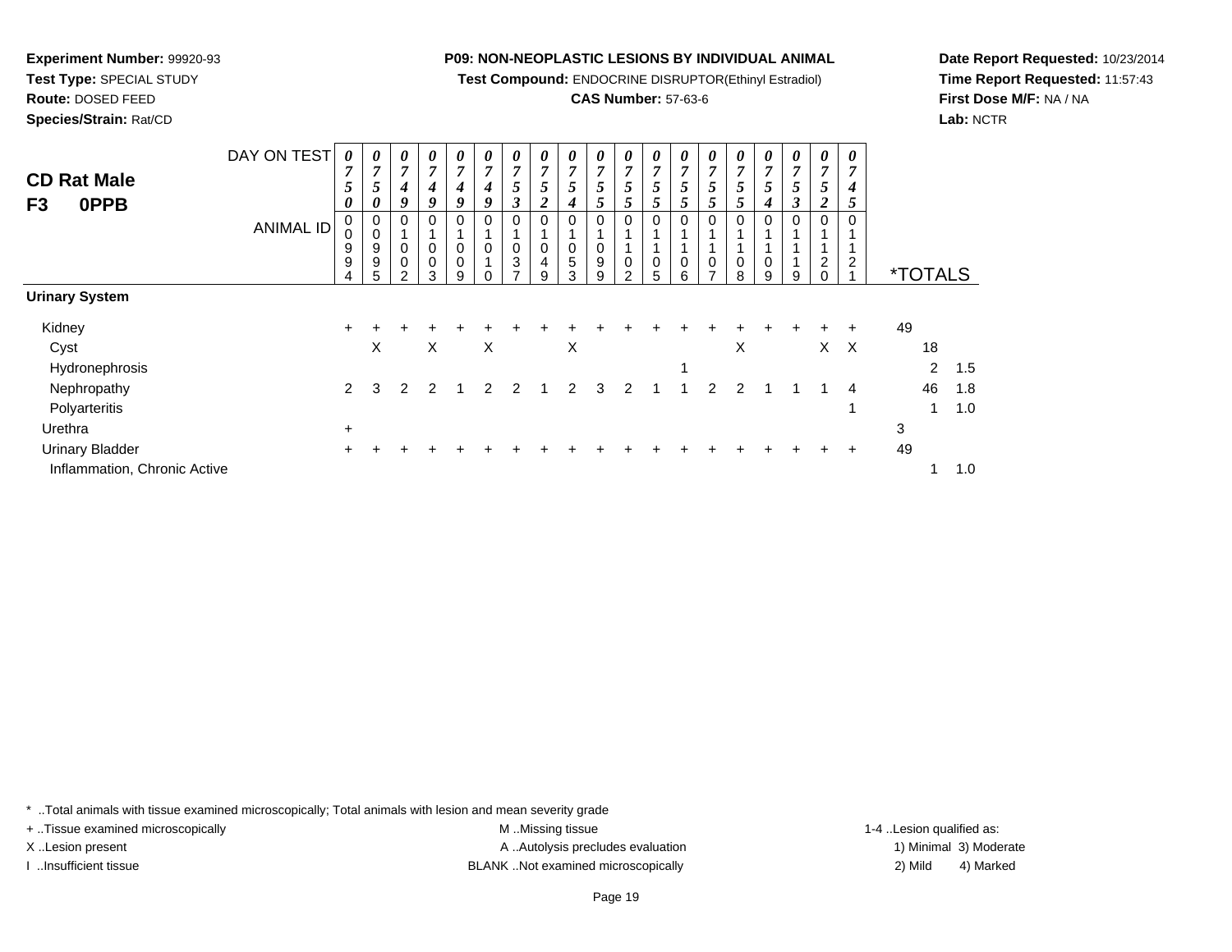**Experiment Number:** 99920-93
**Test Type:** SPECIAL STUDY
**Route:** DOSED FEED
**Species/Strain:** Rat/CD

**P09: NON-NEOPLASTIC LESIONS BY INDIVIDUAL ANIMAL**
**Test Compound:** ENDOCRINE DISRUPTOR(Ethinyl Estradiol)
**CAS Number:** 57-63-6

**Date Report Requested:** 10/23/2014
**Time Report Requested:** 11:57:43
**First Dose M/F:** NA / NA
**Lab:** NCTR

## CD Rat Male F3 0PPB

| DAY ON TEST | 0750 | 0750 | 0749 | 0749 | 0749 | 0749 | 0753 | 0752 | 0754 | 0755 | 0755 | 0755 | 0755 | 0755 | 0755 | 0754 | 0753 | 0752 | 0745 | | |
|---|---|---|---|---|---|---|---|---|---|---|---|---|---|---|---|---|---|---|---|---|---|
| **ANIMAL ID** | 00994 | 00995 | 01002 | 01003 | 01009 | 01010 | 01037 | 01049 | 01053 | 01099 | 01102 | 01105 | 01106 | 01107 | 01108 | 01109 | 01119 | 01120 | 01121 | ***TOTALS** | |
| **Urinary System** | | | | | | | | | | | | | | | | | | | | | |
| Kidney | + | + | + | + | + | + | + | + | + | + | + | + | + | + | + | + | + | + | + | 49 | |
| Cyst | | X | | X | | X | | | X | | | | | | X | | | X | X | 18 | |
| Hydronephrosis | | | | | | | | | | | | | 1 | | | | | | | 2 | 1.5 |
| Nephropathy | 2 | 3 | 2 | 2 | 1 | 2 | 2 | 1 | 2 | 3 | 2 | 1 | 1 | 2 | 2 | 1 | 1 | 1 | 4 | 46 | 1.8 |
| Polyarteritis | | | | | | | | | | | | | | | | | | | 1 | 1 | 1.0 |
| Urethra | + | | | | | | | | | | | | | | | | | | | 3 | |
| Urinary Bladder | + | + | + | + | + | + | + | + | + | + | + | + | + | + | + | + | + | + | + | 49 | |
| Inflammation, Chronic Active | | | | | | | | | | | | | | | | | | | | 1 | 1.0 |

\* ..Total animals with tissue examined microscopically; Total animals with lesion and mean severity grade
+ ..Tissue examined microscopically
X ..Lesion present
I ..Insufficient tissue
M ..Missing tissue
A ..Autolysis precludes evaluation
BLANK ..Not examined microscopically
1-4 ..Lesion qualified as:
1) Minimal 2) Mild 3) Moderate 4) Marked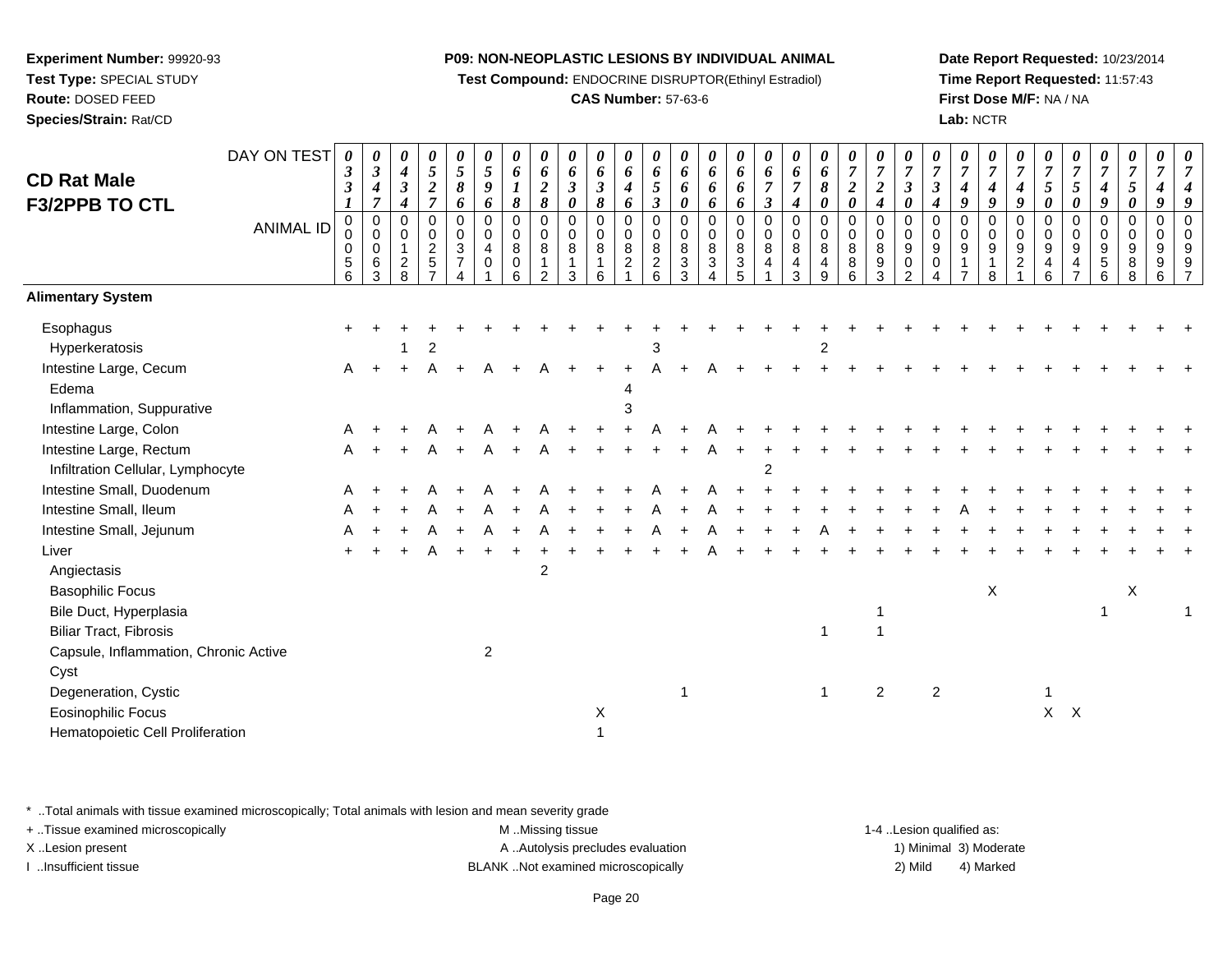**Experiment Number:** 99920-93
**Test Type:** SPECIAL STUDY
**Route:** DOSED FEED
**Species/Strain:** Rat/CD

**P09: NON-NEOPLASTIC LESIONS BY INDIVIDUAL ANIMAL**
**Test Compound:** ENDOCRINE DISRUPTOR(Ethinyl Estradiol)
**CAS Number:** 57-63-6

**Date Report Requested:** 10/23/2014
**Time Report Requested:** 11:57:43
**First Dose M/F:** NA / NA
**Lab:** NCTR

## CD Rat Male F3/2PPB TO CTL

| DAY ON TEST | 0331 | 0347 | 0434 | 0527 | 0586 | 0596 | 0618 | 0628 | 0630 | 0638 | 0646 | 0653 | 0660 | 0666 | 0666 | 0673 | 0674 | 0680 | 0720 | 0724 | 0730 | 0734 | 0749 | 0749 | 0749 | 0750 | 0750 | 0749 | 0750 | 0749 |
|---|---|---|---|---|---|---|---|---|---|---|---|---|---|---|---|---|---|---|---|---|---|---|---|---|---|---|---|---|---|---|
| **ANIMAL ID** | 00056 | 00063 | 00128 | 00257 | 00374 | 00401 | 00806 | 00812 | 00813 | 00816 | 00821 | 00826 | 00833 | 00834 | 00835 | 00841 | 00843 | 00849 | 00886 | 00893 | 00902 | 00904 | 00917 | 00918 | 00921 | 00946 | 00947 | 00956 | 00988 | 00997 |
| **Alimentary System** | | | | | | | | | | | | | | | | | | | | | | | | | | | | | | |
| Esophagus | + | + | + | + | + | + | + | + | + | + | + | + | + | + | + | + | + | + | + | + | + | + | + | + | + | + | + | + | + | + |
| Hyperkeratosis | | | 1 | 2 | | | | | | | | 3 | | | | | | 2 | | | | | | | | | | | | |
| Intestine Large, Cecum | A | + | + | A | + | A | + | A | + | + | + | A | + | A | + | + | + | + | + | + | + | + | + | + | + | + | + | + | + | + |
| Edema | | | | | | | | | | | 4 | | | | | | | | | | | | | | | | | | | |
| Inflammation, Suppurative | | | | | | | | | | | 3 | | | | | | | | | | | | | | | | | | | |
| Intestine Large, Colon | A | + | + | A | + | A | + | A | + | + | + | A | + | A | + | + | + | + | + | + | + | + | + | + | + | + | + | + | + | + |
| Intestine Large, Rectum | A | + | + | A | + | A | + | A | + | + | + | + | + | A | + | + | + | + | + | + | + | + | + | + | + | + | + | + | + | + |
| Infiltration Cellular, Lymphocyte | | | | | | | | | | | | | | | | 2 | | | | | | | | | | | | | | |
| Intestine Small, Duodenum | A | + | + | A | + | A | + | A | + | + | + | A | + | A | + | + | + | + | + | + | + | + | + | + | + | + | + | + | + | + |
| Intestine Small, Ileum | A | + | + | A | + | A | + | A | + | + | + | A | + | A | + | + | + | + | + | + | + | + | A | + | + | + | + | + | + | + |
| Intestine Small, Jejunum | A | + | + | A | + | A | + | A | + | + | + | A | + | A | + | + | + | A | + | + | + | + | + | + | + | + | + | + | + | + |
| Liver | + | + | + | A | + | + | + | + | + | + | + | + | + | A | + | + | + | + | + | + | + | + | + | + | + | + | + | + | + | + |
| Angiectasis | | | | | | | | 2 | | | | | | | | | | | | | | | | | | | | | | |
| Basophilic Focus | | | | | | | | | | | | | | | | | | | | | | | | X | | | | | X | |
| Bile Duct, Hyperplasia | | | | | | | | | | | | | | | | | | | | 1 | | | | | | | | 1 | | 1 |
| Biliar Tract, Fibrosis | | | | | | | | | | | | | | | | | | 1 | | 1 | | | | | | | | | | |
| Capsule, Inflammation, Chronic Active | | | | | | 2 | | | | | | | | | | | | | | | | | | | | | | | | |
| Cyst | | | | | | | | | | | | | | | | | | | | | | | | | | | | | | |
| Degeneration, Cystic | | | | | | | | | | | | | 1 | | | | | 1 | | 2 | | 2 | | | | 1 | | | | |
| Eosinophilic Focus | | | | | | | | | | X | | | | | | | | | | | | | | | | X | X | | | |
| Hematopoietic Cell Proliferation | | | | | | | | | | 1 | | | | | | | | | | | | | | | | | | | | |

\* ..Total animals with tissue examined microscopically; Total animals with lesion and mean severity grade
+ ..Tissue examined microscopically
X ..Lesion present
I ..Insufficient tissue

M ..Missing tissue
A ..Autolysis precludes evaluation
BLANK ..Not examined microscopically

1-4 ..Lesion qualified as:
1) Minimal 3) Moderate
2) Mild 4) Marked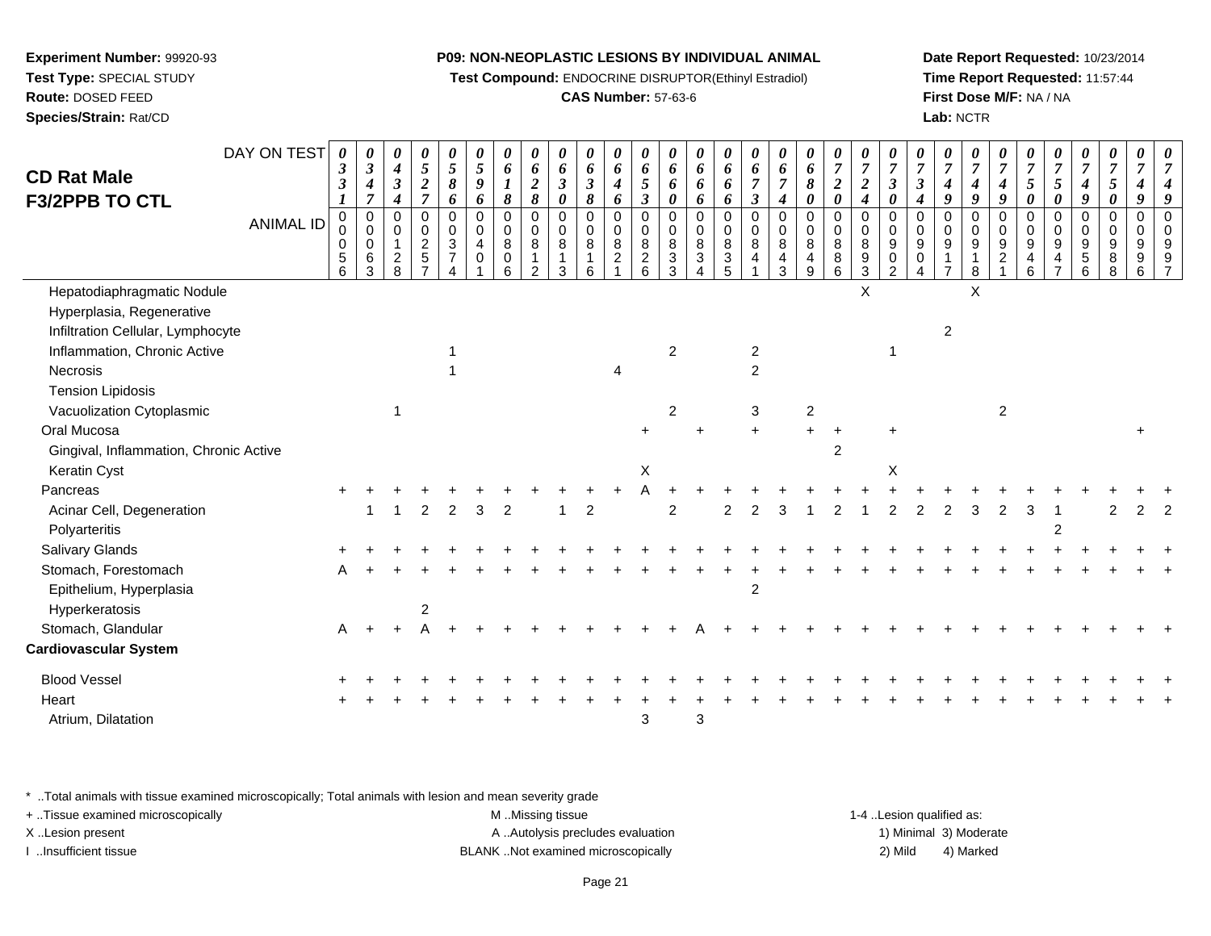**Experiment Number:** 99920-93
**Test Type:** SPECIAL STUDY
**Route:** DOSED FEED
**Species/Strain:** Rat/CD

**P09: NON-NEOPLASTIC LESIONS BY INDIVIDUAL ANIMAL**
**Test Compound:** ENDOCRINE DISRUPTOR(Ethinyl Estradiol)
**CAS Number:** 57-63-6

**Date Report Requested:** 10/23/2014
**Time Report Requested:** 11:57:44
**First Dose M/F:** NA / NA
**Lab:** NCTR

# CD Rat Male F3/2PPB TO CTL

| DAY ON TEST | 0331 | 0347 | 0434 | 0527 | 0586 | 0596 | 0618 | 0628 | 0630 | 0638 | 0646 | 0653 | 0660 | 0666 | 0666 | 0673 | 0674 | 0680 | 0720 | 0724 | 0730 | 0734 | 0749 | 0749 | 0749 | 0750 | 0750 | 0749 | 0750 | 0749 | 0749 |
|---|---|---|---|---|---|---|---|---|---|---|---|---|---|---|---|---|---|---|---|---|---|---|---|---|---|---|---|---|---|---|---|
| **ANIMAL ID** | 00056 | 00063 | 00128 | 00257 | 00374 | 00401 | 00806 | 00812 | 00813 | 00816 | 00821 | 00826 | 00833 | 00834 | 00835 | 00841 | 00843 | 00849 | 00886 | 00893 | 00902 | 00904 | 00917 | 00918 | 00921 | 00946 | 00947 | 00956 | 00988 | 00996 | 00997 |
| Hepatodiaphragmatic Nodule | | | | | | | | | | | | | | | | | | | | X | | | | X | | | | | | | |
| Hyperplasia, Regenerative | | | | | | | | | | | | | | | | | | | | | | | | | | | | | | | |
| Infiltration Cellular, Lymphocyte | | | | | | | | | | | | | | | | | | | | | | | 2 | | | | | | | | |
| Inflammation, Chronic Active | | | | | 1 | | | | | | | | 2 | | | 2 | | | | | 1 | | | | | | | | | | |
| Necrosis | | | | | 1 | | | | | | 4 | | | | | 2 | | | | | | | | | | | | | | | |
| Tension Lipidosis | | | | | | | | | | | | | | | | | | | | | | | | | | | | | | | |
| Vacuolization Cytoplasmic | | | 1 | | | | | | | | | | 2 | | | 3 | | 2 | | | | | | | 2 | | | | | | |
| Oral Mucosa | | | | | | | | | | | | + | | + | | + | | + | + | | + | | | | | | | | | + | |
| Gingival, Inflammation, Chronic Active | | | | | | | | | | | | | | | | | | | 2 | | | | | | | | | | | | |
| Keratin Cyst | | | | | | | | | | | | X | | | | | | | | | X | | | | | | | | | | |
| Pancreas | + | + | + | + | + | + | + | + | + | + | + | A | + | + | + | + | + | + | + | + | + | + | + | + | + | + | + | + | + | + | + |
| Acinar Cell, Degeneration | | 1 | 1 | 2 | 2 | 3 | 2 | | 1 | 2 | | | 2 | | 2 | 2 | 3 | 1 | 2 | 1 | 2 | 2 | 2 | 3 | 2 | 3 | 1 | | 2 | 2 | 2 |
| Polyarteritis | | | | | | | | | | | | | | | | | | | | | | | | | | | 2 | | | | |
| Salivary Glands | + | + | + | + | + | + | + | + | + | + | + | + | + | + | + | + | + | + | + | + | + | + | + | + | + | + | + | + | + | + | + |
| Stomach, Forestomach | A | + | + | + | + | + | + | + | + | + | + | + | + | + | + | + | + | + | + | + | + | + | + | + | + | + | + | + | + | + | + |
| Epithelium, Hyperplasia | | | | | | | | | | | | | | | | 2 | | | | | | | | | | | | | | | |
| Hyperkeratosis | | | | 2 | | | | | | | | | | | | | | | | | | | | | | | | | | | |
| Stomach, Glandular | A | + | + | A | + | + | + | + | + | + | + | + | + | A | + | + | + | + | + | + | + | + | + | + | + | + | + | + | + | + | + |
| **Cardiovascular System** | | | | | | | | | | | | | | | | | | | | | | | | | | | | | | | |
| Blood Vessel | + | + | + | + | + | + | + | + | + | + | + | + | + | + | + | + | + | + | + | + | + | + | + | + | + | + | + | + | + | + | + |
| Heart | + | + | + | + | + | + | + | + | + | + | + | + | + | + | + | + | + | + | + | + | + | + | + | + | + | + | + | + | + | + | + |
| Atrium, Dilatation | | | | | | | | | | | | 3 | | 3 | | | | | | | | | | | | | | | | | |

\* ..Total animals with tissue examined microscopically; Total animals with lesion and mean severity grade
+ ..Tissue examined microscopically
X ..Lesion present
I ..Insufficient tissue

M ..Missing tissue
A ..Autolysis precludes evaluation
BLANK ..Not examined microscopically

1-4 ..Lesion qualified as:
1) Minimal 3) Moderate
2) Mild 4) Marked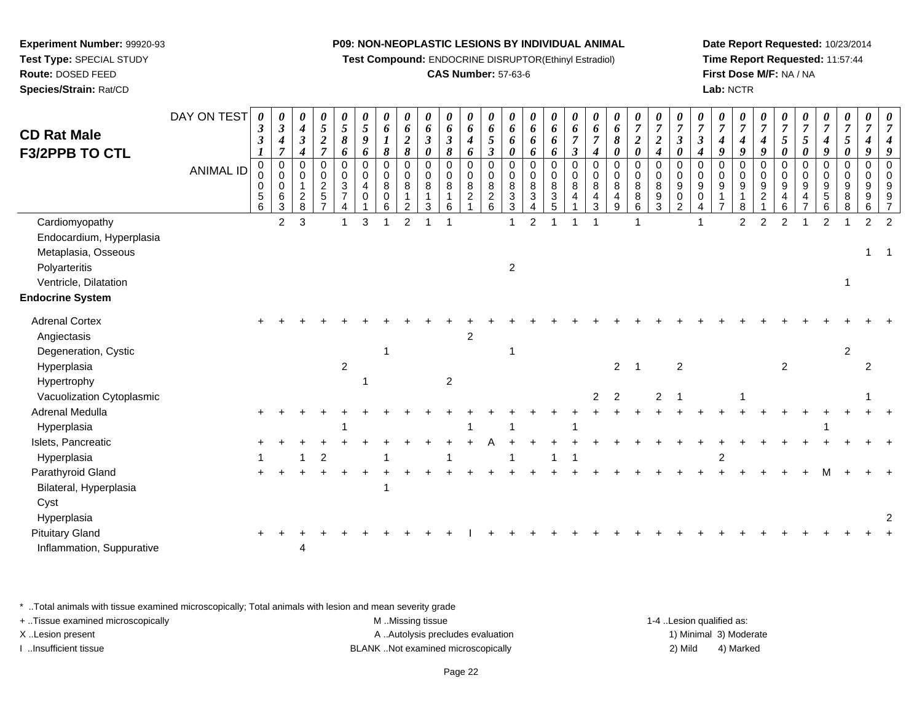**Experiment Number:** 99920-93
**Test Type:** SPECIAL STUDY
**Route:** DOSED FEED
**Species/Strain:** Rat/CD

**P09: NON-NEOPLASTIC LESIONS BY INDIVIDUAL ANIMAL**
**Test Compound:** ENDOCRINE DISRUPTOR(Ethinyl Estradiol)
**CAS Number:** 57-63-6

**Date Report Requested:** 10/23/2014
**Time Report Requested:** 11:57:44
**First Dose M/F:** NA / NA
**Lab:** NCTR

**CD Rat Male**
**F3/2PPB TO CTL**

| DAY ON TEST | 0331 | 0347 | 0434 | 0527 | 0586 | 0596 | 0618 | 0628 | 0630 | 0638 | 0646 | 0653 | 0660 | 0666 | 0666 | 0673 | 0674 | 0680 | 0720 | 0724 | 0730 | 0734 | 0749 | 0749 | 0749 | 0750 | 0750 | 0749 | 0750 | 0749 | 0749 |
|---|---|---|---|---|---|---|---|---|---|---|---|---|---|---|---|---|---|---|---|---|---|---|---|---|---|---|---|---|---|---|---|
| **ANIMAL ID** | 00056 | 00063 | 00128 | 00257 | 00374 | 00401 | 00806 | 00812 | 00813 | 00816 | 00821 | 00826 | 00833 | 00834 | 00835 | 00841 | 00843 | 00849 | 00886 | 00893 | 00902 | 00904 | 00917 | 00918 | 00921 | 00946 | 00947 | 00956 | 00988 | 00996 | 00997 |
| Cardiomyopathy | | 2 | 3 | | 1 | 3 | 1 | 2 | 1 | 1 | | | 1 | 2 | 1 | 1 | 1 | | 1 | | | 1 | | 2 | 2 | 2 | 1 | 2 | 1 | 2 | 2 |
| Endocardium, Hyperplasia | | | | | | | | | | | | | | | | | | | | | | | | | | | | | | | |
| Metaplasia, Osseous | | | | | | | | | | | | | | | | | | | | | | | | | | | | | | 1 | 1 |
| Polyarteritis | | | | | | | | | | | | | 2 | | | | | | | | | | | | | | | | | | |
| Ventricle, Dilatation | | | | | | | | | | | | | | | | | | | | | | | | | | | | | 1 | | |
| **Endocrine System** | | | | | | | | | | | | | | | | | | | | | | | | | | | | | | | |
| Adrenal Cortex | + | + | + | + | + | + | + | + | + | + | + | + | + | + | + | + | + | + | + | + | + | + | + | + | + | + | + | + | + | + | + |
| Angiectasis | | | | | | | | | | | 2 | | | | | | | | | | | | | | | | | | | | |
| Degeneration, Cystic | | | | | | | 1 | | | | | | 1 | | | | | | | | | | | | | | | | 2 | | |
| Hyperplasia | | | | | 2 | | | | | | | | | | | | | 2 | 1 | | 2 | | | | | 2 | | | | 2 | |
| Hypertrophy | | | | | | 1 | | | | 2 | | | | | | | | | | | | | | | | | | | | | |
| Vacuolization Cytoplasmic | | | | | | | | | | | | | | | | | 2 | 2 | | 2 | 1 | | | 1 | | | | | | 1 | |
| Adrenal Medulla | + | + | + | + | + | + | + | + | + | + | + | + | + | + | + | + | + | + | + | + | + | + | + | + | + | + | + | + | + | + | + |
| Hyperplasia | | | | | 1 | | | | | | 1 | | 1 | | | 1 | | | | | | | | | | | | 1 | | | |
| Islets, Pancreatic | + | + | + | + | + | + | + | + | + | + | + | A | + | + | + | + | + | + | + | + | + | + | + | + | + | + | + | + | + | + | + |
| Hyperplasia | 1 | | 1 | 2 | | | 1 | | | 1 | | | 1 | | 1 | 1 | | | | | | | 2 | | | | | | | | |
| Parathyroid Gland | + | + | + | + | + | + | + | + | + | + | + | + | + | + | + | + | + | + | + | + | + | + | + | + | + | + | + | M | + | + | + |
| Bilateral, Hyperplasia | | | | | | | 1 | | | | | | | | | | | | | | | | | | | | | | | | |
| Cyst | | | | | | | | | | | | | | | | | | | | | | | | | | | | | | | |
| Hyperplasia | | | | | | | | | | | | | | | | | | | | | | | | | | | | | | | 2 |
| Pituitary Gland | + | + | + | + | + | + | + | + | + | + | I | + | + | + | + | + | + | + | + | + | + | + | + | + | + | + | + | + | + | + | + |
| Inflammation, Suppurative | | | 4 | | | | | | | | | | | | | | | | | | | | | | | | | | | | |

* ..Total animals with tissue examined microscopically; Total animals with lesion and mean severity grade
+ ..Tissue examined microscopically
X ..Lesion present
I ..Insufficient tissue

M ..Missing tissue
A ..Autolysis precludes evaluation
BLANK ..Not examined microscopically

1-4 ..Lesion qualified as:
1) Minimal 3) Moderate
2) Mild 4) Marked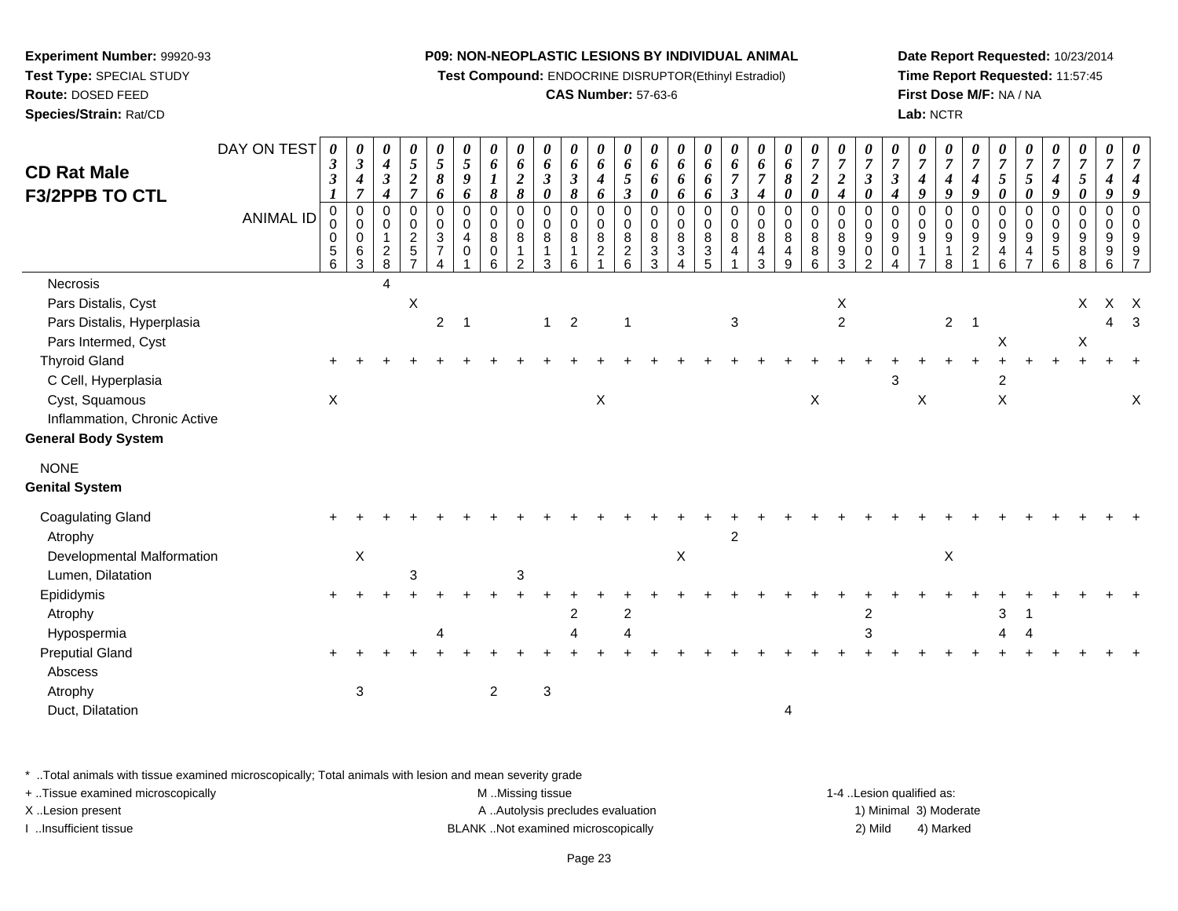**Experiment Number:** 99920-93
**Test Type:** SPECIAL STUDY
**Route:** DOSED FEED
**Species/Strain:** Rat/CD

## P09: NON-NEOPLASTIC LESIONS BY INDIVIDUAL ANIMAL

**Test Compound:** ENDOCRINE DISRUPTOR(Ethinyl Estradiol)

**CAS Number:** 57-63-6

**Date Report Requested:** 10/23/2014
**Time Report Requested:** 11:57:45
**First Dose M/F:** NA / NA
**Lab:** NCTR

| CD Rat Male F3/2PPB TO CTL | | | | | | | | | | | | | | | | | | | | | | | | | | | | | | | |
|---|---|---|---|---|---|---|---|---|---|---|---|---|---|---|---|---|---|---|---|---|---|---|---|---|---|---|---|---|---|---|---|
| DAY ON TEST | 0331 | 0347 | 0434 | 0527 | 0586 | 0596 | 0618 | 0628 | 0630 | 0638 | 0646 | 0653 | 0660 | 0666 | 0666 | 0673 | 0674 | 0680 | 0720 | 0724 | 0730 | 0734 | 0749 | 0749 | 0749 | 0750 | 0750 | 0749 | 0750 | 0749 | 0749 |
| ANIMAL ID | 00056 | 00063 | 00128 | 00257 | 00374 | 00401 | 00806 | 00812 | 00813 | 00816 | 00821 | 00826 | 00833 | 00834 | 00835 | 00841 | 00843 | 00849 | 00886 | 00893 | 00902 | 00904 | 00917 | 00918 | 00921 | 00946 | 00947 | 00956 | 00988 | 00996 | 00997 |
| Necrosis | | | 4 | | | | | | | | | | | | | | | | | | | | | | | | | | | | |
| Pars Distalis, Cyst | | | | X | | | | | | | | | | | | | | | | X | | | | | | | | | X | X | X |
| Pars Distalis, Hyperplasia | | | | | 2 | 1 | | | 1 | 2 | | 1 | | | | 3 | | | | 2 | | | | 2 | 1 | | | | | 4 | 3 |
| Pars Intermed, Cyst | | | | | | | | | | | | | | | | | | | | | | | | | | X | | | X | | |
| Thyroid Gland | + | + | + | + | + | + | + | + | + | + | + | + | + | + | + | + | + | + | + | + | + | + | + | + | + | + | + | + | + | + | + |
| C Cell, Hyperplasia | | | | | | | | | | | | | | | | | | | | | | 3 | | | | 2 | | | | | |
| Cyst, Squamous | X | | | | | | | | | | X | | | | | | | | X | | | | X | | | X | | | | | X |
| Inflammation, Chronic Active | | | | | | | | | | | | | | | | | | | | | | | | | | | | | | | |
| **General Body System** | | | | | | | | | | | | | | | | | | | | | | | | | | | | | | | |
| NONE | | | | | | | | | | | | | | | | | | | | | | | | | | | | | | | |
| **Genital System** | | | | | | | | | | | | | | | | | | | | | | | | | | | | | | | |
| Coagulating Gland | + | + | + | + | + | + | + | + | + | + | + | + | + | + | + | + | + | + | + | + | + | + | + | + | + | + | + | + | + | + | + |
| Atrophy | | | | | | | | | | | | | | | | 2 | | | | | | | | | | | | | | | |
| Developmental Malformation | | X | | | | | | | | | | | | X | | | | | | | | | | X | | | | | | | |
| Lumen, Dilatation | | | | 3 | | | | 3 | | | | | | | | | | | | | | | | | | | | | | | |
| Epididymis | + | + | + | + | + | + | + | + | + | + | + | + | + | + | + | + | + | + | + | + | + | + | + | + | + | + | + | + | + | + | + |
| Atrophy | | | | | | | | | | 2 | | 2 | | | | | | | | | 2 | | | | | 3 | 1 | | | | |
| Hypospermia | | | | | 4 | | | | | 4 | | 4 | | | | | | | | | 3 | | | | | 4 | 4 | | | | |
| Preputial Gland | + | + | + | + | + | + | + | + | + | + | + | + | + | + | + | + | + | + | + | + | + | + | + | + | + | + | + | + | + | + | + |
| Abscess | | | | | | | | | | | | | | | | | | | | | | | | | | | | | | | |
| Atrophy | | 3 | | | | | 2 | | 3 | | | | | | | | | | | | | | | | | | | | | | |
| Duct, Dilatation | | | | | | | | | | | | | | | | | | 4 | | | | | | | | | | | | | |

\* ..Total animals with tissue examined microscopically; Total animals with lesion and mean severity grade
+ ..Tissue examined microscopically
X ..Lesion present
I ..Insufficient tissue

M ..Missing tissue
A ..Autolysis precludes evaluation
BLANK ..Not examined microscopically

1-4 ..Lesion qualified as:
1) Minimal 3) Moderate
2) Mild 4) Marked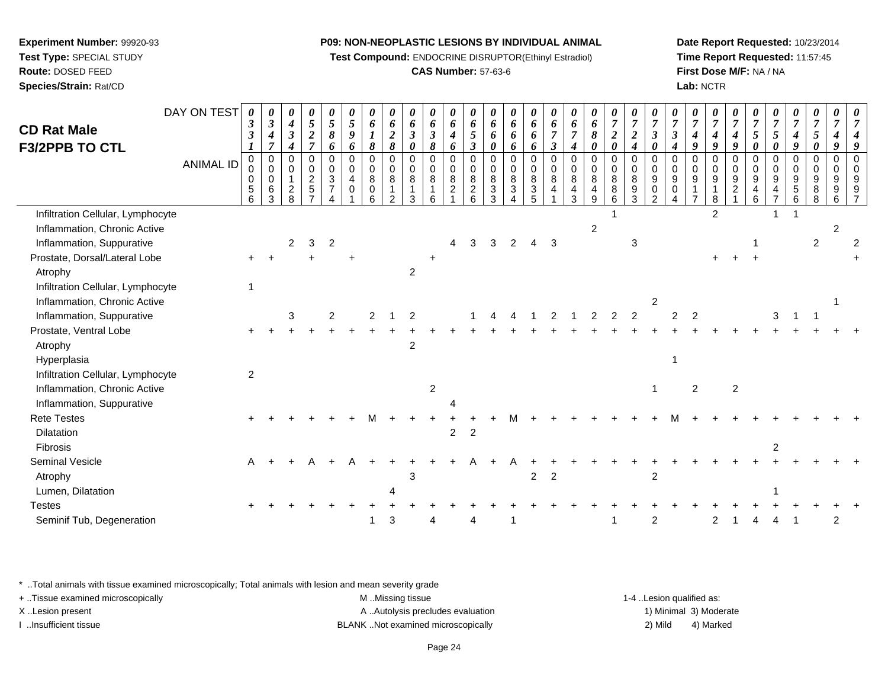**Experiment Number:** 99920-93
**Test Type:** SPECIAL STUDY
**Route:** DOSED FEED
**Species/Strain:** Rat/CD

**P09: NON-NEOPLASTIC LESIONS BY INDIVIDUAL ANIMAL**
**Test Compound:** ENDOCRINE DISRUPTOR(Ethinyl Estradiol)
**CAS Number:** 57-63-6

**Date Report Requested:** 10/23/2014
**Time Report Requested:** 11:57:45
**First Dose M/F:** NA / NA
**Lab:** NCTR

## CD Rat Male F3/2PPB TO CTL

| DAY ON TEST | 0331 | 0347 | 0434 | 0527 | 0586 | 0596 | 0618 | 0628 | 0630 | 0638 | 0646 | 0653 | 0660 | 0666 | 0666 | 0673 | 0674 | 0680 | 0720 | 0724 | 0730 | 0734 | 0749 | 0749 | 0749 | 0750 | 0750 | 0749 | 0750 | 0749 | 0749 |
|---|---|---|---|---|---|---|---|---|---|---|---|---|---|---|---|---|---|---|---|---|---|---|---|---|---|---|---|---|---|---|---|
| **ANIMAL ID** | 00056 | 00063 | 00128 | 00257 | 00374 | 00401 | 00806 | 00812 | 00813 | 00816 | 00821 | 00826 | 00833 | 00834 | 00835 | 00841 | 00843 | 00849 | 00886 | 00893 | 00902 | 00904 | 00917 | 00918 | 00921 | 00946 | 00947 | 00956 | 00988 | 00996 | 00997 |
| Infiltration Cellular, Lymphocyte | | | | | | | | | | | | | | | | | | | 1 | | | | | 2 | | | 1 | 1 | | | |
| Inflammation, Chronic Active | | | | | | | | | | | | | | | | | | 2 | | | | | | | | | | | | 2 | |
| Inflammation, Suppurative | | | 2 | 3 | 2 | | | | | | 4 | 3 | 3 | 2 | 4 | 3 | | | | 3 | | | | | | 1 | | | 2 | | 2 |
| Prostate, Dorsal/Lateral Lobe | + | + | | + | | + | | | | + | | | | | | | | | | | | | | + | + | + | | | | | + |
| Atrophy | | | | | | | | | 2 | | | | | | | | | | | | | | | | | | | | | | |
| Infiltration Cellular, Lymphocyte | 1 | | | | | | | | | | | | | | | | | | | | | | | | | | | | | | |
| Inflammation, Chronic Active | | | | | | | | | | | | | | | | | | | | | 2 | | | | | | | | | 1 | |
| Inflammation, Suppurative | | | 3 | | 2 | | 2 | 1 | 2 | | | 1 | 4 | 4 | 1 | 2 | 1 | 2 | 2 | 2 | | 2 | 2 | | | | 3 | 1 | 1 | | |
| Prostate, Ventral Lobe | + | + | + | + | + | + | + | + | + | + | + | + | + | + | + | + | + | + | + | + | + | + | + | + | + | + | + | + | + | + | + |
| Atrophy | | | | | | | | | 2 | | | | | | | | | | | | | | | | | | | | | | |
| Hyperplasia | | | | | | | | | | | | | | | | | | | | | | 1 | | | | | | | | | |
| Infiltration Cellular, Lymphocyte | 2 | | | | | | | | | | | | | | | | | | | | | | | | | | | | | | |
| Inflammation, Chronic Active | | | | | | | | | | 2 | | | | | | | | | | | 1 | | 2 | | 2 | | | | | | |
| Inflammation, Suppurative | | | | | | | | | | | 4 | | | | | | | | | | | | | | | | | | | | |
| Rete Testes | + | + | + | + | + | + | M | + | + | + | + | + | + | M | + | + | + | + | + | + | + | M | + | + | + | + | + | + | + | + | + |
| Dilatation | | | | | | | | | | | 2 | 2 | | | | | | | | | | | | | | | | | | | |
| Fibrosis | | | | | | | | | | | | | | | | | | | | | | | | | | | 2 | | | | |
| Seminal Vesicle | A | + | + | A | + | A | + | + | + | + | + | A | + | A | + | + | + | + | + | + | + | + | + | + | + | + | + | + | + | + | + |
| Atrophy | | | | | | | | | 3 | | | | | | 2 | 2 | | | | | 2 | | | | | | | | | | |
| Lumen, Dilatation | | | | | | | | 4 | | | | | | | | | | | | | | | | | | | 1 | | | | |
| Testes | + | + | + | + | + | + | + | + | + | + | + | + | + | + | + | + | + | + | + | + | + | + | + | + | + | + | + | + | + | + | + |
| Seminif Tub, Degeneration | | | | | | | 1 | 3 | | 4 | | 4 | | 1 | | | | | 1 | | 2 | | | 2 | 1 | 4 | 4 | 1 | | 2 | |

\* ..Total animals with tissue examined microscopically; Total animals with lesion and mean severity grade
+ ..Tissue examined microscopically
X ..Lesion present
I ..Insufficient tissue

M ..Missing tissue
A ..Autolysis precludes evaluation
BLANK ..Not examined microscopically

1-4 ..Lesion qualified as:
1) Minimal 3) Moderate
2) Mild 4) Marked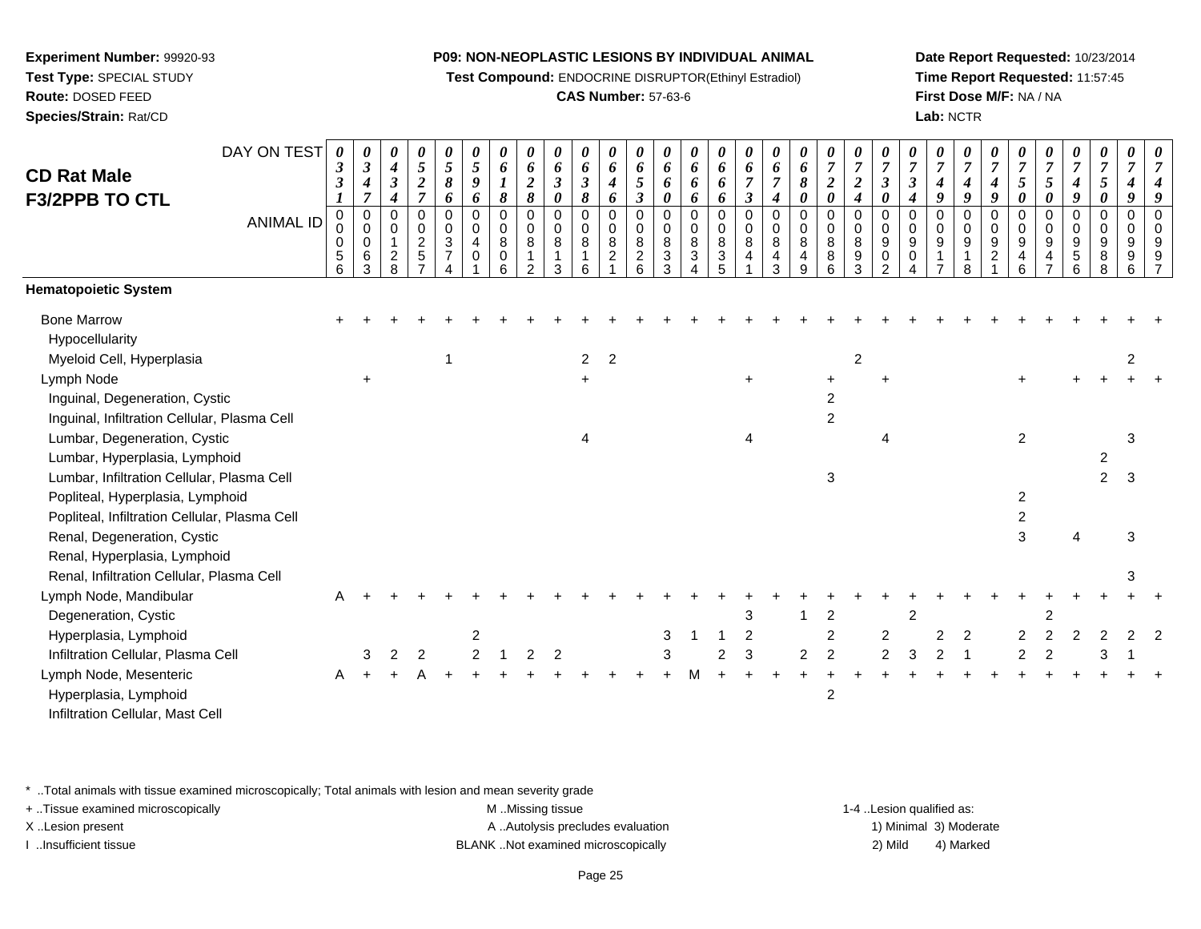**Experiment Number:** 99920-93
**Test Type:** SPECIAL STUDY
**Route:** DOSED FEED
**Species/Strain:** Rat/CD

**P09: NON-NEOPLASTIC LESIONS BY INDIVIDUAL ANIMAL**
**Test Compound:** ENDOCRINE DISRUPTOR(Ethinyl Estradiol)
**CAS Number:** 57-63-6

**Date Report Requested:** 10/23/2014
**Time Report Requested:** 11:57:45
**First Dose M/F:** NA / NA
**Lab:** NCTR

## CD Rat Male F3/2PPB TO CTL

| DAY ON TEST | 0331 | 0347 | 0434 | 0527 | 0586 | 0596 | 0618 | 0628 | 0630 | 0638 | 0646 | 0653 | 0660 | 0666 | 0666 | 0673 | 0674 | 0680 | 0720 | 0724 | 0730 | 0734 | 0749 | 0749 | 0749 | 0750 | 0750 | 0749 | 0750 | 0749 | 0749 |
|---|---|---|---|---|---|---|---|---|---|---|---|---|---|---|---|---|---|---|---|---|---|---|---|---|---|---|---|---|---|---|---|
| **ANIMAL ID** | 00056 | 00063 | 00128 | 00257 | 00374 | 00401 | 00806 | 00812 | 00813 | 00816 | 00821 | 00826 | 00833 | 00834 | 00835 | 00841 | 00843 | 00849 | 00886 | 00893 | 00902 | 00904 | 00917 | 00918 | 00921 | 00946 | 00947 | 00956 | 00988 | 00996 | 00997 |
| **Hematopoietic System** | | | | | | | | | | | | | | | | | | | | | | | | | | | | | | | |
| Bone Marrow | + | + | + | + | + | + | + | + | + | + | + | + | + | + | + | + | + | + | + | + | + | + | + | + | + | + | + | + | + | + | + |
| Hypocellularity | | | | | | | | | | | | | | | | | | | | | | | | | | | | | | | |
| Myeloid Cell, Hyperplasia | | | | | 1 | | | | | 2 | 2 | | | | | | | | | 2 | | | | | | | | | | 2 | |
| Lymph Node | | + | | | | | | | | + | | | | | | + | | | + | | + | | | | | + | | + | + | + | + |
| Inguinal, Degeneration, Cystic | | | | | | | | | | | | | | | | | | | 2 | | | | | | | | | | | | |
| Inguinal, Infiltration Cellular, Plasma Cell | | | | | | | | | | | | | | | | | | | 2 | | | | | | | | | | | | |
| Lumbar, Degeneration, Cystic | | | | | | | | | | 4 | | | | | | 4 | | | | | 4 | | | | | 2 | | | | 3 | |
| Lumbar, Hyperplasia, Lymphoid | | | | | | | | | | | | | | | | | | | | | | | | | | | | | 2 | | |
| Lumbar, Infiltration Cellular, Plasma Cell | | | | | | | | | | | | | | | | | | | 3 | | | | | | | | | | 2 | 3 | |
| Popliteal, Hyperplasia, Lymphoid | | | | | | | | | | | | | | | | | | | | | | | | | | 2 | | | | | |
| Popliteal, Infiltration Cellular, Plasma Cell | | | | | | | | | | | | | | | | | | | | | | | | | | 2 | | | | | |
| Renal, Degeneration, Cystic | | | | | | | | | | | | | | | | | | | | | | | | | | 3 | | 4 | | 3 | |
| Renal, Hyperplasia, Lymphoid | | | | | | | | | | | | | | | | | | | | | | | | | | | | | | | |
| Renal, Infiltration Cellular, Plasma Cell | | | | | | | | | | | | | | | | | | | | | | | | | | | | | | 3 | |
| Lymph Node, Mandibular | A | + | + | + | + | + | + | + | + | + | + | + | + | + | + | + | + | + | + | + | + | + | + | + | + | + | + | + | + | + | + |
| Degeneration, Cystic | | | | | | | | | | | | | | | | 3 | | 1 | 2 | | | 2 | | | | | 2 | | | | |
| Hyperplasia, Lymphoid | | | | | | 2 | | | | | | | 3 | 1 | 1 | 2 | | | 2 | | 2 | | 2 | 2 | | 2 | 2 | 2 | 2 | 2 | 2 |
| Infiltration Cellular, Plasma Cell | | 3 | 2 | 2 | | 2 | 1 | 2 | 2 | | | | 3 | | 2 | 3 | | 2 | 2 | | 2 | 3 | 2 | 1 | | 2 | 2 | | 3 | 1 | |
| Lymph Node, Mesenteric | A | + | + | A | + | + | + | + | + | + | + | + | + | M | + | + | + | + | + | + | + | + | + | + | + | + | + | + | + | + | + |
| Hyperplasia, Lymphoid | | | | | | | | | | | | | | | | | | | 2 | | | | | | | | | | | | |
| Infiltration Cellular, Mast Cell | | | | | | | | | | | | | | | | | | | | | | | | | | | | | | | |

\* ..Total animals with tissue examined microscopically; Total animals with lesion and mean severity grade
+ ..Tissue examined microscopically
X ..Lesion present
I ..Insufficient tissue

M ..Missing tissue
A ..Autolysis precludes evaluation
BLANK ..Not examined microscopically

1-4 ..Lesion qualified as:
1) Minimal 3) Moderate
2) Mild 4) Marked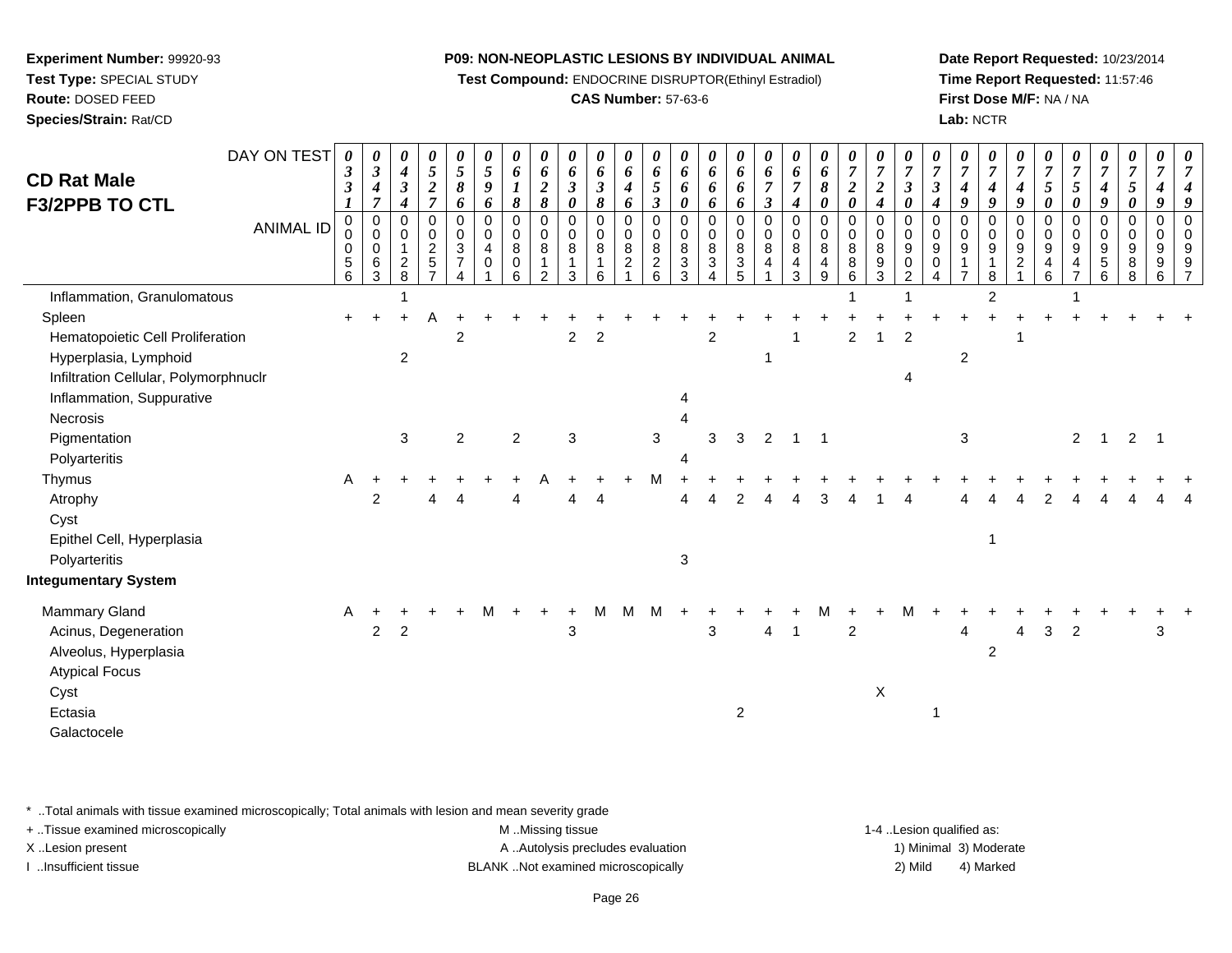**Experiment Number:** 99920-93
**Test Type:** SPECIAL STUDY
**Route:** DOSED FEED
**Species/Strain:** Rat/CD

**P09: NON-NEOPLASTIC LESIONS BY INDIVIDUAL ANIMAL**
**Test Compound:** ENDOCRINE DISRUPTOR(Ethinyl Estradiol)
**CAS Number:** 57-63-6

**Date Report Requested:** 10/23/2014
**Time Report Requested:** 11:57:46
**First Dose M/F:** NA / NA
**Lab:** NCTR

## CD Rat Male F3/2PPB TO CTL

| DAY ON TEST | 0331 | 0347 | 0434 | 0527 | 0586 | 0596 | 0618 | 0628 | 0630 | 0638 | 0646 | 0653 | 0660 | 0666 | 0666 | 0673 | 0674 | 0680 | 0720 | 0724 | 0730 | 0734 | 0749 | 0749 | 0749 | 0750 | 0750 | 0749 | 0750 | 0749 | 0749 |
|---|---|---|---|---|---|---|---|---|---|---|---|---|---|---|---|---|---|---|---|---|---|---|---|---|---|---|---|---|---|---|---|
| **ANIMAL ID** | 00056 | 00063 | 00128 | 00257 | 00374 | 00401 | 00806 | 00812 | 00813 | 00816 | 00821 | 00826 | 00833 | 00834 | 00835 | 00841 | 00843 | 00849 | 00886 | 00893 | 00902 | 00904 | 00917 | 00918 | 00921 | 00946 | 00947 | 00956 | 00988 | 00996 | 00997 |
| Inflammation, Granulomatous | | | 1 | | | | | | | | | | | | | | | | 1 | | 1 | | | 2 | | | 1 | | | | |
| Spleen | + | + | + | A | + | + | + | + | + | + | + | + | + | + | + | + | + | + | + | + | + | + | + | + | + | + | + | + | + | + | + |
| Hematopoietic Cell Proliferation | | | | | 2 | | | | 2 | 2 | | | | 2 | | | 1 | | 2 | 1 | 2 | | | | 1 | | | | | | |
| Hyperplasia, Lymphoid | | | 2 | | | | | | | | | | | | | 1 | | | | | | | 2 | | | | | | | | |
| Infiltration Cellular, Polymorphnuclr | | | | | | | | | | | | | | | | | | | | | 4 | | | | | | | | | | |
| Inflammation, Suppurative | | | | | | | | | | | | | 4 | | | | | | | | | | | | | | | | | | |
| Necrosis | | | | | | | | | | | | | 4 | | | | | | | | | | | | | | | | | | |
| Pigmentation | | | 3 | | 2 | | 2 | | 3 | | | 3 | | 3 | 3 | 2 | 1 | 1 | | | | | 3 | | | | 2 | 1 | 2 | 1 | |
| Polyarteritis | | | | | | | | | | | | | 4 | | | | | | | | | | | | | | | | | | |
| Thymus | A | + | + | + | + | + | + | A | + | + | + | M | + | + | + | + | + | + | + | + | + | + | + | + | + | + | + | + | + | + | + |
| Atrophy | | 2 | | 4 | 4 | | 4 | | 4 | 4 | | | 4 | 4 | 2 | 4 | 4 | 3 | 4 | 1 | 4 | | 4 | 4 | 4 | 2 | 4 | 4 | 4 | 4 | 4 |
| Cyst | | | | | | | | | | | | | | | | | | | | | | | | | | | | | | | |
| Epithel Cell, Hyperplasia | | | | | | | | | | | | | | | | | | | | | | | | 1 | | | | | | | |
| Polyarteritis | | | | | | | | | | | | | 3 | | | | | | | | | | | | | | | | | | |
| **Integumentary System** | | | | | | | | | | | | | | | | | | | | | | | | | | | | | | | |
| Mammary Gland | A | + | + | + | + | M | + | + | + | M | M | M | + | + | + | + | + | M | + | + | M | + | + | + | + | + | + | + | + | + | + |
| Acinus, Degeneration | | 2 | 2 | | | | | | 3 | | | | | 3 | | 4 | 1 | | 2 | | | | 4 | | 4 | 3 | 2 | | | 3 | |
| Alveolus, Hyperplasia | | | | | | | | | | | | | | | | | | | | | | | | 2 | | | | | | | |
| Atypical Focus | | | | | | | | | | | | | | | | | | | | | | | | | | | | | | | |
| Cyst | | | | | | | | | | | | | | | | | | | | X | | | | | | | | | | | |
| Ectasia | | | | | | | | | | | | | | | 2 | | | | | | | 1 | | | | | | | | | |
| Galactocele | | | | | | | | | | | | | | | | | | | | | | | | | | | | | | | |

\* ..Total animals with tissue examined microscopically; Total animals with lesion and mean severity grade
+ ..Tissue examined microscopically
X ..Lesion present
I ..Insufficient tissue
M ..Missing tissue
A ..Autolysis precludes evaluation
BLANK ..Not examined microscopically
1-4 ..Lesion qualified as: 1) Minimal 2) Mild 3) Moderate 4) Marked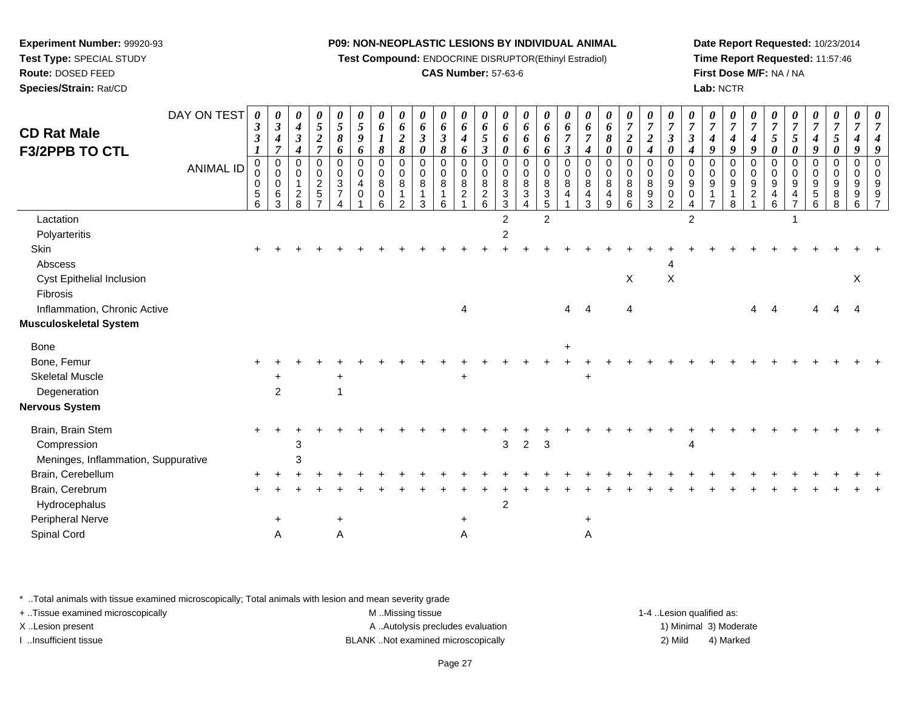**Experiment Number:** 99920-93
**Test Type:** SPECIAL STUDY
**Route:** DOSED FEED
**Species/Strain:** Rat/CD

**P09: NON-NEOPLASTIC LESIONS BY INDIVIDUAL ANIMAL**
**Test Compound:** ENDOCRINE DISRUPTOR(Ethinyl Estradiol)
**CAS Number:** 57-63-6

**Date Report Requested:** 10/23/2014
**Time Report Requested:** 11:57:46
**First Dose M/F:** NA / NA
**Lab:** NCTR

## CD Rat Male F3/2PPB TO CTL

| DAY ON TEST | 0331 | 0347 | 0434 | 0527 | 0586 | 0596 | 0618 | 0628 | 0630 | 0638 | 0646 | 0653 | 0660 | 0666 | 0666 | 0673 | 0674 | 0680 | 0720 | 0724 | 0730 | 0734 | 0749 | 0749 | 0749 | 0750 | 0750 | 0749 | 0750 | 0749 | 0749 |
|---|---|---|---|---|---|---|---|---|---|---|---|---|---|---|---|---|---|---|---|---|---|---|---|---|---|---|---|---|---|---|---|
| **ANIMAL ID** | 0056 | 0063 | 0128 | 0257 | 0374 | 0401 | 0806 | 0812 | 0813 | 0816 | 0821 | 0826 | 0833 | 0834 | 0835 | 0841 | 0843 | 0849 | 0886 | 0893 | 0902 | 0904 | 0917 | 0918 | 0921 | 0946 | 0947 | 0956 | 0988 | 0996 | 0997 |
| Lactation | | | | | | | | | | | | | 2 | | 2 | | | | | | | 2 | | | | | 1 | | | | |
| Polyarteritis | | | | | | | | | | | | | 2 | | | | | | | | | | | | | | | | | | |
| Skin | + | + | + | + | + | + | + | + | + | + | + | + | + | + | + | + | + | + | + | + | + | + | + | + | + | + | + | + | + | + | + |
| Abscess | | | | | | | | | | | | | | | | | | | | | 4 | | | | | | | | | | |
| Cyst Epithelial Inclusion | | | | | | | | | | | | | | | | | | | X | | X | | | | | | | | | X | |
| Fibrosis | | | | | | | | | | | | | | | | | | | | | | | | | | | | | | | |
| Inflammation, Chronic Active | | | | | | | | | | | 4 | | | | | 4 | 4 | | 4 | | | | | | 4 | 4 | | 4 | 4 | 4 | |
| **Musculoskeletal System** | | | | | | | | | | | | | | | | | | | | | | | | | | | | | | | |
| Bone | | | | | | | | | | | | | | | | + | | | | | | | | | | | | | | | |
| Bone, Femur | + | + | + | + | + | + | + | + | + | + | + | + | + | + | + | + | + | + | + | + | + | + | + | + | + | + | + | + | + | + | + |
| Skeletal Muscle | | + | | | + | | | | | | + | | | | | | + | | | | | | | | | | | | | | |
| Degeneration | | 2 | | | 1 | | | | | | | | | | | | | | | | | | | | | | | | | | |
| **Nervous System** | | | | | | | | | | | | | | | | | | | | | | | | | | | | | | | |
| Brain, Brain Stem | + | + | + | + | + | + | + | + | + | + | + | + | + | + | + | + | + | + | + | + | + | + | + | + | + | + | + | + | + | + | + |
| Compression | | | 3 | | | | | | | | | | 3 | 2 | 3 | | | | | | | 4 | | | | | | | | | |
| Meninges, Inflammation, Suppurative | | | 3 | | | | | | | | | | | | | | | | | | | | | | | | | | | | |
| Brain, Cerebellum | + | + | + | + | + | + | + | + | + | + | + | + | + | + | + | + | + | + | + | + | + | + | + | + | + | + | + | + | + | + | + |
| Brain, Cerebrum | + | + | + | + | + | + | + | + | + | + | + | + | + | + | + | + | + | + | + | + | + | + | + | + | + | + | + | + | + | + | + |
| Hydrocephalus | | | | | | | | | | | | | 2 | | | | | | | | | | | | | | | | | | |
| Peripheral Nerve | | + | | | + | | | | | | + | | | | | | + | | | | | | | | | | | | | | |
| Spinal Cord | | A | | | A | | | | | | A | | | | | | A | | | | | | | | | | | | | | |

\* ..Total animals with tissue examined microscopically; Total animals with lesion and mean severity grade
+ ..Tissue examined microscopically
X ..Lesion present
I ..Insufficient tissue

M ..Missing tissue
A ..Autolysis precludes evaluation
BLANK ..Not examined microscopically

1-4 ..Lesion qualified as:
1) Minimal 3) Moderate
2) Mild 4) Marked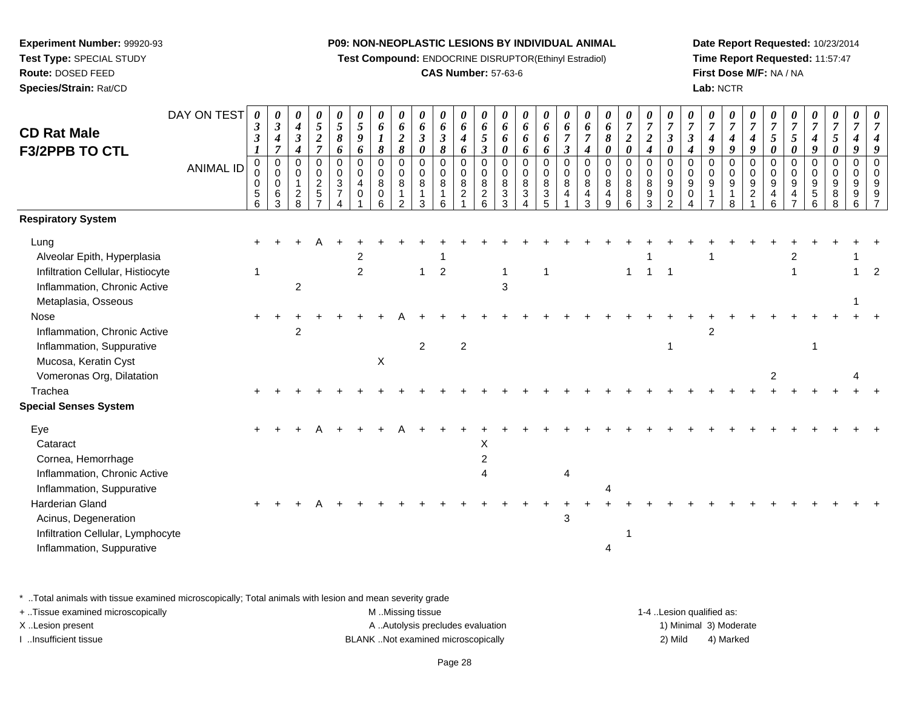**Experiment Number:** 99920-93
**Test Type:** SPECIAL STUDY
**Route:** DOSED FEED
**Species/Strain:** Rat/CD

**P09: NON-NEOPLASTIC LESIONS BY INDIVIDUAL ANIMAL**
**Test Compound:** ENDOCRINE DISRUPTOR(Ethinyl Estradiol)
**CAS Number:** 57-63-6

**Date Report Requested:** 10/23/2014
**Time Report Requested:** 11:57:47
**First Dose M/F:** NA / NA
**Lab:** NCTR

## CD Rat Male F3/2PPB TO CTL

| DAY ON TEST | 0331 | 0347 | 0434 | 0527 | 0586 | 0596 | 0618 | 0628 | 0630 | 0638 | 0646 | 0653 | 0660 | 0666 | 0666 | 0673 | 0674 | 0680 | 0720 | 0724 | 0730 | 0734 | 0749 | 0749 | 0749 | 0750 | 0750 | 0749 | 0750 | 0749 | 0749 |
|---|---|---|---|---|---|---|---|---|---|---|---|---|---|---|---|---|---|---|---|---|---|---|---|---|---|---|---|---|---|---|---|
| **ANIMAL ID** | 0056 | 0063 | 0128 | 0257 | 0374 | 0401 | 0806 | 0812 | 0813 | 0816 | 0821 | 0826 | 0833 | 0834 | 0835 | 0841 | 0843 | 0849 | 0886 | 0893 | 0902 | 0904 | 0917 | 0918 | 0921 | 0946 | 0947 | 0956 | 0988 | 0996 | 0997 |
| **Respiratory System** | | | | | | | | | | | | | | | | | | | | | | | | | | | | | | | |
| Lung | + | + | + | A | + | + | + | + | + | + | + | + | + | + | + | + | + | + | + | + | + | + | + | + | + | + | + | + | + | + | + |
| Alveolar Epith, Hyperplasia | | | | | | 2 | | | | 1 | | | | | | | | | | 1 | | | 1 | | | | 2 | | | 1 | |
| Infiltration Cellular, Histiocyte | 1 | | | | | 2 | | | 1 | 2 | | | 1 | | 1 | | | | 1 | 1 | 1 | | | | | | 1 | | | 1 | 2 |
| Inflammation, Chronic Active | | | 2 | | | | | | | | | | 3 | | | | | | | | | | | | | | | | | | |
| Metaplasia, Osseous | | | | | | | | | | | | | | | | | | | | | | | | | | | | | | 1 | |
| Nose | + | + | + | + | + | + | + | A | + | + | + | + | + | + | + | + | + | + | + | + | + | + | + | + | + | + | + | + | + | + | + |
| Inflammation, Chronic Active | | | 2 | | | | | | | | | | | | | | | | | | | | 2 | | | | | | | | |
| Inflammation, Suppurative | | | | | | | | | 2 | | 2 | | | | | | | | | | 1 | | | | | | | 1 | | | |
| Mucosa, Keratin Cyst | | | | | | | X | | | | | | | | | | | | | | | | | | | | | | | | |
| Vomeronas Org, Dilatation | | | | | | | | | | | | | | | | | | | | | | | | | | 2 | | | | 4 | |
| Trachea | + | + | + | + | + | + | + | + | + | + | + | + | + | + | + | + | + | + | + | + | + | + | + | + | + | + | + | + | + | + | + |
| **Special Senses System** | | | | | | | | | | | | | | | | | | | | | | | | | | | | | | | |
| Eye | + | + | + | A | + | + | + | A | + | + | + | + | + | + | + | + | + | + | + | + | + | + | + | + | + | + | + | + | + | + | + |
| Cataract | | | | | | | | | | | | X | | | | | | | | | | | | | | | | | | | |
| Cornea, Hemorrhage | | | | | | | | | | | | 2 | | | | | | | | | | | | | | | | | | | |
| Inflammation, Chronic Active | | | | | | | | | | | | 4 | | | | 4 | | | | | | | | | | | | | | | |
| Inflammation, Suppurative | | | | | | | | | | | | | | | | | | 4 | | | | | | | | | | | | | |
| Harderian Gland | + | + | + | A | + | + | + | + | + | + | + | + | + | + | + | + | + | + | + | + | + | + | + | + | + | + | + | + | + | + | + |
| Acinus, Degeneration | | | | | | | | | | | | | | | | 3 | | | | | | | | | | | | | | | |
| Infiltration Cellular, Lymphocyte | | | | | | | | | | | | | | | | | | | 1 | | | | | | | | | | | | |
| Inflammation, Suppurative | | | | | | | | | | | | | | | | | | 4 | | | | | | | | | | | | | |

* ..Total animals with tissue examined microscopically; Total animals with lesion and mean severity grade
+ ..Tissue examined microscopically
X ..Lesion present
I ..Insufficient tissue

M ..Missing tissue
A ..Autolysis precludes evaluation
BLANK ..Not examined microscopically

1-4 ..Lesion qualified as:
1) Minimal 3) Moderate
2) Mild 4) Marked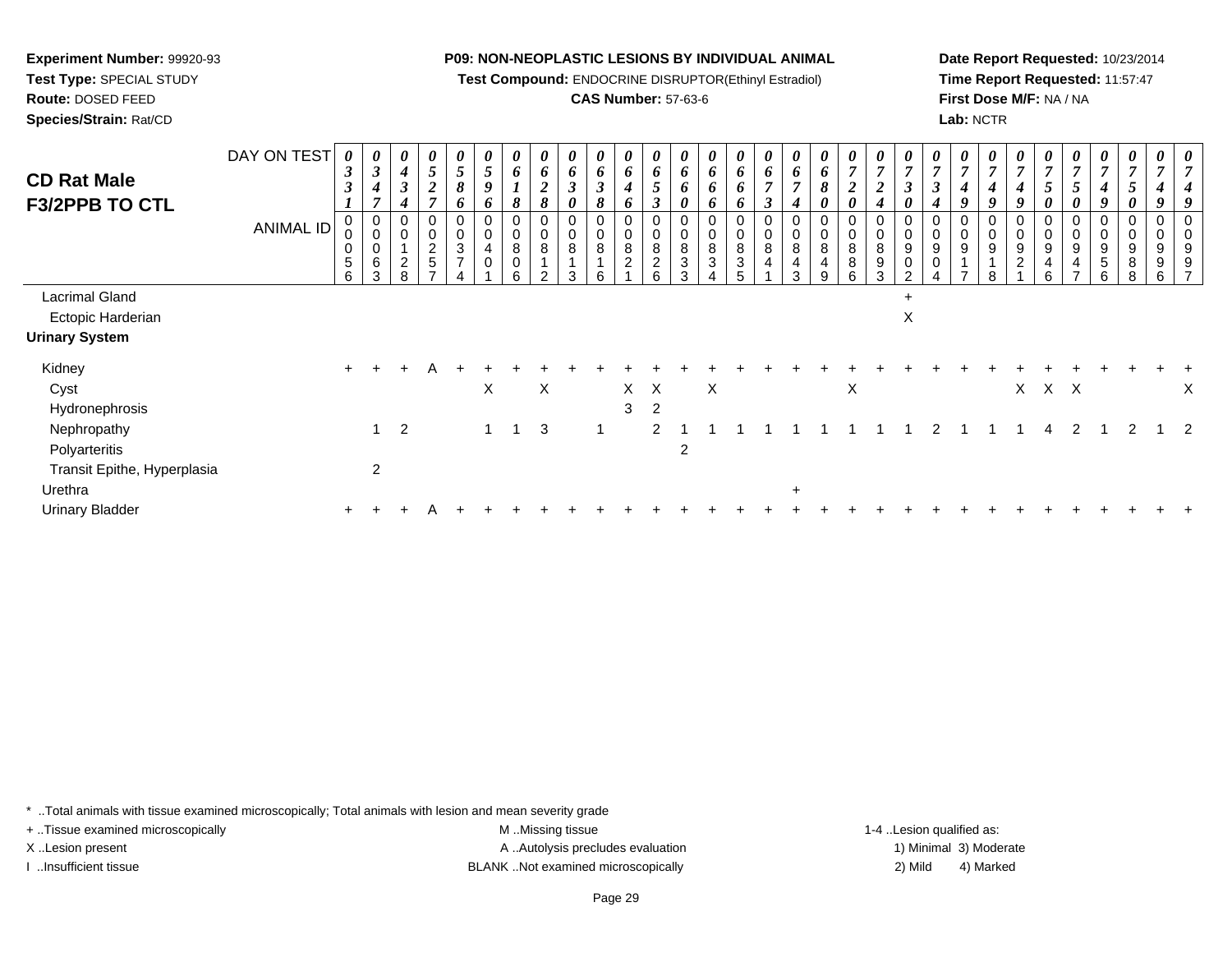**Experiment Number:** 99920-93
**Test Type:** SPECIAL STUDY
**Route:** DOSED FEED
**Species/Strain:** Rat/CD

**P09: NON-NEOPLASTIC LESIONS BY INDIVIDUAL ANIMAL**
**Test Compound:** ENDOCRINE DISRUPTOR(Ethinyl Estradiol)
**CAS Number:** 57-63-6

**Date Report Requested:** 10/23/2014
**Time Report Requested:** 11:57:47
**First Dose M/F:** NA / NA
**Lab:** NCTR

# CD Rat Male F3/2PPB TO CTL

| DAY ON TEST | 0331 | 0347 | 0434 | 0527 | 0586 | 0596 | 0618 | 0628 | 0630 | 0638 | 0646 | 0653 | 0660 | 0666 | 0666 | 0673 | 0674 | 0680 | 0720 | 0724 | 0730 | 0734 | 0749 | 0749 | 0749 | 0750 | 0750 | 0749 | 0750 | 0749 | 0749 |
|---|---|---|---|---|---|---|---|---|---|---|---|---|---|---|---|---|---|---|---|---|---|---|---|---|---|---|---|---|---|---|---|
| **ANIMAL ID** | 0056 | 0063 | 0128 | 0257 | 0374 | 0401 | 0806 | 0812 | 0813 | 0816 | 0821 | 0826 | 0833 | 0834 | 0835 | 0841 | 0843 | 0849 | 0886 | 0893 | 0902 | 0904 | 0917 | 0918 | 0921 | 0946 | 0947 | 0956 | 0988 | 0996 | 0997 |
| Lacrimal Gland | | | | | | | | | | | | | | | | | | | | | + | | | | | | | | | | |
| Ectopic Harderian | | | | | | | | | | | | | | | | | | | | | X | | | | | | | | | | |
| **Urinary System** | | | | | | | | | | | | | | | | | | | | | | | | | | | | | | | |
| Kidney | + | + | + | A | + | + | + | + | + | + | + | + | + | + | + | + | + | + | + | + | + | + | + | + | + | + | + | + | + | + | + |
| Cyst | | | | | | X | | X | | | X | X | | X | | | | | X | | | | | | X | X | X | | | | X |
| Hydronephrosis | | | | | | | | | | | 3 | 2 | | | | | | | | | | | | | | | | | | | |
| Nephropathy | | 1 | 2 | | | 1 | 1 | 3 | | 1 | | 2 | 1 | 1 | 1 | 1 | 1 | 1 | 1 | 1 | 1 | 2 | 1 | 1 | 1 | 4 | 2 | 1 | 2 | 1 | 2 |
| Polyarteritis | | | | | | | | | | | | | 2 | | | | | | | | | | | | | | | | | | |
| Transit Epithe, Hyperplasia | | 2 | | | | | | | | | | | | | | | | | | | | | | | | | | | | | |
| Urethra | | | | | | | | | | | | | | | | | + | | | | | | | | | | | | | | |
| Urinary Bladder | + | + | + | A | + | + | + | + | + | + | + | + | + | + | + | + | + | + | + | + | + | + | + | + | + | + | + | + | + | + | + |

\* ..Total animals with tissue examined microscopically; Total animals with lesion and mean severity grade
+ ..Tissue examined microscopically
X ..Lesion present
I ..Insufficient tissue

M ..Missing tissue
A ..Autolysis precludes evaluation
BLANK ..Not examined microscopically

1-4 ..Lesion qualified as:
1) Minimal 3) Moderate
2) Mild 4) Marked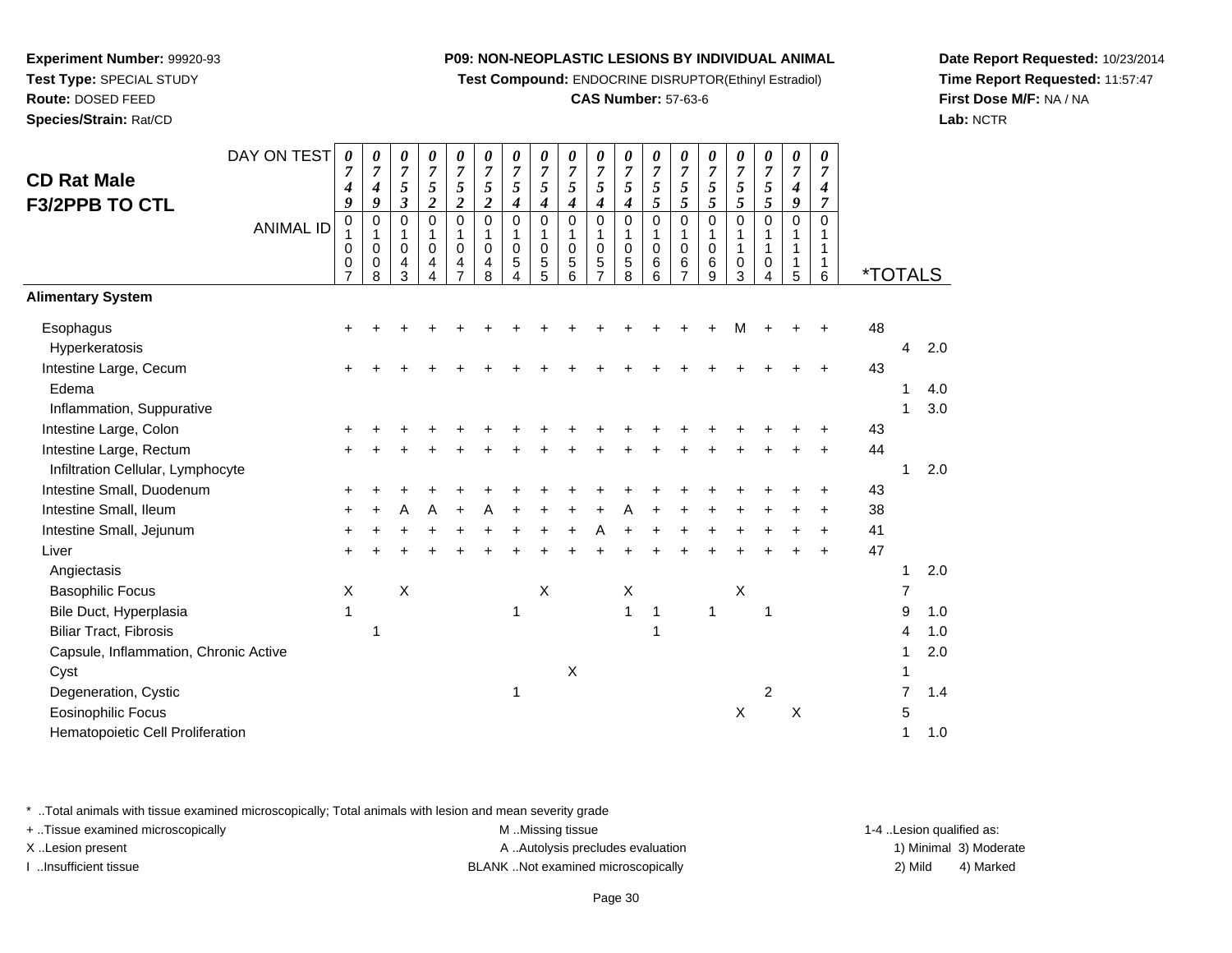**Experiment Number:** 99920-93
**Test Type:** SPECIAL STUDY
**Route:** DOSED FEED
**Species/Strain:** Rat/CD

**P09: NON-NEOPLASTIC LESIONS BY INDIVIDUAL ANIMAL**
**Test Compound:** ENDOCRINE DISRUPTOR(Ethinyl Estradiol)
**CAS Number:** 57-63-6

**Date Report Requested:** 10/23/2014
**Time Report Requested:** 11:57:47
**First Dose M/F:** NA / NA
**Lab:** NCTR

## CD Rat Male
## F3/2PPB TO CTL

| DAY ON TEST | 0749 | 0749 | 0753 | 0752 | 0752 | 0752 | 0754 | 0754 | 0754 | 0754 | 0754 | 0755 | 0755 | 0755 | 0755 | 0755 | 0749 | 0747 | *TOTALS | | |
|---|---|---|---|---|---|---|---|---|---|---|---|---|---|---|---|---|---|---|---|---|---|
| **ANIMAL ID** | 01007 | 01008 | 01043 | 01044 | 01047 | 01048 | 01054 | 01055 | 01056 | 01057 | 01058 | 01066 | 01067 | 01069 | 01103 | 01104 | 01115 | 01116 | | | |
| **Alimentary System** | | | | | | | | | | | | | | | | | | | | | |
| Esophagus | + | + | + | + | + | + | + | + | + | + | + | + | + | + | M | + | + | + | 48 | | |
| Hyperkeratosis | | | | | | | | | | | | | | | | | | | | 4 | 2.0 |
| Intestine Large, Cecum | + | + | + | + | + | + | + | + | + | + | + | + | + | + | + | + | + | + | 43 | | |
| Edema | | | | | | | | | | | | | | | | | | | | 1 | 4.0 |
| Inflammation, Suppurative | | | | | | | | | | | | | | | | | | | | 1 | 3.0 |
| Intestine Large, Colon | + | + | + | + | + | + | + | + | + | + | + | + | + | + | + | + | + | + | 43 | | |
| Intestine Large, Rectum | + | + | + | + | + | + | + | + | + | + | + | + | + | + | + | + | + | + | 44 | | |
| Infiltration Cellular, Lymphocyte | | | | | | | | | | | | | | | | | | | | 1 | 2.0 |
| Intestine Small, Duodenum | + | + | + | + | + | + | + | + | + | + | + | + | + | + | + | + | + | + | 43 | | |
| Intestine Small, Ileum | + | + | A | A | + | A | + | + | + | + | A | + | + | + | + | + | + | + | 38 | | |
| Intestine Small, Jejunum | + | + | + | + | + | + | + | + | + | A | + | + | + | + | + | + | + | + | 41 | | |
| Liver | + | + | + | + | + | + | + | + | + | + | + | + | + | + | + | + | + | + | 47 | | |
| Angiectasis | | | | | | | | | | | | | | | | | | | | 1 | 2.0 |
| Basophilic Focus | X | | X | | | | | X | | | X | | | | X | | | | | 7 | |
| Bile Duct, Hyperplasia | 1 | | | | | | 1 | | | | 1 | 1 | | 1 | | 1 | | | | 9 | 1.0 |
| Biliar Tract, Fibrosis | | 1 | | | | | | | | | | 1 | | | | | | | | 4 | 1.0 |
| Capsule, Inflammation, Chronic Active | | | | | | | | | | | | | | | | | | | | 1 | 2.0 |
| Cyst | | | | | | | | | X | | | | | | | | | | | 1 | |
| Degeneration, Cystic | | | | | | | 1 | | | | | | | | | 2 | | | | 7 | 1.4 |
| Eosinophilic Focus | | | | | | | | | | | | | | | X | | X | | | 5 | |
| Hematopoietic Cell Proliferation | | | | | | | | | | | | | | | | | | | | 1 | 1.0 |

\* ..Total animals with tissue examined microscopically; Total animals with lesion and mean severity grade
+ ..Tissue examined microscopically
X ..Lesion present
I ..Insufficient tissue
M ..Missing tissue
A ..Autolysis precludes evaluation
BLANK ..Not examined microscopically
1-4 ..Lesion qualified as: 1) Minimal 2) Mild 3) Moderate 4) Marked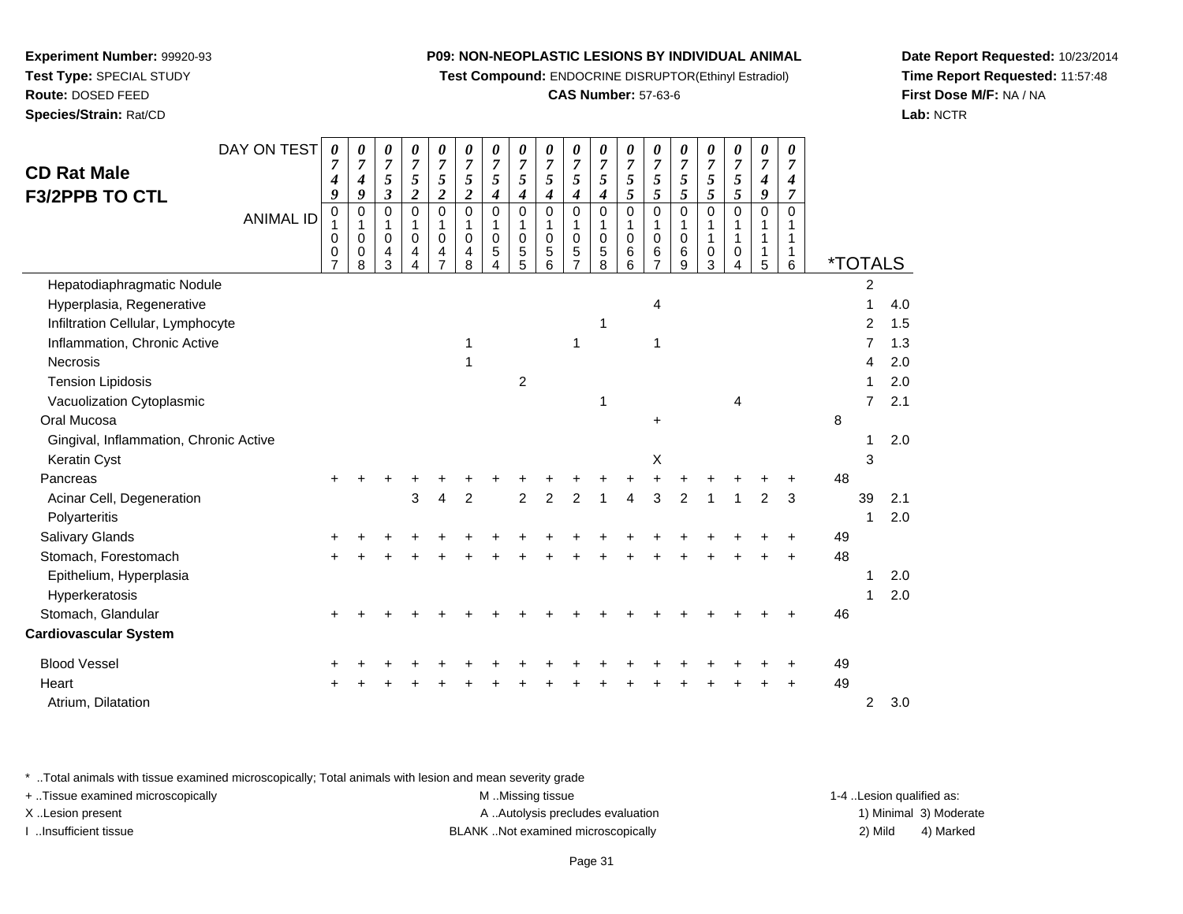**Experiment Number:** 99920-93
**Test Type:** SPECIAL STUDY
**Route:** DOSED FEED
**Species/Strain:** Rat/CD

**P09: NON-NEOPLASTIC LESIONS BY INDIVIDUAL ANIMAL**
**Test Compound:** ENDOCRINE DISRUPTOR(Ethinyl Estradiol)
**CAS Number:** 57-63-6

**Date Report Requested:** 10/23/2014
**Time Report Requested:** 11:57:48
**First Dose M/F:** NA / NA
**Lab:** NCTR

## CD Rat Male
## F3/2PPB TO CTL

| DAY ON TEST | 0749 | 0749 | 0753 | 0752 | 0752 | 0752 | 0754 | 0754 | 0754 | 0754 | 0754 | 0755 | 0755 | 0755 | 0755 | 0755 | 0749 | 0747 | *TOTALS | | |
|---|---|---|---|---|---|---|---|---|---|---|---|---|---|---|---|---|---|---|---|---|---|
| ANIMAL ID | 01007 | 01008 | 01043 | 01044 | 01047 | 01048 | 01054 | 01055 | 01056 | 01057 | 01058 | 01066 | 01067 | 01069 | 01103 | 01104 | 01115 | 01116 | | | |
| Hepatodiaphragmatic Nodule | | | | | | | | | | | | | | | | | | | | 2 | |
| Hyperplasia, Regenerative | | | | | | | | | | | | | 4 | | | | | | | 1 | 4.0 |
| Infiltration Cellular, Lymphocyte | | | | | | | | | | | 1 | | | | | | | | | 2 | 1.5 |
| Inflammation, Chronic Active | | | | | | 1 | | | | 1 | | | 1 | | | | | | | 7 | 1.3 |
| Necrosis | | | | | | 1 | | | | | | | | | | | | | | 4 | 2.0 |
| Tension Lipidosis | | | | | | | | 2 | | | | | | | | | | | | 1 | 2.0 |
| Vacuolization Cytoplasmic | | | | | | | | | | | 1 | | | | | 4 | | | | 7 | 2.1 |
| Oral Mucosa | | | | | | | | | | | | | + | | | | | | 8 | | |
| Gingival, Inflammation, Chronic Active | | | | | | | | | | | | | | | | | | | | 1 | 2.0 |
| Keratin Cyst | | | | | | | | | | | | | X | | | | | | | 3 | |
| Pancreas | + | + | + | + | + | + | + | + | + | + | + | + | + | + | + | + | + | + | 48 | | |
| Acinar Cell, Degeneration | | | | 3 | 4 | 2 | | 2 | 2 | 2 | 1 | 4 | 3 | 2 | 1 | 1 | 2 | 3 | | 39 | 2.1 |
| Polyarteritis | | | | | | | | | | | | | | | | | | | | 1 | 2.0 |
| Salivary Glands | + | + | + | + | + | + | + | + | + | + | + | + | + | + | + | + | + | + | 49 | | |
| Stomach, Forestomach | + | + | + | + | + | + | + | + | + | + | + | + | + | + | + | + | + | + | 48 | | |
| Epithelium, Hyperplasia | | | | | | | | | | | | | | | | | | | | 1 | 2.0 |
| Hyperkeratosis | | | | | | | | | | | | | | | | | | | | 1 | 2.0 |
| Stomach, Glandular | + | + | + | + | + | + | + | + | + | + | + | + | + | + | + | + | + | + | 46 | | |
| **Cardiovascular System** | | | | | | | | | | | | | | | | | | | | | |
| Blood Vessel | + | + | + | + | + | + | + | + | + | + | + | + | + | + | + | + | + | + | 49 | | |
| Heart | + | + | + | + | + | + | + | + | + | + | + | + | + | + | + | + | + | + | 49 | | |
| Atrium, Dilatation | | | | | | | | | | | | | | | | | | | | 2 | 3.0 |

\* ..Total animals with tissue examined microscopically; Total animals with lesion and mean severity grade
+ ..Tissue examined microscopically
X ..Lesion present
I ..Insufficient tissue
M ..Missing tissue
A ..Autolysis precludes evaluation
BLANK ..Not examined microscopically
1-4 ..Lesion qualified as: 1) Minimal 2) Mild 3) Moderate 4) Marked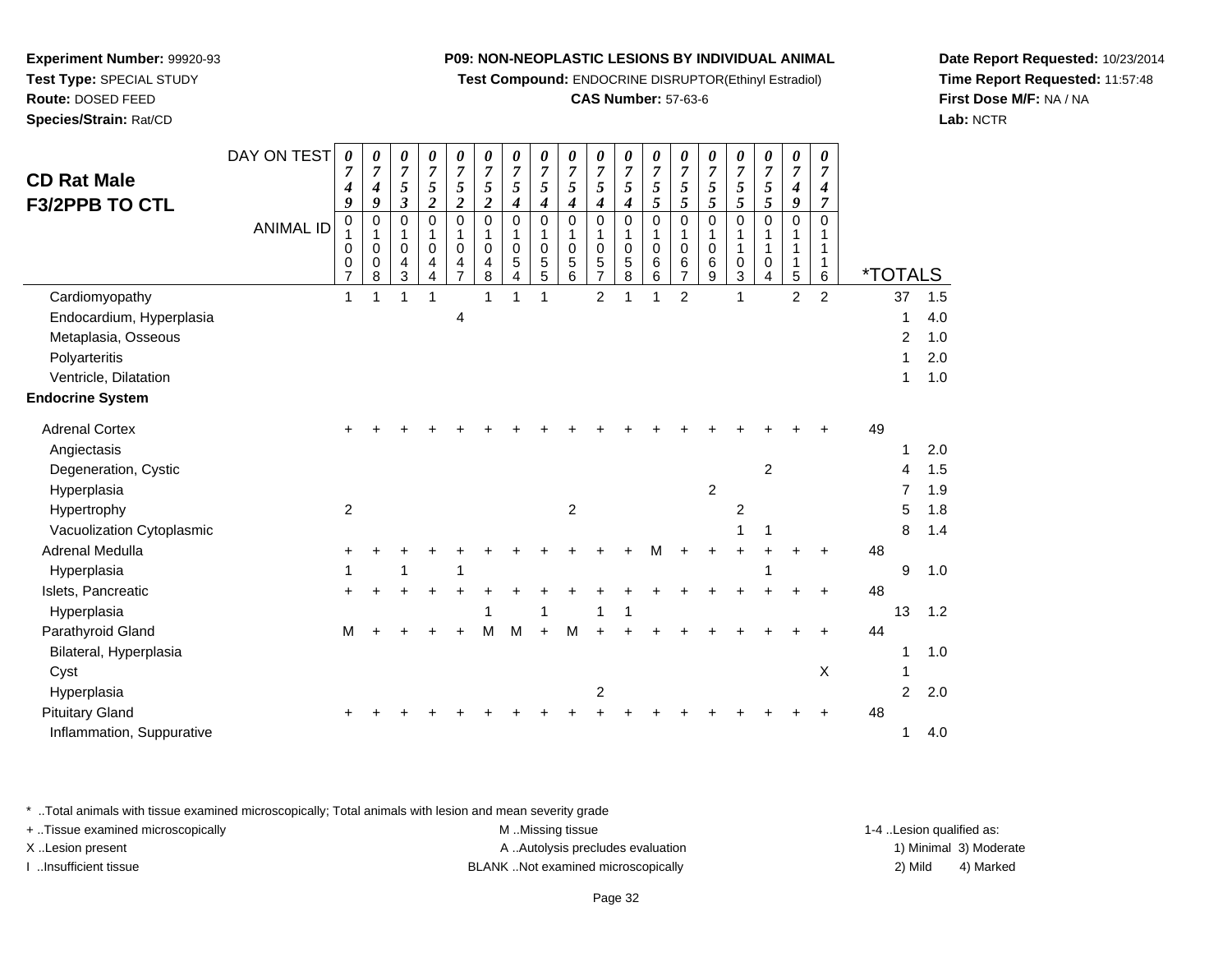**Experiment Number:** 99920-93
**Test Type:** SPECIAL STUDY
**Route:** DOSED FEED
**Species/Strain:** Rat/CD

**P09: NON-NEOPLASTIC LESIONS BY INDIVIDUAL ANIMAL**
**Test Compound:** ENDOCRINE DISRUPTOR(Ethinyl Estradiol)
**CAS Number:** 57-63-6

**Date Report Requested:** 10/23/2014
**Time Report Requested:** 11:57:48
**First Dose M/F:** NA / NA
**Lab:** NCTR

## CD Rat Male
## F3/2PPB TO CTL

| DAY ON TEST | 0749 | 0749 | 0753 | 0752 | 0752 | 0752 | 0754 | 0754 | 0754 | 0754 | 0754 | 0755 | 0755 | 0755 | 0755 | 0755 | 0749 | 0747 | | |
|---|---|---|---|---|---|---|---|---|---|---|---|---|---|---|---|---|---|---|---|---|
| ANIMAL ID | 01007 | 01008 | 01043 | 01044 | 01047 | 01048 | 01054 | 01055 | 01056 | 01057 | 01058 | 01066 | 01067 | 01069 | 01103 | 01104 | 01115 | 01116 | *TOTALS | |
| Cardiomyopathy | 1 | 1 | 1 | 1 | | 1 | 1 | 1 | | 2 | 1 | 1 | 2 | | 1 | | 2 | 2 | 37 | 1.5 |
| Endocardium, Hyperplasia | | | | | 4 | | | | | | | | | | | | | | 1 | 4.0 |
| Metaplasia, Osseous | | | | | | | | | | | | | | | | | | | 2 | 1.0 |
| Polyarteritis | | | | | | | | | | | | | | | | | | | 1 | 2.0 |
| Ventricle, Dilatation | | | | | | | | | | | | | | | | | | | 1 | 1.0 |
| **Endocrine System** | | | | | | | | | | | | | | | | | | | | |
| Adrenal Cortex | + | + | + | + | + | + | + | + | + | + | + | + | + | + | + | + | + | + | 49 | |
| Angiectasis | | | | | | | | | | | | | | | | | | | 1 | 2.0 |
| Degeneration, Cystic | | | | | | | | | | | | | | | | 2 | | | 4 | 1.5 |
| Hyperplasia | | | | | | | | | | | | | | 2 | | | | | 7 | 1.9 |
| Hypertrophy | 2 | | | | | | | | 2 | | | | | | 2 | | | | 5 | 1.8 |
| Vacuolization Cytoplasmic | | | | | | | | | | | | | | | 1 | 1 | | | 8 | 1.4 |
| Adrenal Medulla | + | + | + | + | + | + | + | + | + | + | + | M | + | + | + | + | + | + | 48 | |
| Hyperplasia | 1 | | 1 | | 1 | | | | | | | | | | | 1 | | | 9 | 1.0 |
| Islets, Pancreatic | + | + | + | + | + | + | + | + | + | + | + | + | + | + | + | + | + | + | 48 | |
| Hyperplasia | | | | | | 1 | | 1 | | 1 | 1 | | | | | | | | 13 | 1.2 |
| Parathyroid Gland | M | + | + | + | + | M | M | + | M | + | + | + | + | + | + | + | + | + | 44 | |
| Bilateral, Hyperplasia | | | | | | | | | | | | | | | | | | | 1 | 1.0 |
| Cyst | | | | | | | | | | | | | | | | | | X | 1 | |
| Hyperplasia | | | | | | | | | | 2 | | | | | | | | | 2 | 2.0 |
| Pituitary Gland | + | + | + | + | + | + | + | + | + | + | + | + | + | + | + | + | + | + | 48 | |
| Inflammation, Suppurative | | | | | | | | | | | | | | | | | | | 1 | 4.0 |

\* ..Total animals with tissue examined microscopically; Total animals with lesion and mean severity grade
+ ..Tissue examined microscopically
X ..Lesion present
I ..Insufficient tissue

M ..Missing tissue
A ..Autolysis precludes evaluation
BLANK ..Not examined microscopically

1-4 ..Lesion qualified as:
1) Minimal 3) Moderate
2) Mild 4) Marked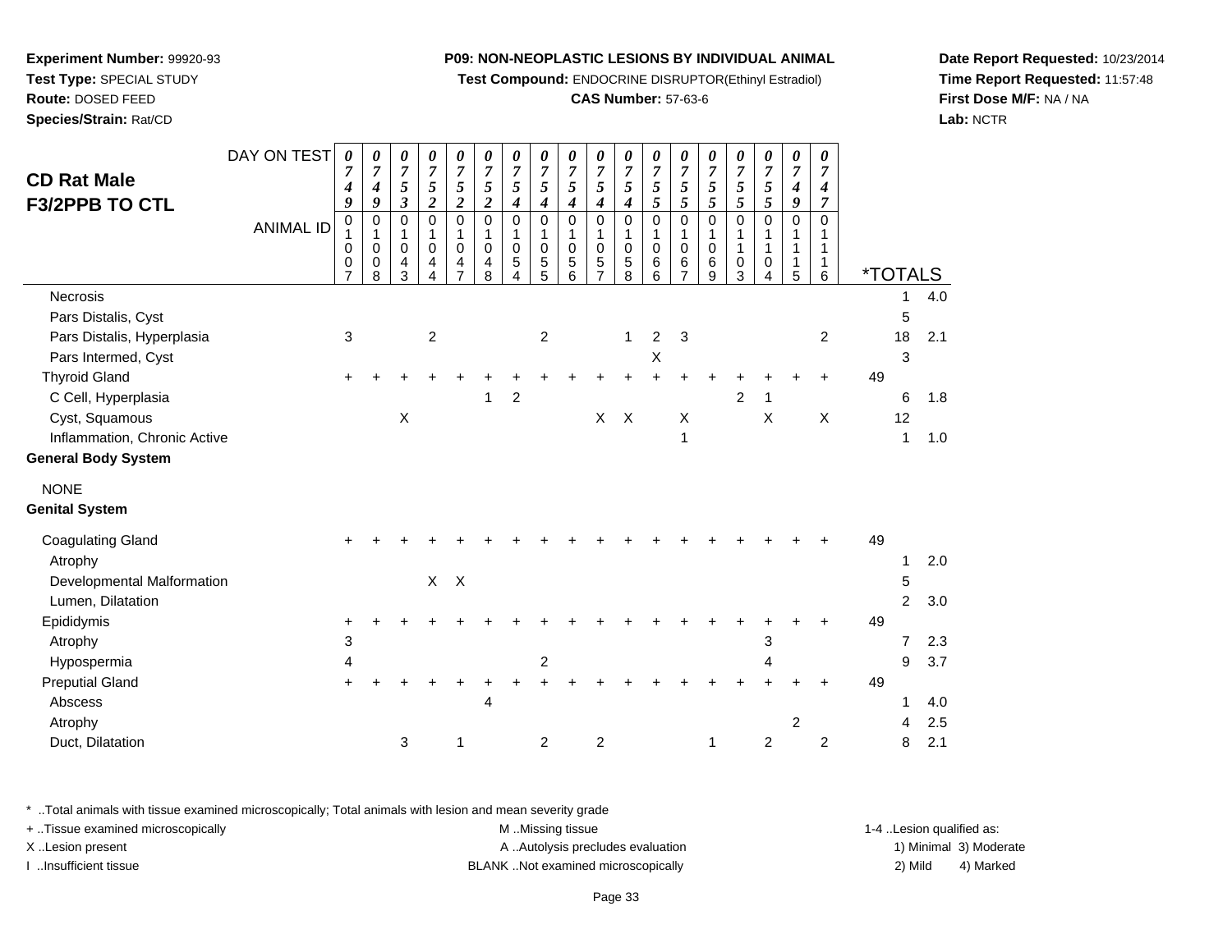**Experiment Number:** 99920-93
**Test Type:** SPECIAL STUDY
**Route:** DOSED FEED
**Species/Strain:** Rat/CD

**P09: NON-NEOPLASTIC LESIONS BY INDIVIDUAL ANIMAL**
**Test Compound:** ENDOCRINE DISRUPTOR(Ethinyl Estradiol)
**CAS Number:** 57-63-6

**Date Report Requested:** 10/23/2014
**Time Report Requested:** 11:57:48
**First Dose M/F:** NA / NA
**Lab:** NCTR

## CD Rat Male
## F3/2PPB TO CTL

| DAY ON TEST | 0749 | 0749 | 0753 | 0752 | 0752 | 0752 | 0754 | 0754 | 0754 | 0754 | 0754 | 0755 | 0755 | 0755 | 0755 | 0755 | 0749 | 0747 | *TOTALS | |
|---|---|---|---|---|---|---|---|---|---|---|---|---|---|---|---|---|---|---|---|---|
| ANIMAL ID | 01007 | 01008 | 01043 | 01044 | 01047 | 01048 | 01054 | 01055 | 01056 | 01057 | 01058 | 01066 | 01067 | 01069 | 01103 | 01104 | 01115 | 01116 | | |
| Necrosis | | | | | | | | | | | | | | | | | | | 1 | 4.0 |
| Pars Distalis, Cyst | | | | | | | | | | | | | | | | | | | 5 | |
| Pars Distalis, Hyperplasia | 3 | | | 2 | | | | 2 | | | 1 | 2 | 3 | | | | | 2 | 18 | 2.1 |
| Pars Intermed, Cyst | | | | | | | | | | | | X | | | | | | | 3 | |
| Thyroid Gland | + | + | + | + | + | + | + | + | + | + | + | + | + | + | + | + | + | + | 49 | |
| C Cell, Hyperplasia | | | | | | 1 | 2 | | | | | | | | 2 | 1 | | | 6 | 1.8 |
| Cyst, Squamous | | | X | | | | | | | X | X | | X | | | X | | X | 12 | |
| Inflammation, Chronic Active | | | | | | | | | | | | | 1 | | | | | | 1 | 1.0 |
| **General Body System** | | | | | | | | | | | | | | | | | | | | |
| NONE | | | | | | | | | | | | | | | | | | | | |
| **Genital System** | | | | | | | | | | | | | | | | | | | | |
| Coagulating Gland | + | + | + | + | + | + | + | + | + | + | + | + | + | + | + | + | + | + | 49 | |
| Atrophy | | | | | | | | | | | | | | | | | | | 1 | 2.0 |
| Developmental Malformation | | | | X | X | | | | | | | | | | | | | | 5 | |
| Lumen, Dilatation | | | | | | | | | | | | | | | | | | | 2 | 3.0 |
| Epididymis | + | + | + | + | + | + | + | + | + | + | + | + | + | + | + | + | + | + | 49 | |
| Atrophy | 3 | | | | | | | | | | | | | | | 3 | | | 7 | 2.3 |
| Hypospermia | 4 | | | | | | | 2 | | | | | | | | 4 | | | 9 | 3.7 |
| Preputial Gland | + | + | + | + | + | + | + | + | + | + | + | + | + | + | + | + | + | + | 49 | |
| Abscess | | | | | | 4 | | | | | | | | | | | | | 1 | 4.0 |
| Atrophy | | | | | | | | | | | | | | | | | 2 | | 4 | 2.5 |
| Duct, Dilatation | | | 3 | | 1 | | | 2 | | 2 | | | | 1 | | 2 | | 2 | 8 | 2.1 |

\* ..Total animals with tissue examined microscopically; Total animals with lesion and mean severity grade
+ ..Tissue examined microscopically
X ..Lesion present
I ..Insufficient tissue

M ..Missing tissue
A ..Autolysis precludes evaluation
BLANK ..Not examined microscopically

1-4 ..Lesion qualified as:
1) Minimal 3) Moderate
2) Mild 4) Marked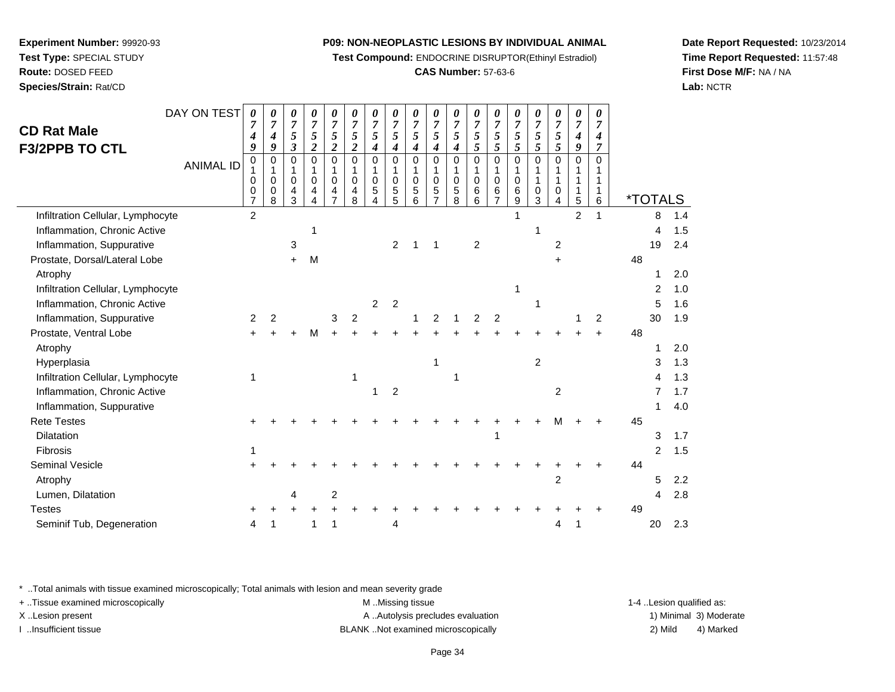**Experiment Number:** 99920-93
**Test Type:** SPECIAL STUDY
**Route:** DOSED FEED
**Species/Strain:** Rat/CD

**P09: NON-NEOPLASTIC LESIONS BY INDIVIDUAL ANIMAL**
**Test Compound:** ENDOCRINE DISRUPTOR(Ethinyl Estradiol)
**CAS Number:** 57-63-6

**Date Report Requested:** 10/23/2014
**Time Report Requested:** 11:57:48
**First Dose M/F:** NA / NA
**Lab:** NCTR

## CD Rat Male
## F3/2PPB TO CTL

| DAY ON TEST | 0749 | 0749 | 0753 | 0752 | 0752 | 0752 | 0754 | 0754 | 0754 | 0754 | 0754 | 0755 | 0755 | 0755 | 0755 | 0755 | 0749 | 0747 | *TOTALS | | |
|---|---|---|---|---|---|---|---|---|---|---|---|---|---|---|---|---|---|---|---|---|---|
| **ANIMAL ID** | 01007 | 01008 | 01043 | 01044 | 01047 | 01048 | 01054 | 01055 | 01056 | 01057 | 01058 | 01066 | 01067 | 01069 | 01103 | 01104 | 01115 | 01116 | | | |
| Infiltration Cellular, Lymphocyte | 2 | | | | | | | | | | | | | 1 | | | 2 | 1 | | 8 | 1.4 |
| Inflammation, Chronic Active | | | | 1 | | | | | | | | | | | 1 | | | | | 4 | 1.5 |
| Inflammation, Suppurative | | | 3 | | | | | 2 | 1 | 1 | | 2 | | | | 2 | | | | 19 | 2.4 |
| Prostate, Dorsal/Lateral Lobe | | | + | M | | | | | | | | | | | | + | | | 48 | | |
| Atrophy | | | | | | | | | | | | | | | | | | | | 1 | 2.0 |
| Infiltration Cellular, Lymphocyte | | | | | | | | | | | | | | 1 | | | | | | 2 | 1.0 |
| Inflammation, Chronic Active | | | | | | | 2 | 2 | | | | | | | 1 | | | | | 5 | 1.6 |
| Inflammation, Suppurative | 2 | 2 | | | 3 | 2 | | | 1 | 2 | 1 | 2 | 2 | | | | 1 | 2 | | 30 | 1.9 |
| Prostate, Ventral Lobe | + | + | + | M | + | + | + | + | + | + | + | + | + | + | + | + | + | + | 48 | | |
| Atrophy | | | | | | | | | | | | | | | | | | | | 1 | 2.0 |
| Hyperplasia | | | | | | | | | | 1 | | | | | 2 | | | | | 3 | 1.3 |
| Infiltration Cellular, Lymphocyte | 1 | | | | | 1 | | | | | 1 | | | | | | | | | 4 | 1.3 |
| Inflammation, Chronic Active | | | | | | | 1 | 2 | | | | | | | | 2 | | | | 7 | 1.7 |
| Inflammation, Suppurative | | | | | | | | | | | | | | | | | | | | 1 | 4.0 |
| Rete Testes | + | + | + | + | + | + | + | + | + | + | + | + | + | + | + | M | + | + | 45 | | |
| Dilatation | | | | | | | | | | | | | 1 | | | | | | | 3 | 1.7 |
| Fibrosis | 1 | | | | | | | | | | | | | | | | | | | 2 | 1.5 |
| Seminal Vesicle | + | + | + | + | + | + | + | + | + | + | + | + | + | + | + | + | + | + | 44 | | |
| Atrophy | | | | | | | | | | | | | | | | 2 | | | | 5 | 2.2 |
| Lumen, Dilatation | | | 4 | | 2 | | | | | | | | | | | | | | | 4 | 2.8 |
| Testes | + | + | + | + | + | + | + | + | + | + | + | + | + | + | + | + | + | + | 49 | | |
| Seminif Tub, Degeneration | 4 | 1 | | 1 | 1 | | | 4 | | | | | | | | 4 | 1 | | | 20 | 2.3 |

\* ..Total animals with tissue examined microscopically; Total animals with lesion and mean severity grade
+ ..Tissue examined microscopically
X ..Lesion present
I ..Insufficient tissue

M ..Missing tissue
A ..Autolysis precludes evaluation
BLANK ..Not examined microscopically

1-4 ..Lesion qualified as:
1) Minimal 3) Moderate
2) Mild 4) Marked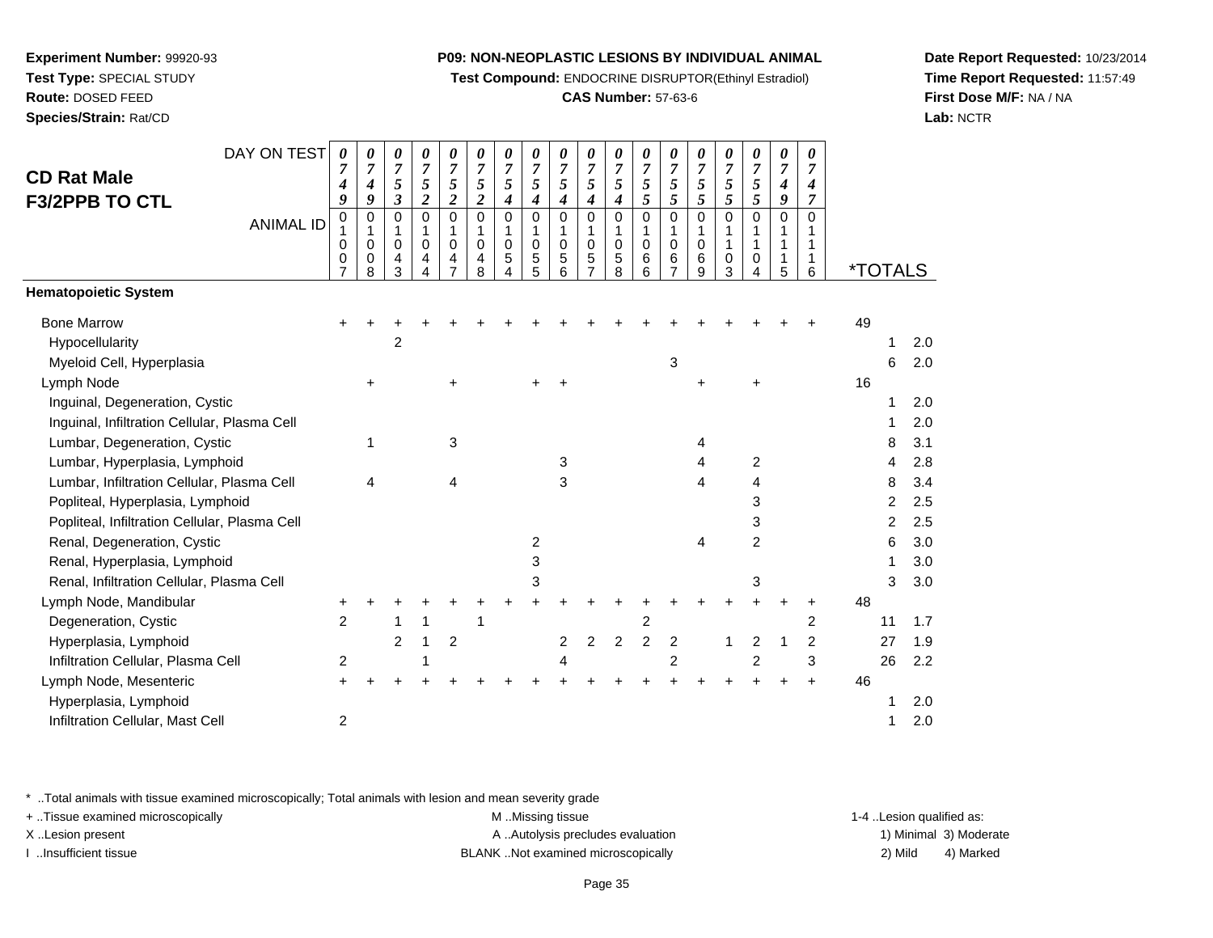**Experiment Number:** 99920-93
**Test Type:** SPECIAL STUDY
**Route:** DOSED FEED
**Species/Strain:** Rat/CD

**P09: NON-NEOPLASTIC LESIONS BY INDIVIDUAL ANIMAL**
**Test Compound:** ENDOCRINE DISRUPTOR(Ethinyl Estradiol)
**CAS Number:** 57-63-6

**Date Report Requested:** 10/23/2014
**Time Report Requested:** 11:57:49
**First Dose M/F:** NA / NA
**Lab:** NCTR

## CD Rat Male
## F3/2PPB TO CTL

| DAY ON TEST | 0749 | 0749 | 0753 | 0752 | 0752 | 0752 | 0754 | 0754 | 0754 | 0754 | 0754 | 0755 | 0755 | 0755 | 0755 | 0755 | 0749 | 0747 | *TOTALS | | |
|---|---|---|---|---|---|---|---|---|---|---|---|---|---|---|---|---|---|---|---|---|---|
| **ANIMAL ID** | 01007 | 01008 | 01043 | 01044 | 01047 | 01048 | 01054 | 01055 | 01056 | 01057 | 01058 | 01066 | 01067 | 01069 | 01103 | 01104 | 01115 | 01116 | | | |
| **Hematopoietic System** | | | | | | | | | | | | | | | | | | | | | |
| Bone Marrow | + | + | + | + | + | + | + | + | + | + | + | + | + | + | + | + | + | + | 49 | | |
| Hypocellularity | | | 2 | | | | | | | | | | | | | | | | | 1 | 2.0 |
| Myeloid Cell, Hyperplasia | | | | | | | | | | | | | 3 | | | | | | | 6 | 2.0 |
| Lymph Node | | + | | | + | | | + | + | | | | | + | | + | | | 16 | | |
| Inguinal, Degeneration, Cystic | | | | | | | | | | | | | | | | | | | | 1 | 2.0 |
| Inguinal, Infiltration Cellular, Plasma Cell | | | | | | | | | | | | | | | | | | | | 1 | 2.0 |
| Lumbar, Degeneration, Cystic | | 1 | | | 3 | | | | | | | | | 4 | | | | | | 8 | 3.1 |
| Lumbar, Hyperplasia, Lymphoid | | | | | | | | | 3 | | | | | 4 | | 2 | | | | 4 | 2.8 |
| Lumbar, Infiltration Cellular, Plasma Cell | | 4 | | | 4 | | | | 3 | | | | | 4 | | 4 | | | | 8 | 3.4 |
| Popliteal, Hyperplasia, Lymphoid | | | | | | | | | | | | | | | | 3 | | | | 2 | 2.5 |
| Popliteal, Infiltration Cellular, Plasma Cell | | | | | | | | | | | | | | | | 3 | | | | 2 | 2.5 |
| Renal, Degeneration, Cystic | | | | | | | | 2 | | | | | | 4 | | 2 | | | | 6 | 3.0 |
| Renal, Hyperplasia, Lymphoid | | | | | | | | 3 | | | | | | | | | | | | 1 | 3.0 |
| Renal, Infiltration Cellular, Plasma Cell | | | | | | | | 3 | | | | | | | | 3 | | | | 3 | 3.0 |
| Lymph Node, Mandibular | + | + | + | + | + | + | + | + | + | + | + | + | + | + | + | + | + | + | 48 | | |
| Degeneration, Cystic | 2 | | 1 | 1 | | 1 | | | | | | 2 | | | | | | 2 | | 11 | 1.7 |
| Hyperplasia, Lymphoid | | | 2 | 1 | 2 | | | | 2 | 2 | 2 | 2 | 2 | | 1 | 2 | 1 | 2 | | 27 | 1.9 |
| Infiltration Cellular, Plasma Cell | 2 | | | 1 | | | | | 4 | | | | 2 | | | 2 | | 3 | | 26 | 2.2 |
| Lymph Node, Mesenteric | + | + | + | + | + | + | + | + | + | + | + | + | + | + | + | + | + | + | 46 | | |
| Hyperplasia, Lymphoid | | | | | | | | | | | | | | | | | | | | 1 | 2.0 |
| Infiltration Cellular, Mast Cell | 2 | | | | | | | | | | | | | | | | | | | 1 | 2.0 |

* ..Total animals with tissue examined microscopically; Total animals with lesion and mean severity grade
+ ..Tissue examined microscopically
X ..Lesion present
I ..Insufficient tissue

M ..Missing tissue
A ..Autolysis precludes evaluation
BLANK ..Not examined microscopically

1-4 ..Lesion qualified as:
1) Minimal 3) Moderate
2) Mild 4) Marked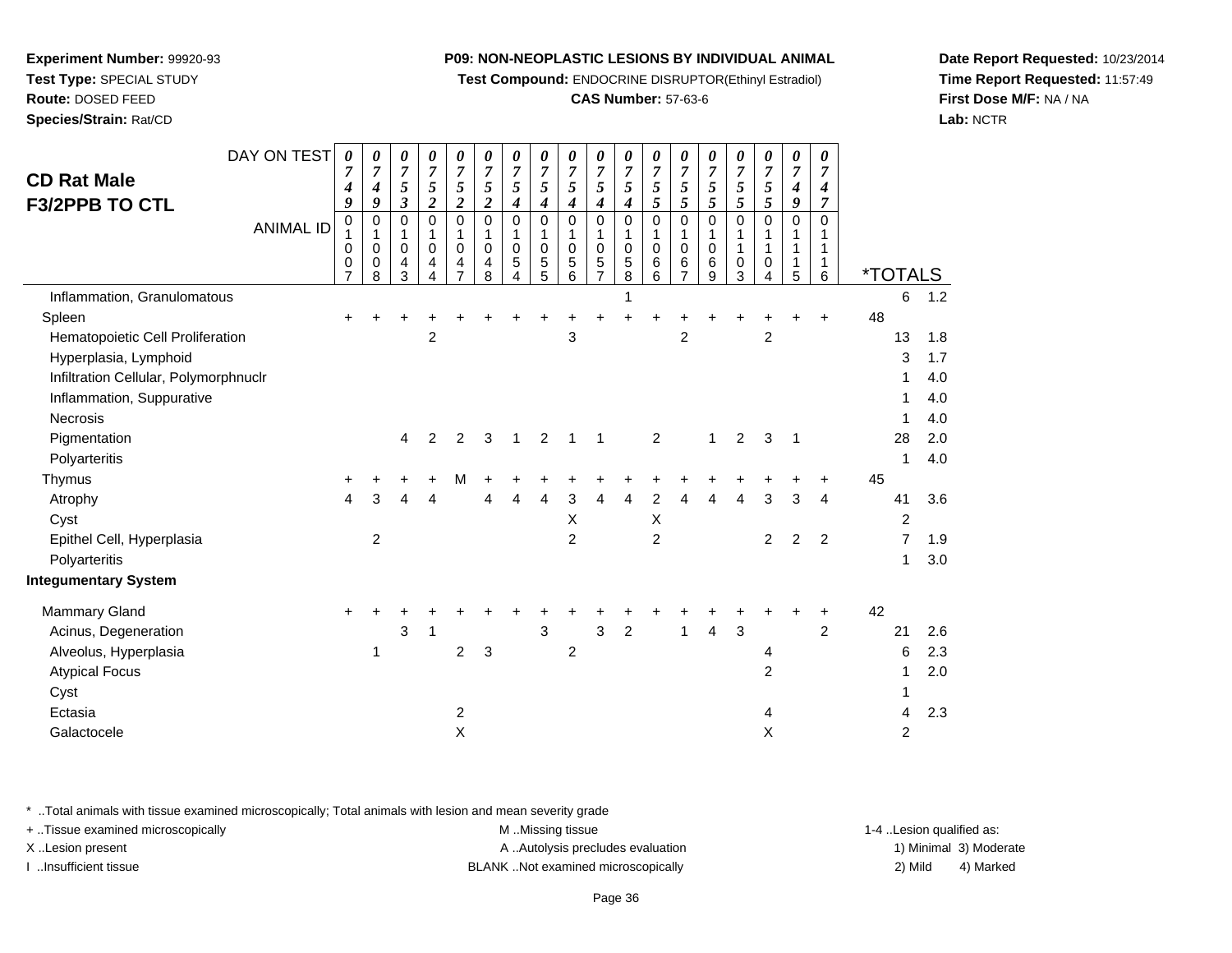**Experiment Number:** 99920-93
**Test Type:** SPECIAL STUDY
**Route:** DOSED FEED
**Species/Strain:** Rat/CD

**P09: NON-NEOPLASTIC LESIONS BY INDIVIDUAL ANIMAL**
**Test Compound:** ENDOCRINE DISRUPTOR(Ethinyl Estradiol)
**CAS Number:** 57-63-6

**Date Report Requested:** 10/23/2014
**Time Report Requested:** 11:57:49
**First Dose M/F:** NA / NA
**Lab:** NCTR

## CD Rat Male F3/2PPB TO CTL

| DAY ON TEST | 0749 | 0749 | 0753 | 0752 | 0752 | 0752 | 0754 | 0754 | 0754 | 0754 | 0754 | 0755 | 0755 | 0755 | 0755 | 0755 | 0749 | 0747 | *TOTALS | |
|---|---|---|---|---|---|---|---|---|---|---|---|---|---|---|---|---|---|---|---|---|
| **ANIMAL ID** | 01007 | 01008 | 01043 | 01044 | 01047 | 01048 | 01054 | 01055 | 01056 | 01057 | 01058 | 01066 | 01067 | 01069 | 01103 | 01104 | 01115 | 01116 | | |
| Inflammation, Granulomatous | | | | | | | | | | | 1 | | | | | | | | 6 | 1.2 |
| Spleen | + | + | + | + | + | + | + | + | + | + | + | + | + | + | + | + | + | + | 48 | |
| Hematopoietic Cell Proliferation | | | | 2 | | | | | 3 | | | | 2 | | | 2 | | | 13 | 1.8 |
| Hyperplasia, Lymphoid | | | | | | | | | | | | | | | | | | | 3 | 1.7 |
| Infiltration Cellular, Polymorphnuclr | | | | | | | | | | | | | | | | | | | 1 | 4.0 |
| Inflammation, Suppurative | | | | | | | | | | | | | | | | | | | 1 | 4.0 |
| Necrosis | | | | | | | | | | | | | | | | | | | 1 | 4.0 |
| Pigmentation | | | 4 | 2 | 2 | 3 | 1 | 2 | 1 | 1 | | 2 | | 1 | 2 | 3 | 1 | | 28 | 2.0 |
| Polyarteritis | | | | | | | | | | | | | | | | | | | 1 | 4.0 |
| Thymus | + | + | + | + | M | + | + | + | + | + | + | + | + | + | + | + | + | + | 45 | |
| Atrophy | 4 | 3 | 4 | 4 | | 4 | 4 | 4 | 3 | 4 | 4 | 2 | 4 | 4 | 4 | 3 | 3 | 4 | 41 | 3.6 |
| Cyst | | | | | | | | | X | | | X | | | | | | | 2 | |
| Epithel Cell, Hyperplasia | | 2 | | | | | | | 2 | | | 2 | | | | 2 | 2 | 2 | 7 | 1.9 |
| Polyarteritis | | | | | | | | | | | | | | | | | | | 1 | 3.0 |
| **Integumentary System** | | | | | | | | | | | | | | | | | | | | |
| Mammary Gland | + | + | + | + | + | + | + | + | + | + | + | + | + | + | + | + | + | + | 42 | |
| Acinus, Degeneration | | | 3 | 1 | | | | 3 | | 3 | 2 | | 1 | 4 | 3 | | | 2 | 21 | 2.6 |
| Alveolus, Hyperplasia | | 1 | | | 2 | 3 | | | 2 | | | | | | | 4 | | | 6 | 2.3 |
| Atypical Focus | | | | | | | | | | | | | | | | 2 | | | 1 | 2.0 |
| Cyst | | | | | | | | | | | | | | | | | | | 1 | |
| Ectasia | | | | | 2 | | | | | | | | | | | 4 | | | 4 | 2.3 |
| Galactocele | | | | | X | | | | | | | | | | | X | | | 2 | |

\* ..Total animals with tissue examined microscopically; Total animals with lesion and mean severity grade
+ ..Tissue examined microscopically
X ..Lesion present
I ..Insufficient tissue

M ..Missing tissue
A ..Autolysis precludes evaluation
BLANK ..Not examined microscopically

1-4 ..Lesion qualified as:
1) Minimal 3) Moderate
2) Mild 4) Marked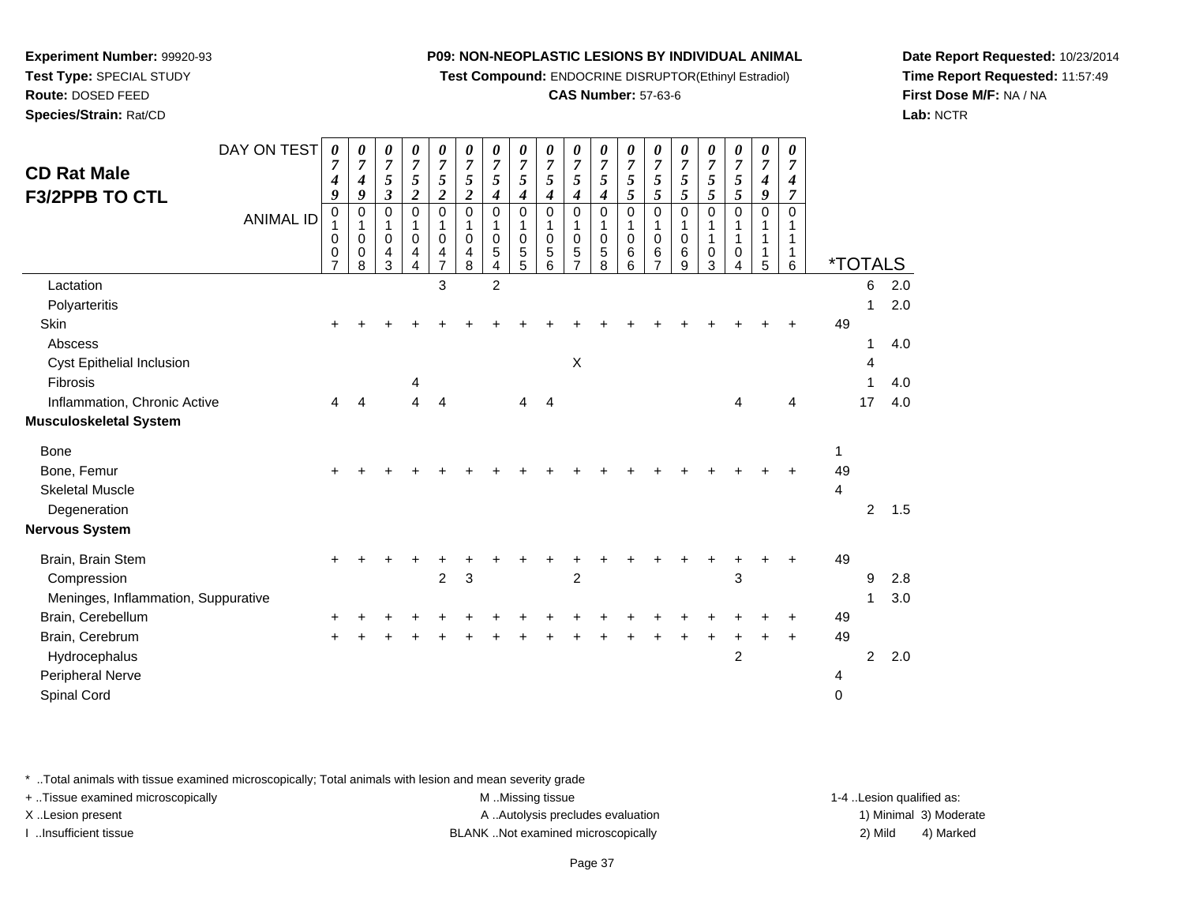**Experiment Number:** 99920-93
**Test Type:** SPECIAL STUDY
**Route:** DOSED FEED
**Species/Strain:** Rat/CD

**P09: NON-NEOPLASTIC LESIONS BY INDIVIDUAL ANIMAL**
**Test Compound:** ENDOCRINE DISRUPTOR(Ethinyl Estradiol)
**CAS Number:** 57-63-6

**Date Report Requested:** 10/23/2014
**Time Report Requested:** 11:57:49
**First Dose M/F:** NA / NA
**Lab:** NCTR

## CD Rat Male F3/2PPB TO CTL

| DAY ON TEST | 0749 | 0749 | 0753 | 0752 | 0752 | 0752 | 0754 | 0754 | 0754 | 0754 | 0754 | 0755 | 0755 | 0755 | 0755 | 0755 | 0749 | 0747 | *TOTALS | | |
|---|---|---|---|---|---|---|---|---|---|---|---|---|---|---|---|---|---|---|---|---|---|
| ANIMAL ID | 01007 | 01008 | 01043 | 01044 | 01047 | 01048 | 01054 | 01055 | 01056 | 01057 | 01058 | 01066 | 01067 | 01069 | 01103 | 01104 | 01115 | 01116 | | | |
| Lactation | | | | | 3 | | 2 | | | | | | | | | | | | | 6 | 2.0 |
| Polyarteritis | | | | | | | | | | | | | | | | | | | | 1 | 2.0 |
| Skin | + | + | + | + | + | + | + | + | + | + | + | + | + | + | + | + | + | + | 49 | | |
| Abscess | | | | | | | | | | | | | | | | | | | | 1 | 4.0 |
| Cyst Epithelial Inclusion | | | | | | | | | | X | | | | | | | | | | 4 | |
| Fibrosis | | | | 4 | | | | | | | | | | | | | | | | 1 | 4.0 |
| Inflammation, Chronic Active | 4 | 4 | | 4 | 4 | | | 4 | 4 | | | | | | | 4 | | 4 | | 17 | 4.0 |
| **Musculoskeletal System** | | | | | | | | | | | | | | | | | | | | | |
| Bone | | | | | | | | | | | | | | | | | | | 1 | | |
| Bone, Femur | + | + | + | + | + | + | + | + | + | + | + | + | + | + | + | + | + | + | 49 | | |
| Skeletal Muscle | | | | | | | | | | | | | | | | | | | 4 | | |
| Degeneration | | | | | | | | | | | | | | | | | | | | 2 | 1.5 |
| **Nervous System** | | | | | | | | | | | | | | | | | | | | | |
| Brain, Brain Stem | + | + | + | + | + | + | + | + | + | + | + | + | + | + | + | + | + | + | 49 | | |
| Compression | | | | | 2 | 3 | | | | 2 | | | | | | 3 | | | | 9 | 2.8 |
| Meninges, Inflammation, Suppurative | | | | | | | | | | | | | | | | | | | | 1 | 3.0 |
| Brain, Cerebellum | + | + | + | + | + | + | + | + | + | + | + | + | + | + | + | + | + | + | 49 | | |
| Brain, Cerebrum | + | + | + | + | + | + | + | + | + | + | + | + | + | + | + | + | + | + | 49 | | |
| Hydrocephalus | | | | | | | | | | | | | | | | 2 | | | | 2 | 2.0 |
| Peripheral Nerve | | | | | | | | | | | | | | | | | | | 4 | | |
| Spinal Cord | | | | | | | | | | | | | | | | | | | 0 | | |

\* ..Total animals with tissue examined microscopically; Total animals with lesion and mean severity grade
\+ ..Tissue examined microscopically
X ..Lesion present
I ..Insufficient tissue

M ..Missing tissue
A ..Autolysis precludes evaluation
BLANK ..Not examined microscopically

1-4 ..Lesion qualified as:
1) Minimal 3) Moderate
2) Mild 4) Marked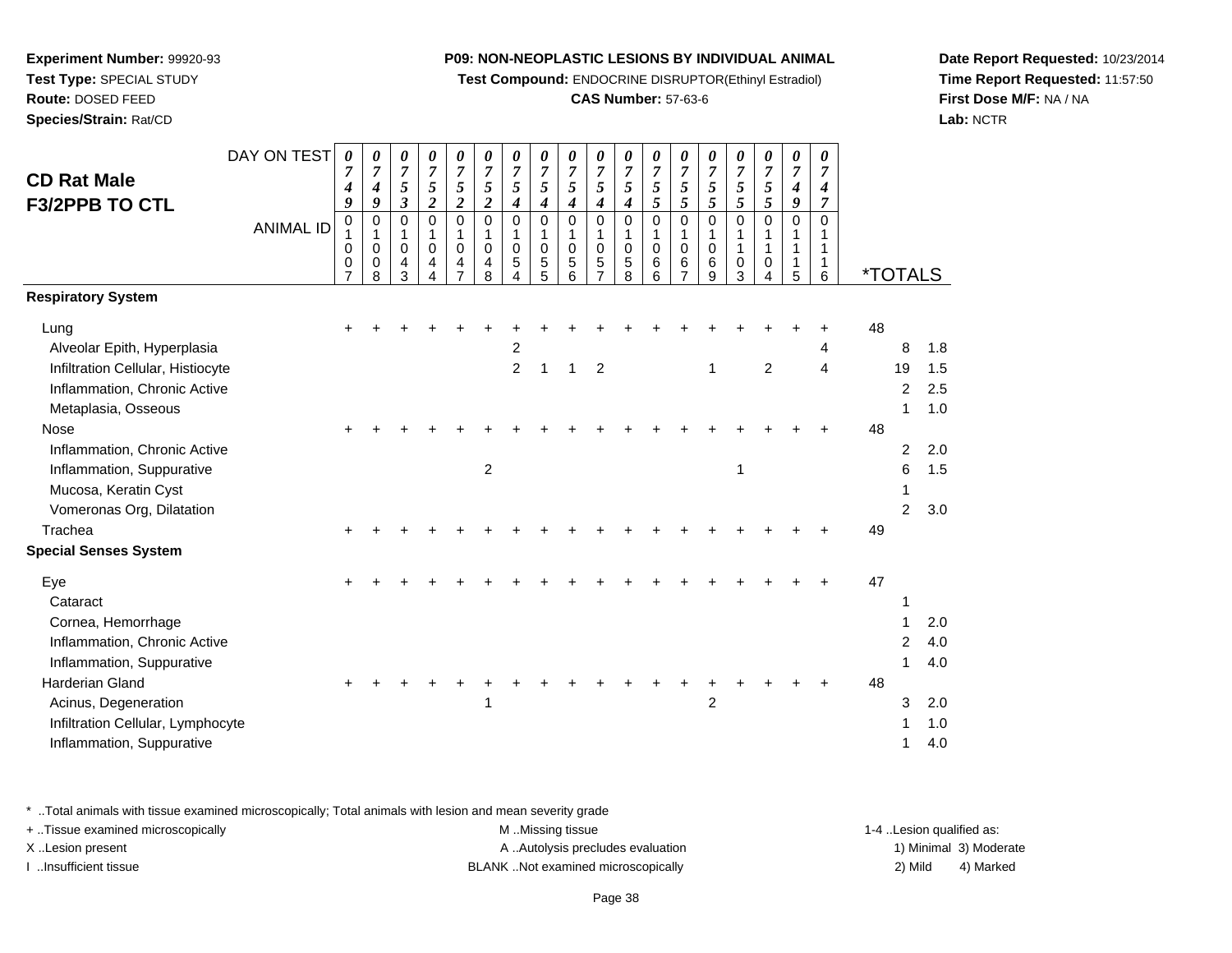**Experiment Number:** 99920-93
**Test Type:** SPECIAL STUDY
**Route:** DOSED FEED
**Species/Strain:** Rat/CD

**P09: NON-NEOPLASTIC LESIONS BY INDIVIDUAL ANIMAL**
**Test Compound:** ENDOCRINE DISRUPTOR(Ethinyl Estradiol)
**CAS Number:** 57-63-6

**Date Report Requested:** 10/23/2014
**Time Report Requested:** 11:57:50
**First Dose M/F:** NA / NA
**Lab:** NCTR

## CD Rat Male F3/2PPB TO CTL

| DAY ON TEST | 0749 | 0749 | 0753 | 0752 | 0752 | 0752 | 0754 | 0754 | 0754 | 0754 | 0754 | 0755 | 0755 | 0755 | 0755 | 0755 | 0749 | 0747 | *TOTALS | |
|---|---|---|---|---|---|---|---|---|---|---|---|---|---|---|---|---|---|---|---|---|
| **ANIMAL ID** | 01007 | 01008 | 01043 | 01044 | 01047 | 01048 | 01054 | 01055 | 01056 | 01057 | 01058 | 01066 | 01067 | 01069 | 01103 | 01104 | 01115 | 01116 | | |
| **Respiratory System** | | | | | | | | | | | | | | | | | | | | |
| Lung | + | + | + | + | + | + | + | + | + | + | + | + | + | + | + | + | + | + | 48 | |
| Alveolar Epith, Hyperplasia | | | | | | | 2 | | | | | | | | | | | 4 | 8 | 1.8 |
| Infiltration Cellular, Histiocyte | | | | | | | 2 | 1 | 1 | 2 | | | | 1 | | 2 | | 4 | 19 | 1.5 |
| Inflammation, Chronic Active | | | | | | | | | | | | | | | | | | | 2 | 2.5 |
| Metaplasia, Osseous | | | | | | | | | | | | | | | | | | | 1 | 1.0 |
| Nose | + | + | + | + | + | + | + | + | + | + | + | + | + | + | + | + | + | + | 48 | |
| Inflammation, Chronic Active | | | | | | | | | | | | | | | | | | | 2 | 2.0 |
| Inflammation, Suppurative | | | | | | 2 | | | | | | | | | 1 | | | | 6 | 1.5 |
| Mucosa, Keratin Cyst | | | | | | | | | | | | | | | | | | | 1 | |
| Vomeronas Org, Dilatation | | | | | | | | | | | | | | | | | | | 2 | 3.0 |
| Trachea | + | + | + | + | + | + | + | + | + | + | + | + | + | + | + | + | + | + | 49 | |
| **Special Senses System** | | | | | | | | | | | | | | | | | | | | |
| Eye | + | + | + | + | + | + | + | + | + | + | + | + | + | + | + | + | + | + | 47 | |
| Cataract | | | | | | | | | | | | | | | | | | | 1 | |
| Cornea, Hemorrhage | | | | | | | | | | | | | | | | | | | 1 | 2.0 |
| Inflammation, Chronic Active | | | | | | | | | | | | | | | | | | | 2 | 4.0 |
| Inflammation, Suppurative | | | | | | | | | | | | | | | | | | | 1 | 4.0 |
| Harderian Gland | + | + | + | + | + | + | + | + | + | + | + | + | + | + | + | + | + | + | 48 | |
| Acinus, Degeneration | | | | | | 1 | | | | | | | | 2 | | | | | 3 | 2.0 |
| Infiltration Cellular, Lymphocyte | | | | | | | | | | | | | | | | | | | 1 | 1.0 |
| Inflammation, Suppurative | | | | | | | | | | | | | | | | | | | 1 | 4.0 |

\* ..Total animals with tissue examined microscopically; Total animals with lesion and mean severity grade
+ ..Tissue examined microscopically
X ..Lesion present
I ..Insufficient tissue

M ..Missing tissue
A ..Autolysis precludes evaluation
BLANK ..Not examined microscopically

1-4 ..Lesion qualified as:
1) Minimal 2) Mild 3) Moderate 4) Marked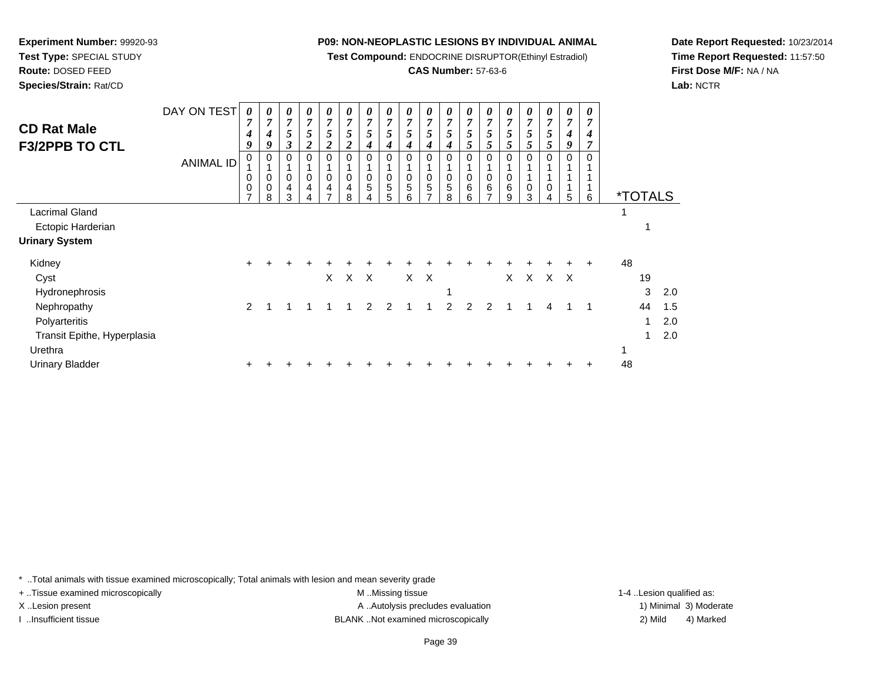**Experiment Number:** 99920-93
**Test Type:** SPECIAL STUDY
**Route:** DOSED FEED
**Species/Strain:** Rat/CD

**P09: NON-NEOPLASTIC LESIONS BY INDIVIDUAL ANIMAL**
**Test Compound:** ENDOCRINE DISRUPTOR(Ethinyl Estradiol)
**CAS Number:** 57-63-6

**Date Report Requested:** 10/23/2014
**Time Report Requested:** 11:57:50
**First Dose M/F:** NA / NA
**Lab:** NCTR

## CD Rat Male F3/2PPB TO CTL

| DAY ON TEST | 0749 | 0749 | 0753 | 0752 | 0752 | 0752 | 0754 | 0754 | 0754 | 0754 | 0754 | 0755 | 0755 | 0755 | 0755 | 0755 | 0749 | 0747 | *TOTALS | | |
|---|---|---|---|---|---|---|---|---|---|---|---|---|---|---|---|---|---|---|---|---|---|
| ANIMAL ID | 01007 | 01008 | 01043 | 01044 | 01047 | 01048 | 01054 | 01055 | 01056 | 01057 | 01058 | 01066 | 01067 | 01069 | 01103 | 01104 | 01115 | 01116 | | | |
| Lacrimal Gland | | | | | | | | | | | | | | | | | | | 1 | | |
| Ectopic Harderian | | | | | | | | | | | | | | | | | | | | 1 | |
| **Urinary System** | | | | | | | | | | | | | | | | | | | | | |
| Kidney | + | + | + | + | + | + | + | + | + | + | + | + | + | + | + | + | + | + | 48 | | |
| Cyst | | | | | X | X | X | | X | X | | | | X | X | X | X | | | 19 | |
| Hydronephrosis | | | | | | | | | | | 1 | | | | | | | | | 3 | 2.0 |
| Nephropathy | 2 | 1 | 1 | 1 | 1 | 1 | 2 | 2 | 1 | 1 | 2 | 2 | 2 | 1 | 1 | 4 | 1 | 1 | | 44 | 1.5 |
| Polyarteritis | | | | | | | | | | | | | | | | | | | | 1 | 2.0 |
| Transit Epithe, Hyperplasia | | | | | | | | | | | | | | | | | | | | 1 | 2.0 |
| Urethra | | | | | | | | | | | | | | | | | | | 1 | | |
| Urinary Bladder | + | + | + | + | + | + | + | + | + | + | + | + | + | + | + | + | + | + | 48 | | |

\* ..Total animals with tissue examined microscopically; Total animals with lesion and mean severity grade
\+ ..Tissue examined microscopically
X ..Lesion present
I ..Insufficient tissue
M ..Missing tissue
A ..Autolysis precludes evaluation
BLANK ..Not examined microscopically
1-4 ..Lesion qualified as: 1) Minimal 2) Mild 3) Moderate 4) Marked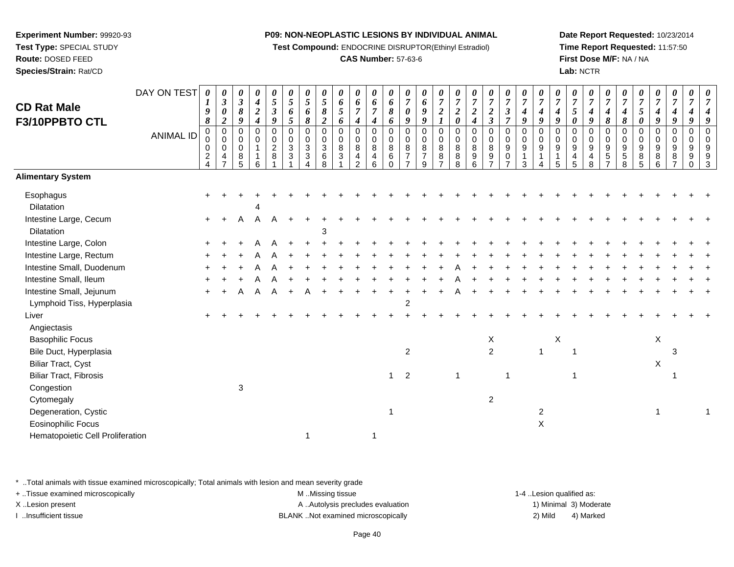**Experiment Number:** 99920-93
**Test Type:** SPECIAL STUDY
**Route:** DOSED FEED
**Species/Strain:** Rat/CD

**P09: NON-NEOPLASTIC LESIONS BY INDIVIDUAL ANIMAL**
**Test Compound:** ENDOCRINE DISRUPTOR(Ethinyl Estradiol)
**CAS Number:** 57-63-6

**Date Report Requested:** 10/23/2014
**Time Report Requested:** 11:57:50
**First Dose M/F:** NA / NA
**Lab:** NCTR

## CD Rat Male F3/10PPBTO CTL

| DAY ON TEST | 0198 | 0302 | 0389 | 0424 | 0539 | 0565 | 0568 | 0582 | 0656 | 0674 | 0674 | 0686 | 0709 | 0699 | 0721 | 0720 | 0724 | 0723 | 0737 | 0749 | 0749 | 0749 | 0750 | 0749 | 0748 | 0748 | 0750 | 0749 | 0749 | 0749 | 0749 |
|---|---|---|---|---|---|---|---|---|---|---|---|---|---|---|---|---|---|---|---|---|---|---|---|---|---|---|---|---|---|---|---|
| **ANIMAL ID** | 00024 | 00047 | 00085 | 00116 | 00281 | 00331 | 00334 | 00368 | 00831 | 00842 | 00846 | 00860 | 00877 | 00879 | 00887 | 00888 | 00896 | 00897 | 00907 | 00913 | 00914 | 00915 | 00945 | 00948 | 00957 | 00958 | 00985 | 00986 | 00987 | 00990 | 00993 |
| **Alimentary System** | | | | | | | | | | | | | | | | | | | | | | | | | | | | | | | |
| Esophagus | + | + | + | + | + | + | + | + | + | + | + | + | + | + | + | + | + | + | + | + | + | + | + | + | + | + | + | + | + | + | + |
| Dilatation | | | | 4 | | | | | | | | | | | | | | | | | | | | | | | | | | | |
| Intestine Large, Cecum | + | + | A | A | A | + | + | + | + | + | + | + | + | + | + | + | + | + | + | + | + | + | + | + | + | + | + | + | + | + | + |
| Dilatation | | | | | | | | 3 | | | | | | | | | | | | | | | | | | | | | | | |
| Intestine Large, Colon | + | + | + | A | A | + | + | + | + | + | + | + | + | + | + | + | + | + | + | + | + | + | + | + | + | + | + | + | + | + | + |
| Intestine Large, Rectum | + | + | + | A | A | + | + | + | + | + | + | + | + | + | + | + | + | + | + | + | + | + | + | + | + | + | + | + | + | + | + |
| Intestine Small, Duodenum | + | + | + | A | A | + | + | + | + | + | + | + | + | + | + | A | + | + | + | + | + | + | + | + | + | + | + | + | + | + | + |
| Intestine Small, Ileum | + | + | + | A | A | + | + | + | + | + | + | + | + | + | + | A | + | + | + | + | + | + | + | + | + | + | + | + | + | + | + |
| Intestine Small, Jejunum | + | + | A | A | A | + | A | + | + | + | + | + | + | + | + | A | + | + | + | + | + | + | + | + | + | + | + | + | + | + | + |
| Lymphoid Tiss, Hyperplasia | | | | | | | | | | | | | 2 | | | | | | | | | | | | | | | | | | |
| Liver | + | + | + | + | + | + | + | + | + | + | + | + | + | + | + | + | + | + | + | + | + | + | + | + | + | + | + | + | + | + | + |
| Angiectasis | | | | | | | | | | | | | | | | | | | | | | | | | | | | | | | |
| Basophilic Focus | | | | | | | | | | | | | | | | | | X | | | | X | | | | | | X | | | |
| Bile Duct, Hyperplasia | | | | | | | | | | | | | 2 | | | | | 2 | | | 1 | | 1 | | | | | | 3 | | |
| Biliar Tract, Cyst | | | | | | | | | | | | | | | | | | | | | | | | | | | | X | | | |
| Biliar Tract, Fibrosis | | | | | | | | | | | | 1 | 2 | | | 1 | | | 1 | | | | 1 | | | | | | 1 | | |
| Congestion | | | 3 | | | | | | | | | | | | | | | | | | | | | | | | | | | | |
| Cytomegaly | | | | | | | | | | | | | | | | | | 2 | | | | | | | | | | | | | |
| Degeneration, Cystic | | | | | | | | | | | | 1 | | | | | | | | | 2 | | | | | | | 1 | | | 1 |
| Eosinophilic Focus | | | | | | | | | | | | | | | | | | | | | X | | | | | | | | | | |
| Hematopoietic Cell Proliferation | | | | | | | 1 | | | | 1 | | | | | | | | | | | | | | | | | | | | |

\* ..Total animals with tissue examined microscopically; Total animals with lesion and mean severity grade
+ ..Tissue examined microscopically
X ..Lesion present
I ..Insufficient tissue

M ..Missing tissue
A ..Autolysis precludes evaluation
BLANK ..Not examined microscopically

1-4 ..Lesion qualified as:
1) Minimal 3) Moderate
2) Mild 4) Marked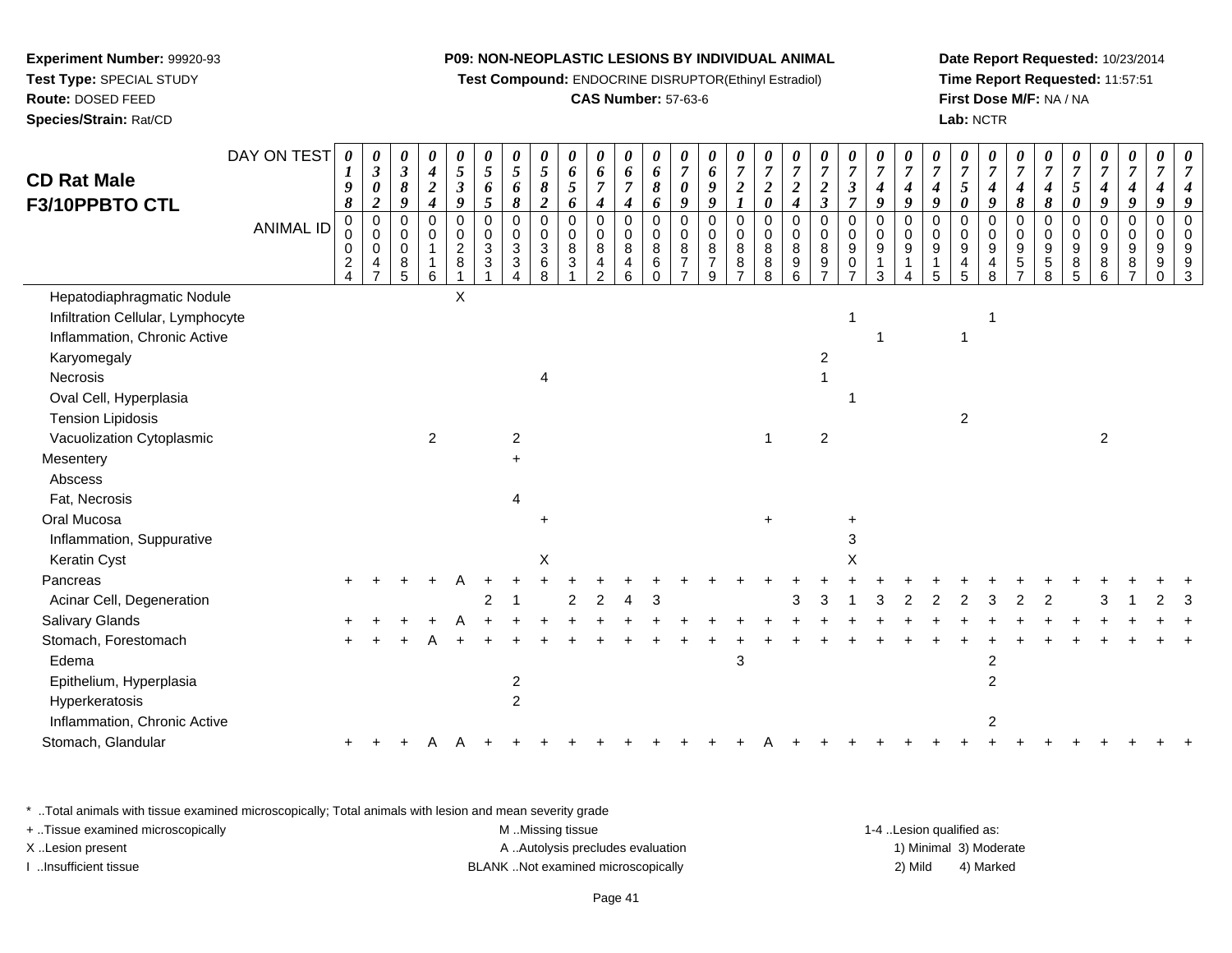**Experiment Number:** 99920-93
**Test Type:** SPECIAL STUDY
**Route:** DOSED FEED
**Species/Strain:** Rat/CD

**P09: NON-NEOPLASTIC LESIONS BY INDIVIDUAL ANIMAL**
**Test Compound:** ENDOCRINE DISRUPTOR(Ethinyl Estradiol)
**CAS Number:** 57-63-6

**Date Report Requested:** 10/23/2014
**Time Report Requested:** 11:57:51
**First Dose M/F:** NA / NA
**Lab:** NCTR

# CD Rat Male F3/10PPBTO CTL

| DAY ON TEST | 0198 | 0302 | 0389 | 0424 | 0539 | 0565 | 0568 | 0582 | 0656 | 0674 | 0674 | 0686 | 0709 | 0699 | 0721 | 0720 | 0724 | 0723 | 0737 | 0749 | 0749 | 0749 | 0750 | 0749 | 0748 | 0748 | 0750 | 0749 | 0749 | 0749 | 0749 |
|---|---|---|---|---|---|---|---|---|---|---|---|---|---|---|---|---|---|---|---|---|---|---|---|---|---|---|---|---|---|---|---|
| **ANIMAL ID** | 0024 | 0047 | 0085 | 0116 | 0281 | 0331 | 0334 | 0368 | 0831 | 0842 | 0846 | 0860 | 0877 | 0879 | 0887 | 0888 | 0896 | 0897 | 0907 | 0913 | 0914 | 0915 | 0945 | 0948 | 0957 | 0958 | 0985 | 0986 | 0987 | 0990 | 0993 |
| Hepatodiaphragmatic Nodule | | | | | X | | | | | | | | | | | | | | | | | | | | | | | | | | |
| Infiltration Cellular, Lymphocyte | | | | | | | | | | | | | | | | | | | 1 | | | | | 1 | | | | | | | |
| Inflammation, Chronic Active | | | | | | | | | | | | | | | | | | | | 1 | | | 1 | | | | | | | | |
| Karyomegaly | | | | | | | | | | | | | | | | | | 2 | | | | | | | | | | | | | |
| Necrosis | | | | | | | | 4 | | | | | | | | | | 1 | | | | | | | | | | | | | |
| Oval Cell, Hyperplasia | | | | | | | | | | | | | | | | | | | 1 | | | | | | | | | | | | |
| Tension Lipidosis | | | | | | | | | | | | | | | | | | | | | | | 2 | | | | | | | | |
| Vacuolization Cytoplasmic | | | | 2 | | | 2 | | | | | | | | | 1 | | 2 | | | | | | | | | | 2 | | | |
| Mesentery | | | | | | | + | | | | | | | | | | | | | | | | | | | | | | | | |
| Abscess | | | | | | | | | | | | | | | | | | | | | | | | | | | | | | | |
| Fat, Necrosis | | | | | | | 4 | | | | | | | | | | | | | | | | | | | | | | | | |
| Oral Mucosa | | | | | | | | + | | | | | | | | + | | | + | | | | | | | | | | | | |
| Inflammation, Suppurative | | | | | | | | | | | | | | | | | | | 3 | | | | | | | | | | | | |
| Keratin Cyst | | | | | | | | X | | | | | | | | | | | X | | | | | | | | | | | | |
| Pancreas | + | + | + | + | A | + | + | + | + | + | + | + | + | + | + | + | + | + | + | + | + | + | + | + | + | + | + | + | + | + | + |
| Acinar Cell, Degeneration | | | | | | 2 | 1 | | 2 | 2 | 4 | 3 | | | | | 3 | 3 | 1 | 3 | 2 | 2 | 2 | 3 | 2 | 2 | | 3 | 1 | 2 | 3 |
| Salivary Glands | + | + | + | + | A | + | + | + | + | + | + | + | + | + | + | + | + | + | + | + | + | + | + | + | + | + | + | + | + | + | + |
| Stomach, Forestomach | + | + | + | A | + | + | + | + | + | + | + | + | + | + | + | + | + | + | + | + | + | + | + | + | + | + | + | + | + | + | + |
| Edema | | | | | | | | | | | | | | | 3 | | | | | | | | | 2 | | | | | | | |
| Epithelium, Hyperplasia | | | | | | | 2 | | | | | | | | | | | | | | | | | 2 | | | | | | | |
| Hyperkeratosis | | | | | | | 2 | | | | | | | | | | | | | | | | | | | | | | | | |
| Inflammation, Chronic Active | | | | | | | | | | | | | | | | | | | | | | | | 2 | | | | | | | |
| Stomach, Glandular | + | + | + | A | A | + | + | + | + | + | + | + | + | + | + | A | + | + | + | + | + | + | + | + | + | + | + | + | + | + | + |

* ..Total animals with tissue examined microscopically; Total animals with lesion and mean severity grade
+ ..Tissue examined microscopically
X ..Lesion present
I ..Insufficient tissue

M ..Missing tissue
A ..Autolysis precludes evaluation
BLANK ..Not examined microscopically

1-4 ..Lesion qualified as:
1) Minimal 3) Moderate
2) Mild 4) Marked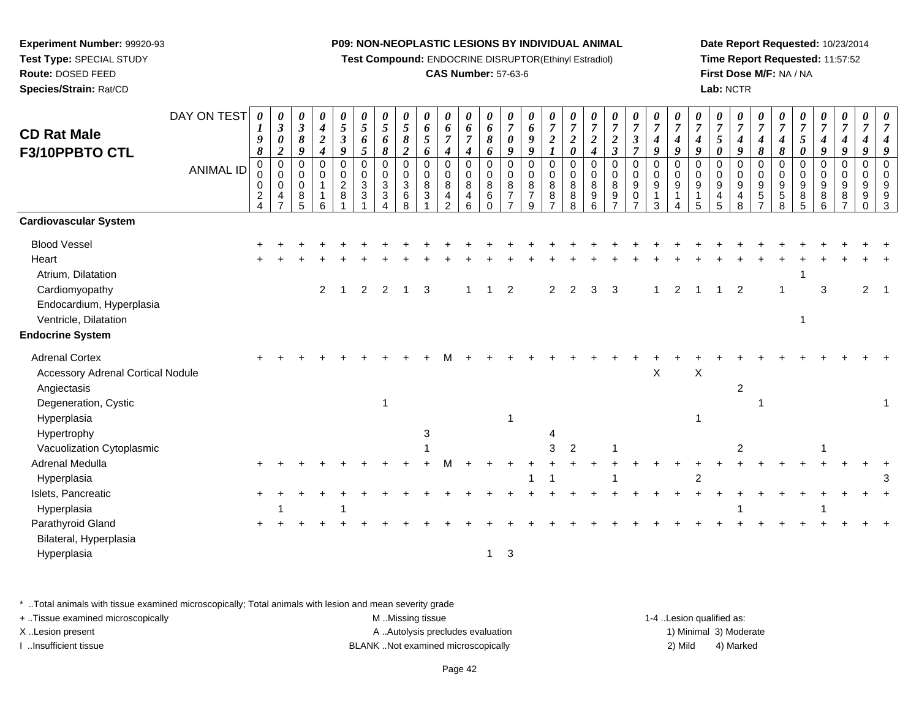**Experiment Number:** 99920-93
**Test Type:** SPECIAL STUDY
**Route:** DOSED FEED
**Species/Strain:** Rat/CD

**P09: NON-NEOPLASTIC LESIONS BY INDIVIDUAL ANIMAL**
**Test Compound:** ENDOCRINE DISRUPTOR(Ethinyl Estradiol)
**CAS Number:** 57-63-6

**Date Report Requested:** 10/23/2014
**Time Report Requested:** 11:57:52
**First Dose M/F:** NA / NA
**Lab:** NCTR

# CD Rat Male F3/10PPBTO CTL

| DAY ON TEST | 0198 | 0302 | 0389 | 0424 | 0539 | 0565 | 0568 | 0582 | 0656 | 0674 | 0674 | 0686 | 0709 | 0699 | 0721 | 0720 | 0724 | 0723 | 0737 | 0749 | 0749 | 0749 | 0750 | 0749 | 0748 | 0748 | 0750 | 0749 | 0749 | 0749 | 0749 |
|---|---|---|---|---|---|---|---|---|---|---|---|---|---|---|---|---|---|---|---|---|---|---|---|---|---|---|---|---|---|---|---|
| **ANIMAL ID** | 00024 | 00047 | 00085 | 00116 | 00281 | 00331 | 00334 | 00368 | 00831 | 00842 | 00846 | 00860 | 00877 | 00879 | 00887 | 00888 | 00896 | 00897 | 00907 | 00913 | 00914 | 00915 | 00945 | 00948 | 00957 | 00958 | 00985 | 00986 | 00987 | 00990 | 00993 |
| **Cardiovascular System** | | | | | | | | | | | | | | | | | | | | | | | | | | | | | | | |
| Blood Vessel | + | + | + | + | + | + | + | + | + | + | + | + | + | + | + | + | + | + | + | + | + | + | + | + | + | + | + | + | + | + | + |
| Heart | + | + | + | + | + | + | + | + | + | + | + | + | + | + | + | + | + | + | + | + | + | + | + | + | + | + | + | + | + | + | + |
| Atrium, Dilatation | | | | | | | | | | | | | | | | | | | | | | | | | | | 1 | | | | |
| Cardiomyopathy | | | | 2 | 1 | 2 | 2 | 1 | 3 | | 1 | 1 | 2 | | 2 | 2 | 3 | 3 | | 1 | 2 | 1 | 1 | 2 | | 1 | | 3 | | 2 | 1 |
| Endocardium, Hyperplasia | | | | | | | | | | | | | | | | | | | | | | | | | | | | | | | |
| Ventricle, Dilatation | | | | | | | | | | | | | | | | | | | | | | | | | | | 1 | | | | |
| **Endocrine System** | | | | | | | | | | | | | | | | | | | | | | | | | | | | | | | |
| Adrenal Cortex | + | + | + | + | + | + | + | + | + | M | + | + | + | + | + | + | + | + | + | + | + | + | + | + | + | + | + | + | + | + | + |
| Accessory Adrenal Cortical Nodule | | | | | | | | | | | | | | | | | | | | X | | X | | | | | | | | | |
| Angiectasis | | | | | | | | | | | | | | | | | | | | | | | | 2 | | | | | | | |
| Degeneration, Cystic | | | | | | | 1 | | | | | | | | | | | | | | | | | | 1 | | | | | | 1 |
| Hyperplasia | | | | | | | | | | | | | 1 | | | | | | | | | 1 | | | | | | | | | |
| Hypertrophy | | | | | | | | | 3 | | | | | | 4 | | | | | | | | | | | | | | | | |
| Vacuolization Cytoplasmic | | | | | | | | | 1 | | | | | | 3 | 2 | | 1 | | | | | | 2 | | | | 1 | | | |
| Adrenal Medulla | + | + | + | + | + | + | + | + | + | M | + | + | + | + | + | + | + | + | + | + | + | + | + | + | + | + | + | + | + | + | + |
| Hyperplasia | | | | | | | | | | | | | | 1 | 1 | | | 1 | | | | 2 | | | | | | | | | 3 |
| Islets, Pancreatic | + | + | + | + | + | + | + | + | + | + | + | + | + | + | + | + | + | + | + | + | + | + | + | + | + | + | + | + | + | + | + |
| Hyperplasia | | 1 | | | 1 | | | | | | | | | | | | | | | | | | | 1 | | | | 1 | | | |
| Parathyroid Gland | + | + | + | + | + | + | + | + | + | + | + | + | + | + | + | + | + | + | + | + | + | + | + | + | + | + | + | + | + | + | + |
| Bilateral, Hyperplasia | | | | | | | | | | | | | | | | | | | | | | | | | | | | | | | |
| Hyperplasia | | | | | | | | | | | | 1 | 3 | | | | | | | | | | | | | | | | | | |

\* ..Total animals with tissue examined microscopically; Total animals with lesion and mean severity grade
+ ..Tissue examined microscopically
X ..Lesion present
I ..Insufficient tissue

M ..Missing tissue
A ..Autolysis precludes evaluation
BLANK ..Not examined microscopically

1-4 ..Lesion qualified as:
1) Minimal 3) Moderate
2) Mild 4) Marked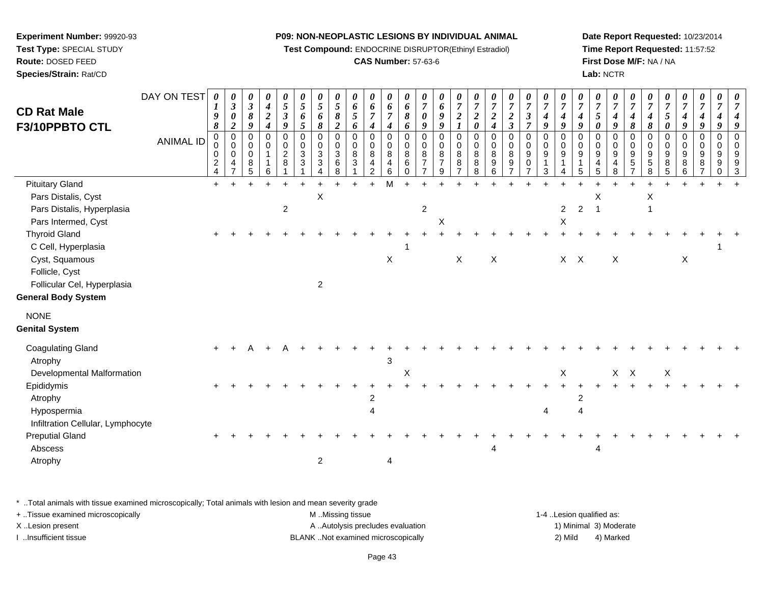**Experiment Number:** 99920-93
**Test Type:** SPECIAL STUDY
**Route:** DOSED FEED
**Species/Strain:** Rat/CD

**P09: NON-NEOPLASTIC LESIONS BY INDIVIDUAL ANIMAL**
**Test Compound:** ENDOCRINE DISRUPTOR(Ethinyl Estradiol)
**CAS Number:** 57-63-6

**Date Report Requested:** 10/23/2014
**Time Report Requested:** 11:57:52
**First Dose M/F:** NA / NA
**Lab:** NCTR

## CD Rat Male F3/10PPBTO CTL

| DAY ON TEST | 0198 | 0302 | 0389 | 0424 | 0539 | 0565 | 0568 | 0582 | 0656 | 0674 | 0674 | 0686 | 0709 | 0699 | 0721 | 0720 | 0724 | 0723 | 0737 | 0749 | 0749 | 0749 | 0750 | 0749 | 0748 | 0748 | 0750 | 0749 | 0749 | 0749 | 0749 |
|---|---|---|---|---|---|---|---|---|---|---|---|---|---|---|---|---|---|---|---|---|---|---|---|---|---|---|---|---|---|---|---|
| **ANIMAL ID** | 00024 | 00047 | 00085 | 00116 | 00281 | 00331 | 00334 | 00368 | 00831 | 00842 | 00846 | 00860 | 00877 | 00879 | 00887 | 00888 | 00896 | 00897 | 00907 | 00913 | 00914 | 00915 | 00945 | 00948 | 00957 | 00958 | 00985 | 00986 | 00987 | 00990 | 00993 |
| Pituitary Gland | + | + | + | + | + | + | + | + | + | + | M | + | + | + | + | + | + | + | + | + | + | + | + | + | + | + | + | + | + | + | + |
| Pars Distalis, Cyst | | | | | | | X | | | | | | | | | | | | | | | | X | | | X | | | | | |
| Pars Distalis, Hyperplasia | | | | | 2 | | | | | | | | 2 | | | | | | | | 2 | 2 | 1 | | | 1 | | | | | |
| Pars Intermed, Cyst | | | | | | | | | | | | | | X | | | | | | | X | | | | | | | | | | |
| Thyroid Gland | + | + | + | + | + | + | + | + | + | + | + | + | + | + | + | + | + | + | + | + | + | + | + | + | + | + | + | + | + | + | + |
| C Cell, Hyperplasia | | | | | | | | | | | | 1 | | | | | | | | | | | | | | | | | | 1 | |
| Cyst, Squamous | | | | | | | | | | | X | | | | X | | X | | | | X | X | | X | | | | X | | | |
| Follicle, Cyst | | | | | | | | | | | | | | | | | | | | | | | | | | | | | | | |
| Follicular Cel, Hyperplasia | | | | | | | 2 | | | | | | | | | | | | | | | | | | | | | | | | |
| **General Body System** | | | | | | | | | | | | | | | | | | | | | | | | | | | | | | | |
| NONE | | | | | | | | | | | | | | | | | | | | | | | | | | | | | | | |
| **Genital System** | | | | | | | | | | | | | | | | | | | | | | | | | | | | | | | |
| Coagulating Gland | + | + | A | + | A | + | + | + | + | + | + | + | + | + | + | + | + | + | + | + | + | + | + | + | + | + | + | + | + | + | + |
| Atrophy | | | | | | | | | | | 3 | | | | | | | | | | | | | | | | | | | | |
| Developmental Malformation | | | | | | | | | | | | X | | | | | | | | | X | | | X | X | | X | | | | |
| Epididymis | + | + | + | + | + | + | + | + | + | + | + | + | + | + | + | + | + | + | + | + | + | + | + | + | + | + | + | + | + | + | + |
| Atrophy | | | | | | | | | | 2 | | | | | | | | | | | | 2 | | | | | | | | | |
| Hypospermia | | | | | | | | | | 4 | | | | | | | | | | 4 | | 4 | | | | | | | | | |
| Infiltration Cellular, Lymphocyte | | | | | | | | | | | | | | | | | | | | | | | | | | | | | | | |
| Preputial Gland | + | + | + | + | + | + | + | + | + | + | + | + | + | + | + | + | + | + | + | + | + | + | + | + | + | + | + | + | + | + | + |
| Abscess | | | | | | | | | | | | | | | | | 4 | | | | | | 4 | | | | | | | | |
| Atrophy | | | | | | | 2 | | | | 4 | | | | | | | | | | | | | | | | | | | | |

\* ..Total animals with tissue examined microscopically; Total animals with lesion and mean severity grade
+ ..Tissue examined microscopically
X ..Lesion present
I ..Insufficient tissue

M ..Missing tissue
A ..Autolysis precludes evaluation
BLANK ..Not examined microscopically

1-4 ..Lesion qualified as:
1) Minimal 3) Moderate
2) Mild 4) Marked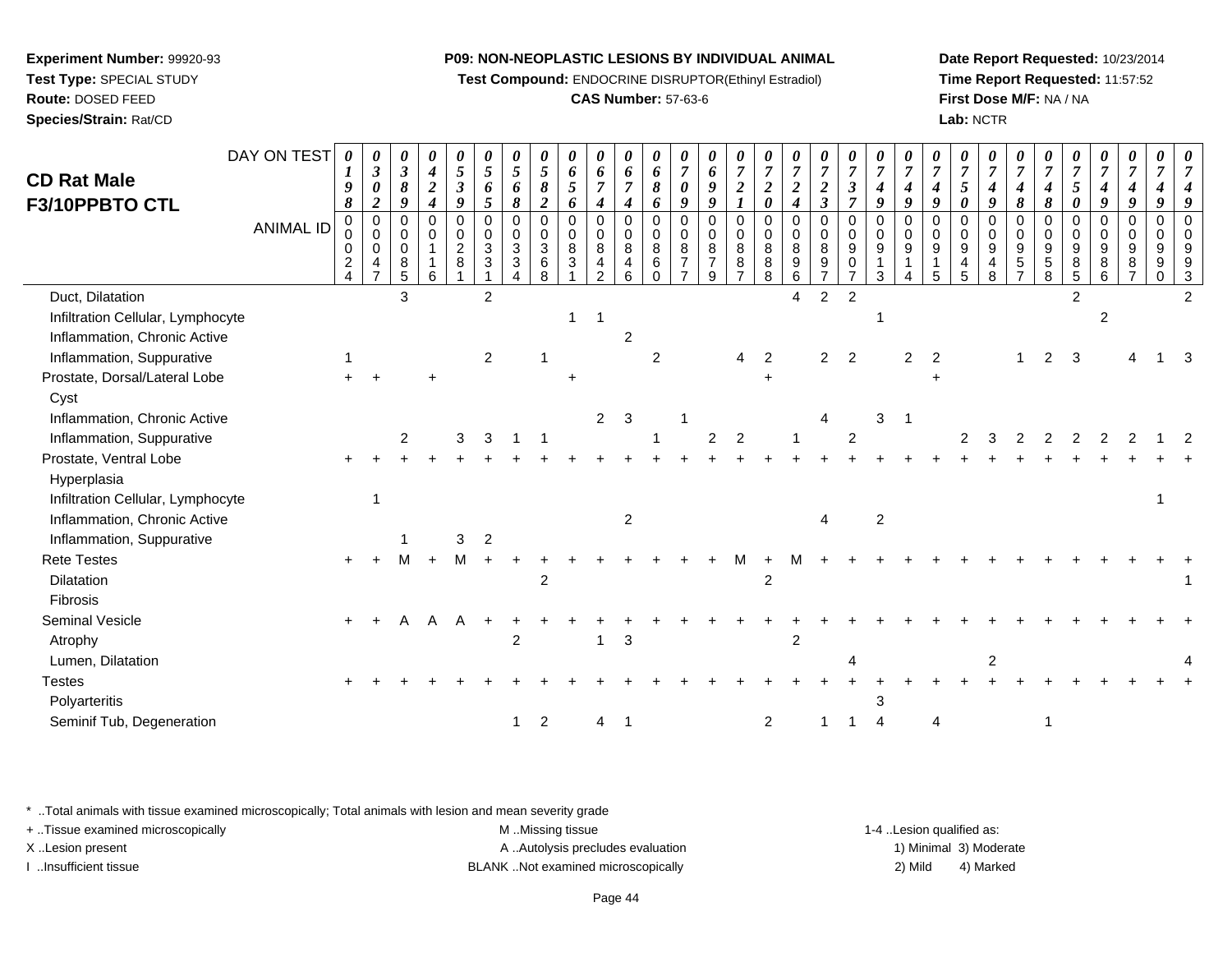**Experiment Number:** 99920-93
**Test Type:** SPECIAL STUDY
**Route:** DOSED FEED
**Species/Strain:** Rat/CD

**P09: NON-NEOPLASTIC LESIONS BY INDIVIDUAL ANIMAL**
**Test Compound:** ENDOCRINE DISRUPTOR(Ethinyl Estradiol)
**CAS Number:** 57-63-6

**Date Report Requested:** 10/23/2014
**Time Report Requested:** 11:57:52
**First Dose M/F:** NA / NA
**Lab:** NCTR

## CD Rat Male F3/10PPBTO CTL

| DAY ON TEST | 0198 | 0302 | 0389 | 0424 | 0539 | 0565 | 0568 | 0582 | 0656 | 0674 | 0674 | 0686 | 0709 | 0699 | 0721 | 0720 | 0724 | 0723 | 0737 | 0749 | 0749 | 0749 | 0750 | 0749 | 0748 | 0748 | 0750 | 0749 | 0749 | 0749 | 0749 |
|---|---|---|---|---|---|---|---|---|---|---|---|---|---|---|---|---|---|---|---|---|---|---|---|---|---|---|---|---|---|---|---|
| ANIMAL ID | 00024 | 00047 | 00085 | 00116 | 00281 | 00331 | 00334 | 00368 | 00831 | 00842 | 00846 | 00860 | 00877 | 00879 | 00887 | 00888 | 00896 | 00897 | 00907 | 00913 | 00914 | 00915 | 00945 | 00948 | 00957 | 00958 | 00985 | 00986 | 00987 | 00990 | 00993 |
| Duct, Dilatation | | | 3 | | | 2 | | | | | | | | | | | 4 | 2 | 2 | | | | | | | | 2 | | | | 2 |
| Infiltration Cellular, Lymphocyte | | | | | | | | | 1 | 1 | | | | | | | | | | 1 | | | | | | | | 2 | | | |
| Inflammation, Chronic Active | | | | | | | | | | | 2 | | | | | | | | | | | | | | | | | | | | |
| Inflammation, Suppurative | 1 | | | | | 2 | | 1 | | | | 2 | | | 4 | 2 | | 2 | 2 | | 2 | 2 | | | 1 | 2 | 3 | | 4 | 1 | 3 |
| Prostate, Dorsal/Lateral Lobe | + | + | | + | | | | | + | | | | | | | + | | | | | | + | | | | | | | | | |
| Cyst | | | | | | | | | | | | | | | | | | | | | | | | | | | | | | | |
| Inflammation, Chronic Active | | | | | | | | | | 2 | 3 | | 1 | | | | | 4 | | 3 | 1 | | | | | | | | | | |
| Inflammation, Suppurative | | | 2 | | 3 | 3 | 1 | 1 | | | | 1 | | 2 | 2 | | 1 | | 2 | | | | 2 | 3 | 2 | 2 | 2 | 2 | 2 | 1 | 2 |
| Prostate, Ventral Lobe | + | + | + | + | + | + | + | + | + | + | + | + | + | + | + | + | + | + | + | + | + | + | + | + | + | + | + | + | + | + | + |
| Hyperplasia | | | | | | | | | | | | | | | | | | | | | | | | | | | | | | | |
| Infiltration Cellular, Lymphocyte | | 1 | | | | | | | | | | | | | | | | | | | | | | | | | | | | 1 | |
| Inflammation, Chronic Active | | | | | | | | | | | 2 | | | | | | | 4 | | 2 | | | | | | | | | | | |
| Inflammation, Suppurative | | | 1 | | 3 | 2 | | | | | | | | | | | | | | | | | | | | | | | | | |
| Rete Testes | + | + | M | + | M | + | + | + | + | + | + | + | + | + | M | + | M | + | + | + | + | + | + | + | + | + | + | + | + | + | + |
| Dilatation | | | | | | | | 2 | | | | | | | | 2 | | | | | | | | | | | | | | | 1 |
| Fibrosis | | | | | | | | | | | | | | | | | | | | | | | | | | | | | | | |
| Seminal Vesicle | + | + | A | A | A | + | + | + | + | + | + | + | + | + | + | + | + | + | + | + | + | + | + | + | + | + | + | + | + | + | + |
| Atrophy | | | | | | | 2 | | | 1 | 3 | | | | | | 2 | | | | | | | | | | | | | | |
| Lumen, Dilatation | | | | | | | | | | | | | | | | | | | 4 | | | | | 2 | | | | | | | 4 |
| Testes | + | + | + | + | + | + | + | + | + | + | + | + | + | + | + | + | + | + | + | + | + | + | + | + | + | + | + | + | + | + | + |
| Polyarteritis | | | | | | | | | | | | | | | | | | | | 3 | | | | | | | | | | | |
| Seminif Tub, Degeneration | | | | | | | 1 | 2 | | 4 | 1 | | | | | 2 | | 1 | 1 | 4 | | 4 | | | | 1 | | | | | |

\* ..Total animals with tissue examined microscopically; Total animals with lesion and mean severity grade
+ ..Tissue examined microscopically
X ..Lesion present
I ..Insufficient tissue

M ..Missing tissue
A ..Autolysis precludes evaluation
BLANK ..Not examined microscopically

1-4 ..Lesion qualified as:
1) Minimal 3) Moderate
2) Mild 4) Marked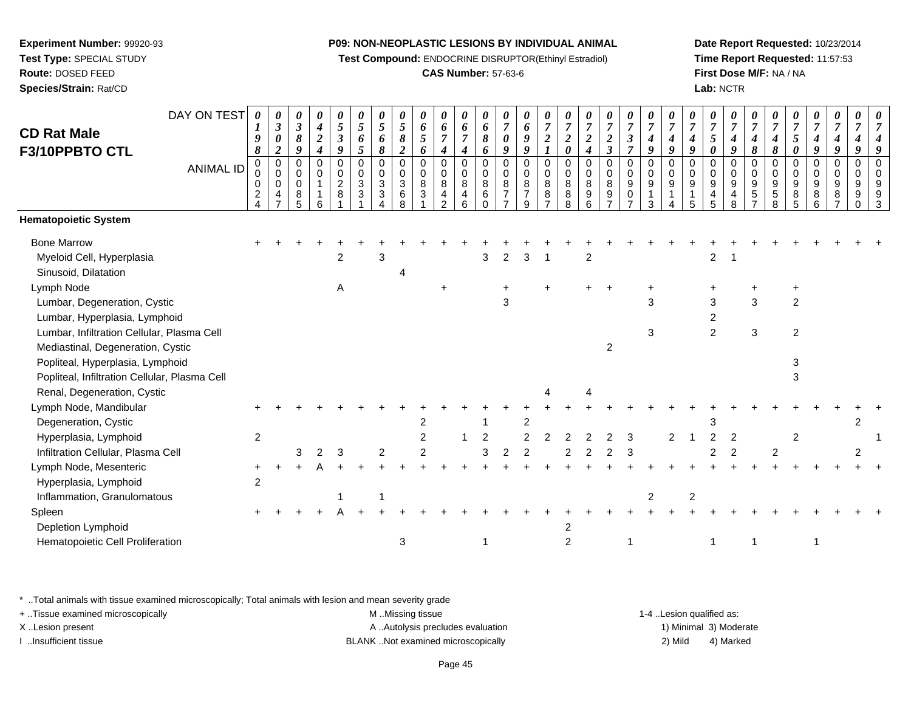**Experiment Number:** 99920-93
**Test Type:** SPECIAL STUDY
**Route:** DOSED FEED
**Species/Strain:** Rat/CD

**P09: NON-NEOPLASTIC LESIONS BY INDIVIDUAL ANIMAL**
**Test Compound:** ENDOCRINE DISRUPTOR(Ethinyl Estradiol)
**CAS Number:** 57-63-6

**Date Report Requested:** 10/23/2014
**Time Report Requested:** 11:57:53
**First Dose M/F:** NA / NA
**Lab:** NCTR

## CD Rat Male F3/10PPBTO CTL

| DAY ON TEST | 0198 | 0302 | 0389 | 0424 | 0539 | 0565 | 0568 | 0582 | 0656 | 0674 | 0674 | 0686 | 0709 | 0699 | 0721 | 0720 | 0724 | 0723 | 0737 | 0749 | 0749 | 0749 | 0750 | 0749 | 0748 | 0748 | 0750 | 0749 | 0749 | 0749 | 0749 |
|---|---|---|---|---|---|---|---|---|---|---|---|---|---|---|---|---|---|---|---|---|---|---|---|---|---|---|---|---|---|---|---|
| **ANIMAL ID** | 00024 | 00047 | 00085 | 00116 | 00281 | 00331 | 00334 | 00368 | 00831 | 00842 | 00846 | 00860 | 00877 | 00879 | 00887 | 00888 | 00896 | 00897 | 00907 | 00913 | 00914 | 00915 | 00945 | 00948 | 00957 | 00958 | 00985 | 00986 | 00987 | 00990 | 00993 |
| **Hematopoietic System** | | | | | | | | | | | | | | | | | | | | | | | | | | | | | | | |
| Bone Marrow | + | + | + | + | + | + | + | + | + | + | + | + | + | + | + | + | + | + | + | + | + | + | + | + | + | + | + | + | + | + | + |
| Myeloid Cell, Hyperplasia | | | | | 2 | | 3 | | | | | 3 | 2 | 3 | 1 | | 2 | | | | | | 2 | 1 | | | | | | | |
| Sinusoid, Dilatation | | | | | | | | 4 | | | | | | | | | | | | | | | | | | | | | | | |
| Lymph Node | | | | | A | | | | | + | | | + | | + | | + | + | | + | | | + | | + | | + | | | | |
| Lumbar, Degeneration, Cystic | | | | | | | | | | | | | 3 | | | | | | | 3 | | | 3 | | 3 | | 2 | | | | |
| Lumbar, Hyperplasia, Lymphoid | | | | | | | | | | | | | | | | | | | | | | | 2 | | | | | | | | |
| Lumbar, Infiltration Cellular, Plasma Cell | | | | | | | | | | | | | | | | | | | | 3 | | | 2 | | 3 | | 2 | | | | |
| Mediastinal, Degeneration, Cystic | | | | | | | | | | | | | | | | | | 2 | | | | | | | | | | | | | |
| Popliteal, Hyperplasia, Lymphoid | | | | | | | | | | | | | | | | | | | | | | | | | | | 3 | | | | |
| Popliteal, Infiltration Cellular, Plasma Cell | | | | | | | | | | | | | | | | | | | | | | | | | | | 3 | | | | |
| Renal, Degeneration, Cystic | | | | | | | | | | | | | | | 4 | | 4 | | | | | | | | | | | | | | |
| Lymph Node, Mandibular | + | + | + | + | + | + | + | + | + | + | + | + | + | + | + | + | + | + | + | + | + | + | + | + | + | + | + | + | + | + | + |
| Degeneration, Cystic | | | | | | | | | 2 | | | 1 | | 2 | | | | | | | | | 3 | | | | | | | 2 | |
| Hyperplasia, Lymphoid | 2 | | | | | | | | 2 | | 1 | 2 | | 2 | 2 | 2 | 2 | 2 | 3 | | 2 | 1 | 2 | 2 | | | 2 | | | | 1 |
| Infiltration Cellular, Plasma Cell | | | 3 | 2 | 3 | | 2 | | 2 | | | 3 | 2 | 2 | | 2 | 2 | 2 | 3 | | | | 2 | 2 | | 2 | | | | 2 | |
| Lymph Node, Mesenteric | + | + | + | A | + | + | + | + | + | + | + | + | + | + | + | + | + | + | + | + | + | + | + | + | + | + | + | + | + | + | + |
| Hyperplasia, Lymphoid | 2 | | | | | | | | | | | | | | | | | | | | | | | | | | | | | | |
| Inflammation, Granulomatous | | | | | 1 | | 1 | | | | | | | | | | | | | 2 | | 2 | | | | | | | | | |
| Spleen | + | + | + | + | A | + | + | + | + | + | + | + | + | + | + | + | + | + | + | + | + | + | + | + | + | + | + | + | + | + | + |
| Depletion Lymphoid | | | | | | | | | | | | | | | | 2 | | | | | | | | | | | | | | | |
| Hematopoietic Cell Proliferation | | | | | | | | 3 | | | | 1 | | | | 2 | | | 1 | | | | 1 | | 1 | | | 1 | | | |

\* ..Total animals with tissue examined microscopically; Total animals with lesion and mean severity grade
+ ..Tissue examined microscopically
X ..Lesion present
I ..Insufficient tissue
M ..Missing tissue
A ..Autolysis precludes evaluation
BLANK ..Not examined microscopically
1-4 ..Lesion qualified as: 1) Minimal 2) Mild 3) Moderate 4) Marked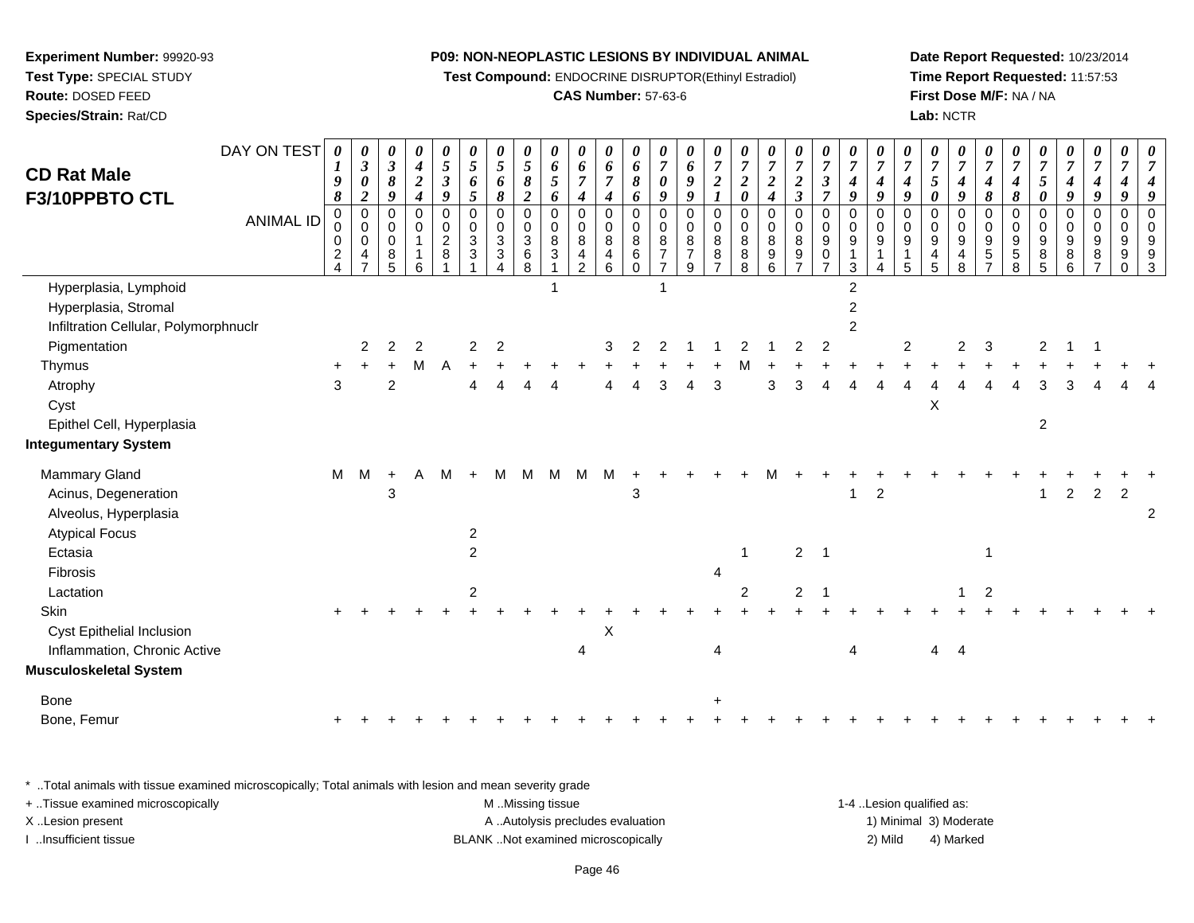**Experiment Number:** 99920-93
**Test Type:** SPECIAL STUDY
**Route:** DOSED FEED
**Species/Strain:** Rat/CD

**P09: NON-NEOPLASTIC LESIONS BY INDIVIDUAL ANIMAL**
**Test Compound:** ENDOCRINE DISRUPTOR(Ethinyl Estradiol)
**CAS Number:** 57-63-6

**Date Report Requested:** 10/23/2014
**Time Report Requested:** 11:57:53
**First Dose M/F:** NA / NA
**Lab:** NCTR

# CD Rat Male F3/10PPBTO CTL

| DAY ON TEST | 0198 | 0302 | 0389 | 0424 | 0539 | 0565 | 0568 | 0582 | 0656 | 0674 | 0674 | 0686 | 0709 | 0699 | 0721 | 0720 | 0724 | 0723 | 0737 | 0749 | 0749 | 0749 | 0750 | 0749 | 0748 | 0748 | 0750 | 0749 | 0749 | 0749 | 0749 |
|---|---|---|---|---|---|---|---|---|---|---|---|---|---|---|---|---|---|---|---|---|---|---|---|---|---|---|---|---|---|---|---|
| **ANIMAL ID** | 00024 | 00047 | 00085 | 00116 | 00281 | 00331 | 00334 | 00368 | 00831 | 00842 | 00846 | 00860 | 00877 | 00879 | 00887 | 00888 | 00896 | 00897 | 00907 | 00913 | 00914 | 00915 | 00945 | 00948 | 00957 | 00958 | 00985 | 00986 | 00987 | 00990 | 00993 |
| Hyperplasia, Lymphoid | | | | | | | | | 1 | | | | 1 | | | | | | | 2 | | | | | | | | | | | |
| Hyperplasia, Stromal | | | | | | | | | | | | | | | | | | | | 2 | | | | | | | | | | | |
| Infiltration Cellular, Polymorphnuclr | | | | | | | | | | | | | | | | | | | | 2 | | | | | | | | | | | |
| Pigmentation | | 2 | 2 | 2 | | 2 | 2 | | | | 3 | 2 | 2 | 1 | 1 | 2 | 1 | 2 | 2 | | | 2 | | 2 | 3 | | 2 | 1 | 1 | | |
| Thymus | + | + | + | M | A | + | + | + | + | + | + | + | + | + | + | M | + | + | + | + | + | + | + | + | + | + | + | + | + | + | + |
| Atrophy | 3 | | 2 | | | 4 | 4 | 4 | 4 | | 4 | 4 | 3 | 4 | 3 | | 3 | 3 | 4 | 4 | 4 | 4 | 4 | 4 | 4 | 4 | 3 | 3 | 4 | 4 | 4 |
| Cyst | | | | | | | | | | | | | | | | | | | | | | | X | | | | | | | | |
| Epithel Cell, Hyperplasia | | | | | | | | | | | | | | | | | | | | | | | | | | | 2 | | | | |
| **Integumentary System** | | | | | | | | | | | | | | | | | | | | | | | | | | | | | | | |
| Mammary Gland | M | M | + | A | M | + | M | M | M | M | M | + | + | + | + | + | M | + | + | + | + | + | + | + | + | + | + | + | + | + | + |
| Acinus, Degeneration | | | 3 | | | | | | | | | 3 | | | | | | | | 1 | 2 | | | | | | 1 | 2 | 2 | 2 | |
| Alveolus, Hyperplasia | | | | | | | | | | | | | | | | | | | | | | | | | | | | | | | 2 |
| Atypical Focus | | | | | | 2 | | | | | | | | | | | | | | | | | | | | | | | | | |
| Ectasia | | | | | | 2 | | | | | | | | | | 1 | | 2 | 1 | | | | | | 1 | | | | | | |
| Fibrosis | | | | | | | | | | | | | | | 4 | | | | | | | | | | | | | | | | |
| Lactation | | | | | | 2 | | | | | | | | | | 2 | | 2 | 1 | | | | | 1 | 2 | | | | | | |
| Skin | + | + | + | + | + | + | + | + | + | + | + | + | + | + | + | + | + | + | + | + | + | + | + | + | + | + | + | + | + | + | + |
| Cyst Epithelial Inclusion | | | | | | | | | | | X | | | | | | | | | | | | | | | | | | | | |
| Inflammation, Chronic Active | | | | | | | | | | 4 | | | | | 4 | | | | | 4 | | | 4 | 4 | | | | | | | |
| **Musculoskeletal System** | | | | | | | | | | | | | | | | | | | | | | | | | | | | | | | |
| Bone | | | | | | | | | | | | | | | + | | | | | | | | | | | | | | | | |
| Bone, Femur | + | + | + | + | + | + | + | + | + | + | + | + | + | + | + | + | + | + | + | + | + | + | + | + | + | + | + | + | + | + | + |

\* ..Total animals with tissue examined microscopically; Total animals with lesion and mean severity grade
+ ..Tissue examined microscopically
X ..Lesion present
I ..Insufficient tissue

M ..Missing tissue
A ..Autolysis precludes evaluation
BLANK ..Not examined microscopically

1-4 ..Lesion qualified as:
1) Minimal 3) Moderate
2) Mild 4) Marked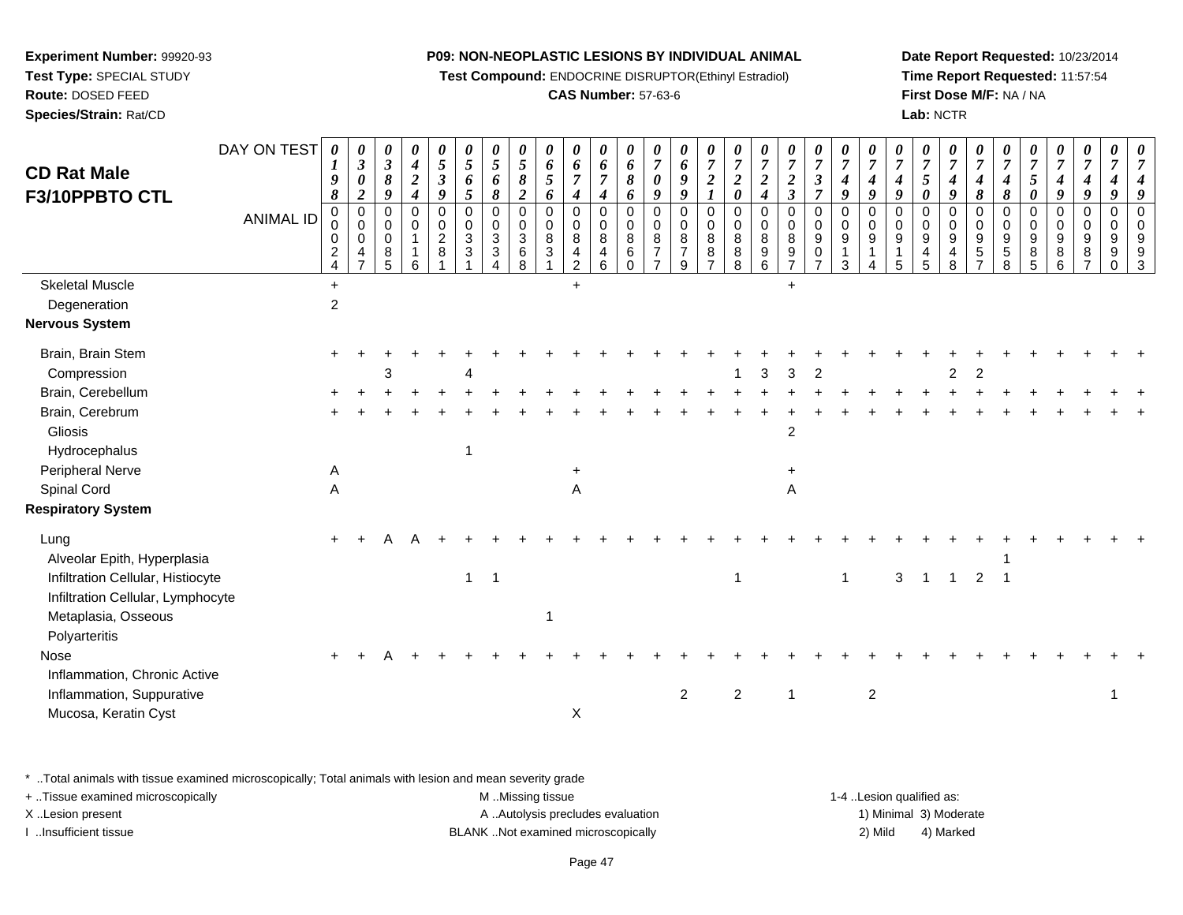**Experiment Number:** 99920-93
**Test Type:** SPECIAL STUDY
**Route:** DOSED FEED
**Species/Strain:** Rat/CD

**P09: NON-NEOPLASTIC LESIONS BY INDIVIDUAL ANIMAL**
**Test Compound:** ENDOCRINE DISRUPTOR(Ethinyl Estradiol)
**CAS Number:** 57-63-6

**Date Report Requested:** 10/23/2014
**Time Report Requested:** 11:57:54
**First Dose M/F:** NA / NA
**Lab:** NCTR

## CD Rat Male F3/10PPBTO CTL

| DAY ON TEST | 0198 | 0302 | 0389 | 0424 | 0539 | 0565 | 0568 | 0582 | 0656 | 0674 | 0674 | 0686 | 0709 | 0699 | 0721 | 0720 | 0724 | 0723 | 0737 | 0749 | 0749 | 0749 | 0750 | 0749 | 0748 | 0748 | 0750 | 0749 | 0749 | 0749 | 0749 |
|---|---|---|---|---|---|---|---|---|---|---|---|---|---|---|---|---|---|---|---|---|---|---|---|---|---|---|---|---|---|---|---|
| **ANIMAL ID** | 0024 | 0047 | 0085 | 0116 | 0281 | 0331 | 0334 | 0368 | 0831 | 0842 | 0846 | 0860 | 0877 | 0879 | 0887 | 0888 | 0896 | 0897 | 0907 | 0913 | 0914 | 0915 | 0945 | 0948 | 0957 | 0958 | 0985 | 0986 | 0987 | 0990 | 0993 |
| Skeletal Muscle | + | | | | | | | | | + | | | | | | | | + | | | | | | | | | | | | | |
| Degeneration | 2 | | | | | | | | | | | | | | | | | | | | | | | | | | | | | | |
| **Nervous System** | | | | | | | | | | | | | | | | | | | | | | | | | | | | | | | |
| Brain, Brain Stem | + | + | + | + | + | + | + | + | + | + | + | + | + | + | + | + | + | + | + | + | + | + | + | + | + | + | + | + | + | + | + |
| Compression | | | 3 | | | 4 | | | | | | | | | | 1 | 3 | 3 | 2 | | | | | 2 | 2 | | | | | | |
| Brain, Cerebellum | + | + | + | + | + | + | + | + | + | + | + | + | + | + | + | + | + | + | + | + | + | + | + | + | + | + | + | + | + | + | + |
| Brain, Cerebrum | + | + | + | + | + | + | + | + | + | + | + | + | + | + | + | + | + | + | + | + | + | + | + | + | + | + | + | + | + | + | + |
| Gliosis | | | | | | | | | | | | | | | | | | 2 | | | | | | | | | | | | | |
| Hydrocephalus | | | | | | 1 | | | | | | | | | | | | | | | | | | | | | | | | | |
| Peripheral Nerve | A | | | | | | | | | + | | | | | | | | + | | | | | | | | | | | | | |
| Spinal Cord | A | | | | | | | | | A | | | | | | | | A | | | | | | | | | | | | | |
| **Respiratory System** | | | | | | | | | | | | | | | | | | | | | | | | | | | | | | | |
| Lung | + | + | A | A | + | + | + | + | + | + | + | + | + | + | + | + | + | + | + | + | + | + | + | + | + | + | + | + | + | + | + |
| Alveolar Epith, Hyperplasia | | | | | | | | | | | | | | | | | | | | | | | | | | 1 | | | | | |
| Infiltration Cellular, Histiocyte | | | | | | 1 | 1 | | | | | | | | | 1 | | | | 1 | | 3 | 1 | 1 | 2 | 1 | | | | | |
| Infiltration Cellular, Lymphocyte | | | | | | | | | | | | | | | | | | | | | | | | | | | | | | | |
| Metaplasia, Osseous | | | | | | | | | 1 | | | | | | | | | | | | | | | | | | | | | | |
| Polyarteritis | | | | | | | | | | | | | | | | | | | | | | | | | | | | | | | |
| Nose | + | + | A | + | + | + | + | + | + | + | + | + | + | + | + | + | + | + | + | + | + | + | + | + | + | + | + | + | + | + | + |
| Inflammation, Chronic Active | | | | | | | | | | | | | | | | | | | | | | | | | | | | | | | |
| Inflammation, Suppurative | | | | | | | | | | | | | | 2 | | 2 | | 1 | | | 2 | | | | | | | | | 1 | |
| Mucosa, Keratin Cyst | | | | | | | | | | X | | | | | | | | | | | | | | | | | | | | | |

\* ..Total animals with tissue examined microscopically; Total animals with lesion and mean severity grade
+ ..Tissue examined microscopically
X ..Lesion present
I ..Insufficient tissue

M ..Missing tissue
A ..Autolysis precludes evaluation
BLANK ..Not examined microscopically

1-4 ..Lesion qualified as:
1) Minimal 3) Moderate
2) Mild 4) Marked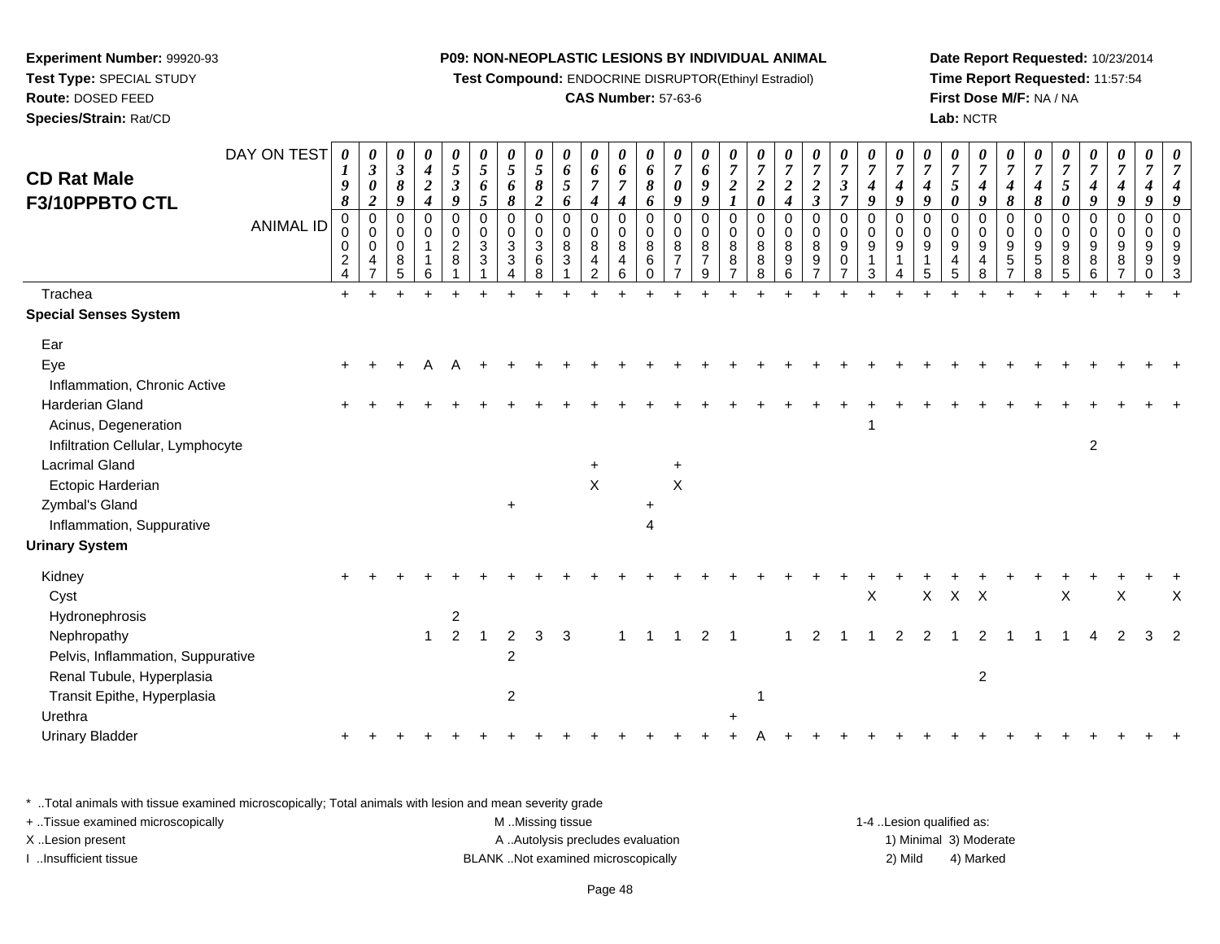**Experiment Number:** 99920-93
**Test Type:** SPECIAL STUDY
**Route:** DOSED FEED
**Species/Strain:** Rat/CD

**P09: NON-NEOPLASTIC LESIONS BY INDIVIDUAL ANIMAL**
**Test Compound:** ENDOCRINE DISRUPTOR(Ethinyl Estradiol)
**CAS Number:** 57-63-6

**Date Report Requested:** 10/23/2014
**Time Report Requested:** 11:57:54
**First Dose M/F:** NA / NA
**Lab:** NCTR

## CD Rat Male F3/10PPBTO CTL

| DAY ON TEST | 0198 | 0302 | 0389 | 0424 | 0539 | 0565 | 0568 | 0582 | 0656 | 0674 | 0674 | 0686 | 0709 | 0699 | 0721 | 0720 | 0724 | 0723 | 0737 | 0749 | 0749 | 0749 | 0750 | 0749 | 0748 | 0748 | 0750 | 0749 | 0749 | 0749 | 0749 |
|---|---|---|---|---|---|---|---|---|---|---|---|---|---|---|---|---|---|---|---|---|---|---|---|---|---|---|---|---|---|---|---|
| **ANIMAL ID** | 00024 | 00047 | 00085 | 00116 | 00281 | 00331 | 00334 | 00368 | 00831 | 00842 | 00846 | 00860 | 00877 | 00879 | 00887 | 00888 | 00896 | 00897 | 00907 | 00913 | 00914 | 00915 | 00945 | 00948 | 00957 | 00958 | 00985 | 00986 | 00987 | 00990 | 00993 |
| Trachea | + | + | + | + | + | + | + | + | + | + | + | + | + | + | + | + | + | + | + | + | + | + | + | + | + | + | + | + | + | + | + |
| **Special Senses System** | | | | | | | | | | | | | | | | | | | | | | | | | | | | | | | |
| Ear | | | | | | | | | | | | | | | | | | | | | | | | | | | | | | | |
| Eye | + | + | + | A | A | + | + | + | + | + | + | + | + | + | + | + | + | + | + | + | + | + | + | + | + | + | + | + | + | + | + |
| Inflammation, Chronic Active | | | | | | | | | | | | | | | | | | | | | | | | | | | | | | | |
| Harderian Gland | + | + | + | + | + | + | + | + | + | + | + | + | + | + | + | + | + | + | + | + | + | + | + | + | + | + | + | + | + | + | + |
| Acinus, Degeneration | | | | | | | | | | | | | | | | | | | | 1 | | | | | | | | | | | |
| Infiltration Cellular, Lymphocyte | | | | | | | | | | | | | | | | | | | | | | | | | | | | 2 | | | |
| Lacrimal Gland | | | | | | | | | | + | | | + | | | | | | | | | | | | | | | | | | |
| Ectopic Harderian | | | | | | | | | | X | | | X | | | | | | | | | | | | | | | | | | |
| Zymbal's Gland | | | | | | | + | | | | | + | | | | | | | | | | | | | | | | | | | |
| Inflammation, Suppurative | | | | | | | | | | | | 4 | | | | | | | | | | | | | | | | | | | |
| **Urinary System** | | | | | | | | | | | | | | | | | | | | | | | | | | | | | | | |
| Kidney | + | + | + | + | + | + | + | + | + | + | + | + | + | + | + | + | + | + | + | + | + | + | + | + | + | + | + | + | + | + | + |
| Cyst | | | | | | | | | | | | | | | | | | | | X | | X | X | X | | | X | | X | | X |
| Hydronephrosis | | | | | 2 | | | | | | | | | | | | | | | | | | | | | | | | | | |
| Nephropathy | | | | 1 | 2 | 1 | 2 | 3 | 3 | | 1 | 1 | 1 | 2 | 1 | | 1 | 2 | 1 | 1 | 2 | 2 | 1 | 2 | 1 | 1 | 1 | 4 | 2 | 3 | 2 |
| Pelvis, Inflammation, Suppurative | | | | | | | 2 | | | | | | | | | | | | | | | | | | | | | | | | |
| Renal Tubule, Hyperplasia | | | | | | | | | | | | | | | | | | | | | | | | 2 | | | | | | | |
| Transit Epithe, Hyperplasia | | | | | | | 2 | | | | | | | | | 1 | | | | | | | | | | | | | | | |
| Urethra | | | | | | | | | | | | | | | + | | | | | | | | | | | | | | | | |
| Urinary Bladder | + | + | + | + | + | + | + | + | + | + | + | + | + | + | + | A | + | + | + | + | + | + | + | + | + | + | + | + | + | + | + |

* ..Total animals with tissue examined microscopically; Total animals with lesion and mean severity grade
+ ..Tissue examined microscopically
X ..Lesion present
I ..Insufficient tissue

M ..Missing tissue
A ..Autolysis precludes evaluation
BLANK ..Not examined microscopically

1-4 ..Lesion qualified as:
1) Minimal 3) Moderate
2) Mild 4) Marked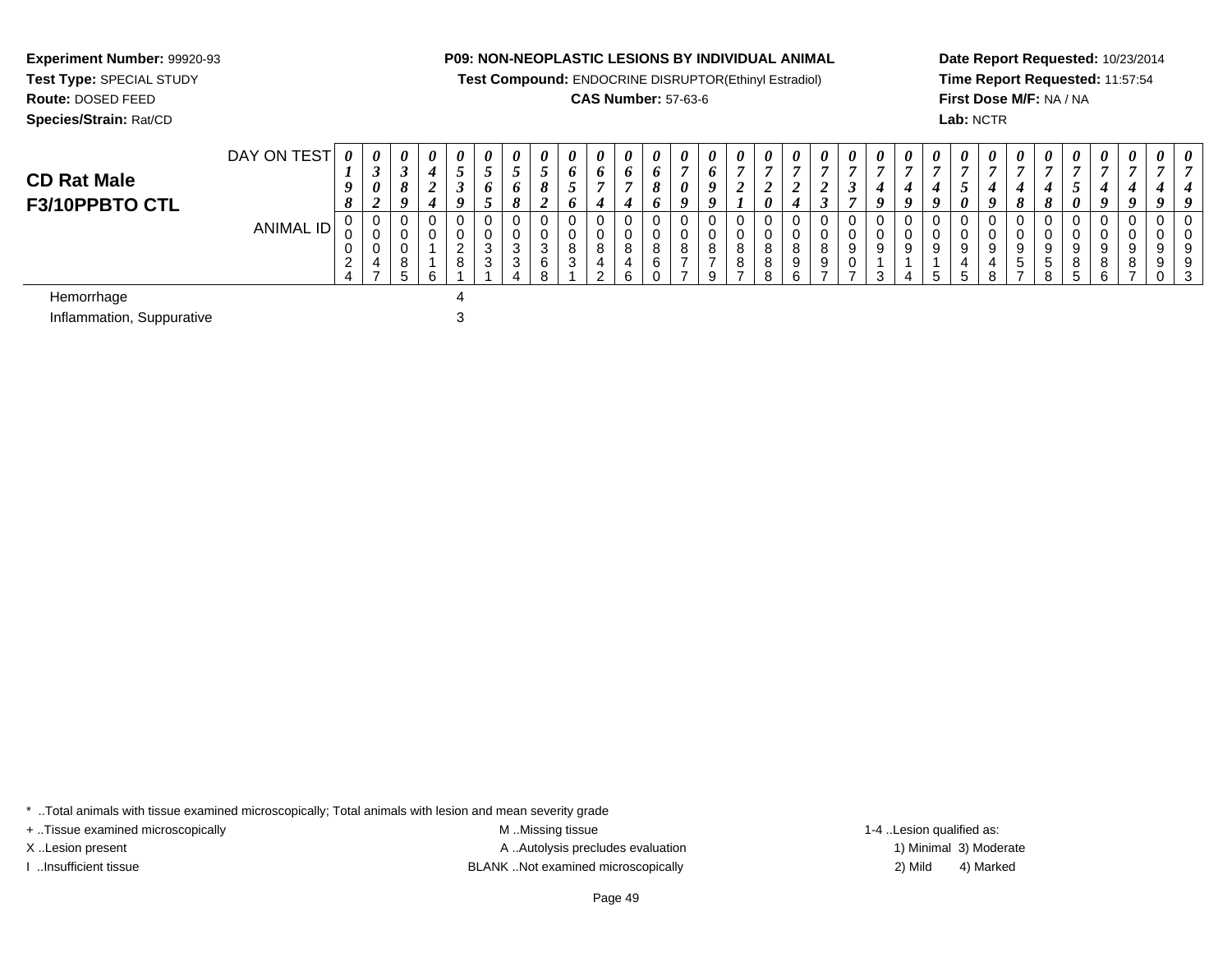**Experiment Number:** 99920-93
**Test Type:** SPECIAL STUDY
**Route:** DOSED FEED
**Species/Strain:** Rat/CD

**P09: NON-NEOPLASTIC LESIONS BY INDIVIDUAL ANIMAL**
**Test Compound:** ENDOCRINE DISRUPTOR(Ethinyl Estradiol)
**CAS Number:** 57-63-6

**Date Report Requested:** 10/23/2014
**Time Report Requested:** 11:57:54
**First Dose M/F:** NA / NA
**Lab:** NCTR

## CD Rat Male F3/10PPBTO CTL

| DAY ON TEST | 0198 | 0302 | 0389 | 0424 | 0539 | 0565 | 0568 | 0582 | 0656 | 0674 | 0674 | 0686 | 0709 | 0699 | 0721 | 0720 | 0724 | 0723 | 0737 | 0749 | 0749 | 0749 | 0750 | 0749 | 0748 | 0748 | 0750 | 0749 | 0749 | 0749 | 0749 |
|---|---|---|---|---|---|---|---|---|---|---|---|---|---|---|---|---|---|---|---|---|---|---|---|---|---|---|---|---|---|---|---|
| **ANIMAL ID** | 00024 | 00047 | 00085 | 00116 | 00281 | 00331 | 00334 | 00368 | 00831 | 00842 | 00846 | 00860 | 00877 | 00879 | 00887 | 00888 | 00896 | 00897 | 00907 | 00913 | 00914 | 00915 | 00945 | 00948 | 00957 | 00958 | 00985 | 00986 | 00987 | 00990 | 00993 |
| Hemorrhage | | | | | 4 | | | | | | | | | | | | | | | | | | | | | | | | | | |
| Inflammation, Suppurative | | | | | 3 | | | | | | | | | | | | | | | | | | | | | | | | | | |

\* ..Total animals with tissue examined microscopically; Total animals with lesion and mean severity grade
+ ..Tissue examined microscopically
X ..Lesion present
I ..Insufficient tissue
M ..Missing tissue
A ..Autolysis precludes evaluation
BLANK ..Not examined microscopically
1-4 ..Lesion qualified as:
1) Minimal 3) Moderate
2) Mild 4) Marked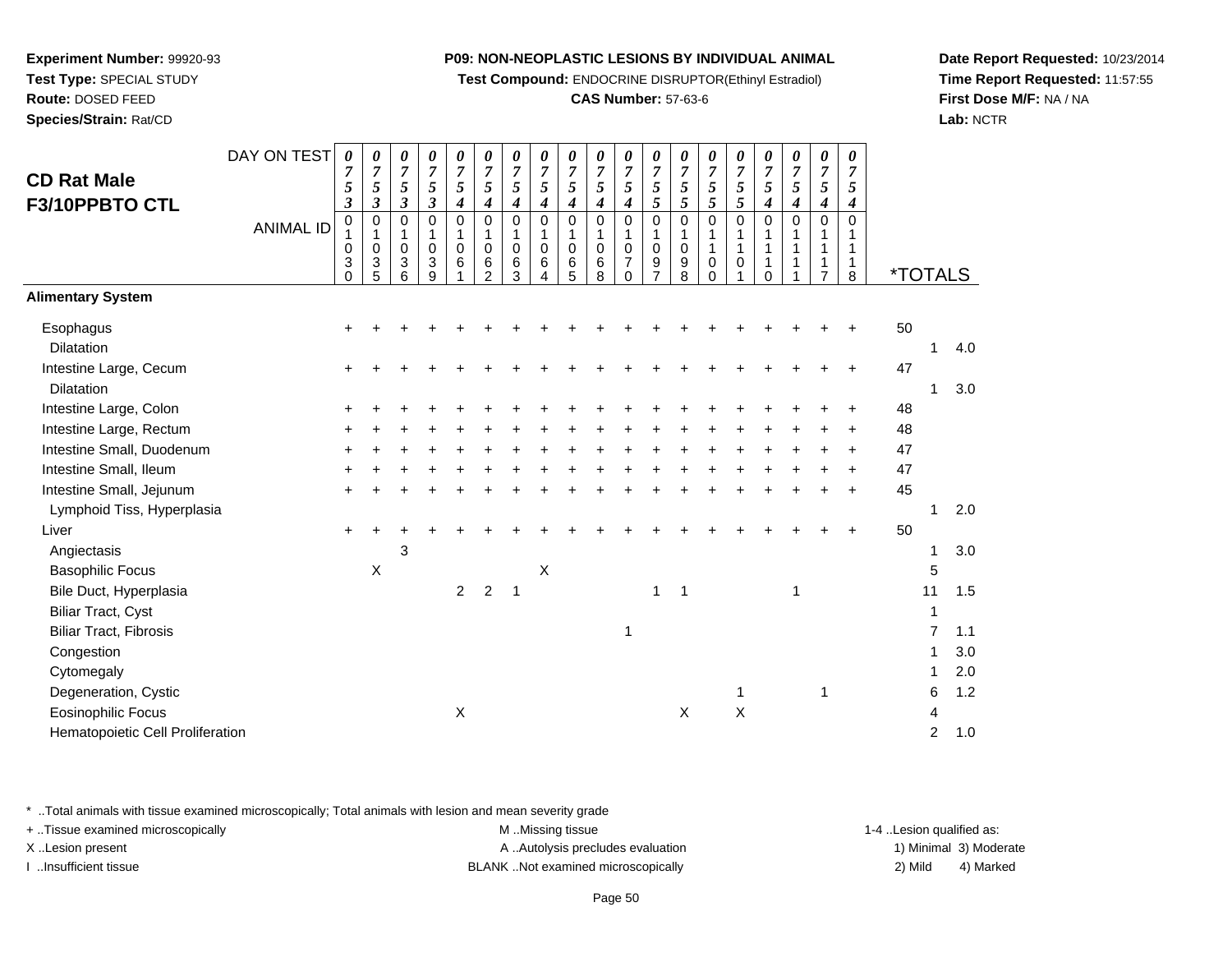**Experiment Number:** 99920-93
**Test Type:** SPECIAL STUDY
**Route:** DOSED FEED
**Species/Strain:** Rat/CD

**P09: NON-NEOPLASTIC LESIONS BY INDIVIDUAL ANIMAL**
**Test Compound:** ENDOCRINE DISRUPTOR(Ethinyl Estradiol)
**CAS Number:** 57-63-6

**Date Report Requested:** 10/23/2014
**Time Report Requested:** 11:57:55
**First Dose M/F:** NA / NA
**Lab:** NCTR

## CD Rat Male F3/10PPBTO CTL

| DAY ON TEST | 0753 | 0753 | 0753 | 0753 | 0754 | 0754 | 0754 | 0754 | 0754 | 0754 | 0754 | 0755 | 0755 | 0755 | 0755 | 0754 | 0754 | 0754 | 0754 | | |
|---|---|---|---|---|---|---|---|---|---|---|---|---|---|---|---|---|---|---|---|---|---|
| **ANIMAL ID** | 01030 | 01035 | 01036 | 01039 | 01061 | 01062 | 01063 | 01064 | 01065 | 01068 | 01070 | 01097 | 01098 | 01100 | 01101 | 01110 | 01111 | 01117 | 01118 | ***TOTALS** | |
| **Alimentary System** | | | | | | | | | | | | | | | | | | | | | |
| Esophagus | + | + | + | + | + | + | + | + | + | + | + | + | + | + | + | + | + | + | + | 50 | |
| Dilatation | | | | | | | | | | | | | | | | | | | | 1 | 4.0 |
| Intestine Large, Cecum | + | + | + | + | + | + | + | + | + | + | + | + | + | + | + | + | + | + | + | 47 | |
| Dilatation | | | | | | | | | | | | | | | | | | | | 1 | 3.0 |
| Intestine Large, Colon | + | + | + | + | + | + | + | + | + | + | + | + | + | + | + | + | + | + | + | 48 | |
| Intestine Large, Rectum | + | + | + | + | + | + | + | + | + | + | + | + | + | + | + | + | + | + | + | 48 | |
| Intestine Small, Duodenum | + | + | + | + | + | + | + | + | + | + | + | + | + | + | + | + | + | + | + | 47 | |
| Intestine Small, Ileum | + | + | + | + | + | + | + | + | + | + | + | + | + | + | + | + | + | + | + | 47 | |
| Intestine Small, Jejunum | + | + | + | + | + | + | + | + | + | + | + | + | + | + | + | + | + | + | + | 45 | |
| Lymphoid Tiss, Hyperplasia | | | | | | | | | | | | | | | | | | | | 1 | 2.0 |
| Liver | + | + | + | + | + | + | + | + | + | + | + | + | + | + | + | + | + | + | + | 50 | |
| Angiectasis | | | 3 | | | | | | | | | | | | | | | | | 1 | 3.0 |
| Basophilic Focus | | X | | | | | | X | | | | | | | | | | | | 5 | |
| Bile Duct, Hyperplasia | | | | | 2 | 2 | 1 | | | | | 1 | 1 | | | | 1 | | | 11 | 1.5 |
| Biliar Tract, Cyst | | | | | | | | | | | | | | | | | | | | 1 | |
| Biliar Tract, Fibrosis | | | | | | | | | | | 1 | | | | | | | | | 7 | 1.1 |
| Congestion | | | | | | | | | | | | | | | | | | | | 1 | 3.0 |
| Cytomegaly | | | | | | | | | | | | | | | | | | | | 1 | 2.0 |
| Degeneration, Cystic | | | | | | | | | | | | | | | 1 | | | 1 | | 6 | 1.2 |
| Eosinophilic Focus | | | | | X | | | | | | | | X | | X | | | | | 4 | |
| Hematopoietic Cell Proliferation | | | | | | | | | | | | | | | | | | | | 2 | 1.0 |

\* ..Total animals with tissue examined microscopically; Total animals with lesion and mean severity grade
+ ..Tissue examined microscopically
X ..Lesion present
I ..Insufficient tissue

M ..Missing tissue
A ..Autolysis precludes evaluation
BLANK ..Not examined microscopically

1-4 ..Lesion qualified as:
1) Minimal 3) Moderate
2) Mild 4) Marked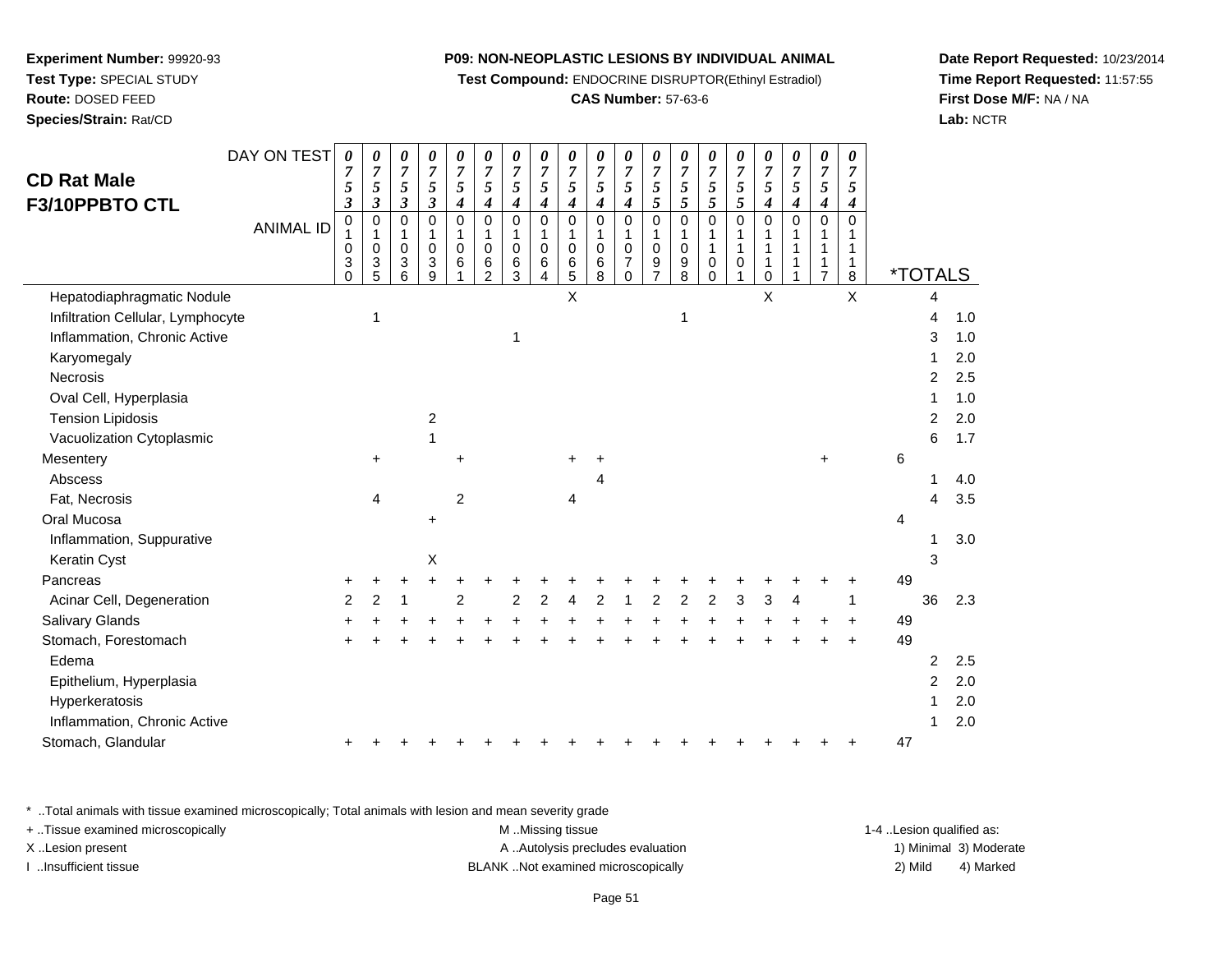**Experiment Number:** 99920-93
**Test Type:** SPECIAL STUDY
**Route:** DOSED FEED
**Species/Strain:** Rat/CD

**P09: NON-NEOPLASTIC LESIONS BY INDIVIDUAL ANIMAL**
**Test Compound:** ENDOCRINE DISRUPTOR(Ethinyl Estradiol)
**CAS Number:** 57-63-6

**Date Report Requested:** 10/23/2014
**Time Report Requested:** 11:57:55
**First Dose M/F:** NA / NA
**Lab:** NCTR

## CD Rat Male F3/10PPBTO CTL

| DAY ON TEST | 0753 | 0753 | 0753 | 0753 | 0754 | 0754 | 0754 | 0754 | 0754 | 0754 | 0754 | 0755 | 0755 | 0755 | 0755 | 0754 | 0754 | 0754 | 0754 | | |
|---|---|---|---|---|---|---|---|---|---|---|---|---|---|---|---|---|---|---|---|---|---|
| **ANIMAL ID** | 01030 | 01035 | 01036 | 01039 | 01061 | 01062 | 01063 | 01064 | 01065 | 01068 | 01070 | 01097 | 01098 | 01100 | 01101 | 01110 | 01111 | 01117 | 01118 | ***TOTALS** | |
| Hepatodiaphragmatic Nodule | | | | | | | | | X | | | | | | | X | | | X | 4 | |
| Infiltration Cellular, Lymphocyte | | 1 | | | | | | | | | | | 1 | | | | | | | 4 | 1.0 |
| Inflammation, Chronic Active | | | | | | | 1 | | | | | | | | | | | | | 3 | 1.0 |
| Karyomegaly | | | | | | | | | | | | | | | | | | | | 1 | 2.0 |
| Necrosis | | | | | | | | | | | | | | | | | | | | 2 | 2.5 |
| Oval Cell, Hyperplasia | | | | | | | | | | | | | | | | | | | | 1 | 1.0 |
| Tension Lipidosis | | | | 2 | | | | | | | | | | | | | | | | 2 | 2.0 |
| Vacuolization Cytoplasmic | | | | 1 | | | | | | | | | | | | | | | | 6 | 1.7 |
| Mesentery | | + | | | + | | | | + | + | | | | | | | | + | | 6 | |
| Abscess | | | | | | | | | | 4 | | | | | | | | | | 1 | 4.0 |
| Fat, Necrosis | | 4 | | | 2 | | | | 4 | | | | | | | | | | | 4 | 3.5 |
| Oral Mucosa | | | | + | | | | | | | | | | | | | | | | 4 | |
| Inflammation, Suppurative | | | | | | | | | | | | | | | | | | | | 1 | 3.0 |
| Keratin Cyst | | | | X | | | | | | | | | | | | | | | | 3 | |
| Pancreas | + | + | + | + | + | + | + | + | + | + | + | + | + | + | + | + | + | + | + | 49 | |
| Acinar Cell, Degeneration | 2 | 2 | 1 | | 2 | | 2 | 2 | 4 | 2 | 1 | 2 | 2 | 2 | 3 | 3 | 4 | | 1 | 36 | 2.3 |
| Salivary Glands | + | + | + | + | + | + | + | + | + | + | + | + | + | + | + | + | + | + | + | 49 | |
| Stomach, Forestomach | + | + | + | + | + | + | + | + | + | + | + | + | + | + | + | + | + | + | + | 49 | |
| Edema | | | | | | | | | | | | | | | | | | | | 2 | 2.5 |
| Epithelium, Hyperplasia | | | | | | | | | | | | | | | | | | | | 2 | 2.0 |
| Hyperkeratosis | | | | | | | | | | | | | | | | | | | | 1 | 2.0 |
| Inflammation, Chronic Active | | | | | | | | | | | | | | | | | | | | 1 | 2.0 |
| Stomach, Glandular | + | + | + | + | + | + | + | + | + | + | + | + | + | + | + | + | + | + | + | 47 | |

* ..Total animals with tissue examined microscopically; Total animals with lesion and mean severity grade
+ ..Tissue examined microscopically
X ..Lesion present
I ..Insufficient tissue

M ..Missing tissue
A ..Autolysis precludes evaluation
BLANK ..Not examined microscopically

1-4 ..Lesion qualified as:
1) Minimal 3) Moderate
2) Mild 4) Marked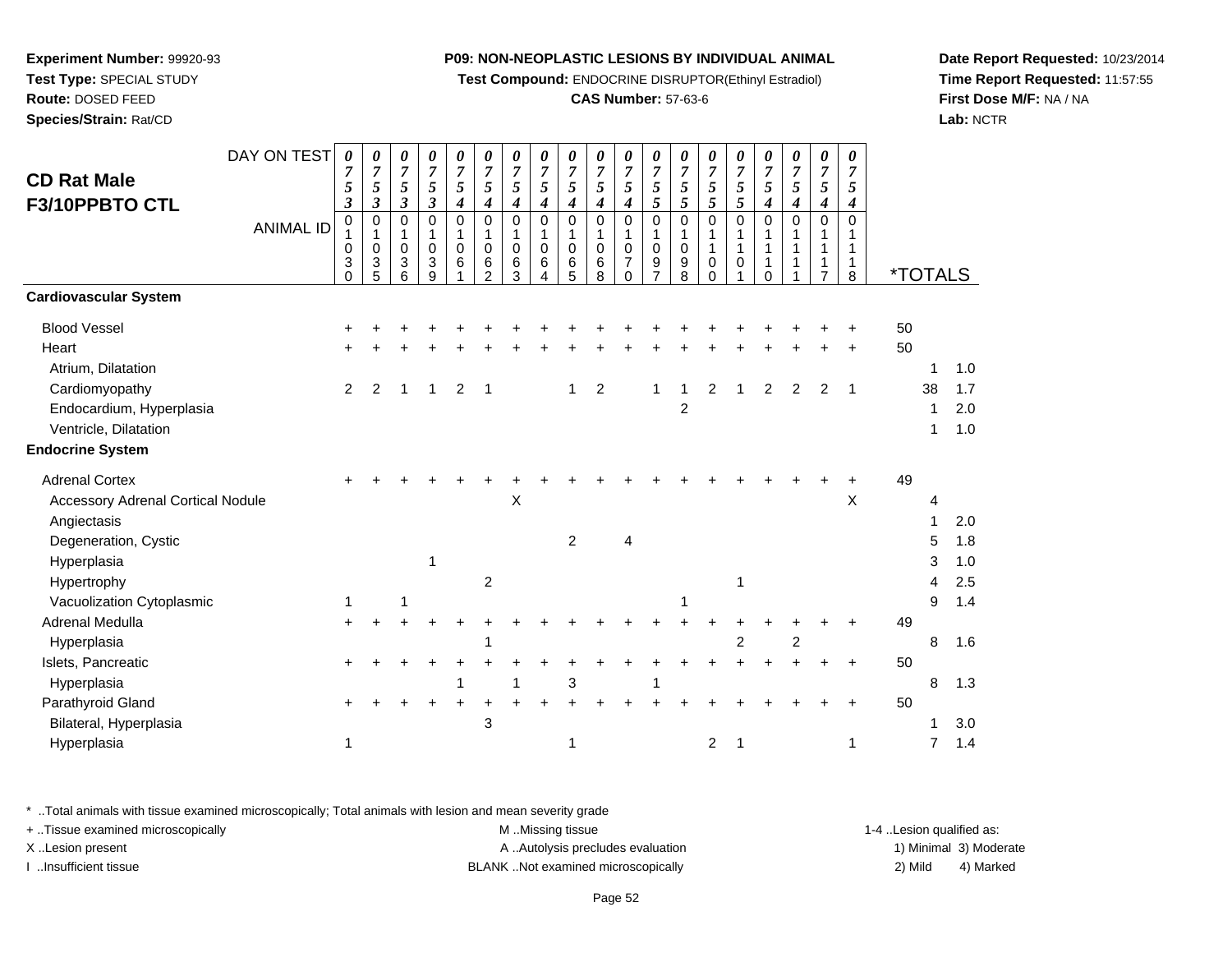**Experiment Number:** 99920-93
**Test Type:** SPECIAL STUDY
**Route:** DOSED FEED
**Species/Strain:** Rat/CD

**P09: NON-NEOPLASTIC LESIONS BY INDIVIDUAL ANIMAL**
**Test Compound:** ENDOCRINE DISRUPTOR(Ethinyl Estradiol)
**CAS Number:** 57-63-6

**Date Report Requested:** 10/23/2014
**Time Report Requested:** 11:57:55
**First Dose M/F:** NA / NA
**Lab:** NCTR

## CD Rat Male F3/10PPBTO CTL

| DAY ON TEST | 0753 | 0753 | 0753 | 0753 | 0754 | 0754 | 0754 | 0754 | 0754 | 0754 | 0754 | 0755 | 0755 | 0755 | 0755 | 0754 | 0754 | 0754 | 0754 | | |
|---|---|---|---|---|---|---|---|---|---|---|---|---|---|---|---|---|---|---|---|---|---|
| **ANIMAL ID** | 01030 | 01035 | 01036 | 01039 | 01061 | 01062 | 01063 | 01064 | 01065 | 01068 | 01070 | 01097 | 01098 | 01100 | 01101 | 01110 | 01111 | 01117 | 01118 | ***TOTALS** | |
| **Cardiovascular System** | | | | | | | | | | | | | | | | | | | | | |
| Blood Vessel | + | + | + | + | + | + | + | + | + | + | + | + | + | + | + | + | + | + | + | 50 | |
| Heart | + | + | + | + | + | + | + | + | + | + | + | + | + | + | + | + | + | + | + | 50 | |
| Atrium, Dilatation | | | | | | | | | | | | | | | | | | | | 1 | 1.0 |
| Cardiomyopathy | 2 | 2 | 1 | 1 | 2 | 1 | | | 1 | 2 | | 1 | 1 | 2 | 1 | 2 | 2 | 2 | 1 | 38 | 1.7 |
| Endocardium, Hyperplasia | | | | | | | | | | | | | 2 | | | | | | | 1 | 2.0 |
| Ventricle, Dilatation | | | | | | | | | | | | | | | | | | | | 1 | 1.0 |
| **Endocrine System** | | | | | | | | | | | | | | | | | | | | | |
| Adrenal Cortex | + | + | + | + | + | + | + | + | + | + | + | + | + | + | + | + | + | + | + | 49 | |
| Accessory Adrenal Cortical Nodule | | | | | | | X | | | | | | | | | | | | X | 4 | |
| Angiectasis | | | | | | | | | | | | | | | | | | | | 1 | 2.0 |
| Degeneration, Cystic | | | | | | | | | 2 | | 4 | | | | | | | | | 5 | 1.8 |
| Hyperplasia | | | | 1 | | | | | | | | | | | | | | | | 3 | 1.0 |
| Hypertrophy | | | | | | 2 | | | | | | | | | 1 | | | | | 4 | 2.5 |
| Vacuolization Cytoplasmic | 1 | | 1 | | | | | | | | | | 1 | | | | | | | 9 | 1.4 |
| Adrenal Medulla | + | + | + | + | + | + | + | + | + | + | + | + | + | + | + | + | + | + | + | 49 | |
| Hyperplasia | | | | | | 1 | | | | | | | | | 2 | | 2 | | | 8 | 1.6 |
| Islets, Pancreatic | + | + | + | + | + | + | + | + | + | + | + | + | + | + | + | + | + | + | + | 50 | |
| Hyperplasia | | | | | 1 | | 1 | | 3 | | | 1 | | | | | | | | 8 | 1.3 |
| Parathyroid Gland | + | + | + | + | + | + | + | + | + | + | + | + | + | + | + | + | + | + | + | 50 | |
| Bilateral, Hyperplasia | | | | | | 3 | | | | | | | | | | | | | | 1 | 3.0 |
| Hyperplasia | 1 | | | | | | | | 1 | | | | | 2 | 1 | | | | 1 | 7 | 1.4 |

\* ..Total animals with tissue examined microscopically; Total animals with lesion and mean severity grade
+ ..Tissue examined microscopically
X ..Lesion present
I ..Insufficient tissue

M ..Missing tissue
A ..Autolysis precludes evaluation
BLANK ..Not examined microscopically

1-4 ..Lesion qualified as:
1) Minimal 3) Moderate
2) Mild 4) Marked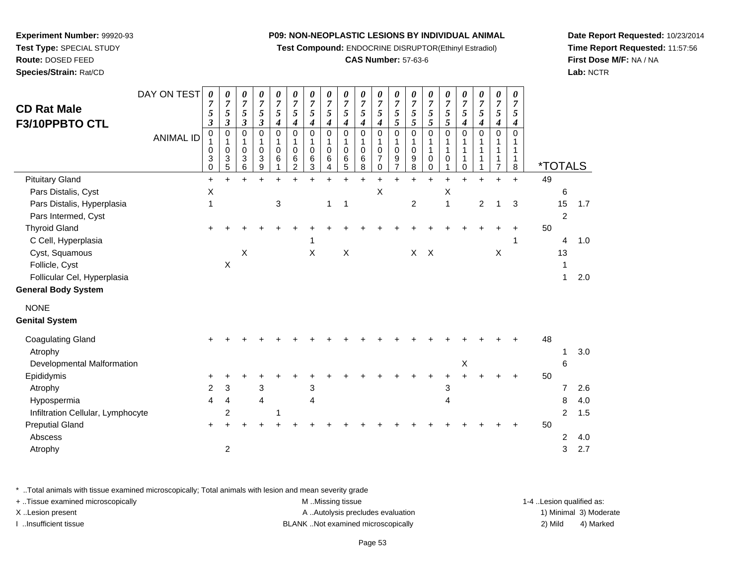**Experiment Number:** 99920-93
**Test Type:** SPECIAL STUDY
**Route:** DOSED FEED
**Species/Strain:** Rat/CD

**P09: NON-NEOPLASTIC LESIONS BY INDIVIDUAL ANIMAL**
**Test Compound:** ENDOCRINE DISRUPTOR(Ethinyl Estradiol)
**CAS Number:** 57-63-6

**Date Report Requested:** 10/23/2014
**Time Report Requested:** 11:57:56
**First Dose M/F:** NA / NA
**Lab:** NCTR

## CD Rat Male F3/10PPBTO CTL

| DAY ON TEST | 0753 | 0753 | 0753 | 0753 | 0754 | 0754 | 0754 | 0754 | 0754 | 0754 | 0754 | 0755 | 0755 | 0755 | 0755 | 0754 | 0754 | 0754 | 0754 | | |
|---|---|---|---|---|---|---|---|---|---|---|---|---|---|---|---|---|---|---|---|---|---|
| **ANIMAL ID** | 01030 | 01035 | 01036 | 01039 | 01061 | 01062 | 01063 | 01064 | 01065 | 01068 | 01070 | 01097 | 01098 | 01100 | 01101 | 01110 | 01111 | 01117 | 01118 | ***TOTALS** | |
| Pituitary Gland | + | + | + | + | + | + | + | + | + | + | + | + | + | + | + | + | + | + | + | 49 | |
| Pars Distalis, Cyst | X | | | | | | | | | | X | | | | X | | | | | 6 | |
| Pars Distalis, Hyperplasia | 1 | | | | 3 | | | 1 | 1 | | | | 2 | | 1 | | 2 | 1 | 3 | 15 | 1.7 |
| Pars Intermed, Cyst | | | | | | | | | | | | | | | | | | | | 2 | |
| Thyroid Gland | + | + | + | + | + | + | + | + | + | + | + | + | + | + | + | + | + | + | + | 50 | |
| C Cell, Hyperplasia | | | | | | | 1 | | | | | | | | | | | | 1 | 4 | 1.0 |
| Cyst, Squamous | | | X | | | | X | | X | | | | X | X | | | | X | | 13 | |
| Follicle, Cyst | | X | | | | | | | | | | | | | | | | | | 1 | |
| Follicular Cel, Hyperplasia | | | | | | | | | | | | | | | | | | | | 1 | 2.0 |
| **General Body System** | | | | | | | | | | | | | | | | | | | | | |
| NONE | | | | | | | | | | | | | | | | | | | | | |
| **Genital System** | | | | | | | | | | | | | | | | | | | | | |
| Coagulating Gland | + | + | + | + | + | + | + | + | + | + | + | + | + | + | + | + | + | + | + | 48 | |
| Atrophy | | | | | | | | | | | | | | | | | | | | 1 | 3.0 |
| Developmental Malformation | | | | | | | | | | | | | | | | X | | | | 6 | |
| Epididymis | + | + | + | + | + | + | + | + | + | + | + | + | + | + | + | + | + | + | + | 50 | |
| Atrophy | 2 | 3 | | 3 | | | 3 | | | | | | | | 3 | | | | | 7 | 2.6 |
| Hypospermia | 4 | 4 | | 4 | | | 4 | | | | | | | | 4 | | | | | 8 | 4.0 |
| Infiltration Cellular, Lymphocyte | | 2 | | | 1 | | | | | | | | | | | | | | | 2 | 1.5 |
| Preputial Gland | + | + | + | + | + | + | + | + | + | + | + | + | + | + | + | + | + | + | + | 50 | |
| Abscess | | | | | | | | | | | | | | | | | | | | 2 | 4.0 |
| Atrophy | | 2 | | | | | | | | | | | | | | | | | | 3 | 2.7 |

\* ..Total animals with tissue examined microscopically; Total animals with lesion and mean severity grade
\+ ..Tissue examined microscopically
X ..Lesion present
I ..Insufficient tissue

M ..Missing tissue
A ..Autolysis precludes evaluation
BLANK ..Not examined microscopically

1-4 ..Lesion qualified as:
1) Minimal 3) Moderate
2) Mild 4) Marked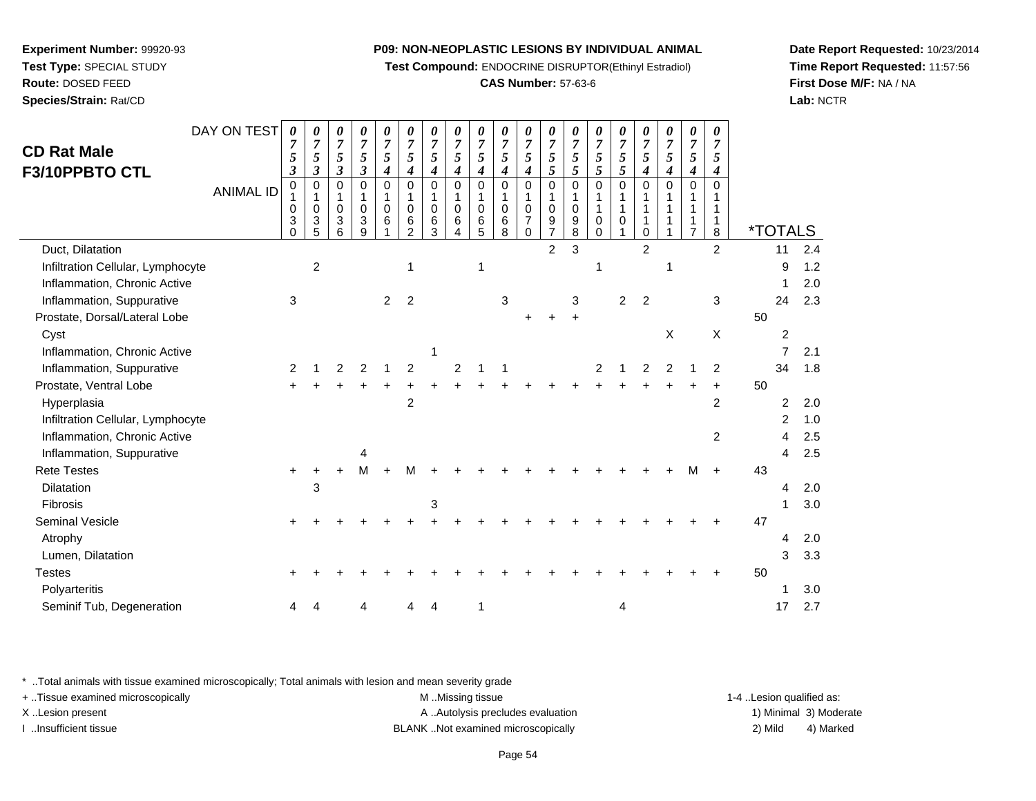**Experiment Number:** 99920-93
**Test Type:** SPECIAL STUDY
**Route:** DOSED FEED
**Species/Strain:** Rat/CD

**P09: NON-NEOPLASTIC LESIONS BY INDIVIDUAL ANIMAL**
**Test Compound:** ENDOCRINE DISRUPTOR(Ethinyl Estradiol)
**CAS Number:** 57-63-6

**Date Report Requested:** 10/23/2014
**Time Report Requested:** 11:57:56
**First Dose M/F:** NA / NA
**Lab:** NCTR

## CD Rat Male F3/10PPBTO CTL

| DAY ON TEST | 0753 | 0753 | 0753 | 0753 | 0754 | 0754 | 0754 | 0754 | 0754 | 0754 | 0754 | 0755 | 0755 | 0755 | 0755 | 0754 | 0754 | 0754 | 0754 | *TOTALS | |
|---|---|---|---|---|---|---|---|---|---|---|---|---|---|---|---|---|---|---|---|---|---|
| ANIMAL ID | 01030 | 01035 | 01036 | 01039 | 01061 | 01062 | 01063 | 01064 | 01065 | 01068 | 01070 | 01097 | 01098 | 01100 | 01101 | 01110 | 01111 | 01117 | 01118 | | |
| Duct, Dilatation | | | | | | | | | | | | 2 | 3 | | | 2 | | | 2 | 11 | 2.4 |
| Infiltration Cellular, Lymphocyte | | 2 | | | | 1 | | | 1 | | | | | 1 | | | 1 | | | 9 | 1.2 |
| Inflammation, Chronic Active | | | | | | | | | | | | | | | | | | | | 1 | 2.0 |
| Inflammation, Suppurative | 3 | | | | 2 | 2 | | | | 3 | | | 3 | | 2 | 2 | | | 3 | 24 | 2.3 |
| Prostate, Dorsal/Lateral Lobe | | | | | | | | | | | + | + | + | | | | | | | 50 | |
| Cyst | | | | | | | | | | | | | | | | | X | | X | 2 | |
| Inflammation, Chronic Active | | | | | | | 1 | | | | | | | | | | | | | 7 | 2.1 |
| Inflammation, Suppurative | 2 | 1 | 2 | 2 | 1 | 2 | | 2 | 1 | 1 | | | | 2 | 1 | 2 | 2 | 1 | 2 | 34 | 1.8 |
| Prostate, Ventral Lobe | + | + | + | + | + | + | + | + | + | + | + | + | + | + | + | + | + | + | + | 50 | |
| Hyperplasia | | | | | | 2 | | | | | | | | | | | | | 2 | 2 | 2.0 |
| Infiltration Cellular, Lymphocyte | | | | | | | | | | | | | | | | | | | | 2 | 1.0 |
| Inflammation, Chronic Active | | | | | | | | | | | | | | | | | | | 2 | 4 | 2.5 |
| Inflammation, Suppurative | | | | 4 | | | | | | | | | | | | | | | | 4 | 2.5 |
| Rete Testes | + | + | + | M | + | M | + | + | + | + | + | + | + | + | + | + | + | M | + | 43 | |
| Dilatation | | 3 | | | | | | | | | | | | | | | | | | 4 | 2.0 |
| Fibrosis | | | | | | | 3 | | | | | | | | | | | | | 1 | 3.0 |
| Seminal Vesicle | + | + | + | + | + | + | + | + | + | + | + | + | + | + | + | + | + | + | + | 47 | |
| Atrophy | | | | | | | | | | | | | | | | | | | | 4 | 2.0 |
| Lumen, Dilatation | | | | | | | | | | | | | | | | | | | | 3 | 3.3 |
| Testes | + | + | + | + | + | + | + | + | + | + | + | + | + | + | + | + | + | + | + | 50 | |
| Polyarteritis | | | | | | | | | | | | | | | | | | | | 1 | 3.0 |
| Seminif Tub, Degeneration | 4 | 4 | | 4 | | 4 | 4 | | 1 | | | | | | 4 | | | | | 17 | 2.7 |

* ..Total animals with tissue examined microscopically; Total animals with lesion and mean severity grade
+ ..Tissue examined microscopically
X ..Lesion present
I ..Insufficient tissue

M ..Missing tissue
A ..Autolysis precludes evaluation
BLANK ..Not examined microscopically

1-4 ..Lesion qualified as:
1) Minimal 3) Moderate
2) Mild 4) Marked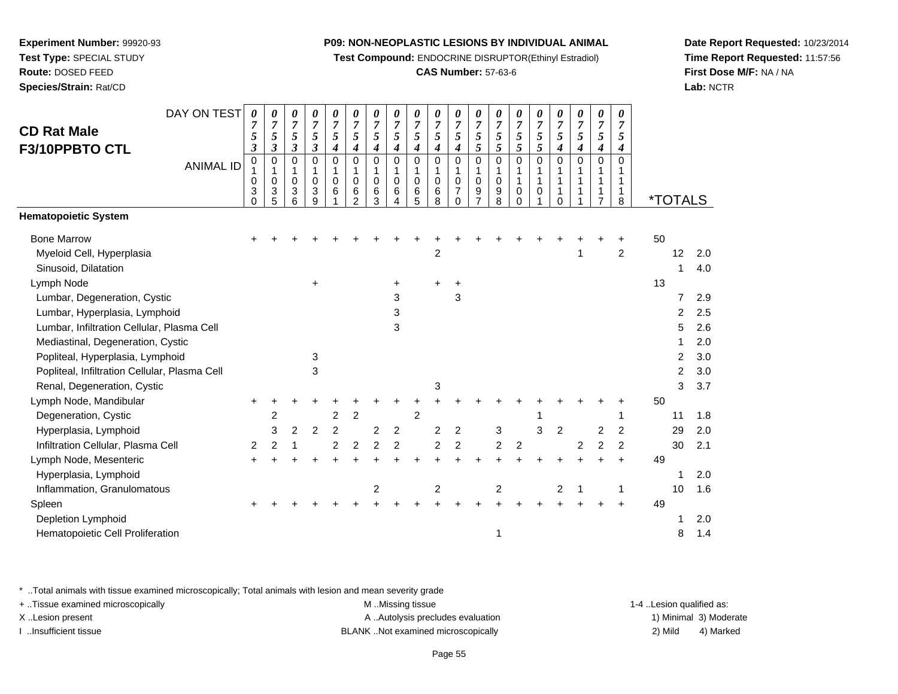**Experiment Number:** 99920-93
**Test Type:** SPECIAL STUDY
**Route:** DOSED FEED
**Species/Strain:** Rat/CD

**P09: NON-NEOPLASTIC LESIONS BY INDIVIDUAL ANIMAL**
**Test Compound:** ENDOCRINE DISRUPTOR(Ethinyl Estradiol)
**CAS Number:** 57-63-6

**Date Report Requested:** 10/23/2014
**Time Report Requested:** 11:57:56
**First Dose M/F:** NA / NA
**Lab:** NCTR

## CD Rat Male F3/10PPBTO CTL

| DAY ON TEST | 0753 | 0753 | 0753 | 0753 | 0754 | 0754 | 0754 | 0754 | 0754 | 0754 | 0754 | 0755 | 0755 | 0755 | 0755 | 0754 | 0754 | 0754 | 0754 | | |
|---|---|---|---|---|---|---|---|---|---|---|---|---|---|---|---|---|---|---|---|---|---|
| **ANIMAL ID** | 01030 | 01035 | 01036 | 01039 | 01061 | 01062 | 01063 | 01064 | 01065 | 01068 | 01070 | 01097 | 01098 | 01100 | 01101 | 01110 | 01111 | 01117 | 01118 | ***TOTALS** | |
| **Hematopoietic System** | | | | | | | | | | | | | | | | | | | | | |
| Bone Marrow | + | + | + | + | + | + | + | + | + | + | + | + | + | + | + | + | + | + | + | 50 | |
| Myeloid Cell, Hyperplasia | | | | | | | | | | 2 | | | | | | | 1 | | 2 | 12 | 2.0 |
| Sinusoid, Dilatation | | | | | | | | | | | | | | | | | | | | 1 | 4.0 |
| Lymph Node | | | | + | | | | + | | + | + | | | | | | | | | 13 | |
| Lumbar, Degeneration, Cystic | | | | | | | | 3 | | | 3 | | | | | | | | | 7 | 2.9 |
| Lumbar, Hyperplasia, Lymphoid | | | | | | | | 3 | | | | | | | | | | | | 2 | 2.5 |
| Lumbar, Infiltration Cellular, Plasma Cell | | | | | | | | 3 | | | | | | | | | | | | 5 | 2.6 |
| Mediastinal, Degeneration, Cystic | | | | | | | | | | | | | | | | | | | | 1 | 2.0 |
| Popliteal, Hyperplasia, Lymphoid | | | | 3 | | | | | | | | | | | | | | | | 2 | 3.0 |
| Popliteal, Infiltration Cellular, Plasma Cell | | | | 3 | | | | | | | | | | | | | | | | 2 | 3.0 |
| Renal, Degeneration, Cystic | | | | | | | | | | 3 | | | | | | | | | | 3 | 3.7 |
| Lymph Node, Mandibular | + | + | + | + | + | + | + | + | + | + | + | + | + | + | + | + | + | + | + | 50 | |
| Degeneration, Cystic | | 2 | | | 2 | 2 | | | 2 | | | | | | 1 | | | | 1 | 11 | 1.8 |
| Hyperplasia, Lymphoid | | 3 | 2 | 2 | 2 | | 2 | 2 | | 2 | 2 | | 3 | | 3 | 2 | | 2 | 2 | 29 | 2.0 |
| Infiltration Cellular, Plasma Cell | 2 | 2 | 1 | | 2 | 2 | 2 | 2 | | 2 | 2 | | 2 | 2 | | | 2 | 2 | 2 | 30 | 2.1 |
| Lymph Node, Mesenteric | + | + | + | + | + | + | + | + | + | + | + | + | + | + | + | + | + | + | + | 49 | |
| Hyperplasia, Lymphoid | | | | | | | | | | | | | | | | | | | | 1 | 2.0 |
| Inflammation, Granulomatous | | | | | | | 2 | | | 2 | | | 2 | | | 2 | 1 | | 1 | 10 | 1.6 |
| Spleen | + | + | + | + | + | + | + | + | + | + | + | + | + | + | + | + | + | + | + | 49 | |
| Depletion Lymphoid | | | | | | | | | | | | | | | | | | | | 1 | 2.0 |
| Hematopoietic Cell Proliferation | | | | | | | | | | | | | 1 | | | | | | | 8 | 1.4 |

* ..Total animals with tissue examined microscopically; Total animals with lesion and mean severity grade
+ ..Tissue examined microscopically
X ..Lesion present
I ..Insufficient tissue

M ..Missing tissue
A ..Autolysis precludes evaluation
BLANK ..Not examined microscopically

1-4 ..Lesion qualified as:
1) Minimal 3) Moderate
2) Mild 4) Marked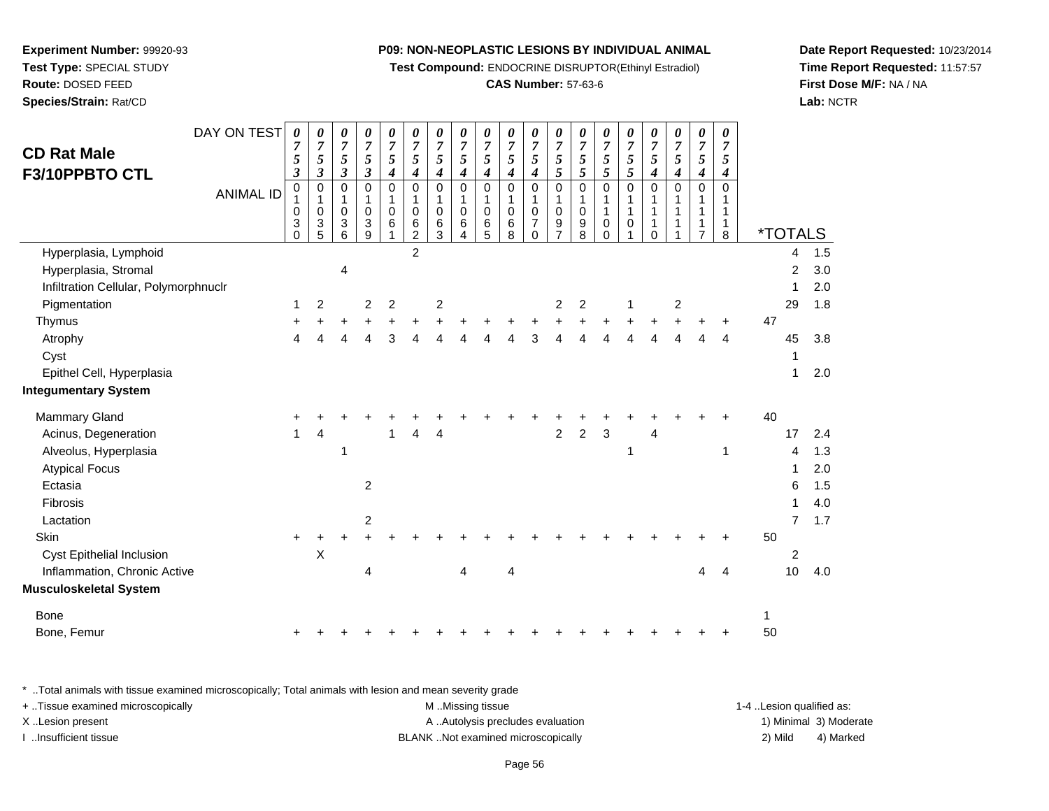**Experiment Number:** 99920-93
**Test Type:** SPECIAL STUDY
**Route:** DOSED FEED
**Species/Strain:** Rat/CD

**P09: NON-NEOPLASTIC LESIONS BY INDIVIDUAL ANIMAL**
**Test Compound:** ENDOCRINE DISRUPTOR(Ethinyl Estradiol)
**CAS Number:** 57-63-6

**Date Report Requested:** 10/23/2014
**Time Report Requested:** 11:57:57
**First Dose M/F:** NA / NA
**Lab:** NCTR

# CD Rat Male F3/10PPBTO CTL

| DAY ON TEST | 0753 | 0753 | 0753 | 0753 | 0754 | 0754 | 0754 | 0754 | 0754 | 0754 | 0754 | 0755 | 0755 | 0755 | 0755 | 0754 | 0754 | 0754 | 0754 | *TOTALS | |
|---|---|---|---|---|---|---|---|---|---|---|---|---|---|---|---|---|---|---|---|---|---|
| ANIMAL ID | 01030 | 01035 | 01036 | 01039 | 01061 | 01062 | 01063 | 01064 | 01065 | 01068 | 01070 | 01097 | 01098 | 01100 | 01101 | 01110 | 01111 | 01117 | 01118 | | |
| Hyperplasia, Lymphoid | | | | | | 2 | | | | | | | | | | | | | | 4 | 1.5 |
| Hyperplasia, Stromal | | | 4 | | | | | | | | | | | | | | | | | 2 | 3.0 |
| Infiltration Cellular, Polymorphnuclr | | | | | | | | | | | | | | | | | | | | 1 | 2.0 |
| Pigmentation | 1 | 2 | | 2 | 2 | | 2 | | | | | 2 | 2 | | 1 | | 2 | | | 29 | 1.8 |
| Thymus | + | + | + | + | + | + | + | + | + | + | + | + | + | + | + | + | + | + | + | 47 | |
| Atrophy | 4 | 4 | 4 | 4 | 3 | 4 | 4 | 4 | 4 | 4 | 3 | 4 | 4 | 4 | 4 | 4 | 4 | 4 | 4 | 45 | 3.8 |
| Cyst | | | | | | | | | | | | | | | | | | | | 1 | |
| Epithel Cell, Hyperplasia | | | | | | | | | | | | | | | | | | | | 1 | 2.0 |
| **Integumentary System** | | | | | | | | | | | | | | | | | | | | | |
| Mammary Gland | + | + | + | + | + | + | + | + | + | + | + | + | + | + | + | + | + | + | + | 40 | |
| Acinus, Degeneration | 1 | 4 | | | 1 | 4 | 4 | | | | | 2 | 2 | 3 | | 4 | | | | 17 | 2.4 |
| Alveolus, Hyperplasia | | | 1 | | | | | | | | | | | | 1 | | | | 1 | 4 | 1.3 |
| Atypical Focus | | | | | | | | | | | | | | | | | | | | 1 | 2.0 |
| Ectasia | | | | 2 | | | | | | | | | | | | | | | | 6 | 1.5 |
| Fibrosis | | | | | | | | | | | | | | | | | | | | 1 | 4.0 |
| Lactation | | | | 2 | | | | | | | | | | | | | | | | 7 | 1.7 |
| Skin | + | + | + | + | + | + | + | + | + | + | + | + | + | + | + | + | + | + | + | 50 | |
| Cyst Epithelial Inclusion | | X | | | | | | | | | | | | | | | | | | 2 | |
| Inflammation, Chronic Active | | | | 4 | | | | 4 | | 4 | | | | | | | | 4 | 4 | 10 | 4.0 |
| **Musculoskeletal System** | | | | | | | | | | | | | | | | | | | | | |
| Bone | | | | | | | | | | | | | | | | | | | | 1 | |
| Bone, Femur | + | + | + | + | + | + | + | + | + | + | + | + | + | + | + | + | + | + | + | 50 | |

\* ..Total animals with tissue examined microscopically; Total animals with lesion and mean severity grade
+ ..Tissue examined microscopically
X ..Lesion present
I ..Insufficient tissue

M ..Missing tissue
A ..Autolysis precludes evaluation
BLANK ..Not examined microscopically

1-4 ..Lesion qualified as:
1) Minimal 3) Moderate
2) Mild 4) Marked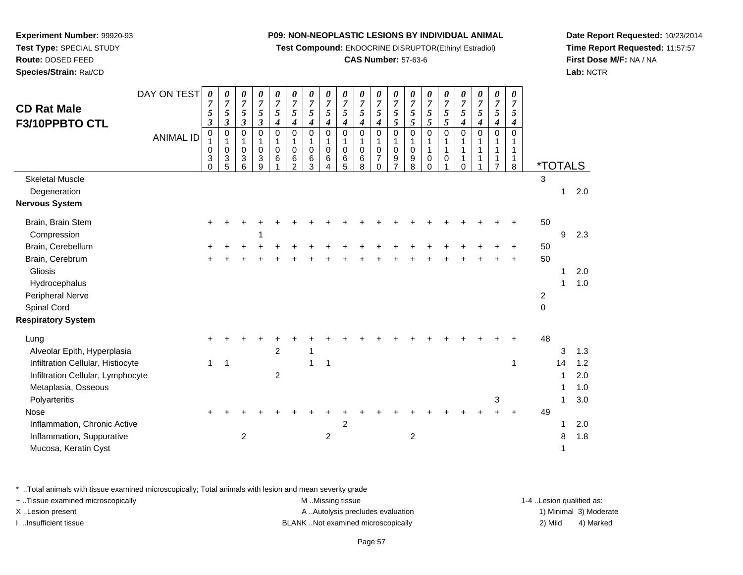**Experiment Number:** 99920-93
**Test Type:** SPECIAL STUDY
**Route:** DOSED FEED
**Species/Strain:** Rat/CD

**P09: NON-NEOPLASTIC LESIONS BY INDIVIDUAL ANIMAL**
**Test Compound:** ENDOCRINE DISRUPTOR(Ethinyl Estradiol)
**CAS Number:** 57-63-6

**Date Report Requested:** 10/23/2014
**Time Report Requested:** 11:57:57
**First Dose M/F:** NA / NA
**Lab:** NCTR

## CD Rat Male F3/10PPBTO CTL

| DAY ON TEST | 0753 | 0753 | 0753 | 0753 | 0754 | 0754 | 0754 | 0754 | 0754 | 0754 | 0754 | 0755 | 0755 | 0755 | 0755 | 0754 | 0754 | 0754 | 0754 | | |
|---|---|---|---|---|---|---|---|---|---|---|---|---|---|---|---|---|---|---|---|---|---|
| ANIMAL ID | 01030 | 01035 | 01036 | 01039 | 01061 | 01062 | 01063 | 01064 | 01065 | 01068 | 01070 | 01097 | 01098 | 01100 | 01101 | 01110 | 01111 | 01117 | 01118 | *TOTALS | |
| Skeletal Muscle | | | | | | | | | | | | | | | | | | | | 3 | |
| Degeneration | | | | | | | | | | | | | | | | | | | | 1 | 2.0 |
| **Nervous System** | | | | | | | | | | | | | | | | | | | | | |
| Brain, Brain Stem | + | + | + | + | + | + | + | + | + | + | + | + | + | + | + | + | + | + | + | 50 | |
| Compression | | | | 1 | | | | | | | | | | | | | | | | 9 | 2.3 |
| Brain, Cerebellum | + | + | + | + | + | + | + | + | + | + | + | + | + | + | + | + | + | + | + | 50 | |
| Brain, Cerebrum | + | + | + | + | + | + | + | + | + | + | + | + | + | + | + | + | + | + | + | 50 | |
| Gliosis | | | | | | | | | | | | | | | | | | | | 1 | 2.0 |
| Hydrocephalus | | | | | | | | | | | | | | | | | | | | 1 | 1.0 |
| Peripheral Nerve | | | | | | | | | | | | | | | | | | | | 2 | |
| Spinal Cord | | | | | | | | | | | | | | | | | | | | 0 | |
| **Respiratory System** | | | | | | | | | | | | | | | | | | | | | |
| Lung | + | + | + | + | + | + | + | + | + | + | + | + | + | + | + | + | + | + | + | 48 | |
| Alveolar Epith, Hyperplasia | | | | | 2 | | 1 | | | | | | | | | | | | | 3 | 1.3 |
| Infiltration Cellular, Histiocyte | 1 | 1 | | | | | 1 | 1 | | | | | | | | | | | 1 | 14 | 1.2 |
| Infiltration Cellular, Lymphocyte | | | | | 2 | | | | | | | | | | | | | | | 1 | 2.0 |
| Metaplasia, Osseous | | | | | | | | | | | | | | | | | | | | 1 | 1.0 |
| Polyarteritis | | | | | | | | | | | | | | | | | | 3 | | 1 | 3.0 |
| Nose | + | + | + | + | + | + | + | + | + | + | + | + | + | + | + | + | + | + | + | 49 | |
| Inflammation, Chronic Active | | | | | | | | | 2 | | | | | | | | | | | 1 | 2.0 |
| Inflammation, Suppurative | | | 2 | | | | | 2 | | | | | 2 | | | | | | | 8 | 1.8 |
| Mucosa, Keratin Cyst | | | | | | | | | | | | | | | | | | | | 1 | |

\* ..Total animals with tissue examined microscopically; Total animals with lesion and mean severity grade
+ ..Tissue examined microscopically
X ..Lesion present
I ..Insufficient tissue

M ..Missing tissue
A ..Autolysis precludes evaluation
BLANK ..Not examined microscopically

1-4 ..Lesion qualified as:
1) Minimal 3) Moderate
2) Mild 4) Marked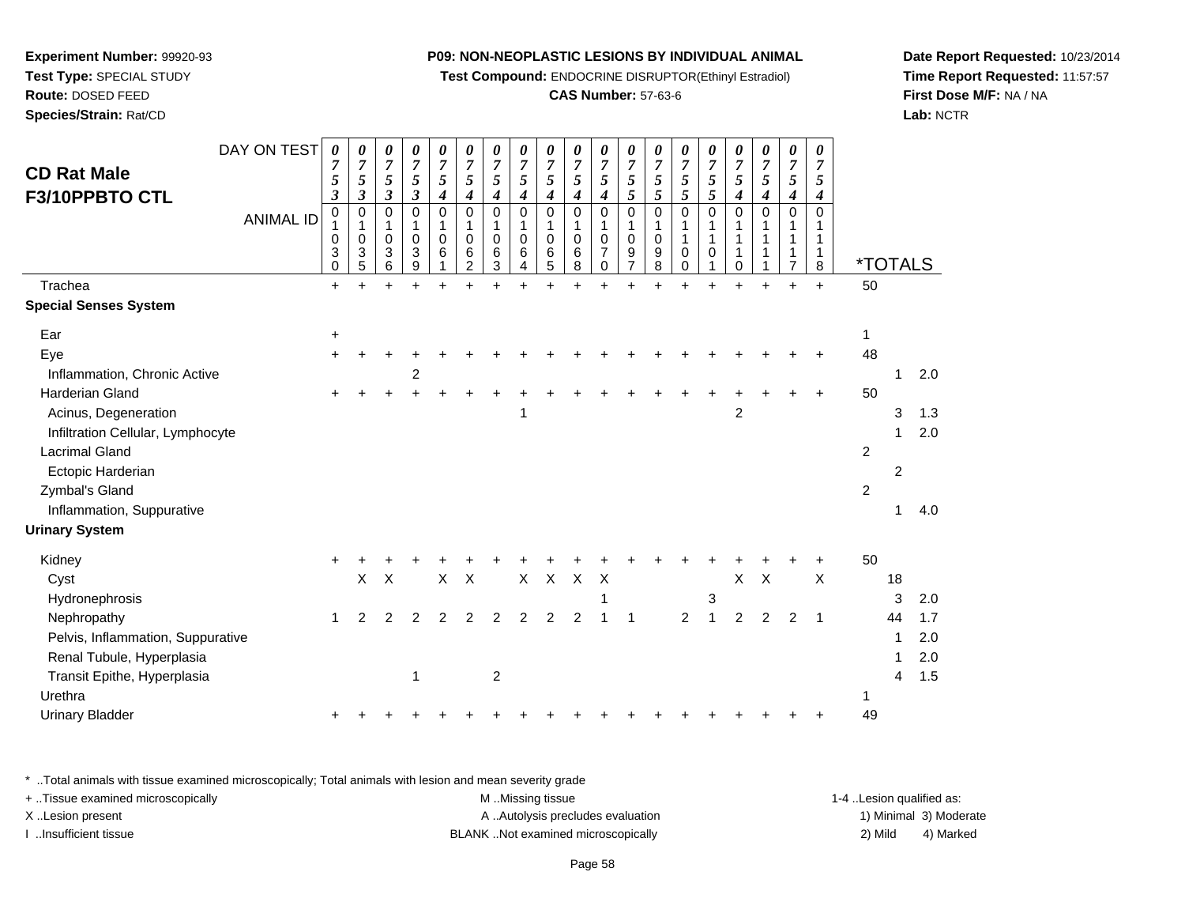**Experiment Number:** 99920-93
**Test Type:** SPECIAL STUDY
**Route:** DOSED FEED
**Species/Strain:** Rat/CD

**P09: NON-NEOPLASTIC LESIONS BY INDIVIDUAL ANIMAL**
**Test Compound:** ENDOCRINE DISRUPTOR(Ethinyl Estradiol)
**CAS Number:** 57-63-6

**Date Report Requested:** 10/23/2014
**Time Report Requested:** 11:57:57
**First Dose M/F:** NA / NA
**Lab:** NCTR

## CD Rat Male F3/10PPBTO CTL

| DAY ON TEST | 0753 | 0753 | 0753 | 0753 | 0754 | 0754 | 0754 | 0754 | 0754 | 0754 | 0754 | 0755 | 0755 | 0755 | 0755 | 0754 | 0754 | 0754 | 0754 | | | |
|---|---|---|---|---|---|---|---|---|---|---|---|---|---|---|---|---|---|---|---|---|---|---|
| **ANIMAL ID** | 01030 | 01035 | 01036 | 01039 | 01061 | 01062 | 01063 | 01064 | 01065 | 01068 | 01070 | 01097 | 01098 | 01100 | 01101 | 01110 | 01111 | 01117 | 01118 | ***TOTALS** | | |
| Trachea | + | + | + | + | + | + | + | + | + | + | + | + | + | + | + | + | + | + | + | 50 | | |
| **Special Senses System** | | | | | | | | | | | | | | | | | | | | | | |
| Ear | + | | | | | | | | | | | | | | | | | | | 1 | | |
| Eye | + | + | + | + | + | + | + | + | + | + | + | + | + | + | + | + | + | + | + | 48 | | |
| Inflammation, Chronic Active | | | | 2 | | | | | | | | | | | | | | | | | 1 | 2.0 |
| Harderian Gland | + | + | + | + | + | + | + | + | + | + | + | + | + | + | + | + | + | + | + | 50 | | |
| Acinus, Degeneration | | | | | | | | 1 | | | | | | | | 2 | | | | | 3 | 1.3 |
| Infiltration Cellular, Lymphocyte | | | | | | | | | | | | | | | | | | | | | 1 | 2.0 |
| Lacrimal Gland | | | | | | | | | | | | | | | | | | | | 2 | | |
| Ectopic Harderian | | | | | | | | | | | | | | | | | | | | | 2 | |
| Zymbal's Gland | | | | | | | | | | | | | | | | | | | | 2 | | |
| Inflammation, Suppurative | | | | | | | | | | | | | | | | | | | | | 1 | 4.0 |
| **Urinary System** | | | | | | | | | | | | | | | | | | | | | | |
| Kidney | + | + | + | + | + | + | + | + | + | + | + | + | + | + | + | + | + | + | + | 50 | | |
| Cyst | | X | X | | X | X | | X | X | X | X | | | | | X | X | | X | | 18 | |
| Hydronephrosis | | | | | | | | | | | 1 | | | | 3 | | | | | | 3 | 2.0 |
| Nephropathy | 1 | 2 | 2 | 2 | 2 | 2 | 2 | 2 | 2 | 2 | 1 | 1 | | 2 | 1 | 2 | 2 | 2 | 1 | | 44 | 1.7 |
| Pelvis, Inflammation, Suppurative | | | | | | | | | | | | | | | | | | | | | 1 | 2.0 |
| Renal Tubule, Hyperplasia | | | | | | | | | | | | | | | | | | | | | 1 | 2.0 |
| Transit Epithe, Hyperplasia | | | | 1 | | | 2 | | | | | | | | | | | | | | 4 | 1.5 |
| Urethra | | | | | | | | | | | | | | | | | | | | 1 | | |
| Urinary Bladder | + | + | + | + | + | + | + | + | + | + | + | + | + | + | + | + | + | + | + | 49 | | |

\* ..Total animals with tissue examined microscopically; Total animals with lesion and mean severity grade
+ ..Tissue examined microscopically
X ..Lesion present
I ..Insufficient tissue

M ..Missing tissue
A ..Autolysis precludes evaluation
BLANK ..Not examined microscopically

1-4 ..Lesion qualified as:
1) Minimal 3) Moderate
2) Mild 4) Marked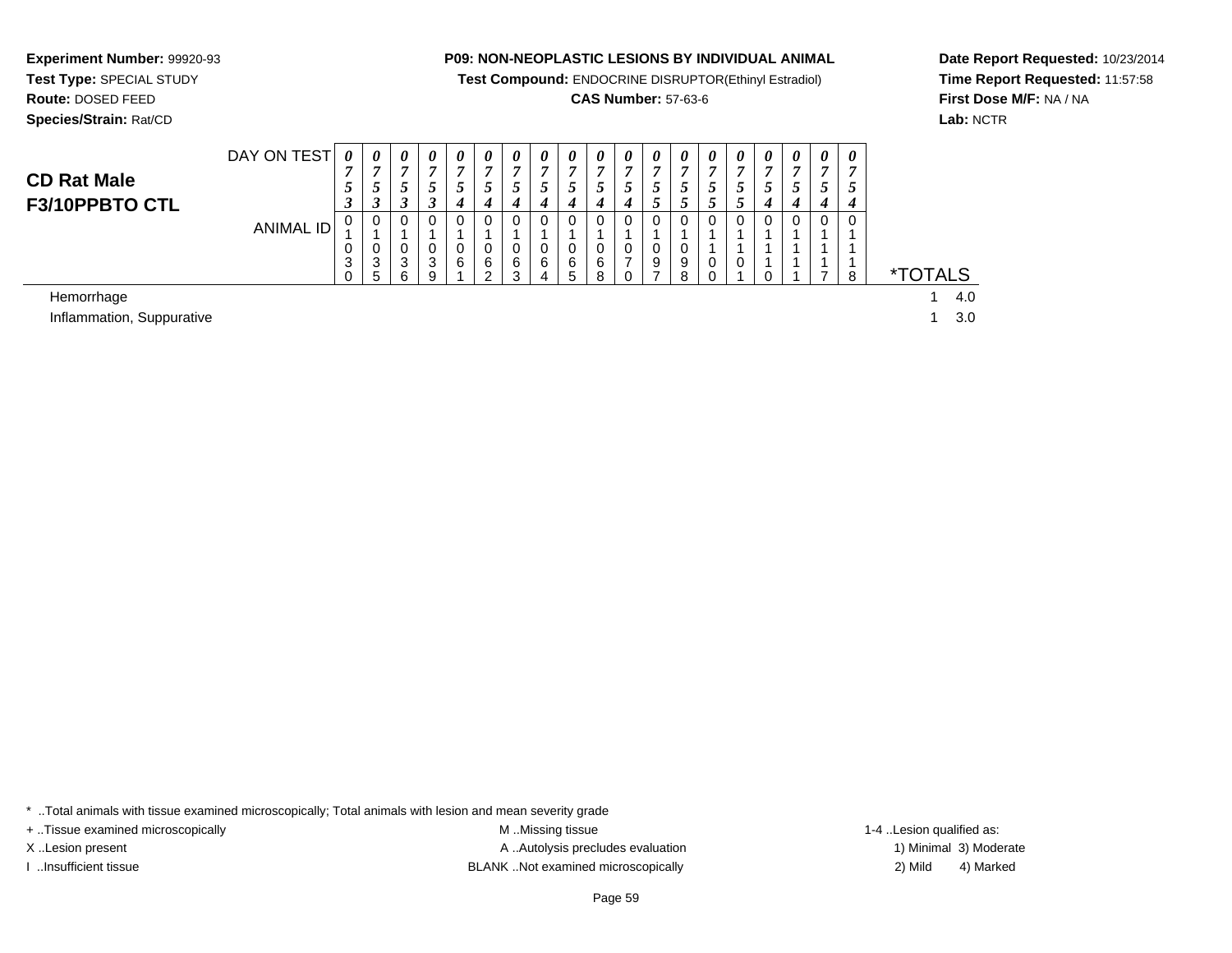**Experiment Number:** 99920-93
**Test Type:** SPECIAL STUDY
**Route:** DOSED FEED
**Species/Strain:** Rat/CD

**P09: NON-NEOPLASTIC LESIONS BY INDIVIDUAL ANIMAL**
**Test Compound:** ENDOCRINE DISRUPTOR(Ethinyl Estradiol)
**CAS Number:** 57-63-6

**Date Report Requested:** 10/23/2014
**Time Report Requested:** 11:57:58
**First Dose M/F:** NA / NA
**Lab:** NCTR

## CD Rat Male F3/10PPBTO CTL

| DAY ON TEST | 0753 | 0753 | 0753 | 0753 | 0754 | 0754 | 0754 | 0754 | 0754 | 0754 | 0754 | 0755 | 0755 | 0755 | 0755 | 0754 | 0754 | 0754 | 0754 | *TOTALS | |
|---|---|---|---|---|---|---|---|---|---|---|---|---|---|---|---|---|---|---|---|---|---|
| ANIMAL ID | 01030 | 01035 | 01036 | 01039 | 01061 | 01062 | 01063 | 01064 | 01065 | 01068 | 01070 | 01097 | 01098 | 01100 | 01101 | 01110 | 01111 | 01117 | 01118 | | |
| Hemorrhage | | | | | | | | | | | | | | | | | | | | 1 | 4.0 |
| Inflammation, Suppurative | | | | | | | | | | | | | | | | | | | | 1 | 3.0 |

* ..Total animals with tissue examined microscopically; Total animals with lesion and mean severity grade
+ ..Tissue examined microscopically
X ..Lesion present
I ..Insufficient tissue

M ..Missing tissue
A ..Autolysis precludes evaluation
BLANK ..Not examined microscopically

1-4 ..Lesion qualified as:
1) Minimal 3) Moderate
2) Mild 4) Marked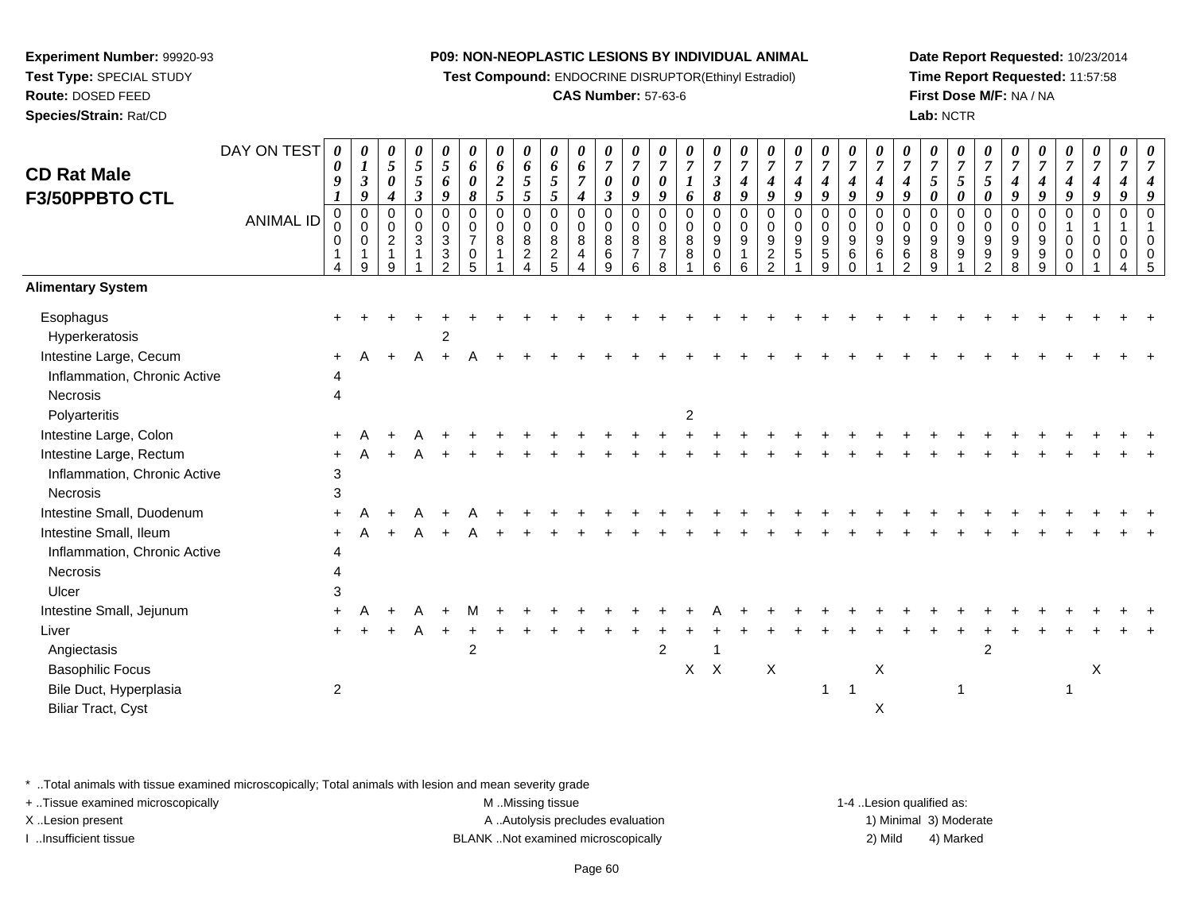**Experiment Number:** 99920-93
**Test Type:** SPECIAL STUDY
**Route:** DOSED FEED
**Species/Strain:** Rat/CD

**P09: NON-NEOPLASTIC LESIONS BY INDIVIDUAL ANIMAL**
**Test Compound:** ENDOCRINE DISRUPTOR(Ethinyl Estradiol)
**CAS Number:** 57-63-6

**Date Report Requested:** 10/23/2014
**Time Report Requested:** 11:57:58
**First Dose M/F:** NA / NA
**Lab:** NCTR

## CD Rat Male F3/50PPBTO CTL

| DAY ON TEST | 0091 | 0139 | 0504 | 0553 | 0569 | 0608 | 0625 | 0655 | 0655 | 0674 | 0703 | 0709 | 0709 | 0716 | 0738 | 0749 | 0749 | 0749 | 0749 | 0749 | 0749 | 0749 | 0750 | 0750 | 0750 | 0749 | 0749 | 0749 | 0749 | 0749 | 0749 |
|---|---|---|---|---|---|---|---|---|---|---|---|---|---|---|---|---|---|---|---|---|---|---|---|---|---|---|---|---|---|---|---|
| **ANIMAL ID** | 00014 | 00019 | 00219 | 00311 | 00332 | 00705 | 00811 | 00824 | 00825 | 00844 | 00869 | 00876 | 00878 | 00881 | 00906 | 00916 | 00922 | 00951 | 00959 | 00960 | 00961 | 00962 | 00989 | 00991 | 00992 | 00998 | 00999 | 01000 | 01001 | 01004 | 01005 |
| **Alimentary System** | | | | | | | | | | | | | | | | | | | | | | | | | | | | | | | |
| Esophagus | + | + | + | + | + | + | + | + | + | + | + | + | + | + | + | + | + | + | + | + | + | + | + | + | + | + | + | + | + | + | + |
| Hyperkeratosis | | | | | 2 | | | | | | | | | | | | | | | | | | | | | | | | | | |
| Intestine Large, Cecum | + | A | + | A | + | A | + | + | + | + | + | + | + | + | + | + | + | + | + | + | + | + | + | + | + | + | + | + | + | + | + |
| Inflammation, Chronic Active | 4 | | | | | | | | | | | | | | | | | | | | | | | | | | | | | | |
| Necrosis | 4 | | | | | | | | | | | | | | | | | | | | | | | | | | | | | | |
| Polyarteritis | | | | | | | | | | | | | | 2 | | | | | | | | | | | | | | | | | |
| Intestine Large, Colon | + | A | + | A | + | + | + | + | + | + | + | + | + | + | + | + | + | + | + | + | + | + | + | + | + | + | + | + | + | + | + |
| Intestine Large, Rectum | + | A | + | A | + | + | + | + | + | + | + | + | + | + | + | + | + | + | + | + | + | + | + | + | + | + | + | + | + | + | + |
| Inflammation, Chronic Active | 3 | | | | | | | | | | | | | | | | | | | | | | | | | | | | | | |
| Necrosis | 3 | | | | | | | | | | | | | | | | | | | | | | | | | | | | | | |
| Intestine Small, Duodenum | + | A | + | A | + | A | + | + | + | + | + | + | + | + | + | + | + | + | + | + | + | + | + | + | + | + | + | + | + | + | + |
| Intestine Small, Ileum | + | A | + | A | + | A | + | + | + | + | + | + | + | + | + | + | + | + | + | + | + | + | + | + | + | + | + | + | + | + | + |
| Inflammation, Chronic Active | 4 | | | | | | | | | | | | | | | | | | | | | | | | | | | | | | |
| Necrosis | 4 | | | | | | | | | | | | | | | | | | | | | | | | | | | | | | |
| Ulcer | 3 | | | | | | | | | | | | | | | | | | | | | | | | | | | | | | |
| Intestine Small, Jejunum | + | A | + | A | + | M | + | + | + | + | + | + | + | + | A | + | + | + | + | + | + | + | + | + | + | + | + | + | + | + | + |
| Liver | + | + | + | A | + | + | + | + | + | + | + | + | + | + | + | + | + | + | + | + | + | + | + | + | + | + | + | + | + | + | + |
| Angiectasis | | | | | | 2 | | | | | | | 2 | | 1 | | | | | | | | | | 2 | | | | | | |
| Basophilic Focus | | | | | | | | | | | | | | X | X | | X | | | | X | | | | | | | | X | | |
| Bile Duct, Hyperplasia | 2 | | | | | | | | | | | | | | | | | | 1 | 1 | | | | 1 | | | | 1 | | | |
| Biliar Tract, Cyst | | | | | | | | | | | | | | | | | | | | | X | | | | | | | | | | |

\* ..Total animals with tissue examined microscopically; Total animals with lesion and mean severity grade
+ ..Tissue examined microscopically
X ..Lesion present
I ..Insufficient tissue

M ..Missing tissue
A ..Autolysis precludes evaluation
BLANK ..Not examined microscopically

1-4 ..Lesion qualified as:
1) Minimal 3) Moderate
2) Mild 4) Marked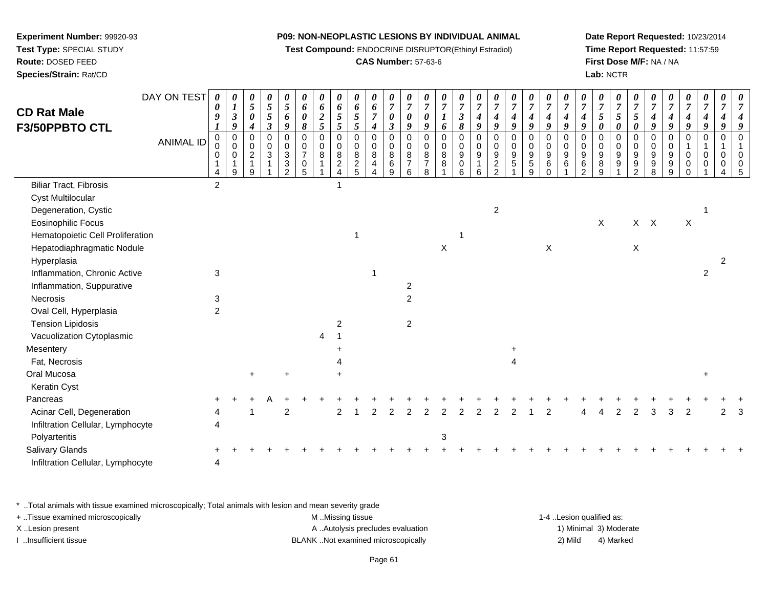**Experiment Number:** 99920-93
**Test Type:** SPECIAL STUDY
**Route:** DOSED FEED
**Species/Strain:** Rat/CD

**P09: NON-NEOPLASTIC LESIONS BY INDIVIDUAL ANIMAL**
**Test Compound:** ENDOCRINE DISRUPTOR(Ethinyl Estradiol)
**CAS Number:** 57-63-6

**Date Report Requested:** 10/23/2014
**Time Report Requested:** 11:57:59
**First Dose M/F:** NA / NA
**Lab:** NCTR

## CD Rat Male F3/50PPBTO CTL

| DAY ON TEST | 0091 | 0139 | 0504 | 0553 | 0569 | 0608 | 0625 | 0655 | 0655 | 0674 | 0703 | 0709 | 0709 | 0716 | 0738 | 0749 | 0749 | 0749 | 0749 | 0749 | 0749 | 0749 | 0750 | 0750 | 0750 | 0749 | 0749 | 0749 | 0749 | 0749 | 0749 |
|---|---|---|---|---|---|---|---|---|---|---|---|---|---|---|---|---|---|---|---|---|---|---|---|---|---|---|---|---|---|---|---|
| **ANIMAL ID** | 00014 | 00019 | 00219 | 00311 | 00332 | 00705 | 00811 | 00824 | 00825 | 00844 | 00869 | 00876 | 00878 | 00881 | 00906 | 00916 | 00922 | 00951 | 00959 | 00960 | 00961 | 00962 | 00989 | 00991 | 00992 | 00998 | 00999 | 01000 | 01001 | 01004 | 01005 |
| Biliar Tract, Fibrosis | 2 | | | | | | | 1 | | | | | | | | | | | | | | | | | | | | | | | |
| Cyst Multilocular | | | | | | | | | | | | | | | | | | | | | | | | | | | | | | | |
| Degeneration, Cystic | | | | | | | | | | | | | | | | | 2 | | | | | | | | | | | | 1 | | |
| Eosinophilic Focus | | | | | | | | | | | | | | | | | | | | | | | X | | X | X | | X | | | |
| Hematopoietic Cell Proliferation | | | | | | | | | 1 | | | | | | 1 | | | | | | | | | | | | | | | | |
| Hepatodiaphragmatic Nodule | | | | | | | | | | | | | | X | | | | | | X | | | | | X | | | | | | |
| Hyperplasia | | | | | | | | | | | | | | | | | | | | | | | | | | | | | | 2 | |
| Inflammation, Chronic Active | 3 | | | | | | | | | 1 | | | | | | | | | | | | | | | | | | | 2 | | |
| Inflammation, Suppurative | | | | | | | | | | | | 2 | | | | | | | | | | | | | | | | | | | |
| Necrosis | 3 | | | | | | | | | | | 2 | | | | | | | | | | | | | | | | | | | |
| Oval Cell, Hyperplasia | 2 | | | | | | | | | | | | | | | | | | | | | | | | | | | | | | |
| Tension Lipidosis | | | | | | | | 2 | | | | 2 | | | | | | | | | | | | | | | | | | | |
| Vacuolization Cytoplasmic | | | | | | | 4 | 1 | | | | | | | | | | | | | | | | | | | | | | | |
| Mesentery | | | | | | | | + | | | | | | | | | | + | | | | | | | | | | | | | |
| Fat, Necrosis | | | | | | | | 4 | | | | | | | | | | 4 | | | | | | | | | | | | | |
| Oral Mucosa | | | + | | + | | | + | | | | | | | | | | | | | | | | | | | | | + | | |
| Keratin Cyst | | | | | | | | | | | | | | | | | | | | | | | | | | | | | | | |
| Pancreas | + | + | + | A | + | + | + | + | + | + | + | + | + | + | + | + | + | + | + | + | + | + | + | + | + | + | + | + | + | + | + |
| Acinar Cell, Degeneration | 4 | | 1 | | 2 | | | 2 | 1 | 2 | 2 | 2 | 2 | 2 | 2 | 2 | 2 | 2 | 1 | 2 | | 4 | 4 | 2 | 2 | 3 | 3 | 2 | | 2 | 3 |
| Infiltration Cellular, Lymphocyte | 4 | | | | | | | | | | | | | | | | | | | | | | | | | | | | | | |
| Polyarteritis | | | | | | | | | | | | | | 3 | | | | | | | | | | | | | | | | | |
| Salivary Glands | + | + | + | + | + | + | + | + | + | + | + | + | + | + | + | + | + | + | + | + | + | + | + | + | + | + | + | + | + | + | + |
| Infiltration Cellular, Lymphocyte | 4 | | | | | | | | | | | | | | | | | | | | | | | | | | | | | | |

* ..Total animals with tissue examined microscopically; Total animals with lesion and mean severity grade
+ ..Tissue examined microscopically
X ..Lesion present
I ..Insufficient tissue

M ..Missing tissue
A ..Autolysis precludes evaluation
BLANK ..Not examined microscopically

1-4 ..Lesion qualified as:
1) Minimal 3) Moderate
2) Mild 4) Marked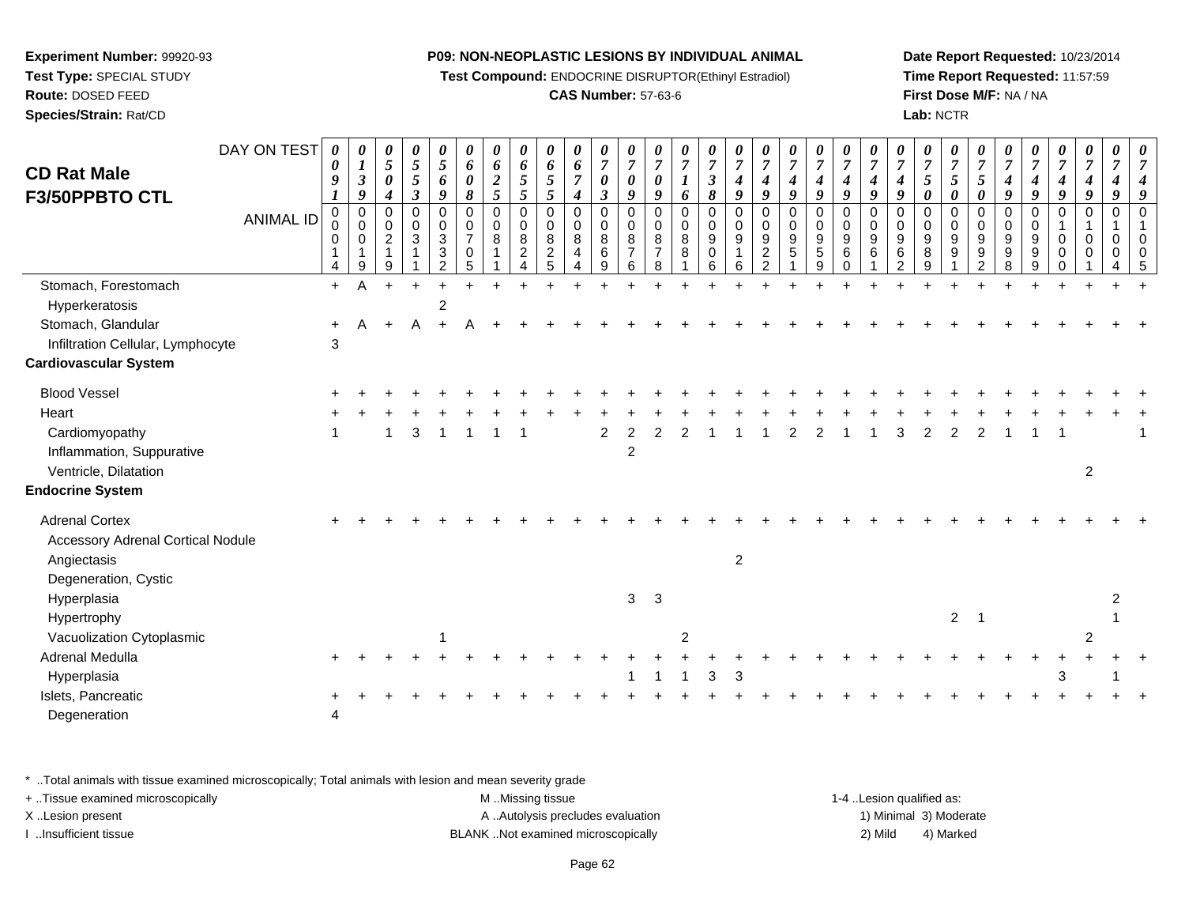**Experiment Number:** 99920-93
**Test Type:** SPECIAL STUDY
**Route:** DOSED FEED
**Species/Strain:** Rat/CD

**P09: NON-NEOPLASTIC LESIONS BY INDIVIDUAL ANIMAL**
**Test Compound:** ENDOCRINE DISRUPTOR(Ethinyl Estradiol)
**CAS Number:** 57-63-6

**Date Report Requested:** 10/23/2014
**Time Report Requested:** 11:57:59
**First Dose M/F:** NA / NA
**Lab:** NCTR

# CD Rat Male F3/50PPBTO CTL

| DAY ON TEST | 0091 | 0139 | 0504 | 0553 | 0569 | 0608 | 0625 | 0655 | 0655 | 0674 | 0703 | 0709 | 0709 | 0716 | 0738 | 0749 | 0749 | 0749 | 0749 | 0749 | 0749 | 0749 | 0750 | 0750 | 0750 | 0749 | 0749 | 0749 | 0749 | 0749 | 0749 |
|---|---|---|---|---|---|---|---|---|---|---|---|---|---|---|---|---|---|---|---|---|---|---|---|---|---|---|---|---|---|---|---|
| **ANIMAL ID** | 0014 | 0019 | 0219 | 0311 | 0332 | 0705 | 0811 | 0824 | 0825 | 0844 | 0869 | 0876 | 0878 | 0881 | 0906 | 0916 | 0922 | 0951 | 0959 | 0960 | 0961 | 0962 | 0989 | 0991 | 0992 | 0998 | 0999 | 1000 | 1001 | 1004 | 1005 |
| Stomach, Forestomach | + | A | + | + | + | + | + | + | + | + | + | + | + | + | + | + | + | + | + | + | + | + | + | + | + | + | + | + | + | + | + |
| Hyperkeratosis | | | | | 2 | | | | | | | | | | | | | | | | | | | | | | | | | | |
| Stomach, Glandular | + | A | + | A | + | A | + | + | + | + | + | + | + | + | + | + | + | + | + | + | + | + | + | + | + | + | + | + | + | + | + |
| Infiltration Cellular, Lymphocyte | 3 | | | | | | | | | | | | | | | | | | | | | | | | | | | | | | |
| **Cardiovascular System** | | | | | | | | | | | | | | | | | | | | | | | | | | | | | | | |
| Blood Vessel | + | + | + | + | + | + | + | + | + | + | + | + | + | + | + | + | + | + | + | + | + | + | + | + | + | + | + | + | + | + | + |
| Heart | + | + | + | + | + | + | + | + | + | + | + | + | + | + | + | + | + | + | + | + | + | + | + | + | + | + | + | + | + | + | + |
| Cardiomyopathy | 1 | | 1 | 3 | 1 | 1 | 1 | 1 | | | 2 | 2 | 2 | 2 | 1 | 1 | 1 | 2 | 2 | 1 | 1 | 3 | 2 | 2 | 2 | 1 | 1 | 1 | | | 1 |
| Inflammation, Suppurative | | | | | | | | | | | | 2 | | | | | | | | | | | | | | | | | | | |
| Ventricle, Dilatation | | | | | | | | | | | | | | | | | | | | | | | | | | | | | 2 | | |
| **Endocrine System** | | | | | | | | | | | | | | | | | | | | | | | | | | | | | | | |
| Adrenal Cortex | + | + | + | + | + | + | + | + | + | + | + | + | + | + | + | + | + | + | + | + | + | + | + | + | + | + | + | + | + | + | + |
| Accessory Adrenal Cortical Nodule | | | | | | | | | | | | | | | | | | | | | | | | | | | | | | | |
| Angiectasis | | | | | | | | | | | | | | | | 2 | | | | | | | | | | | | | | | |
| Degeneration, Cystic | | | | | | | | | | | | | | | | | | | | | | | | | | | | | | | |
| Hyperplasia | | | | | | | | | | | | 3 | 3 | | | | | | | | | | | | | | | | | 2 | |
| Hypertrophy | | | | | | | | | | | | | | | | | | | | | | | | 2 | 1 | | | | | 1 | |
| Vacuolization Cytoplasmic | | | | | 1 | | | | | | | | | 2 | | | | | | | | | | | | | | | 2 | | |
| Adrenal Medulla | + | + | + | + | + | + | + | + | + | + | + | + | + | + | + | + | + | + | + | + | + | + | + | + | + | + | + | + | + | + | + |
| Hyperplasia | | | | | | | | | | | | 1 | 1 | 1 | 3 | 3 | | | | | | | | | | | | 3 | | 1 | |
| Islets, Pancreatic | + | + | + | + | + | + | + | + | + | + | + | + | + | + | + | + | + | + | + | + | + | + | + | + | + | + | + | + | + | + | + |
| Degeneration | 4 | | | | | | | | | | | | | | | | | | | | | | | | | | | | | | |

* ..Total animals with tissue examined microscopically; Total animals with lesion and mean severity grade
+ ..Tissue examined microscopically
X ..Lesion present
I ..Insufficient tissue

M ..Missing tissue
A ..Autolysis precludes evaluation
BLANK ..Not examined microscopically

1-4 ..Lesion qualified as:
1) Minimal 3) Moderate
2) Mild 4) Marked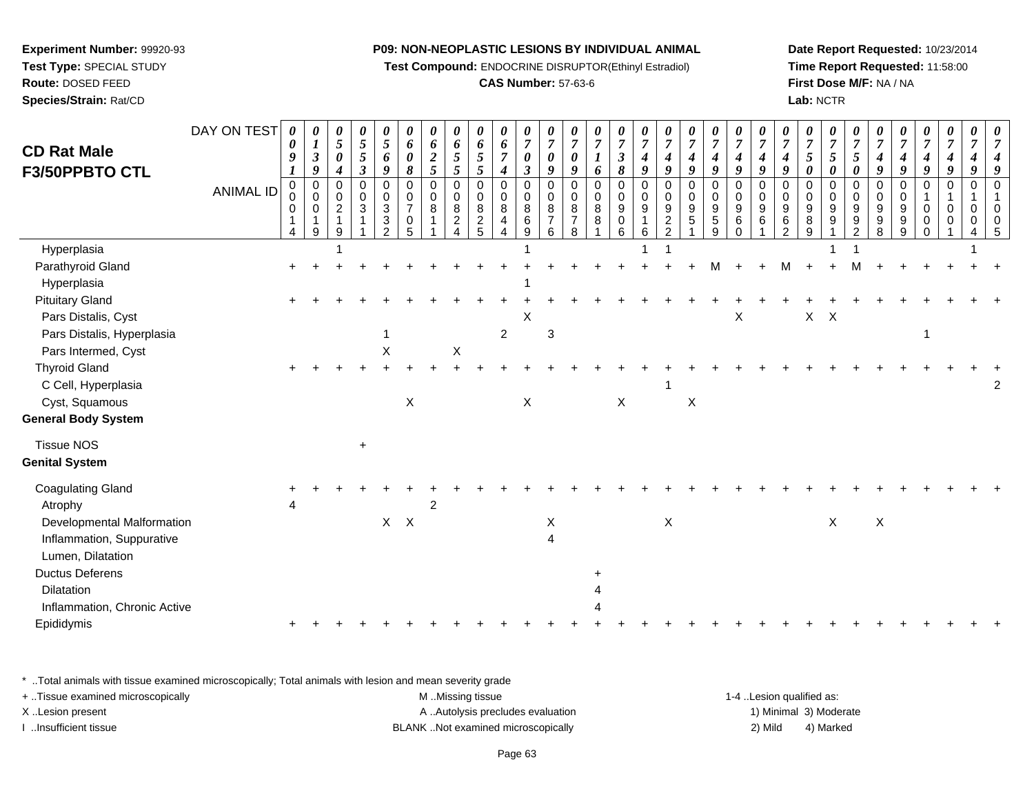**Experiment Number:** 99920-93
**Test Type:** SPECIAL STUDY
**Route:** DOSED FEED
**Species/Strain:** Rat/CD

**P09: NON-NEOPLASTIC LESIONS BY INDIVIDUAL ANIMAL**
**Test Compound:** ENDOCRINE DISRUPTOR(Ethinyl Estradiol)
**CAS Number:** 57-63-6

**Date Report Requested:** 10/23/2014
**Time Report Requested:** 11:58:00
**First Dose M/F:** NA / NA
**Lab:** NCTR

## CD Rat Male F3/50PPBTO CTL

| DAY ON TEST | 0091 | 0139 | 0504 | 0553 | 0569 | 0608 | 0625 | 0655 | 0655 | 0674 | 0703 | 0709 | 0709 | 0716 | 0738 | 0749 | 0749 | 0749 | 0749 | 0749 | 0749 | 0749 | 0750 | 0750 | 0750 | 0749 | 0749 | 0749 | 0749 | 0749 | 0749 |
|---|---|---|---|---|---|---|---|---|---|---|---|---|---|---|---|---|---|---|---|---|---|---|---|---|---|---|---|---|---|---|---|
| **ANIMAL ID** | 0014 | 0019 | 0219 | 0311 | 0332 | 0705 | 0811 | 0824 | 0825 | 0844 | 0869 | 0876 | 0878 | 0881 | 0906 | 0916 | 0922 | 0951 | 0959 | 0960 | 0961 | 0962 | 0989 | 0991 | 0992 | 0998 | 0999 | 1000 | 1001 | 1004 | 1005 |
| Hyperplasia | | | 1 | | | | | | | | 1 | | | | | 1 | 1 | | | | | | | 1 | 1 | | | | | 1 | |
| Parathyroid Gland | + | + | + | + | + | + | + | + | + | + | + | + | + | + | + | + | + | + | M | + | + | M | + | + | M | + | + | + | + | + | + |
| Hyperplasia | | | | | | | | | | | 1 | | | | | | | | | | | | | | | | | | | | |
| Pituitary Gland | + | + | + | + | + | + | + | + | + | + | + | + | + | + | + | + | + | + | + | + | + | + | + | + | + | + | + | + | + | + | + |
| Pars Distalis, Cyst | | | | | | | | | | | X | | | | | | | | | X | | | X | X | | | | | | | |
| Pars Distalis, Hyperplasia | | | | | 1 | | | | | 2 | | 3 | | | | | | | | | | | | | | | | 1 | | | |
| Pars Intermed, Cyst | | | | | X | | | X | | | | | | | | | | | | | | | | | | | | | | | |
| Thyroid Gland | + | + | + | + | + | + | + | + | + | + | + | + | + | + | + | + | + | + | + | + | + | + | + | + | + | + | + | + | + | + | + |
| C Cell, Hyperplasia | | | | | | | | | | | | | | | | | 1 | | | | | | | | | | | | | | 2 |
| Cyst, Squamous | | | | | | X | | | | | X | | | | X | | | X | | | | | | | | | | | | | |
| **General Body System** | | | | | | | | | | | | | | | | | | | | | | | | | | | | | | | |
| Tissue NOS | | | | + | | | | | | | | | | | | | | | | | | | | | | | | | | | |
| **Genital System** | | | | | | | | | | | | | | | | | | | | | | | | | | | | | | | |
| Coagulating Gland | + | + | + | + | + | + | + | + | + | + | + | + | + | + | + | + | + | + | + | + | + | + | + | + | + | + | + | + | + | + | + |
| Atrophy | 4 | | | | | | 2 | | | | | | | | | | | | | | | | | | | | | | | | |
| Developmental Malformation | | | | | X | X | | | | | | X | | | | | X | | | | | | | X | | X | | | | | |
| Inflammation, Suppurative | | | | | | | | | | | | 4 | | | | | | | | | | | | | | | | | | | |
| Lumen, Dilatation | | | | | | | | | | | | | | | | | | | | | | | | | | | | | | | |
| Ductus Deferens | | | | | | | | | | | | | | + | | | | | | | | | | | | | | | | | |
| Dilatation | | | | | | | | | | | | | | 4 | | | | | | | | | | | | | | | | | |
| Inflammation, Chronic Active | | | | | | | | | | | | | | 4 | | | | | | | | | | | | | | | | | |
| Epididymis | + | + | + | + | + | + | + | + | + | + | + | + | + | + | + | + | + | + | + | + | + | + | + | + | + | + | + | + | + | + | + |

* ..Total animals with tissue examined microscopically; Total animals with lesion and mean severity grade
+ ..Tissue examined microscopically
X ..Lesion present
I ..Insufficient tissue

M ..Missing tissue
A ..Autolysis precludes evaluation
BLANK ..Not examined microscopically

1-4 ..Lesion qualified as:
1) Minimal 3) Moderate
2) Mild 4) Marked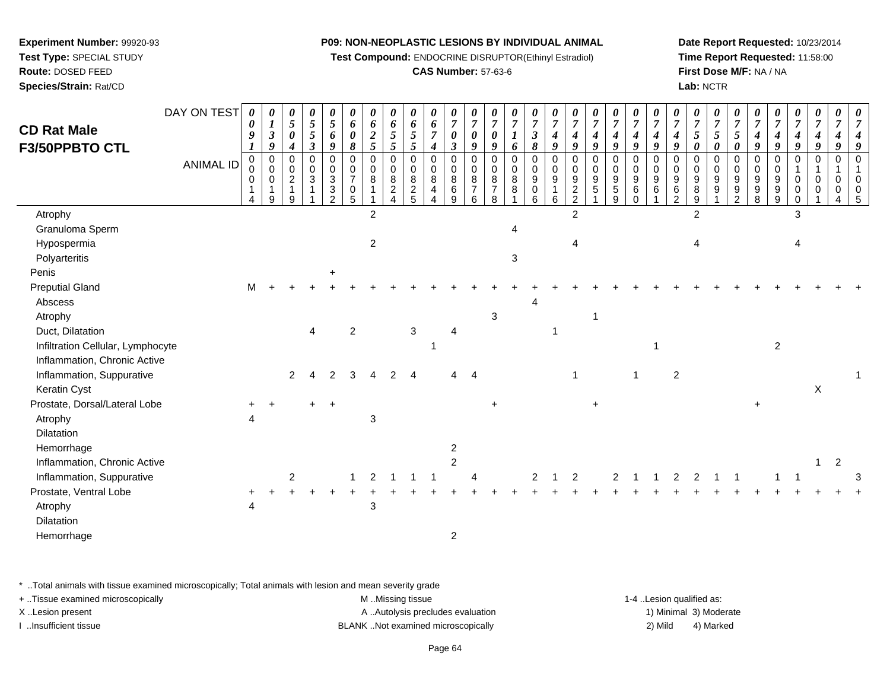**Experiment Number:** 99920-93
**Test Type:** SPECIAL STUDY
**Route:** DOSED FEED
**Species/Strain:** Rat/CD

**P09: NON-NEOPLASTIC LESIONS BY INDIVIDUAL ANIMAL**
**Test Compound:** ENDOCRINE DISRUPTOR(Ethinyl Estradiol)
**CAS Number:** 57-63-6

**Date Report Requested:** 10/23/2014
**Time Report Requested:** 11:58:00
**First Dose M/F:** NA / NA
**Lab:** NCTR

## CD Rat Male F3/50PPBTO CTL

| DAY ON TEST | 0091 | 0139 | 0504 | 0553 | 0569 | 0608 | 0625 | 0655 | 0655 | 0674 | 0703 | 0709 | 0709 | 0716 | 0738 | 0749 | 0749 | 0749 | 0749 | 0749 | 0749 | 0749 | 0750 | 0750 | 0750 | 0749 | 0749 | 0749 | 0749 | 0749 | 0749 |
|---|---|---|---|---|---|---|---|---|---|---|---|---|---|---|---|---|---|---|---|---|---|---|---|---|---|---|---|---|---|---|---|
| **ANIMAL ID** | 00014 | 00019 | 00219 | 00311 | 00332 | 00705 | 00811 | 00824 | 00825 | 00844 | 00869 | 00876 | 00878 | 00881 | 00906 | 00916 | 00922 | 00951 | 00959 | 00960 | 00961 | 00962 | 00989 | 00991 | 00992 | 00998 | 00999 | 01000 | 01001 | 01004 | 01005 |
| Atrophy | | | | | | | 2 | | | | | | | | | | 2 | | | | | | 2 | | | | | 3 | | | |
| Granuloma Sperm | | | | | | | | | | | | | | 4 | | | | | | | | | | | | | | | | | |
| Hypospermia | | | | | | | 2 | | | | | | | | | | 4 | | | | | | 4 | | | | | 4 | | | |
| Polyarteritis | | | | | | | | | | | | | | 3 | | | | | | | | | | | | | | | | | |
| Penis | | | | | + | | | | | | | | | | | | | | | | | | | | | | | | | | |
| Preputial Gland | M | + | + | + | + | + | + | + | + | + | + | + | + | + | + | + | + | + | + | + | + | + | + | + | + | + | + | + | + | + | + |
| Abscess | | | | | | | | | | | | | | | 4 | | | | | | | | | | | | | | | | |
| Atrophy | | | | | | | | | | | | | 3 | | | | | 1 | | | | | | | | | | | | | |
| Duct, Dilatation | | | | 4 | | 2 | | | 3 | | 4 | | | | | 1 | | | | | | | | | | | | | | | |
| Infiltration Cellular, Lymphocyte | | | | | | | | | | 1 | | | | | | | | | | | 1 | | | | | | 2 | | | | |
| Inflammation, Chronic Active | | | | | | | | | | | | | | | | | | | | | | | | | | | | | | | |
| Inflammation, Suppurative | | | 2 | 4 | 2 | 3 | 4 | 2 | 4 | | 4 | 4 | | | | | 1 | | | 1 | | 2 | | | | | | | | | 1 |
| Keratin Cyst | | | | | | | | | | | | | | | | | | | | | | | | | | | | | X | | |
| Prostate, Dorsal/Lateral Lobe | + | + | | + | + | | | | | | | | + | | | | | + | | | | | | | | + | | | | | |
| Atrophy | 4 | | | | | | 3 | | | | | | | | | | | | | | | | | | | | | | | | |
| Dilatation | | | | | | | | | | | | | | | | | | | | | | | | | | | | | | | |
| Hemorrhage | | | | | | | | | | | 2 | | | | | | | | | | | | | | | | | | | | |
| Inflammation, Chronic Active | | | | | | | | | | | 2 | | | | | | | | | | | | | | | | | | 1 | 2 | |
| Inflammation, Suppurative | | | 2 | | | 1 | 2 | 1 | 1 | 1 | | 4 | | | 2 | 1 | 2 | | 2 | 1 | 1 | 2 | 2 | 1 | 1 | | 1 | 1 | | | 3 |
| Prostate, Ventral Lobe | + | + | + | + | + | + | + | + | + | + | + | + | + | + | + | + | + | + | + | + | + | + | + | + | + | + | + | + | + | + | + |
| Atrophy | 4 | | | | | | 3 | | | | | | | | | | | | | | | | | | | | | | | | |
| Dilatation | | | | | | | | | | | | | | | | | | | | | | | | | | | | | | | |
| Hemorrhage | | | | | | | | | | | 2 | | | | | | | | | | | | | | | | | | | | |

\* ..Total animals with tissue examined microscopically; Total animals with lesion and mean severity grade
+ ..Tissue examined microscopically
X ..Lesion present
I ..Insufficient tissue

M ..Missing tissue
A ..Autolysis precludes evaluation
BLANK ..Not examined microscopically

1-4 ..Lesion qualified as:
1) Minimal 3) Moderate
2) Mild 4) Marked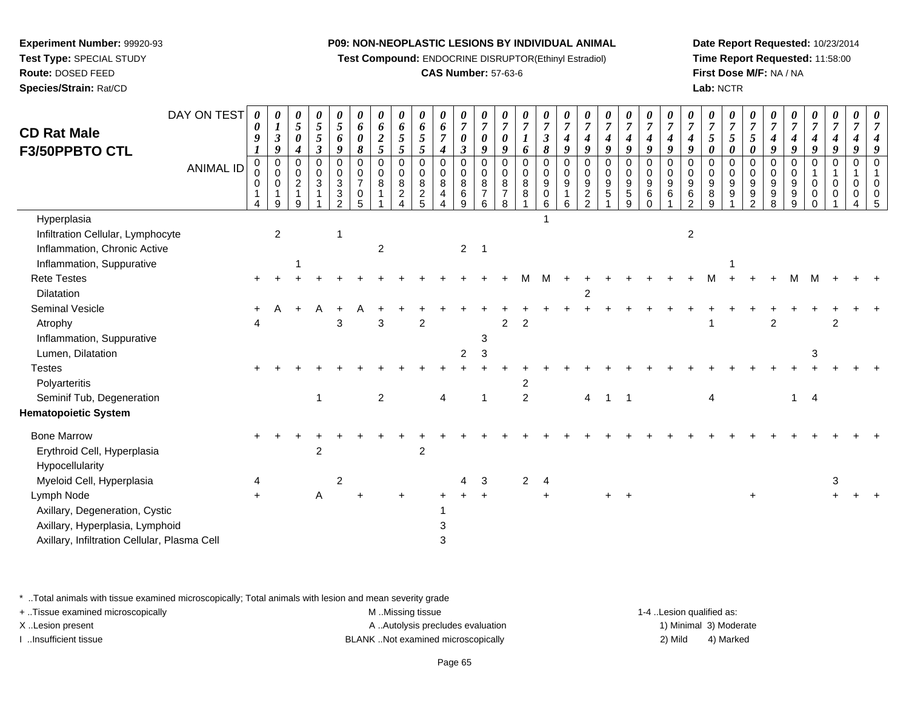**Experiment Number:** 99920-93
**Test Type:** SPECIAL STUDY
**Route:** DOSED FEED
**Species/Strain:** Rat/CD

**P09: NON-NEOPLASTIC LESIONS BY INDIVIDUAL ANIMAL**
**Test Compound:** ENDOCRINE DISRUPTOR(Ethinyl Estradiol)
**CAS Number:** 57-63-6

**Date Report Requested:** 10/23/2014
**Time Report Requested:** 11:58:00
**First Dose M/F:** NA / NA
**Lab:** NCTR

## CD Rat Male F3/50PPBTO CTL

| DAY ON TEST | 0091 | 0139 | 0504 | 0553 | 0569 | 0608 | 0625 | 0655 | 0655 | 0674 | 0703 | 0709 | 0709 | 0716 | 0738 | 0749 | 0749 | 0749 | 0749 | 0749 | 0749 | 0749 | 0750 | 0750 | 0750 | 0749 | 0749 | 0749 | 0749 | 0749 | 0749 |
|---|---|---|---|---|---|---|---|---|---|---|---|---|---|---|---|---|---|---|---|---|---|---|---|---|---|---|---|---|---|---|---|
| **ANIMAL ID** | 00014 | 00019 | 00219 | 00311 | 00332 | 00705 | 00811 | 00824 | 00825 | 00844 | 00869 | 00876 | 00878 | 00881 | 00906 | 00916 | 00922 | 00951 | 00959 | 00960 | 00961 | 00962 | 00989 | 00991 | 00992 | 00998 | 00999 | 01000 | 01001 | 01004 | 01005 |
| Hyperplasia | | | | | | | | | | | | | | | 1 | | | | | | | | | | | | | | | | |
| Infiltration Cellular, Lymphocyte | | 2 | | | 1 | | | | | | | | | | | | | | | | | 2 | | | | | | | | | |
| Inflammation, Chronic Active | | | | | | | 2 | | | | 2 | 1 | | | | | | | | | | | | | | | | | | | |
| Inflammation, Suppurative | | | 1 | | | | | | | | | | | | | | | | | | | | | 1 | | | | | | | |
| Rete Testes | + | + | + | + | + | + | + | + | + | + | + | + | + | M | M | + | + | + | + | + | + | + | M | + | + | + | M | M | + | + | + |
| Dilatation | | | | | | | | | | | | | | | | | 2 | | | | | | | | | | | | | | |
| Seminal Vesicle | + | A | + | A | + | A | + | + | + | + | + | + | + | + | + | + | + | + | + | + | + | + | + | + | + | + | + | + | + | + | + |
| Atrophy | 4 | | | | 3 | | 3 | | 2 | | | | 2 | 2 | | | | | | | | | 1 | | | 2 | | | 2 | | |
| Inflammation, Suppurative | | | | | | | | | | | | 3 | | | | | | | | | | | | | | | | | | | |
| Lumen, Dilatation | | | | | | | | | | | 2 | 3 | | | | | | | | | | | | | | | | 3 | | | |
| Testes | + | + | + | + | + | + | + | + | + | + | + | + | + | + | + | + | + | + | + | + | + | + | + | + | + | + | + | + | + | + | + |
| Polyarteritis | | | | | | | | | | | | | | 2 | | | | | | | | | | | | | | | | | |
| Seminif Tub, Degeneration | | | | 1 | | | 2 | | | 4 | | 1 | | 2 | | | 4 | 1 | 1 | | | | 4 | | | | 1 | 4 | | | |
| **Hematopoietic System** | | | | | | | | | | | | | | | | | | | | | | | | | | | | | | | |
| Bone Marrow | + | + | + | + | + | + | + | + | + | + | + | + | + | + | + | + | + | + | + | + | + | + | + | + | + | + | + | + | + | + | + |
| Erythroid Cell, Hyperplasia | | | | 2 | | | | | 2 | | | | | | | | | | | | | | | | | | | | | | |
| Hypocellularity | | | | | | | | | | | | | | | | | | | | | | | | | | | | | | | |
| Myeloid Cell, Hyperplasia | 4 | | | | 2 | | | | | | 4 | 3 | | 2 | 4 | | | | | | | | | | | | | | 3 | | |
| Lymph Node | + | | | A | | + | | + | | + | + | + | | | + | | | + | + | | | | | | + | | | | + | + | + |
| Axillary, Degeneration, Cystic | | | | | | | | | | 1 | | | | | | | | | | | | | | | | | | | | | |
| Axillary, Hyperplasia, Lymphoid | | | | | | | | | | 3 | | | | | | | | | | | | | | | | | | | | | |
| Axillary, Infiltration Cellular, Plasma Cell | | | | | | | | | | 3 | | | | | | | | | | | | | | | | | | | | | |

* ..Total animals with tissue examined microscopically; Total animals with lesion and mean severity grade
+ ..Tissue examined microscopically
X ..Lesion present
I ..Insufficient tissue

M ..Missing tissue
A ..Autolysis precludes evaluation
BLANK ..Not examined microscopically

1-4 ..Lesion qualified as:
1) Minimal 3) Moderate
2) Mild 4) Marked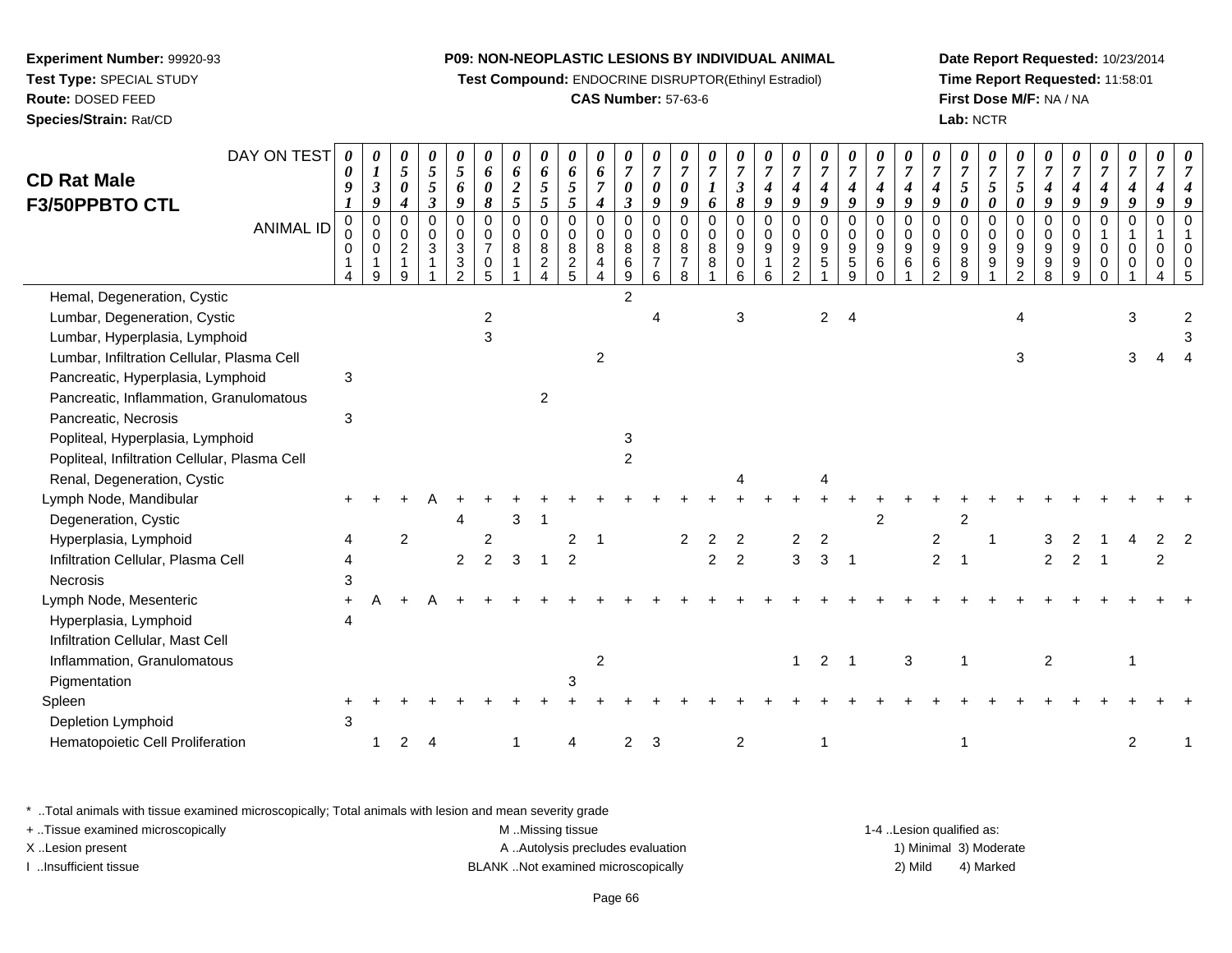**Experiment Number:** 99920-93
**Test Type:** SPECIAL STUDY
**Route:** DOSED FEED
**Species/Strain:** Rat/CD

**P09: NON-NEOPLASTIC LESIONS BY INDIVIDUAL ANIMAL**
**Test Compound:** ENDOCRINE DISRUPTOR(Ethinyl Estradiol)
**CAS Number:** 57-63-6

**Date Report Requested:** 10/23/2014
**Time Report Requested:** 11:58:01
**First Dose M/F:** NA / NA
**Lab:** NCTR

## CD Rat Male F3/50PPBTO CTL

| DAY ON TEST | 0091 | 0139 | 0504 | 0553 | 0569 | 0608 | 0625 | 0655 | 0655 | 0674 | 0703 | 0709 | 0709 | 0716 | 0738 | 0749 | 0749 | 0749 | 0749 | 0749 | 0749 | 0749 | 0750 | 0750 | 0750 | 0749 | 0749 | 0749 | 0749 | 0749 | 0749 |
|---|---|---|---|---|---|---|---|---|---|---|---|---|---|---|---|---|---|---|---|---|---|---|---|---|---|---|---|---|---|---|---|
| **ANIMAL ID** | 00014 | 00019 | 00219 | 00311 | 00332 | 00705 | 00811 | 00824 | 00825 | 00844 | 00869 | 00876 | 00878 | 00881 | 00906 | 00916 | 00922 | 00951 | 00959 | 00960 | 00961 | 00962 | 00989 | 00991 | 00992 | 00998 | 00999 | 01000 | 01001 | 01004 | 01005 |
| Hemal, Degeneration, Cystic | | | | | | | | | | | 2 | | | | | | | | | | | | | | | | | | | | |
| Lumbar, Degeneration, Cystic | | | | | | 2 | | | | | | 4 | | | 3 | | | 2 | 4 | | | | | | 4 | | | | 3 | | 2 |
| Lumbar, Hyperplasia, Lymphoid | | | | | | 3 | | | | | | | | | | | | | | | | | | | | | | | | | 3 |
| Lumbar, Infiltration Cellular, Plasma Cell | | | | | | | | | | 2 | | | | | | | | | | | | | | | 3 | | | | 3 | 4 | 4 |
| Pancreatic, Hyperplasia, Lymphoid | 3 | | | | | | | | | | | | | | | | | | | | | | | | | | | | | | |
| Pancreatic, Inflammation, Granulomatous | | | | | | | | 2 | | | | | | | | | | | | | | | | | | | | | | | |
| Pancreatic, Necrosis | 3 | | | | | | | | | | | | | | | | | | | | | | | | | | | | | | |
| Popliteal, Hyperplasia, Lymphoid | | | | | | | | | | | 3 | | | | | | | | | | | | | | | | | | | | |
| Popliteal, Infiltration Cellular, Plasma Cell | | | | | | | | | | | 2 | | | | | | | | | | | | | | | | | | | | |
| Renal, Degeneration, Cystic | | | | | | | | | | | | | | | 4 | | | 4 | | | | | | | | | | | | | |
| Lymph Node, Mandibular | + | + | + | A | + | + | + | + | + | + | + | + | + | + | + | + | + | + | + | + | + | + | + | + | + | + | + | + | + | + | + |
| Degeneration, Cystic | | | | | 4 | | 3 | 1 | | | | | | | | | | | | 2 | | | 2 | | | | | | | | |
| Hyperplasia, Lymphoid | 4 | | 2 | | | 2 | | | 2 | 1 | | | 2 | 2 | 2 | | 2 | 2 | | | | 2 | | 1 | | 3 | 2 | 1 | 4 | 2 | 2 |
| Infiltration Cellular, Plasma Cell | 4 | | | | 2 | 2 | 3 | 1 | 2 | | | | | 2 | 2 | | 3 | 3 | 1 | | | 2 | 1 | | | 2 | 2 | 1 | | 2 | |
| Necrosis | 3 | | | | | | | | | | | | | | | | | | | | | | | | | | | | | | |
| Lymph Node, Mesenteric | + | A | + | A | + | + | + | + | + | + | + | + | + | + | + | + | + | + | + | + | + | + | + | + | + | + | + | + | + | + | + |
| Hyperplasia, Lymphoid | 4 | | | | | | | | | | | | | | | | | | | | | | | | | | | | | | |
| Infiltration Cellular, Mast Cell | | | | | | | | | | | | | | | | | | | | | | | | | | | | | | | |
| Inflammation, Granulomatous | | | | | | | | | | 2 | | | | | | | 1 | 2 | 1 | | 3 | | 1 | | | 2 | | | 1 | | |
| Pigmentation | | | | | | | | | 3 | | | | | | | | | | | | | | | | | | | | | | |
| Spleen | + | + | + | + | + | + | + | + | + | + | + | + | + | + | + | + | + | + | + | + | + | + | + | + | + | + | + | + | + | + | + |
| Depletion Lymphoid | 3 | | | | | | | | | | | | | | | | | | | | | | | | | | | | | | |
| Hematopoietic Cell Proliferation | | 1 | 2 | 4 | | | 1 | | 4 | | 2 | 3 | | | 2 | | | 1 | | | | | 1 | | | | | | 2 | | 1 |

\* ..Total animals with tissue examined microscopically; Total animals with lesion and mean severity grade
\+ ..Tissue examined microscopically
X ..Lesion present
I ..Insufficient tissue

M ..Missing tissue
A ..Autolysis precludes evaluation
BLANK ..Not examined microscopically

1-4 ..Lesion qualified as:
1) Minimal 3) Moderate
2) Mild 4) Marked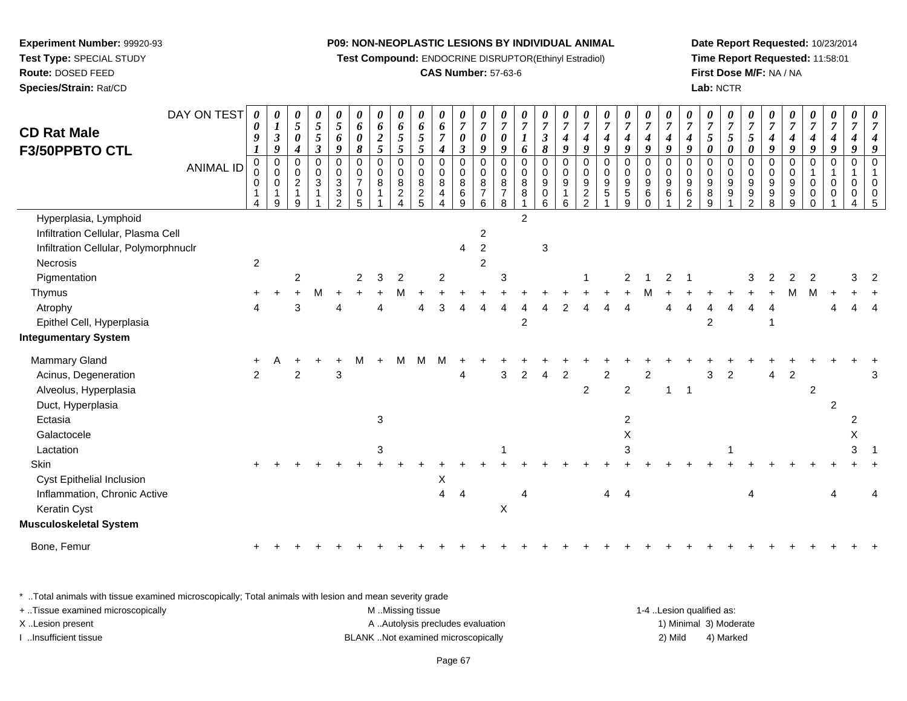**Experiment Number:** 99920-93
**Test Type:** SPECIAL STUDY
**Route:** DOSED FEED
**Species/Strain:** Rat/CD

**P09: NON-NEOPLASTIC LESIONS BY INDIVIDUAL ANIMAL**
**Test Compound:** ENDOCRINE DISRUPTOR(Ethinyl Estradiol)
**CAS Number:** 57-63-6

**Date Report Requested:** 10/23/2014
**Time Report Requested:** 11:58:01
**First Dose M/F:** NA / NA
**Lab:** NCTR

## CD Rat Male F3/50PPBTO CTL

| DAY ON TEST | 0091 | 0139 | 0504 | 0553 | 0569 | 0608 | 0625 | 0655 | 0655 | 0674 | 0703 | 0709 | 0709 | 0716 | 0738 | 0749 | 0749 | 0749 | 0749 | 0749 | 0749 | 0749 | 0750 | 0750 | 0750 | 0749 | 0749 | 0749 | 0749 | 0749 | 0749 |
|---|---|---|---|---|---|---|---|---|---|---|---|---|---|---|---|---|---|---|---|---|---|---|---|---|---|---|---|---|---|---|---|
| **ANIMAL ID** | 00014 | 00019 | 00219 | 00311 | 00332 | 00705 | 00811 | 00824 | 00825 | 00844 | 00869 | 00876 | 00878 | 00881 | 00906 | 00916 | 00922 | 00951 | 00959 | 00960 | 00961 | 00962 | 00989 | 00991 | 00992 | 00998 | 00999 | 01000 | 01001 | 01004 | 01005 |
| Hyperplasia, Lymphoid | | | | | | | | | | | | | | 2 | | | | | | | | | | | | | | | | | |
| Infiltration Cellular, Plasma Cell | | | | | | | | | | | | 2 | | | | | | | | | | | | | | | | | | | |
| Infiltration Cellular, Polymorphnuclr | | | | | | | | | | | 4 | 2 | | | 3 | | | | | | | | | | | | | | | | |
| Necrosis | 2 | | | | | | | | | | | 2 | | | | | | | | | | | | | | | | | | | |
| Pigmentation | | | 2 | | | 2 | 3 | 2 | | 2 | | | 3 | | | | 1 | | 2 | 1 | 2 | 1 | | | 3 | 2 | 2 | 2 | | 3 | 2 |
| Thymus | + | + | + | M | + | + | + | M | + | + | + | + | + | + | + | + | + | + | + | M | + | + | + | + | + | + | M | M | + | + | + |
| Atrophy | 4 | | 3 | | 4 | | 4 | | 4 | 3 | 4 | 4 | 4 | 4 | 4 | 2 | 4 | 4 | 4 | | 4 | 4 | 4 | 4 | 4 | 4 | | | 4 | 4 | 4 |
| Epithel Cell, Hyperplasia | | | | | | | | | | | | | | 2 | | | | | | | | | 2 | | | 1 | | | | | |
| **Integumentary System** | | | | | | | | | | | | | | | | | | | | | | | | | | | | | | | |
| Mammary Gland | + | A | + | + | + | M | + | M | M | M | + | + | + | + | + | + | + | + | + | + | + | + | + | + | + | + | + | + | + | + | + |
| Acinus, Degeneration | 2 | | 2 | | 3 | | | | | | 4 | | 3 | 2 | 4 | 2 | | 2 | | 2 | | | 3 | 2 | | 4 | 2 | | | | 3 |
| Alveolus, Hyperplasia | | | | | | | | | | | | | | | | | 2 | | 2 | | 1 | 1 | | | | | | 2 | | | |
| Duct, Hyperplasia | | | | | | | | | | | | | | | | | | | | | | | | | | | | | 2 | | |
| Ectasia | | | | | | | 3 | | | | | | | | | | | | 2 | | | | | | | | | | | 2 | |
| Galactocele | | | | | | | | | | | | | | | | | | | X | | | | | | | | | | | X | |
| Lactation | | | | | | | 3 | | | | | | 1 | | | | | | 3 | | | | | 1 | | | | | | 3 | 1 |
| Skin | + | + | + | + | + | + | + | + | + | + | + | + | + | + | + | + | + | + | + | + | + | + | + | + | + | + | + | + | + | + | + |
| Cyst Epithelial Inclusion | | | | | | | | | | X | | | | | | | | | | | | | | | | | | | | | |
| Inflammation, Chronic Active | | | | | | | | | | 4 | 4 | | | 4 | | | | 4 | 4 | | | | | | 4 | | | | 4 | | 4 |
| Keratin Cyst | | | | | | | | | | | | | X | | | | | | | | | | | | | | | | | | |
| **Musculoskeletal System** | | | | | | | | | | | | | | | | | | | | | | | | | | | | | | | |
| Bone, Femur | + | + | + | + | + | + | + | + | + | + | + | + | + | + | + | + | + | + | + | + | + | + | + | + | + | + | + | + | + | + | + |

\* ..Total animals with tissue examined microscopically; Total animals with lesion and mean severity grade
+ ..Tissue examined microscopically
X ..Lesion present
I ..Insufficient tissue

M ..Missing tissue
A ..Autolysis precludes evaluation
BLANK ..Not examined microscopically

1-4 ..Lesion qualified as:
1) Minimal 3) Moderate
2) Mild 4) Marked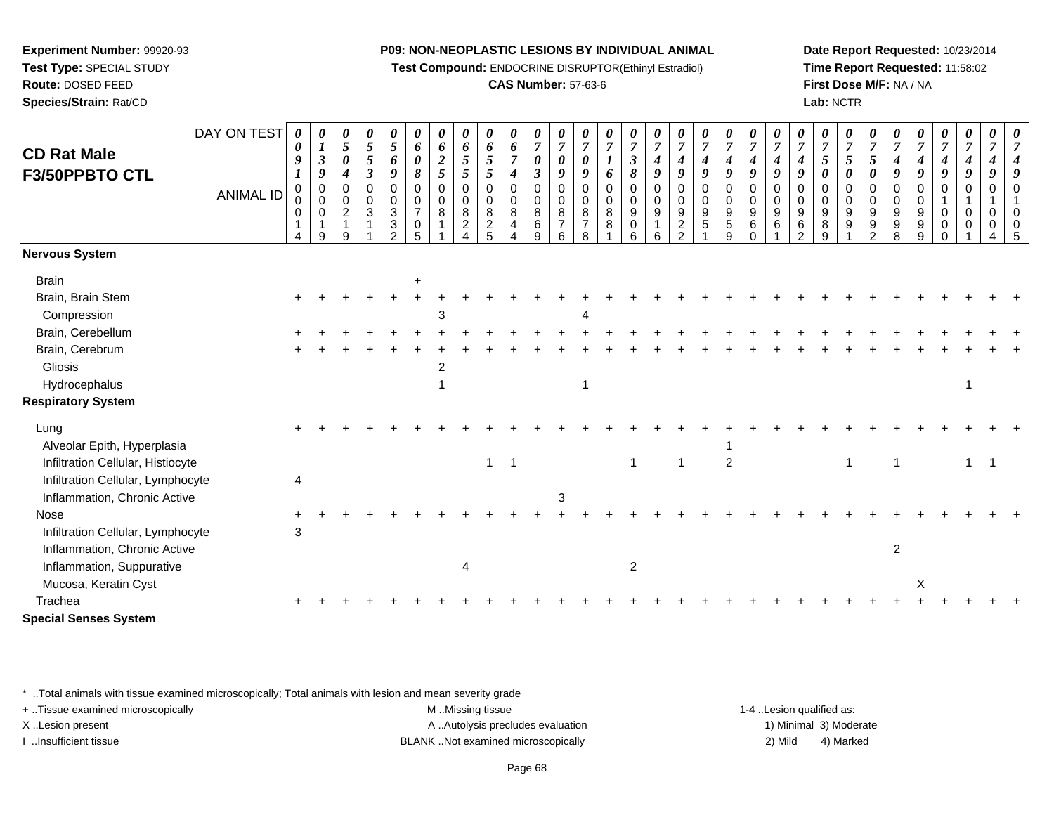**Experiment Number:** 99920-93
**Test Type:** SPECIAL STUDY
**Route:** DOSED FEED
**Species/Strain:** Rat/CD

**P09: NON-NEOPLASTIC LESIONS BY INDIVIDUAL ANIMAL**
**Test Compound:** ENDOCRINE DISRUPTOR(Ethinyl Estradiol)
**CAS Number:** 57-63-6

**Date Report Requested:** 10/23/2014
**Time Report Requested:** 11:58:02
**First Dose M/F:** NA / NA
**Lab:** NCTR

## CD Rat Male F3/50PPBTO CTL

| DAY ON TEST | 0091 | 0139 | 0504 | 0553 | 0569 | 0608 | 0625 | 0655 | 0655 | 0674 | 0703 | 0709 | 0709 | 0716 | 0738 | 0749 | 0749 | 0749 | 0749 | 0749 | 0749 | 0749 | 0750 | 0750 | 0750 | 0749 | 0749 | 0749 | 0749 | 0749 | 0749 |
|---|---|---|---|---|---|---|---|---|---|---|---|---|---|---|---|---|---|---|---|---|---|---|---|---|---|---|---|---|---|---|---|
| **ANIMAL ID** | 00014 | 00019 | 00219 | 00311 | 00332 | 00705 | 00811 | 00824 | 00825 | 00844 | 00869 | 00876 | 00878 | 00881 | 00906 | 00916 | 00922 | 00951 | 00959 | 00960 | 00961 | 00962 | 00989 | 00991 | 00992 | 00998 | 00999 | 01000 | 01001 | 01004 | 01005 |
| **Nervous System** | | | | | | | | | | | | | | | | | | | | | | | | | | | | | | | |
| Brain | | | | | | + | | | | | | | | | | | | | | | | | | | | | | | | | |
| Brain, Brain Stem | + | + | + | + | + | + | + | + | + | + | + | + | + | + | + | + | + | + | + | + | + | + | + | + | + | + | + | + | + | + | + |
| Compression | | | | | | | 3 | | | | | | 4 | | | | | | | | | | | | | | | | | | |
| Brain, Cerebellum | + | + | + | + | + | + | + | + | + | + | + | + | + | + | + | + | + | + | + | + | + | + | + | + | + | + | + | + | + | + | + |
| Brain, Cerebrum | + | + | + | + | + | + | + | + | + | + | + | + | + | + | + | + | + | + | + | + | + | + | + | + | + | + | + | + | + | + | + |
| Gliosis | | | | | | | 2 | | | | | | | | | | | | | | | | | | | | | | | | |
| Hydrocephalus | | | | | | | 1 | | | | | | 1 | | | | | | | | | | | | | | | | 1 | | |
| **Respiratory System** | | | | | | | | | | | | | | | | | | | | | | | | | | | | | | | |
| Lung | + | + | + | + | + | + | + | + | + | + | + | + | + | + | + | + | + | + | + | + | + | + | + | + | + | + | + | + | + | + | + |
| Alveolar Epith, Hyperplasia | | | | | | | | | | | | | | | | | | | 1 | | | | | | | | | | | | |
| Infiltration Cellular, Histiocyte | | | | | | | | | 1 | 1 | | | | | 1 | | 1 | | 2 | | | | | 1 | | 1 | | | 1 | 1 | |
| Infiltration Cellular, Lymphocyte | 4 | | | | | | | | | | | | | | | | | | | | | | | | | | | | | | |
| Inflammation, Chronic Active | | | | | | | | | | | | 3 | | | | | | | | | | | | | | | | | | | |
| Nose | + | + | + | + | + | + | + | + | + | + | + | + | + | + | + | + | + | + | + | + | + | + | + | + | + | + | + | + | + | + | + |
| Infiltration Cellular, Lymphocyte | 3 | | | | | | | | | | | | | | | | | | | | | | | | | | | | | | |
| Inflammation, Chronic Active | | | | | | | | | | | | | | | | | | | | | | | | | | 2 | | | | | |
| Inflammation, Suppurative | | | | | | | | 4 | | | | | | | 2 | | | | | | | | | | | | | | | | |
| Mucosa, Keratin Cyst | | | | | | | | | | | | | | | | | | | | | | | | | | | X | | | | |
| Trachea | + | + | + | + | + | + | + | + | + | + | + | + | + | + | + | + | + | + | + | + | + | + | + | + | + | + | + | + | + | + | + |
| **Special Senses System** | | | | | | | | | | | | | | | | | | | | | | | | | | | | | | | |

* ..Total animals with tissue examined microscopically; Total animals with lesion and mean severity grade
+ ..Tissue examined microscopically
X ..Lesion present
I ..Insufficient tissue

M ..Missing tissue
A ..Autolysis precludes evaluation
BLANK ..Not examined microscopically

1-4 ..Lesion qualified as:
1) Minimal 3) Moderate
2) Mild 4) Marked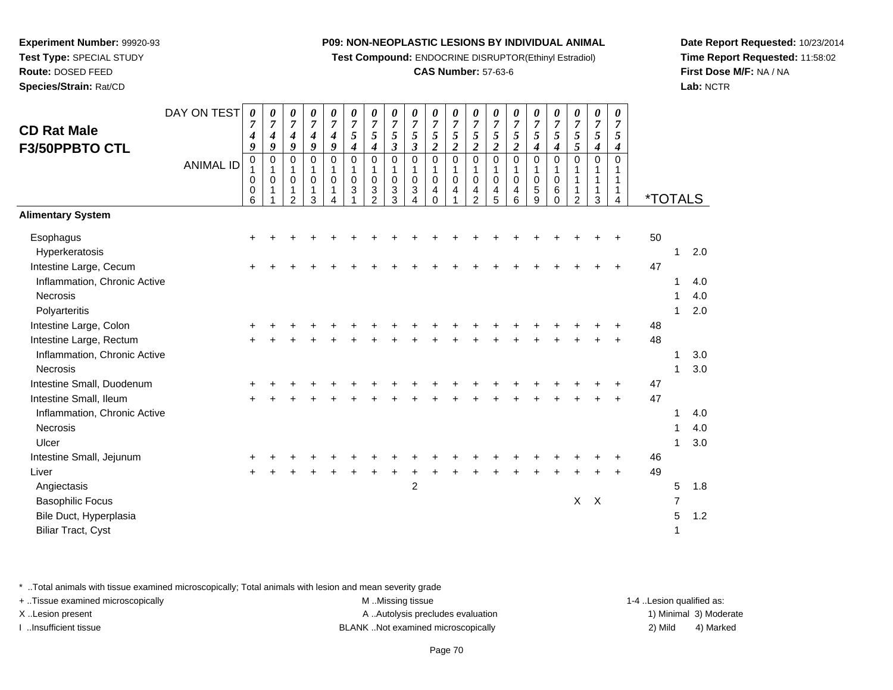**Experiment Number:** 99920-93
**Test Type:** SPECIAL STUDY
**Route:** DOSED FEED
**Species/Strain:** Rat/CD

**P09: NON-NEOPLASTIC LESIONS BY INDIVIDUAL ANIMAL**
**Test Compound:** ENDOCRINE DISRUPTOR(Ethinyl Estradiol)
**CAS Number:** 57-63-6

**Date Report Requested:** 10/23/2014
**Time Report Requested:** 11:58:02
**First Dose M/F:** NA / NA
**Lab:** NCTR

## CD Rat Male F3/50PPBTO CTL

| DAY ON TEST | 0749 | 0749 | 0749 | 0749 | 0749 | 0754 | 0754 | 0753 | 0753 | 0752 | 0752 | 0752 | 0752 | 0752 | 0754 | 0754 | 0755 | 0754 | 0754 | | | |
|---|---|---|---|---|---|---|---|---|---|---|---|---|---|---|---|---|---|---|---|---|---|---|
| **ANIMAL ID** | 01006 | 01011 | 01012 | 01013 | 01014 | 01031 | 01032 | 01033 | 01034 | 01040 | 01041 | 01042 | 01045 | 01046 | 01059 | 01060 | 01112 | 01113 | 01114 | ***TOTALS** | | |
| **Alimentary System** | | | | | | | | | | | | | | | | | | | | | | |
| Esophagus | + | + | + | + | + | + | + | + | + | + | + | + | + | + | + | + | + | + | + | 50 | | |
| Hyperkeratosis | | | | | | | | | | | | | | | | | | | | | 1 | 2.0 |
| Intestine Large, Cecum | + | + | + | + | + | + | + | + | + | + | + | + | + | + | + | + | + | + | + | 47 | | |
| Inflammation, Chronic Active | | | | | | | | | | | | | | | | | | | | | 1 | 4.0 |
| Necrosis | | | | | | | | | | | | | | | | | | | | | 1 | 4.0 |
| Polyarteritis | | | | | | | | | | | | | | | | | | | | | 1 | 2.0 |
| Intestine Large, Colon | + | + | + | + | + | + | + | + | + | + | + | + | + | + | + | + | + | + | + | 48 | | |
| Intestine Large, Rectum | + | + | + | + | + | + | + | + | + | + | + | + | + | + | + | + | + | + | + | 48 | | |
| Inflammation, Chronic Active | | | | | | | | | | | | | | | | | | | | | 1 | 3.0 |
| Necrosis | | | | | | | | | | | | | | | | | | | | | 1 | 3.0 |
| Intestine Small, Duodenum | + | + | + | + | + | + | + | + | + | + | + | + | + | + | + | + | + | + | + | 47 | | |
| Intestine Small, Ileum | + | + | + | + | + | + | + | + | + | + | + | + | + | + | + | + | + | + | + | 47 | | |
| Inflammation, Chronic Active | | | | | | | | | | | | | | | | | | | | | 1 | 4.0 |
| Necrosis | | | | | | | | | | | | | | | | | | | | | 1 | 4.0 |
| Ulcer | | | | | | | | | | | | | | | | | | | | | 1 | 3.0 |
| Intestine Small, Jejunum | + | + | + | + | + | + | + | + | + | + | + | + | + | + | + | + | + | + | + | 46 | | |
| Liver | + | + | + | + | + | + | + | + | + | + | + | + | + | + | + | + | + | + | + | 49 | | |
| Angiectasis | | | | | | | | | 2 | | | | | | | | | | | | 5 | 1.8 |
| Basophilic Focus | | | | | | | | | | | | | | | | | X | X | | | 7 | |
| Bile Duct, Hyperplasia | | | | | | | | | | | | | | | | | | | | | 5 | 1.2 |
| Biliar Tract, Cyst | | | | | | | | | | | | | | | | | | | | | 1 | |

\* ..Total animals with tissue examined microscopically; Total animals with lesion and mean severity grade
+ ..Tissue examined microscopically
X ..Lesion present
I ..Insufficient tissue

M ..Missing tissue
A ..Autolysis precludes evaluation
BLANK ..Not examined microscopically

1-4 ..Lesion qualified as:
1) Minimal 3) Moderate
2) Mild 4) Marked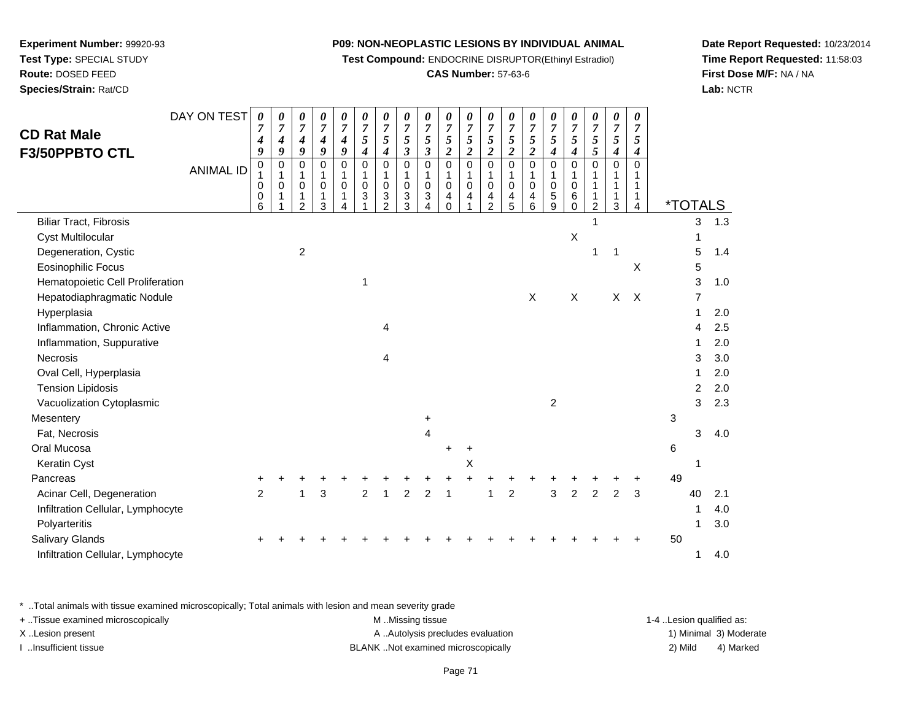**Experiment Number:** 99920-93
**Test Type:** SPECIAL STUDY
**Route:** DOSED FEED
**Species/Strain:** Rat/CD

**P09: NON-NEOPLASTIC LESIONS BY INDIVIDUAL ANIMAL**
**Test Compound:** ENDOCRINE DISRUPTOR(Ethinyl Estradiol)
**CAS Number:** 57-63-6

**Date Report Requested:** 10/23/2014
**Time Report Requested:** 11:58:03
**First Dose M/F:** NA / NA
**Lab:** NCTR

# CD Rat Male F3/50PPBTO CTL

| DAY ON TEST | 0749 | 0749 | 0749 | 0749 | 0749 | 0754 | 0754 | 0753 | 0753 | 0752 | 0752 | 0752 | 0752 | 0752 | 0754 | 0754 | 0755 | 0754 | 0754 | | |
|---|---|---|---|---|---|---|---|---|---|---|---|---|---|---|---|---|---|---|---|---|---|
| **ANIMAL ID** | 01006 | 01011 | 01012 | 01013 | 01014 | 01031 | 01032 | 01033 | 01034 | 01040 | 01041 | 01042 | 01045 | 01046 | 01059 | 01060 | 01112 | 01113 | 01114 | ***TOTALS** | |
| Biliar Tract, Fibrosis | | | | | | | | | | | | | | | | | 1 | | | 3 | 1.3 |
| Cyst Multilocular | | | | | | | | | | | | | | | | X | | | | 1 | |
| Degeneration, Cystic | | | 2 | | | | | | | | | | | | | | 1 | 1 | | 5 | 1.4 |
| Eosinophilic Focus | | | | | | | | | | | | | | | | | | | X | 5 | |
| Hematopoietic Cell Proliferation | | | | | | 1 | | | | | | | | | | | | | | 3 | 1.0 |
| Hepatodiaphragmatic Nodule | | | | | | | | | | | | | | X | | X | | X | X | 7 | |
| Hyperplasia | | | | | | | | | | | | | | | | | | | | 1 | 2.0 |
| Inflammation, Chronic Active | | | | | | | 4 | | | | | | | | | | | | | 4 | 2.5 |
| Inflammation, Suppurative | | | | | | | | | | | | | | | | | | | | 1 | 2.0 |
| Necrosis | | | | | | | 4 | | | | | | | | | | | | | 3 | 3.0 |
| Oval Cell, Hyperplasia | | | | | | | | | | | | | | | | | | | | 1 | 2.0 |
| Tension Lipidosis | | | | | | | | | | | | | | | | | | | | 2 | 2.0 |
| Vacuolization Cytoplasmic | | | | | | | | | | | | | | | 2 | | | | | 3 | 2.3 |
| Mesentery | | | | | | | | | + | | | | | | | | | | | 3 | |
| Fat, Necrosis | | | | | | | | | 4 | | | | | | | | | | | 3 | 4.0 |
| Oral Mucosa | | | | | | | | | | + | + | | | | | | | | | 6 | |
| Keratin Cyst | | | | | | | | | | | X | | | | | | | | | 1 | |
| Pancreas | + | + | + | + | + | + | + | + | + | + | + | + | + | + | + | + | + | + | + | 49 | |
| Acinar Cell, Degeneration | 2 | | 1 | 3 | | 2 | 1 | 2 | 2 | 1 | | 1 | 2 | | 3 | 2 | 2 | 2 | 3 | 40 | 2.1 |
| Infiltration Cellular, Lymphocyte | | | | | | | | | | | | | | | | | | | | 1 | 4.0 |
| Polyarteritis | | | | | | | | | | | | | | | | | | | | 1 | 3.0 |
| Salivary Glands | + | + | + | + | + | + | + | + | + | + | + | + | + | + | + | + | + | + | + | 50 | |
| Infiltration Cellular, Lymphocyte | | | | | | | | | | | | | | | | | | | | 1 | 4.0 |

\* ..Total animals with tissue examined microscopically; Total animals with lesion and mean severity grade
+ ..Tissue examined microscopically
X ..Lesion present
I ..Insufficient tissue

M ..Missing tissue
A ..Autolysis precludes evaluation
BLANK ..Not examined microscopically

1-4 ..Lesion qualified as:
1) Minimal 3) Moderate
2) Mild 4) Marked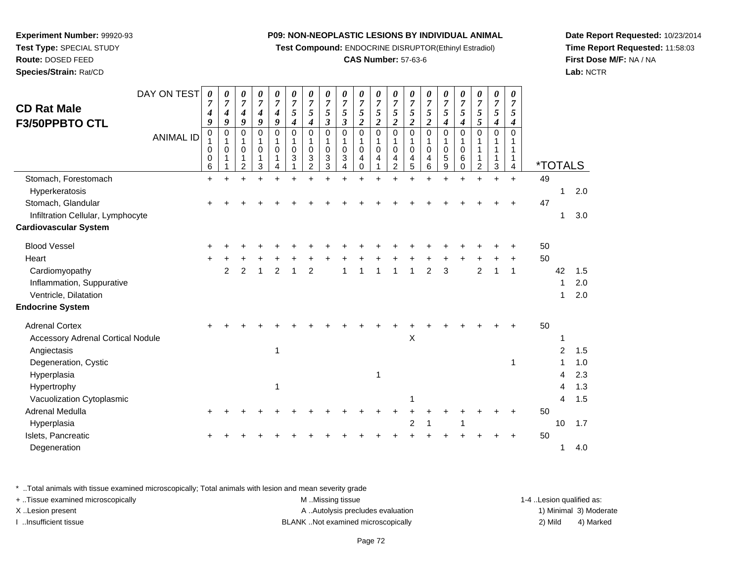**Experiment Number:** 99920-93
**Test Type:** SPECIAL STUDY
**Route:** DOSED FEED
**Species/Strain:** Rat/CD

**P09: NON-NEOPLASTIC LESIONS BY INDIVIDUAL ANIMAL**
**Test Compound:** ENDOCRINE DISRUPTOR(Ethinyl Estradiol)
**CAS Number:** 57-63-6

**Date Report Requested:** 10/23/2014
**Time Report Requested:** 11:58:03
**First Dose M/F:** NA / NA
**Lab:** NCTR

## CD Rat Male F3/50PPBTO CTL

| DAY ON TEST | 0749 | 0749 | 0749 | 0749 | 0749 | 0754 | 0754 | 0753 | 0753 | 0752 | 0752 | 0752 | 0752 | 0752 | 0754 | 0754 | 0755 | 0754 | 0754 | *TOTALS | | |
|---|---|---|---|---|---|---|---|---|---|---|---|---|---|---|---|---|---|---|---|---|---|---|
| ANIMAL ID | 01006 | 01011 | 01012 | 01013 | 01014 | 01031 | 01032 | 01033 | 01034 | 01040 | 01041 | 01042 | 01045 | 01046 | 01059 | 01060 | 01112 | 01113 | 01114 | | | |
| Stomach, Forestomach | + | + | + | + | + | + | + | + | + | + | + | + | + | + | + | + | + | + | + | 49 | | |
| Hyperkeratosis | | | | | | | | | | | | | | | | | | | | | 1 | 2.0 |
| Stomach, Glandular | + | + | + | + | + | + | + | + | + | + | + | + | + | + | + | + | + | + | + | 47 | | |
| Infiltration Cellular, Lymphocyte | | | | | | | | | | | | | | | | | | | | | 1 | 3.0 |
| **Cardiovascular System** | | | | | | | | | | | | | | | | | | | | | | |
| Blood Vessel | + | + | + | + | + | + | + | + | + | + | + | + | + | + | + | + | + | + | + | 50 | | |
| Heart | + | + | + | + | + | + | + | + | + | + | + | + | + | + | + | + | + | + | + | 50 | | |
| Cardiomyopathy | | 2 | 2 | 1 | 2 | 1 | 2 | | 1 | 1 | 1 | 1 | 1 | 2 | 3 | | 2 | 1 | 1 | | 42 | 1.5 |
| Inflammation, Suppurative | | | | | | | | | | | | | | | | | | | | | 1 | 2.0 |
| Ventricle, Dilatation | | | | | | | | | | | | | | | | | | | | | 1 | 2.0 |
| **Endocrine System** | | | | | | | | | | | | | | | | | | | | | | |
| Adrenal Cortex | + | + | + | + | + | + | + | + | + | + | + | + | + | + | + | + | + | + | + | 50 | | |
| Accessory Adrenal Cortical Nodule | | | | | | | | | | | | | X | | | | | | | | 1 | |
| Angiectasis | | | | | 1 | | | | | | | | | | | | | | | | 2 | 1.5 |
| Degeneration, Cystic | | | | | | | | | | | | | | | | | | | 1 | | 1 | 1.0 |
| Hyperplasia | | | | | | | | | | | 1 | | | | | | | | | | 4 | 2.3 |
| Hypertrophy | | | | | 1 | | | | | | | | | | | | | | | | 4 | 1.3 |
| Vacuolization Cytoplasmic | | | | | | | | | | | | | 1 | | | | | | | | 4 | 1.5 |
| Adrenal Medulla | + | + | + | + | + | + | + | + | + | + | + | + | + | + | + | + | + | + | + | 50 | | |
| Hyperplasia | | | | | | | | | | | | | 2 | 1 | | 1 | | | | | 10 | 1.7 |
| Islets, Pancreatic | + | + | + | + | + | + | + | + | + | + | + | + | + | + | + | + | + | + | + | 50 | | |
| Degeneration | | | | | | | | | | | | | | | | | | | | | 1 | 4.0 |

\* ..Total animals with tissue examined microscopically; Total animals with lesion and mean severity grade
\+ ..Tissue examined microscopically
X ..Lesion present
I ..Insufficient tissue

M ..Missing tissue
A ..Autolysis precludes evaluation
BLANK ..Not examined microscopically

1-4 ..Lesion qualified as:
1) Minimal 3) Moderate
2) Mild 4) Marked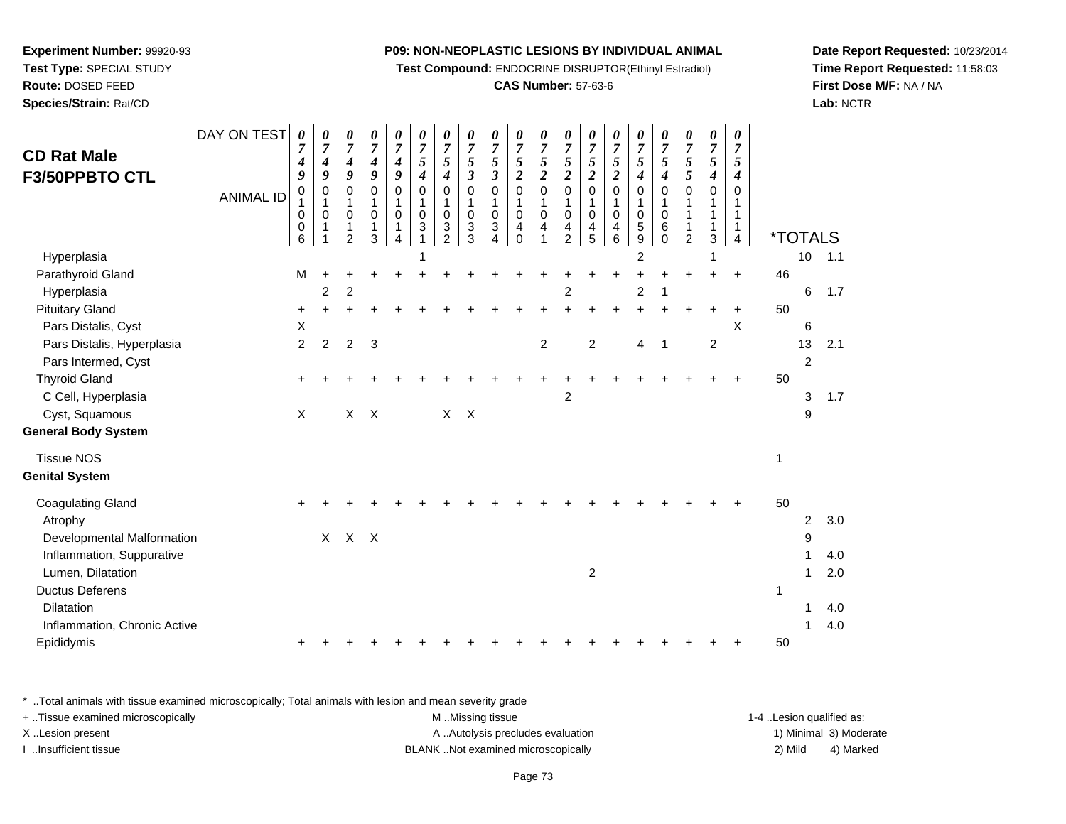**Experiment Number:** 99920-93
**Test Type:** SPECIAL STUDY
**Route:** DOSED FEED
**Species/Strain:** Rat/CD

**P09: NON-NEOPLASTIC LESIONS BY INDIVIDUAL ANIMAL**
**Test Compound:** ENDOCRINE DISRUPTOR(Ethinyl Estradiol)
**CAS Number:** 57-63-6

**Date Report Requested:** 10/23/2014
**Time Report Requested:** 11:58:03
**First Dose M/F:** NA / NA
**Lab:** NCTR

## CD Rat Male F3/50PPBTO CTL

| DAY ON TEST | 0749 | 0749 | 0749 | 0749 | 0749 | 0754 | 0754 | 0753 | 0753 | 0752 | 0752 | 0752 | 0752 | 0752 | 0754 | 0754 | 0755 | 0754 | 0754 | | | |
|---|---|---|---|---|---|---|---|---|---|---|---|---|---|---|---|---|---|---|---|---|---|---|
| **ANIMAL ID** | 01006 | 01011 | 01012 | 01013 | 01014 | 01031 | 01032 | 01033 | 01034 | 01040 | 01041 | 01042 | 01045 | 01046 | 01059 | 01060 | 01112 | 01113 | 01114 | ***TOTALS** | | |
| Hyperplasia | | | | | | 1 | | | | | | | | | 2 | | | 1 | | | 10 | 1.1 |
| Parathyroid Gland | M | + | + | + | + | + | + | + | + | + | + | + | + | + | + | + | + | + | + | 46 | | |
| Hyperplasia | | 2 | 2 | | | | | | | | | 2 | | | 2 | 1 | | | | | 6 | 1.7 |
| Pituitary Gland | + | + | + | + | + | + | + | + | + | + | + | + | + | + | + | + | + | + | + | 50 | | |
| Pars Distalis, Cyst | X | | | | | | | | | | | | | | | | | | X | | 6 | |
| Pars Distalis, Hyperplasia | 2 | 2 | 2 | 3 | | | | | | | 2 | | 2 | | 4 | 1 | | 2 | | | 13 | 2.1 |
| Pars Intermed, Cyst | | | | | | | | | | | | | | | | | | | | | 2 | |
| Thyroid Gland | + | + | + | + | + | + | + | + | + | + | + | + | + | + | + | + | + | + | + | 50 | | |
| C Cell, Hyperplasia | | | | | | | | | | | | 2 | | | | | | | | | 3 | 1.7 |
| Cyst, Squamous | X | | X | X | | | X | X | | | | | | | | | | | | | 9 | |
| **General Body System** | | | | | | | | | | | | | | | | | | | | | | |
| Tissue NOS | | | | | | | | | | | | | | | | | | | | 1 | | |
| **Genital System** | | | | | | | | | | | | | | | | | | | | | | |
| Coagulating Gland | + | + | + | + | + | + | + | + | + | + | + | + | + | + | + | + | + | + | + | 50 | | |
| Atrophy | | | | | | | | | | | | | | | | | | | | | 2 | 3.0 |
| Developmental Malformation | | X | X | X | | | | | | | | | | | | | | | | | 9 | |
| Inflammation, Suppurative | | | | | | | | | | | | | | | | | | | | | 1 | 4.0 |
| Lumen, Dilatation | | | | | | | | | | | | | 2 | | | | | | | | 1 | 2.0 |
| Ductus Deferens | | | | | | | | | | | | | | | | | | | | 1 | | |
| Dilatation | | | | | | | | | | | | | | | | | | | | | 1 | 4.0 |
| Inflammation, Chronic Active | | | | | | | | | | | | | | | | | | | | | 1 | 4.0 |
| Epididymis | + | + | + | + | + | + | + | + | + | + | + | + | + | + | + | + | + | + | + | 50 | | |

\* ..Total animals with tissue examined microscopically; Total animals with lesion and mean severity grade
+ ..Tissue examined microscopically
X ..Lesion present
I ..Insufficient tissue

M ..Missing tissue
A ..Autolysis precludes evaluation
BLANK ..Not examined microscopically

1-4 ..Lesion qualified as:
1) Minimal 3) Moderate
2) Mild 4) Marked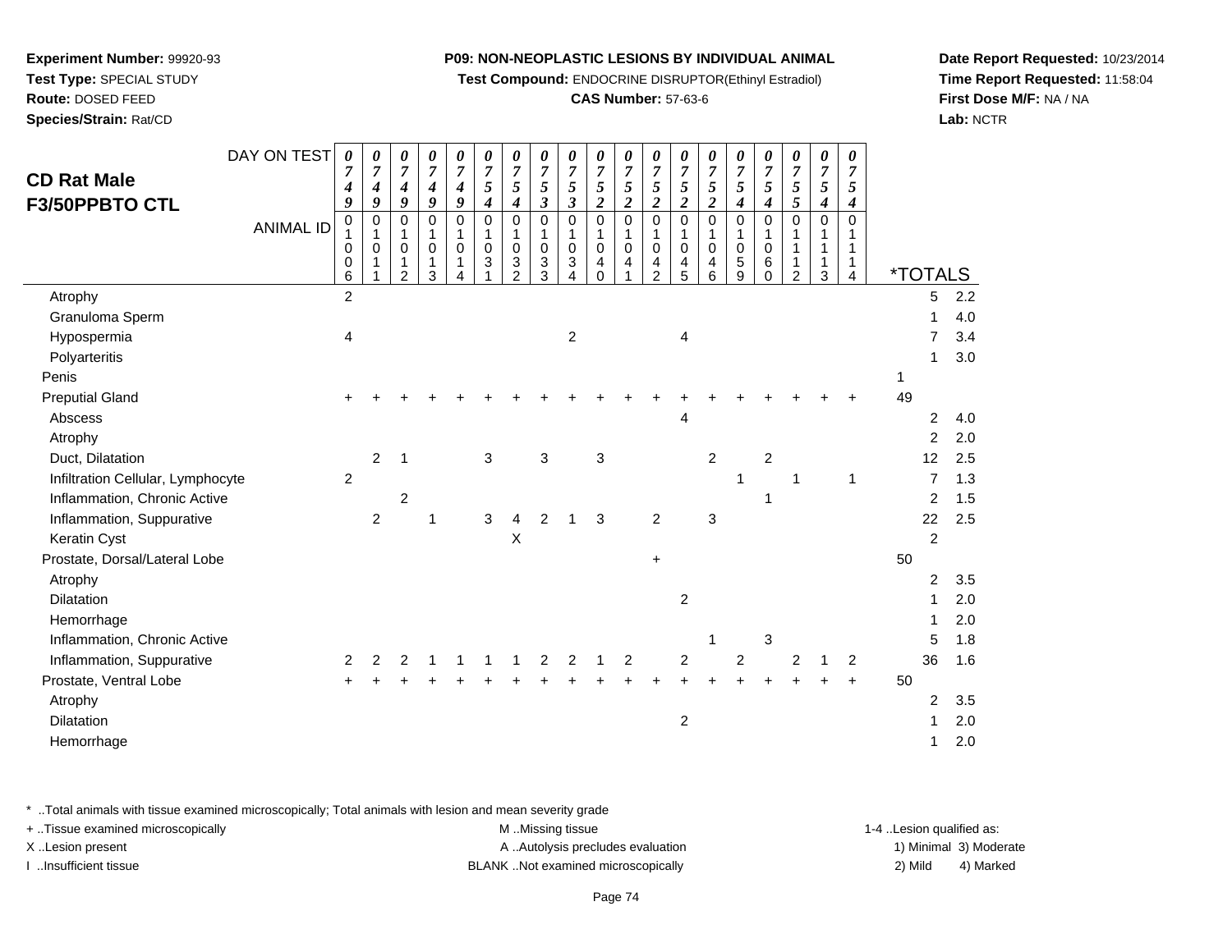**Experiment Number:** 99920-93
**Test Type:** SPECIAL STUDY
**Route:** DOSED FEED
**Species/Strain:** Rat/CD

**P09: NON-NEOPLASTIC LESIONS BY INDIVIDUAL ANIMAL**
**Test Compound:** ENDOCRINE DISRUPTOR(Ethinyl Estradiol)
**CAS Number:** 57-63-6

**Date Report Requested:** 10/23/2014
**Time Report Requested:** 11:58:04
**First Dose M/F:** NA / NA
**Lab:** NCTR

## CD Rat Male F3/50PPBTO CTL

| DAY ON TEST | 0749 | 0749 | 0749 | 0749 | 0749 | 0754 | 0754 | 0753 | 0753 | 0752 | 0752 | 0752 | 0752 | 0752 | 0754 | 0754 | 0755 | 0754 | 0754 | *TOTALS | |
|---|---|---|---|---|---|---|---|---|---|---|---|---|---|---|---|---|---|---|---|---|---|
| ANIMAL ID | 010006 | 010011 | 010012 | 010013 | 010014 | 010031 | 010032 | 010033 | 010034 | 010040 | 010041 | 010042 | 010045 | 010046 | 010059 | 010060 | 011112 | 011113 | 011114 | | |
| Atrophy | 2 | | | | | | | | | | | | | | | | | | | 5 | 2.2 |
| Granuloma Sperm | | | | | | | | | | | | | | | | | | | | 1 | 4.0 |
| Hypospermia | 4 | | | | | | | | 2 | | | | 4 | | | | | | | 7 | 3.4 |
| Polyarteritis | | | | | | | | | | | | | | | | | | | | 1 | 3.0 |
| Penis | | | | | | | | | | | | | | | | | | | | 1 | |
| Preputial Gland | + | + | + | + | + | + | + | + | + | + | + | + | + | + | + | + | + | + | + | 49 | |
| Abscess | | | | | | | | | | | | | 4 | | | | | | | 2 | 4.0 |
| Atrophy | | | | | | | | | | | | | | | | | | | | 2 | 2.0 |
| Duct, Dilatation | | 2 | 1 | | | 3 | | 3 | | 3 | | | | 2 | | 2 | | | | 12 | 2.5 |
| Infiltration Cellular, Lymphocyte | 2 | | | | | | | | | | | | | | 1 | | 1 | | 1 | 7 | 1.3 |
| Inflammation, Chronic Active | | | 2 | | | | | | | | | | | | | 1 | | | | 2 | 1.5 |
| Inflammation, Suppurative | | 2 | | 1 | | 3 | 4 | 2 | 1 | 3 | | 2 | | 3 | | | | | | 22 | 2.5 |
| Keratin Cyst | | | | | | | X | | | | | | | | | | | | | 2 | |
| Prostate, Dorsal/Lateral Lobe | | | | | | | | | | | | + | | | | | | | | 50 | |
| Atrophy | | | | | | | | | | | | | | | | | | | | 2 | 3.5 |
| Dilatation | | | | | | | | | | | | | 2 | | | | | | | 1 | 2.0 |
| Hemorrhage | | | | | | | | | | | | | | | | | | | | 1 | 2.0 |
| Inflammation, Chronic Active | | | | | | | | | | | | | | 1 | | 3 | | | | 5 | 1.8 |
| Inflammation, Suppurative | 2 | 2 | 2 | 1 | 1 | 1 | 1 | 2 | 2 | 1 | 2 | | 2 | | 2 | | 2 | 1 | 2 | 36 | 1.6 |
| Prostate, Ventral Lobe | + | + | + | + | + | + | + | + | + | + | + | + | + | + | + | + | + | + | + | 50 | |
| Atrophy | | | | | | | | | | | | | | | | | | | | 2 | 3.5 |
| Dilatation | | | | | | | | | | | | | 2 | | | | | | | 1 | 2.0 |
| Hemorrhage | | | | | | | | | | | | | | | | | | | | 1 | 2.0 |

* ..Total animals with tissue examined microscopically; Total animals with lesion and mean severity grade
+ ..Tissue examined microscopically
X ..Lesion present
I ..Insufficient tissue

M ..Missing tissue
A ..Autolysis precludes evaluation
BLANK ..Not examined microscopically

1-4 ..Lesion qualified as:
1) Minimal 3) Moderate
2) Mild 4) Marked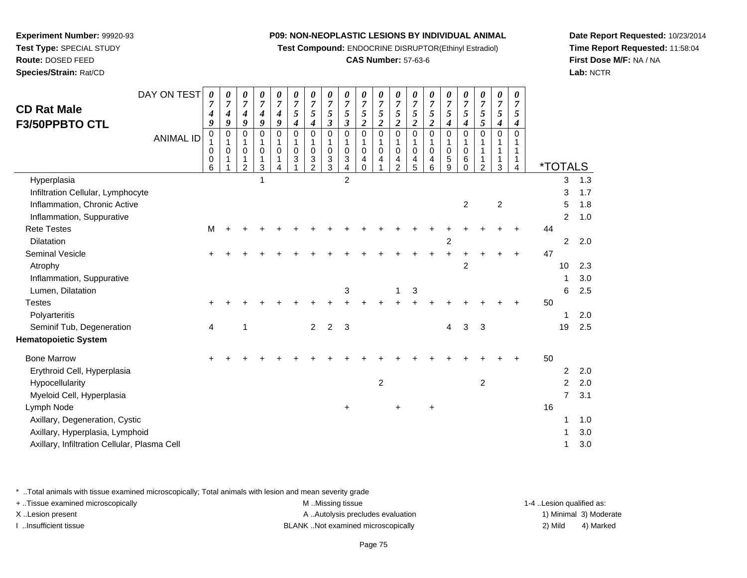**Experiment Number:** 99920-93
**Test Type:** SPECIAL STUDY
**Route:** DOSED FEED
**Species/Strain:** Rat/CD

**P09: NON-NEOPLASTIC LESIONS BY INDIVIDUAL ANIMAL**
**Test Compound:** ENDOCRINE DISRUPTOR(Ethinyl Estradiol)
**CAS Number:** 57-63-6

**Date Report Requested:** 10/23/2014
**Time Report Requested:** 11:58:04
**First Dose M/F:** NA / NA
**Lab:** NCTR

## CD Rat Male F3/50PPBTO CTL

| DAY ON TEST | 0749 | 0749 | 0749 | 0749 | 0749 | 0754 | 0754 | 0753 | 0753 | 0752 | 0752 | 0752 | 0752 | 0752 | 0754 | 0754 | 0755 | 0754 | 0754 | *TOTALS | |
|---|---|---|---|---|---|---|---|---|---|---|---|---|---|---|---|---|---|---|---|---|---|
| ANIMAL ID | 01006 | 01011 | 01012 | 01013 | 01014 | 01031 | 01032 | 01033 | 01034 | 01040 | 01041 | 01042 | 01045 | 01046 | 01059 | 01060 | 01112 | 01113 | 01114 | | |
| Hyperplasia | | | | 1 | | | | | 2 | | | | | | | | | | | 3 | 1.3 |
| Infiltration Cellular, Lymphocyte | | | | | | | | | | | | | | | | | | | | 3 | 1.7 |
| Inflammation, Chronic Active | | | | | | | | | | | | | | | | 2 | | 2 | | 5 | 1.8 |
| Inflammation, Suppurative | | | | | | | | | | | | | | | | | | | | 2 | 1.0 |
| Rete Testes | M | + | + | + | + | + | + | + | + | + | + | + | + | + | + | + | + | + | + | 44 | |
| Dilatation | | | | | | | | | | | | | | | 2 | | | | | 2 | 2.0 |
| Seminal Vesicle | + | + | + | + | + | + | + | + | + | + | + | + | + | + | + | + | + | + | + | 47 | |
| Atrophy | | | | | | | | | | | | | | | | 2 | | | | 10 | 2.3 |
| Inflammation, Suppurative | | | | | | | | | | | | | | | | | | | | 1 | 3.0 |
| Lumen, Dilatation | | | | | | | | | 3 | | | 1 | 3 | | | | | | | 6 | 2.5 |
| Testes | + | + | + | + | + | + | + | + | + | + | + | + | + | + | + | + | + | + | + | 50 | |
| Polyarteritis | | | | | | | | | | | | | | | | | | | | 1 | 2.0 |
| Seminif Tub, Degeneration | 4 | | 1 | | | | 2 | 2 | 3 | | | | | | 4 | 3 | 3 | | | 19 | 2.5 |
| **Hematopoietic System** | | | | | | | | | | | | | | | | | | | | | |
| Bone Marrow | + | + | + | + | + | + | + | + | + | + | + | + | + | + | + | + | + | + | + | 50 | |
| Erythroid Cell, Hyperplasia | | | | | | | | | | | | | | | | | | | | 2 | 2.0 |
| Hypocellularity | | | | | | | | | | | 2 | | | | | | 2 | | | 2 | 2.0 |
| Myeloid Cell, Hyperplasia | | | | | | | | | | | | | | | | | | | | 7 | 3.1 |
| Lymph Node | | | | | | | | | + | | | + | | + | | | | | | 16 | |
| Axillary, Degeneration, Cystic | | | | | | | | | | | | | | | | | | | | 1 | 1.0 |
| Axillary, Hyperplasia, Lymphoid | | | | | | | | | | | | | | | | | | | | 1 | 3.0 |
| Axillary, Infiltration Cellular, Plasma Cell | | | | | | | | | | | | | | | | | | | | 1 | 3.0 |

* ..Total animals with tissue examined microscopically; Total animals with lesion and mean severity grade
+ ..Tissue examined microscopically
X ..Lesion present
I ..Insufficient tissue

M ..Missing tissue
A ..Autolysis precludes evaluation
BLANK ..Not examined microscopically

1-4 ..Lesion qualified as:
1) Minimal 3) Moderate
2) Mild 4) Marked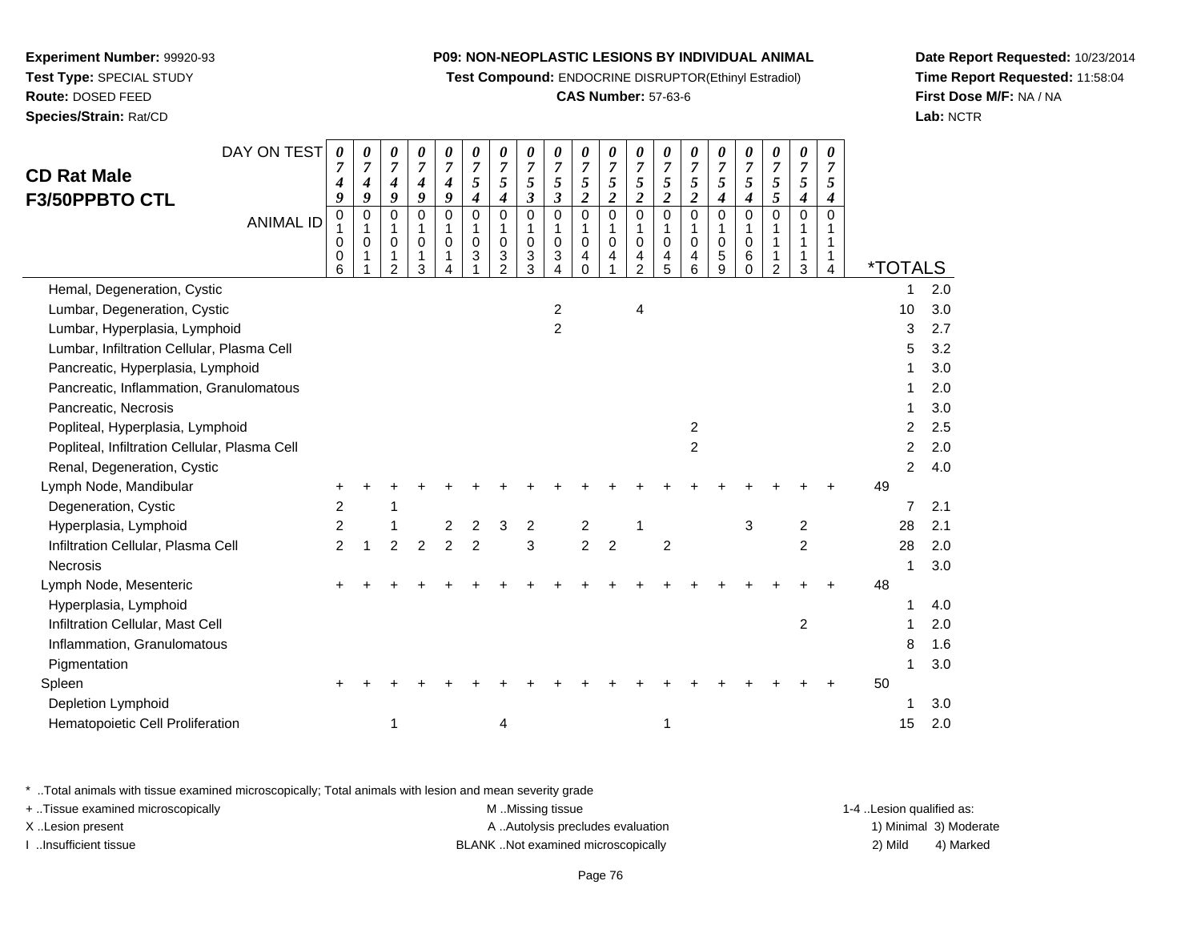**Experiment Number:** 99920-93
**Test Type:** SPECIAL STUDY
**Route:** DOSED FEED
**Species/Strain:** Rat/CD

**P09: NON-NEOPLASTIC LESIONS BY INDIVIDUAL ANIMAL**
**Test Compound:** ENDOCRINE DISRUPTOR(Ethinyl Estradiol)
**CAS Number:** 57-63-6

**Date Report Requested:** 10/23/2014
**Time Report Requested:** 11:58:04
**First Dose M/F:** NA / NA
**Lab:** NCTR

## CD Rat Male F3/50PPBTO CTL

| DAY ON TEST | 0749 | 0749 | 0749 | 0749 | 0749 | 0754 | 0754 | 0753 | 0753 | 0752 | 0752 | 0752 | 0752 | 0752 | 0754 | 0754 | 0755 | 0754 | 0754 | *TOTALS | |
|---|---|---|---|---|---|---|---|---|---|---|---|---|---|---|---|---|---|---|---|---|---|
| **ANIMAL ID** | 01006 | 01011 | 01012 | 01013 | 01014 | 01031 | 01032 | 01033 | 01034 | 01040 | 01041 | 01042 | 01045 | 01046 | 01059 | 01060 | 01112 | 01113 | 01114 | | |
| Hemal, Degeneration, Cystic | | | | | | | | | | | | | | | | | | | | 1 | 2.0 |
| Lumbar, Degeneration, Cystic | | | | | | | | | 2 | | | 4 | | | | | | | | 10 | 3.0 |
| Lumbar, Hyperplasia, Lymphoid | | | | | | | | | 2 | | | | | | | | | | | 3 | 2.7 |
| Lumbar, Infiltration Cellular, Plasma Cell | | | | | | | | | | | | | | | | | | | | 5 | 3.2 |
| Pancreatic, Hyperplasia, Lymphoid | | | | | | | | | | | | | | | | | | | | 1 | 3.0 |
| Pancreatic, Inflammation, Granulomatous | | | | | | | | | | | | | | | | | | | | 1 | 2.0 |
| Pancreatic, Necrosis | | | | | | | | | | | | | | | | | | | | 1 | 3.0 |
| Popliteal, Hyperplasia, Lymphoid | | | | | | | | | | | | | | 2 | | | | | | 2 | 2.5 |
| Popliteal, Infiltration Cellular, Plasma Cell | | | | | | | | | | | | | | 2 | | | | | | 2 | 2.0 |
| Renal, Degeneration, Cystic | | | | | | | | | | | | | | | | | | | | 2 | 4.0 |
| Lymph Node, Mandibular | + | + | + | + | + | + | + | + | + | + | + | + | + | + | + | + | + | + | + | 49 | |
| Degeneration, Cystic | 2 | | 1 | | | | | | | | | | | | | | | | | 7 | 2.1 |
| Hyperplasia, Lymphoid | 2 | | 1 | | 2 | 2 | 3 | 2 | | 2 | | 1 | | | | 3 | | 2 | | 28 | 2.1 |
| Infiltration Cellular, Plasma Cell | 2 | 1 | 2 | 2 | 2 | 2 | | 3 | | 2 | 2 | | 2 | | | | | 2 | | 28 | 2.0 |
| Necrosis | | | | | | | | | | | | | | | | | | | | 1 | 3.0 |
| Lymph Node, Mesenteric | + | + | + | + | + | + | + | + | + | + | + | + | + | + | + | + | + | + | + | 48 | |
| Hyperplasia, Lymphoid | | | | | | | | | | | | | | | | | | | | 1 | 4.0 |
| Infiltration Cellular, Mast Cell | | | | | | | | | | | | | | | | | | 2 | | 1 | 2.0 |
| Inflammation, Granulomatous | | | | | | | | | | | | | | | | | | | | 8 | 1.6 |
| Pigmentation | | | | | | | | | | | | | | | | | | | | 1 | 3.0 |
| Spleen | + | + | + | + | + | + | + | + | + | + | + | + | + | + | + | + | + | + | + | 50 | |
| Depletion Lymphoid | | | | | | | | | | | | | | | | | | | | 1 | 3.0 |
| Hematopoietic Cell Proliferation | | | 1 | | | | 4 | | | | | | 1 | | | | | | | 15 | 2.0 |

\* ..Total animals with tissue examined microscopically; Total animals with lesion and mean severity grade
+ ..Tissue examined microscopically
X ..Lesion present
I ..Insufficient tissue

M ..Missing tissue
A ..Autolysis precludes evaluation
BLANK ..Not examined microscopically

1-4 ..Lesion qualified as:
1) Minimal 3) Moderate
2) Mild 4) Marked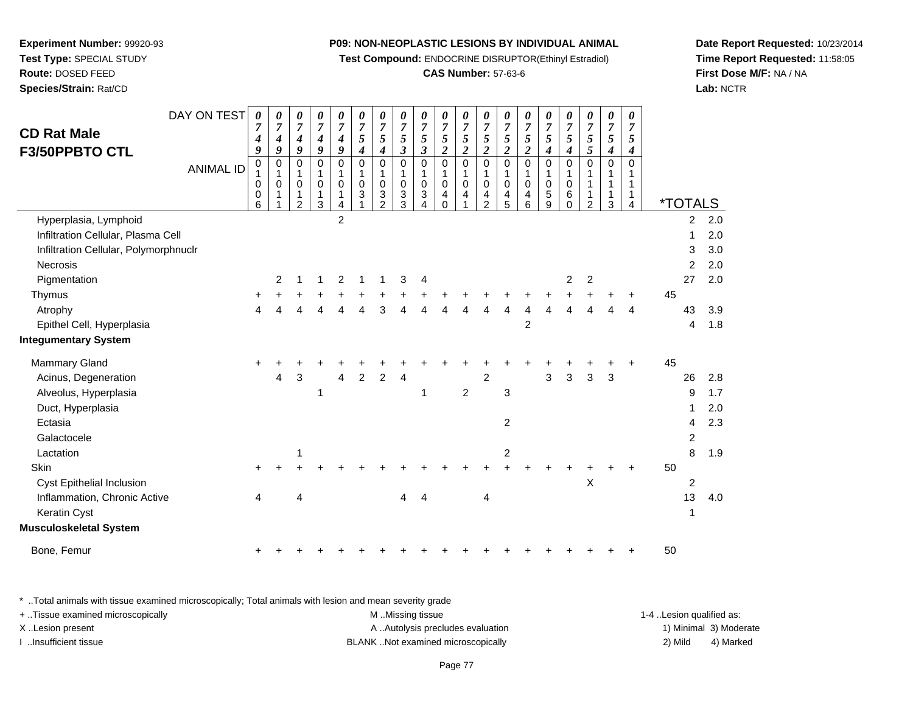**Experiment Number:** 99920-93
**Test Type:** SPECIAL STUDY
**Route:** DOSED FEED
**Species/Strain:** Rat/CD

**P09: NON-NEOPLASTIC LESIONS BY INDIVIDUAL ANIMAL**
**Test Compound:** ENDOCRINE DISRUPTOR(Ethinyl Estradiol)
**CAS Number:** 57-63-6

**Date Report Requested:** 10/23/2014
**Time Report Requested:** 11:58:05
**First Dose M/F:** NA / NA
**Lab:** NCTR

## CD Rat Male F3/50PPBTO CTL

| DAY ON TEST | 0749 | 0749 | 0749 | 0749 | 0749 | 0754 | 0754 | 0753 | 0753 | 0752 | 0752 | 0752 | 0752 | 0752 | 0754 | 0754 | 0755 | 0754 | 0754 | | |
|---|---|---|---|---|---|---|---|---|---|---|---|---|---|---|---|---|---|---|---|---|---|
| **ANIMAL ID** | 01006 | 01011 | 01012 | 01013 | 01014 | 01031 | 01032 | 01033 | 01034 | 01040 | 01041 | 01042 | 01045 | 01046 | 01059 | 01060 | 01112 | 01113 | 01114 | ***TOTALS** | |
| Hyperplasia, Lymphoid | | | | | 2 | | | | | | | | | | | | | | | 2 | 2.0 |
| Infiltration Cellular, Plasma Cell | | | | | | | | | | | | | | | | | | | | 1 | 2.0 |
| Infiltration Cellular, Polymorphnuclr | | | | | | | | | | | | | | | | | | | | 3 | 3.0 |
| Necrosis | | | | | | | | | | | | | | | | | | | | 2 | 2.0 |
| Pigmentation | | 2 | 1 | 1 | 2 | 1 | 1 | 3 | 4 | | | | | | | 2 | 2 | | | 27 | 2.0 |
| Thymus | + | + | + | + | + | + | + | + | + | + | + | + | + | + | + | + | + | + | + | 45 | |
| Atrophy | 4 | 4 | 4 | 4 | 4 | 4 | 3 | 4 | 4 | 4 | 4 | 4 | 4 | 4 | 4 | 4 | 4 | 4 | 4 | 43 | 3.9 |
| Epithel Cell, Hyperplasia | | | | | | | | | | | | | | 2 | | | | | | 4 | 1.8 |
| **Integumentary System** | | | | | | | | | | | | | | | | | | | | | |
| Mammary Gland | + | + | + | + | + | + | + | + | + | + | + | + | + | + | + | + | + | + | + | 45 | |
| Acinus, Degeneration | | 4 | 3 | | 4 | 2 | 2 | 4 | | | | 2 | | | 3 | 3 | 3 | 3 | | 26 | 2.8 |
| Alveolus, Hyperplasia | | | | 1 | | | | | 1 | | 2 | | 3 | | | | | | | 9 | 1.7 |
| Duct, Hyperplasia | | | | | | | | | | | | | | | | | | | | 1 | 2.0 |
| Ectasia | | | | | | | | | | | | | 2 | | | | | | | 4 | 2.3 |
| Galactocele | | | | | | | | | | | | | | | | | | | | 2 | |
| Lactation | | | 1 | | | | | | | | | | 2 | | | | | | | 8 | 1.9 |
| Skin | + | + | + | + | + | + | + | + | + | + | + | + | + | + | + | + | + | + | + | 50 | |
| Cyst Epithelial Inclusion | | | | | | | | | | | | | | | | | X | | | 2 | |
| Inflammation, Chronic Active | 4 | | 4 | | | | | 4 | 4 | | | 4 | | | | | | | | 13 | 4.0 |
| Keratin Cyst | | | | | | | | | | | | | | | | | | | | 1 | |
| **Musculoskeletal System** | | | | | | | | | | | | | | | | | | | | | |
| Bone, Femur | + | + | + | + | + | + | + | + | + | + | + | + | + | + | + | + | + | + | + | 50 | |

\* ..Total animals with tissue examined microscopically; Total animals with lesion and mean severity grade
+ ..Tissue examined microscopically
X ..Lesion present
I ..Insufficient tissue

M ..Missing tissue
A ..Autolysis precludes evaluation
BLANK ..Not examined microscopically

1-4 ..Lesion qualified as:
1) Minimal 3) Moderate
2) Mild 4) Marked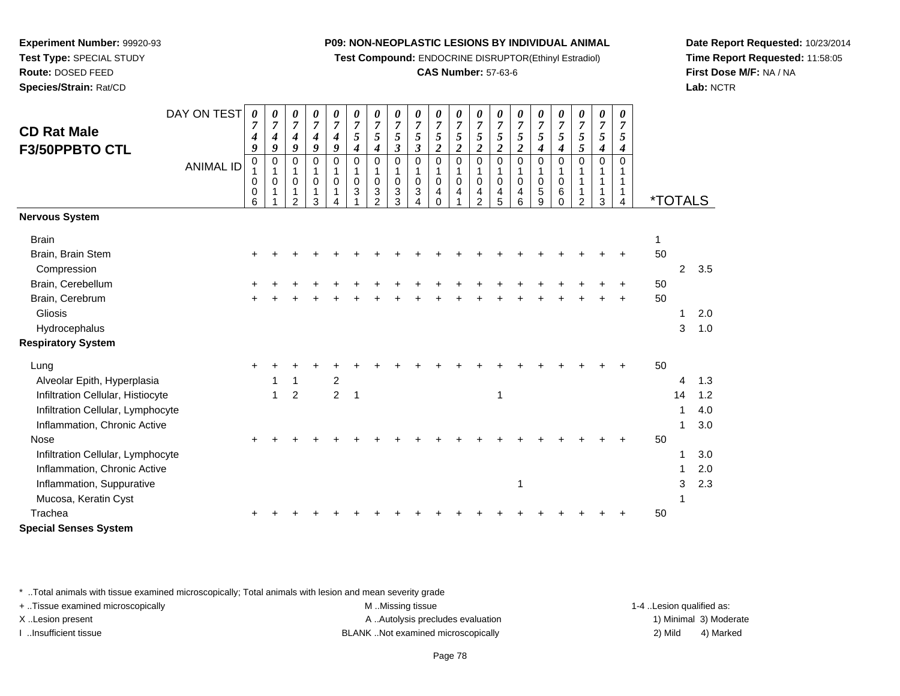**Experiment Number:** 99920-93
**Test Type:** SPECIAL STUDY
**Route:** DOSED FEED
**Species/Strain:** Rat/CD

**P09: NON-NEOPLASTIC LESIONS BY INDIVIDUAL ANIMAL**
**Test Compound:** ENDOCRINE DISRUPTOR(Ethinyl Estradiol)
**CAS Number:** 57-63-6

**Date Report Requested:** 10/23/2014
**Time Report Requested:** 11:58:05
**First Dose M/F:** NA / NA
**Lab:** NCTR

## CD Rat Male F3/50PPBTO CTL

| DAY ON TEST | 0749 | 0749 | 0749 | 0749 | 0749 | 0754 | 0754 | 0753 | 0753 | 0752 | 0752 | 0752 | 0752 | 0752 | 0754 | 0754 | 0755 | 0754 | 0754 | | | |
|---|---|---|---|---|---|---|---|---|---|---|---|---|---|---|---|---|---|---|---|---|---|---|
| ANIMAL ID | 01006 | 01011 | 01012 | 01013 | 01014 | 01031 | 01032 | 01033 | 01034 | 01040 | 01041 | 01042 | 01045 | 01046 | 01059 | 01060 | 01112 | 01113 | 01114 | *TOTALS | | |
| **Nervous System** | | | | | | | | | | | | | | | | | | | | | | |
| Brain | | | | | | | | | | | | | | | | | | | | 1 | | |
| Brain, Brain Stem | + | + | + | + | + | + | + | + | + | + | + | + | + | + | + | + | + | + | + | 50 | | |
| Compression | | | | | | | | | | | | | | | | | | | | | 2 | 3.5 |
| Brain, Cerebellum | + | + | + | + | + | + | + | + | + | + | + | + | + | + | + | + | + | + | + | 50 | | |
| Brain, Cerebrum | + | + | + | + | + | + | + | + | + | + | + | + | + | + | + | + | + | + | + | 50 | | |
| Gliosis | | | | | | | | | | | | | | | | | | | | | 1 | 2.0 |
| Hydrocephalus | | | | | | | | | | | | | | | | | | | | | 3 | 1.0 |
| **Respiratory System** | | | | | | | | | | | | | | | | | | | | | | |
| Lung | + | + | + | + | + | + | + | + | + | + | + | + | + | + | + | + | + | + | + | 50 | | |
| Alveolar Epith, Hyperplasia | | 1 | 1 | | 2 | | | | | | | | | | | | | | | | 4 | 1.3 |
| Infiltration Cellular, Histiocyte | | 1 | 2 | | 2 | 1 | | | | | | | 1 | | | | | | | | 14 | 1.2 |
| Infiltration Cellular, Lymphocyte | | | | | | | | | | | | | | | | | | | | | 1 | 4.0 |
| Inflammation, Chronic Active | | | | | | | | | | | | | | | | | | | | | 1 | 3.0 |
| Nose | + | + | + | + | + | + | + | + | + | + | + | + | + | + | + | + | + | + | + | 50 | | |
| Infiltration Cellular, Lymphocyte | | | | | | | | | | | | | | | | | | | | | 1 | 3.0 |
| Inflammation, Chronic Active | | | | | | | | | | | | | | | | | | | | | 1 | 2.0 |
| Inflammation, Suppurative | | | | | | | | | | | | | | 1 | | | | | | | 3 | 2.3 |
| Mucosa, Keratin Cyst | | | | | | | | | | | | | | | | | | | | | 1 | |
| Trachea | + | + | + | + | + | + | + | + | + | + | + | + | + | + | + | + | + | + | + | 50 | | |
| **Special Senses System** | | | | | | | | | | | | | | | | | | | | | | |

\* ..Total animals with tissue examined microscopically; Total animals with lesion and mean severity grade
\+ ..Tissue examined microscopically
X ..Lesion present
I ..Insufficient tissue
M ..Missing tissue
A ..Autolysis precludes evaluation
BLANK ..Not examined microscopically
1-4 ..Lesion qualified as:
1) Minimal
2) Mild
3) Moderate
4) Marked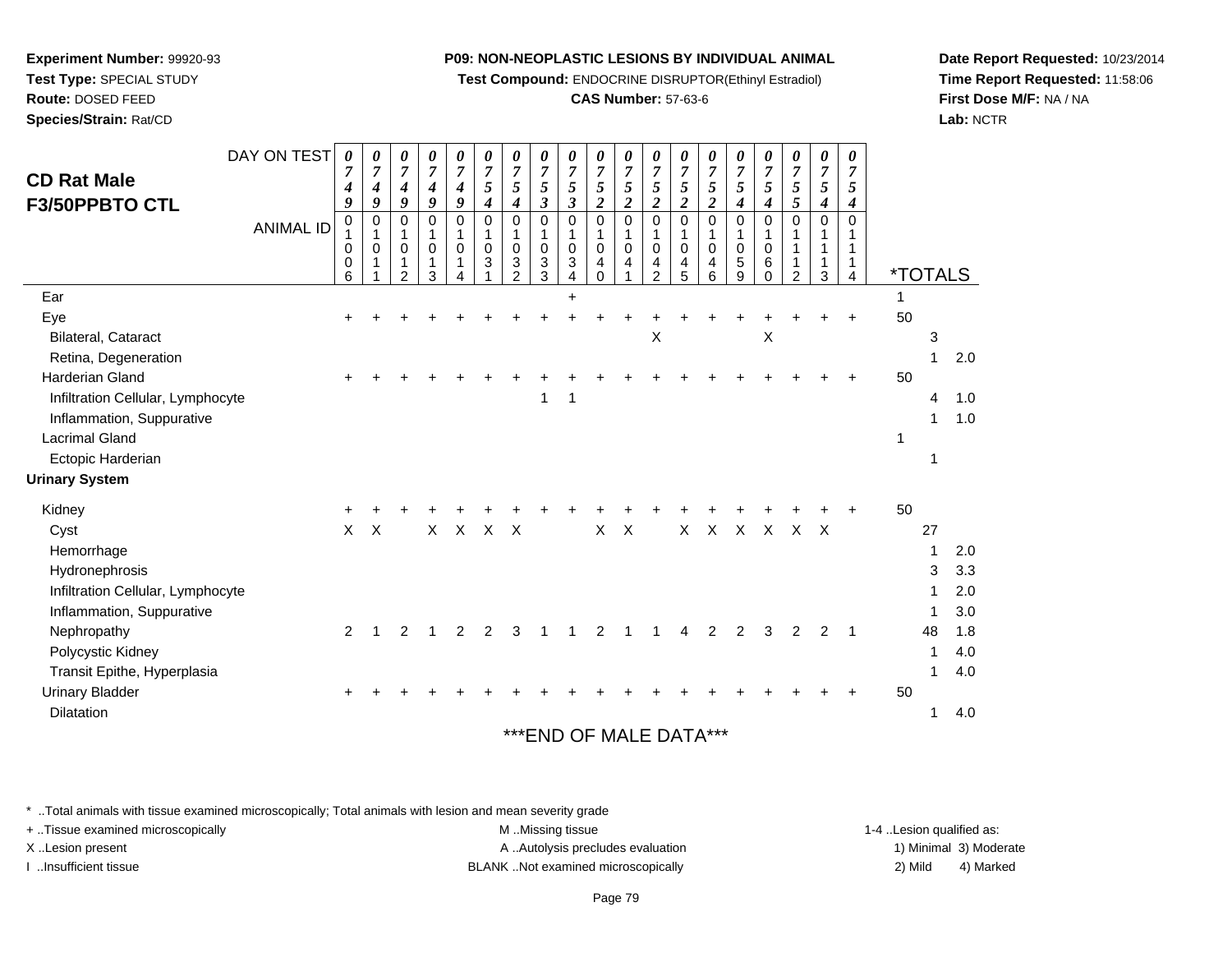**Experiment Number:** 99920-93
**Test Type:** SPECIAL STUDY
**Route:** DOSED FEED
**Species/Strain:** Rat/CD

**P09: NON-NEOPLASTIC LESIONS BY INDIVIDUAL ANIMAL**
**Test Compound:** ENDOCRINE DISRUPTOR(Ethinyl Estradiol)
**CAS Number:** 57-63-6

**Date Report Requested:** 10/23/2014
**Time Report Requested:** 11:58:06
**First Dose M/F:** NA / NA
**Lab:** NCTR

## CD Rat Male F3/50PPBTO CTL

| DAY ON TEST | 0749 | 0749 | 0749 | 0749 | 0749 | 0754 | 0754 | 0753 | 0753 | 0752 | 0752 | 0752 | 0752 | 0752 | 0754 | 0754 | 0755 | 0754 | 0754 | | |
|---|---|---|---|---|---|---|---|---|---|---|---|---|---|---|---|---|---|---|---|---|---|
| **ANIMAL ID** | 01006 | 01011 | 01012 | 01013 | 01014 | 01031 | 01032 | 01033 | 01034 | 01040 | 01041 | 01042 | 01045 | 01046 | 01059 | 01060 | 01112 | 01113 | 01114 | ***TOTALS** | |
| Ear | | | | | | | | | + | | | | | | | | | | | 1 | |
| Eye | + | + | + | + | + | + | + | + | + | + | + | + | + | + | + | + | + | + | + | 50 | |
| Bilateral, Cataract | | | | | | | | | | | | X | | | | X | | | | 3 | |
| Retina, Degeneration | | | | | | | | | | | | | | | | | | | | 1 | 2.0 |
| Harderian Gland | + | + | + | + | + | + | + | + | + | + | + | + | + | + | + | + | + | + | + | 50 | |
| Infiltration Cellular, Lymphocyte | | | | | | | | 1 | 1 | | | | | | | | | | | 4 | 1.0 |
| Inflammation, Suppurative | | | | | | | | | | | | | | | | | | | | 1 | 1.0 |
| Lacrimal Gland | | | | | | | | | | | | | | | | | | | | 1 | |
| Ectopic Harderian | | | | | | | | | | | | | | | | | | | | 1 | |
| **Urinary System** | | | | | | | | | | | | | | | | | | | | | |
| Kidney | + | + | + | + | + | + | + | + | + | + | + | + | + | + | + | + | + | + | + | 50 | |
| Cyst | X | X | | X | X | X | X | | | X | X | | X | X | X | X | X | X | | 27 | |
| Hemorrhage | | | | | | | | | | | | | | | | | | | | 1 | 2.0 |
| Hydronephrosis | | | | | | | | | | | | | | | | | | | | 3 | 3.3 |
| Infiltration Cellular, Lymphocyte | | | | | | | | | | | | | | | | | | | | 1 | 2.0 |
| Inflammation, Suppurative | | | | | | | | | | | | | | | | | | | | 1 | 3.0 |
| Nephropathy | 2 | 1 | 2 | 1 | 2 | 2 | 3 | 1 | 1 | 2 | 1 | 1 | 4 | 2 | 2 | 3 | 2 | 2 | 1 | 48 | 1.8 |
| Polycystic Kidney | | | | | | | | | | | | | | | | | | | | 1 | 4.0 |
| Transit Epithe, Hyperplasia | | | | | | | | | | | | | | | | | | | | 1 | 4.0 |
| Urinary Bladder | + | + | + | + | + | + | + | + | + | + | + | + | + | + | + | + | + | + | + | 50 | |
| Dilatation | | | | | | | | | | | | | | | | | | | | 1 | 4.0 |

***END OF MALE DATA***

\* ..Total animals with tissue examined microscopically; Total animals with lesion and mean severity grade
+ ..Tissue examined microscopically
X ..Lesion present
I ..Insufficient tissue
M ..Missing tissue
A ..Autolysis precludes evaluation
BLANK ..Not examined microscopically
1-4 ..Lesion qualified as: 1) Minimal 2) Mild 3) Moderate 4) Marked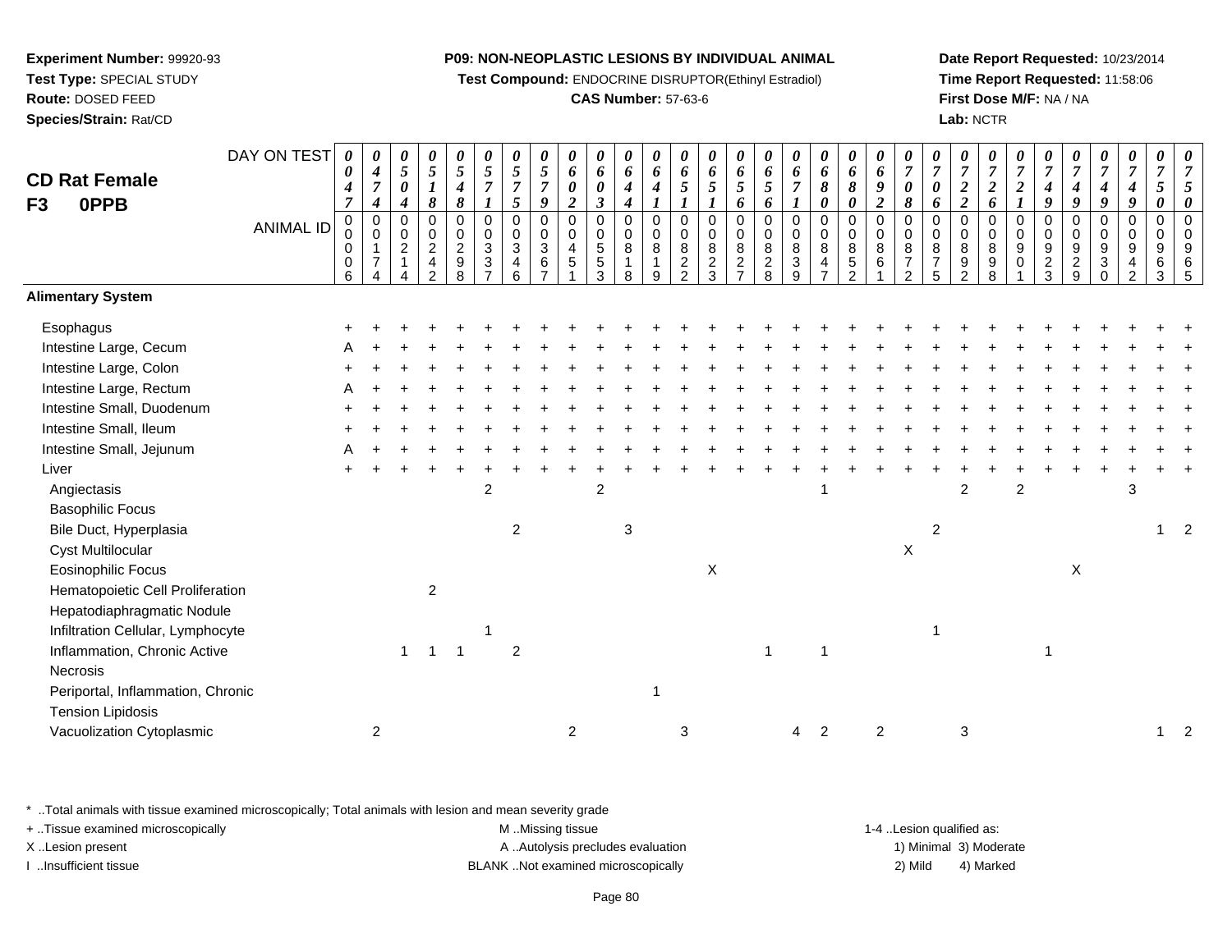**Experiment Number:** 99920-93
**Test Type:** SPECIAL STUDY
**Route:** DOSED FEED
**Species/Strain:** Rat/CD

**P09: NON-NEOPLASTIC LESIONS BY INDIVIDUAL ANIMAL**
**Test Compound:** ENDOCRINE DISRUPTOR(Ethinyl Estradiol)
**CAS Number:** 57-63-6

**Date Report Requested:** 10/23/2014
**Time Report Requested:** 11:58:06
**First Dose M/F:** NA / NA
**Lab:** NCTR

## CD Rat Female F3 0PPB

| DAY ON TEST | 0047 | 0474 | 0504 | 0518 | 0548 | 0571 | 0575 | 0579 | 0602 | 0603 | 0644 | 0641 | 0651 | 0651 | 0656 | 0656 | 0671 | 0680 | 0680 | 0692 | 0708 | 0706 | 0722 | 0726 | 0721 | 0749 | 0749 | 0749 | 0749 | 0750 | 0750 |
|---|---|---|---|---|---|---|---|---|---|---|---|---|---|---|---|---|---|---|---|---|---|---|---|---|---|---|---|---|---|---|---|
| **ANIMAL ID** | 00006 | 00174 | 00214 | 00242 | 00298 | 00337 | 00346 | 00367 | 00451 | 00553 | 00818 | 00819 | 00822 | 00823 | 00827 | 00828 | 00839 | 00847 | 00852 | 00861 | 00872 | 00875 | 00892 | 00898 | 00901 | 00923 | 00929 | 00930 | 00942 | 00963 | 00965 |
| **Alimentary System** | | | | | | | | | | | | | | | | | | | | | | | | | | | | | | | |
| Esophagus | + | + | + | + | + | + | + | + | + | + | + | + | + | + | + | + | + | + | + | + | + | + | + | + | + | + | + | + | + | + | + |
| Intestine Large, Cecum | A | + | + | + | + | + | + | + | + | + | + | + | + | + | + | + | + | + | + | + | + | + | + | + | + | + | + | + | + | + | + |
| Intestine Large, Colon | + | + | + | + | + | + | + | + | + | + | + | + | + | + | + | + | + | + | + | + | + | + | + | + | + | + | + | + | + | + | + |
| Intestine Large, Rectum | A | + | + | + | + | + | + | + | + | + | + | + | + | + | + | + | + | + | + | + | + | + | + | + | + | + | + | + | + | + | + |
| Intestine Small, Duodenum | + | + | + | + | + | + | + | + | + | + | + | + | + | + | + | + | + | + | + | + | + | + | + | + | + | + | + | + | + | + | + |
| Intestine Small, Ileum | + | + | + | + | + | + | + | + | + | + | + | + | + | + | + | + | + | + | + | + | + | + | + | + | + | + | + | + | + | + | + |
| Intestine Small, Jejunum | A | + | + | + | + | + | + | + | + | + | + | + | + | + | + | + | + | + | + | + | + | + | + | + | + | + | + | + | + | + | + |
| Liver | + | + | + | + | + | + | + | + | + | + | + | + | + | + | + | + | + | + | + | + | + | + | + | + | + | + | + | + | + | + | + |
| Angiectasis | | | | | | 2 | | | | 2 | | | | | | | | 1 | | | | | 2 | | 2 | | | | 3 | | |
| Basophilic Focus | | | | | | | | | | | | | | | | | | | | | | | | | | | | | | | |
| Bile Duct, Hyperplasia | | | | | | | 2 | | | | 3 | | | | | | | | | | | 2 | | | | | | | | 1 | 2 |
| Cyst Multilocular | | | | | | | | | | | | | | | | | | | | | X | | | | | | | | | | |
| Eosinophilic Focus | | | | | | | | | | | | | | X | | | | | | | | | | | | | X | | | | |
| Hematopoietic Cell Proliferation | | | | 2 | | | | | | | | | | | | | | | | | | | | | | | | | | | |
| Hepatodiaphragmatic Nodule | | | | | | | | | | | | | | | | | | | | | | | | | | | | | | | |
| Infiltration Cellular, Lymphocyte | | | | | | 1 | | | | | | | | | | | | | | | | 1 | | | | | | | | | |
| Inflammation, Chronic Active | | | 1 | 1 | 1 | | 2 | | | | | | | | | 1 | | 1 | | | | | | | | 1 | | | | | |
| Necrosis | | | | | | | | | | | | | | | | | | | | | | | | | | | | | | | |
| Periportal, Inflammation, Chronic | | | | | | | | | | | | 1 | | | | | | | | | | | | | | | | | | | |
| Tension Lipidosis | | | | | | | | | | | | | | | | | | | | | | | | | | | | | | | |
| Vacuolization Cytoplasmic | | 2 | | | | | | | 2 | | | | 3 | | | | 4 | 2 | | 2 | | | 3 | | | | | | | 1 | 2 |

\* ..Total animals with tissue examined microscopically; Total animals with lesion and mean severity grade
+ ..Tissue examined microscopically
X ..Lesion present
I ..Insufficient tissue

M ..Missing tissue
A ..Autolysis precludes evaluation
BLANK ..Not examined microscopically

1-4 ..Lesion qualified as:
1) Minimal 3) Moderate
2) Mild 4) Marked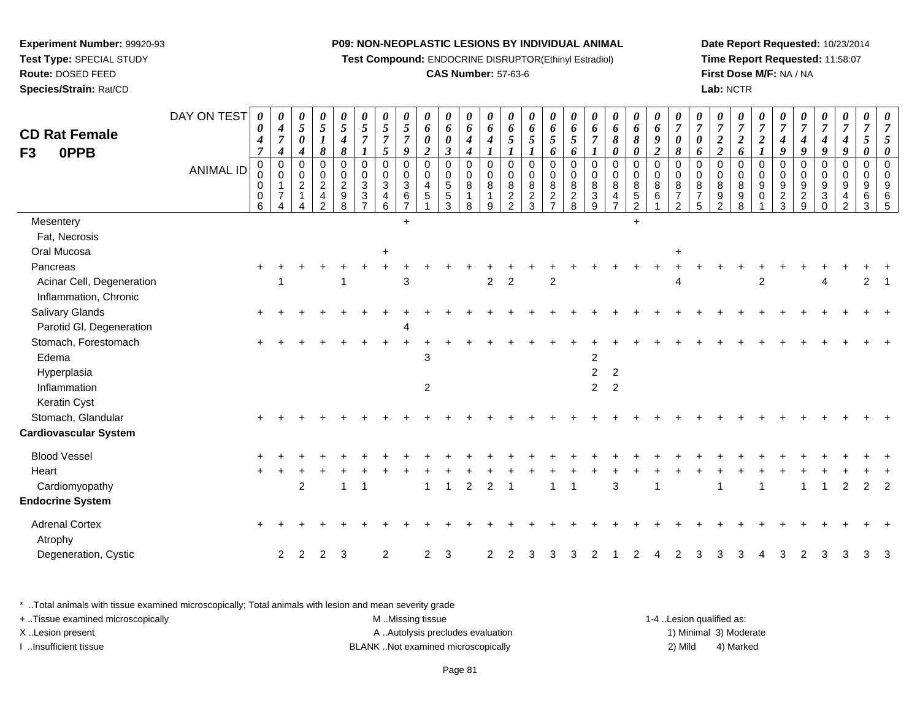**Experiment Number:** 99920-93
**Test Type:** SPECIAL STUDY
**Route:** DOSED FEED
**Species/Strain:** Rat/CD

**P09: NON-NEOPLASTIC LESIONS BY INDIVIDUAL ANIMAL**
**Test Compound:** ENDOCRINE DISRUPTOR(Ethinyl Estradiol)
**CAS Number:** 57-63-6

**Date Report Requested:** 10/23/2014
**Time Report Requested:** 11:58:07
**First Dose M/F:** NA / NA
**Lab:** NCTR

# CD Rat Female
## F3 0PPB

| DAY ON TEST | 0047 | 0474 | 0504 | 0518 | 0548 | 0571 | 0575 | 0579 | 0602 | 0603 | 0644 | 0641 | 0651 | 0651 | 0656 | 0656 | 0671 | 0680 | 0680 | 0692 | 0708 | 0706 | 0722 | 0726 | 0721 | 0749 | 0749 | 0749 | 0749 | 0750 | 0750 |
|---|---|---|---|---|---|---|---|---|---|---|---|---|---|---|---|---|---|---|---|---|---|---|---|---|---|---|---|---|---|---|---|
| **ANIMAL ID** | 00006 | 00174 | 00214 | 00242 | 00298 | 00337 | 00346 | 00367 | 00451 | 00553 | 00818 | 00819 | 00822 | 00823 | 00827 | 00828 | 00839 | 00847 | 00852 | 00861 | 00872 | 00875 | 00892 | 00898 | 00901 | 00923 | 00929 | 00930 | 00942 | 00963 | 00965 |
| Mesentery | | | | | | | | + | | | | | | | | | | | + | | | | | | | | | | | | |
| Fat, Necrosis | | | | | | | | | | | | | | | | | | | | | | | | | | | | | | | |
| Oral Mucosa | | | | | | | + | | | | | | | | | | | | | | + | | | | | | | | | | |
| Pancreas | + | + | + | + | + | + | + | + | + | + | + | + | + | + | + | + | + | + | + | + | + | + | + | + | + | + | + | + | + | + | + |
| Acinar Cell, Degeneration | | 1 | | | 1 | | | 3 | | | | 2 | 2 | | 2 | | | | | | 4 | | | | 2 | | | 4 | | 2 | 1 |
| Inflammation, Chronic | | | | | | | | | | | | | | | | | | | | | | | | | | | | | | | |
| Salivary Glands | + | + | + | + | + | + | + | + | + | + | + | + | + | + | + | + | + | + | + | + | + | + | + | + | + | + | + | + | + | + | + |
| Parotid Gl, Degeneration | | | | | | | | 4 | | | | | | | | | | | | | | | | | | | | | | | |
| Stomach, Forestomach | + | + | + | + | + | + | + | + | + | + | + | + | + | + | + | + | + | + | + | + | + | + | + | + | + | + | + | + | + | + | + |
| Edema | | | | | | | | | 3 | | | | | | | | 2 | | | | | | | | | | | | | | |
| Hyperplasia | | | | | | | | | | | | | | | | | 2 | 2 | | | | | | | | | | | | | |
| Inflammation | | | | | | | | | 2 | | | | | | | | 2 | 2 | | | | | | | | | | | | | |
| Keratin Cyst | | | | | | | | | | | | | | | | | | | | | | | | | | | | | | | |
| Stomach, Glandular | + | + | + | + | + | + | + | + | + | + | + | + | + | + | + | + | + | + | + | + | + | + | + | + | + | + | + | + | + | + | + |
| **Cardiovascular System** | | | | | | | | | | | | | | | | | | | | | | | | | | | | | | | |
| Blood Vessel | + | + | + | + | + | + | + | + | + | + | + | + | + | + | + | + | + | + | + | + | + | + | + | + | + | + | + | + | + | + | + |
| Heart | + | + | + | + | + | + | + | + | + | + | + | + | + | + | + | + | + | + | + | + | + | + | + | + | + | + | + | + | + | + | + |
| Cardiomyopathy | | | 2 | | 1 | 1 | | | 1 | 1 | 2 | 2 | 1 | | 1 | 1 | | 3 | | 1 | | | 1 | | 1 | | 1 | 1 | 2 | 2 | 2 |
| **Endocrine System** | | | | | | | | | | | | | | | | | | | | | | | | | | | | | | | |
| Adrenal Cortex | + | + | + | + | + | + | + | + | + | + | + | + | + | + | + | + | + | + | + | + | + | + | + | + | + | + | + | + | + | + | + |
| Atrophy | | | | | | | | | | | | | | | | | | | | | | | | | | | | | | | |
| Degeneration, Cystic | | 2 | 2 | 2 | 3 | | 2 | | 2 | 3 | | 2 | 2 | 3 | 3 | 3 | 2 | 1 | 2 | 4 | 2 | 3 | 3 | 3 | 4 | 3 | 2 | 3 | 3 | 3 | 3 |

\* ..Total animals with tissue examined microscopically; Total animals with lesion and mean severity grade
+ ..Tissue examined microscopically
X ..Lesion present
I ..Insufficient tissue

M ..Missing tissue
A ..Autolysis precludes evaluation
BLANK ..Not examined microscopically

1-4 ..Lesion qualified as:
1) Minimal 3) Moderate
2) Mild 4) Marked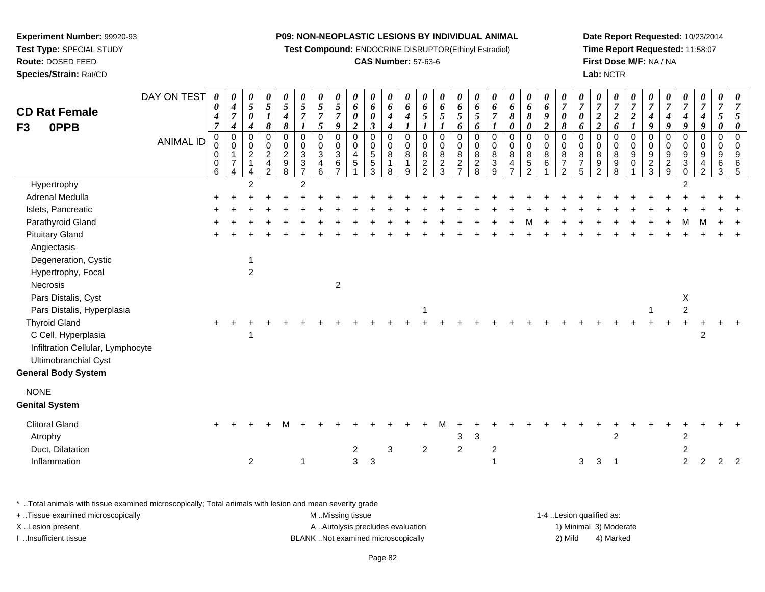**Experiment Number:** 99920-93
**Test Type:** SPECIAL STUDY
**Route:** DOSED FEED
**Species/Strain:** Rat/CD

**P09: NON-NEOPLASTIC LESIONS BY INDIVIDUAL ANIMAL**
**Test Compound:** ENDOCRINE DISRUPTOR(Ethinyl Estradiol)
**CAS Number:** 57-63-6

**Date Report Requested:** 10/23/2014
**Time Report Requested:** 11:58:07
**First Dose M/F:** NA / NA
**Lab:** NCTR

## CD Rat Female F3 0PPB

| DAY ON TEST | 0047 | 0474 | 0504 | 0518 | 0548 | 0571 | 0575 | 0579 | 0602 | 0603 | 0644 | 0641 | 0651 | 0651 | 0656 | 0656 | 0671 | 0680 | 0680 | 0692 | 0708 | 0706 | 0722 | 0726 | 0721 | 0749 | 0749 | 0749 | 0749 | 0750 | 0750 |
|---|---|---|---|---|---|---|---|---|---|---|---|---|---|---|---|---|---|---|---|---|---|---|---|---|---|---|---|---|---|---|---|
| ANIMAL ID | 00006 | 00174 | 00214 | 00242 | 00298 | 00337 | 00346 | 00367 | 00451 | 00553 | 00818 | 00819 | 00822 | 00823 | 00827 | 00828 | 00839 | 00847 | 00852 | 00861 | 00872 | 00875 | 00892 | 00898 | 00901 | 00923 | 00929 | 00930 | 00942 | 00963 | 00965 |
| Hypertrophy | | | 2 | | | 2 | | | | | | | | | | | | | | | | | | | | | | 2 | | | |
| Adrenal Medulla | + | + | + | + | + | + | + | + | + | + | + | + | + | + | + | + | + | + | + | + | + | + | + | + | + | + | + | + | + | + | + |
| Islets, Pancreatic | + | + | + | + | + | + | + | + | + | + | + | + | + | + | + | + | + | + | + | + | + | + | + | + | + | + | + | + | + | + | + |
| Parathyroid Gland | + | + | + | + | + | + | + | + | + | + | + | + | + | + | + | + | + | + | M | + | + | + | + | + | + | + | + | M | M | + | + |
| Pituitary Gland | + | + | + | + | + | + | + | + | + | + | + | + | + | + | + | + | + | + | + | + | + | + | + | + | + | + | + | + | + | + | + |
| Angiectasis | | | | | | | | | | | | | | | | | | | | | | | | | | | | | | | |
| Degeneration, Cystic | | | 1 | | | | | | | | | | | | | | | | | | | | | | | | | | | | |
| Hypertrophy, Focal | | | 2 | | | | | | | | | | | | | | | | | | | | | | | | | | | | |
| Necrosis | | | | | | | | 2 | | | | | | | | | | | | | | | | | | | | | | | |
| Pars Distalis, Cyst | | | | | | | | | | | | | | | | | | | | | | | | | | | | X | | | |
| Pars Distalis, Hyperplasia | | | | | | | | | | | | | 1 | | | | | | | | | | | | | 1 | | 2 | | | |
| Thyroid Gland | + | + | + | + | + | + | + | + | + | + | + | + | + | + | + | + | + | + | + | + | + | + | + | + | + | + | + | + | + | + | + |
| C Cell, Hyperplasia | | | 1 | | | | | | | | | | | | | | | | | | | | | | | | | | 2 | | |
| Infiltration Cellular, Lymphocyte | | | | | | | | | | | | | | | | | | | | | | | | | | | | | | | |
| Ultimobranchial Cyst | | | | | | | | | | | | | | | | | | | | | | | | | | | | | | | |
| **General Body System** | | | | | | | | | | | | | | | | | | | | | | | | | | | | | | | |
| NONE | | | | | | | | | | | | | | | | | | | | | | | | | | | | | | | |
| **Genital System** | | | | | | | | | | | | | | | | | | | | | | | | | | | | | | | |
| Clitoral Gland | + | + | + | + | M | + | + | + | + | + | + | + | + | M | + | + | + | + | + | + | + | + | + | + | + | + | + | + | + | + | + |
| Atrophy | | | | | | | | | | | | | | | 3 | 3 | | | | | | | | 2 | | | | 2 | | | |
| Duct, Dilatation | | | | | | | | | 2 | | 3 | | 2 | | 2 | | 2 | | | | | | | | | | | 2 | | | |
| Inflammation | | | 2 | | | 1 | | | 3 | 3 | | | | | | | 1 | | | | | 3 | 3 | 1 | | | | 2 | 2 | 2 | 2 |

\* ..Total animals with tissue examined microscopically; Total animals with lesion and mean severity grade
+ ..Tissue examined microscopically
X ..Lesion present
I ..Insufficient tissue
M ..Missing tissue
A ..Autolysis precludes evaluation
BLANK ..Not examined microscopically
1-4 ..Lesion qualified as: 1) Minimal 2) Mild 3) Moderate 4) Marked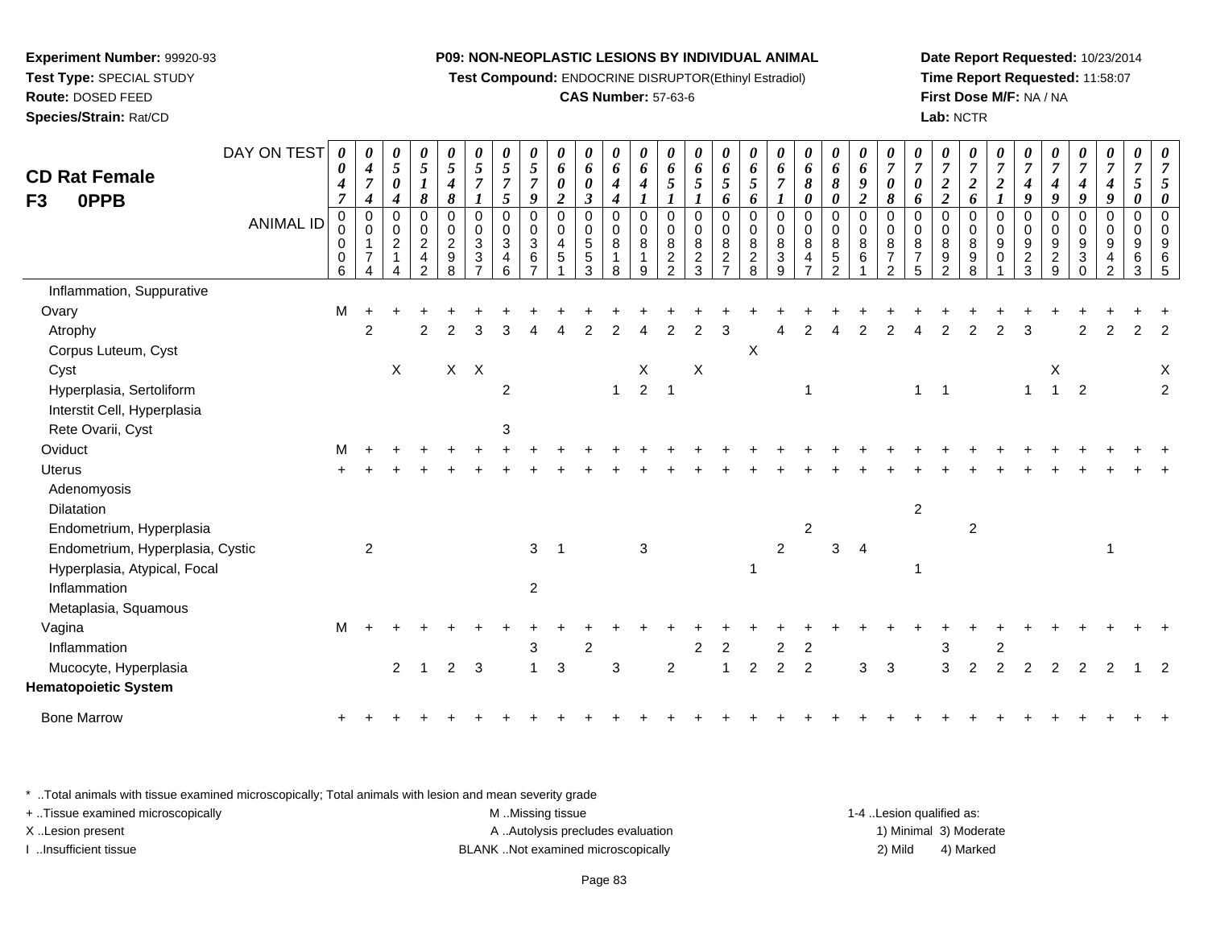**Experiment Number:** 99920-93
**Test Type:** SPECIAL STUDY
**Route:** DOSED FEED
**Species/Strain:** Rat/CD

**P09: NON-NEOPLASTIC LESIONS BY INDIVIDUAL ANIMAL**
**Test Compound:** ENDOCRINE DISRUPTOR(Ethinyl Estradiol)
**CAS Number:** 57-63-6

**Date Report Requested:** 10/23/2014
**Time Report Requested:** 11:58:07
**First Dose M/F:** NA / NA
**Lab:** NCTR

## CD Rat Female F3 0PPB

| DAY ON TEST | 0047 | 0474 | 0504 | 0518 | 0548 | 0571 | 0575 | 0579 | 0602 | 0603 | 0644 | 0641 | 0651 | 0651 | 0656 | 0656 | 0671 | 0680 | 0680 | 0692 | 0708 | 0706 | 0722 | 0726 | 0721 | 0749 | 0749 | 0749 | 0749 | 0750 | 0750 |
|---|---|---|---|---|---|---|---|---|---|---|---|---|---|---|---|---|---|---|---|---|---|---|---|---|---|---|---|---|---|---|---|
| **ANIMAL ID** | 00006 | 00174 | 00214 | 00242 | 00298 | 00337 | 00346 | 00367 | 00451 | 00553 | 00818 | 00819 | 00822 | 00823 | 00827 | 00828 | 00839 | 00847 | 00852 | 00861 | 00872 | 00875 | 00892 | 00898 | 00901 | 00923 | 00929 | 00930 | 00942 | 00963 | 00965 |
| Inflammation, Suppurative | | | | | | | | | | | | | | | | | | | | | | | | | | | | | | | |
| Ovary | M | + | + | + | + | + | + | + | + | + | + | + | + | + | + | + | + | + | + | + | + | + | + | + | + | + | + | + | + | + | + |
| Atrophy | | 2 | | 2 | 2 | 3 | 3 | 4 | 4 | 2 | 2 | 4 | 2 | 2 | 3 | | 4 | 2 | 4 | 2 | 2 | 4 | 2 | 2 | 2 | 3 | | 2 | 2 | 2 | 2 |
| Corpus Luteum, Cyst | | | | | | | | | | | | | | | | X | | | | | | | | | | | | | | | |
| Cyst | | | X | | X | X | | | | | | X | | X | | | | | | | | | | | | | X | | | | X |
| Hyperplasia, Sertoliform | | | | | | | 2 | | | | 1 | 2 | 1 | | | | | 1 | | | | 1 | 1 | | | 1 | 1 | 2 | | | 2 |
| Interstit Cell, Hyperplasia | | | | | | | | | | | | | | | | | | | | | | | | | | | | | | | |
| Rete Ovarii, Cyst | | | | | | | 3 | | | | | | | | | | | | | | | | | | | | | | | | |
| Oviduct | M | + | + | + | + | + | + | + | + | + | + | + | + | + | + | + | + | + | + | + | + | + | + | + | + | + | + | + | + | + | + |
| Uterus | + | + | + | + | + | + | + | + | + | + | + | + | + | + | + | + | + | + | + | + | + | + | + | + | + | + | + | + | + | + | + |
| Adenomyosis | | | | | | | | | | | | | | | | | | | | | | | | | | | | | | | |
| Dilatation | | | | | | | | | | | | | | | | | | | | | | 2 | | | | | | | | | |
| Endometrium, Hyperplasia | | | | | | | | | | | | | | | | | | 2 | | | | | | 2 | | | | | | | |
| Endometrium, Hyperplasia, Cystic | | 2 | | | | | | 3 | 1 | | | 3 | | | | | 2 | | 3 | 4 | | | | | | | | | 1 | | |
| Hyperplasia, Atypical, Focal | | | | | | | | | | | | | | | | 1 | | | | | | 1 | | | | | | | | | |
| Inflammation | | | | | | | | 2 | | | | | | | | | | | | | | | | | | | | | | | |
| Metaplasia, Squamous | | | | | | | | | | | | | | | | | | | | | | | | | | | | | | | |
| Vagina | M | + | + | + | + | + | + | + | + | + | + | + | + | + | + | + | + | + | + | + | + | + | + | + | + | + | + | + | + | + | + |
| Inflammation | | | | | | | | 3 | | 2 | | | | 2 | 2 | | 2 | 2 | | | | | 3 | | 2 | | | | | | |
| Mucocyte, Hyperplasia | | | 2 | 1 | 2 | 3 | | 1 | 3 | | 3 | | 2 | | 1 | 2 | 2 | 2 | | 3 | 3 | | 3 | 2 | 2 | 2 | 2 | 2 | 2 | 1 | 2 |
| **Hematopoietic System** | | | | | | | | | | | | | | | | | | | | | | | | | | | | | | | |
| Bone Marrow | + | + | + | + | + | + | + | + | + | + | + | + | + | + | + | + | + | + | + | + | + | + | + | + | + | + | + | + | + | + | + |

\* ..Total animals with tissue examined microscopically; Total animals with lesion and mean severity grade
+ ..Tissue examined microscopically
X ..Lesion present
I ..Insufficient tissue

M ..Missing tissue
A ..Autolysis precludes evaluation
BLANK ..Not examined microscopically

1-4 ..Lesion qualified as:
1) Minimal 3) Moderate
2) Mild 4) Marked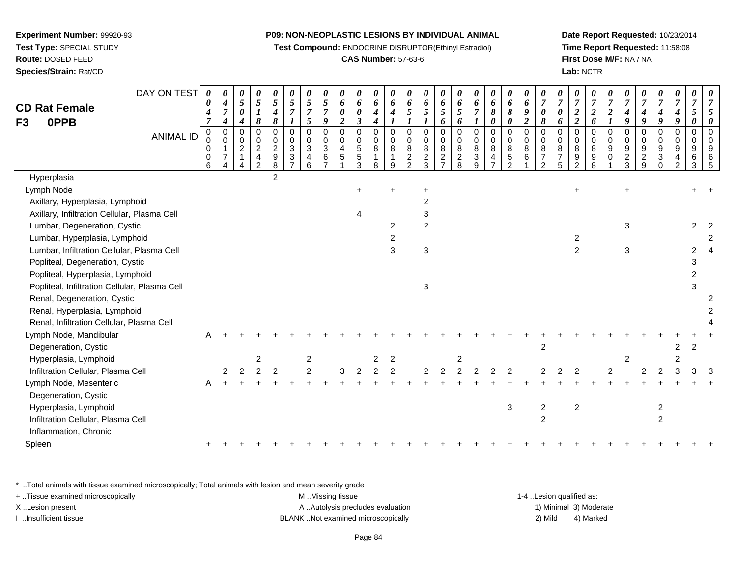**Experiment Number:** 99920-93
**Test Type:** SPECIAL STUDY
**Route:** DOSED FEED
**Species/Strain:** Rat/CD

**P09: NON-NEOPLASTIC LESIONS BY INDIVIDUAL ANIMAL**
**Test Compound:** ENDOCRINE DISRUPTOR(Ethinyl Estradiol)
**CAS Number:** 57-63-6

**Date Report Requested:** 10/23/2014
**Time Report Requested:** 11:58:08
**First Dose M/F:** NA / NA
**Lab:** NCTR

## CD Rat Female F3 0PPB

| DAY ON TEST | 0047 | 0474 | 0504 | 0518 | 0548 | 0571 | 0575 | 0579 | 0602 | 0603 | 0644 | 0641 | 0651 | 0651 | 0656 | 0656 | 0671 | 0680 | 0680 | 0692 | 0708 | 0706 | 0722 | 0726 | 0721 | 0749 | 0749 | 0749 | 0749 | 0750 | 0750 |
|---|---|---|---|---|---|---|---|---|---|---|---|---|---|---|---|---|---|---|---|---|---|---|---|---|---|---|---|---|---|---|---|
| **ANIMAL ID** | 00006 | 00174 | 00214 | 00242 | 00298 | 00337 | 00346 | 00367 | 00451 | 00553 | 00818 | 00819 | 00822 | 00823 | 00827 | 00828 | 00839 | 00847 | 00852 | 00861 | 00872 | 00875 | 00892 | 00898 | 00901 | 00923 | 00929 | 00930 | 00942 | 00963 | 00965 |
| Hyperplasia | | | | | 2 | | | | | | | | | | | | | | | | | | | | | | | | | | |
| Lymph Node | | | | | | | | | | + | | + | | + | | | | | | | | | + | | | + | | | | + | + |
| Axillary, Hyperplasia, Lymphoid | | | | | | | | | | | | | | 2 | | | | | | | | | | | | | | | | | |
| Axillary, Infiltration Cellular, Plasma Cell | | | | | | | | | | 4 | | | | 3 | | | | | | | | | | | | | | | | | |
| Lumbar, Degeneration, Cystic | | | | | | | | | | | | 2 | | 2 | | | | | | | | | | | | 3 | | | | 2 | 2 |
| Lumbar, Hyperplasia, Lymphoid | | | | | | | | | | | | 2 | | | | | | | | | | | 2 | | | | | | | | 2 |
| Lumbar, Infiltration Cellular, Plasma Cell | | | | | | | | | | | | 3 | | 3 | | | | | | | | | 2 | | | 3 | | | | 2 | 4 |
| Popliteal, Degeneration, Cystic | | | | | | | | | | | | | | | | | | | | | | | | | | | | | | 3 | |
| Popliteal, Hyperplasia, Lymphoid | | | | | | | | | | | | | | | | | | | | | | | | | | | | | | 2 | |
| Popliteal, Infiltration Cellular, Plasma Cell | | | | | | | | | | | | | | 3 | | | | | | | | | | | | | | | | 3 | |
| Renal, Degeneration, Cystic | | | | | | | | | | | | | | | | | | | | | | | | | | | | | | | 2 |
| Renal, Hyperplasia, Lymphoid | | | | | | | | | | | | | | | | | | | | | | | | | | | | | | | 2 |
| Renal, Infiltration Cellular, Plasma Cell | | | | | | | | | | | | | | | | | | | | | | | | | | | | | | | 4 |
| Lymph Node, Mandibular | A | + | + | + | + | + | + | + | + | + | + | + | + | + | + | + | + | + | + | + | + | + | + | + | + | + | + | + | + | + | + |
| Degeneration, Cystic | | | | | | | | | | | | | | | | | | | | | 2 | | | | | | | | 2 | 2 | |
| Hyperplasia, Lymphoid | | | | 2 | | | 2 | | | | 2 | 2 | | | | 2 | | | | | | | | | | 2 | | | 2 | | |
| Infiltration Cellular, Plasma Cell | | 2 | 2 | 2 | 2 | | 2 | | 3 | 2 | 2 | 2 | | 2 | 2 | 2 | 2 | 2 | 2 | | 2 | 2 | 2 | | 2 | | 2 | 2 | 3 | 3 | 3 |
| Lymph Node, Mesenteric | A | + | + | + | + | + | + | + | + | + | + | + | + | + | + | + | + | + | + | + | + | + | + | + | + | + | + | + | + | + | + |
| Degeneration, Cystic | | | | | | | | | | | | | | | | | | | | | | | | | | | | | | | |
| Hyperplasia, Lymphoid | | | | | | | | | | | | | | | | | | | 3 | | 2 | | 2 | | | | | 2 | | | |
| Infiltration Cellular, Plasma Cell | | | | | | | | | | | | | | | | | | | | | 2 | | | | | | | 2 | | | |
| Inflammation, Chronic | | | | | | | | | | | | | | | | | | | | | | | | | | | | | | | |
| Spleen | + | + | + | + | + | + | + | + | + | + | + | + | + | + | + | + | + | + | + | + | + | + | + | + | + | + | + | + | + | + | + |

\* ..Total animals with tissue examined microscopically; Total animals with lesion and mean severity grade
+ ..Tissue examined microscopically
X ..Lesion present
I ..Insufficient tissue
M ..Missing tissue
A ..Autolysis precludes evaluation
BLANK ..Not examined microscopically
1-4 ..Lesion qualified as: 1) Minimal 2) Mild 3) Moderate 4) Marked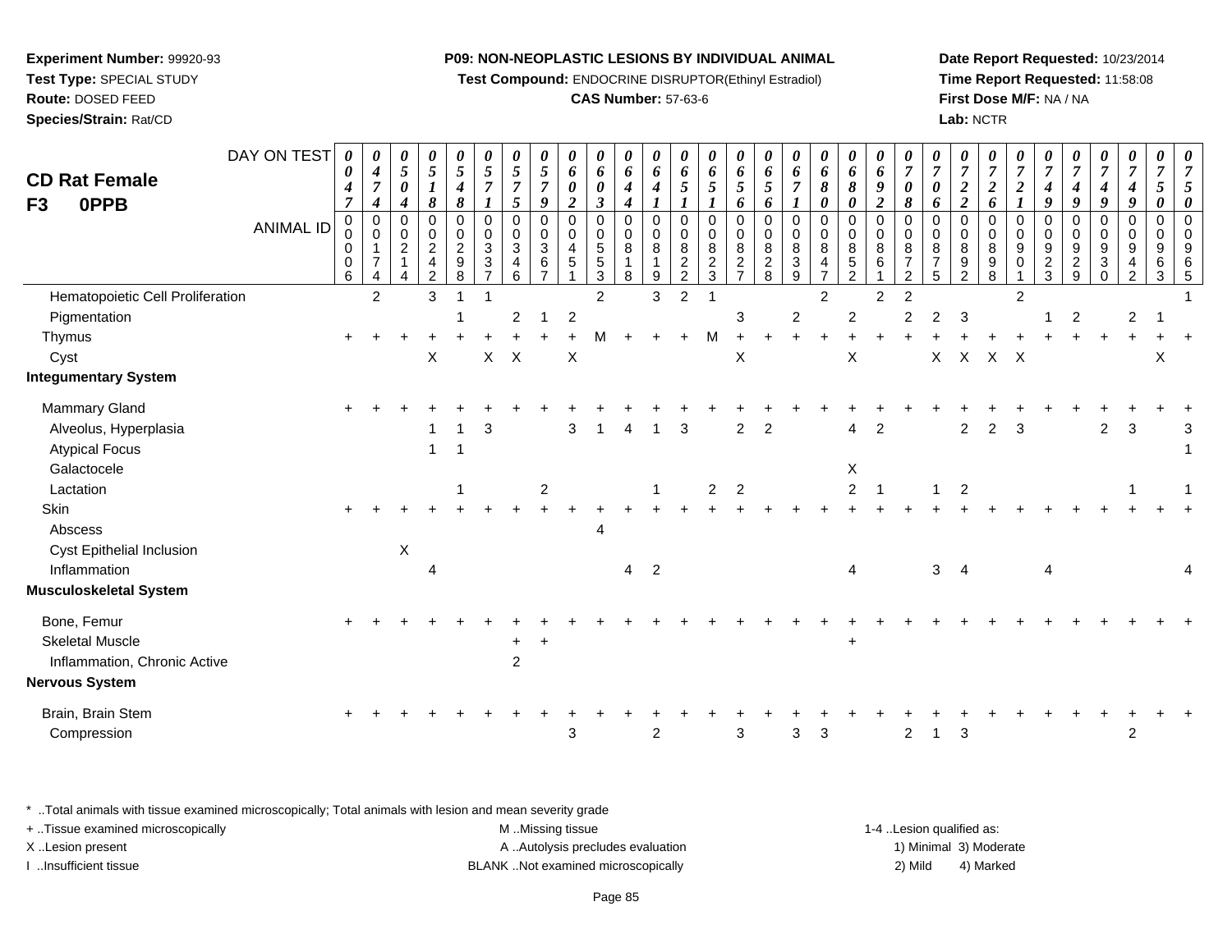**Experiment Number:** 99920-93
**Test Type:** SPECIAL STUDY
**Route:** DOSED FEED
**Species/Strain:** Rat/CD

**P09: NON-NEOPLASTIC LESIONS BY INDIVIDUAL ANIMAL**
**Test Compound:** ENDOCRINE DISRUPTOR(Ethinyl Estradiol)
**CAS Number:** 57-63-6

**Date Report Requested:** 10/23/2014
**Time Report Requested:** 11:58:08
**First Dose M/F:** NA / NA
**Lab:** NCTR

# CD Rat Female
## F3 0PPB

| DAY ON TEST | 0047 | 0474 | 0504 | 0518 | 0548 | 0571 | 0575 | 0579 | 0602 | 0603 | 0644 | 0641 | 0651 | 0651 | 0656 | 0656 | 0671 | 0680 | 0680 | 0692 | 0708 | 0706 | 0722 | 0726 | 0721 | 0749 | 0749 | 0749 | 0749 | 0750 | 0750 |
|---|---|---|---|---|---|---|---|---|---|---|---|---|---|---|---|---|---|---|---|---|---|---|---|---|---|---|---|---|---|---|---|
| ANIMAL ID | 00006 | 00174 | 00214 | 00242 | 00298 | 00337 | 00346 | 00367 | 00451 | 00553 | 00818 | 00819 | 00822 | 00823 | 00827 | 00828 | 00839 | 00847 | 00852 | 00861 | 00872 | 00875 | 00892 | 00898 | 00901 | 00923 | 00929 | 00930 | 00942 | 00963 | 00965 |
| Hematopoietic Cell Proliferation | | 2 | | 3 | 1 | 1 | | | | 2 | | 3 | 2 | 1 | | | | 2 | | 2 | 2 | | | | 2 | | | | | | 1 |
| Pigmentation | | | | | 1 | | 2 | 1 | 2 | | | | | | 3 | | 2 | | 2 | | 2 | 2 | 3 | | | 1 | 2 | | 2 | 1 | |
| Thymus | + | + | + | + | + | + | + | + | + | M | + | + | + | M | + | + | + | + | + | + | + | + | + | + | + | + | + | + | + | + | + |
| Cyst | | | | X | | X | X | | X | | | | | | X | | | | X | | | X | X | X | X | | | | | X | |
| **Integumentary System** | | | | | | | | | | | | | | | | | | | | | | | | | | | | | | | |
| Mammary Gland | + | + | + | + | + | + | + | + | + | + | + | + | + | + | + | + | + | + | + | + | + | + | + | + | + | + | + | + | + | + | + |
| Alveolus, Hyperplasia | | | | 1 | 1 | 3 | | | 3 | 1 | 4 | 1 | 3 | | 2 | 2 | | | 4 | 2 | | | 2 | 2 | 3 | | | 2 | 3 | | 3 |
| Atypical Focus | | | | 1 | 1 | | | | | | | | | | | | | | | | | | | | | | | | | | 1 |
| Galactocele | | | | | | | | | | | | | | | | | | | X | | | | | | | | | | | | |
| Lactation | | | | | 1 | | | 2 | | | | 1 | | 2 | 2 | | | | 2 | 1 | | 1 | 2 | | | | | | 1 | | 1 |
| Skin | + | + | + | + | + | + | + | + | + | + | + | + | + | + | + | + | + | + | + | + | + | + | + | + | + | + | + | + | + | + | + |
| Abscess | | | | | | | | | | 4 | | | | | | | | | | | | | | | | | | | | | |
| Cyst Epithelial Inclusion | | | X | | | | | | | | | | | | | | | | | | | | | | | | | | | | |
| Inflammation | | | | 4 | | | | | | | 4 | 2 | | | | | | | 4 | | | 3 | 4 | | | 4 | | | | | 4 |
| **Musculoskeletal System** | | | | | | | | | | | | | | | | | | | | | | | | | | | | | | | |
| Bone, Femur | + | + | + | + | + | + | + | + | + | + | + | + | + | + | + | + | + | + | + | + | + | + | + | + | + | + | + | + | + | + | + |
| Skeletal Muscle | | | | | | | + | + | | | | | | | | | | | + | | | | | | | | | | | | |
| Inflammation, Chronic Active | | | | | | | 2 | | | | | | | | | | | | | | | | | | | | | | | | |
| **Nervous System** | | | | | | | | | | | | | | | | | | | | | | | | | | | | | | | |
| Brain, Brain Stem | + | + | + | + | + | + | + | + | + | + | + | + | + | + | + | + | + | + | + | + | + | + | + | + | + | + | + | + | + | + | + |
| Compression | | | | | | | | | 3 | | | 2 | | | 3 | | 3 | 3 | | | 2 | 1 | 3 | | | | | | 2 | | |

\* ..Total animals with tissue examined microscopically; Total animals with lesion and mean severity grade
\+ ..Tissue examined microscopically
X ..Lesion present
I ..Insufficient tissue

M ..Missing tissue
A ..Autolysis precludes evaluation
BLANK ..Not examined microscopically

1-4 ..Lesion qualified as:
1) Minimal 3) Moderate
2) Mild 4) Marked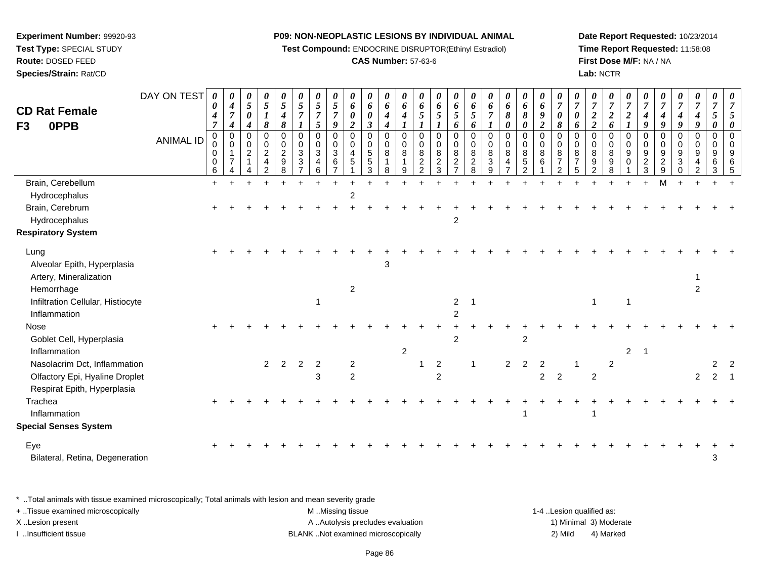**Experiment Number:** 99920-93
**Test Type:** SPECIAL STUDY
**Route:** DOSED FEED
**Species/Strain:** Rat/CD

**P09: NON-NEOPLASTIC LESIONS BY INDIVIDUAL ANIMAL**
**Test Compound:** ENDOCRINE DISRUPTOR(Ethinyl Estradiol)
**CAS Number:** 57-63-6

**Date Report Requested:** 10/23/2014
**Time Report Requested:** 11:58:08
**First Dose M/F:** NA / NA
**Lab:** NCTR

**CD Rat Female**
**F3 0PPB**

| DAY ON TEST | 0047 | 0474 | 0504 | 0518 | 0548 | 0571 | 0575 | 0579 | 0602 | 0603 | 0644 | 0641 | 0651 | 0651 | 0656 | 0656 | 0671 | 0680 | 0680 | 0692 | 0708 | 0706 | 0722 | 0726 | 0721 | 0749 | 0749 | 0749 | 0749 | 0750 | 0750 |
|---|---|---|---|---|---|---|---|---|---|---|---|---|---|---|---|---|---|---|---|---|---|---|---|---|---|---|---|---|---|---|---|
| **ANIMAL ID** | 00006 | 00174 | 00214 | 00242 | 00298 | 00337 | 00346 | 00367 | 00451 | 00553 | 00818 | 00819 | 00822 | 00823 | 00827 | 00828 | 00839 | 00847 | 00852 | 00861 | 00872 | 00875 | 00892 | 00898 | 00901 | 00923 | 00929 | 00930 | 00942 | 00963 | 00965 |
| Brain, Cerebellum | + | + | + | + | + | + | + | + | + | + | + | + | + | + | + | + | + | + | + | + | + | + | + | + | + | + | M | + | + | + | + |
| Hydrocephalus | | | | | | | | | 2 | | | | | | | | | | | | | | | | | | | | | | |
| Brain, Cerebrum | + | + | + | + | + | + | + | + | + | + | + | + | + | + | + | + | + | + | + | + | + | + | + | + | + | + | + | + | + | + | + |
| Hydrocephalus | | | | | | | | | | | | | | | 2 | | | | | | | | | | | | | | | | |
| **Respiratory System** | | | | | | | | | | | | | | | | | | | | | | | | | | | | | | | |
| Lung | + | + | + | + | + | + | + | + | + | + | + | + | + | + | + | + | + | + | + | + | + | + | + | + | + | + | + | + | + | + | + |
| Alveolar Epith, Hyperplasia | | | | | | | | | | | 3 | | | | | | | | | | | | | | | | | | | | |
| Artery, Mineralization | | | | | | | | | | | | | | | | | | | | | | | | | | | | | 1 | | |
| Hemorrhage | | | | | | | | | 2 | | | | | | | | | | | | | | | | | | | | 2 | | |
| Infiltration Cellular, Histiocyte | | | | | | | 1 | | | | | | | | 2 | 1 | | | | | | | 1 | | 1 | | | | | | |
| Inflammation | | | | | | | | | | | | | | | 2 | | | | | | | | | | | | | | | | |
| Nose | + | + | + | + | + | + | + | + | + | + | + | + | + | + | + | + | + | + | + | + | + | + | + | + | + | + | + | + | + | + | + |
| Goblet Cell, Hyperplasia | | | | | | | | | | | | | | | 2 | | | | 2 | | | | | | | | | | | | |
| Inflammation | | | | | | | | | | | | 2 | | | | | | | | | | | | | 2 | 1 | | | | | |
| Nasolacrim Dct, Inflammation | | | | 2 | 2 | 2 | 2 | | 2 | | | | 1 | 2 | | 1 | | 2 | 2 | 2 | | 1 | | 2 | | | | | | 2 | 2 |
| Olfactory Epi, Hyaline Droplet | | | | | | | 3 | | 2 | | | | | 2 | | | | | | 2 | 2 | | 2 | | | | | | 2 | 2 | 1 |
| Respirat Epith, Hyperplasia | | | | | | | | | | | | | | | | | | | | | | | | | | | | | | | |
| Trachea | + | + | + | + | + | + | + | + | + | + | + | + | + | + | + | + | + | + | + | + | + | + | + | + | + | + | + | + | + | + | + |
| Inflammation | | | | | | | | | | | | | | | | | | | 1 | | | | 1 | | | | | | | | |
| **Special Senses System** | | | | | | | | | | | | | | | | | | | | | | | | | | | | | | | |
| Eye | + | + | + | + | + | + | + | + | + | + | + | + | + | + | + | + | + | + | + | + | + | + | + | + | + | + | + | + | + | + | + |
| Bilateral, Retina, Degeneration | | | | | | | | | | | | | | | | | | | | | | | | | | | | | 3 | | |

* ..Total animals with tissue examined microscopically; Total animals with lesion and mean severity grade
+ ..Tissue examined microscopically
X ..Lesion present
I ..Insufficient tissue

M ..Missing tissue
A ..Autolysis precludes evaluation
BLANK ..Not examined microscopically

1-4 ..Lesion qualified as:
1) Minimal 3) Moderate
2) Mild 4) Marked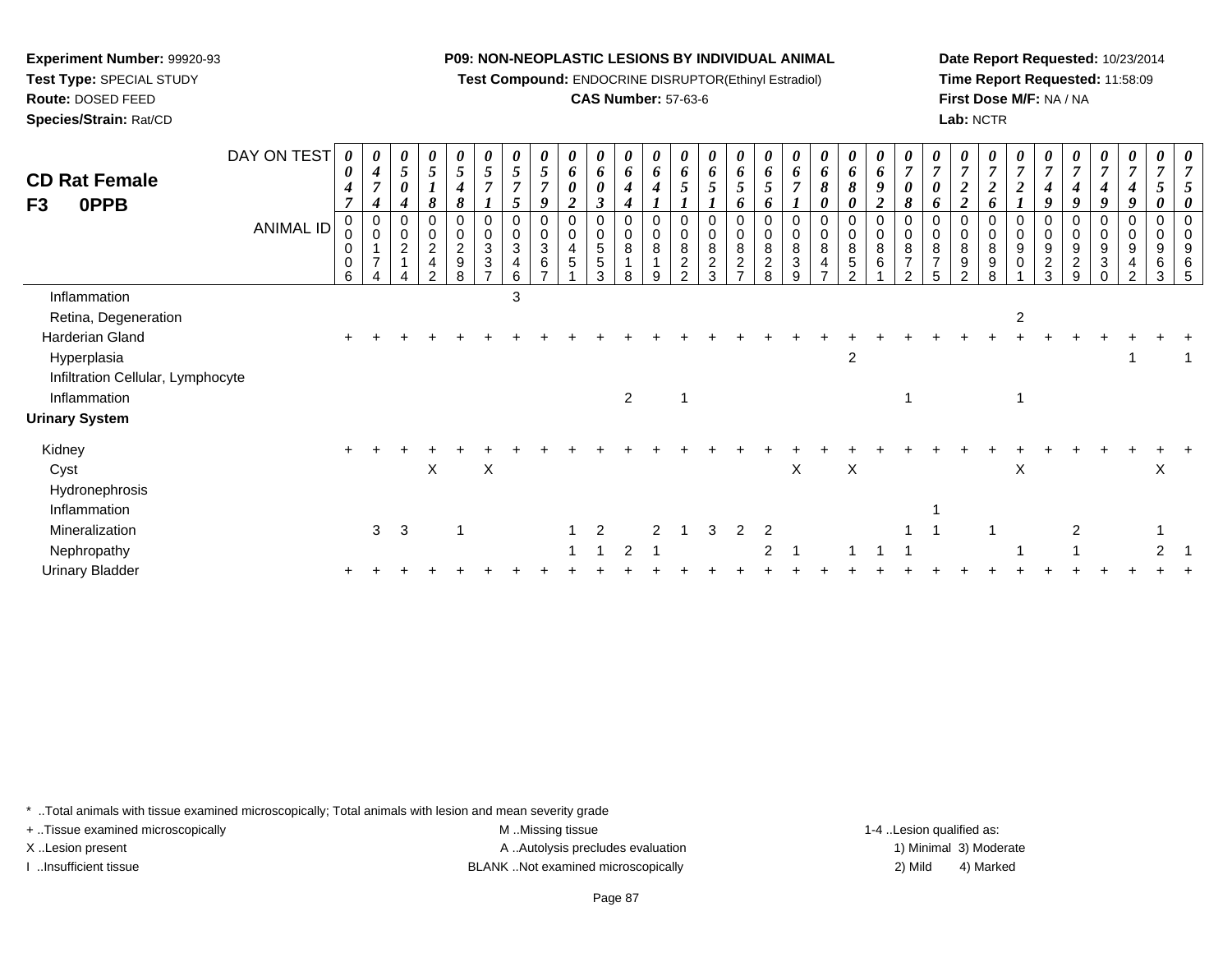**Experiment Number:** 99920-93
**Test Type:** SPECIAL STUDY
**Route:** DOSED FEED
**Species/Strain:** Rat/CD

**P09: NON-NEOPLASTIC LESIONS BY INDIVIDUAL ANIMAL**
**Test Compound:** ENDOCRINE DISRUPTOR(Ethinyl Estradiol)
**CAS Number:** 57-63-6

**Date Report Requested:** 10/23/2014
**Time Report Requested:** 11:58:09
**First Dose M/F:** NA / NA
**Lab:** NCTR

## CD Rat Female F3 0PPB

| DAY ON TEST | 0047 | 0474 | 0504 | 0518 | 0548 | 0571 | 0575 | 0579 | 0602 | 0603 | 0644 | 0641 | 0651 | 0651 | 0656 | 0656 | 0671 | 0680 | 0680 | 0692 | 0708 | 0706 | 0722 | 0726 | 0721 | 0749 | 0749 | 0749 | 0749 | 0750 | 0750 |
|---|---|---|---|---|---|---|---|---|---|---|---|---|---|---|---|---|---|---|---|---|---|---|---|---|---|---|---|---|---|---|---|
| **ANIMAL ID** | 00006 | 00174 | 00214 | 00242 | 00298 | 00337 | 00346 | 00367 | 00451 | 00553 | 00818 | 00819 | 00822 | 00823 | 00827 | 00828 | 00839 | 00847 | 00852 | 00861 | 00872 | 00875 | 00892 | 00898 | 00901 | 00923 | 00929 | 00930 | 00942 | 00963 | 00965 |
| Inflammation | | | | | | | 3 | | | | | | | | | | | | | | | | | | | | | | | | |
| Retina, Degeneration | | | | | | | | | | | | | | | | | | | | | | | | | 2 | | | | | | |
| Harderian Gland | + | + | + | + | + | + | + | + | + | + | + | + | + | + | + | + | + | + | + | + | + | + | + | + | + | + | + | + | + | + | + |
| Hyperplasia | | | | | | | | | | | | | | | | | | | 2 | | | | | | | | | | 1 | | 1 |
| Infiltration Cellular, Lymphocyte | | | | | | | | | | | | | | | | | | | | | | | | | | | | | | | |
| Inflammation | | | | | | | | | | | 2 | | 1 | | | | | | | | 1 | | | | 1 | | | | | | |
| **Urinary System** | | | | | | | | | | | | | | | | | | | | | | | | | | | | | | | |
| Kidney | + | + | + | + | + | + | + | + | + | + | + | + | + | + | + | + | + | + | + | + | + | + | + | + | + | + | + | + | + | + | + |
| Cyst | | | | X | | X | | | | | | | | | | | X | | X | | | | | | X | | | | | X | |
| Hydronephrosis | | | | | | | | | | | | | | | | | | | | | | | | | | | | | | | |
| Inflammation | | | | | | | | | | | | | | | | | | | | | | 1 | | | | | | | | | |
| Mineralization | | 3 | 3 | | 1 | | | | 1 | 2 | | 2 | 1 | 3 | 2 | 2 | | | | | 1 | 1 | | 1 | | | 2 | | | 1 | |
| Nephropathy | | | | | | | | | 1 | 1 | 2 | 1 | | | | 2 | 1 | | 1 | 1 | 1 | | | | 1 | | 1 | | | 2 | 1 |
| Urinary Bladder | + | + | + | + | + | + | + | + | + | + | + | + | + | + | + | + | + | + | + | + | + | + | + | + | + | + | + | + | + | + | + |

\* ..Total animals with tissue examined microscopically; Total animals with lesion and mean severity grade
+ ..Tissue examined microscopically
X ..Lesion present
I ..Insufficient tissue

M ..Missing tissue
A ..Autolysis precludes evaluation
BLANK ..Not examined microscopically

1-4 ..Lesion qualified as:
1) Minimal 3) Moderate
2) Mild 4) Marked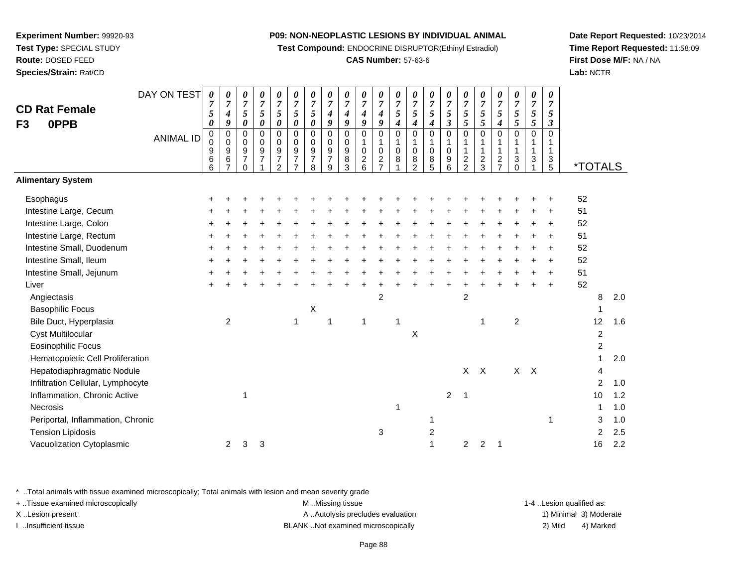**Experiment Number:** 99920-93
**Test Type:** SPECIAL STUDY
**Route:** DOSED FEED
**Species/Strain:** Rat/CD

**P09: NON-NEOPLASTIC LESIONS BY INDIVIDUAL ANIMAL**
**Test Compound:** ENDOCRINE DISRUPTOR(Ethinyl Estradiol)
**CAS Number:** 57-63-6

**Date Report Requested:** 10/23/2014
**Time Report Requested:** 11:58:09
**First Dose M/F:** NA / NA
**Lab:** NCTR

## CD Rat Female F3 0PPB

| DAY ON TEST | 0750 | 0749 | 0750 | 0750 | 0750 | 0750 | 0750 | 0749 | 0749 | 0749 | 0749 | 0754 | 0754 | 0754 | 0753 | 0755 | 0755 | 0754 | 0755 | 0755 | 0753 | |
|---|---|---|---|---|---|---|---|---|---|---|---|---|---|---|---|---|---|---|---|---|---|---|
| ANIMAL ID | 00966 | 00967 | 00970 | 00971 | 00972 | 00977 | 00978 | 00979 | 00983 | 01026 | 01027 | 01081 | 01082 | 01085 | 01096 | 01122 | 01123 | 01127 | 01130 | 01131 | 01135 | *TOTALS |
| **Alimentary System** | | | | | | | | | | | | | | | | | | | | | | |
| Esophagus | + | + | + | + | + | + | + | + | + | + | + | + | + | + | + | + | + | + | + | + | + | 52 |
| Intestine Large, Cecum | + | + | + | + | + | + | + | + | + | + | + | + | + | + | + | + | + | + | + | + | + | 51 |
| Intestine Large, Colon | + | + | + | + | + | + | + | + | + | + | + | + | + | + | + | + | + | + | + | + | + | 52 |
| Intestine Large, Rectum | + | + | + | + | + | + | + | + | + | + | + | + | + | + | + | + | + | + | + | + | + | 51 |
| Intestine Small, Duodenum | + | + | + | + | + | + | + | + | + | + | + | + | + | + | + | + | + | + | + | + | + | 52 |
| Intestine Small, Ileum | + | + | + | + | + | + | + | + | + | + | + | + | + | + | + | + | + | + | + | + | + | 52 |
| Intestine Small, Jejunum | + | + | + | + | + | + | + | + | + | + | + | + | + | + | + | + | + | + | + | + | + | 51 |
| Liver | + | + | + | + | + | + | + | + | + | + | + | + | + | + | + | + | + | + | + | + | + | 52 |
| Angiectasis | | | | | | | | | | | 2 | | | | | 2 | | | | | | 8 2.0 |
| Basophilic Focus | | | | | | | X | | | | | | | | | | | | | | | 1 |
| Bile Duct, Hyperplasia | | 2 | | | | 1 | | 1 | | 1 | | 1 | | | | | 1 | | 2 | | | 12 1.6 |
| Cyst Multilocular | | | | | | | | | | | | | X | | | | | | | | | 2 |
| Eosinophilic Focus | | | | | | | | | | | | | | | | | | | | | | 2 |
| Hematopoietic Cell Proliferation | | | | | | | | | | | | | | | | | | | | | | 1 2.0 |
| Hepatodiaphragmatic Nodule | | | | | | | | | | | | | | | | X | X | | X | X | | 4 |
| Infiltration Cellular, Lymphocyte | | | | | | | | | | | | | | | | | | | | | | 2 1.0 |
| Inflammation, Chronic Active | | | 1 | | | | | | | | | | | | 2 | 1 | | | | | | 10 1.2 |
| Necrosis | | | | | | | | | | | | 1 | | | | | | | | | | 1 1.0 |
| Periportal, Inflammation, Chronic | | | | | | | | | | | | | | 1 | | | | | | | 1 | 3 1.0 |
| Tension Lipidosis | | | | | | | | | | | 3 | | | 2 | | | | | | | | 2 2.5 |
| Vacuolization Cytoplasmic | | 2 | 3 | 3 | | | | | | | | | | 1 | | 2 | 2 | 1 | | | | 16 2.2 |

\* ..Total animals with tissue examined microscopically; Total animals with lesion and mean severity grade
\+ ..Tissue examined microscopically
X ..Lesion present
I ..Insufficient tissue

M ..Missing tissue
A ..Autolysis precludes evaluation
BLANK ..Not examined microscopically

1-4 ..Lesion qualified as:
1) Minimal 3) Moderate
2) Mild 4) Marked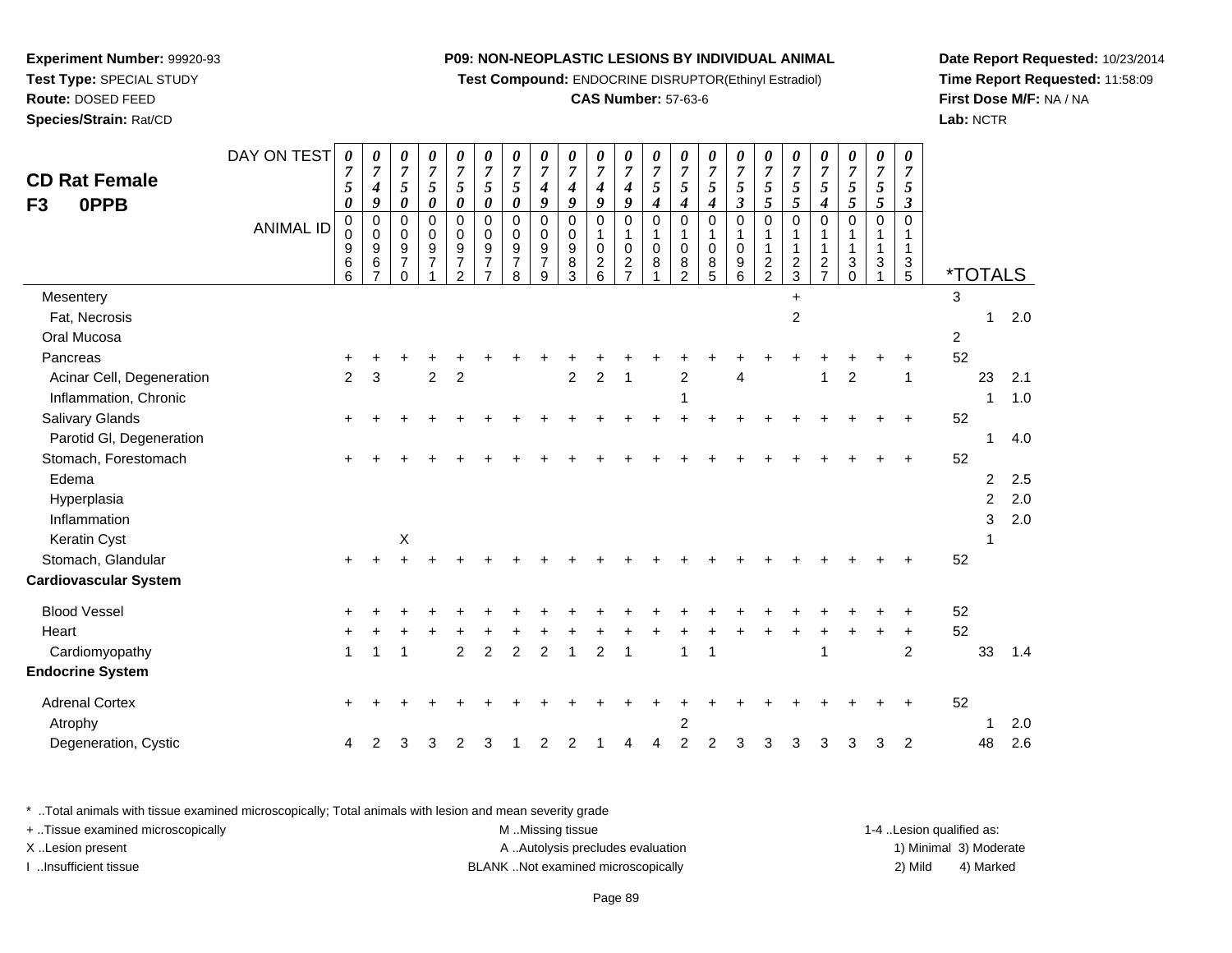**Experiment Number:** 99920-93
**Test Type:** SPECIAL STUDY
**Route:** DOSED FEED
**Species/Strain:** Rat/CD

**P09: NON-NEOPLASTIC LESIONS BY INDIVIDUAL ANIMAL**
**Test Compound:** ENDOCRINE DISRUPTOR(Ethinyl Estradiol)
**CAS Number:** 57-63-6

**Date Report Requested:** 10/23/2014
**Time Report Requested:** 11:58:09
**First Dose M/F:** NA / NA
**Lab:** NCTR

## CD Rat Female F3 0PPB

| DAY ON TEST | 0750 | 0749 | 0750 | 0750 | 0750 | 0750 | 0750 | 0749 | 0749 | 0749 | 0749 | 0754 | 0754 | 0754 | 0753 | 0755 | 0755 | 0754 | 0755 | 0755 | 0753 | | | |
|---|---|---|---|---|---|---|---|---|---|---|---|---|---|---|---|---|---|---|---|---|---|---|---|---|
| **ANIMAL ID** | 00966 | 00967 | 00970 | 00971 | 00972 | 00977 | 00978 | 00979 | 00983 | 01026 | 01027 | 01081 | 01082 | 01085 | 01096 | 01122 | 01123 | 01127 | 01130 | 01131 | 01135 | ***TOTALS** | | |
| Mesentery | | | | | | | | | | | | | | | | | + | | | | | 3 | | |
| Fat, Necrosis | | | | | | | | | | | | | | | | | 2 | | | | | | 1 | 2.0 |
| Oral Mucosa | | | | | | | | | | | | | | | | | | | | | | 2 | | |
| Pancreas | + | + | + | + | + | + | + | + | + | + | + | + | + | + | + | + | + | + | + | + | + | 52 | | |
| Acinar Cell, Degeneration | 2 | 3 | | 2 | 2 | | | | 2 | 2 | 1 | | 2 | | 4 | | | 1 | 2 | | 1 | | 23 | 2.1 |
| Inflammation, Chronic | | | | | | | | | | | | | 1 | | | | | | | | | | 1 | 1.0 |
| Salivary Glands | + | + | + | + | + | + | + | + | + | + | + | + | + | + | + | + | + | + | + | + | + | 52 | | |
| Parotid Gl, Degeneration | | | | | | | | | | | | | | | | | | | | | | | 1 | 4.0 |
| Stomach, Forestomach | + | + | + | + | + | + | + | + | + | + | + | + | + | + | + | + | + | + | + | + | + | 52 | | |
| Edema | | | | | | | | | | | | | | | | | | | | | | | 2 | 2.5 |
| Hyperplasia | | | | | | | | | | | | | | | | | | | | | | | 2 | 2.0 |
| Inflammation | | | | | | | | | | | | | | | | | | | | | | | 3 | 2.0 |
| Keratin Cyst | | | X | | | | | | | | | | | | | | | | | | | | 1 | |
| Stomach, Glandular | + | + | + | + | + | + | + | + | + | + | + | + | + | + | + | + | + | + | + | + | + | 52 | | |
| **Cardiovascular System** | | | | | | | | | | | | | | | | | | | | | | | | |
| Blood Vessel | + | + | + | + | + | + | + | + | + | + | + | + | + | + | + | + | + | + | + | + | + | 52 | | |
| Heart | + | + | + | + | + | + | + | + | + | + | + | + | + | + | + | + | + | + | + | + | + | 52 | | |
| Cardiomyopathy | 1 | 1 | 1 | | 2 | 2 | 2 | 2 | 1 | 2 | 1 | | 1 | 1 | | | | 1 | | | 2 | | 33 | 1.4 |
| **Endocrine System** | | | | | | | | | | | | | | | | | | | | | | | | |
| Adrenal Cortex | + | + | + | + | + | + | + | + | + | + | + | + | + | + | + | + | + | + | + | + | + | 52 | | |
| Atrophy | | | | | | | | | | | | | 2 | | | | | | | | | | 1 | 2.0 |
| Degeneration, Cystic | 4 | 2 | 3 | 3 | 2 | 3 | 1 | 2 | 2 | 1 | 4 | 4 | 2 | 2 | 3 | 3 | 3 | 3 | 3 | 3 | 2 | | 48 | 2.6 |

\* ..Total animals with tissue examined microscopically; Total animals with lesion and mean severity grade
+ ..Tissue examined microscopically
X ..Lesion present
I ..Insufficient tissue

M ..Missing tissue
A ..Autolysis precludes evaluation
BLANK ..Not examined microscopically

1-4 ..Lesion qualified as:
1) Minimal 3) Moderate
2) Mild 4) Marked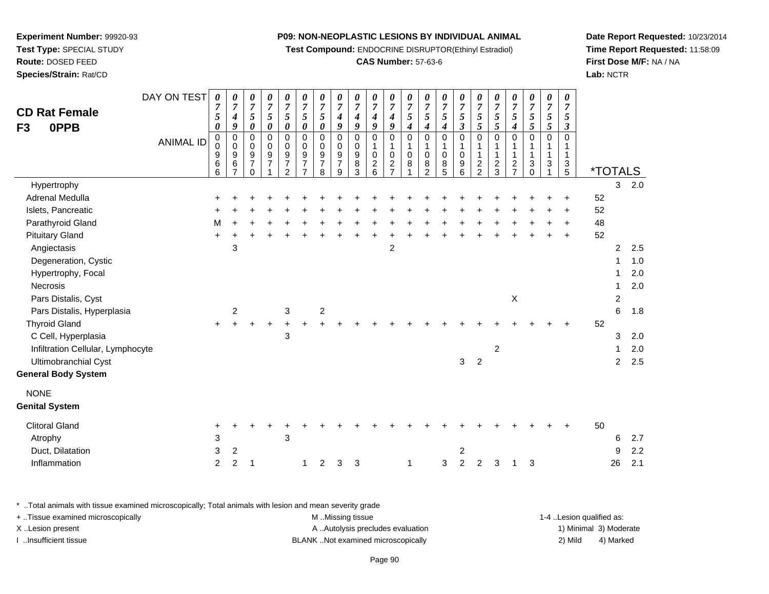**Experiment Number:** 99920-93
**Test Type:** SPECIAL STUDY
**Route:** DOSED FEED
**Species/Strain:** Rat/CD

**P09: NON-NEOPLASTIC LESIONS BY INDIVIDUAL ANIMAL**
**Test Compound:** ENDOCRINE DISRUPTOR(Ethinyl Estradiol)
**CAS Number:** 57-63-6

**Date Report Requested:** 10/23/2014
**Time Report Requested:** 11:58:09
**First Dose M/F:** NA / NA
**Lab:** NCTR

## CD Rat Female F3 0PPB

| DAY ON TEST | 0750 | 0749 | 0750 | 0750 | 0750 | 0750 | 0750 | 0749 | 0749 | 0749 | 0749 | 0754 | 0754 | 0754 | 0753 | 0755 | 0755 | 0754 | 0755 | 0755 | 0753 | *TOTALS | | |
|---|---|---|---|---|---|---|---|---|---|---|---|---|---|---|---|---|---|---|---|---|---|---|---|---|
| ANIMAL ID | 00966 | 00967 | 00970 | 00971 | 00972 | 00977 | 00978 | 00979 | 00983 | 01026 | 01027 | 01081 | 01082 | 01085 | 01096 | 01122 | 01123 | 01127 | 01130 | 01131 | 01135 | | | |
| Hypertrophy | | | | | | | | | | | | | | | | | | | | | | | 3 | 2.0 |
| Adrenal Medulla | + | + | + | + | + | + | + | + | + | + | + | + | + | + | + | + | + | + | + | + | + | 52 | | |
| Islets, Pancreatic | + | + | + | + | + | + | + | + | + | + | + | + | + | + | + | + | + | + | + | + | + | 52 | | |
| Parathyroid Gland | M | + | + | + | + | + | + | + | + | + | + | + | + | + | + | + | + | + | + | + | + | 48 | | |
| Pituitary Gland | + | + | + | + | + | + | + | + | + | + | + | + | + | + | + | + | + | + | + | + | + | 52 | | |
| Angiectasis | | 3 | | | | | | | | | 2 | | | | | | | | | | | | 2 | 2.5 |
| Degeneration, Cystic | | | | | | | | | | | | | | | | | | | | | | | 1 | 1.0 |
| Hypertrophy, Focal | | | | | | | | | | | | | | | | | | | | | | | 1 | 2.0 |
| Necrosis | | | | | | | | | | | | | | | | | | | | | | | 1 | 2.0 |
| Pars Distalis, Cyst | | | | | | | | | | | | | | | | | | X | | | | | 2 | |
| Pars Distalis, Hyperplasia | | 2 | | | 3 | | 2 | | | | | | | | | | | | | | | | 6 | 1.8 |
| Thyroid Gland | + | + | + | + | + | + | + | + | + | + | + | + | + | + | + | + | + | + | + | + | + | 52 | | |
| C Cell, Hyperplasia | | | | | 3 | | | | | | | | | | | | | | | | | | 3 | 2.0 |
| Infiltration Cellular, Lymphocyte | | | | | | | | | | | | | | | | | 2 | | | | | | 1 | 2.0 |
| Ultimobranchial Cyst | | | | | | | | | | | | | | | 3 | 2 | | | | | | | 2 | 2.5 |
| **General Body System** | | | | | | | | | | | | | | | | | | | | | | | | |
| NONE | | | | | | | | | | | | | | | | | | | | | | | | |
| **Genital System** | | | | | | | | | | | | | | | | | | | | | | | | |
| Clitoral Gland | + | + | + | + | + | + | + | + | + | + | + | + | + | + | + | + | + | + | + | + | + | 50 | | |
| Atrophy | 3 | | | | 3 | | | | | | | | | | | | | | | | | | 6 | 2.7 |
| Duct, Dilatation | 3 | 2 | | | | | | | | | | | | | 2 | | | | | | | | 9 | 2.2 |
| Inflammation | 2 | 2 | 1 | | | 1 | 2 | 3 | 3 | | | 1 | | 3 | 2 | 2 | 3 | 1 | 3 | | | | 26 | 2.1 |

\* ..Total animals with tissue examined microscopically; Total animals with lesion and mean severity grade
+ ..Tissue examined microscopically
X ..Lesion present
I ..Insufficient tissue

M ..Missing tissue
A ..Autolysis precludes evaluation
BLANK ..Not examined microscopically

1-4 ..Lesion qualified as:
1) Minimal 3) Moderate
2) Mild 4) Marked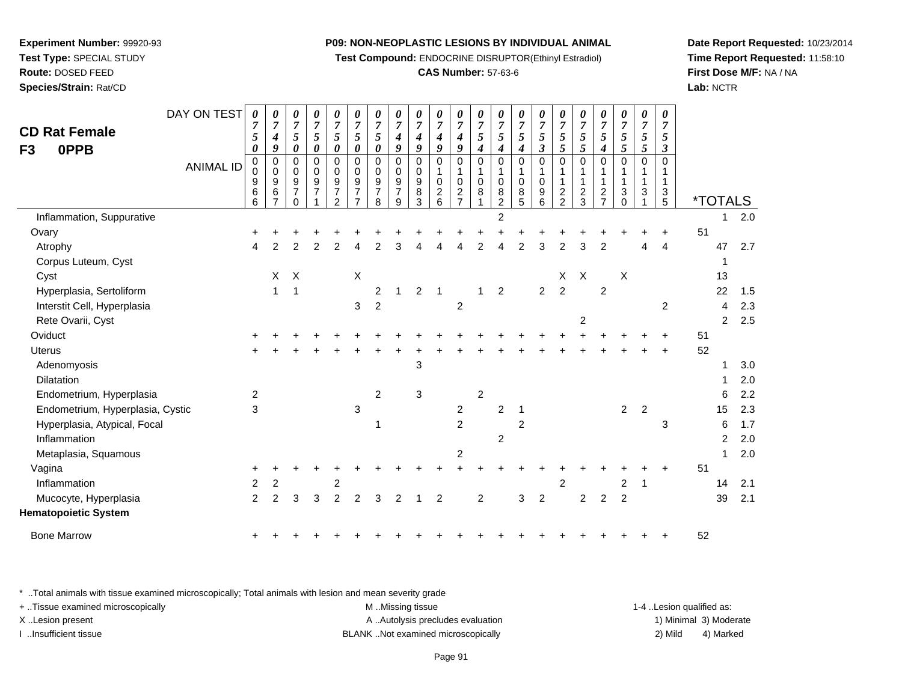**Experiment Number:** 99920-93
**Test Type:** SPECIAL STUDY
**Route:** DOSED FEED
**Species/Strain:** Rat/CD

**P09: NON-NEOPLASTIC LESIONS BY INDIVIDUAL ANIMAL**
**Test Compound:** ENDOCRINE DISRUPTOR(Ethinyl Estradiol)
**CAS Number:** 57-63-6

**Date Report Requested:** 10/23/2014
**Time Report Requested:** 11:58:10
**First Dose M/F:** NA / NA
**Lab:** NCTR

## CD Rat Female F3 0PPB

| DAY ON TEST | 750 | 749 | 750 | 750 | 750 | 750 | 750 | 749 | 749 | 749 | 749 | 754 | 754 | 754 | 753 | 755 | 755 | 754 | 755 | 755 | 753 | *TOTALS | |
|---|---|---|---|---|---|---|---|---|---|---|---|---|---|---|---|---|---|---|---|---|---|---|---|
| **ANIMAL ID** | 0966 | 0967 | 0970 | 0971 | 0972 | 0977 | 0978 | 0979 | 0983 | 1026 | 1027 | 1081 | 1082 | 1085 | 1096 | 1122 | 1123 | 1127 | 1130 | 1131 | 1135 | | |
| Inflammation, Suppurative | | | | | | | | | | | | | 2 | | | | | | | | | 1 | 2.0 |
| Ovary | + | + | + | + | + | + | + | + | + | + | + | + | + | + | + | + | + | + | + | + | + | 51 | |
| Atrophy | 4 | 2 | 2 | 2 | 2 | 4 | 2 | 3 | 4 | 4 | 4 | 2 | 4 | 2 | 3 | 2 | 3 | 2 | | 4 | 4 | 47 | 2.7 |
| Corpus Luteum, Cyst | | | | | | | | | | | | | | | | | | | | | | 1 | |
| Cyst | | X | X | | | X | | | | | | | | | | X | X | | X | | | 13 | |
| Hyperplasia, Sertoliform | | 1 | 1 | | | | 2 | 1 | 2 | 1 | | 1 | 2 | | 2 | 2 | | 2 | | | | 22 | 1.5 |
| Interstit Cell, Hyperplasia | | | | | | 3 | 2 | | | | 2 | | | | | | | | | | 2 | 4 | 2.3 |
| Rete Ovarii, Cyst | | | | | | | | | | | | | | | | | 2 | | | | | 2 | 2.5 |
| Oviduct | + | + | + | + | + | + | + | + | + | + | + | + | + | + | + | + | + | + | + | + | + | 51 | |
| Uterus | + | + | + | + | + | + | + | + | + | + | + | + | + | + | + | + | + | + | + | + | + | 52 | |
| Adenomyosis | | | | | | | | | 3 | | | | | | | | | | | | | 1 | 3.0 |
| Dilatation | | | | | | | | | | | | | | | | | | | | | | 1 | 2.0 |
| Endometrium, Hyperplasia | 2 | | | | | | 2 | | 3 | | | 2 | | | | | | | | | | 6 | 2.2 |
| Endometrium, Hyperplasia, Cystic | 3 | | | | | 3 | | | | | 2 | | 2 | 1 | | | | | 2 | 2 | | 15 | 2.3 |
| Hyperplasia, Atypical, Focal | | | | | | | 1 | | | | 2 | | | 2 | | | | | | | 3 | 6 | 1.7 |
| Inflammation | | | | | | | | | | | | | 2 | | | | | | | | | 2 | 2.0 |
| Metaplasia, Squamous | | | | | | | | | | | 2 | | | | | | | | | | | 1 | 2.0 |
| Vagina | + | + | + | + | + | + | + | + | + | + | + | + | + | + | + | + | + | + | + | + | + | 51 | |
| Inflammation | 2 | 2 | | | 2 | | | | | | | | | | | 2 | | | 2 | 1 | | 14 | 2.1 |
| Mucocyte, Hyperplasia | 2 | 2 | 3 | 3 | 2 | 2 | 3 | 2 | 1 | 2 | | 2 | | 3 | 2 | | 2 | 2 | 2 | | | 39 | 2.1 |
| **Hematopoietic System** | | | | | | | | | | | | | | | | | | | | | | | |
| Bone Marrow | + | + | + | + | + | + | + | + | + | + | + | + | + | + | + | + | + | + | + | + | + | 52 | |

\* ..Total animals with tissue examined microscopically; Total animals with lesion and mean severity grade
+ ..Tissue examined microscopically
X ..Lesion present
I ..Insufficient tissue
M ..Missing tissue
A ..Autolysis precludes evaluation
BLANK ..Not examined microscopically
1-4 ..Lesion qualified as: 1) Minimal 2) Mild 3) Moderate 4) Marked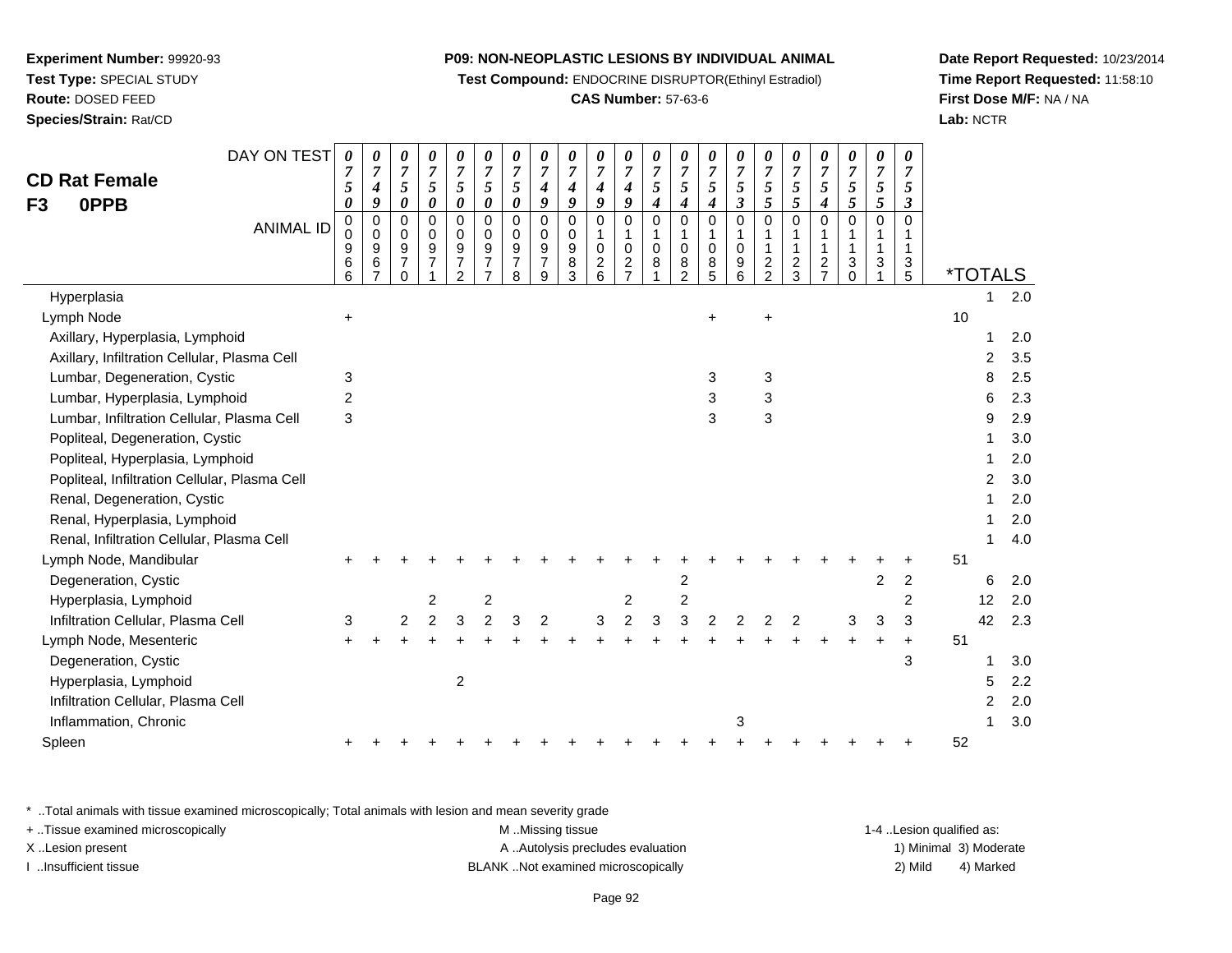**Experiment Number:** 99920-93
**Test Type:** SPECIAL STUDY
**Route:** DOSED FEED
**Species/Strain:** Rat/CD

**P09: NON-NEOPLASTIC LESIONS BY INDIVIDUAL ANIMAL**
**Test Compound:** ENDOCRINE DISRUPTOR(Ethinyl Estradiol)
**CAS Number:** 57-63-6

**Date Report Requested:** 10/23/2014
**Time Report Requested:** 11:58:10
**First Dose M/F:** NA / NA
**Lab:** NCTR

## CD Rat Female F3 0PPB

| DAY ON TEST | 0750 | 0749 | 0750 | 0750 | 0750 | 0750 | 0750 | 0749 | 0749 | 0749 | 0749 | 0754 | 0754 | 0754 | 0753 | 0755 | 0755 | 0754 | 0755 | 0755 | 0753 | | |
|---|---|---|---|---|---|---|---|---|---|---|---|---|---|---|---|---|---|---|---|---|---|---|---|
| **ANIMAL ID** | 00966 | 00967 | 00970 | 00971 | 00972 | 00977 | 00978 | 00979 | 00983 | 01026 | 01027 | 01081 | 01082 | 01085 | 01096 | 01122 | 01123 | 01127 | 01130 | 01131 | 01135 | ***TOTALS** | |
| Hyperplasia | | | | | | | | | | | | | | | | | | | | | | 1 | 2.0 |
| Lymph Node | + | | | | | | | | | | | | | + | | + | | | | | | 10 | |
| Axillary, Hyperplasia, Lymphoid | | | | | | | | | | | | | | | | | | | | | | 1 | 2.0 |
| Axillary, Infiltration Cellular, Plasma Cell | | | | | | | | | | | | | | | | | | | | | | 2 | 3.5 |
| Lumbar, Degeneration, Cystic | 3 | | | | | | | | | | | | | 3 | | 3 | | | | | | 8 | 2.5 |
| Lumbar, Hyperplasia, Lymphoid | 2 | | | | | | | | | | | | | 3 | | 3 | | | | | | 6 | 2.3 |
| Lumbar, Infiltration Cellular, Plasma Cell | 3 | | | | | | | | | | | | | 3 | | 3 | | | | | | 9 | 2.9 |
| Popliteal, Degeneration, Cystic | | | | | | | | | | | | | | | | | | | | | | 1 | 3.0 |
| Popliteal, Hyperplasia, Lymphoid | | | | | | | | | | | | | | | | | | | | | | 1 | 2.0 |
| Popliteal, Infiltration Cellular, Plasma Cell | | | | | | | | | | | | | | | | | | | | | | 2 | 3.0 |
| Renal, Degeneration, Cystic | | | | | | | | | | | | | | | | | | | | | | 1 | 2.0 |
| Renal, Hyperplasia, Lymphoid | | | | | | | | | | | | | | | | | | | | | | 1 | 2.0 |
| Renal, Infiltration Cellular, Plasma Cell | | | | | | | | | | | | | | | | | | | | | | 1 | 4.0 |
| Lymph Node, Mandibular | + | + | + | + | + | + | + | + | + | + | + | + | + | + | + | + | + | + | + | + | + | 51 | |
| Degeneration, Cystic | | | | | | | | | | | | | 2 | | | | | | | 2 | 2 | 6 | 2.0 |
| Hyperplasia, Lymphoid | | | | 2 | | 2 | | | | | 2 | | 2 | | | | | | | | 2 | 12 | 2.0 |
| Infiltration Cellular, Plasma Cell | 3 | | 2 | 2 | 3 | 2 | 3 | 2 | | 3 | 2 | 3 | 3 | 2 | 2 | 2 | 2 | | 3 | 3 | 3 | 42 | 2.3 |
| Lymph Node, Mesenteric | + | + | + | + | + | + | + | + | + | + | + | + | + | + | + | + | + | + | + | + | + | 51 | |
| Degeneration, Cystic | | | | | | | | | | | | | | | | | | | | | 3 | 1 | 3.0 |
| Hyperplasia, Lymphoid | | | | | 2 | | | | | | | | | | | | | | | | | 5 | 2.2 |
| Infiltration Cellular, Plasma Cell | | | | | | | | | | | | | | | | | | | | | | 2 | 2.0 |
| Inflammation, Chronic | | | | | | | | | | | | | | | 3 | | | | | | | 1 | 3.0 |
| Spleen | + | + | + | + | + | + | + | + | + | + | + | + | + | + | + | + | + | + | + | + | + | 52 | |

* ..Total animals with tissue examined microscopically; Total animals with lesion and mean severity grade
+ ..Tissue examined microscopically
X ..Lesion present
I ..Insufficient tissue

M ..Missing tissue
A ..Autolysis precludes evaluation
BLANK ..Not examined microscopically

1-4 ..Lesion qualified as:
1) Minimal 3) Moderate
2) Mild 4) Marked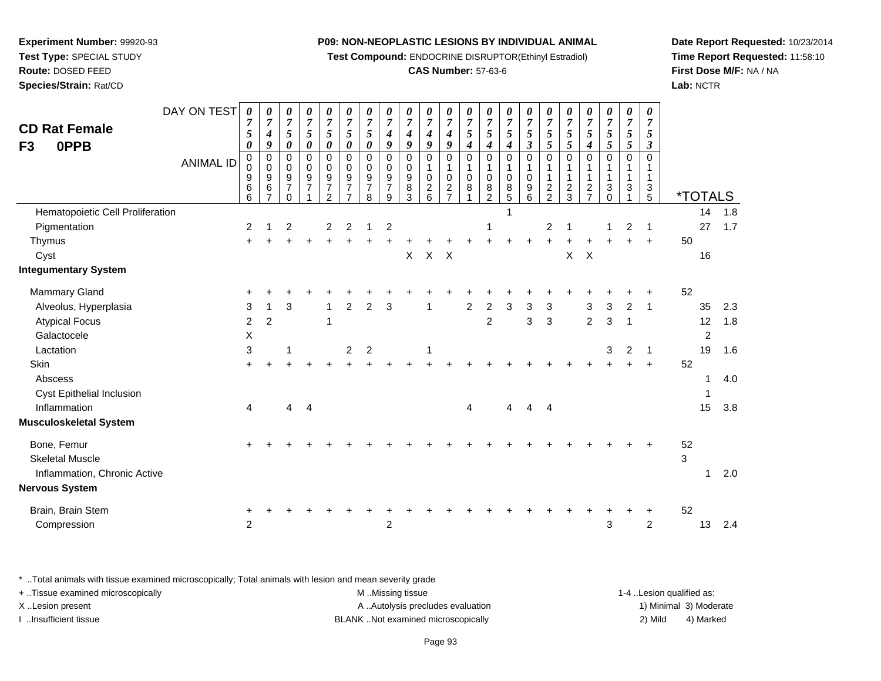**Experiment Number:** 99920-93
**Test Type:** SPECIAL STUDY
**Route:** DOSED FEED
**Species/Strain:** Rat/CD

**P09: NON-NEOPLASTIC LESIONS BY INDIVIDUAL ANIMAL**
**Test Compound:** ENDOCRINE DISRUPTOR(Ethinyl Estradiol)
**CAS Number:** 57-63-6

**Date Report Requested:** 10/23/2014
**Time Report Requested:** 11:58:10
**First Dose M/F:** NA / NA
**Lab:** NCTR

## CD Rat Female
## F3 0PPB

| DAY ON TEST | 0750 | 0749 | 0750 | 0750 | 0750 | 0750 | 0750 | 0749 | 0749 | 0749 | 0749 | 0754 | 0754 | 0754 | 0753 | 0755 | 0755 | 0754 | 0755 | 0755 | 0753 | | | |
|---|---|---|---|---|---|---|---|---|---|---|---|---|---|---|---|---|---|---|---|---|---|---|---|---|
| ANIMAL ID | 00966 | 00967 | 00970 | 00971 | 00972 | 00977 | 00978 | 00979 | 00983 | 01026 | 01027 | 01081 | 01082 | 01085 | 01096 | 01122 | 01123 | 01127 | 01130 | 01131 | 01135 | *TOTALS | | |
| Hematopoietic Cell Proliferation | | | | | | | | | | | | | | 1 | | | | | | | | | 14 | 1.8 |
| Pigmentation | 2 | 1 | 2 | | 2 | 2 | 1 | 2 | | | | | 1 | | | 2 | 1 | | 1 | 2 | 1 | | 27 | 1.7 |
| Thymus | + | + | + | + | + | + | + | + | + | + | + | + | + | + | + | + | + | + | + | + | + | 50 | | |
| Cyst | | | | | | | | | X | X | X | | | | | | X | X | | | | | 16 | |
| **Integumentary System** | | | | | | | | | | | | | | | | | | | | | | | | |
| Mammary Gland | + | + | + | + | + | + | + | + | + | + | + | + | + | + | + | + | + | + | + | + | + | 52 | | |
| Alveolus, Hyperplasia | 3 | 1 | 3 | | 1 | 2 | 2 | 3 | | 1 | | 2 | 2 | 3 | 3 | 3 | | 3 | 3 | 2 | 1 | | 35 | 2.3 |
| Atypical Focus | 2 | 2 | | | 1 | | | | | | | | 2 | | 3 | 3 | | 2 | 3 | 1 | | | 12 | 1.8 |
| Galactocele | X | | | | | | | | | | | | | | | | | | | | | | 2 | |
| Lactation | 3 | | 1 | | | 2 | 2 | | | 1 | | | | | | | | | 3 | 2 | 1 | | 19 | 1.6 |
| Skin | + | + | + | + | + | + | + | + | + | + | + | + | + | + | + | + | + | + | + | + | + | 52 | | |
| Abscess | | | | | | | | | | | | | | | | | | | | | | | 1 | 4.0 |
| Cyst Epithelial Inclusion | | | | | | | | | | | | | | | | | | | | | | | 1 | |
| Inflammation | 4 | | 4 | 4 | | | | | | | | 4 | | 4 | 4 | 4 | | | | | | | 15 | 3.8 |
| **Musculoskeletal System** | | | | | | | | | | | | | | | | | | | | | | | | |
| Bone, Femur | + | + | + | + | + | + | + | + | + | + | + | + | + | + | + | + | + | + | + | + | + | 52 | | |
| Skeletal Muscle | | | | | | | | | | | | | | | | | | | | | | 3 | | |
| Inflammation, Chronic Active | | | | | | | | | | | | | | | | | | | | | | | 1 | 2.0 |
| **Nervous System** | | | | | | | | | | | | | | | | | | | | | | | | |
| Brain, Brain Stem | + | + | + | + | + | + | + | + | + | + | + | + | + | + | + | + | + | + | + | + | + | 52 | | |
| Compression | 2 | | | | | | | 2 | | | | | | | | | | | 3 | | 2 | | 13 | 2.4 |

\* ..Total animals with tissue examined microscopically; Total animals with lesion and mean severity grade
+ ..Tissue examined microscopically
X ..Lesion present
I ..Insufficient tissue

M ..Missing tissue
A ..Autolysis precludes evaluation
BLANK ..Not examined microscopically

1-4 ..Lesion qualified as:
1) Minimal 3) Moderate
2) Mild 4) Marked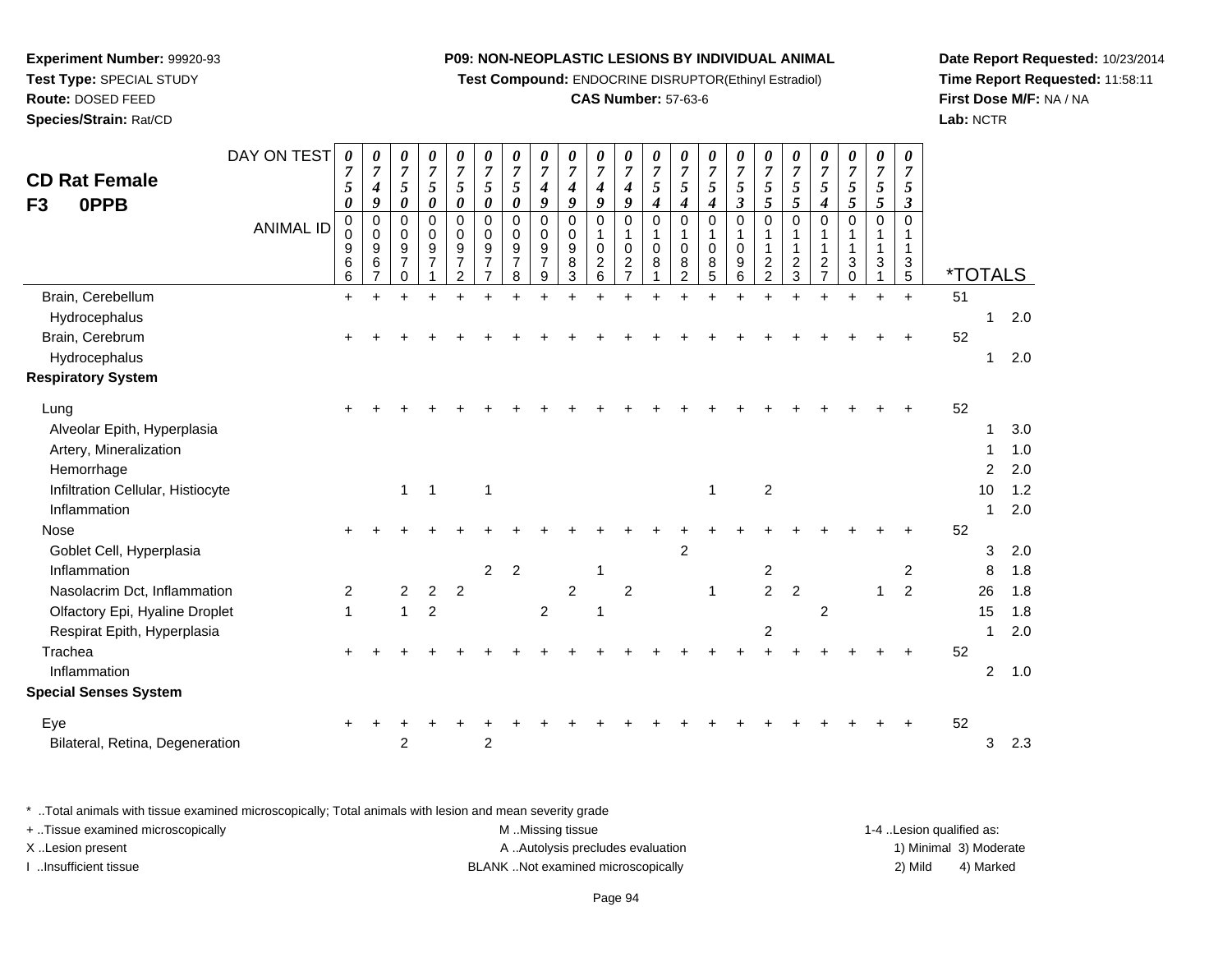**Experiment Number:** 99920-93
**Test Type:** SPECIAL STUDY
**Route:** DOSED FEED
**Species/Strain:** Rat/CD

**P09: NON-NEOPLASTIC LESIONS BY INDIVIDUAL ANIMAL**
**Test Compound:** ENDOCRINE DISRUPTOR(Ethinyl Estradiol)
**CAS Number:** 57-63-6

**Date Report Requested:** 10/23/2014
**Time Report Requested:** 11:58:11
**First Dose M/F:** NA / NA
**Lab:** NCTR

## CD Rat Female F3 0PPB

| DAY ON TEST | 0750 | 0749 | 0750 | 0750 | 0750 | 0750 | 0750 | 0749 | 0749 | 0749 | 0749 | 0754 | 0754 | 0754 | 0753 | 0755 | 0755 | 0754 | 0755 | 0755 | 0753 | | | |
|---|---|---|---|---|---|---|---|---|---|---|---|---|---|---|---|---|---|---|---|---|---|---|---|---|
| **ANIMAL ID** | 00966 | 00967 | 00970 | 00971 | 00972 | 00977 | 00978 | 00979 | 00983 | 01026 | 01027 | 01081 | 01082 | 01085 | 01096 | 01122 | 01123 | 01127 | 01130 | 01131 | 01135 | ***TOTALS** | | |
| Brain, Cerebellum | + | + | + | + | + | + | + | + | + | + | + | + | + | + | + | + | + | + | + | + | + | 51 | | |
| Hydrocephalus | | | | | | | | | | | | | | | | | | | | | | | 1 | 2.0 |
| Brain, Cerebrum | + | + | + | + | + | + | + | + | + | + | + | + | + | + | + | + | + | + | + | + | + | 52 | | |
| Hydrocephalus | | | | | | | | | | | | | | | | | | | | | | | 1 | 2.0 |
| **Respiratory System** | | | | | | | | | | | | | | | | | | | | | | | | |
| Lung | + | + | + | + | + | + | + | + | + | + | + | + | + | + | + | + | + | + | + | + | + | 52 | | |
| Alveolar Epith, Hyperplasia | | | | | | | | | | | | | | | | | | | | | | | 1 | 3.0 |
| Artery, Mineralization | | | | | | | | | | | | | | | | | | | | | | | 1 | 1.0 |
| Hemorrhage | | | | | | | | | | | | | | | | | | | | | | | 2 | 2.0 |
| Infiltration Cellular, Histiocyte | | | 1 | 1 | | 1 | | | | | | | | 1 | | 2 | | | | | | | 10 | 1.2 |
| Inflammation | | | | | | | | | | | | | | | | | | | | | | | 1 | 2.0 |
| Nose | + | + | + | + | + | + | + | + | + | + | + | + | + | + | + | + | + | + | + | + | + | 52 | | |
| Goblet Cell, Hyperplasia | | | | | | | | | | | | | 2 | | | | | | | | | | 3 | 2.0 |
| Inflammation | | | | | | 2 | 2 | | | 1 | | | | | | 2 | | | | | 2 | | 8 | 1.8 |
| Nasolacrim Dct, Inflammation | 2 | | 2 | 2 | 2 | | | | 2 | | 2 | | | 1 | | 2 | 2 | | | 1 | 2 | | 26 | 1.8 |
| Olfactory Epi, Hyaline Droplet | 1 | | 1 | 2 | | | | 2 | | 1 | | | | | | | | 2 | | | | | 15 | 1.8 |
| Respirat Epith, Hyperplasia | | | | | | | | | | | | | | | | 2 | | | | | | | 1 | 2.0 |
| Trachea | + | + | + | + | + | + | + | + | + | + | + | + | + | + | + | + | + | + | + | + | + | 52 | | |
| Inflammation | | | | | | | | | | | | | | | | | | | | | | | 2 | 1.0 |
| **Special Senses System** | | | | | | | | | | | | | | | | | | | | | | | | |
| Eye | + | + | + | + | + | + | + | + | + | + | + | + | + | + | + | + | + | + | + | + | + | 52 | | |
| Bilateral, Retina, Degeneration | | | 2 | | | 2 | | | | | | | | | | | | | | | | | 3 | 2.3 |

* ..Total animals with tissue examined microscopically; Total animals with lesion and mean severity grade
+ ..Tissue examined microscopically
X ..Lesion present
I ..Insufficient tissue

M ..Missing tissue
A ..Autolysis precludes evaluation
BLANK ..Not examined microscopically

1-4 ..Lesion qualified as:
1) Minimal 3) Moderate
2) Mild 4) Marked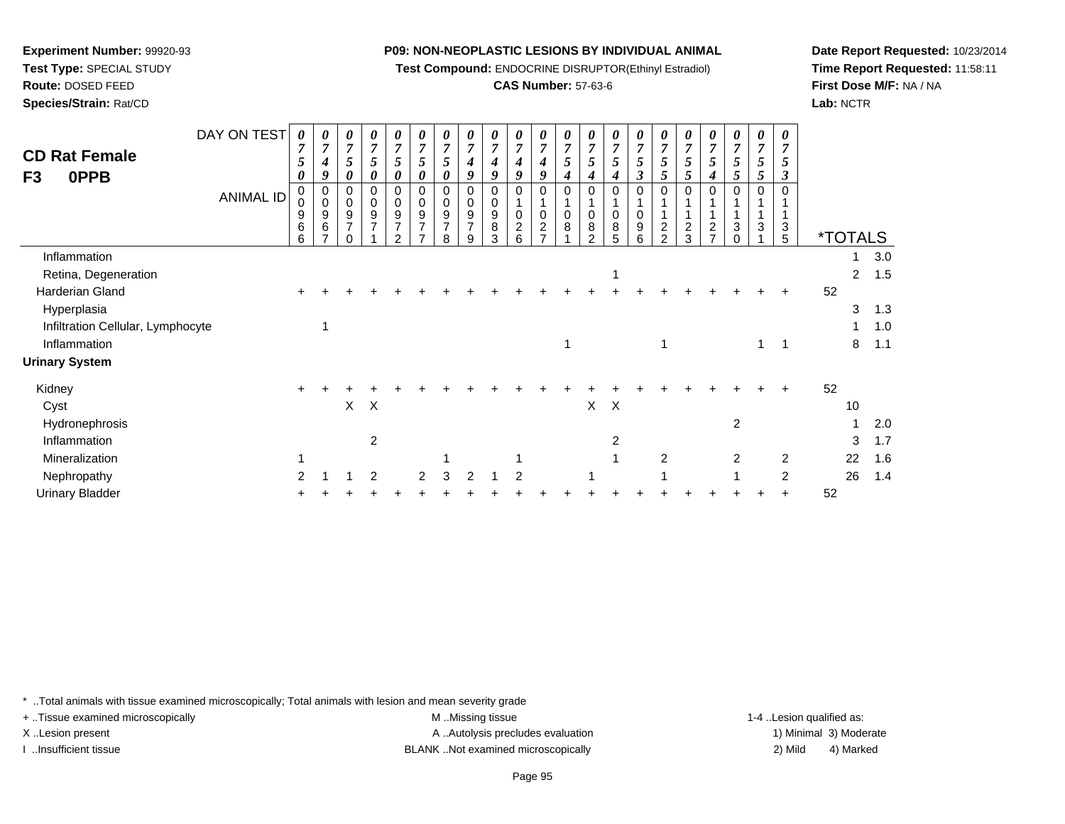**Experiment Number:** 99920-93
**Test Type:** SPECIAL STUDY
**Route:** DOSED FEED
**Species/Strain:** Rat/CD

**P09: NON-NEOPLASTIC LESIONS BY INDIVIDUAL ANIMAL**
**Test Compound:** ENDOCRINE DISRUPTOR(Ethinyl Estradiol)
**CAS Number:** 57-63-6

**Date Report Requested:** 10/23/2014
**Time Report Requested:** 11:58:11
**First Dose M/F:** NA / NA
**Lab:** NCTR

## CD Rat Female
## F3 0PPB

| DAY ON TEST | 0750 | 0749 | 0750 | 0750 | 0750 | 0750 | 0750 | 0749 | 0749 | 0749 | 0749 | 0754 | 0754 | 0754 | 0753 | 0755 | 0755 | 0754 | 0755 | 0755 | 0753 | *TOTALS | |
|---|---|---|---|---|---|---|---|---|---|---|---|---|---|---|---|---|---|---|---|---|---|---|---|
| ANIMAL ID | 00966 | 00967 | 00970 | 00971 | 00972 | 00977 | 00978 | 00979 | 00983 | 01026 | 01027 | 01081 | 01082 | 01085 | 01096 | 01122 | 01123 | 01127 | 01130 | 01131 | 01135 | | |
| Inflammation | | | | | | | | | | | | | | | | | | | | | | 1 | 3.0 |
| Retina, Degeneration | | | | | | | | | | | | | | 1 | | | | | | | | 2 | 1.5 |
| Harderian Gland | + | + | + | + | + | + | + | + | + | + | + | + | + | + | + | + | + | + | + | + | + | 52 | |
| Hyperplasia | | | | | | | | | | | | | | | | | | | | | | 3 | 1.3 |
| Infiltration Cellular, Lymphocyte | | 1 | | | | | | | | | | | | | | | | | | | | 1 | 1.0 |
| Inflammation | | | | | | | | | | | | 1 | | | | 1 | | | | 1 | 1 | 8 | 1.1 |
| **Urinary System** | | | | | | | | | | | | | | | | | | | | | | | |
| Kidney | + | + | + | + | + | + | + | + | + | + | + | + | + | + | + | + | + | + | + | + | + | 52 | |
| Cyst | | | X | X | | | | | | | | | X | X | | | | | | | | 10 | |
| Hydronephrosis | | | | | | | | | | | | | | | | | | | 2 | | | 1 | 2.0 |
| Inflammation | | | | 2 | | | | | | | | | | 2 | | | | | | | | 3 | 1.7 |
| Mineralization | 1 | | | | | | 1 | | | 1 | | | | 1 | | 2 | | | 2 | | 2 | 22 | 1.6 |
| Nephropathy | 2 | 1 | 1 | 2 | | 2 | 3 | 2 | 1 | 2 | | | 1 | | | 1 | | | 1 | | 2 | 26 | 1.4 |
| Urinary Bladder | + | + | + | + | + | + | + | + | + | + | + | + | + | + | + | + | + | + | + | + | + | 52 | |

\* ..Total animals with tissue examined microscopically; Total animals with lesion and mean severity grade
+ ..Tissue examined microscopically
X ..Lesion present
I ..Insufficient tissue
M ..Missing tissue
A ..Autolysis precludes evaluation
BLANK ..Not examined microscopically
1-4 ..Lesion qualified as:
1) Minimal 3) Moderate
2) Mild 4) Marked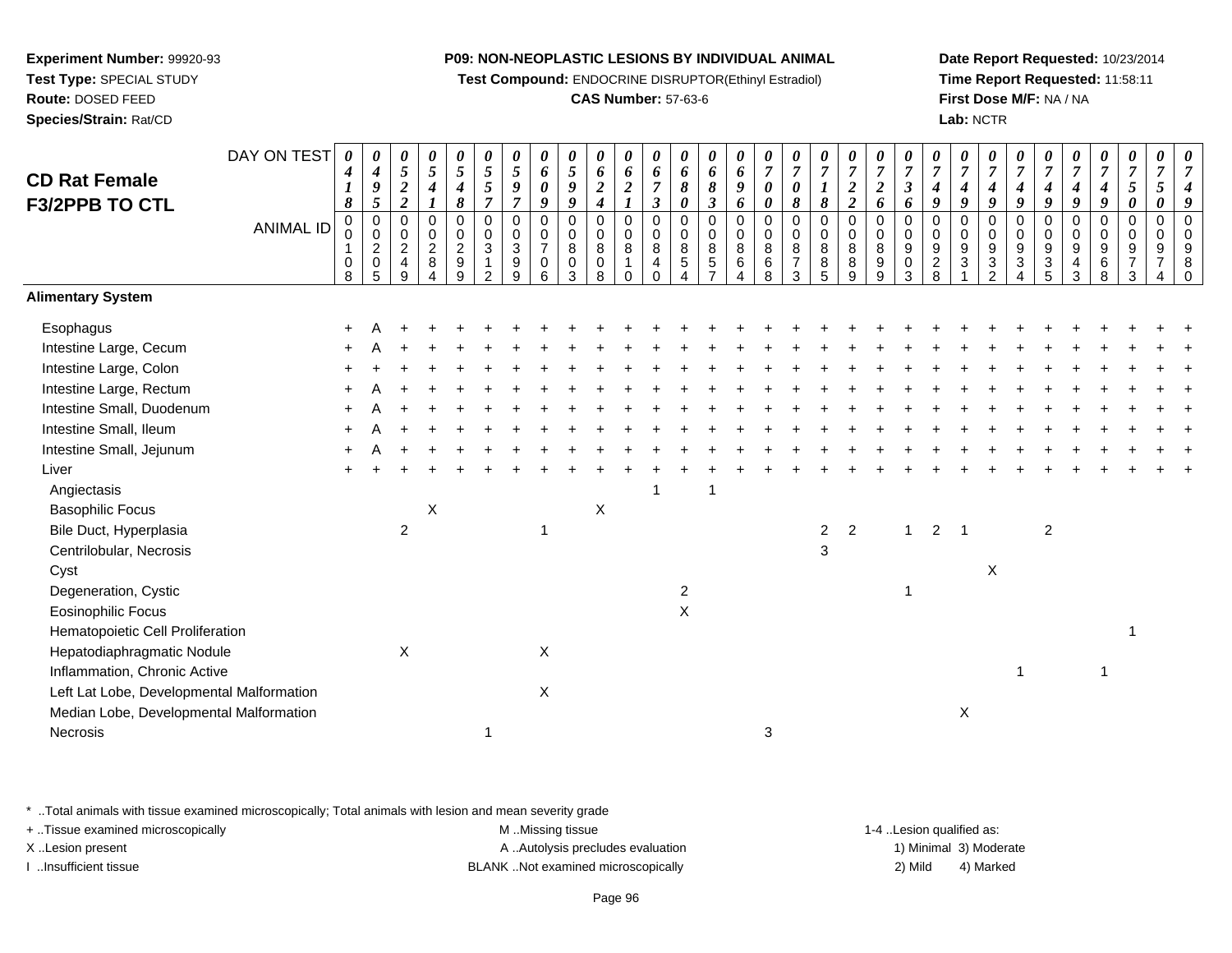**Experiment Number:** 99920-93
**Test Type:** SPECIAL STUDY
**Route:** DOSED FEED
**Species/Strain:** Rat/CD

**P09: NON-NEOPLASTIC LESIONS BY INDIVIDUAL ANIMAL**
**Test Compound:** ENDOCRINE DISRUPTOR(Ethinyl Estradiol)
**CAS Number:** 57-63-6

**Date Report Requested:** 10/23/2014
**Time Report Requested:** 11:58:11
**First Dose M/F:** NA / NA
**Lab:** NCTR

## CD Rat Female F3/2PPB TO CTL

| DAY ON TEST | 0418 | 0495 | 0522 | 0541 | 0548 | 0557 | 0597 | 0609 | 0599 | 0624 | 0621 | 0673 | 0680 | 0683 | 0696 | 0700 | 0708 | 0718 | 0722 | 0726 | 0736 | 0749 | 0749 | 0749 | 0749 | 0749 | 0749 | 0749 | 0750 | 0750 | 0749 |
|---|---|---|---|---|---|---|---|---|---|---|---|---|---|---|---|---|---|---|---|---|---|---|---|---|---|---|---|---|---|---|---|
| **ANIMAL ID** | 00108 | 00205 | 00249 | 00284 | 00299 | 00312 | 00399 | 00706 | 00803 | 00808 | 00810 | 00840 | 00854 | 00857 | 00864 | 00868 | 00873 | 00885 | 00889 | 00899 | 00903 | 00928 | 00931 | 00932 | 00934 | 00935 | 00943 | 00968 | 00973 | 00974 | 00980 |
| **Alimentary System** | | | | | | | | | | | | | | | | | | | | | | | | | | | | | | | |
| Esophagus | + | A | + | + | + | + | + | + | + | + | + | + | + | + | + | + | + | + | + | + | + | + | + | + | + | + | + | + | + | + | + |
| Intestine Large, Cecum | + | A | + | + | + | + | + | + | + | + | + | + | + | + | + | + | + | + | + | + | + | + | + | + | + | + | + | + | + | + | + |
| Intestine Large, Colon | + | + | + | + | + | + | + | + | + | + | + | + | + | + | + | + | + | + | + | + | + | + | + | + | + | + | + | + | + | + | + |
| Intestine Large, Rectum | + | A | + | + | + | + | + | + | + | + | + | + | + | + | + | + | + | + | + | + | + | + | + | + | + | + | + | + | + | + | + |
| Intestine Small, Duodenum | + | A | + | + | + | + | + | + | + | + | + | + | + | + | + | + | + | + | + | + | + | + | + | + | + | + | + | + | + | + | + |
| Intestine Small, Ileum | + | A | + | + | + | + | + | + | + | + | + | + | + | + | + | + | + | + | + | + | + | + | + | + | + | + | + | + | + | + | + |
| Intestine Small, Jejunum | + | A | + | + | + | + | + | + | + | + | + | + | + | + | + | + | + | + | + | + | + | + | + | + | + | + | + | + | + | + | + |
| Liver | + | + | + | + | + | + | + | + | + | + | + | + | + | + | + | + | + | + | + | + | + | + | + | + | + | + | + | + | + | + | + |
| Angiectasis | | | | | | | | | | | | 1 | | 1 | | | | | | | | | | | | | | | | | |
| Basophilic Focus | | | | X | | | | | | X | | | | | | | | | | | | | | | | | | | | | |
| Bile Duct, Hyperplasia | | | 2 | | | | | 1 | | | | | | | | | | 2 | 2 | | 1 | 2 | 1 | | | 2 | | | | | |
| Centrilobular, Necrosis | | | | | | | | | | | | | | | | | | 3 | | | | | | | | | | | | | |
| Cyst | | | | | | | | | | | | | | | | | | | | | | | | X | | | | | | | |
| Degeneration, Cystic | | | | | | | | | | | | | 2 | | | | | | | | 1 | | | | | | | | | | |
| Eosinophilic Focus | | | | | | | | | | | | | X | | | | | | | | | | | | | | | | | | |
| Hematopoietic Cell Proliferation | | | | | | | | | | | | | | | | | | | | | | | | | | | | | 1 | | |
| Hepatodiaphragmatic Nodule | | | X | | | | | X | | | | | | | | | | | | | | | | | | | | | | | |
| Inflammation, Chronic Active | | | | | | | | | | | | | | | | | | | | | | | | | 1 | | | 1 | | | |
| Left Lat Lobe, Developmental Malformation | | | | | | | | X | | | | | | | | | | | | | | | | | | | | | | | |
| Median Lobe, Developmental Malformation | | | | | | | | | | | | | | | | | | | | | | | X | | | | | | | | |
| Necrosis | | | | | | 1 | | | | | | | | | | 3 | | | | | | | | | | | | | | | |

* ..Total animals with tissue examined microscopically; Total animals with lesion and mean severity grade
+ ..Tissue examined microscopically
X ..Lesion present
I ..Insufficient tissue

M ..Missing tissue
A ..Autolysis precludes evaluation
BLANK ..Not examined microscopically

1-4 ..Lesion qualified as:
1) Minimal 3) Moderate
2) Mild 4) Marked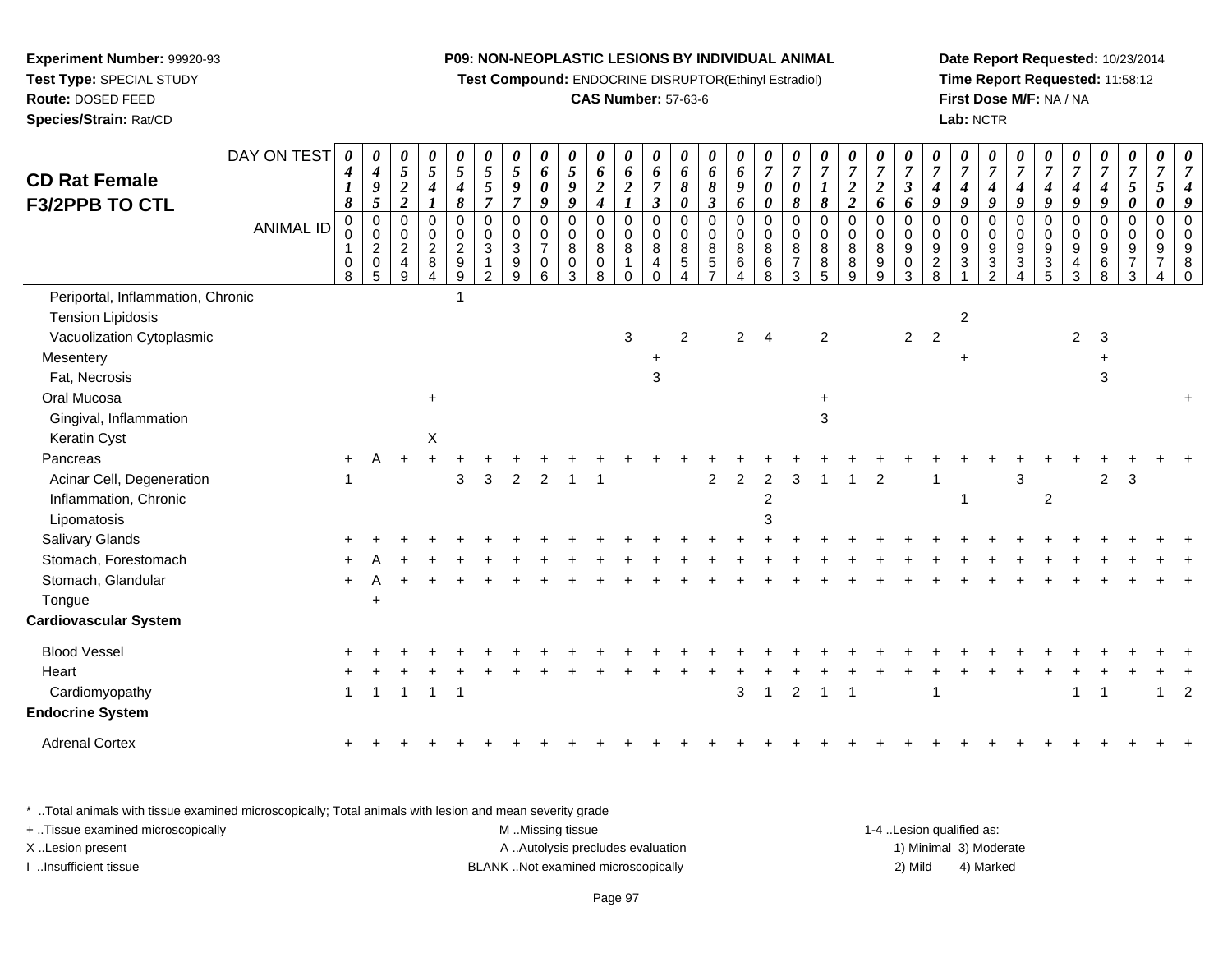**Experiment Number:** 99920-93
**Test Type:** SPECIAL STUDY
**Route:** DOSED FEED
**Species/Strain:** Rat/CD

**P09: NON-NEOPLASTIC LESIONS BY INDIVIDUAL ANIMAL**
**Test Compound:** ENDOCRINE DISRUPTOR(Ethinyl Estradiol)
**CAS Number:** 57-63-6

**Date Report Requested:** 10/23/2014
**Time Report Requested:** 11:58:12
**First Dose M/F:** NA / NA
**Lab:** NCTR

## CD Rat Female F3/2PPB TO CTL

| DAY ON TEST | 0418 | 0495 | 0522 | 0541 | 0548 | 0557 | 0597 | 0609 | 0599 | 0624 | 0621 | 0673 | 0680 | 0683 | 0696 | 0700 | 0708 | 0718 | 0722 | 0726 | 0736 | 0749 | 0749 | 0749 | 0749 | 0749 | 0749 | 0749 | 0750 | 0750 | 0749 |
|---|---|---|---|---|---|---|---|---|---|---|---|---|---|---|---|---|---|---|---|---|---|---|---|---|---|---|---|---|---|---|---|
| **ANIMAL ID** | 00108 | 00205 | 00249 | 00284 | 00299 | 00312 | 00399 | 00706 | 00803 | 00808 | 00810 | 00840 | 00854 | 00857 | 00864 | 00868 | 00873 | 00885 | 00889 | 00899 | 00903 | 00928 | 00931 | 00932 | 00934 | 00935 | 00943 | 00968 | 00973 | 00974 | 00980 |
| Periportal, Inflammation, Chronic | | | | | 1 | | | | | | | | | | | | | | | | | | | | | | | | | | |
| Tension Lipidosis | | | | | | | | | | | | | | | | | | | | | | | 2 | | | | | | | | |
| Vacuolization Cytoplasmic | | | | | | | | | | | 3 | | 2 | | 2 | 4 | | 2 | | | 2 | 2 | | | | | 2 | 3 | | | |
| Mesentery | | | | | | | | | | | | + | | | | | | | | | | | + | | | | | + | | | |
| Fat, Necrosis | | | | | | | | | | | | 3 | | | | | | | | | | | | | | | | 3 | | | |
| Oral Mucosa | | | | + | | | | | | | | | | | | | | + | | | | | | | | | | | | | + |
| Gingival, Inflammation | | | | | | | | | | | | | | | | | | 3 | | | | | | | | | | | | | |
| Keratin Cyst | | | | X | | | | | | | | | | | | | | | | | | | | | | | | | | | |
| Pancreas | + | A | + | + | + | + | + | + | + | + | + | + | + | + | + | + | + | + | + | + | + | + | + | + | + | + | + | + | + | + | + |
| Acinar Cell, Degeneration | 1 | | | | 3 | 3 | 2 | 2 | 1 | 1 | | | | 2 | 2 | 2 | 3 | 1 | 1 | 2 | | 1 | | | 3 | | | 2 | 3 | | |
| Inflammation, Chronic | | | | | | | | | | | | | | | | 2 | | | | | | | 1 | | | 2 | | | | | |
| Lipomatosis | | | | | | | | | | | | | | | | 3 | | | | | | | | | | | | | | | |
| Salivary Glands | + | + | + | + | + | + | + | + | + | + | + | + | + | + | + | + | + | + | + | + | + | + | + | + | + | + | + | + | + | + | + |
| Stomach, Forestomach | + | A | + | + | + | + | + | + | + | + | + | + | + | + | + | + | + | + | + | + | + | + | + | + | + | + | + | + | + | + | + |
| Stomach, Glandular | + | A | + | + | + | + | + | + | + | + | + | + | + | + | + | + | + | + | + | + | + | + | + | + | + | + | + | + | + | + | + |
| Tongue | | + | | | | | | | | | | | | | | | | | | | | | | | | | | | | | |
| **Cardiovascular System** | | | | | | | | | | | | | | | | | | | | | | | | | | | | | | | |
| Blood Vessel | + | + | + | + | + | + | + | + | + | + | + | + | + | + | + | + | + | + | + | + | + | + | + | + | + | + | + | + | + | + | + |
| Heart | + | + | + | + | + | + | + | + | + | + | + | + | + | + | + | + | + | + | + | + | + | + | + | + | + | + | + | + | + | + | + |
| Cardiomyopathy | 1 | 1 | 1 | 1 | 1 | | | | | | | | | | 3 | 1 | 2 | 1 | 1 | | | 1 | | | | | 1 | 1 | | 1 | 2 |
| **Endocrine System** | | | | | | | | | | | | | | | | | | | | | | | | | | | | | | | |
| Adrenal Cortex | + | + | + | + | + | + | + | + | + | + | + | + | + | + | + | + | + | + | + | + | + | + | + | + | + | + | + | + | + | + | + |

\* ..Total animals with tissue examined microscopically; Total animals with lesion and mean severity grade
+ ..Tissue examined microscopically
X ..Lesion present
I ..Insufficient tissue

M ..Missing tissue
A ..Autolysis precludes evaluation
BLANK ..Not examined microscopically

1-4 ..Lesion qualified as:
1) Minimal 3) Moderate
2) Mild 4) Marked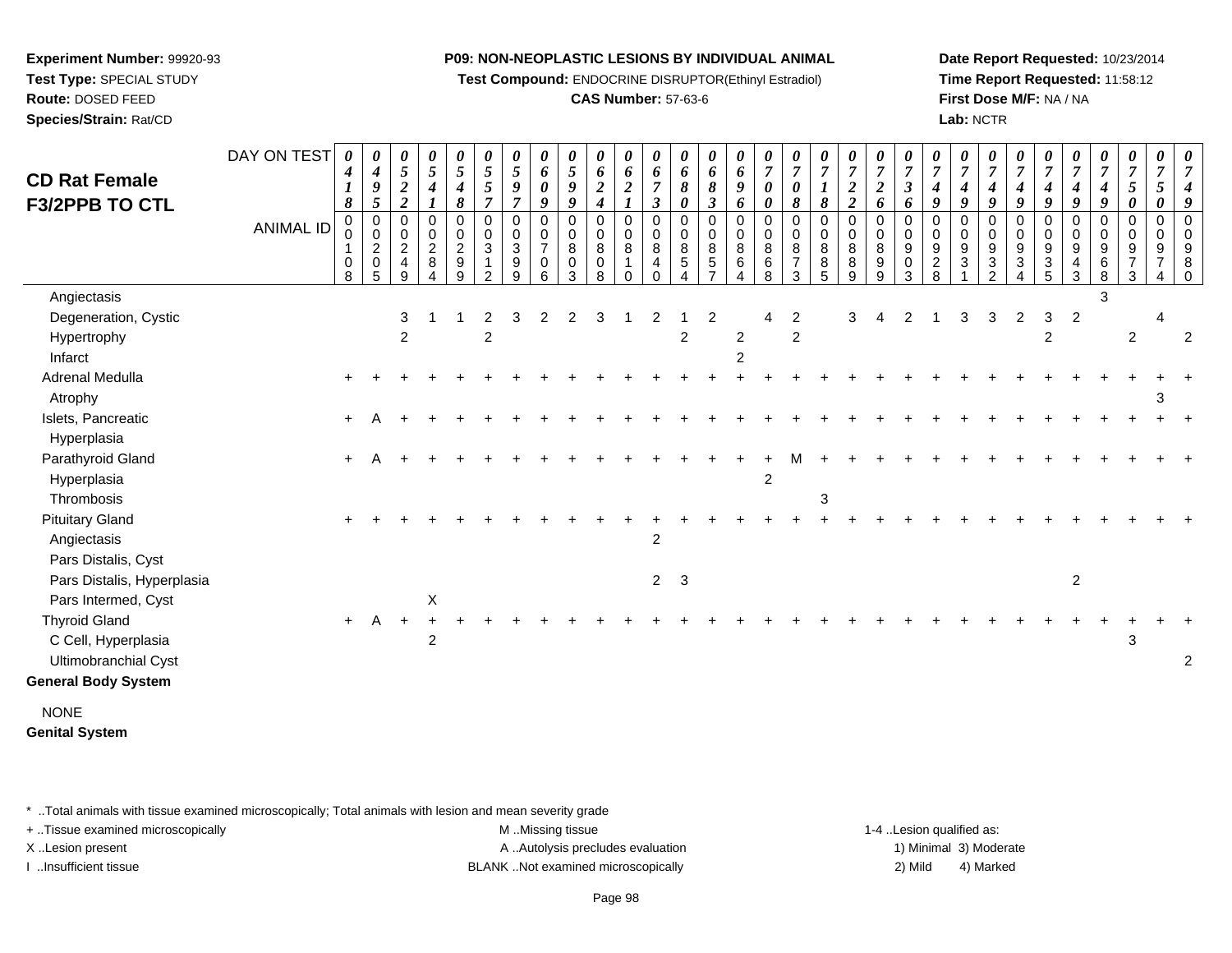**Experiment Number:** 99920-93
**Test Type:** SPECIAL STUDY
**Route:** DOSED FEED
**Species/Strain:** Rat/CD

**P09: NON-NEOPLASTIC LESIONS BY INDIVIDUAL ANIMAL**
**Test Compound:** ENDOCRINE DISRUPTOR(Ethinyl Estradiol)
**CAS Number:** 57-63-6

**Date Report Requested:** 10/23/2014
**Time Report Requested:** 11:58:12
**First Dose M/F:** NA / NA
**Lab:** NCTR

## CD Rat Female F3/2PPB TO CTL

| DAY ON TEST | 0418 | 0495 | 0522 | 0541 | 0548 | 0557 | 0597 | 0609 | 0599 | 0624 | 0621 | 0673 | 0680 | 0683 | 0696 | 0700 | 0708 | 0718 | 0722 | 0726 | 0736 | 0749 | 0749 | 0749 | 0749 | 0749 | 0749 | 0749 | 0750 | 0750 | 0749 |
|---|---|---|---|---|---|---|---|---|---|---|---|---|---|---|---|---|---|---|---|---|---|---|---|---|---|---|---|---|---|---|---|
| **ANIMAL ID** | 00108 | 00205 | 00249 | 00284 | 00299 | 00312 | 00399 | 00706 | 00803 | 00808 | 00810 | 00840 | 00854 | 00857 | 00864 | 00868 | 00873 | 00885 | 00889 | 00899 | 00903 | 00928 | 00931 | 00932 | 00934 | 00935 | 00943 | 00968 | 00973 | 00974 | 00980 |
| Angiectasis | | | | | | | | | | | | | | | | | | | | | | | | | | | | 3 | | | |
| Degeneration, Cystic | | | 3 | 1 | 1 | 2 | 3 | 2 | 2 | 3 | 1 | 2 | 1 | 2 | | 4 | 2 | | 3 | 4 | 2 | 1 | 3 | 3 | 2 | 3 | 2 | | | 4 | |
| Hypertrophy | | | 2 | | | 2 | | | | | | | 2 | | 2 | | 2 | | | | | | | | | 2 | | | 2 | | 2 |
| Infarct | | | | | | | | | | | | | | | 2 | | | | | | | | | | | | | | | | |
| Adrenal Medulla | + | + | + | + | + | + | + | + | + | + | + | + | + | + | + | + | + | + | + | + | + | + | + | + | + | + | + | + | + | + | + |
| Atrophy | | | | | | | | | | | | | | | | | | | | | | | | | | | | | | 3 | |
| Islets, Pancreatic | + | A | + | + | + | + | + | + | + | + | + | + | + | + | + | + | + | + | + | + | + | + | + | + | + | + | + | + | + | + | + |
| Hyperplasia | | | | | | | | | | | | | | | | | | | | | | | | | | | | | | | |
| Parathyroid Gland | + | A | + | + | + | + | + | + | + | + | + | + | + | + | + | + | M | + | + | + | + | + | + | + | + | + | + | + | + | + | + |
| Hyperplasia | | | | | | | | | | | | | | | | 2 | | | | | | | | | | | | | | | |
| Thrombosis | | | | | | | | | | | | | | | | | | 3 | | | | | | | | | | | | | |
| Pituitary Gland | + | + | + | + | + | + | + | + | + | + | + | + | + | + | + | + | + | + | + | + | + | + | + | + | + | + | + | + | + | + | + |
| Angiectasis | | | | | | | | | | | | 2 | | | | | | | | | | | | | | | | | | | |
| Pars Distalis, Cyst | | | | | | | | | | | | | | | | | | | | | | | | | | | | | | | |
| Pars Distalis, Hyperplasia | | | | | | | | | | | | 2 | 3 | | | | | | | | | | | | | | 2 | | | | |
| Pars Intermed, Cyst | | | | X | | | | | | | | | | | | | | | | | | | | | | | | | | | |
| Thyroid Gland | + | A | + | + | + | + | + | + | + | + | + | + | + | + | + | + | + | + | + | + | + | + | + | + | + | + | + | + | + | + | + |
| C Cell, Hyperplasia | | | | 2 | | | | | | | | | | | | | | | | | | | | | | | | | 3 | | |
| Ultimobranchial Cyst | | | | | | | | | | | | | | | | | | | | | | | | | | | | | | | 2 |

**General Body System**

NONE

**Genital System**

* ..Total animals with tissue examined microscopically; Total animals with lesion and mean severity grade
+ ..Tissue examined microscopically
X ..Lesion present
I ..Insufficient tissue

M ..Missing tissue
A ..Autolysis precludes evaluation
BLANK ..Not examined microscopically

1-4 ..Lesion qualified as:
1) Minimal 3) Moderate
2) Mild 4) Marked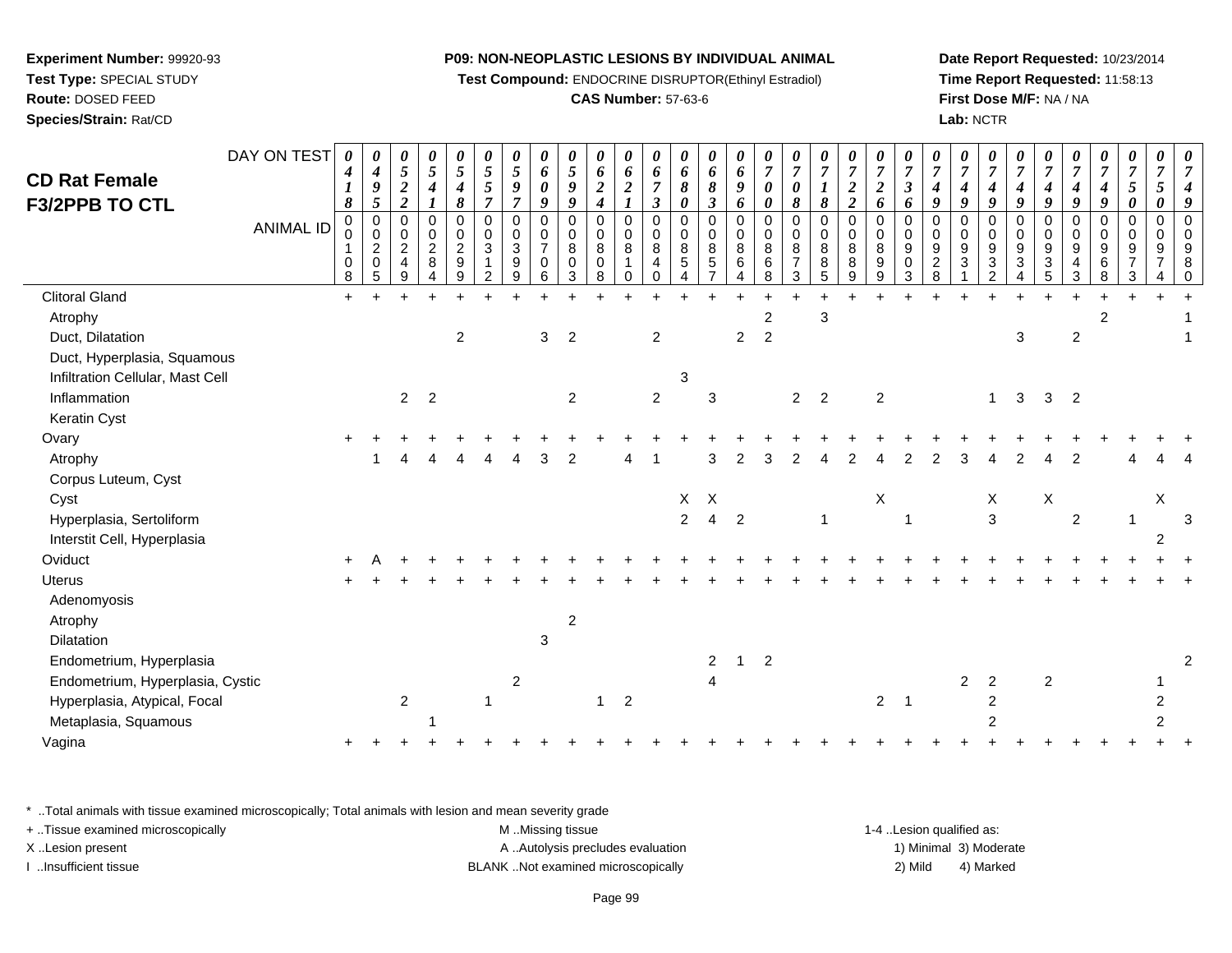**Experiment Number:** 99920-93
**Test Type:** SPECIAL STUDY
**Route:** DOSED FEED
**Species/Strain:** Rat/CD

**P09: NON-NEOPLASTIC LESIONS BY INDIVIDUAL ANIMAL**
**Test Compound:** ENDOCRINE DISRUPTOR(Ethinyl Estradiol)
**CAS Number:** 57-63-6

**Date Report Requested:** 10/23/2014
**Time Report Requested:** 11:58:13
**First Dose M/F:** NA / NA
**Lab:** NCTR

## CD Rat Female F3/2PPB TO CTL

| DAY ON TEST | 0418 | 0495 | 0522 | 0541 | 0548 | 0557 | 0597 | 0609 | 0599 | 0624 | 0621 | 0673 | 0680 | 0683 | 0696 | 0700 | 0708 | 0718 | 0722 | 0726 | 0736 | 0749 | 0749 | 0749 | 0749 | 0749 | 0749 | 0749 | 0750 | 0750 | 0749 |
|---|---|---|---|---|---|---|---|---|---|---|---|---|---|---|---|---|---|---|---|---|---|---|---|---|---|---|---|---|---|---|---|
| **ANIMAL ID** | 00108 | 00205 | 00249 | 00284 | 00299 | 00312 | 00399 | 00706 | 00803 | 00808 | 00810 | 00840 | 00854 | 00857 | 00864 | 00868 | 00873 | 00885 | 00889 | 00899 | 00903 | 00928 | 00931 | 00932 | 00934 | 00935 | 00943 | 00968 | 00973 | 00974 | 00980 |
| Clitoral Gland | + | + | + | + | + | + | + | + | + | + | + | + | + | + | + | + | + | + | + | + | + | + | + | + | + | + | + | + | + | + | + |
| Atrophy | | | | | | | | | | | | | | | | 2 | | 3 | | | | | | | | | | 2 | | | 1 |
| Duct, Dilatation | | | | | 2 | | | 3 | 2 | | | 2 | | | 2 | 2 | | | | | | | | | 3 | | 2 | | | | 1 |
| Duct, Hyperplasia, Squamous | | | | | | | | | | | | | | | | | | | | | | | | | | | | | | | |
| Infiltration Cellular, Mast Cell | | | | | | | | | | | | | 3 | | | | | | | | | | | | | | | | | | |
| Inflammation | | | 2 | 2 | | | | | 2 | | | 2 | | 3 | | | 2 | 2 | | 2 | | | | 1 | 3 | 3 | 2 | | | | |
| Keratin Cyst | | | | | | | | | | | | | | | | | | | | | | | | | | | | | | | |
| Ovary | + | + | + | + | + | + | + | + | + | + | + | + | + | + | + | + | + | + | + | + | + | + | + | + | + | + | + | + | + | + | + |
| Atrophy | | 1 | 4 | 4 | 4 | 4 | 4 | 3 | 2 | | 4 | 1 | | 3 | 2 | 3 | 2 | 4 | 2 | 4 | 2 | 2 | 3 | 4 | 2 | 4 | 2 | | 4 | 4 | 4 |
| Corpus Luteum, Cyst | | | | | | | | | | | | | | | | | | | | | | | | | | | | | | | |
| Cyst | | | | | | | | | | | | | X | X | | | | | | X | | | | X | | X | | | | X | |
| Hyperplasia, Sertoliform | | | | | | | | | | | | | 2 | 4 | 2 | | | 1 | | | 1 | | | 3 | | | 2 | | 1 | | 3 |
| Interstit Cell, Hyperplasia | | | | | | | | | | | | | | | | | | | | | | | | | | | | | | 2 | |
| Oviduct | + | A | + | + | + | + | + | + | + | + | + | + | + | + | + | + | + | + | + | + | + | + | + | + | + | + | + | + | + | + | + |
| Uterus | + | + | + | + | + | + | + | + | + | + | + | + | + | + | + | + | + | + | + | + | + | + | + | + | + | + | + | + | + | + | + |
| Adenomyosis | | | | | | | | | | | | | | | | | | | | | | | | | | | | | | | |
| Atrophy | | | | | | | | | 2 | | | | | | | | | | | | | | | | | | | | | | |
| Dilatation | | | | | | | | 3 | | | | | | | | | | | | | | | | | | | | | | | |
| Endometrium, Hyperplasia | | | | | | | | | | | | | | 2 | 1 | 2 | | | | | | | | | | | | | | | 2 |
| Endometrium, Hyperplasia, Cystic | | | | | | | 2 | | | | | | | 4 | | | | | | | | | 2 | 2 | | 2 | | | | 1 | |
| Hyperplasia, Atypical, Focal | | | 2 | | | 1 | | | | 1 | 2 | | | | | | | | | 2 | 1 | | | 2 | | | | | | 2 | |
| Metaplasia, Squamous | | | | 1 | | | | | | | | | | | | | | | | | | | | 2 | | | | | | 2 | |
| Vagina | + | + | + | + | + | + | + | + | + | + | + | + | + | + | + | + | + | + | + | + | + | + | + | + | + | + | + | + | + | + | + |

* ..Total animals with tissue examined microscopically; Total animals with lesion and mean severity grade
+ ..Tissue examined microscopically
X ..Lesion present
I ..Insufficient tissue
M ..Missing tissue
A ..Autolysis precludes evaluation
BLANK ..Not examined microscopically
1-4 ..Lesion qualified as: 1) Minimal 2) Mild 3) Moderate 4) Marked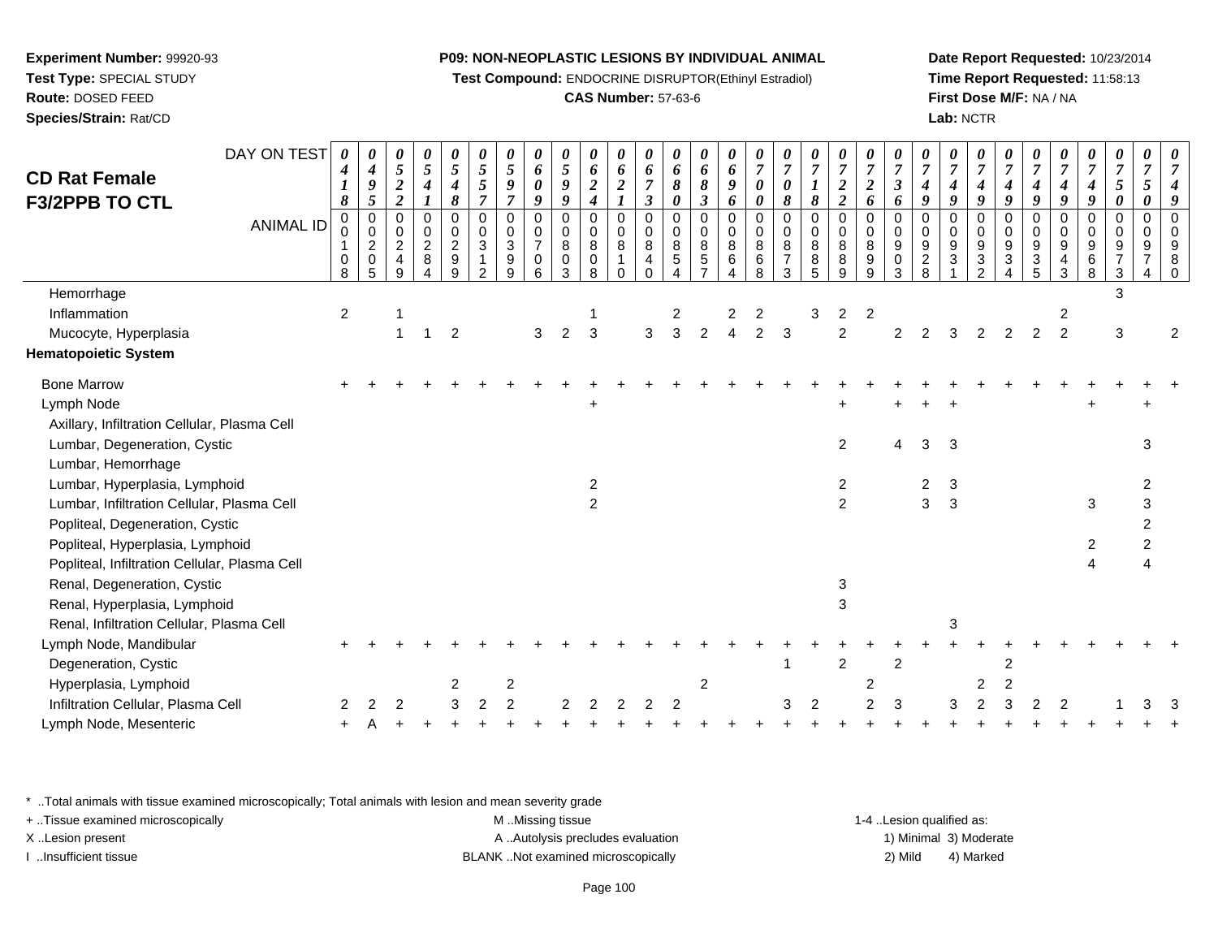**Experiment Number:** 99920-93
**Test Type:** SPECIAL STUDY
**Route:** DOSED FEED
**Species/Strain:** Rat/CD

**P09: NON-NEOPLASTIC LESIONS BY INDIVIDUAL ANIMAL**
**Test Compound:** ENDOCRINE DISRUPTOR(Ethinyl Estradiol)
**CAS Number:** 57-63-6

**Date Report Requested:** 10/23/2014
**Time Report Requested:** 11:58:13
**First Dose M/F:** NA / NA
**Lab:** NCTR

## CD Rat Female F3/2PPB TO CTL

| DAY ON TEST | 0418 | 0495 | 0522 | 0541 | 0548 | 0557 | 0597 | 0609 | 0599 | 0624 | 0621 | 0673 | 0680 | 0683 | 0696 | 0700 | 0708 | 0718 | 0722 | 0726 | 0736 | 0749 | 0749 | 0749 | 0749 | 0749 | 0749 | 0749 | 0750 | 0750 | 0749 |
|---|---|---|---|---|---|---|---|---|---|---|---|---|---|---|---|---|---|---|---|---|---|---|---|---|---|---|---|---|---|---|---|
| **ANIMAL ID** | 00108 | 00205 | 00249 | 00284 | 00299 | 00312 | 00399 | 00706 | 00803 | 00808 | 00810 | 00840 | 00854 | 00857 | 00864 | 00868 | 00873 | 00885 | 00889 | 00899 | 00903 | 00928 | 00931 | 00932 | 00934 | 00935 | 00943 | 00968 | 00973 | 00974 | 00980 |
| Hemorrhage | | | | | | | | | | | | | | | | | | | | | | | | | | | | | 3 | | |
| Inflammation | 2 | | 1 | | | | | | | 1 | | | 2 | | 2 | 2 | | 3 | 2 | 2 | | | | | | | 2 | | | | |
| Mucocyte, Hyperplasia | | | 1 | 1 | 2 | | | 3 | 2 | 3 | | 3 | 3 | 2 | 4 | 2 | 3 | | 2 | | 2 | 2 | 3 | 2 | 2 | 2 | 2 | | 3 | | 2 |
| **Hematopoietic System** | | | | | | | | | | | | | | | | | | | | | | | | | | | | | | | |
| Bone Marrow | + | + | + | + | + | + | + | + | + | + | + | + | + | + | + | + | + | + | + | + | + | + | + | + | + | + | + | + | + | + | + |
| Lymph Node | | | | | | | | | | + | | | | | | | | | + | | + | + | + | | | | | + | | + | |
| Axillary, Infiltration Cellular, Plasma Cell | | | | | | | | | | | | | | | | | | | | | | | | | | | | | | | |
| Lumbar, Degeneration, Cystic | | | | | | | | | | | | | | | | | | | 2 | | 4 | 3 | 3 | | | | | | | 3 | |
| Lumbar, Hemorrhage | | | | | | | | | | | | | | | | | | | | | | | | | | | | | | | |
| Lumbar, Hyperplasia, Lymphoid | | | | | | | | | | 2 | | | | | | | | | 2 | | | 2 | 3 | | | | | | | 2 | |
| Lumbar, Infiltration Cellular, Plasma Cell | | | | | | | | | | 2 | | | | | | | | | 2 | | | 3 | 3 | | | | | 3 | | 3 | |
| Popliteal, Degeneration, Cystic | | | | | | | | | | | | | | | | | | | | | | | | | | | | | | 2 | |
| Popliteal, Hyperplasia, Lymphoid | | | | | | | | | | | | | | | | | | | | | | | | | | | | 2 | | 2 | |
| Popliteal, Infiltration Cellular, Plasma Cell | | | | | | | | | | | | | | | | | | | | | | | | | | | | 4 | | 4 | |
| Renal, Degeneration, Cystic | | | | | | | | | | | | | | | | | | | 3 | | | | | | | | | | | | |
| Renal, Hyperplasia, Lymphoid | | | | | | | | | | | | | | | | | | | 3 | | | | | | | | | | | | |
| Renal, Infiltration Cellular, Plasma Cell | | | | | | | | | | | | | | | | | | | | | | | 3 | | | | | | | | |
| Lymph Node, Mandibular | + | + | + | + | + | + | + | + | + | + | + | + | + | + | + | + | + | + | + | + | + | + | + | + | + | + | + | + | + | + | + |
| Degeneration, Cystic | | | | | | | | | | | | | | | | | 1 | | 2 | | 2 | | | | 2 | | | | | | |
| Hyperplasia, Lymphoid | | | | | 2 | | 2 | | | | | | | 2 | | | | | | 2 | | | | 2 | 2 | | | | | | |
| Infiltration Cellular, Plasma Cell | 2 | 2 | 2 | | 3 | 2 | 2 | | 2 | 2 | 2 | 2 | 2 | | | | 3 | 2 | | 2 | 3 | | 3 | 2 | 3 | 2 | 2 | | 1 | 3 | 3 |
| Lymph Node, Mesenteric | + | A | + | + | + | + | + | + | + | + | + | + | + | + | + | + | + | + | + | + | + | + | + | + | + | + | + | + | + | + | + |

\* ..Total animals with tissue examined microscopically; Total animals with lesion and mean severity grade
+ ..Tissue examined microscopically
X ..Lesion present
I ..Insufficient tissue

M ..Missing tissue
A ..Autolysis precludes evaluation
BLANK ..Not examined microscopically

1-4 ..Lesion qualified as:
1) Minimal 3) Moderate
2) Mild 4) Marked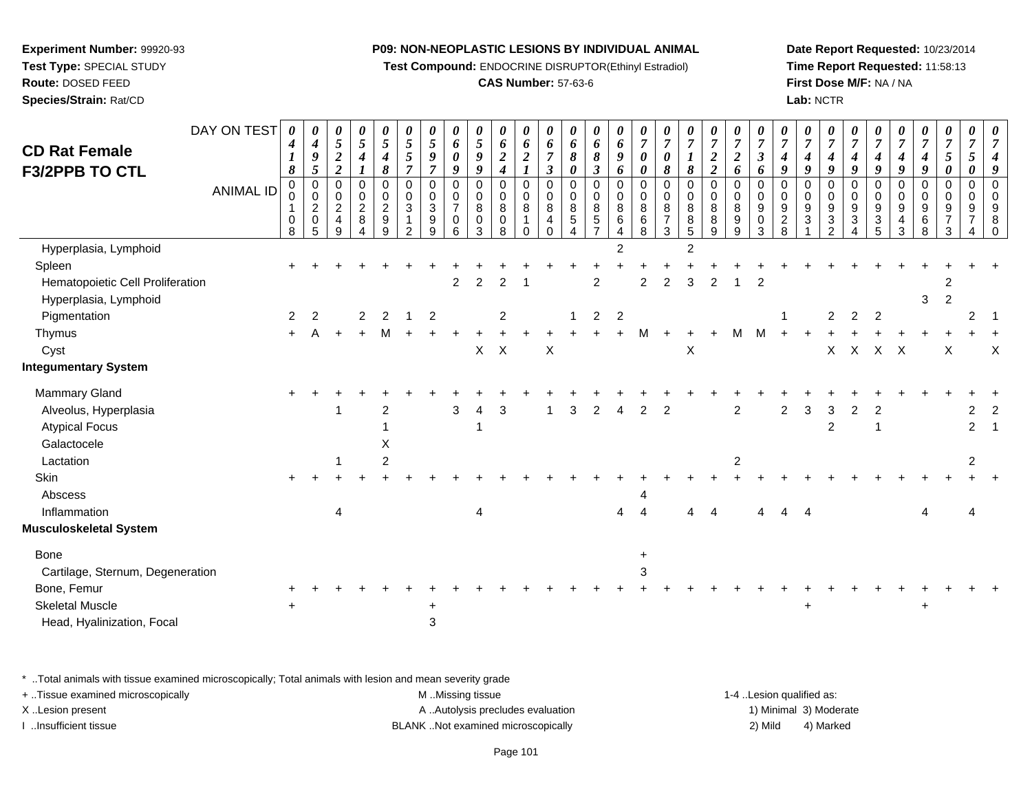**Experiment Number:** 99920-93
**Test Type:** SPECIAL STUDY
**Route:** DOSED FEED
**Species/Strain:** Rat/CD

**P09: NON-NEOPLASTIC LESIONS BY INDIVIDUAL ANIMAL**
**Test Compound:** ENDOCRINE DISRUPTOR(Ethinyl Estradiol)
**CAS Number:** 57-63-6

**Date Report Requested:** 10/23/2014
**Time Report Requested:** 11:58:13
**First Dose M/F:** NA / NA
**Lab:** NCTR

## CD Rat Female F3/2PPB TO CTL

| DAY ON TEST | 0418 | 0495 | 0522 | 0541 | 0548 | 0557 | 0597 | 0609 | 0599 | 0624 | 0621 | 0673 | 0680 | 0683 | 0696 | 0700 | 0708 | 0718 | 0722 | 0726 | 0736 | 0749 | 0749 | 0749 | 0749 | 0749 | 0749 | 0749 | 0750 | 0750 | 0749 |
|---|---|---|---|---|---|---|---|---|---|---|---|---|---|---|---|---|---|---|---|---|---|---|---|---|---|---|---|---|---|---|---|
| **ANIMAL ID** | 00108 | 00205 | 00249 | 00284 | 00299 | 00312 | 00399 | 00706 | 00803 | 00808 | 00810 | 00840 | 00854 | 00857 | 00864 | 00868 | 00873 | 00885 | 00889 | 00899 | 00903 | 00928 | 00931 | 00932 | 00934 | 00935 | 00943 | 00968 | 00973 | 00974 | 00980 |
| Hyperplasia, Lymphoid | | | | | | | | | | | | | | | 2 | | | 2 | | | | | | | | | | | | | |
| Spleen | + | + | + | + | + | + | + | + | + | + | + | + | + | + | + | + | + | + | + | + | + | + | + | + | + | + | + | + | + | + | + |
| Hematopoietic Cell Proliferation | | | | | | | | 2 | 2 | 2 | 1 | | | 2 | | 2 | 2 | 3 | 2 | 1 | 2 | | | | | | | | 2 | | |
| Hyperplasia, Lymphoid | | | | | | | | | | | | | | | | | | | | | | | | | | | | 3 | 2 | | |
| Pigmentation | 2 | 2 | | 2 | 2 | 1 | 2 | | | 2 | | | 1 | 2 | 2 | | | | | | | 1 | | 2 | 2 | 2 | | | | 2 | 1 |
| Thymus | + | A | + | + | M | + | + | + | + | + | + | + | + | + | + | M | + | + | + | M | M | + | + | + | + | + | + | + | + | + | + |
| Cyst | | | | | | | | | X | X | | X | | | | | | X | | | | | | X | X | X | X | | X | | X |
| **Integumentary System** | | | | | | | | | | | | | | | | | | | | | | | | | | | | | | | |
| Mammary Gland | + | + | + | + | + | + | + | + | + | + | + | + | + | + | + | + | + | + | + | + | + | + | + | + | + | + | + | + | + | + | + |
| Alveolus, Hyperplasia | | | 1 | | 2 | | | 3 | 4 | 3 | | 1 | 3 | 2 | 4 | 2 | 2 | | | 2 | | 2 | 3 | 3 | 2 | 2 | | | | 2 | 2 |
| Atypical Focus | | | | | 1 | | | | 1 | | | | | | | | | | | | | | | 2 | | 1 | | | | 2 | 1 |
| Galactocele | | | | | X | | | | | | | | | | | | | | | | | | | | | | | | | | |
| Lactation | | | 1 | | 2 | | | | | | | | | | | | | | | 2 | | | | | | | | | | 2 | |
| Skin | + | + | + | + | + | + | + | + | + | + | + | + | + | + | + | + | + | + | + | + | + | + | + | + | + | + | + | + | + | + | + |
| Abscess | | | | | | | | | | | | | | | | 4 | | | | | | | | | | | | | | | |
| Inflammation | | | 4 | | | | | | 4 | | | | | | 4 | 4 | | 4 | 4 | | 4 | 4 | 4 | | | | | 4 | | 4 | |
| **Musculoskeletal System** | | | | | | | | | | | | | | | | | | | | | | | | | | | | | | | |
| Bone | | | | | | | | | | | | | | | | + | | | | | | | | | | | | | | | |
| Cartilage, Sternum, Degeneration | | | | | | | | | | | | | | | | 3 | | | | | | | | | | | | | | | |
| Bone, Femur | + | + | + | + | + | + | + | + | + | + | + | + | + | + | + | + | + | + | + | + | + | + | + | + | + | + | + | + | + | + | + |
| Skeletal Muscle | + | | | | | | + | | | | | | | | | | | | | | | | + | | | | | + | | | |
| Head, Hyalinization, Focal | | | | | | | 3 | | | | | | | | | | | | | | | | | | | | | | | | |

* ..Total animals with tissue examined microscopically; Total animals with lesion and mean severity grade
+ ..Tissue examined microscopically
X ..Lesion present
I ..Insufficient tissue
M ..Missing tissue
A ..Autolysis precludes evaluation
BLANK ..Not examined microscopically
1-4 ..Lesion qualified as: 1) Minimal 2) Mild 3) Moderate 4) Marked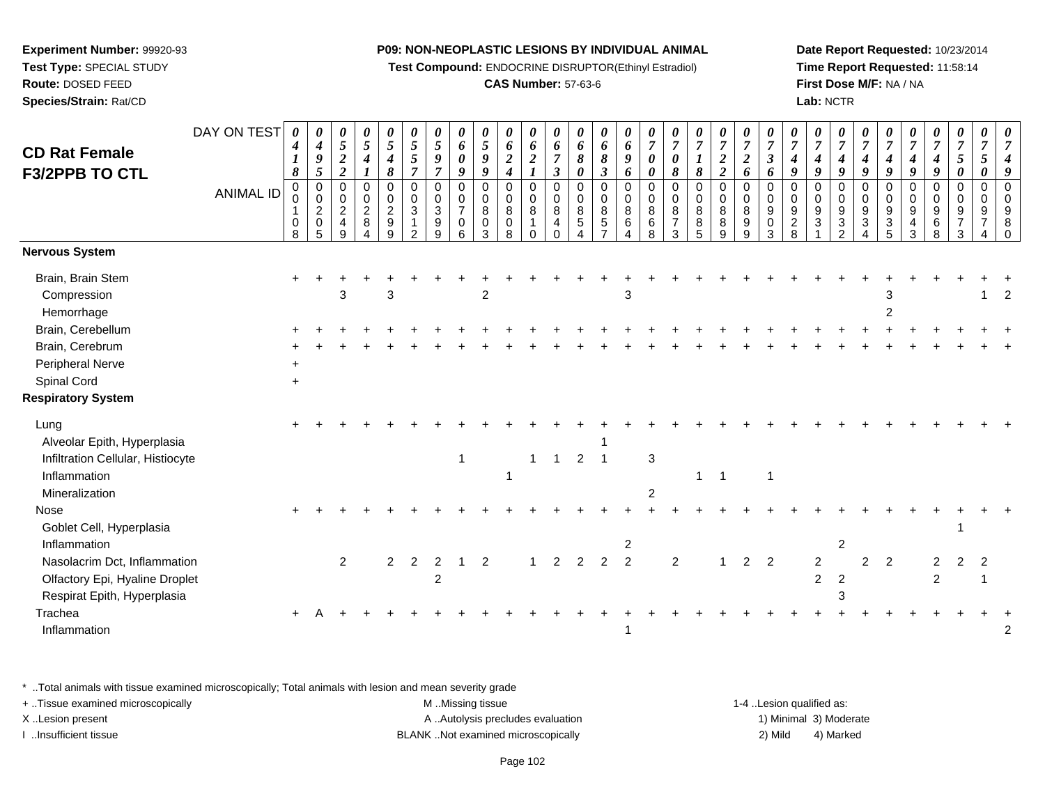**Experiment Number:** 99920-93
**Test Type:** SPECIAL STUDY
**Route:** DOSED FEED
**Species/Strain:** Rat/CD

**P09: NON-NEOPLASTIC LESIONS BY INDIVIDUAL ANIMAL**
**Test Compound:** ENDOCRINE DISRUPTOR(Ethinyl Estradiol)
**CAS Number:** 57-63-6

**Date Report Requested:** 10/23/2014
**Time Report Requested:** 11:58:14
**First Dose M/F:** NA / NA
**Lab:** NCTR

## CD Rat Female F3/2PPB TO CTL

| DAY ON TEST | 0418 | 0495 | 0522 | 0541 | 0548 | 0557 | 0597 | 0609 | 0599 | 0624 | 0621 | 0673 | 0680 | 0683 | 0696 | 0700 | 0708 | 0718 | 0722 | 0726 | 0736 | 0749 | 0749 | 0749 | 0749 | 0749 | 0749 | 0749 | 0750 | 0750 | 0749 |
|---|---|---|---|---|---|---|---|---|---|---|---|---|---|---|---|---|---|---|---|---|---|---|---|---|---|---|---|---|---|---|---|
| **ANIMAL ID** | 0010 8 | 0020 5 | 0024 9 | 0028 4 | 0029 9 | 0031 2 | 0039 9 | 0070 6 | 0080 3 | 0080 8 | 0081 0 | 0084 0 | 0085 4 | 0085 7 | 0086 4 | 0086 8 | 0087 3 | 0088 5 | 0088 9 | 0089 9 | 0090 3 | 0092 8 | 0093 1 | 0093 2 | 0093 4 | 0093 5 | 0094 3 | 0096 8 | 0097 3 | 0097 4 | 0098 0 |
| **Nervous System** | | | | | | | | | | | | | | | | | | | | | | | | | | | | | | | |
| Brain, Brain Stem | + | + | + | + | + | + | + | + | + | + | + | + | + | + | + | + | + | + | + | + | + | + | + | + | + | + | + | + | + | + | + |
| Compression | | | 3 | | 3 | | | | 2 | | | | | | 3 | | | | | | | | | | | 3 | | | | 1 | 2 |
| Hemorrhage | | | | | | | | | | | | | | | | | | | | | | | | | | 2 | | | | | |
| Brain, Cerebellum | + | + | + | + | + | + | + | + | + | + | + | + | + | + | + | + | + | + | + | + | + | + | + | + | + | + | + | + | + | + | + |
| Brain, Cerebrum | + | + | + | + | + | + | + | + | + | + | + | + | + | + | + | + | + | + | + | + | + | + | + | + | + | + | + | + | + | + | + |
| Peripheral Nerve | + | | | | | | | | | | | | | | | | | | | | | | | | | | | | | | |
| Spinal Cord | + | | | | | | | | | | | | | | | | | | | | | | | | | | | | | | |
| **Respiratory System** | | | | | | | | | | | | | | | | | | | | | | | | | | | | | | | |
| Lung | + | + | + | + | + | + | + | + | + | + | + | + | + | + | + | + | + | + | + | + | + | + | + | + | + | + | + | + | + | + | + |
| Alveolar Epith, Hyperplasia | | | | | | | | | | | | | | 1 | | | | | | | | | | | | | | | | | |
| Infiltration Cellular, Histiocyte | | | | | | | | 1 | | | 1 | 1 | 2 | 1 | | 3 | | | | | | | | | | | | | | | |
| Inflammation | | | | | | | | | | 1 | | | | | | | | 1 | 1 | | 1 | | | | | | | | | | |
| Mineralization | | | | | | | | | | | | | | | | 2 | | | | | | | | | | | | | | | |
| Nose | + | + | + | + | + | + | + | + | + | + | + | + | + | + | + | + | + | + | + | + | + | + | + | + | + | + | + | + | + | + | + |
| Goblet Cell, Hyperplasia | | | | | | | | | | | | | | | | | | | | | | | | | | | | | 1 | | |
| Inflammation | | | | | | | | | | | | | | | 2 | | | | | | | | | 2 | | | | | | | |
| Nasolacrim Dct, Inflammation | | | 2 | | 2 | 2 | 2 | 1 | 2 | | 1 | 2 | 2 | 2 | 2 | | 2 | | 1 | 2 | 2 | | 2 | | 2 | 2 | | 2 | 2 | 2 | |
| Olfactory Epi, Hyaline Droplet | | | | | | | 2 | | | | | | | | | | | | | | | | 2 | 2 | | | | 2 | | 1 | |
| Respirat Epith, Hyperplasia | | | | | | | | | | | | | | | | | | | | | | | | 3 | | | | | | | |
| Trachea | + | A | + | + | + | + | + | + | + | + | + | + | + | + | + | + | + | + | + | + | + | + | + | + | + | + | + | + | + | + | + |
| Inflammation | | | | | | | | | | | | | | | 1 | | | | | | | | | | | | | | | | 2 |

\* ..Total animals with tissue examined microscopically; Total animals with lesion and mean severity grade
+ ..Tissue examined microscopically
X ..Lesion present
I ..Insufficient tissue
M ..Missing tissue
A ..Autolysis precludes evaluation
BLANK ..Not examined microscopically
1-4 ..Lesion qualified as: 1) Minimal 2) Mild 3) Moderate 4) Marked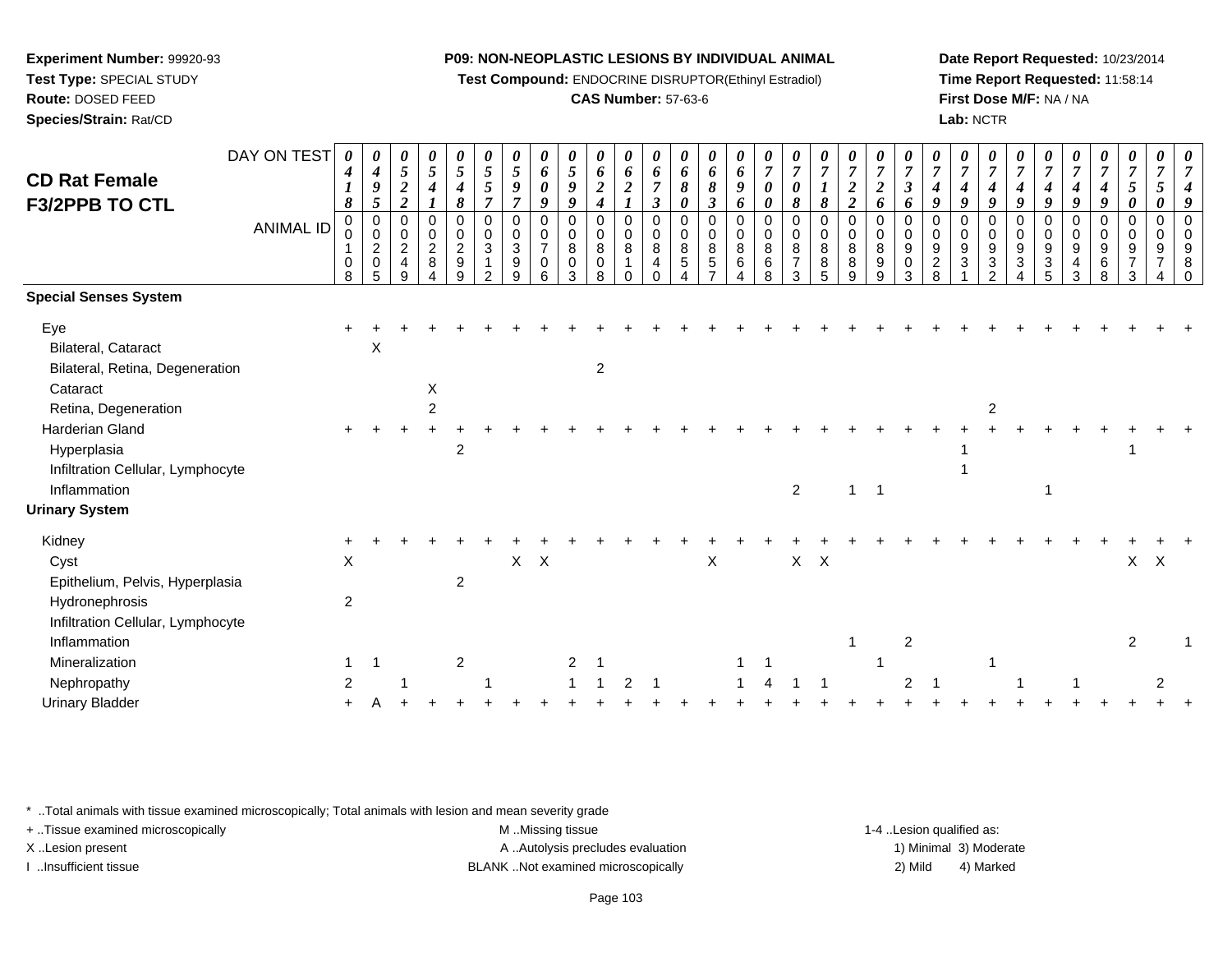**Experiment Number:** 99920-93
**Test Type:** SPECIAL STUDY
**Route:** DOSED FEED
**Species/Strain:** Rat/CD

**P09: NON-NEOPLASTIC LESIONS BY INDIVIDUAL ANIMAL**
**Test Compound:** ENDOCRINE DISRUPTOR(Ethinyl Estradiol)
**CAS Number:** 57-63-6

**Date Report Requested:** 10/23/2014
**Time Report Requested:** 11:58:14
**First Dose M/F:** NA / NA
**Lab:** NCTR

## CD Rat Female F3/2PPB TO CTL

| DAY ON TEST | 0418 | 0495 | 0522 | 0541 | 0548 | 0557 | 0597 | 0609 | 0599 | 0624 | 0621 | 0673 | 0680 | 0683 | 0696 | 0700 | 0708 | 0718 | 0722 | 0726 | 0736 | 0749 | 0749 | 0749 | 0749 | 0749 | 0749 | 0749 | 0750 | 0750 | 0749 |
|---|---|---|---|---|---|---|---|---|---|---|---|---|---|---|---|---|---|---|---|---|---|---|---|---|---|---|---|---|---|---|---|
| **ANIMAL ID** | 00108 | 00205 | 00249 | 00284 | 00299 | 00312 | 00399 | 00706 | 00803 | 00808 | 00810 | 00840 | 00854 | 00857 | 00864 | 00868 | 00873 | 00885 | 00889 | 00899 | 00903 | 00928 | 00931 | 00932 | 00934 | 00935 | 00943 | 00968 | 00973 | 00974 | 00980 |
| **Special Senses System** | | | | | | | | | | | | | | | | | | | | | | | | | | | | | | | |
| Eye | + | + | + | + | + | + | + | + | + | + | + | + | + | + | + | + | + | + | + | + | + | + | + | + | + | + | + | + | + | + | + |
| Bilateral, Cataract | | X | | | | | | | | | | | | | | | | | | | | | | | | | | | | | |
| Bilateral, Retina, Degeneration | | | | | | | | | | 2 | | | | | | | | | | | | | | | | | | | | | |
| Cataract | | | | X | | | | | | | | | | | | | | | | | | | | | | | | | | | |
| Retina, Degeneration | | | | 2 | | | | | | | | | | | | | | | | | | | | 2 | | | | | | | |
| Harderian Gland | + | + | + | + | + | + | + | + | + | + | + | + | + | + | + | + | + | + | + | + | + | + | + | + | + | + | + | + | + | + | + |
| Hyperplasia | | | | | 2 | | | | | | | | | | | | | | | | | | 1 | | | | | | 1 | | |
| Infiltration Cellular, Lymphocyte | | | | | | | | | | | | | | | | | | | | | | | 1 | | | | | | | | |
| Inflammation | | | | | | | | | | | | | | | | | 2 | | 1 | 1 | | | | | | 1 | | | | | |
| **Urinary System** | | | | | | | | | | | | | | | | | | | | | | | | | | | | | | | |
| Kidney | + | + | + | + | + | + | + | + | + | + | + | + | + | + | + | + | + | + | + | + | + | + | + | + | + | + | + | + | + | + | + |
| Cyst | X | | | | | | X | X | | | | | | X | | | X | X | | | | | | | | | | | X | X | |
| Epithelium, Pelvis, Hyperplasia | | | | | 2 | | | | | | | | | | | | | | | | | | | | | | | | | | |
| Hydronephrosis | 2 | | | | | | | | | | | | | | | | | | | | | | | | | | | | | | |
| Infiltration Cellular, Lymphocyte | | | | | | | | | | | | | | | | | | | | | | | | | | | | | | | |
| Inflammation | | | | | | | | | | | | | | | | | | | 1 | | 2 | | | | | | | | 2 | | 1 |
| Mineralization | 1 | 1 | | | 2 | | | | 2 | 1 | | | | | 1 | 1 | | | | 1 | | | | 1 | | | | | | | |
| Nephropathy | 2 | | 1 | | | 1 | | | 1 | 1 | 2 | 1 | | | 1 | 4 | 1 | 1 | | | 2 | 1 | | | 1 | | 1 | | | 2 | |
| Urinary Bladder | + | A | + | + | + | + | + | + | + | + | + | + | + | + | + | + | + | + | + | + | + | + | + | + | + | + | + | + | + | + | + |

\* ..Total animals with tissue examined microscopically; Total animals with lesion and mean severity grade
+ ..Tissue examined microscopically
X ..Lesion present
I ..Insufficient tissue
M ..Missing tissue
A ..Autolysis precludes evaluation
BLANK ..Not examined microscopically
1-4 ..Lesion qualified as: 1) Minimal 2) Mild 3) Moderate 4) Marked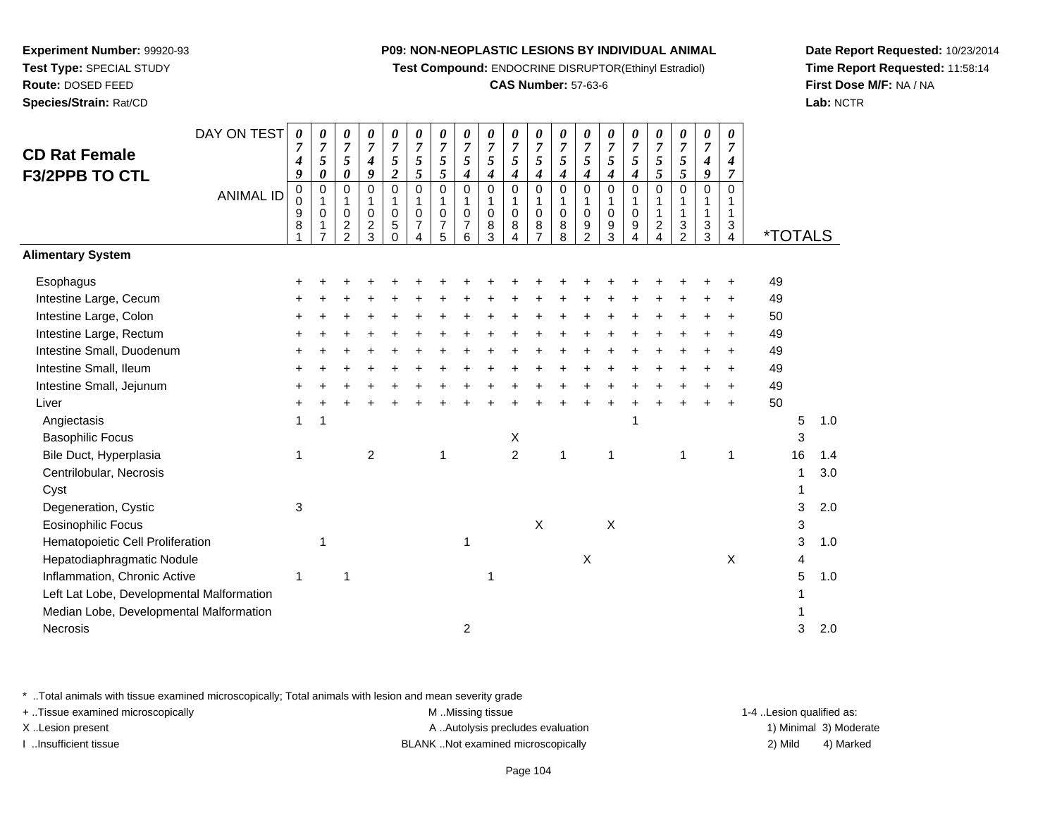**Experiment Number:** 99920-93
**Test Type:** SPECIAL STUDY
**Route:** DOSED FEED
**Species/Strain:** Rat/CD

**P09: NON-NEOPLASTIC LESIONS BY INDIVIDUAL ANIMAL**
**Test Compound:** ENDOCRINE DISRUPTOR(Ethinyl Estradiol)
**CAS Number:** 57-63-6

**Date Report Requested:** 10/23/2014
**Time Report Requested:** 11:58:14
**First Dose M/F:** NA / NA
**Lab:** NCTR

## CD Rat Female F3/2PPB TO CTL

| DAY ON TEST | 0749 | 0750 | 0750 | 0749 | 0752 | 0755 | 0755 | 0754 | 0754 | 0754 | 0754 | 0754 | 0754 | 0754 | 0754 | 0755 | 0755 | 0749 | 0747 | | |
|---|---|---|---|---|---|---|---|---|---|---|---|---|---|---|---|---|---|---|---|---|---|
| **ANIMAL ID** | 00981 | 01017 | 01022 | 01023 | 01050 | 01074 | 01075 | 01076 | 01083 | 01084 | 01087 | 01088 | 01092 | 01093 | 01094 | 01124 | 01132 | 01133 | 01134 | ***TOTALS** | |
| **Alimentary System** | | | | | | | | | | | | | | | | | | | | | |
| Esophagus | + | + | + | + | + | + | + | + | + | + | + | + | + | + | + | + | + | + | + | 49 | |
| Intestine Large, Cecum | + | + | + | + | + | + | + | + | + | + | + | + | + | + | + | + | + | + | + | 49 | |
| Intestine Large, Colon | + | + | + | + | + | + | + | + | + | + | + | + | + | + | + | + | + | + | + | 50 | |
| Intestine Large, Rectum | + | + | + | + | + | + | + | + | + | + | + | + | + | + | + | + | + | + | + | 49 | |
| Intestine Small, Duodenum | + | + | + | + | + | + | + | + | + | + | + | + | + | + | + | + | + | + | + | 49 | |
| Intestine Small, Ileum | + | + | + | + | + | + | + | + | + | + | + | + | + | + | + | + | + | + | + | 49 | |
| Intestine Small, Jejunum | + | + | + | + | + | + | + | + | + | + | + | + | + | + | + | + | + | + | + | 49 | |
| Liver | + | + | + | + | + | + | + | + | + | + | + | + | + | + | + | + | + | + | + | 50 | |
| Angiectasis | 1 | 1 | | | | | | | | | | | | | 1 | | | | | 5 | 1.0 |
| Basophilic Focus | | | | | | | | | | X | | | | | | | | | | 3 | |
| Bile Duct, Hyperplasia | 1 | | | 2 | | | 1 | | | 2 | | 1 | | 1 | | | 1 | | 1 | 16 | 1.4 |
| Centrilobular, Necrosis | | | | | | | | | | | | | | | | | | | | 1 | 3.0 |
| Cyst | | | | | | | | | | | | | | | | | | | | 1 | |
| Degeneration, Cystic | 3 | | | | | | | | | | | | | | | | | | | 3 | 2.0 |
| Eosinophilic Focus | | | | | | | | | | | X | | | X | | | | | | 3 | |
| Hematopoietic Cell Proliferation | | 1 | | | | | | 1 | | | | | | | | | | | | 3 | 1.0 |
| Hepatodiaphragmatic Nodule | | | | | | | | | | | | | X | | | | | | X | 4 | |
| Inflammation, Chronic Active | 1 | | 1 | | | | | | 1 | | | | | | | | | | | 5 | 1.0 |
| Left Lat Lobe, Developmental Malformation | | | | | | | | | | | | | | | | | | | | 1 | |
| Median Lobe, Developmental Malformation | | | | | | | | | | | | | | | | | | | | 1 | |
| Necrosis | | | | | | | | 2 | | | | | | | | | | | | 3 | 2.0 |

\* ..Total animals with tissue examined microscopically; Total animals with lesion and mean severity grade
+ ..Tissue examined microscopically
X ..Lesion present
I ..Insufficient tissue
M ..Missing tissue
A ..Autolysis precludes evaluation
BLANK ..Not examined microscopically
1-4 ..Lesion qualified as: 1) Minimal 2) Mild 3) Moderate 4) Marked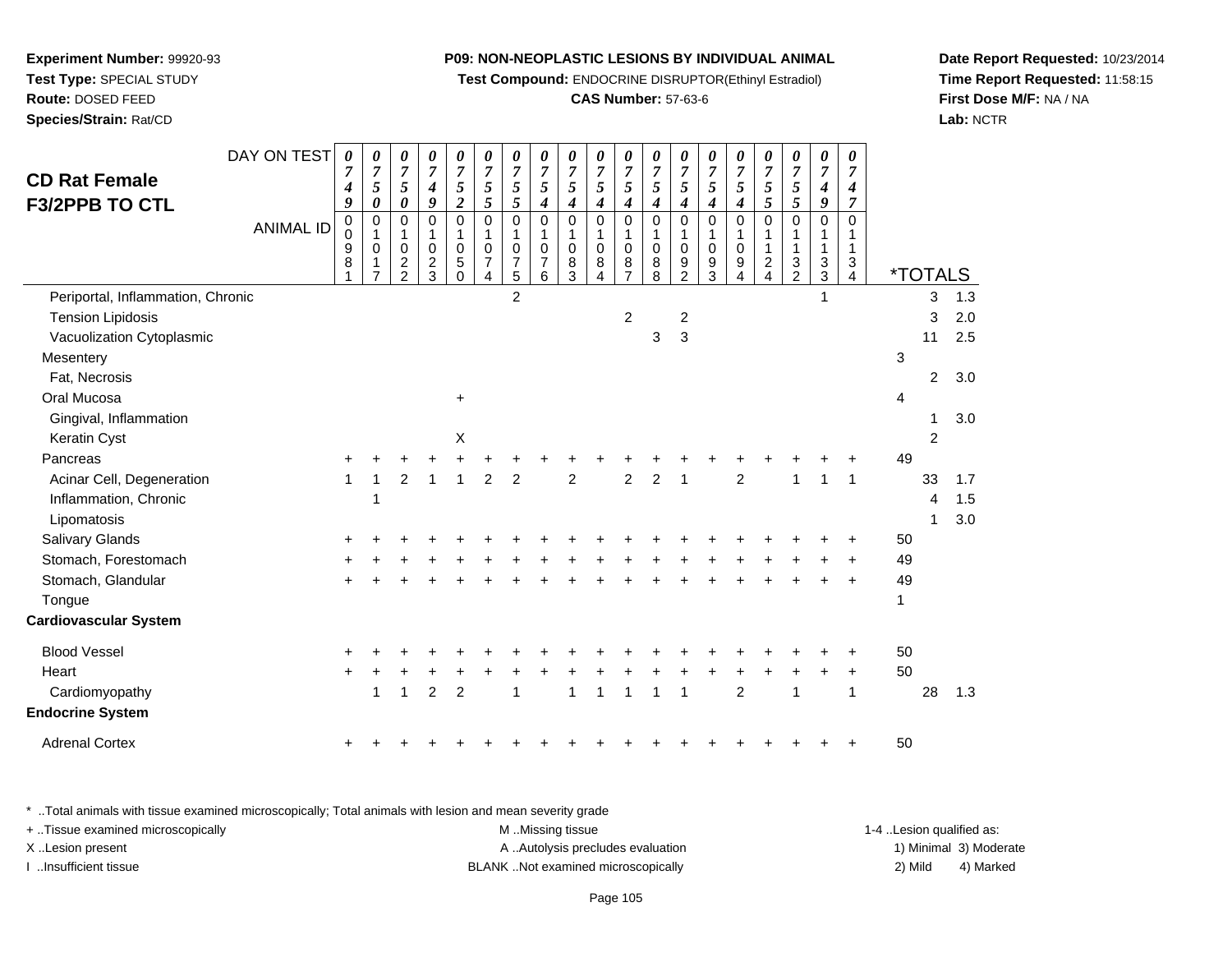**Experiment Number:** 99920-93
**Test Type:** SPECIAL STUDY
**Route:** DOSED FEED
**Species/Strain:** Rat/CD

**P09: NON-NEOPLASTIC LESIONS BY INDIVIDUAL ANIMAL**
**Test Compound:** ENDOCRINE DISRUPTOR(Ethinyl Estradiol)
**CAS Number:** 57-63-6

**Date Report Requested:** 10/23/2014
**Time Report Requested:** 11:58:15
**First Dose M/F:** NA / NA
**Lab:** NCTR

## CD Rat Female F3/2PPB TO CTL

| DAY ON TEST | 0749 | 0750 | 0750 | 0749 | 0752 | 0755 | 0755 | 0754 | 0754 | 0754 | 0754 | 0754 | 0754 | 0754 | 0754 | 0755 | 0755 | 0749 | 0747 | *TOTALS | | |
|---|---|---|---|---|---|---|---|---|---|---|---|---|---|---|---|---|---|---|---|---|---|---|
| ANIMAL ID | 00981 | 01017 | 01022 | 01023 | 01050 | 01074 | 01075 | 01076 | 01083 | 01084 | 01087 | 01088 | 01092 | 01093 | 01094 | 01124 | 01132 | 01133 | 01134 | | | |
| Periportal, Inflammation, Chronic | | | | | | | 2 | | | | | | | | | | | 1 | | | 3 | 1.3 |
| Tension Lipidosis | | | | | | | | | | | 2 | | 2 | | | | | | | | 3 | 2.0 |
| Vacuolization Cytoplasmic | | | | | | | | | | | | 3 | 3 | | | | | | | | 11 | 2.5 |
| Mesentery | | | | | | | | | | | | | | | | | | | | 3 | | |
| Fat, Necrosis | | | | | | | | | | | | | | | | | | | | | 2 | 3.0 |
| Oral Mucosa | | | | | + | | | | | | | | | | | | | | | 4 | | |
| Gingival, Inflammation | | | | | | | | | | | | | | | | | | | | | 1 | 3.0 |
| Keratin Cyst | | | | | X | | | | | | | | | | | | | | | | 2 | |
| Pancreas | + | + | + | + | + | + | + | + | + | + | + | + | + | + | + | + | + | + | + | 49 | | |
| Acinar Cell, Degeneration | 1 | 1 | 2 | 1 | 1 | 2 | 2 | | 2 | | 2 | 2 | 1 | | 2 | | 1 | 1 | 1 | | 33 | 1.7 |
| Inflammation, Chronic | | 1 | | | | | | | | | | | | | | | | | | | 4 | 1.5 |
| Lipomatosis | | | | | | | | | | | | | | | | | | | | | 1 | 3.0 |
| Salivary Glands | + | + | + | + | + | + | + | + | + | + | + | + | + | + | + | + | + | + | + | 50 | | |
| Stomach, Forestomach | + | + | + | + | + | + | + | + | + | + | + | + | + | + | + | + | + | + | + | 49 | | |
| Stomach, Glandular | + | + | + | + | + | + | + | + | + | + | + | + | + | + | + | + | + | + | + | 49 | | |
| Tongue | | | | | | | | | | | | | | | | | | | | 1 | | |
| **Cardiovascular System** | | | | | | | | | | | | | | | | | | | | | | |
| Blood Vessel | + | + | + | + | + | + | + | + | + | + | + | + | + | + | + | + | + | + | + | 50 | | |
| Heart | + | + | + | + | + | + | + | + | + | + | + | + | + | + | + | + | + | + | + | 50 | | |
| Cardiomyopathy | | 1 | 1 | 2 | 2 | | 1 | | 1 | 1 | 1 | 1 | 1 | | 2 | | 1 | | 1 | | 28 | 1.3 |
| **Endocrine System** | | | | | | | | | | | | | | | | | | | | | | |
| Adrenal Cortex | + | + | + | + | + | + | + | + | + | + | + | + | + | + | + | + | + | + | + | 50 | | |

\* ..Total animals with tissue examined microscopically; Total animals with lesion and mean severity grade
+ ..Tissue examined microscopically
X ..Lesion present
I ..Insufficient tissue

M ..Missing tissue
A ..Autolysis precludes evaluation
BLANK ..Not examined microscopically

1-4 ..Lesion qualified as:
1) Minimal 3) Moderate
2) Mild 4) Marked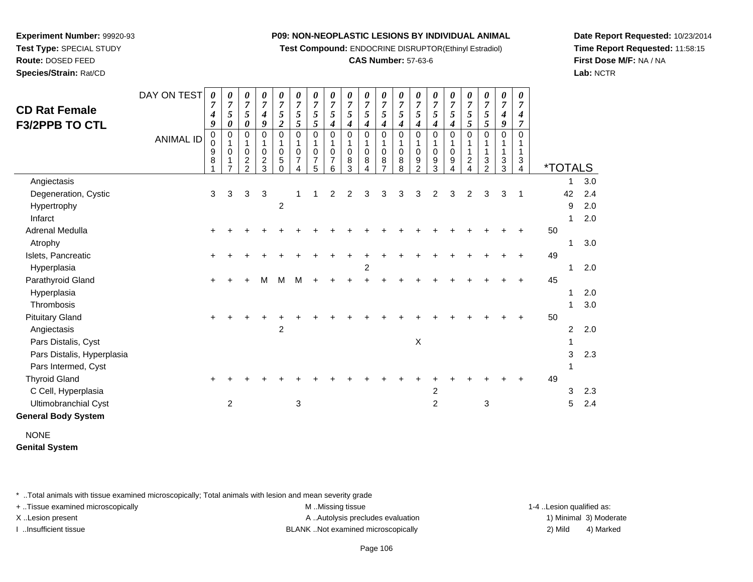**Experiment Number:** 99920-93
**Test Type:** SPECIAL STUDY
**Route:** DOSED FEED
**Species/Strain:** Rat/CD

**P09: NON-NEOPLASTIC LESIONS BY INDIVIDUAL ANIMAL**
**Test Compound:** ENDOCRINE DISRUPTOR(Ethinyl Estradiol)
**CAS Number:** 57-63-6

**Date Report Requested:** 10/23/2014
**Time Report Requested:** 11:58:15
**First Dose M/F:** NA / NA
**Lab:** NCTR

## CD Rat Female F3/2PPB TO CTL

| DAY ON TEST | 0749 | 0750 | 0750 | 0749 | 0752 | 0755 | 0755 | 0754 | 0754 | 0754 | 0754 | 0754 | 0754 | 0754 | 0754 | 0755 | 0755 | 0749 | 0747 | | | |
|---|---|---|---|---|---|---|---|---|---|---|---|---|---|---|---|---|---|---|---|---|---|---|
| **ANIMAL ID** | 00981 | 01017 | 01022 | 01023 | 01050 | 01074 | 01075 | 01076 | 01083 | 01084 | 01087 | 01088 | 01092 | 01093 | 01094 | 01124 | 01132 | 01133 | 01134 | ***TOTALS** | | |
| Angiectasis | | | | | | | | | | | | | | | | | | | | | 1 | 3.0 |
| Degeneration, Cystic | 3 | 3 | 3 | 3 | | 1 | 1 | 2 | 2 | 3 | 3 | 3 | 3 | 2 | 3 | 2 | 3 | 3 | 1 | | 42 | 2.4 |
| Hypertrophy | | | | | 2 | | | | | | | | | | | | | | | | 9 | 2.0 |
| Infarct | | | | | | | | | | | | | | | | | | | | | 1 | 2.0 |
| Adrenal Medulla | + | + | + | + | + | + | + | + | + | + | + | + | + | + | + | + | + | + | + | 50 | | |
| Atrophy | | | | | | | | | | | | | | | | | | | | | 1 | 3.0 |
| Islets, Pancreatic | + | + | + | + | + | + | + | + | + | + | + | + | + | + | + | + | + | + | + | 49 | | |
| Hyperplasia | | | | | | | | | | 2 | | | | | | | | | | | 1 | 2.0 |
| Parathyroid Gland | + | + | + | M | M | M | + | + | + | + | + | + | + | + | + | + | + | + | + | 45 | | |
| Hyperplasia | | | | | | | | | | | | | | | | | | | | | 1 | 2.0 |
| Thrombosis | | | | | | | | | | | | | | | | | | | | | 1 | 3.0 |
| Pituitary Gland | + | + | + | + | + | + | + | + | + | + | + | + | + | + | + | + | + | + | + | 50 | | |
| Angiectasis | | | | | 2 | | | | | | | | | | | | | | | | 2 | 2.0 |
| Pars Distalis, Cyst | | | | | | | | | | | | | X | | | | | | | | 1 | |
| Pars Distalis, Hyperplasia | | | | | | | | | | | | | | | | | | | | | 3 | 2.3 |
| Pars Intermed, Cyst | | | | | | | | | | | | | | | | | | | | | 1 | |
| Thyroid Gland | + | + | + | + | + | + | + | + | + | + | + | + | + | + | + | + | + | + | + | 49 | | |
| C Cell, Hyperplasia | | | | | | | | | | | | | | 2 | | | | | | | 3 | 2.3 |
| Ultimobranchial Cyst | | 2 | | | | 3 | | | | | | | | 2 | | | 3 | | | | 5 | 2.4 |

**General Body System**

NONE

**Genital System**

\* ..Total animals with tissue examined microscopically; Total animals with lesion and mean severity grade
+ ..Tissue examined microscopically
X ..Lesion present
I ..Insufficient tissue

M ..Missing tissue
A ..Autolysis precludes evaluation
BLANK ..Not examined microscopically

1-4 ..Lesion qualified as:
1) Minimal 3) Moderate
2) Mild 4) Marked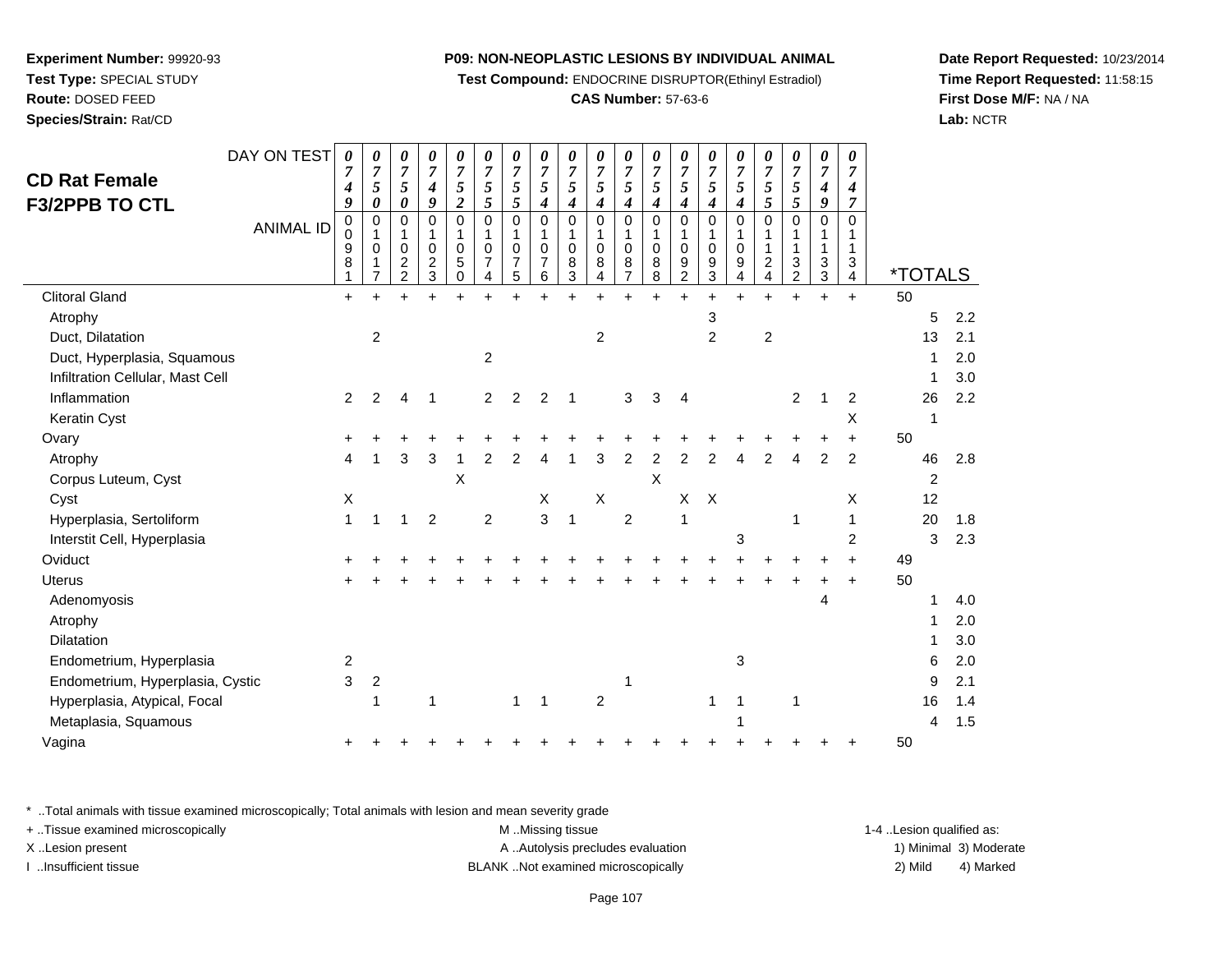**Experiment Number:** 99920-93
**Test Type:** SPECIAL STUDY
**Route:** DOSED FEED
**Species/Strain:** Rat/CD

**P09: NON-NEOPLASTIC LESIONS BY INDIVIDUAL ANIMAL**
**Test Compound:** ENDOCRINE DISRUPTOR(Ethinyl Estradiol)
**CAS Number:** 57-63-6

**Date Report Requested:** 10/23/2014
**Time Report Requested:** 11:58:15
**First Dose M/F:** NA / NA
**Lab:** NCTR

## CD Rat Female F3/2PPB TO CTL

| DAY ON TEST | 0749 | 0750 | 0750 | 0749 | 0752 | 0755 | 0755 | 0754 | 0754 | 0754 | 0754 | 0754 | 0754 | 0754 | 0754 | 0755 | 0755 | 0749 | 0747 | | |
|---|---|---|---|---|---|---|---|---|---|---|---|---|---|---|---|---|---|---|---|---|---|
| **ANIMAL ID** | 0981 | 1017 | 1022 | 1023 | 1050 | 1074 | 1075 | 1076 | 1083 | 1084 | 1087 | 1088 | 1092 | 1093 | 1094 | 1124 | 1132 | 1133 | 1134 | ***TOTALS** | |
| Clitoral Gland | + | + | + | + | + | + | + | + | + | + | + | + | + | + | + | + | + | + | + | 50 | |
| Atrophy | | | | | | | | | | | | | | 3 | | | | | | 5 | 2.2 |
| Duct, Dilatation | | 2 | | | | | | | | 2 | | | | 2 | | 2 | | | | 13 | 2.1 |
| Duct, Hyperplasia, Squamous | | | | | | 2 | | | | | | | | | | | | | | 1 | 2.0 |
| Infiltration Cellular, Mast Cell | | | | | | | | | | | | | | | | | | | | 1 | 3.0 |
| Inflammation | 2 | 2 | 4 | 1 | | 2 | 2 | 2 | 1 | | 3 | 3 | 4 | | | | 2 | 1 | 2 | 26 | 2.2 |
| Keratin Cyst | | | | | | | | | | | | | | | | | | | X | 1 | |
| Ovary | + | + | + | + | + | + | + | + | + | + | + | + | + | + | + | + | + | + | + | 50 | |
| Atrophy | 4 | 1 | 3 | 3 | 1 | 2 | 2 | 4 | 1 | 3 | 2 | 2 | 2 | 2 | 4 | 2 | 4 | 2 | 2 | 46 | 2.8 |
| Corpus Luteum, Cyst | | | | | X | | | | | | | X | | | | | | | | 2 | |
| Cyst | X | | | | | | | X | | X | | | X | X | | | | | X | 12 | |
| Hyperplasia, Sertoliform | 1 | 1 | 1 | 2 | | 2 | | 3 | 1 | | 2 | | 1 | | | | 1 | | 1 | 20 | 1.8 |
| Interstit Cell, Hyperplasia | | | | | | | | | | | | | | | 3 | | | | 2 | 3 | 2.3 |
| Oviduct | + | + | + | + | + | + | + | + | + | + | + | + | + | + | + | + | + | + | + | 49 | |
| Uterus | + | + | + | + | + | + | + | + | + | + | + | + | + | + | + | + | + | + | + | 50 | |
| Adenomyosis | | | | | | | | | | | | | | | | | | 4 | | 1 | 4.0 |
| Atrophy | | | | | | | | | | | | | | | | | | | | 1 | 2.0 |
| Dilatation | | | | | | | | | | | | | | | | | | | | 1 | 3.0 |
| Endometrium, Hyperplasia | 2 | | | | | | | | | | | | | | 3 | | | | | 6 | 2.0 |
| Endometrium, Hyperplasia, Cystic | 3 | 2 | | | | | | | | | 1 | | | | | | | | | 9 | 2.1 |
| Hyperplasia, Atypical, Focal | | 1 | | 1 | | | 1 | 1 | | 2 | | | | 1 | 1 | | 1 | | | 16 | 1.4 |
| Metaplasia, Squamous | | | | | | | | | | | | | | | 1 | | | | | 4 | 1.5 |
| Vagina | + | + | + | + | + | + | + | + | + | + | + | + | + | + | + | + | + | + | + | 50 | |

\* ..Total animals with tissue examined microscopically; Total animals with lesion and mean severity grade
+ ..Tissue examined microscopically
X ..Lesion present
I ..Insufficient tissue

M ..Missing tissue
A ..Autolysis precludes evaluation
BLANK ..Not examined microscopically

1-4 ..Lesion qualified as:
1) Minimal 3) Moderate
2) Mild 4) Marked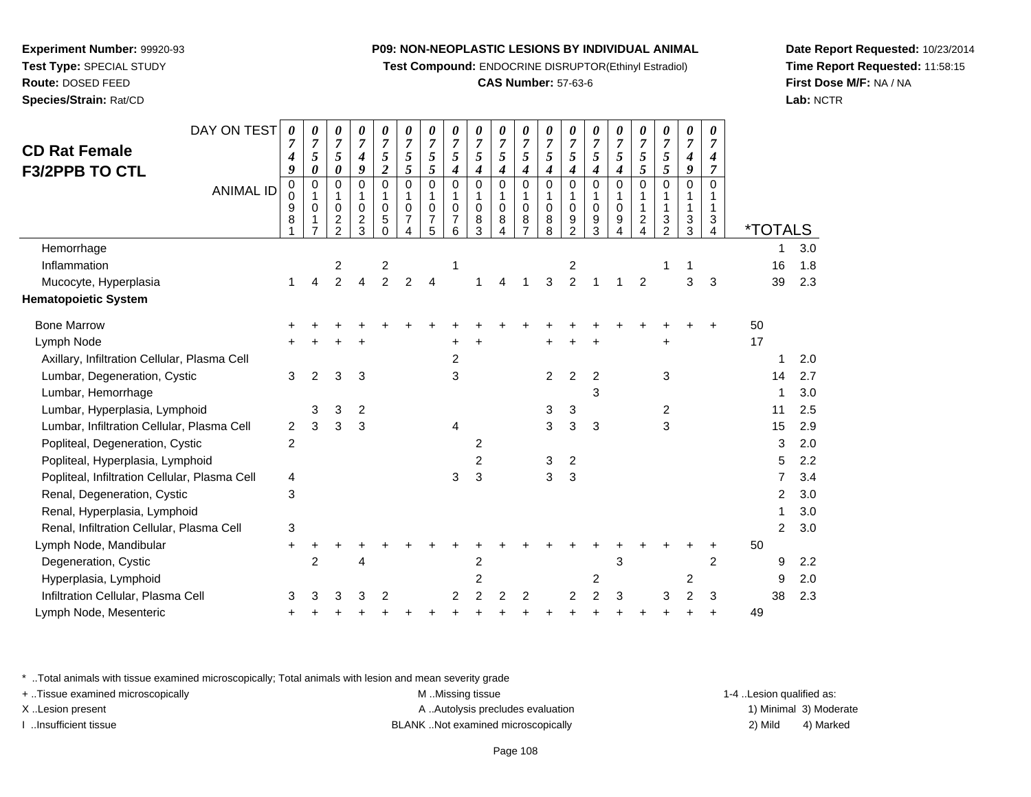**Experiment Number:** 99920-93
**Test Type:** SPECIAL STUDY
**Route:** DOSED FEED
**Species/Strain:** Rat/CD

**P09: NON-NEOPLASTIC LESIONS BY INDIVIDUAL ANIMAL**
**Test Compound:** ENDOCRINE DISRUPTOR(Ethinyl Estradiol)
**CAS Number:** 57-63-6

**Date Report Requested:** 10/23/2014
**Time Report Requested:** 11:58:15
**First Dose M/F:** NA / NA
**Lab:** NCTR

## CD Rat Female F3/2PPB TO CTL

| DAY ON TEST | 0749 | 0750 | 0750 | 0749 | 0752 | 0755 | 0755 | 0754 | 0754 | 0754 | 0754 | 0754 | 0754 | 0754 | 0754 | 0755 | 0755 | 0749 | 0747 | *TOTALS | |
|---|---|---|---|---|---|---|---|---|---|---|---|---|---|---|---|---|---|---|---|---|---|
| ANIMAL ID | 00981 | 01017 | 01022 | 01023 | 01050 | 01074 | 01075 | 01076 | 01083 | 01084 | 01087 | 01088 | 01092 | 01093 | 01094 | 01124 | 01132 | 01133 | 01134 | | |
| Hemorrhage | | | | | | | | | | | | | | | | | | | | 1 | 3.0 |
| Inflammation | | | 2 | | 2 | | | 1 | | | | | 2 | | | | 1 | 1 | | 16 | 1.8 |
| Mucocyte, Hyperplasia | 1 | 4 | 2 | 4 | 2 | 2 | 4 | | 1 | 4 | 1 | 3 | 2 | 1 | 1 | 2 | | 3 | 3 | 39 | 2.3 |
| **Hematopoietic System** | | | | | | | | | | | | | | | | | | | | | |
| Bone Marrow | + | + | + | + | + | + | + | + | + | + | + | + | + | + | + | + | + | + | + | 50 | |
| Lymph Node | + | + | + | + | | | | + | + | | | + | + | + | | | + | | | 17 | |
| Axillary, Infiltration Cellular, Plasma Cell | | | | | | | | 2 | | | | | | | | | | | | 1 | 2.0 |
| Lumbar, Degeneration, Cystic | 3 | 2 | 3 | 3 | | | | 3 | | | | 2 | 2 | 2 | | | 3 | | | 14 | 2.7 |
| Lumbar, Hemorrhage | | | | | | | | | | | | | | 3 | | | | | | 1 | 3.0 |
| Lumbar, Hyperplasia, Lymphoid | | 3 | 3 | 2 | | | | | | | | 3 | 3 | | | | 2 | | | 11 | 2.5 |
| Lumbar, Infiltration Cellular, Plasma Cell | 2 | 3 | 3 | 3 | | | | 4 | | | | 3 | 3 | 3 | | | 3 | | | 15 | 2.9 |
| Popliteal, Degeneration, Cystic | 2 | | | | | | | | 2 | | | | | | | | | | | 3 | 2.0 |
| Popliteal, Hyperplasia, Lymphoid | | | | | | | | | 2 | | | 3 | 2 | | | | | | | 5 | 2.2 |
| Popliteal, Infiltration Cellular, Plasma Cell | 4 | | | | | | | 3 | 3 | | | 3 | 3 | | | | | | | 7 | 3.4 |
| Renal, Degeneration, Cystic | 3 | | | | | | | | | | | | | | | | | | | 2 | 3.0 |
| Renal, Hyperplasia, Lymphoid | | | | | | | | | | | | | | | | | | | | 1 | 3.0 |
| Renal, Infiltration Cellular, Plasma Cell | 3 | | | | | | | | | | | | | | | | | | | 2 | 3.0 |
| Lymph Node, Mandibular | + | + | + | + | + | + | + | + | + | + | + | + | + | + | + | + | + | + | + | 50 | |
| Degeneration, Cystic | | 2 | | 4 | | | | | 2 | | | | | | 3 | | | | 2 | 9 | 2.2 |
| Hyperplasia, Lymphoid | | | | | | | | | 2 | | | | | 2 | | | | 2 | | 9 | 2.0 |
| Infiltration Cellular, Plasma Cell | 3 | 3 | 3 | 3 | 2 | | | 2 | 2 | 2 | 2 | | 2 | 2 | 3 | | 3 | 2 | 3 | 38 | 2.3 |
| Lymph Node, Mesenteric | + | + | + | + | + | + | + | + | + | + | + | + | + | + | + | + | + | + | + | 49 | |

\* ..Total animals with tissue examined microscopically; Total animals with lesion and mean severity grade
+ ..Tissue examined microscopically
X ..Lesion present
I ..Insufficient tissue
M ..Missing tissue
A ..Autolysis precludes evaluation
BLANK ..Not examined microscopically
1-4 ..Lesion qualified as: 1) Minimal 2) Mild 3) Moderate 4) Marked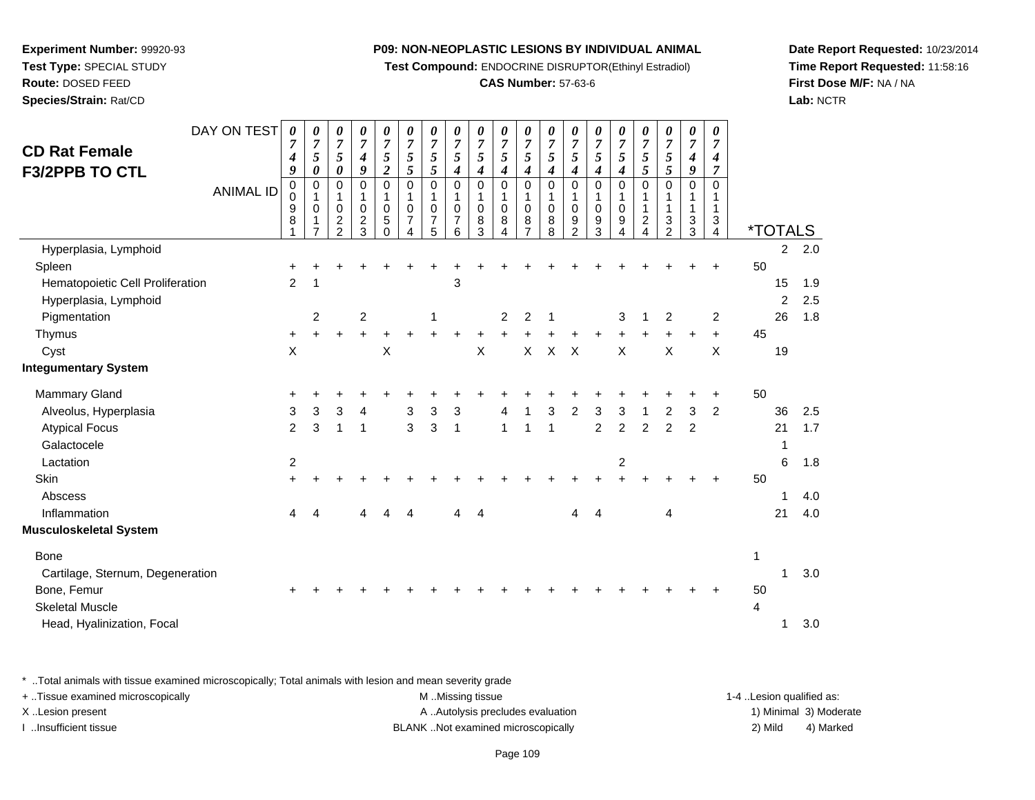**Experiment Number:** 99920-93
**Test Type:** SPECIAL STUDY
**Route:** DOSED FEED
**Species/Strain:** Rat/CD

**P09: NON-NEOPLASTIC LESIONS BY INDIVIDUAL ANIMAL**
**Test Compound:** ENDOCRINE DISRUPTOR(Ethinyl Estradiol)
**CAS Number:** 57-63-6

**Date Report Requested:** 10/23/2014
**Time Report Requested:** 11:58:16
**First Dose M/F:** NA / NA
**Lab:** NCTR

# CD Rat Female F3/2PPB TO CTL

| DAY ON TEST | 0749 | 0750 | 0750 | 0749 | 0752 | 0755 | 0755 | 0754 | 0754 | 0754 | 0754 | 0754 | 0754 | 0754 | 0754 | 0755 | 0755 | 0749 | 0747 | | |
|---|---|---|---|---|---|---|---|---|---|---|---|---|---|---|---|---|---|---|---|---|---|
| **ANIMAL ID** | 00981 | 01017 | 01022 | 01023 | 01050 | 01074 | 01075 | 01076 | 01083 | 01084 | 01087 | 01088 | 01092 | 01093 | 01094 | 01124 | 01132 | 01133 | 01134 | ***TOTALS** | |
| Hyperplasia, Lymphoid | | | | | | | | | | | | | | | | | | | | 2 | 2.0 |
| Spleen | + | + | + | + | + | + | + | + | + | + | + | + | + | + | + | + | + | + | + | 50 | |
| Hematopoietic Cell Proliferation | 2 | 1 | | | | | | 3 | | | | | | | | | | | | 15 | 1.9 |
| Hyperplasia, Lymphoid | | | | | | | | | | | | | | | | | | | | 2 | 2.5 |
| Pigmentation | | 2 | | 2 | | | 1 | | | 2 | 2 | 1 | | | 3 | 1 | 2 | | 2 | 26 | 1.8 |
| Thymus | + | + | + | + | + | + | + | + | + | + | + | + | + | + | + | + | + | + | + | 45 | |
| Cyst | X | | | | X | | | | X | | X | X | X | | X | | X | | X | 19 | |
| **Integumentary System** | | | | | | | | | | | | | | | | | | | | | |
| Mammary Gland | + | + | + | + | + | + | + | + | + | + | + | + | + | + | + | + | + | + | + | 50 | |
| Alveolus, Hyperplasia | 3 | 3 | 3 | 4 | | 3 | 3 | 3 | | 4 | 1 | 3 | 2 | 3 | 3 | 1 | 2 | 3 | 2 | 36 | 2.5 |
| Atypical Focus | 2 | 3 | 1 | 1 | | 3 | 3 | 1 | | 1 | 1 | 1 | | 2 | 2 | 2 | 2 | 2 | | 21 | 1.7 |
| Galactocele | | | | | | | | | | | | | | | | | | | | 1 | |
| Lactation | 2 | | | | | | | | | | | | | | 2 | | | | | 6 | 1.8 |
| Skin | + | + | + | + | + | + | + | + | + | + | + | + | + | + | + | + | + | + | + | 50 | |
| Abscess | | | | | | | | | | | | | | | | | | | | 1 | 4.0 |
| Inflammation | 4 | 4 | | 4 | 4 | 4 | | 4 | 4 | | | | 4 | 4 | | | 4 | | | 21 | 4.0 |
| **Musculoskeletal System** | | | | | | | | | | | | | | | | | | | | | |
| Bone | | | | | | | | | | | | | | | | | | | | 1 | |
| Cartilage, Sternum, Degeneration | | | | | | | | | | | | | | | | | | | | 1 | 3.0 |
| Bone, Femur | + | + | + | + | + | + | + | + | + | + | + | + | + | + | + | + | + | + | + | 50 | |
| Skeletal Muscle | | | | | | | | | | | | | | | | | | | | 4 | |
| Head, Hyalinization, Focal | | | | | | | | | | | | | | | | | | | | 1 | 3.0 |

\* ..Total animals with tissue examined microscopically; Total animals with lesion and mean severity grade
+ ..Tissue examined microscopically
X ..Lesion present
I ..Insufficient tissue
M ..Missing tissue
A ..Autolysis precludes evaluation
BLANK ..Not examined microscopically
1-4 ..Lesion qualified as: 1) Minimal 2) Mild 3) Moderate 4) Marked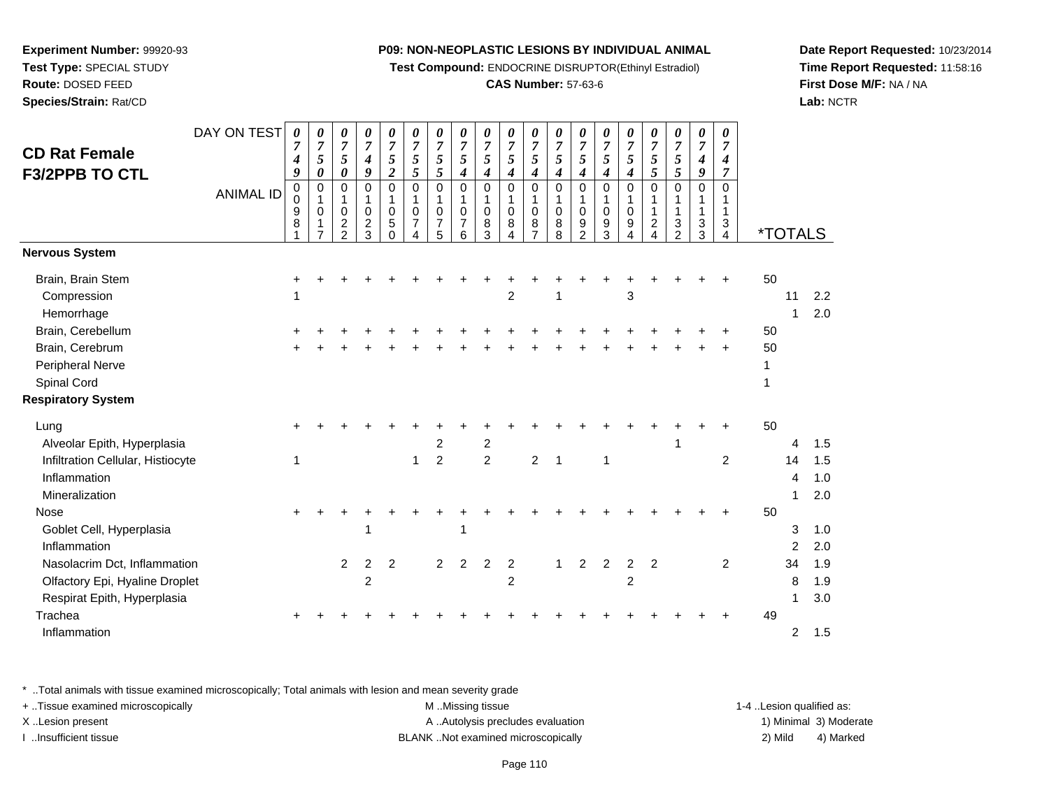**Experiment Number:** 99920-93
**Test Type:** SPECIAL STUDY
**Route:** DOSED FEED
**Species/Strain:** Rat/CD

**P09: NON-NEOPLASTIC LESIONS BY INDIVIDUAL ANIMAL**
**Test Compound:** ENDOCRINE DISRUPTOR(Ethinyl Estradiol)
**CAS Number:** 57-63-6

**Date Report Requested:** 10/23/2014
**Time Report Requested:** 11:58:16
**First Dose M/F:** NA / NA
**Lab:** NCTR

## CD Rat Female F3/2PPB TO CTL

| DAY ON TEST | 0749 | 0750 | 0750 | 0749 | 0752 | 0755 | 0755 | 0754 | 0754 | 0754 | 0754 | 0754 | 0754 | 0754 | 0754 | 0755 | 0755 | 0749 | 0747 | | |
|---|---|---|---|---|---|---|---|---|---|---|---|---|---|---|---|---|---|---|---|---|---|
| **ANIMAL ID** | 00981 | 01017 | 01022 | 01023 | 01050 | 01074 | 01075 | 01076 | 01083 | 01084 | 01087 | 01088 | 01092 | 01093 | 01094 | 01124 | 01132 | 01133 | 01134 | ***TOTALS** | |
| **Nervous System** | | | | | | | | | | | | | | | | | | | | | |
| Brain, Brain Stem | + | + | + | + | + | + | + | + | + | + | + | + | + | + | + | + | + | + | + | 50 | |
| Compression | 1 | | | | | | | | | 2 | | 1 | | | 3 | | | | | 11 | 2.2 |
| Hemorrhage | | | | | | | | | | | | | | | | | | | | 1 | 2.0 |
| Brain, Cerebellum | + | + | + | + | + | + | + | + | + | + | + | + | + | + | + | + | + | + | + | 50 | |
| Brain, Cerebrum | + | + | + | + | + | + | + | + | + | + | + | + | + | + | + | + | + | + | + | 50 | |
| Peripheral Nerve | | | | | | | | | | | | | | | | | | | | 1 | |
| Spinal Cord | | | | | | | | | | | | | | | | | | | | 1 | |
| **Respiratory System** | | | | | | | | | | | | | | | | | | | | | |
| Lung | + | + | + | + | + | + | + | + | + | + | + | + | + | + | + | + | + | + | + | 50 | |
| Alveolar Epith, Hyperplasia | | | | | | | 2 | | 2 | | | | | | | | 1 | | | 4 | 1.5 |
| Infiltration Cellular, Histiocyte | 1 | | | | | 1 | 2 | | 2 | | 2 | 1 | | 1 | | | | | 2 | 14 | 1.5 |
| Inflammation | | | | | | | | | | | | | | | | | | | | 4 | 1.0 |
| Mineralization | | | | | | | | | | | | | | | | | | | | 1 | 2.0 |
| Nose | + | + | + | + | + | + | + | + | + | + | + | + | + | + | + | + | + | + | + | 50 | |
| Goblet Cell, Hyperplasia | | | | 1 | | | | 1 | | | | | | | | | | | | 3 | 1.0 |
| Inflammation | | | | | | | | | | | | | | | | | | | | 2 | 2.0 |
| Nasolacrim Dct, Inflammation | | | 2 | 2 | 2 | | 2 | 2 | 2 | 2 | | 1 | 2 | 2 | 2 | 2 | | | 2 | 34 | 1.9 |
| Olfactory Epi, Hyaline Droplet | | | | 2 | | | | | | 2 | | | | | 2 | | | | | 8 | 1.9 |
| Respirat Epith, Hyperplasia | | | | | | | | | | | | | | | | | | | | 1 | 3.0 |
| Trachea | + | + | + | + | + | + | + | + | + | + | + | + | + | + | + | + | + | + | + | 49 | |
| Inflammation | | | | | | | | | | | | | | | | | | | | 2 | 1.5 |

\* ..Total animals with tissue examined microscopically; Total animals with lesion and mean severity grade
+ ..Tissue examined microscopically
X ..Lesion present
I ..Insufficient tissue

M ..Missing tissue
A ..Autolysis precludes evaluation
BLANK ..Not examined microscopically

1-4 ..Lesion qualified as:
1) Minimal 3) Moderate
2) Mild 4) Marked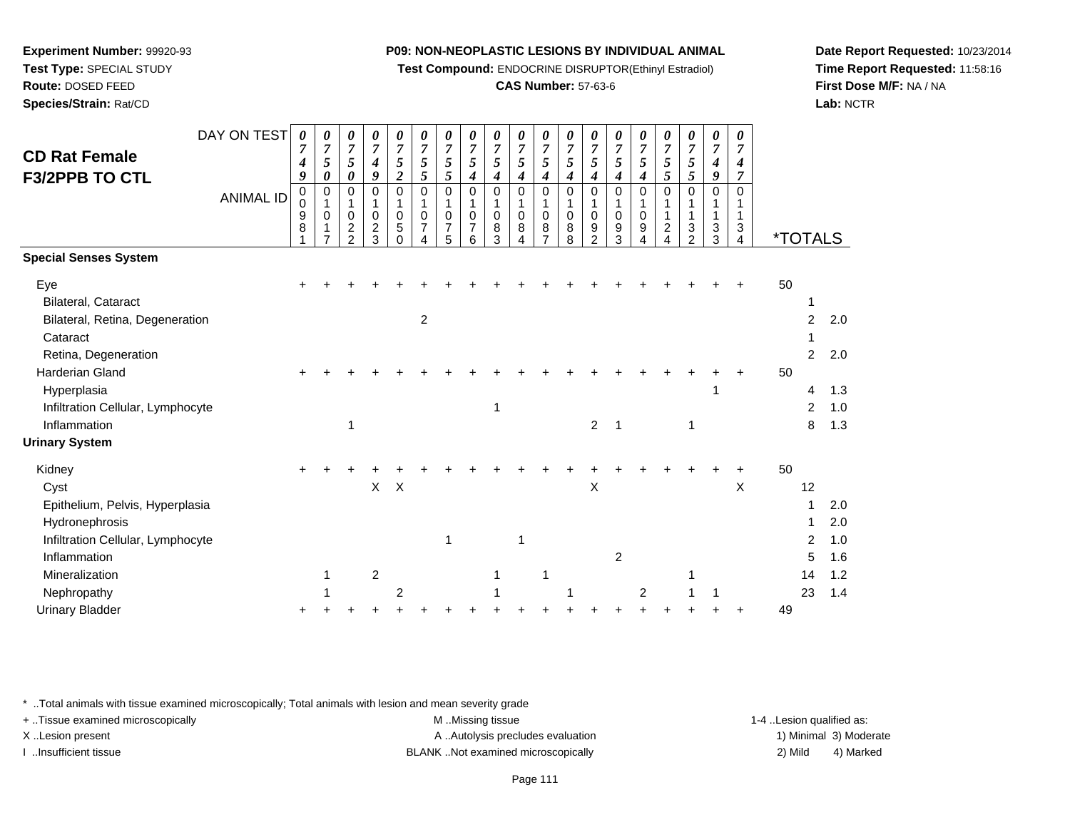**Experiment Number:** 99920-93
**Test Type:** SPECIAL STUDY
**Route:** DOSED FEED
**Species/Strain:** Rat/CD

**P09: NON-NEOPLASTIC LESIONS BY INDIVIDUAL ANIMAL**
**Test Compound:** ENDOCRINE DISRUPTOR(Ethinyl Estradiol)
**CAS Number:** 57-63-6

**Date Report Requested:** 10/23/2014
**Time Report Requested:** 11:58:16
**First Dose M/F:** NA / NA
**Lab:** NCTR

## CD Rat Female F3/2PPB TO CTL

| DAY ON TEST | 0749 | 0750 | 0750 | 0749 | 0752 | 0755 | 0755 | 0754 | 0754 | 0754 | 0754 | 0754 | 0754 | 0754 | 0754 | 0755 | 0755 | 0749 | 0747 | | | |
|---|---|---|---|---|---|---|---|---|---|---|---|---|---|---|---|---|---|---|---|---|---|---|
| **ANIMAL ID** | 00981 | 01017 | 01022 | 01023 | 01050 | 01074 | 01075 | 01076 | 01083 | 01084 | 01087 | 01088 | 01092 | 01093 | 01094 | 01124 | 01132 | 01133 | 01134 | ***TOTALS** | | |
| **Special Senses System** | | | | | | | | | | | | | | | | | | | | | | |
| Eye | + | + | + | + | + | + | + | + | + | + | + | + | + | + | + | + | + | + | + | 50 | | |
| Bilateral, Cataract | | | | | | | | | | | | | | | | | | | | | 1 | |
| Bilateral, Retina, Degeneration | | | | | | 2 | | | | | | | | | | | | | | | 2 | 2.0 |
| Cataract | | | | | | | | | | | | | | | | | | | | | 1 | |
| Retina, Degeneration | | | | | | | | | | | | | | | | | | | | | 2 | 2.0 |
| Harderian Gland | + | + | + | + | + | + | + | + | + | + | + | + | + | + | + | + | + | + | + | 50 | | |
| Hyperplasia | | | | | | | | | | | | | | | | | | 1 | | | 4 | 1.3 |
| Infiltration Cellular, Lymphocyte | | | | | | | | | 1 | | | | | | | | | | | | 2 | 1.0 |
| Inflammation | | | 1 | | | | | | | | | | 2 | 1 | | | 1 | | | | 8 | 1.3 |
| **Urinary System** | | | | | | | | | | | | | | | | | | | | | | |
| Kidney | + | + | + | + | + | + | + | + | + | + | + | + | + | + | + | + | + | + | + | 50 | | |
| Cyst | | | | X | X | | | | | | | | X | | | | | | X | | 12 | |
| Epithelium, Pelvis, Hyperplasia | | | | | | | | | | | | | | | | | | | | | 1 | 2.0 |
| Hydronephrosis | | | | | | | | | | | | | | | | | | | | | 1 | 2.0 |
| Infiltration Cellular, Lymphocyte | | | | | | | 1 | | | 1 | | | | | | | | | | | 2 | 1.0 |
| Inflammation | | | | | | | | | | | | | | 2 | | | | | | | 5 | 1.6 |
| Mineralization | | 1 | | 2 | | | | | 1 | | 1 | | | | | | 1 | | | | 14 | 1.2 |
| Nephropathy | | 1 | | | 2 | | | | 1 | | | 1 | | | 2 | | 1 | 1 | | | 23 | 1.4 |
| Urinary Bladder | + | + | + | + | + | + | + | + | + | + | + | + | + | + | + | + | + | + | + | 49 | | |

\* ..Total animals with tissue examined microscopically; Total animals with lesion and mean severity grade
+ ..Tissue examined microscopically
X ..Lesion present
I ..Insufficient tissue

M ..Missing tissue
A ..Autolysis precludes evaluation
BLANK ..Not examined microscopically

1-4 ..Lesion qualified as:
1) Minimal 3) Moderate
2) Mild 4) Marked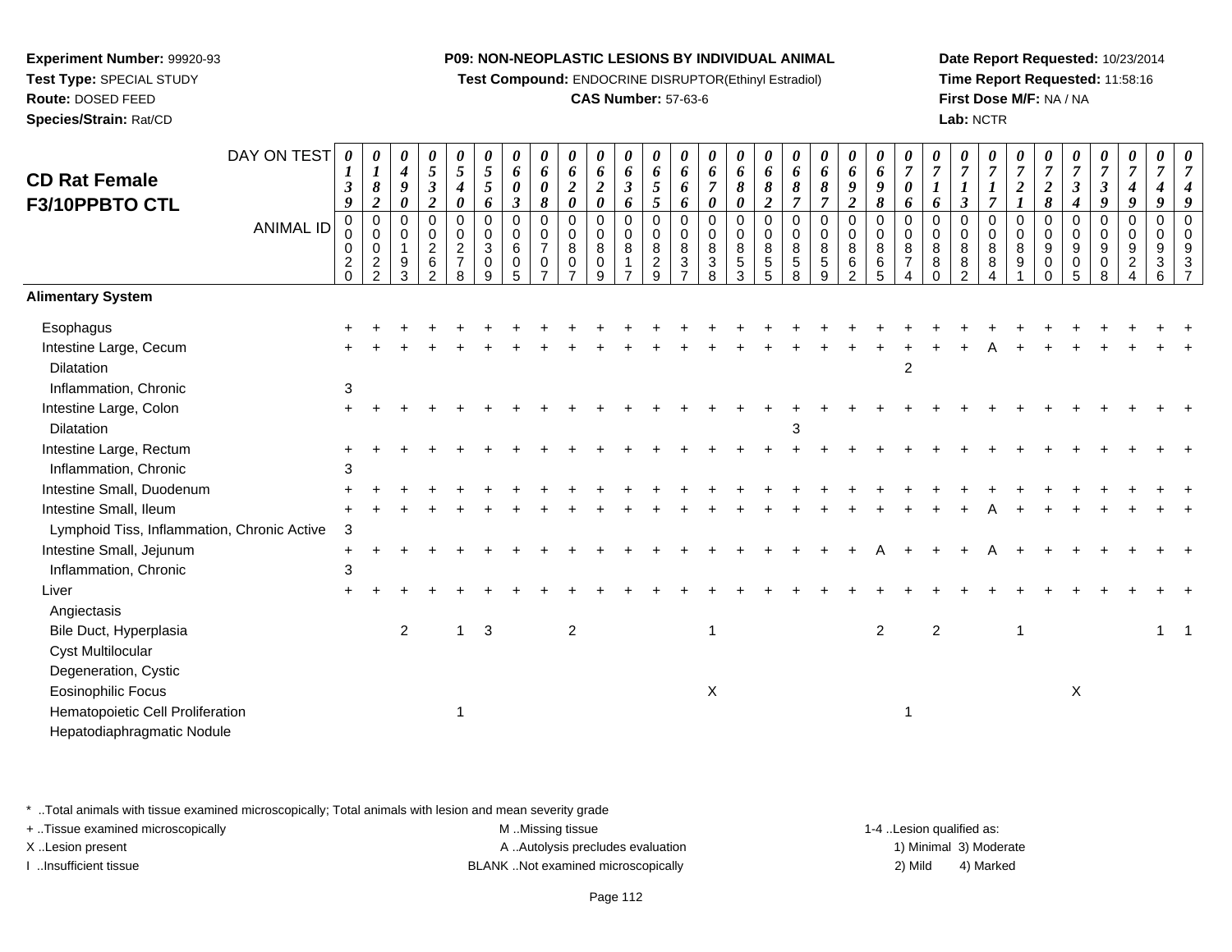**Experiment Number:** 99920-93
**Test Type:** SPECIAL STUDY
**Route:** DOSED FEED
**Species/Strain:** Rat/CD

**P09: NON-NEOPLASTIC LESIONS BY INDIVIDUAL ANIMAL**
**Test Compound:** ENDOCRINE DISRUPTOR(Ethinyl Estradiol)
**CAS Number:** 57-63-6

**Date Report Requested:** 10/23/2014
**Time Report Requested:** 11:58:16
**First Dose M/F:** NA / NA
**Lab:** NCTR

## CD Rat Female F3/10PPBTO CTL

| DAY ON TEST | 0139 | 0182 | 0490 | 0532 | 0540 | 0556 | 0603 | 0608 | 0620 | 0620 | 0636 | 0655 | 0666 | 0670 | 0680 | 0682 | 0687 | 0687 | 0692 | 0698 | 0706 | 0716 | 0713 | 0717 | 0721 | 0728 | 0734 | 0739 | 0749 | 0749 | 0749 |
|---|---|---|---|---|---|---|---|---|---|---|---|---|---|---|---|---|---|---|---|---|---|---|---|---|---|---|---|---|---|---|---|
| **ANIMAL ID** | 00020 | 00022 | 00193 | 00262 | 00278 | 00309 | 00605 | 00707 | 00807 | 00809 | 00817 | 00829 | 00837 | 00838 | 00853 | 00855 | 00858 | 00859 | 00862 | 00865 | 00874 | 00880 | 00882 | 00884 | 00891 | 00900 | 00905 | 00908 | 00924 | 00936 | 00937 |
| **Alimentary System** | | | | | | | | | | | | | | | | | | | | | | | | | | | | | | | |
| Esophagus | + | + | + | + | + | + | + | + | + | + | + | + | + | + | + | + | + | + | + | + | + | + | + | + | + | + | + | + | + | + | + |
| Intestine Large, Cecum | + | + | + | + | + | + | + | + | + | + | + | + | + | + | + | + | + | + | + | + | + | + | + | A | + | + | + | + | + | + | + |
| Dilatation | | | | | | | | | | | | | | | | | | | | | 2 | | | | | | | | | | |
| Inflammation, Chronic | 3 | | | | | | | | | | | | | | | | | | | | | | | | | | | | | | |
| Intestine Large, Colon | + | + | + | + | + | + | + | + | + | + | + | + | + | + | + | + | + | + | + | + | + | + | + | + | + | + | + | + | + | + | + |
| Dilatation | | | | | | | | | | | | | | | | | 3 | | | | | | | | | | | | | | |
| Intestine Large, Rectum | + | + | + | + | + | + | + | + | + | + | + | + | + | + | + | + | + | + | + | + | + | + | + | + | + | + | + | + | + | + | + |
| Inflammation, Chronic | 3 | | | | | | | | | | | | | | | | | | | | | | | | | | | | | | |
| Intestine Small, Duodenum | + | + | + | + | + | + | + | + | + | + | + | + | + | + | + | + | + | + | + | + | + | + | + | + | + | + | + | + | + | + | + |
| Intestine Small, Ileum | + | + | + | + | + | + | + | + | + | + | + | + | + | + | + | + | + | + | + | + | + | + | + | A | + | + | + | + | + | + | + |
| Lymphoid Tiss, Inflammation, Chronic Active | 3 | | | | | | | | | | | | | | | | | | | | | | | | | | | | | | |
| Intestine Small, Jejunum | + | + | + | + | + | + | + | + | + | + | + | + | + | + | + | + | + | + | + | A | + | + | + | A | + | + | + | + | + | + | + |
| Inflammation, Chronic | 3 | | | | | | | | | | | | | | | | | | | | | | | | | | | | | | |
| Liver | + | + | + | + | + | + | + | + | + | + | + | + | + | + | + | + | + | + | + | + | + | + | + | + | + | + | + | + | + | + | + |
| Angiectasis | | | | | | | | | | | | | | | | | | | | | | | | | | | | | | | |
| Bile Duct, Hyperplasia | | | 2 | | 1 | 3 | | | 2 | | | | | 1 | | | | | | 2 | | 2 | | | 1 | | | | | 1 | 1 |
| Cyst Multilocular | | | | | | | | | | | | | | | | | | | | | | | | | | | | | | | |
| Degeneration, Cystic | | | | | | | | | | | | | | | | | | | | | | | | | | | | | | | |
| Eosinophilic Focus | | | | | | | | | | | | | | X | | | | | | | | | | | | | X | | | | |
| Hematopoietic Cell Proliferation | | | | | 1 | | | | | | | | | | | | | | | | 1 | | | | | | | | | | |
| Hepatodiaphragmatic Nodule | | | | | | | | | | | | | | | | | | | | | | | | | | | | | | | |

\* ..Total animals with tissue examined microscopically; Total animals with lesion and mean severity grade
+ ..Tissue examined microscopically
X ..Lesion present
I ..Insufficient tissue

M ..Missing tissue
A ..Autolysis precludes evaluation
BLANK ..Not examined microscopically

1-4 ..Lesion qualified as:
1) Minimal 3) Moderate
2) Mild 4) Marked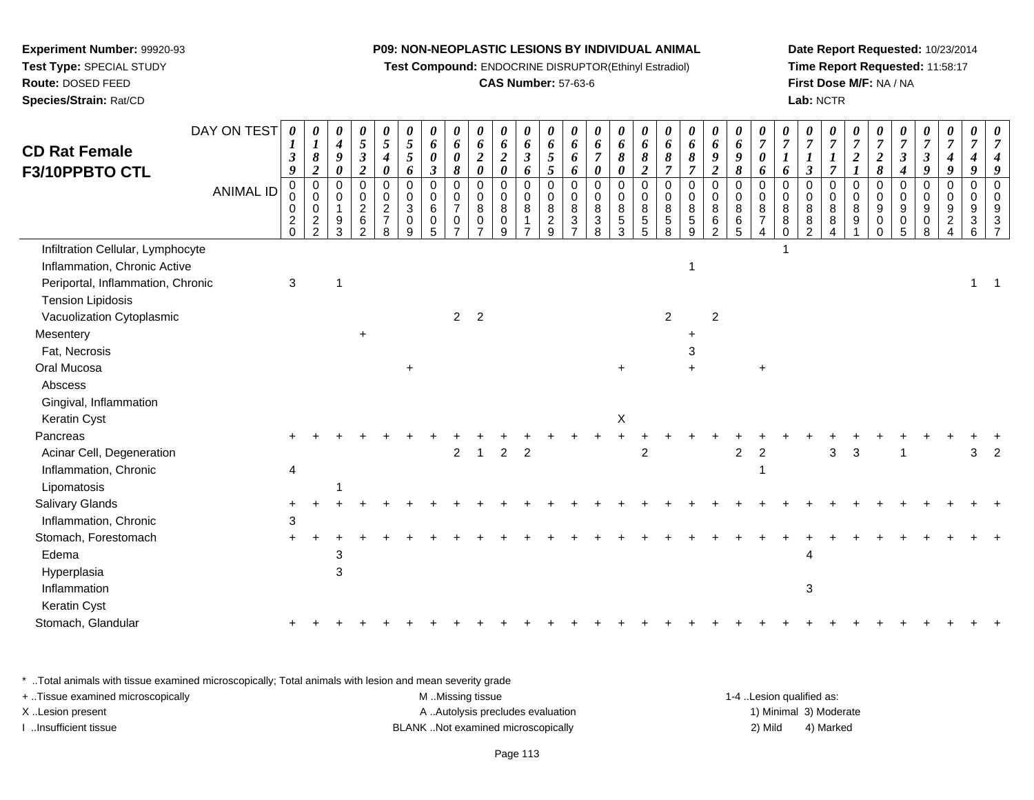**Experiment Number:** 99920-93
**Test Type:** SPECIAL STUDY
**Route:** DOSED FEED
**Species/Strain:** Rat/CD

**P09: NON-NEOPLASTIC LESIONS BY INDIVIDUAL ANIMAL**
**Test Compound:** ENDOCRINE DISRUPTOR(Ethinyl Estradiol)
**CAS Number:** 57-63-6

**Date Report Requested:** 10/23/2014
**Time Report Requested:** 11:58:17
**First Dose M/F:** NA / NA
**Lab:** NCTR

# CD Rat Female F3/10PPBTO CTL

| DAY ON TEST | 0139 | 0182 | 0490 | 0532 | 0540 | 0556 | 0603 | 0608 | 0620 | 0620 | 0636 | 0655 | 0666 | 0670 | 0680 | 0682 | 0687 | 0687 | 0692 | 0698 | 0706 | 0716 | 0713 | 0717 | 0721 | 0728 | 0734 | 0739 | 0749 | 0749 | 0749 |
|---|---|---|---|---|---|---|---|---|---|---|---|---|---|---|---|---|---|---|---|---|---|---|---|---|---|---|---|---|---|---|---|
| **ANIMAL ID** | 0020 | 0022 | 0193 | 0262 | 0278 | 0309 | 0605 | 0707 | 0807 | 0809 | 0817 | 0829 | 0837 | 0838 | 0853 | 0855 | 0858 | 0859 | 0862 | 0865 | 0874 | 0880 | 0882 | 0884 | 0891 | 0900 | 0905 | 0908 | 0924 | 0936 | 0937 |
| Infiltration Cellular, Lymphocyte | | | | | | | | | | | | | | | | | | | | | | 1 | | | | | | | | | |
| Inflammation, Chronic Active | | | | | | | | | | | | | | | | | | 1 | | | | | | | | | | | | | |
| Periportal, Inflammation, Chronic | 3 | | 1 | | | | | | | | | | | | | | | | | | | | | | | | | | | 1 | 1 |
| Tension Lipidosis | | | | | | | | | | | | | | | | | | | | | | | | | | | | | | | |
| Vacuolization Cytoplasmic | | | | | | | | 2 | 2 | | | | | | | | 2 | | 2 | | | | | | | | | | | | |
| Mesentery | | | | + | | | | | | | | | | | | | | + | | | | | | | | | | | | | |
| Fat, Necrosis | | | | | | | | | | | | | | | | | | 3 | | | | | | | | | | | | | |
| Oral Mucosa | | | | | | + | | | | | | | | | + | | | + | | | + | | | | | | | | | | |
| Abscess | | | | | | | | | | | | | | | | | | | | | | | | | | | | | | | |
| Gingival, Inflammation | | | | | | | | | | | | | | | | | | | | | | | | | | | | | | | |
| Keratin Cyst | | | | | | | | | | | | | | | X | | | | | | | | | | | | | | | | |
| Pancreas | + | + | + | + | + | + | + | + | + | + | + | + | + | + | + | + | + | + | + | + | + | + | + | + | + | + | + | + | + | + | + |
| Acinar Cell, Degeneration | | | | | | | | 2 | 1 | 2 | 2 | | | | | 2 | | | | 2 | 2 | | | 3 | 3 | | 1 | | | 3 | 2 |
| Inflammation, Chronic | 4 | | | | | | | | | | | | | | | | | | | | 1 | | | | | | | | | | |
| Lipomatosis | | | 1 | | | | | | | | | | | | | | | | | | | | | | | | | | | | |
| Salivary Glands | + | + | + | + | + | + | + | + | + | + | + | + | + | + | + | + | + | + | + | + | + | + | + | + | + | + | + | + | + | + | + |
| Inflammation, Chronic | 3 | | | | | | | | | | | | | | | | | | | | | | | | | | | | | | |
| Stomach, Forestomach | + | + | + | + | + | + | + | + | + | + | + | + | + | + | + | + | + | + | + | + | + | + | + | + | + | + | + | + | + | + | + |
| Edema | | | 3 | | | | | | | | | | | | | | | | | | | | 4 | | | | | | | | |
| Hyperplasia | | | 3 | | | | | | | | | | | | | | | | | | | | | | | | | | | | |
| Inflammation | | | | | | | | | | | | | | | | | | | | | | | 3 | | | | | | | | |
| Keratin Cyst | | | | | | | | | | | | | | | | | | | | | | | | | | | | | | | |
| Stomach, Glandular | + | + | + | + | + | + | + | + | + | + | + | + | + | + | + | + | + | + | + | + | + | + | + | + | + | + | + | + | + | + | + |

\* ..Total animals with tissue examined microscopically; Total animals with lesion and mean severity grade
+ ..Tissue examined microscopically
X ..Lesion present
I ..Insufficient tissue

M ..Missing tissue
A ..Autolysis precludes evaluation
BLANK ..Not examined microscopically

1-4 ..Lesion qualified as:
1) Minimal 3) Moderate
2) Mild 4) Marked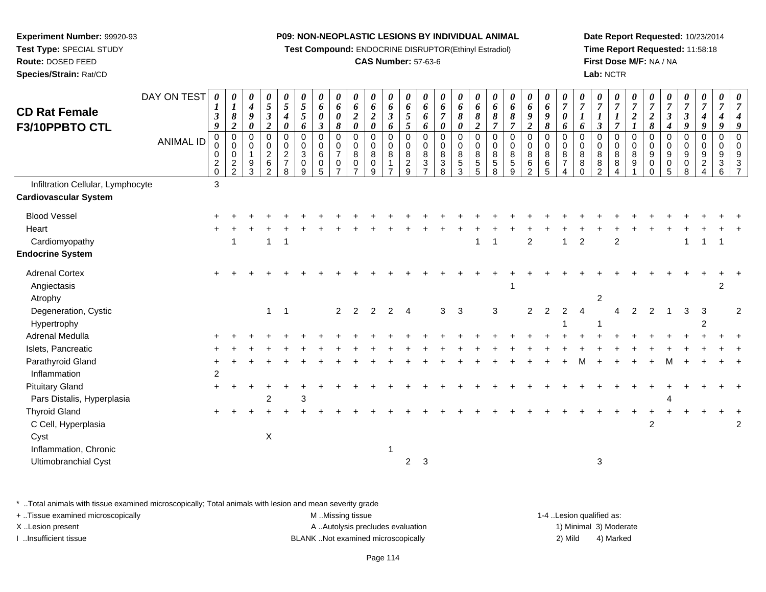**Experiment Number:** 99920-93
**Test Type:** SPECIAL STUDY
**Route:** DOSED FEED
**Species/Strain:** Rat/CD

**P09: NON-NEOPLASTIC LESIONS BY INDIVIDUAL ANIMAL**
**Test Compound:** ENDOCRINE DISRUPTOR(Ethinyl Estradiol)
**CAS Number:** 57-63-6

**Date Report Requested:** 10/23/2014
**Time Report Requested:** 11:58:18
**First Dose M/F:** NA / NA
**Lab:** NCTR

## CD Rat Female F3/10PPBTO CTL

| DAY ON TEST | 0139 | 0182 | 0490 | 0532 | 0540 | 0556 | 0603 | 0608 | 0620 | 0620 | 0636 | 0655 | 0666 | 0670 | 0680 | 0682 | 0687 | 0687 | 0692 | 0698 | 0706 | 0716 | 0713 | 0717 | 0721 | 0728 | 0734 | 0739 | 0749 | 0749 | 0749 |
|---|---|---|---|---|---|---|---|---|---|---|---|---|---|---|---|---|---|---|---|---|---|---|---|---|---|---|---|---|---|---|---|
| **ANIMAL ID** | 00020 | 00022 | 00193 | 00262 | 00278 | 00309 | 00605 | 00707 | 00807 | 00809 | 00817 | 00829 | 00837 | 00838 | 00853 | 00855 | 00858 | 00859 | 00862 | 00865 | 00874 | 00880 | 00882 | 00884 | 00891 | 00900 | 00905 | 00908 | 00924 | 00936 | 00937 |
| Infiltration Cellular, Lymphocyte | 3 | | | | | | | | | | | | | | | | | | | | | | | | | | | | | | |
| **Cardiovascular System** | | | | | | | | | | | | | | | | | | | | | | | | | | | | | | | |
| Blood Vessel | + | + | + | + | + | + | + | + | + | + | + | + | + | + | + | + | + | + | + | + | + | + | + | + | + | + | + | + | + | + | + |
| Heart | + | + | + | + | + | + | + | + | + | + | + | + | + | + | + | + | + | + | + | + | + | + | + | + | + | + | + | + | + | + | + |
| Cardiomyopathy | | 1 | | 1 | 1 | | | | | | | | | | | 1 | 1 | | 2 | | 1 | 2 | | 2 | | | | 1 | 1 | 1 | |
| **Endocrine System** | | | | | | | | | | | | | | | | | | | | | | | | | | | | | | | |
| Adrenal Cortex | + | + | + | + | + | + | + | + | + | + | + | + | + | + | + | + | + | + | + | + | + | + | + | + | + | + | + | + | + | + | + |
| Angiectasis | | | | | | | | | | | | | | | | | | 1 | | | | | | | | | | | | 2 | |
| Atrophy | | | | | | | | | | | | | | | | | | | | | | | 2 | | | | | | | | |
| Degeneration, Cystic | | | | 1 | 1 | | | 2 | 2 | 2 | 2 | 4 | | 3 | 3 | | 3 | | 2 | 2 | 2 | 4 | | 4 | 2 | 2 | 1 | 3 | 3 | | 2 |
| Hypertrophy | | | | | | | | | | | | | | | | | | | | | 1 | | 1 | | | | | | 2 | | |
| Adrenal Medulla | + | + | + | + | + | + | + | + | + | + | + | + | + | + | + | + | + | + | + | + | + | + | + | + | + | + | + | + | + | + | + |
| Islets, Pancreatic | + | + | + | + | + | + | + | + | + | + | + | + | + | + | + | + | + | + | + | + | + | + | + | + | + | + | + | + | + | + | + |
| Parathyroid Gland | + | + | + | + | + | + | + | + | + | + | + | + | + | + | + | + | + | + | + | + | + | M | + | + | + | + | M | + | + | + | + |
| Inflammation | 2 | | | | | | | | | | | | | | | | | | | | | | | | | | | | | | |
| Pituitary Gland | + | + | + | + | + | + | + | + | + | + | + | + | + | + | + | + | + | + | + | + | + | + | + | + | + | + | + | + | + | + | + |
| Pars Distalis, Hyperplasia | | | | 2 | | 3 | | | | | | | | | | | | | | | | | | | | | 4 | | | | |
| Thyroid Gland | + | + | + | + | + | + | + | + | + | + | + | + | + | + | + | + | + | + | + | + | + | + | + | + | + | + | + | + | + | + | + |
| C Cell, Hyperplasia | | | | | | | | | | | | | | | | | | | | | | | | | | 2 | | | | | 2 |
| Cyst | | | | X | | | | | | | | | | | | | | | | | | | | | | | | | | | |
| Inflammation, Chronic | | | | | | | | | | | 1 | | | | | | | | | | | | | | | | | | | | |
| Ultimobranchial Cyst | | | | | | | | | | | | 2 | 3 | | | | | | | | | | 3 | | | | | | | | |

\* ..Total animals with tissue examined microscopically; Total animals with lesion and mean severity grade
+ ..Tissue examined microscopically
X ..Lesion present
I ..Insufficient tissue

M ..Missing tissue
A ..Autolysis precludes evaluation
BLANK ..Not examined microscopically

1-4 ..Lesion qualified as:
1) Minimal 3) Moderate
2) Mild 4) Marked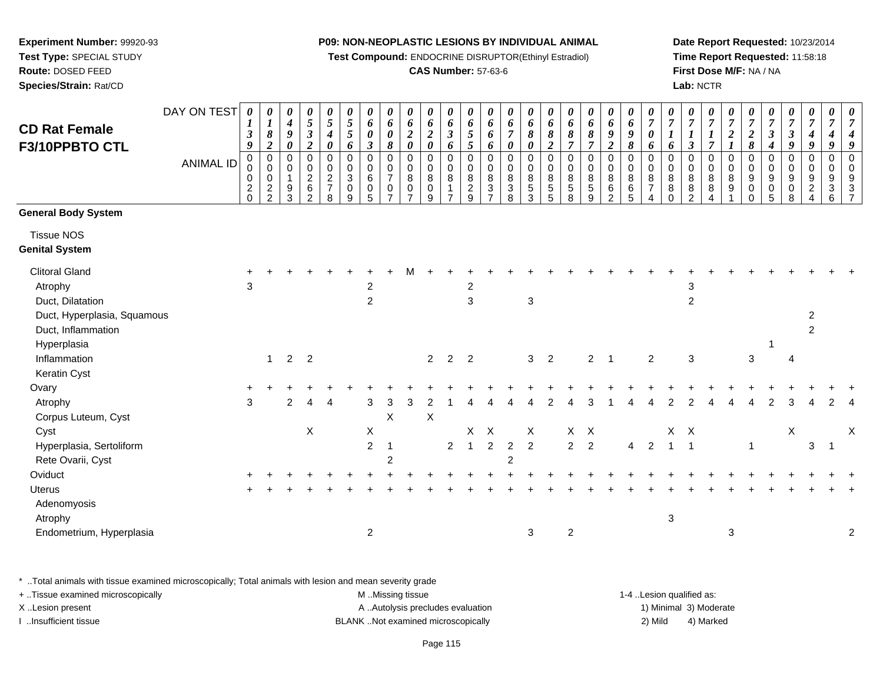**Experiment Number:** 99920-93
**Test Type:** SPECIAL STUDY
**Route:** DOSED FEED
**Species/Strain:** Rat/CD

**P09: NON-NEOPLASTIC LESIONS BY INDIVIDUAL ANIMAL**
**Test Compound:** ENDOCRINE DISRUPTOR(Ethinyl Estradiol)
**CAS Number:** 57-63-6

**Date Report Requested:** 10/23/2014
**Time Report Requested:** 11:58:18
**First Dose M/F:** NA / NA
**Lab:** NCTR

## CD Rat Female F3/10PPBTO CTL

| DAY ON TEST | 0139 | 0182 | 0490 | 0532 | 0540 | 0556 | 0603 | 0608 | 0620 | 0620 | 0636 | 0655 | 0666 | 0670 | 0680 | 0682 | 0687 | 0687 | 0692 | 0698 | 0706 | 0716 | 0713 | 0717 | 0721 | 0728 | 0734 | 0739 | 0749 | 0749 | 0749 |
|---|---|---|---|---|---|---|---|---|---|---|---|---|---|---|---|---|---|---|---|---|---|---|---|---|---|---|---|---|---|---|---|
| **ANIMAL ID** | 0020 | 0022 | 0193 | 0262 | 0278 | 0309 | 0605 | 0707 | 0807 | 0809 | 0817 | 0829 | 0837 | 0838 | 0853 | 0855 | 0858 | 0859 | 0862 | 0865 | 0874 | 0880 | 0882 | 0884 | 0891 | 0900 | 0905 | 0908 | 0924 | 0936 | 0937 |
| **General Body System** | | | | | | | | | | | | | | | | | | | | | | | | | | | | | | | |
| Tissue NOS | | | | | | | | | | | | | | | | | | | | | | | | | | | | | | | |
| **Genital System** | | | | | | | | | | | | | | | | | | | | | | | | | | | | | | | |
| Clitoral Gland | + | + | + | + | + | + | + | + | M | + | + | + | + | + | + | + | + | + | + | + | + | + | + | + | + | + | + | + | + | + | + |
| Atrophy | 3 | | | | | | 2 | | | | | 2 | | | | | | | | | | | 3 | | | | | | | | |
| Duct, Dilatation | | | | | | | 2 | | | | | 3 | | | 3 | | | | | | | | 2 | | | | | | | | |
| Duct, Hyperplasia, Squamous | | | | | | | | | | | | | | | | | | | | | | | | | | | | | 2 | | |
| Duct, Inflammation | | | | | | | | | | | | | | | | | | | | | | | | | | | | | 2 | | |
| Hyperplasia | | | | | | | | | | | | | | | | | | | | | | | | | | | 1 | | | | |
| Inflammation | | 1 | 2 | 2 | | | | | | 2 | 2 | 2 | | | 3 | 2 | | 2 | 1 | | 2 | | 3 | | | 3 | | 4 | | | |
| Keratin Cyst | | | | | | | | | | | | | | | | | | | | | | | | | | | | | | | |
| Ovary | + | + | + | + | + | + | + | + | + | + | + | + | + | + | + | + | + | + | + | + | + | + | + | + | + | + | + | + | + | + | + |
| Atrophy | 3 | | 2 | 4 | 4 | | 3 | 3 | 3 | 2 | 1 | 4 | 4 | 4 | 4 | 2 | 4 | 3 | 1 | 4 | 4 | 2 | 2 | 4 | 4 | 4 | 2 | 3 | 4 | 2 | 4 |
| Corpus Luteum, Cyst | | | | | | | | X | | X | | | | | | | | | | | | | | | | | | | | | |
| Cyst | | | | X | | | X | | | | | X | X | | X | | X | X | | | | X | X | | | | | X | | | X |
| Hyperplasia, Sertoliform | | | | | | | 2 | 1 | | | 2 | 1 | 2 | 2 | 2 | | 2 | 2 | | 4 | 2 | 1 | 1 | | | 1 | | | 3 | 1 | |
| Rete Ovarii, Cyst | | | | | | | | 2 | | | | | | 2 | | | | | | | | | | | | | | | | | |
| Oviduct | + | + | + | + | + | + | + | + | + | + | + | + | + | + | + | + | + | + | + | + | + | + | + | + | + | + | + | + | + | + | + |
| Uterus | + | + | + | + | + | + | + | + | + | + | + | + | + | + | + | + | + | + | + | + | + | + | + | + | + | + | + | + | + | + | + |
| Adenomyosis | | | | | | | | | | | | | | | | | | | | | | | | | | | | | | | |
| Atrophy | | | | | | | | | | | | | | | | | | | | | | 3 | | | | | | | | | |
| Endometrium, Hyperplasia | | | | | | | 2 | | | | | | | | 3 | | 2 | | | | | | | | 3 | | | | | | 2 |

\* ..Total animals with tissue examined microscopically; Total animals with lesion and mean severity grade
+ ..Tissue examined microscopically
X ..Lesion present
I ..Insufficient tissue

M ..Missing tissue
A ..Autolysis precludes evaluation
BLANK ..Not examined microscopically

1-4 ..Lesion qualified as:
1) Minimal 3) Moderate
2) Mild 4) Marked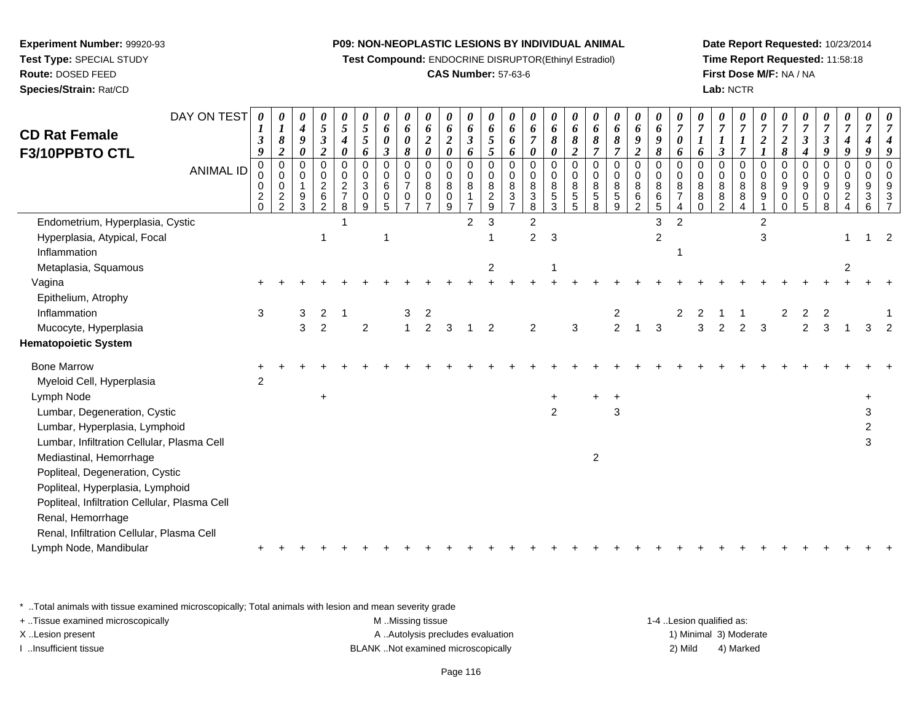**Experiment Number:** 99920-93
**Test Type:** SPECIAL STUDY
**Route:** DOSED FEED
**Species/Strain:** Rat/CD

**P09: NON-NEOPLASTIC LESIONS BY INDIVIDUAL ANIMAL**
**Test Compound:** ENDOCRINE DISRUPTOR(Ethinyl Estradiol)
**CAS Number:** 57-63-6

**Date Report Requested:** 10/23/2014
**Time Report Requested:** 11:58:18
**First Dose M/F:** NA / NA
**Lab:** NCTR

## CD Rat Female F3/10PPBTO CTL

| DAY ON TEST | 0139 | 0182 | 0490 | 0532 | 0540 | 0556 | 0603 | 0608 | 0620 | 0620 | 0636 | 0655 | 0666 | 0670 | 0680 | 0682 | 0687 | 0687 | 0692 | 0698 | 0706 | 0716 | 0713 | 0717 | 0721 | 0728 | 0734 | 0739 | 0749 | 0749 | 0749 |
|---|---|---|---|---|---|---|---|---|---|---|---|---|---|---|---|---|---|---|---|---|---|---|---|---|---|---|---|---|---|---|---|
| **ANIMAL ID** | 0000020 | 0000022 | 0000193 | 0000262 | 0000278 | 0000309 | 0000605 | 0000707 | 0000807 | 0000809 | 0000817 | 0000829 | 0000837 | 0000838 | 0000853 | 0000855 | 0000858 | 0000859 | 0000862 | 0000865 | 0000874 | 0000880 | 0000882 | 0000884 | 0000891 | 0000900 | 0000905 | 0000908 | 0000924 | 0000936 | 0000937 |
| Endometrium, Hyperplasia, Cystic | | | | | 1 | | | | | | 2 | 3 | | 2 | | | | | | 3 | 2 | | | | 2 | | | | | | |
| Hyperplasia, Atypical, Focal | | | | 1 | | | 1 | | | | | 1 | | 2 | 3 | | | | | 2 | | | | | 3 | | | | 1 | 1 | 2 |
| Inflammation | | | | | | | | | | | | | | | | | | | | | 1 | | | | | | | | | | |
| Metaplasia, Squamous | | | | | | | | | | | | 2 | | | 1 | | | | | | | | | | | | | | 2 | | |
| Vagina | + | + | + | + | + | + | + | + | + | + | + | + | + | + | + | + | + | + | + | + | + | + | + | + | + | + | + | + | + | + | + |
| Epithelium, Atrophy | | | | | | | | | | | | | | | | | | | | | | | | | | | | | | | |
| Inflammation | 3 | | 3 | 2 | 1 | | | 3 | 2 | | | | | | | | | 2 | | | 2 | 2 | 1 | 1 | | 2 | 2 | 2 | | | 1 |
| Mucocyte, Hyperplasia | | | 3 | 2 | | 2 | | 1 | 2 | 3 | 1 | 2 | | 2 | | 3 | | 2 | 1 | 3 | | 3 | 2 | 2 | 3 | | 2 | 3 | 1 | 3 | 2 |
| **Hematopoietic System** | | | | | | | | | | | | | | | | | | | | | | | | | | | | | | | |
| Bone Marrow | + | + | + | + | + | + | + | + | + | + | + | + | + | + | + | + | + | + | + | + | + | + | + | + | + | + | + | + | + | + | + |
| Myeloid Cell, Hyperplasia | 2 | | | | | | | | | | | | | | | | | | | | | | | | | | | | | | |
| Lymph Node | | | | + | | | | | | | | | | | + | | + | + | | | | | | | | | | | | + | |
| Lumbar, Degeneration, Cystic | | | | | | | | | | | | | | | 2 | | | 3 | | | | | | | | | | | | 3 | |
| Lumbar, Hyperplasia, Lymphoid | | | | | | | | | | | | | | | | | | | | | | | | | | | | | | 2 | |
| Lumbar, Infiltration Cellular, Plasma Cell | | | | | | | | | | | | | | | | | | | | | | | | | | | | | | 3 | |
| Mediastinal, Hemorrhage | | | | | | | | | | | | | | | | | 2 | | | | | | | | | | | | | | |
| Popliteal, Degeneration, Cystic | | | | | | | | | | | | | | | | | | | | | | | | | | | | | | | |
| Popliteal, Hyperplasia, Lymphoid | | | | | | | | | | | | | | | | | | | | | | | | | | | | | | | |
| Popliteal, Infiltration Cellular, Plasma Cell | | | | | | | | | | | | | | | | | | | | | | | | | | | | | | | |
| Renal, Hemorrhage | | | | | | | | | | | | | | | | | | | | | | | | | | | | | | | |
| Renal, Infiltration Cellular, Plasma Cell | | | | | | | | | | | | | | | | | | | | | | | | | | | | | | | |
| Lymph Node, Mandibular | + | + | + | + | + | + | + | + | + | + | + | + | + | + | + | + | + | + | + | + | + | + | + | + | + | + | + | + | + | + | + |

* ..Total animals with tissue examined microscopically; Total animals with lesion and mean severity grade
+ ..Tissue examined microscopically
X ..Lesion present
I ..Insufficient tissue

M ..Missing tissue
A ..Autolysis precludes evaluation
BLANK ..Not examined microscopically

1-4 ..Lesion qualified as:
1) Minimal 3) Moderate
2) Mild 4) Marked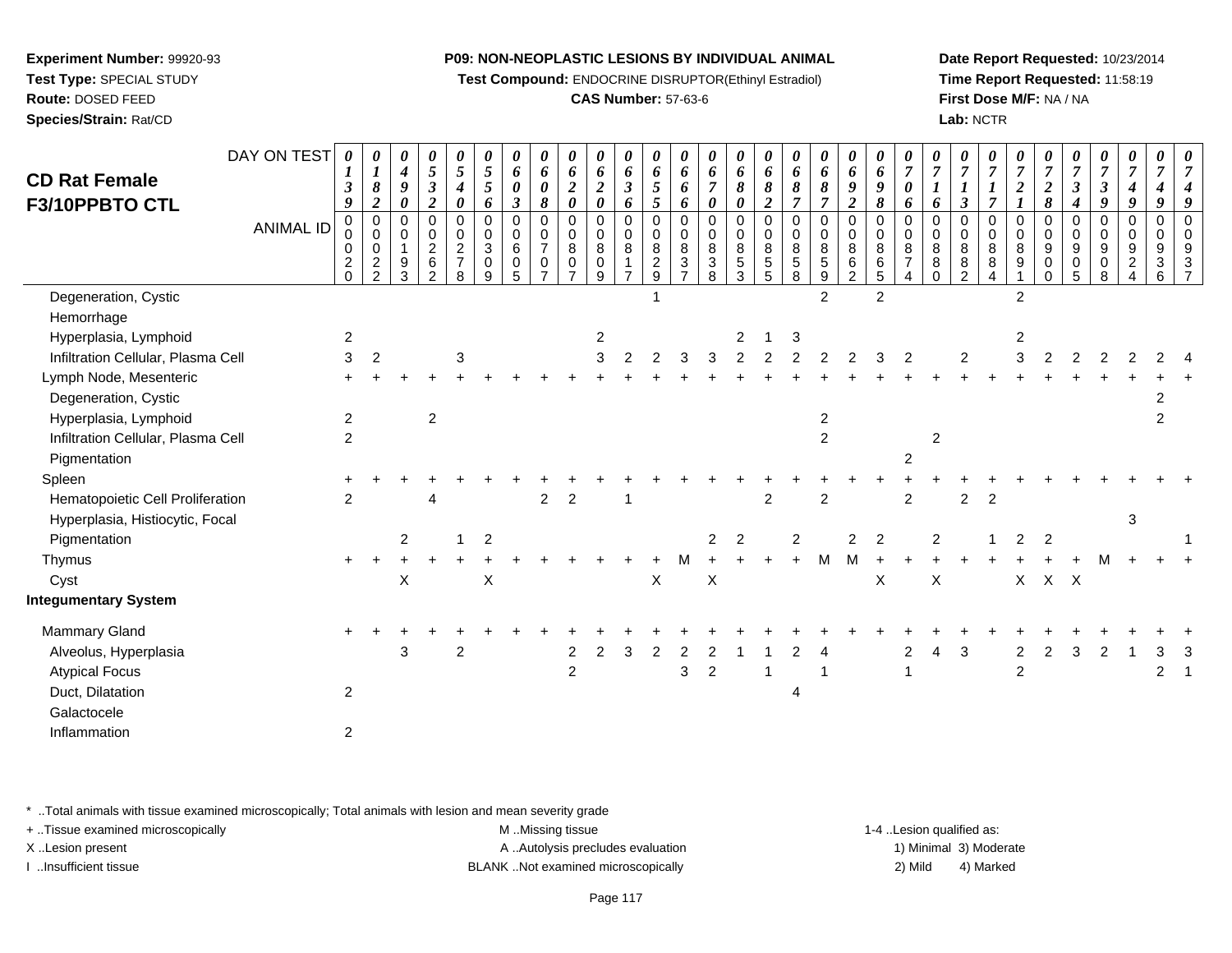**Experiment Number:** 99920-93
**Test Type:** SPECIAL STUDY
**Route:** DOSED FEED
**Species/Strain:** Rat/CD

**P09: NON-NEOPLASTIC LESIONS BY INDIVIDUAL ANIMAL**
**Test Compound:** ENDOCRINE DISRUPTOR(Ethinyl Estradiol)
**CAS Number:** 57-63-6

**Date Report Requested:** 10/23/2014
**Time Report Requested:** 11:58:19
**First Dose M/F:** NA / NA
**Lab:** NCTR

## CD Rat Female F3/10PPBTO CTL

| DAY ON TEST | 0139 | 0182 | 0490 | 0532 | 0540 | 0556 | 0603 | 0608 | 0620 | 0620 | 0636 | 0655 | 0666 | 0670 | 0680 | 0682 | 0687 | 0687 | 0692 | 0698 | 0706 | 0716 | 0713 | 0717 | 0721 | 0728 | 0734 | 0739 | 0749 | 0749 | 0749 |
|---|---|---|---|---|---|---|---|---|---|---|---|---|---|---|---|---|---|---|---|---|---|---|---|---|---|---|---|---|---|---|---|
| **ANIMAL ID** | 00020 | 00022 | 00193 | 00262 | 00278 | 00309 | 00605 | 00707 | 00807 | 00809 | 00817 | 00829 | 00837 | 00838 | 00853 | 00855 | 00858 | 00859 | 00862 | 00865 | 00874 | 00880 | 00882 | 00884 | 00891 | 00900 | 00905 | 00908 | 00924 | 00936 | 00937 |
| Degeneration, Cystic | | | | | | | | | | | | 1 | | | | | | 2 | | 2 | | | | | 2 | | | | | | |
| Hemorrhage | | | | | | | | | | | | | | | | | | | | | | | | | | | | | | | |
| Hyperplasia, Lymphoid | 2 | | | | | | | | | 2 | | | | | 2 | 1 | 3 | | | | | | | | 2 | | | | | | |
| Infiltration Cellular, Plasma Cell | 3 | 2 | | | 3 | | | | | 3 | 2 | 2 | 3 | 3 | 2 | 2 | 2 | 2 | 2 | 3 | 2 | | 2 | | 3 | 2 | 2 | 2 | 2 | 2 | 4 |
| Lymph Node, Mesenteric | + | + | + | + | + | + | + | + | + | + | + | + | + | + | + | + | + | + | + | + | + | + | + | + | + | + | + | + | + | + | + |
| Degeneration, Cystic | | | | | | | | | | | | | | | | | | | | | | | | | | | | | | 2 | |
| Hyperplasia, Lymphoid | 2 | | | 2 | | | | | | | | | | | | | | 2 | | | | | | | | | | | | 2 | |
| Infiltration Cellular, Plasma Cell | 2 | | | | | | | | | | | | | | | | | 2 | | | | 2 | | | | | | | | | |
| Pigmentation | | | | | | | | | | | | | | | | | | | | | 2 | | | | | | | | | | |
| Spleen | + | + | + | + | + | + | + | + | + | + | + | + | + | + | + | + | + | + | + | + | + | + | + | + | + | + | + | + | + | + | + |
| Hematopoietic Cell Proliferation | 2 | | | 4 | | | | 2 | 2 | | 1 | | | | | 2 | | 2 | | | 2 | | 2 | 2 | | | | | | | |
| Hyperplasia, Histiocytic, Focal | | | | | | | | | | | | | | | | | | | | | | | | | | | | | 3 | | |
| Pigmentation | | | 2 | | 1 | 2 | | | | | | | | 2 | 2 | | 2 | | 2 | 2 | | 2 | | 1 | 2 | 2 | | | | | 1 |
| Thymus | + | + | + | + | + | + | + | + | + | + | + | + | M | + | + | + | + | M | M | + | + | + | + | + | + | + | + | M | + | + | + |
| Cyst | | | X | | | X | | | | | | X | | X | | | | | | X | | X | | | X | X | X | | | | |
| **Integumentary System** | | | | | | | | | | | | | | | | | | | | | | | | | | | | | | | |
| Mammary Gland | + | + | + | + | + | + | + | + | + | + | + | + | + | + | + | + | + | + | + | + | + | + | + | + | + | + | + | + | + | + | + |
| Alveolus, Hyperplasia | | | 3 | | 2 | | | | 2 | 2 | 3 | 2 | 2 | 2 | 1 | 1 | 2 | 4 | | | 2 | 4 | 3 | | 2 | 2 | 3 | 2 | 1 | 3 | 3 |
| Atypical Focus | | | | | | | | | 2 | | | | 3 | 2 | | 1 | | 1 | | | 1 | | | | 2 | | | | | 2 | 1 |
| Duct, Dilatation | 2 | | | | | | | | | | | | | | | | 4 | | | | | | | | | | | | | | |
| Galactocele | | | | | | | | | | | | | | | | | | | | | | | | | | | | | | | |
| Inflammation | 2 | | | | | | | | | | | | | | | | | | | | | | | | | | | | | | |

* ..Total animals with tissue examined microscopically; Total animals with lesion and mean severity grade
+ ..Tissue examined microscopically
X ..Lesion present
I ..Insufficient tissue

M ..Missing tissue
A ..Autolysis precludes evaluation
BLANK ..Not examined microscopically

1-4 ..Lesion qualified as:
1) Minimal 3) Moderate
2) Mild 4) Marked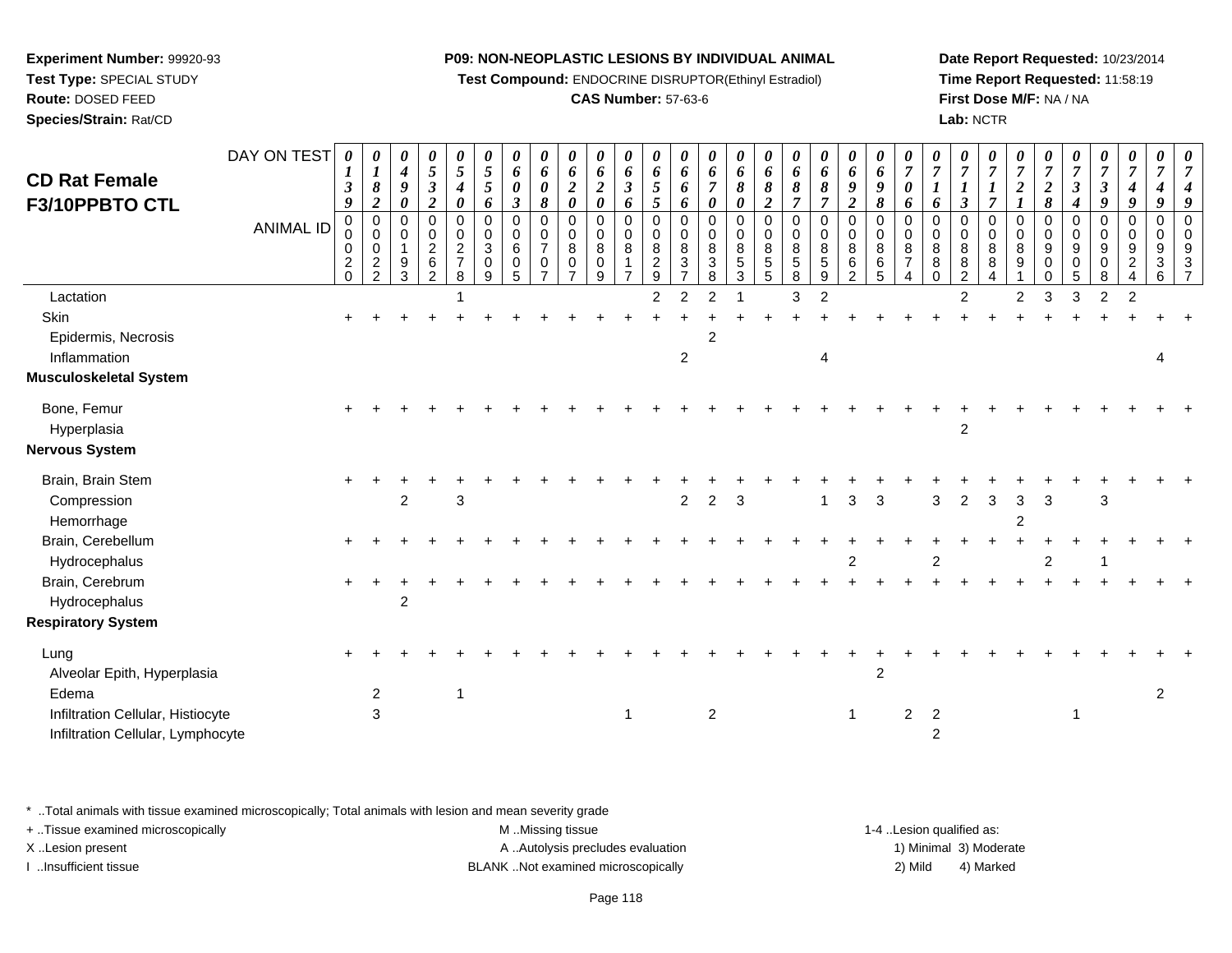**Experiment Number:** 99920-93
**Test Type:** SPECIAL STUDY
**Route:** DOSED FEED
**Species/Strain:** Rat/CD

**P09: NON-NEOPLASTIC LESIONS BY INDIVIDUAL ANIMAL**
**Test Compound:** ENDOCRINE DISRUPTOR(Ethinyl Estradiol)
**CAS Number:** 57-63-6

**Date Report Requested:** 10/23/2014
**Time Report Requested:** 11:58:19
**First Dose M/F:** NA / NA
**Lab:** NCTR

## CD Rat Female F3/10PPBTO CTL

| DAY ON TEST | 0139 | 0182 | 0490 | 0532 | 0540 | 0556 | 0603 | 0608 | 0620 | 0620 | 0636 | 0655 | 0666 | 0670 | 0680 | 0682 | 0687 | 0687 | 0692 | 0698 | 0706 | 0716 | 0713 | 0717 | 0721 | 0728 | 0734 | 0739 | 0749 | 0749 | 0749 |
|---|---|---|---|---|---|---|---|---|---|---|---|---|---|---|---|---|---|---|---|---|---|---|---|---|---|---|---|---|---|---|---|
| **ANIMAL ID** | 00020 | 00022 | 00193 | 00262 | 00278 | 00309 | 00605 | 00707 | 00807 | 00809 | 00817 | 00829 | 00837 | 00838 | 00853 | 00855 | 00858 | 00859 | 00862 | 00865 | 00874 | 00880 | 00882 | 00884 | 00891 | 00900 | 00905 | 00908 | 00924 | 00936 | 00937 |
| Lactation | | | | | 1 | | | | | | | 2 | 2 | 2 | 1 | | 3 | 2 | | | | | 2 | | 2 | 3 | 3 | 2 | 2 | | |
| Skin | + | + | + | + | + | + | + | + | + | + | + | + | + | + | + | + | + | + | + | + | + | + | + | + | + | + | + | + | + | + | + |
| Epidermis, Necrosis | | | | | | | | | | | | | | 2 | | | | | | | | | | | | | | | | | |
| Inflammation | | | | | | | | | | | | | 2 | | | | | 4 | | | | | | | | | | | | 4 | |
| **Musculoskeletal System** | | | | | | | | | | | | | | | | | | | | | | | | | | | | | | | |
| Bone, Femur | + | + | + | + | + | + | + | + | + | + | + | + | + | + | + | + | + | + | + | + | + | + | + | + | + | + | + | + | + | + | + |
| Hyperplasia | | | | | | | | | | | | | | | | | | | | | | | 2 | | | | | | | | |
| **Nervous System** | | | | | | | | | | | | | | | | | | | | | | | | | | | | | | | |
| Brain, Brain Stem | + | + | + | + | + | + | + | + | + | + | + | + | + | + | + | + | + | + | + | + | + | + | + | + | + | + | + | + | + | + | + |
| Compression | | | 2 | | 3 | | | | | | | | 2 | 2 | 3 | | | 1 | 3 | 3 | | 3 | 2 | 3 | 3 | 3 | | 3 | | | |
| Hemorrhage | | | | | | | | | | | | | | | | | | | | | | | | | 2 | | | | | | |
| Brain, Cerebellum | + | + | + | + | + | + | + | + | + | + | + | + | + | + | + | + | + | + | + | + | + | + | + | + | + | + | + | + | + | + | + |
| Hydrocephalus | | | | | | | | | | | | | | | | | | | 2 | | | 2 | | | | 2 | | 1 | | | |
| Brain, Cerebrum | + | + | + | + | + | + | + | + | + | + | + | + | + | + | + | + | + | + | + | + | + | + | + | + | + | + | + | + | + | + | + |
| Hydrocephalus | | | 2 | | | | | | | | | | | | | | | | | | | | | | | | | | | | |
| **Respiratory System** | | | | | | | | | | | | | | | | | | | | | | | | | | | | | | | |
| Lung | + | + | + | + | + | + | + | + | + | + | + | + | + | + | + | + | + | + | + | + | + | + | + | + | + | + | + | + | + | + | + |
| Alveolar Epith, Hyperplasia | | | | | | | | | | | | | | | | | | | | 2 | | | | | | | | | | | |
| Edema | | 2 | | | 1 | | | | | | | | | | | | | | | | | | | | | | | | | 2 | |
| Infiltration Cellular, Histiocyte | | 3 | | | | | | | | | 1 | | | 2 | | | | | 1 | | 2 | 2 | | | | | 1 | | | | |
| Infiltration Cellular, Lymphocyte | | | | | | | | | | | | | | | | | | | | | | 2 | | | | | | | | | |

\* ..Total animals with tissue examined microscopically; Total animals with lesion and mean severity grade
+ ..Tissue examined microscopically
X ..Lesion present
I ..Insufficient tissue
M ..Missing tissue
A ..Autolysis precludes evaluation
BLANK ..Not examined microscopically
1-4 ..Lesion qualified as: 1) Minimal 2) Mild 3) Moderate 4) Marked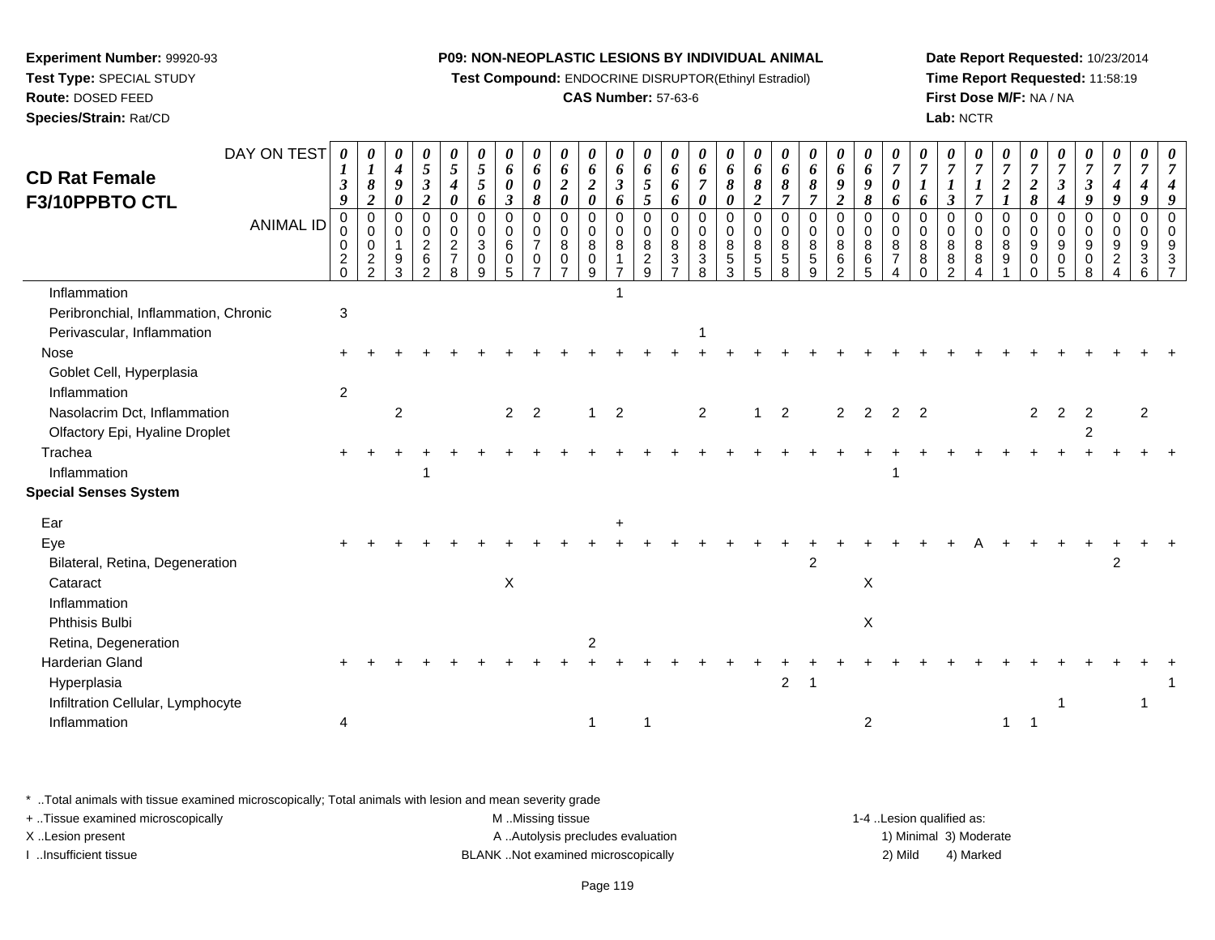**Experiment Number:** 99920-93
**Test Type:** SPECIAL STUDY
**Route:** DOSED FEED
**Species/Strain:** Rat/CD

**P09: NON-NEOPLASTIC LESIONS BY INDIVIDUAL ANIMAL**
**Test Compound:** ENDOCRINE DISRUPTOR(Ethinyl Estradiol)
**CAS Number:** 57-63-6

**Date Report Requested:** 10/23/2014
**Time Report Requested:** 11:58:19
**First Dose M/F:** NA / NA
**Lab:** NCTR

## CD Rat Female F3/10PPBTO CTL

| DAY ON TEST | 0139 | 0182 | 0490 | 0532 | 0540 | 0556 | 0603 | 0608 | 0620 | 0620 | 0636 | 0655 | 0666 | 0670 | 0680 | 0682 | 0687 | 0687 | 0692 | 0698 | 0706 | 0716 | 0713 | 0717 | 0721 | 0728 | 0734 | 0739 | 0749 | 0749 | 0749 |
|---|---|---|---|---|---|---|---|---|---|---|---|---|---|---|---|---|---|---|---|---|---|---|---|---|---|---|---|---|---|---|---|
| **ANIMAL ID** | 00020 | 00022 | 00193 | 00262 | 00278 | 00309 | 00605 | 00707 | 00807 | 00809 | 00817 | 00829 | 00837 | 00838 | 00853 | 00855 | 00858 | 00859 | 00862 | 00865 | 00874 | 00880 | 00882 | 00884 | 00891 | 00900 | 00905 | 00908 | 00924 | 00936 | 00937 |
| Inflammation | | | | | | | | | | | 1 | | | | | | | | | | | | | | | | | | | | |
| Peribronchial, Inflammation, Chronic | 3 | | | | | | | | | | | | | | | | | | | | | | | | | | | | | | |
| Perivascular, Inflammation | | | | | | | | | | | | | | 1 | | | | | | | | | | | | | | | | | |
| Nose | + | + | + | + | + | + | + | + | + | + | + | + | + | + | + | + | + | + | + | + | + | + | + | + | + | + | + | + | + | + | + |
| Goblet Cell, Hyperplasia | | | | | | | | | | | | | | | | | | | | | | | | | | | | | | | |
| Inflammation | 2 | | | | | | | | | | | | | | | | | | | | | | | | | | | | | | |
| Nasolacrim Dct, Inflammation | | | 2 | | | | 2 | 2 | | 1 | 2 | | | 2 | | 1 | 2 | | 2 | 2 | 2 | 2 | | | | 2 | 2 | 2 | | 2 | |
| Olfactory Epi, Hyaline Droplet | | | | | | | | | | | | | | | | | | | | | | | | | | | | 2 | | | |
| Trachea | + | + | + | + | + | + | + | + | + | + | + | + | + | + | + | + | + | + | + | + | + | + | + | + | + | + | + | + | + | + | + |
| Inflammation | | | | 1 | | | | | | | | | | | | | | | | | 1 | | | | | | | | | | |
| **Special Senses System** | | | | | | | | | | | | | | | | | | | | | | | | | | | | | | | |
| Ear | | | | | | | | | | | + | | | | | | | | | | | | | | | | | | | | |
| Eye | + | + | + | + | + | + | + | + | + | + | + | + | + | + | + | + | + | + | + | + | + | + | + | A | + | + | + | + | + | + | + |
| Bilateral, Retina, Degeneration | | | | | | | | | | | | | | | | | | 2 | | | | | | | | | | | 2 | | |
| Cataract | | | | | | | X | | | | | | | | | | | | | X | | | | | | | | | | | |
| Inflammation | | | | | | | | | | | | | | | | | | | | | | | | | | | | | | | |
| Phthisis Bulbi | | | | | | | | | | | | | | | | | | | | X | | | | | | | | | | | |
| Retina, Degeneration | | | | | | | | | | 2 | | | | | | | | | | | | | | | | | | | | | |
| Harderian Gland | + | + | + | + | + | + | + | + | + | + | + | + | + | + | + | + | + | + | + | + | + | + | + | + | + | + | + | + | + | + | + |
| Hyperplasia | | | | | | | | | | | | | | | | | 2 | 1 | | | | | | | | | | | | | 1 |
| Infiltration Cellular, Lymphocyte | | | | | | | | | | | | | | | | | | | | | | | | | | | 1 | | | 1 | |
| Inflammation | 4 | | | | | | | | | 1 | | 1 | | | | | | | | 2 | | | | | 1 | 1 | | | | | |

\* ..Total animals with tissue examined microscopically; Total animals with lesion and mean severity grade
+ ..Tissue examined microscopically
X ..Lesion present
I ..Insufficient tissue

M ..Missing tissue
A ..Autolysis precludes evaluation
BLANK ..Not examined microscopically

1-4 ..Lesion qualified as:
1) Minimal 3) Moderate
2) Mild 4) Marked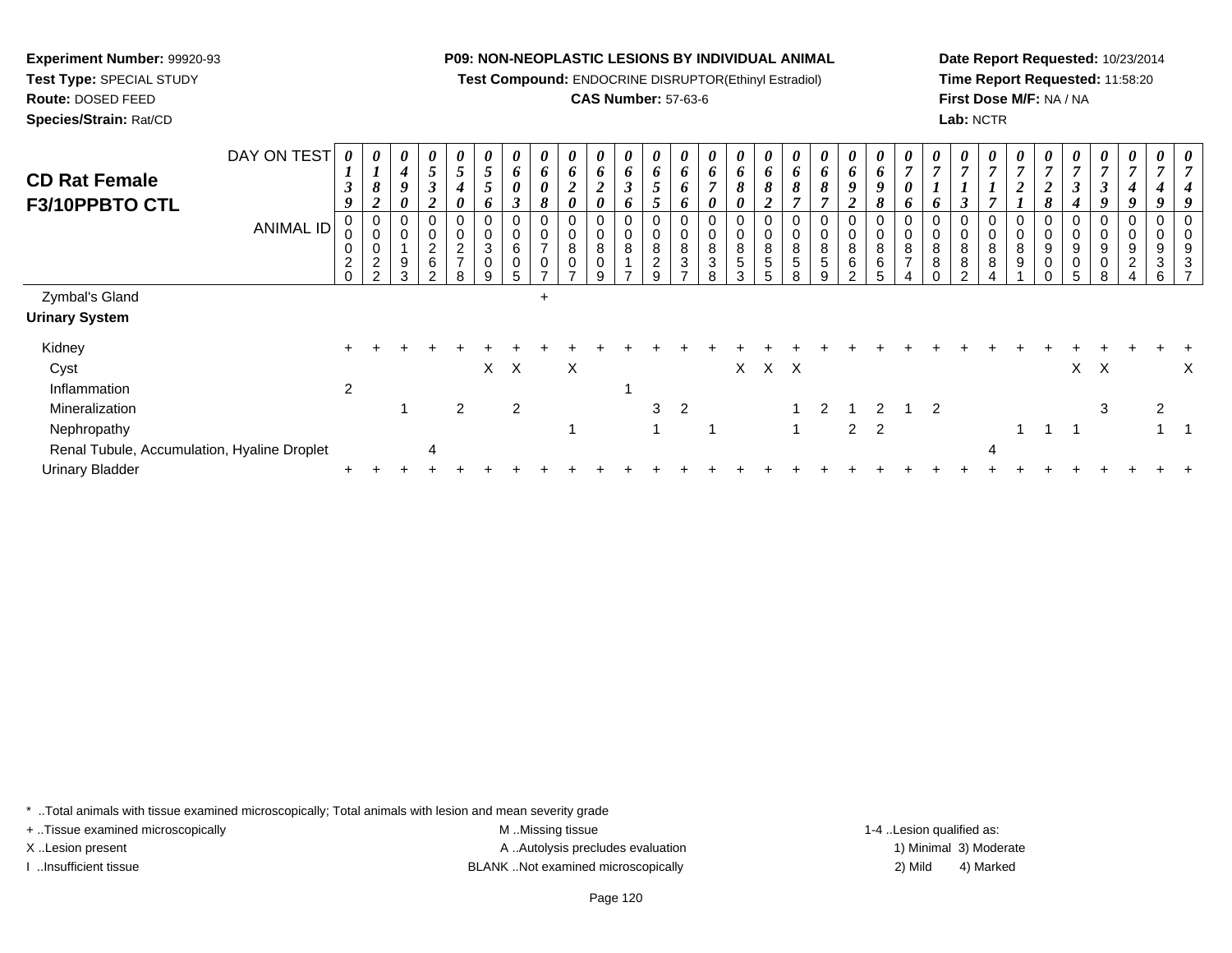**Experiment Number:** 99920-93
**Test Type:** SPECIAL STUDY
**Route:** DOSED FEED
**Species/Strain:** Rat/CD

**P09: NON-NEOPLASTIC LESIONS BY INDIVIDUAL ANIMAL**
**Test Compound:** ENDOCRINE DISRUPTOR(Ethinyl Estradiol)
**CAS Number:** 57-63-6

**Date Report Requested:** 10/23/2014
**Time Report Requested:** 11:58:20
**First Dose M/F:** NA / NA
**Lab:** NCTR

## CD Rat Female F3/10PPBTO CTL

| DAY ON TEST | 0139 | 0182 | 0490 | 0532 | 0540 | 0556 | 0603 | 0608 | 0620 | 0620 | 0636 | 0655 | 0666 | 0670 | 0680 | 0682 | 0687 | 0687 | 0692 | 0698 | 0706 | 0716 | 0713 | 0717 | 0721 | 0728 | 0734 | 0739 | 0749 | 0749 | 0749 |
|---|---|---|---|---|---|---|---|---|---|---|---|---|---|---|---|---|---|---|---|---|---|---|---|---|---|---|---|---|---|---|---|
| **ANIMAL ID** | 0020 | 0022 | 0193 | 0262 | 0278 | 0309 | 0605 | 0707 | 0807 | 0809 | 0817 | 0829 | 0837 | 0838 | 0853 | 0855 | 0858 | 0859 | 0862 | 0865 | 0874 | 0880 | 0882 | 0884 | 0891 | 0900 | 0905 | 0908 | 0924 | 0936 | 0937 |
| Zymbal's Gland | | | | | | | | + | | | | | | | | | | | | | | | | | | | | | | | |
| **Urinary System** | | | | | | | | | | | | | | | | | | | | | | | | | | | | | | | |
| Kidney | + | + | + | + | + | + | + | + | + | + | + | + | + | + | + | + | + | + | + | + | + | + | + | + | + | + | + | + | + | + | + |
| Cyst | | | | | | X | X | | X | | | | | | X | X | X | | | | | | | | | | X | X | | | X |
| Inflammation | 2 | | | | | | | | | | 1 | | | | | | | | | | | | | | | | | | | | |
| Mineralization | | | 1 | | 2 | | 2 | | | | | 3 | 2 | | | | 1 | 2 | 1 | 2 | 1 | 2 | | | | | | 3 | | 2 | |
| Nephropathy | | | | | | | | | 1 | | | 1 | | 1 | | | 1 | | 2 | 2 | | | | | 1 | 1 | 1 | | | 1 | 1 |
| Renal Tubule, Accumulation, Hyaline Droplet | | | | 4 | | | | | | | | | | | | | | | | | | | | 4 | | | | | | | |
| Urinary Bladder | + | + | + | + | + | + | + | + | + | + | + | + | + | + | + | + | + | + | + | + | + | + | + | + | + | + | + | + | + | + | + |

\* ..Total animals with tissue examined microscopically; Total animals with lesion and mean severity grade
+ ..Tissue examined microscopically
X ..Lesion present
I ..Insufficient tissue
M ..Missing tissue
A ..Autolysis precludes evaluation
BLANK ..Not examined microscopically
1-4 ..Lesion qualified as: 1) Minimal 2) Mild 3) Moderate 4) Marked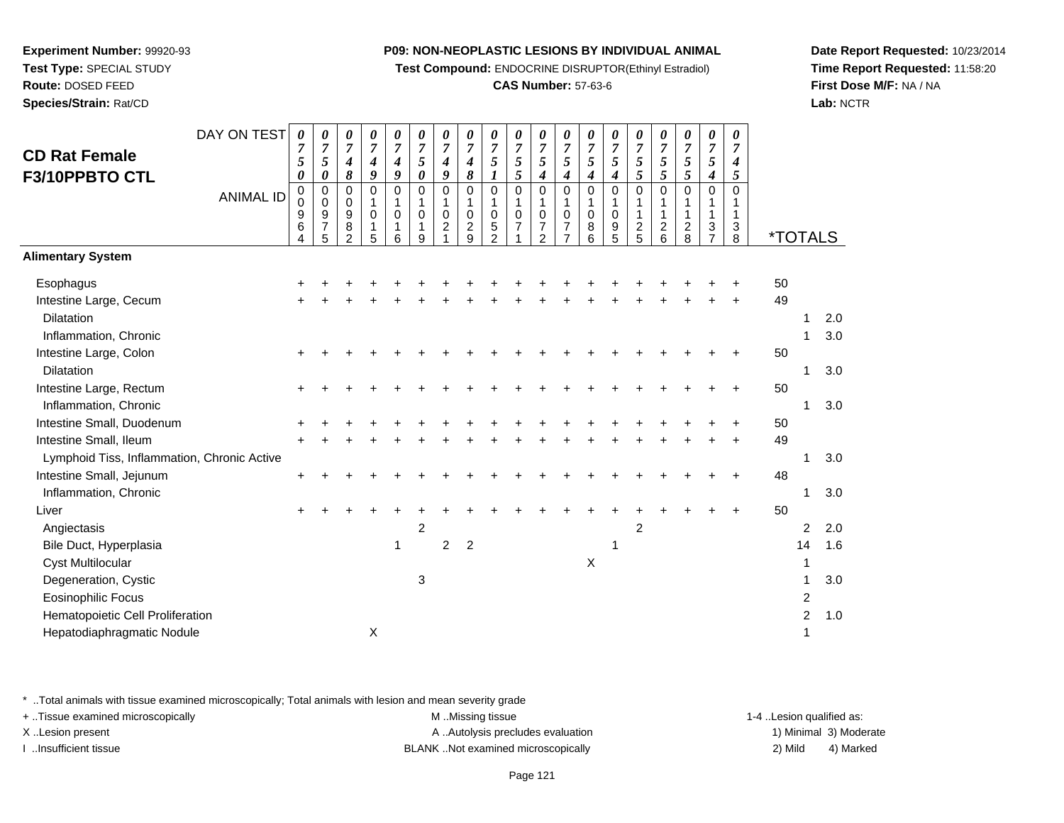**Experiment Number:** 99920-93
**Test Type:** SPECIAL STUDY
**Route:** DOSED FEED
**Species/Strain:** Rat/CD

**P09: NON-NEOPLASTIC LESIONS BY INDIVIDUAL ANIMAL**
**Test Compound:** ENDOCRINE DISRUPTOR(Ethinyl Estradiol)
**CAS Number:** 57-63-6

**Date Report Requested:** 10/23/2014
**Time Report Requested:** 11:58:20
**First Dose M/F:** NA / NA
**Lab:** NCTR

## CD Rat Female F3/10PPBTO CTL

| DAY ON TEST | 0750 | 0750 | 0748 | 0749 | 0749 | 0750 | 0749 | 0748 | 0751 | 0755 | 0754 | 0754 | 0754 | 0754 | 0755 | 0755 | 0755 | 0754 | 0745 | | |
|---|---|---|---|---|---|---|---|---|---|---|---|---|---|---|---|---|---|---|---|---|---|
| **ANIMAL ID** | 00964 | 00975 | 00982 | 01015 | 01016 | 01019 | 01021 | 01029 | 01052 | 01071 | 01072 | 01077 | 01086 | 01095 | 01125 | 01126 | 01128 | 01137 | 01138 | ***TOTALS** | |
| **Alimentary System** | | | | | | | | | | | | | | | | | | | | | |
| Esophagus | + | + | + | + | + | + | + | + | + | + | + | + | + | + | + | + | + | + | + | 50 | |
| Intestine Large, Cecum | + | + | + | + | + | + | + | + | + | + | + | + | + | + | + | + | + | + | + | 49 | |
| Dilatation | | | | | | | | | | | | | | | | | | | | 1 | 2.0 |
| Inflammation, Chronic | | | | | | | | | | | | | | | | | | | | 1 | 3.0 |
| Intestine Large, Colon | + | + | + | + | + | + | + | + | + | + | + | + | + | + | + | + | + | + | + | 50 | |
| Dilatation | | | | | | | | | | | | | | | | | | | | 1 | 3.0 |
| Intestine Large, Rectum | + | + | + | + | + | + | + | + | + | + | + | + | + | + | + | + | + | + | + | 50 | |
| Inflammation, Chronic | | | | | | | | | | | | | | | | | | | | 1 | 3.0 |
| Intestine Small, Duodenum | + | + | + | + | + | + | + | + | + | + | + | + | + | + | + | + | + | + | + | 50 | |
| Intestine Small, Ileum | + | + | + | + | + | + | + | + | + | + | + | + | + | + | + | + | + | + | + | 49 | |
| Lymphoid Tiss, Inflammation, Chronic Active | | | | | | | | | | | | | | | | | | | | 1 | 3.0 |
| Intestine Small, Jejunum | + | + | + | + | + | + | + | + | + | + | + | + | + | + | + | + | + | + | + | 48 | |
| Inflammation, Chronic | | | | | | | | | | | | | | | | | | | | 1 | 3.0 |
| Liver | + | + | + | + | + | + | + | + | + | + | + | + | + | + | + | + | + | + | + | 50 | |
| Angiectasis | | | | | | 2 | | | | | | | | | 2 | | | | | 2 | 2.0 |
| Bile Duct, Hyperplasia | | | | | 1 | | 2 | 2 | | | | | | 1 | | | | | | 14 | 1.6 |
| Cyst Multilocular | | | | | | | | | | | | | X | | | | | | | 1 | |
| Degeneration, Cystic | | | | | | 3 | | | | | | | | | | | | | | 1 | 3.0 |
| Eosinophilic Focus | | | | | | | | | | | | | | | | | | | | 2 | |
| Hematopoietic Cell Proliferation | | | | | | | | | | | | | | | | | | | | 2 | 1.0 |
| Hepatodiaphragmatic Nodule | | | | X | | | | | | | | | | | | | | | | 1 | |

\* ..Total animals with tissue examined microscopically; Total animals with lesion and mean severity grade
+ ..Tissue examined microscopically
X ..Lesion present
I ..Insufficient tissue

M ..Missing tissue
A ..Autolysis precludes evaluation
BLANK ..Not examined microscopically

1-4 ..Lesion qualified as:
1) Minimal 3) Moderate
2) Mild 4) Marked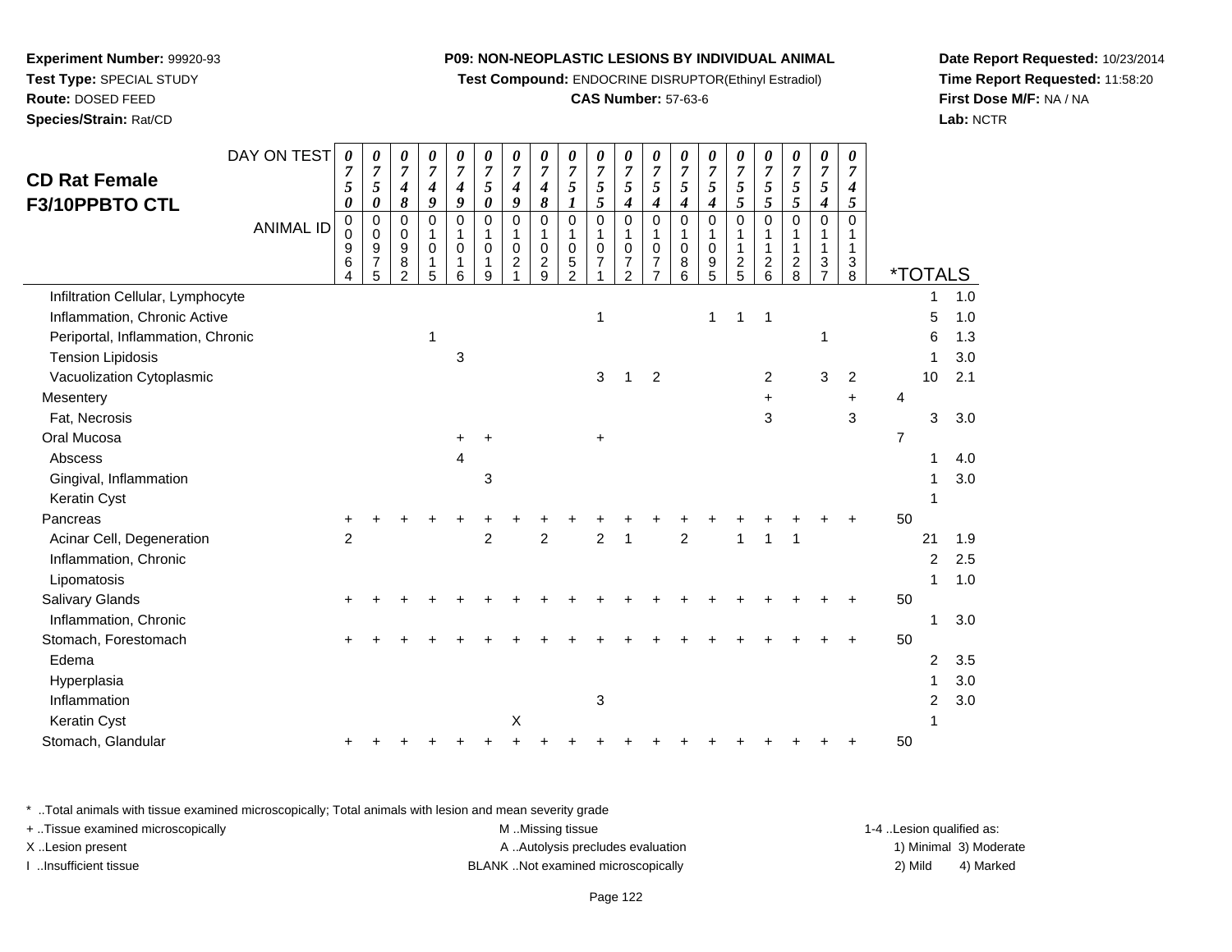**Experiment Number:** 99920-93
**Test Type:** SPECIAL STUDY
**Route:** DOSED FEED
**Species/Strain:** Rat/CD

**P09: NON-NEOPLASTIC LESIONS BY INDIVIDUAL ANIMAL**
**Test Compound:** ENDOCRINE DISRUPTOR(Ethinyl Estradiol)
**CAS Number:** 57-63-6

**Date Report Requested:** 10/23/2014
**Time Report Requested:** 11:58:20
**First Dose M/F:** NA / NA
**Lab:** NCTR

## CD Rat Female F3/10PPBTO CTL

| DAY ON TEST | 0750 | 0750 | 0748 | 0749 | 0749 | 0750 | 0749 | 0748 | 0751 | 0755 | 0754 | 0754 | 0754 | 0754 | 0755 | 0755 | 0755 | 0754 | 0745 | *TOTALS | |
|---|---|---|---|---|---|---|---|---|---|---|---|---|---|---|---|---|---|---|---|---|---|
| ANIMAL ID | 00964 | 00975 | 00982 | 01015 | 01016 | 01019 | 01021 | 01029 | 01052 | 01071 | 01072 | 01077 | 01086 | 01095 | 01125 | 01126 | 01128 | 01137 | 01138 | | |
| Infiltration Cellular, Lymphocyte | | | | | | | | | | | | | | | | | | | | 1 | 1.0 |
| Inflammation, Chronic Active | | | | | | | | | | 1 | | | | 1 | 1 | 1 | | | | 5 | 1.0 |
| Periportal, Inflammation, Chronic | | | | 1 | | | | | | | | | | | | | | 1 | | 6 | 1.3 |
| Tension Lipidosis | | | | | 3 | | | | | | | | | | | | | | | 1 | 3.0 |
| Vacuolization Cytoplasmic | | | | | | | | | | 3 | 1 | 2 | | | | 2 | | 3 | 2 | 10 | 2.1 |
| Mesentery | | | | | | | | | | | | | | | | + | | | + | 4 | |
| Fat, Necrosis | | | | | | | | | | | | | | | | 3 | | | 3 | 3 | 3.0 |
| Oral Mucosa | | | | | + | + | | | | + | | | | | | | | | | 7 | |
| Abscess | | | | | 4 | | | | | | | | | | | | | | | 1 | 4.0 |
| Gingival, Inflammation | | | | | | 3 | | | | | | | | | | | | | | 1 | 3.0 |
| Keratin Cyst | | | | | | | | | | | | | | | | | | | | 1 | |
| Pancreas | + | + | + | + | + | + | + | + | + | + | + | + | + | + | + | + | + | + | + | 50 | |
| Acinar Cell, Degeneration | 2 | | | | | 2 | | 2 | | 2 | 1 | | 2 | | 1 | 1 | 1 | | | 21 | 1.9 |
| Inflammation, Chronic | | | | | | | | | | | | | | | | | | | | 2 | 2.5 |
| Lipomatosis | | | | | | | | | | | | | | | | | | | | 1 | 1.0 |
| Salivary Glands | + | + | + | + | + | + | + | + | + | + | + | + | + | + | + | + | + | + | + | 50 | |
| Inflammation, Chronic | | | | | | | | | | | | | | | | | | | | 1 | 3.0 |
| Stomach, Forestomach | + | + | + | + | + | + | + | + | + | + | + | + | + | + | + | + | + | + | + | 50 | |
| Edema | | | | | | | | | | | | | | | | | | | | 2 | 3.5 |
| Hyperplasia | | | | | | | | | | | | | | | | | | | | 1 | 3.0 |
| Inflammation | | | | | | | | | | 3 | | | | | | | | | | 2 | 3.0 |
| Keratin Cyst | | | | | | | X | | | | | | | | | | | | | 1 | |
| Stomach, Glandular | + | + | + | + | + | + | + | + | + | + | + | + | + | + | + | + | + | + | + | 50 | |

\* ..Total animals with tissue examined microscopically; Total animals with lesion and mean severity grade
+ ..Tissue examined microscopically
X ..Lesion present
I ..Insufficient tissue

M ..Missing tissue
A ..Autolysis precludes evaluation
BLANK ..Not examined microscopically

1-4 ..Lesion qualified as:
1) Minimal 3) Moderate
2) Mild 4) Marked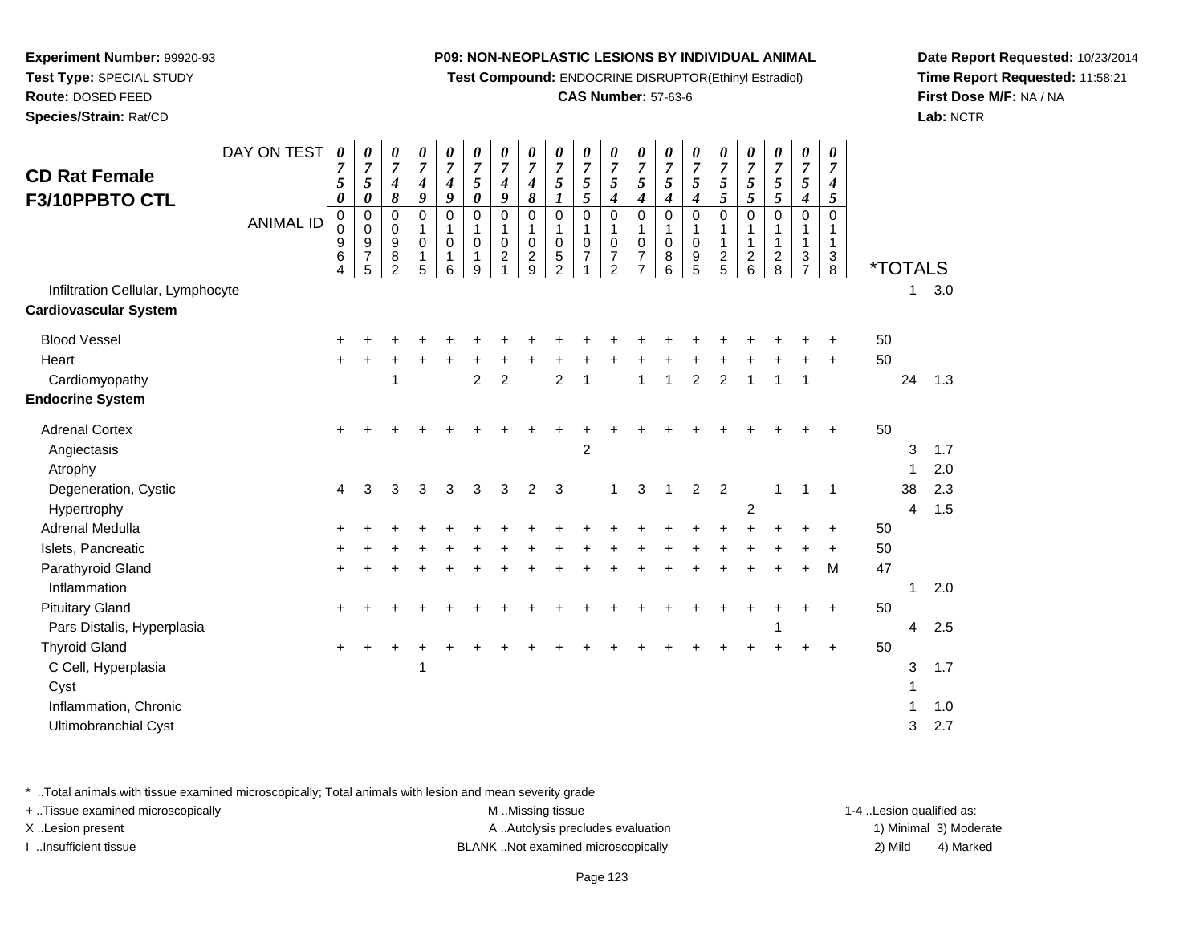**Experiment Number:** 99920-93
**Test Type:** SPECIAL STUDY
**Route:** DOSED FEED
**Species/Strain:** Rat/CD

**P09: NON-NEOPLASTIC LESIONS BY INDIVIDUAL ANIMAL**
**Test Compound:** ENDOCRINE DISRUPTOR(Ethinyl Estradiol)
**CAS Number:** 57-63-6

**Date Report Requested:** 10/23/2014
**Time Report Requested:** 11:58:21
**First Dose M/F:** NA / NA
**Lab:** NCTR

## CD Rat Female F3/10PPBTO CTL

| DAY ON TEST | 0750 | 0750 | 0748 | 0749 | 0749 | 0750 | 0749 | 0748 | 0751 | 0755 | 0754 | 0754 | 0754 | 0754 | 0755 | 0755 | 0755 | 0754 | 0745 | *TOTALS | | |
|---|---|---|---|---|---|---|---|---|---|---|---|---|---|---|---|---|---|---|---|---|---|---|
| **ANIMAL ID** | 00964 | 00975 | 00982 | 01015 | 01016 | 01019 | 01021 | 01029 | 01052 | 01071 | 01072 | 01077 | 01086 | 01095 | 01125 | 01126 | 01128 | 01137 | 01138 | | | |
| Infiltration Cellular, Lymphocyte | | | | | | | | | | | | | | | | | | | | | 1 | 3.0 |
| **Cardiovascular System** | | | | | | | | | | | | | | | | | | | | | | |
| Blood Vessel | + | + | + | + | + | + | + | + | + | + | + | + | + | + | + | + | + | + | + | 50 | | |
| Heart | + | + | + | + | + | + | + | + | + | + | + | + | + | + | + | + | + | + | + | 50 | | |
| Cardiomyopathy | | | 1 | | | 2 | 2 | | 2 | 1 | | 1 | 1 | 2 | 2 | 1 | 1 | 1 | | | 24 | 1.3 |
| **Endocrine System** | | | | | | | | | | | | | | | | | | | | | | |
| Adrenal Cortex | + | + | + | + | + | + | + | + | + | + | + | + | + | + | + | + | + | + | + | 50 | | |
| Angiectasis | | | | | | | | | | 2 | | | | | | | | | | | 3 | 1.7 |
| Atrophy | | | | | | | | | | | | | | | | | | | | | 1 | 2.0 |
| Degeneration, Cystic | 4 | 3 | 3 | 3 | 3 | 3 | 3 | 2 | 3 | | 1 | 3 | 1 | 2 | 2 | | 1 | 1 | 1 | | 38 | 2.3 |
| Hypertrophy | | | | | | | | | | | | | | | | 2 | | | | | 4 | 1.5 |
| Adrenal Medulla | + | + | + | + | + | + | + | + | + | + | + | + | + | + | + | + | + | + | + | 50 | | |
| Islets, Pancreatic | + | + | + | + | + | + | + | + | + | + | + | + | + | + | + | + | + | + | + | 50 | | |
| Parathyroid Gland | + | + | + | + | + | + | + | + | + | + | + | + | + | + | + | + | + | + | M | 47 | | |
| Inflammation | | | | | | | | | | | | | | | | | | | | | 1 | 2.0 |
| Pituitary Gland | + | + | + | + | + | + | + | + | + | + | + | + | + | + | + | + | + | + | + | 50 | | |
| Pars Distalis, Hyperplasia | | | | | | | | | | | | | | | | | 1 | | | | 4 | 2.5 |
| Thyroid Gland | + | + | + | + | + | + | + | + | + | + | + | + | + | + | + | + | + | + | + | 50 | | |
| C Cell, Hyperplasia | | | | 1 | | | | | | | | | | | | | | | | | 3 | 1.7 |
| Cyst | | | | | | | | | | | | | | | | | | | | | 1 | |
| Inflammation, Chronic | | | | | | | | | | | | | | | | | | | | | 1 | 1.0 |
| Ultimobranchial Cyst | | | | | | | | | | | | | | | | | | | | | 3 | 2.7 |

* ..Total animals with tissue examined microscopically; Total animals with lesion and mean severity grade
+ ..Tissue examined microscopically
X ..Lesion present
I ..Insufficient tissue

M ..Missing tissue
A ..Autolysis precludes evaluation
BLANK ..Not examined microscopically

1-4 ..Lesion qualified as:
1) Minimal 3) Moderate
2) Mild 4) Marked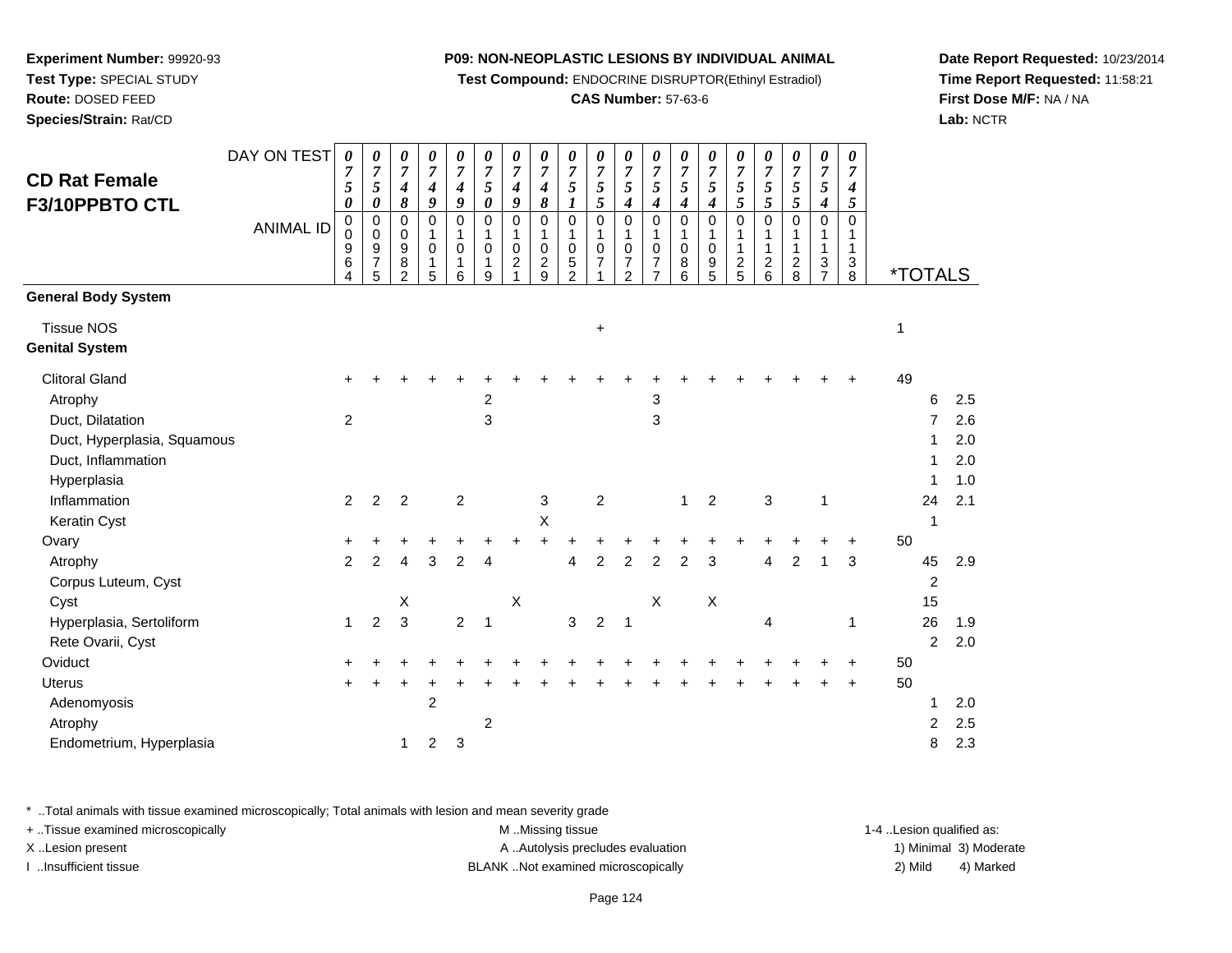**Experiment Number:** 99920-93
**Test Type:** SPECIAL STUDY
**Route:** DOSED FEED
**Species/Strain:** Rat/CD

**P09: NON-NEOPLASTIC LESIONS BY INDIVIDUAL ANIMAL**
**Test Compound:** ENDOCRINE DISRUPTOR(Ethinyl Estradiol)
**CAS Number:** 57-63-6

**Date Report Requested:** 10/23/2014
**Time Report Requested:** 11:58:21
**First Dose M/F:** NA / NA
**Lab:** NCTR

## CD Rat Female F3/10PPBTO CTL

| DAY ON TEST | 0750 | 0750 | 0748 | 0749 | 0749 | 0750 | 0749 | 0748 | 0751 | 0755 | 0754 | 0754 | 0754 | 0754 | 0755 | 0755 | 0755 | 0754 | 0745 | *TOTALS | |
|---|---|---|---|---|---|---|---|---|---|---|---|---|---|---|---|---|---|---|---|---|---|
| ANIMAL ID | 00964 | 00975 | 00982 | 01015 | 01016 | 01019 | 01021 | 01029 | 01052 | 01071 | 01072 | 01077 | 01086 | 01095 | 01125 | 01126 | 01128 | 01137 | 01138 | | |
| **General Body System** | | | | | | | | | | | | | | | | | | | | | |
| Tissue NOS | | | | | | | | | | + | | | | | | | | | | 1 | |
| **Genital System** | | | | | | | | | | | | | | | | | | | | | |
| Clitoral Gland | + | + | + | + | + | + | + | + | + | + | + | + | + | + | + | + | + | + | + | 49 | |
| Atrophy | | | | | | 2 | | | | | | 3 | | | | | | | | 6 | 2.5 |
| Duct, Dilatation | 2 | | | | | 3 | | | | | | 3 | | | | | | | | 7 | 2.6 |
| Duct, Hyperplasia, Squamous | | | | | | | | | | | | | | | | | | | | 1 | 2.0 |
| Duct, Inflammation | | | | | | | | | | | | | | | | | | | | 1 | 2.0 |
| Hyperplasia | | | | | | | | | | | | | | | | | | | | 1 | 1.0 |
| Inflammation | 2 | 2 | 2 | | 2 | | | 3 | | 2 | | | 1 | 2 | | 3 | | 1 | | 24 | 2.1 |
| Keratin Cyst | | | | | | | | X | | | | | | | | | | | | 1 | |
| Ovary | + | + | + | + | + | + | + | + | + | + | + | + | + | + | + | + | + | + | + | 50 | |
| Atrophy | 2 | 2 | 4 | 3 | 2 | 4 | | | 4 | 2 | 2 | 2 | 2 | 3 | | 4 | 2 | 1 | 3 | 45 | 2.9 |
| Corpus Luteum, Cyst | | | | | | | | | | | | | | | | | | | | 2 | |
| Cyst | | | X | | | | X | | | | | X | | X | | | | | | 15 | |
| Hyperplasia, Sertoliform | 1 | 2 | 3 | | 2 | 1 | | | 3 | 2 | 1 | | | | | 4 | | | 1 | 26 | 1.9 |
| Rete Ovarii, Cyst | | | | | | | | | | | | | | | | | | | | 2 | 2.0 |
| Oviduct | + | + | + | + | + | + | + | + | + | + | + | + | + | + | + | + | + | + | + | 50 | |
| Uterus | + | + | + | + | + | + | + | + | + | + | + | + | + | + | + | + | + | + | + | 50 | |
| Adenomyosis | | | | 2 | | | | | | | | | | | | | | | | 1 | 2.0 |
| Atrophy | | | | | | 2 | | | | | | | | | | | | | | 2 | 2.5 |
| Endometrium, Hyperplasia | | | 1 | 2 | 3 | | | | | | | | | | | | | | | 8 | 2.3 |

* ..Total animals with tissue examined microscopically; Total animals with lesion and mean severity grade
+ ..Tissue examined microscopically
X ..Lesion present
I ..Insufficient tissue

M ..Missing tissue
A ..Autolysis precludes evaluation
BLANK ..Not examined microscopically

1-4 ..Lesion qualified as:
1) Minimal 3) Moderate
2) Mild 4) Marked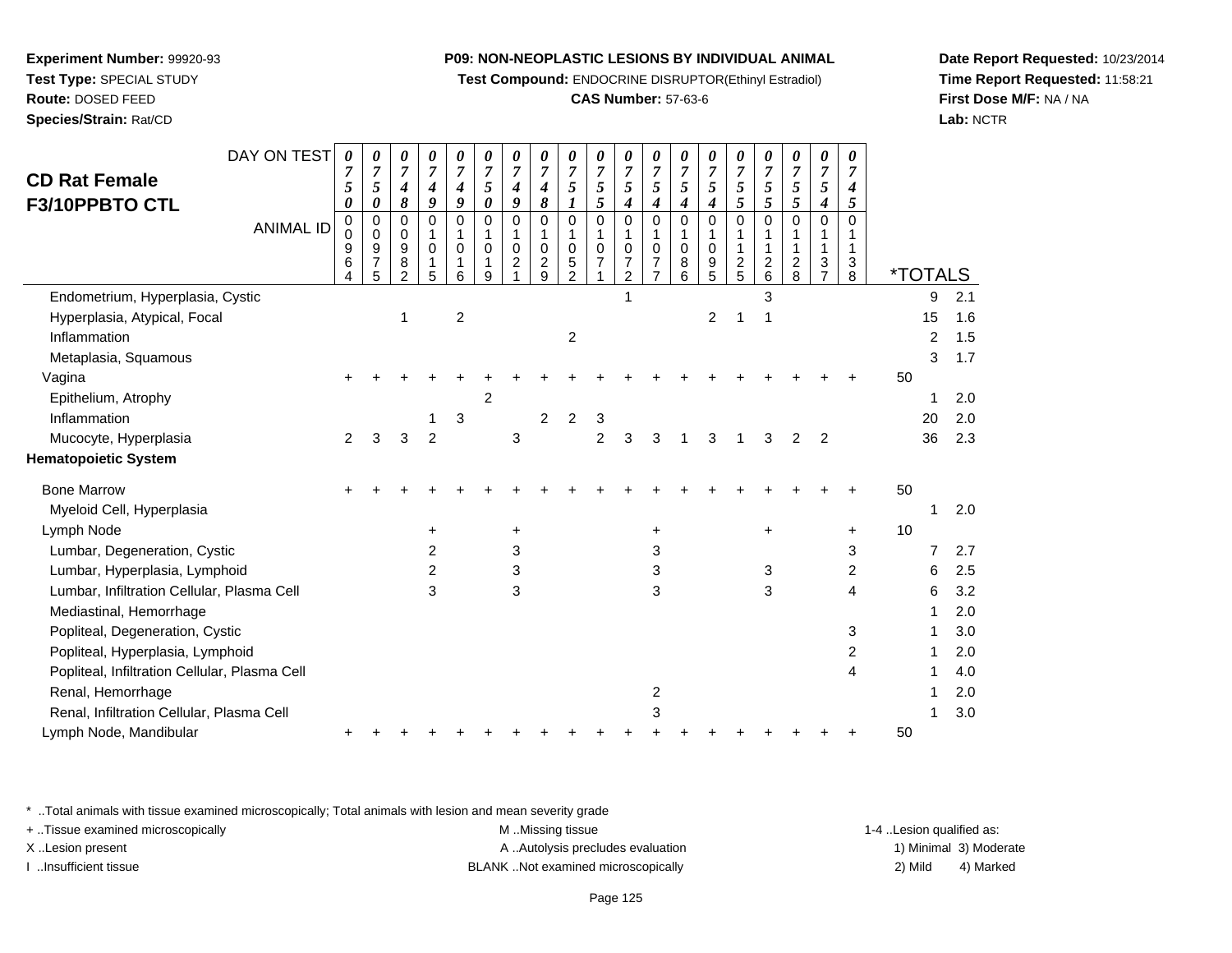**Experiment Number:** 99920-93
**Test Type:** SPECIAL STUDY
**Route:** DOSED FEED
**Species/Strain:** Rat/CD

**P09: NON-NEOPLASTIC LESIONS BY INDIVIDUAL ANIMAL**
**Test Compound:** ENDOCRINE DISRUPTOR(Ethinyl Estradiol)
**CAS Number:** 57-63-6

**Date Report Requested:** 10/23/2014
**Time Report Requested:** 11:58:21
**First Dose M/F:** NA / NA
**Lab:** NCTR

## CD Rat Female F3/10PPBTO CTL

| DAY ON TEST | 0750 | 0750 | 0748 | 0749 | 0749 | 0750 | 0749 | 0748 | 0751 | 0755 | 0754 | 0754 | 0754 | 0754 | 0755 | 0755 | 0755 | 0754 | 0745 | *TOTALS | |
|---|---|---|---|---|---|---|---|---|---|---|---|---|---|---|---|---|---|---|---|---|---|
| **ANIMAL ID** | 00964 | 00975 | 00982 | 01015 | 01016 | 01019 | 01021 | 01029 | 01052 | 01071 | 01072 | 01077 | 01086 | 01095 | 01125 | 01126 | 01128 | 01137 | 01138 | | |
| Endometrium, Hyperplasia, Cystic | | | | | | | | | | | 1 | | | | | 3 | | | | 9 | 2.1 |
| Hyperplasia, Atypical, Focal | | | 1 | | 2 | | | | | | | | | 2 | 1 | 1 | | | | 15 | 1.6 |
| Inflammation | | | | | | | | | 2 | | | | | | | | | | | 2 | 1.5 |
| Metaplasia, Squamous | | | | | | | | | | | | | | | | | | | | 3 | 1.7 |
| Vagina | + | + | + | + | + | + | + | + | + | + | + | + | + | + | + | + | + | + | + | 50 | |
| Epithelium, Atrophy | | | | | | 2 | | | | | | | | | | | | | | 1 | 2.0 |
| Inflammation | | | | 1 | 3 | | | 2 | 2 | 3 | | | | | | | | | | 20 | 2.0 |
| Mucocyte, Hyperplasia | 2 | 3 | 3 | 2 | | | 3 | | | 2 | 3 | 3 | 1 | 3 | 1 | 3 | 2 | 2 | | 36 | 2.3 |
| **Hematopoietic System** | | | | | | | | | | | | | | | | | | | | | |
| Bone Marrow | + | + | + | + | + | + | + | + | + | + | + | + | + | + | + | + | + | + | + | 50 | |
| Myeloid Cell, Hyperplasia | | | | | | | | | | | | | | | | | | | | 1 | 2.0 |
| Lymph Node | | | | + | | | + | | | | | + | | | | + | | | + | 10 | |
| Lumbar, Degeneration, Cystic | | | | 2 | | | 3 | | | | | 3 | | | | | | | 3 | 7 | 2.7 |
| Lumbar, Hyperplasia, Lymphoid | | | | 2 | | | 3 | | | | | 3 | | | | 3 | | | 2 | 6 | 2.5 |
| Lumbar, Infiltration Cellular, Plasma Cell | | | | 3 | | | 3 | | | | | 3 | | | | 3 | | | 4 | 6 | 3.2 |
| Mediastinal, Hemorrhage | | | | | | | | | | | | | | | | | | | | 1 | 2.0 |
| Popliteal, Degeneration, Cystic | | | | | | | | | | | | | | | | | | | 3 | 1 | 3.0 |
| Popliteal, Hyperplasia, Lymphoid | | | | | | | | | | | | | | | | | | | 2 | 1 | 2.0 |
| Popliteal, Infiltration Cellular, Plasma Cell | | | | | | | | | | | | | | | | | | | 4 | 1 | 4.0 |
| Renal, Hemorrhage | | | | | | | | | | | | 2 | | | | | | | | 1 | 2.0 |
| Renal, Infiltration Cellular, Plasma Cell | | | | | | | | | | | | 3 | | | | | | | | 1 | 3.0 |
| Lymph Node, Mandibular | + | + | + | + | + | + | + | + | + | + | + | + | + | + | + | + | + | + | + | 50 | |

\* ..Total animals with tissue examined microscopically; Total animals with lesion and mean severity grade
+ ..Tissue examined microscopically
X ..Lesion present
I ..Insufficient tissue

M ..Missing tissue
A ..Autolysis precludes evaluation
BLANK ..Not examined microscopically

1-4 ..Lesion qualified as:
1) Minimal 3) Moderate
2) Mild 4) Marked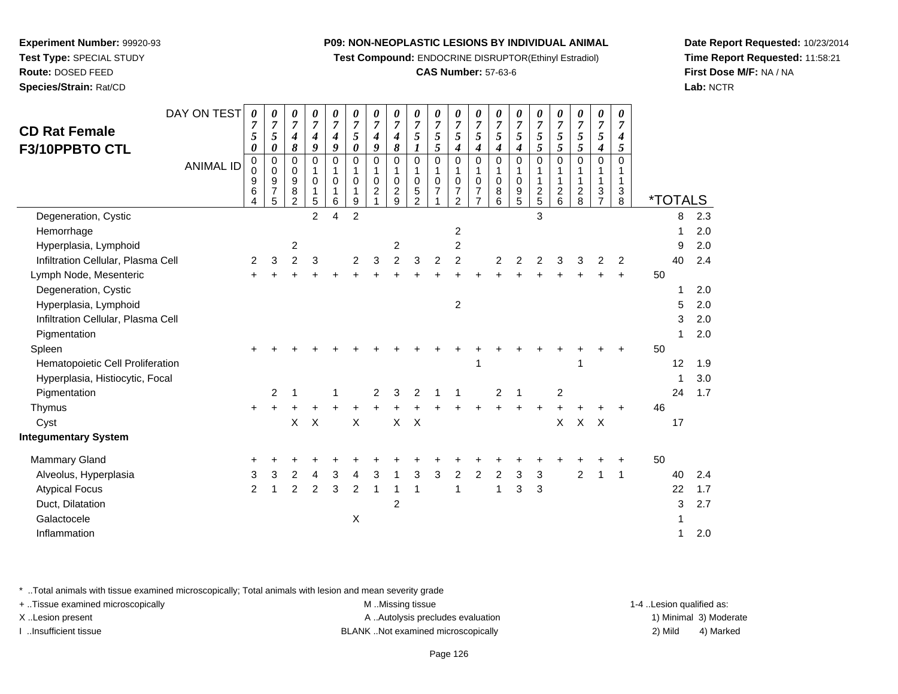**Experiment Number:** 99920-93
**Test Type:** SPECIAL STUDY
**Route:** DOSED FEED
**Species/Strain:** Rat/CD

**P09: NON-NEOPLASTIC LESIONS BY INDIVIDUAL ANIMAL**
**Test Compound:** ENDOCRINE DISRUPTOR(Ethinyl Estradiol)
**CAS Number:** 57-63-6

**Date Report Requested:** 10/23/2014
**Time Report Requested:** 11:58:21
**First Dose M/F:** NA / NA
**Lab:** NCTR

## CD Rat Female F3/10PPBTO CTL

| DAY ON TEST | 0750 | 0750 | 0748 | 0749 | 0749 | 0750 | 0749 | 0748 | 0751 | 0755 | 0754 | 0754 | 0754 | 0754 | 0755 | 0755 | 0755 | 0754 | 0745 | | |
|---|---|---|---|---|---|---|---|---|---|---|---|---|---|---|---|---|---|---|---|---|---|
| **ANIMAL ID** | 0096 4 | 0097 5 | 0098 2 | 0101 5 | 0101 6 | 0101 9 | 0102 1 | 0102 9 | 0105 2 | 0107 1 | 0107 2 | 0107 7 | 0108 6 | 0109 5 | 0112 5 | 0112 6 | 0112 8 | 0113 7 | 0113 8 | ***TOTALS** | |
| Degeneration, Cystic | | | | 2 | 4 | 2 | | | | | | | | | 3 | | | | | 8 | 2.3 |
| Hemorrhage | | | | | | | | | | | 2 | | | | | | | | | 1 | 2.0 |
| Hyperplasia, Lymphoid | | | 2 | | | | | 2 | | | 2 | | | | | | | | | 9 | 2.0 |
| Infiltration Cellular, Plasma Cell | 2 | 3 | 2 | 3 | | 2 | 3 | 2 | 3 | 2 | 2 | | 2 | 2 | 2 | 3 | 3 | 2 | 2 | 40 | 2.4 |
| Lymph Node, Mesenteric | + | + | + | + | + | + | + | + | + | + | + | + | + | + | + | + | + | + | + | 50 | |
| Degeneration, Cystic | | | | | | | | | | | | | | | | | | | | 1 | 2.0 |
| Hyperplasia, Lymphoid | | | | | | | | | | | 2 | | | | | | | | | 5 | 2.0 |
| Infiltration Cellular, Plasma Cell | | | | | | | | | | | | | | | | | | | | 3 | 2.0 |
| Pigmentation | | | | | | | | | | | | | | | | | | | | 1 | 2.0 |
| Spleen | + | + | + | + | + | + | + | + | + | + | + | + | + | + | + | + | + | + | + | 50 | |
| Hematopoietic Cell Proliferation | | | | | | | | | | | | 1 | | | | | 1 | | | 12 | 1.9 |
| Hyperplasia, Histiocytic, Focal | | | | | | | | | | | | | | | | | | | | 1 | 3.0 |
| Pigmentation | | 2 | 1 | | 1 | | 2 | 3 | 2 | 1 | 1 | | 2 | 1 | | 2 | | | | 24 | 1.7 |
| Thymus | + | + | + | + | + | + | + | + | + | + | + | + | + | + | + | + | + | + | + | 46 | |
| Cyst | | | X | X | | X | | X | X | | | | | | | X | X | X | | 17 | |
| **Integumentary System** | | | | | | | | | | | | | | | | | | | | | |
| Mammary Gland | + | + | + | + | + | + | + | + | + | + | + | + | + | + | + | + | + | + | + | 50 | |
| Alveolus, Hyperplasia | 3 | 3 | 2 | 4 | 3 | 4 | 3 | 1 | 3 | 3 | 2 | 2 | 2 | 3 | 3 | | 2 | 1 | 1 | 40 | 2.4 |
| Atypical Focus | 2 | 1 | 2 | 2 | 3 | 2 | 1 | 1 | 1 | | 1 | | 1 | 3 | 3 | | | | | 22 | 1.7 |
| Duct, Dilatation | | | | | | | | 2 | | | | | | | | | | | | 3 | 2.7 |
| Galactocele | | | | | | X | | | | | | | | | | | | | | 1 | |
| Inflammation | | | | | | | | | | | | | | | | | | | | 1 | 2.0 |

\* ..Total animals with tissue examined microscopically; Total animals with lesion and mean severity grade
+ ..Tissue examined microscopically
X ..Lesion present
I ..Insufficient tissue
M ..Missing tissue
A ..Autolysis precludes evaluation
BLANK ..Not examined microscopically
1-4 ..Lesion qualified as: 1) Minimal 2) Mild 3) Moderate 4) Marked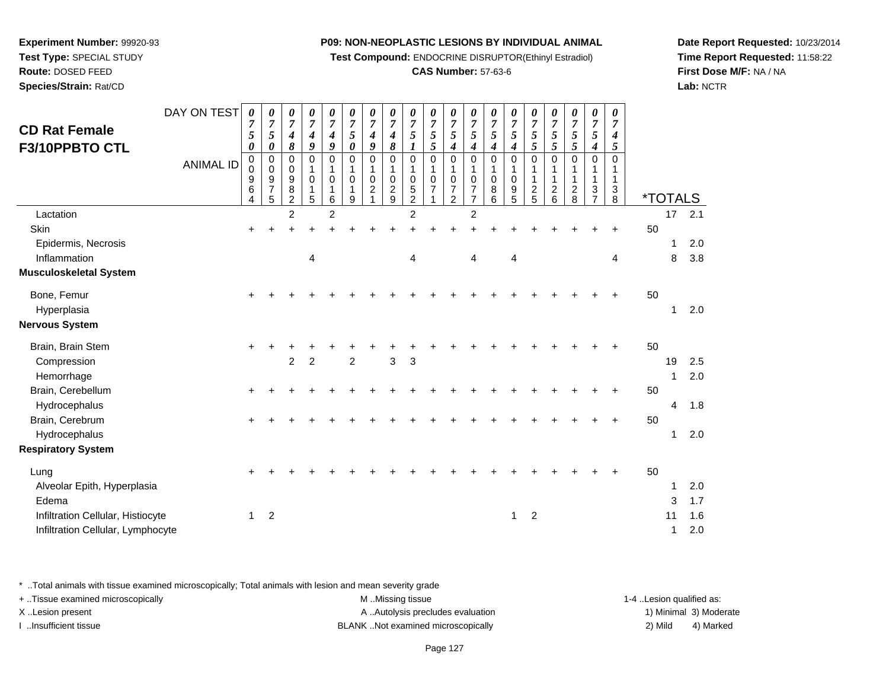**Experiment Number:** 99920-93
**Test Type:** SPECIAL STUDY
**Route:** DOSED FEED
**Species/Strain:** Rat/CD

**P09: NON-NEOPLASTIC LESIONS BY INDIVIDUAL ANIMAL**
**Test Compound:** ENDOCRINE DISRUPTOR(Ethinyl Estradiol)
**CAS Number:** 57-63-6

**Date Report Requested:** 10/23/2014
**Time Report Requested:** 11:58:22
**First Dose M/F:** NA / NA
**Lab:** NCTR

## CD Rat Female F3/10PPBTO CTL

| DAY ON TEST | 0750 | 0750 | 0748 | 0749 | 0749 | 0750 | 0749 | 0748 | 0751 | 0755 | 0754 | 0754 | 0754 | 0754 | 0755 | 0755 | 0755 | 0754 | 0745 | | |
|---|---|---|---|---|---|---|---|---|---|---|---|---|---|---|---|---|---|---|---|---|---|
| **ANIMAL ID** | 00964 | 00975 | 00982 | 01015 | 01016 | 01019 | 01021 | 01029 | 01052 | 01071 | 01072 | 01077 | 01086 | 01095 | 01125 | 01126 | 01128 | 01137 | 01138 | ***TOTALS** | |
| Lactation | | | 2 | | 2 | | | | 2 | | | 2 | | | | | | | | 17 | 2.1 |
| Skin | + | + | + | + | + | + | + | + | + | + | + | + | + | + | + | + | + | + | + | 50 | |
| Epidermis, Necrosis | | | | | | | | | | | | | | | | | | | | 1 | 2.0 |
| Inflammation | | | | 4 | | | | | 4 | | | 4 | | 4 | | | | | 4 | 8 | 3.8 |
| **Musculoskeletal System** | | | | | | | | | | | | | | | | | | | | | |
| Bone, Femur | + | + | + | + | + | + | + | + | + | + | + | + | + | + | + | + | + | + | + | 50 | |
| Hyperplasia | | | | | | | | | | | | | | | | | | | | 1 | 2.0 |
| **Nervous System** | | | | | | | | | | | | | | | | | | | | | |
| Brain, Brain Stem | + | + | + | + | + | + | + | + | + | + | + | + | + | + | + | + | + | + | + | 50 | |
| Compression | | | 2 | 2 | | 2 | | 3 | 3 | | | | | | | | | | | 19 | 2.5 |
| Hemorrhage | | | | | | | | | | | | | | | | | | | | 1 | 2.0 |
| Brain, Cerebellum | + | + | + | + | + | + | + | + | + | + | + | + | + | + | + | + | + | + | + | 50 | |
| Hydrocephalus | | | | | | | | | | | | | | | | | | | | 4 | 1.8 |
| Brain, Cerebrum | + | + | + | + | + | + | + | + | + | + | + | + | + | + | + | + | + | + | + | 50 | |
| Hydrocephalus | | | | | | | | | | | | | | | | | | | | 1 | 2.0 |
| **Respiratory System** | | | | | | | | | | | | | | | | | | | | | |
| Lung | + | + | + | + | + | + | + | + | + | + | + | + | + | + | + | + | + | + | + | 50 | |
| Alveolar Epith, Hyperplasia | | | | | | | | | | | | | | | | | | | | 1 | 2.0 |
| Edema | | | | | | | | | | | | | | | | | | | | 3 | 1.7 |
| Infiltration Cellular, Histiocyte | 1 | 2 | | | | | | | | | | | | 1 | 2 | | | | | 11 | 1.6 |
| Infiltration Cellular, Lymphocyte | | | | | | | | | | | | | | | | | | | | 1 | 2.0 |

\* ..Total animals with tissue examined microscopically; Total animals with lesion and mean severity grade
+ ..Tissue examined microscopically
X ..Lesion present
I ..Insufficient tissue

M ..Missing tissue
A ..Autolysis precludes evaluation
BLANK ..Not examined microscopically

1-4 ..Lesion qualified as:
1) Minimal 3) Moderate
2) Mild 4) Marked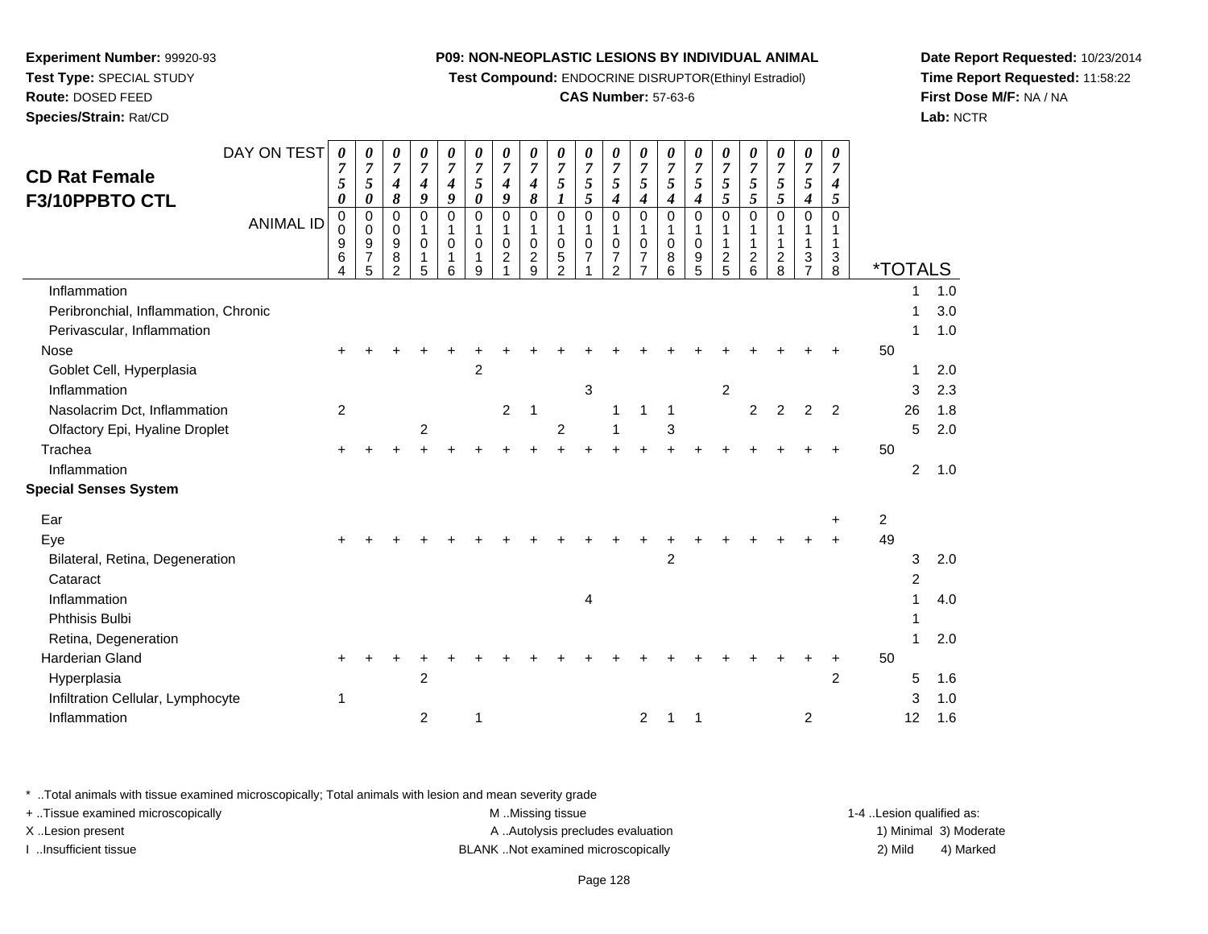**Experiment Number:** 99920-93
**Test Type:** SPECIAL STUDY
**Route:** DOSED FEED
**Species/Strain:** Rat/CD

**P09: NON-NEOPLASTIC LESIONS BY INDIVIDUAL ANIMAL**
**Test Compound:** ENDOCRINE DISRUPTOR(Ethinyl Estradiol)
**CAS Number:** 57-63-6

**Date Report Requested:** 10/23/2014
**Time Report Requested:** 11:58:22
**First Dose M/F:** NA / NA
**Lab:** NCTR

## CD Rat Female F3/10PPBTO CTL

| DAY ON TEST | 0750 | 0750 | 0748 | 0749 | 0749 | 0750 | 0749 | 0748 | 0751 | 0755 | 0754 | 0754 | 0754 | 0754 | 0755 | 0755 | 0755 | 0754 | 0745 | *TOTALS | |
|---|---|---|---|---|---|---|---|---|---|---|---|---|---|---|---|---|---|---|---|---|---|
| ANIMAL ID | 00964 | 00975 | 00982 | 01015 | 01016 | 01019 | 01021 | 01029 | 01052 | 01071 | 01072 | 01077 | 01086 | 01095 | 01125 | 01126 | 01128 | 01137 | 01138 | | |
| Inflammation | | | | | | | | | | | | | | | | | | | | 1 | 1.0 |
| Peribronchial, Inflammation, Chronic | | | | | | | | | | | | | | | | | | | | 1 | 3.0 |
| Perivascular, Inflammation | | | | | | | | | | | | | | | | | | | | 1 | 1.0 |
| Nose | + | + | + | + | + | + | + | + | + | + | + | + | + | + | + | + | + | + | + | 50 | |
| Goblet Cell, Hyperplasia | | | | | | 2 | | | | | | | | | | | | | | 1 | 2.0 |
| Inflammation | | | | | | | | | | 3 | | | | | 2 | | | | | 3 | 2.3 |
| Nasolacrim Dct, Inflammation | 2 | | | | | | 2 | 1 | | | 1 | 1 | 1 | | | 2 | 2 | 2 | 2 | 26 | 1.8 |
| Olfactory Epi, Hyaline Droplet | | | | 2 | | | | | 2 | | 1 | | 3 | | | | | | | 5 | 2.0 |
| Trachea | + | + | + | + | + | + | + | + | + | + | + | + | + | + | + | + | + | + | + | 50 | |
| Inflammation | | | | | | | | | | | | | | | | | | | | 2 | 1.0 |
| **Special Senses System** | | | | | | | | | | | | | | | | | | | | | |
| Ear | | | | | | | | | | | | | | | | | | | + | 2 | |
| Eye | + | + | + | + | + | + | + | + | + | + | + | + | + | + | + | + | + | + | + | 49 | |
| Bilateral, Retina, Degeneration | | | | | | | | | | | | | 2 | | | | | | | 3 | 2.0 |
| Cataract | | | | | | | | | | | | | | | | | | | | 2 | |
| Inflammation | | | | | | | | | | 4 | | | | | | | | | | 1 | 4.0 |
| Phthisis Bulbi | | | | | | | | | | | | | | | | | | | | 1 | |
| Retina, Degeneration | | | | | | | | | | | | | | | | | | | | 1 | 2.0 |
| Harderian Gland | + | + | + | + | + | + | + | + | + | + | + | + | + | + | + | + | + | + | + | 50 | |
| Hyperplasia | | | | 2 | | | | | | | | | | | | | | | 2 | 5 | 1.6 |
| Infiltration Cellular, Lymphocyte | 1 | | | | | | | | | | | | | | | | | | | 3 | 1.0 |
| Inflammation | | | | 2 | | 1 | | | | | | 2 | 1 | 1 | | | | 2 | | 12 | 1.6 |

\* ..Total animals with tissue examined microscopically; Total animals with lesion and mean severity grade
+ ..Tissue examined microscopically
X ..Lesion present
I ..Insufficient tissue

M ..Missing tissue
A ..Autolysis precludes evaluation
BLANK ..Not examined microscopically

1-4 ..Lesion qualified as:
1) Minimal 3) Moderate
2) Mild 4) Marked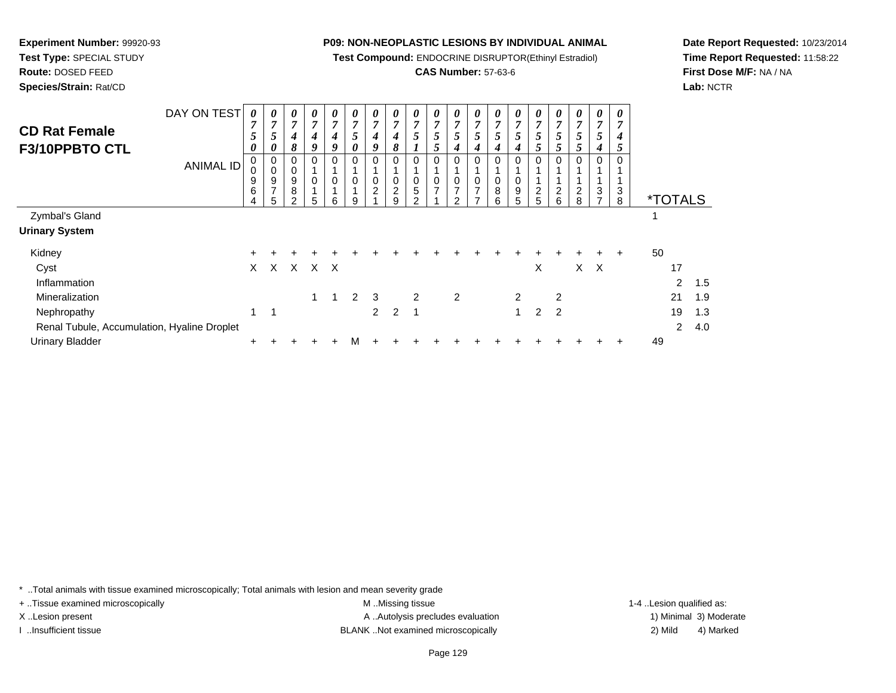**Experiment Number:** 99920-93
**Test Type:** SPECIAL STUDY
**Route:** DOSED FEED
**Species/Strain:** Rat/CD

**P09: NON-NEOPLASTIC LESIONS BY INDIVIDUAL ANIMAL**
**Test Compound:** ENDOCRINE DISRUPTOR(Ethinyl Estradiol)
**CAS Number:** 57-63-6

**Date Report Requested:** 10/23/2014
**Time Report Requested:** 11:58:22
**First Dose M/F:** NA / NA
**Lab:** NCTR

## CD Rat Female F3/10PPBTO CTL

| DAY ON TEST | 0750 | 0750 | 0748 | 0749 | 0749 | 0750 | 0749 | 0748 | 0751 | 0755 | 0754 | 0754 | 0754 | 0754 | 0755 | 0755 | 0755 | 0754 | 0745 | | |
|---|---|---|---|---|---|---|---|---|---|---|---|---|---|---|---|---|---|---|---|---|---|
| **ANIMAL ID** | 00964 | 00975 | 00982 | 01015 | 01016 | 01019 | 01021 | 01029 | 01052 | 01071 | 01072 | 01077 | 01086 | 01095 | 01125 | 01126 | 01128 | 01137 | 01138 | ***TOTALS** | |
| Zymbal's Gland | | | | | | | | | | | | | | | | | | | | 1 | |
| **Urinary System** | | | | | | | | | | | | | | | | | | | | | |
| Kidney | + | + | + | + | + | + | + | + | + | + | + | + | + | + | + | + | + | + | + | 50 | |
| Cyst | X | X | X | X | X | | | | | | | | | | X | | X | X | | 17 | |
| Inflammation | | | | | | | | | | | | | | | | | | | | 2 | 1.5 |
| Mineralization | | | | 1 | 1 | 2 | 3 | | 2 | | 2 | | | 2 | | 2 | | | | 21 | 1.9 |
| Nephropathy | 1 | 1 | | | | | 2 | 2 | 1 | | | | | 1 | 2 | 2 | | | | 19 | 1.3 |
| Renal Tubule, Accumulation, Hyaline Droplet | | | | | | | | | | | | | | | | | | | | 2 | 4.0 |
| Urinary Bladder | + | + | + | + | + | M | + | + | + | + | + | + | + | + | + | + | + | + | + | 49 | |

\* ..Total animals with tissue examined microscopically; Total animals with lesion and mean severity grade
+ ..Tissue examined microscopically
X ..Lesion present
I ..Insufficient tissue
M ..Missing tissue
A ..Autolysis precludes evaluation
BLANK ..Not examined microscopically
1-4 ..Lesion qualified as: 1) Minimal 2) Mild 3) Moderate 4) Marked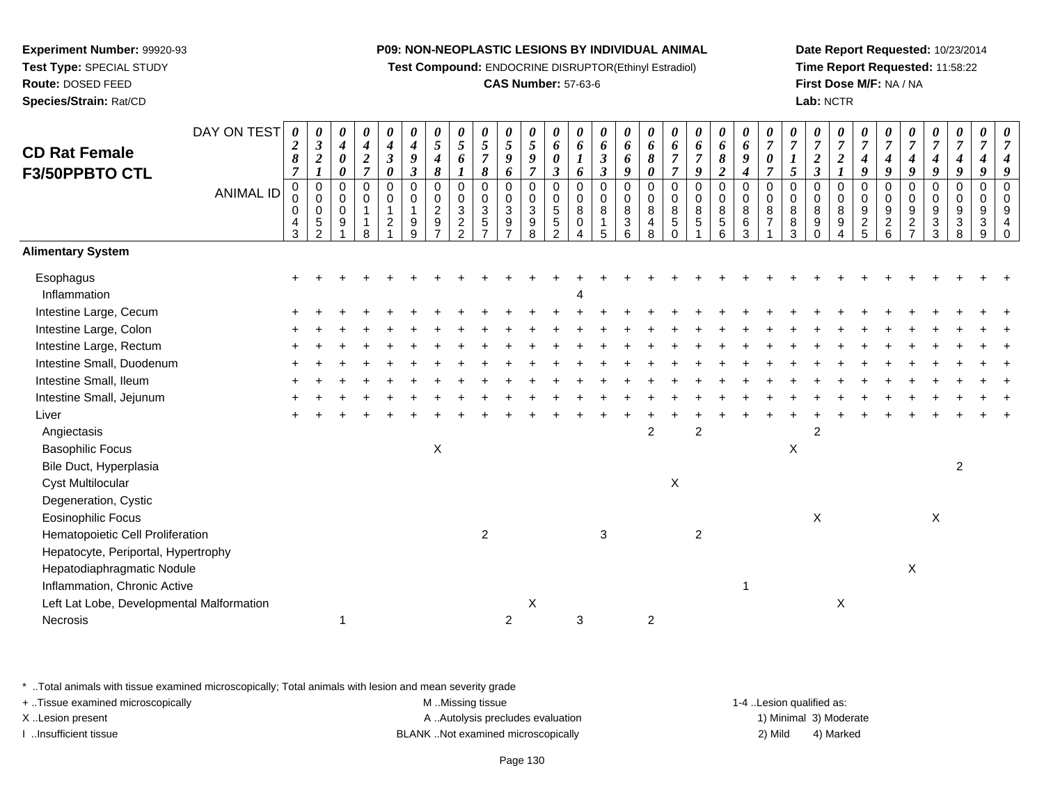**Experiment Number:** 99920-93
**Test Type:** SPECIAL STUDY
**Route:** DOSED FEED
**Species/Strain:** Rat/CD

**P09: NON-NEOPLASTIC LESIONS BY INDIVIDUAL ANIMAL**
**Test Compound:** ENDOCRINE DISRUPTOR(Ethinyl Estradiol)
**CAS Number:** 57-63-6

**Date Report Requested:** 10/23/2014
**Time Report Requested:** 11:58:22
**First Dose M/F:** NA / NA
**Lab:** NCTR

## CD Rat Female F3/50PPBTO CTL

| DAY ON TEST | 0287 | 0321 | 0400 | 0427 | 0430 | 0493 | 0548 | 0561 | 0578 | 0596 | 0597 | 0603 | 0616 | 0633 | 0669 | 0680 | 0677 | 0679 | 0682 | 0694 | 0707 | 0715 | 0723 | 0721 | 0749 | 0749 | 0749 | 0749 | 0749 | 0749 | 0749 |
|---|---|---|---|---|---|---|---|---|---|---|---|---|---|---|---|---|---|---|---|---|---|---|---|---|---|---|---|---|---|---|---|
| **ANIMAL ID** | 0043 | 0052 | 0091 | 0118 | 0121 | 0199 | 0297 | 0322 | 0357 | 0397 | 0398 | 0552 | 0804 | 0815 | 0836 | 0848 | 0850 | 0851 | 0856 | 0863 | 0871 | 0883 | 0890 | 0894 | 0925 | 0926 | 0927 | 0933 | 0938 | 0939 | 0940 |
| **Alimentary System** | | | | | | | | | | | | | | | | | | | | | | | | | | | | | | | |
| Esophagus | + | + | + | + | + | + | + | + | + | + | + | + | + | + | + | + | + | + | + | + | + | + | + | + | + | + | + | + | + | + | + |
| Inflammation | | | | | | | | | | | | | 4 | | | | | | | | | | | | | | | | | | |
| Intestine Large, Cecum | + | + | + | + | + | + | + | + | + | + | + | + | + | + | + | + | + | + | + | + | + | + | + | + | + | + | + | + | + | + | + |
| Intestine Large, Colon | + | + | + | + | + | + | + | + | + | + | + | + | + | + | + | + | + | + | + | + | + | + | + | + | + | + | + | + | + | + | + |
| Intestine Large, Rectum | + | + | + | + | + | + | + | + | + | + | + | + | + | + | + | + | + | + | + | + | + | + | + | + | + | + | + | + | + | + | + |
| Intestine Small, Duodenum | + | + | + | + | + | + | + | + | + | + | + | + | + | + | + | + | + | + | + | + | + | + | + | + | + | + | + | + | + | + | + |
| Intestine Small, Ileum | + | + | + | + | + | + | + | + | + | + | + | + | + | + | + | + | + | + | + | + | + | + | + | + | + | + | + | + | + | + | + |
| Intestine Small, Jejunum | + | + | + | + | + | + | + | + | + | + | + | + | + | + | + | + | + | + | + | + | + | + | + | + | + | + | + | + | + | + | + |
| Liver | + | + | + | + | + | + | + | + | + | + | + | + | + | + | + | + | + | + | + | + | + | + | + | + | + | + | + | + | + | + | + |
| Angiectasis | | | | | | | | | | | | | | | | 2 | | 2 | | | | | 2 | | | | | | | | |
| Basophilic Focus | | | | | | | X | | | | | | | | | | | | | | | X | | | | | | | | | |
| Bile Duct, Hyperplasia | | | | | | | | | | | | | | | | | | | | | | | | | | | | | 2 | | |
| Cyst Multilocular | | | | | | | | | | | | | | | | | X | | | | | | | | | | | | | | |
| Degeneration, Cystic | | | | | | | | | | | | | | | | | | | | | | | | | | | | | | | |
| Eosinophilic Focus | | | | | | | | | | | | | | | | | | | | | | | X | | | | | X | | | |
| Hematopoietic Cell Proliferation | | | | | | | | | 2 | | | | | 3 | | | | 2 | | | | | | | | | | | | | |
| Hepatocyte, Periportal, Hypertrophy | | | | | | | | | | | | | | | | | | | | | | | | | | | | | | | |
| Hepatodiaphragmatic Nodule | | | | | | | | | | | | | | | | | | | | | | | | | | | X | | | | |
| Inflammation, Chronic Active | | | | | | | | | | | | | | | | | | | | 1 | | | | | | | | | | | |
| Left Lat Lobe, Developmental Malformation | | | | | | | | | | | X | | | | | | | | | | | | | X | | | | | | | |
| Necrosis | | | 1 | | | | | | | 2 | | | 3 | | | 2 | | | | | | | | | | | | | | | |

\* ..Total animals with tissue examined microscopically; Total animals with lesion and mean severity grade
+ ..Tissue examined microscopically
X ..Lesion present
I ..Insufficient tissue
M ..Missing tissue
A ..Autolysis precludes evaluation
BLANK ..Not examined microscopically
1-4 ..Lesion qualified as: 1) Minimal 2) Mild 3) Moderate 4) Marked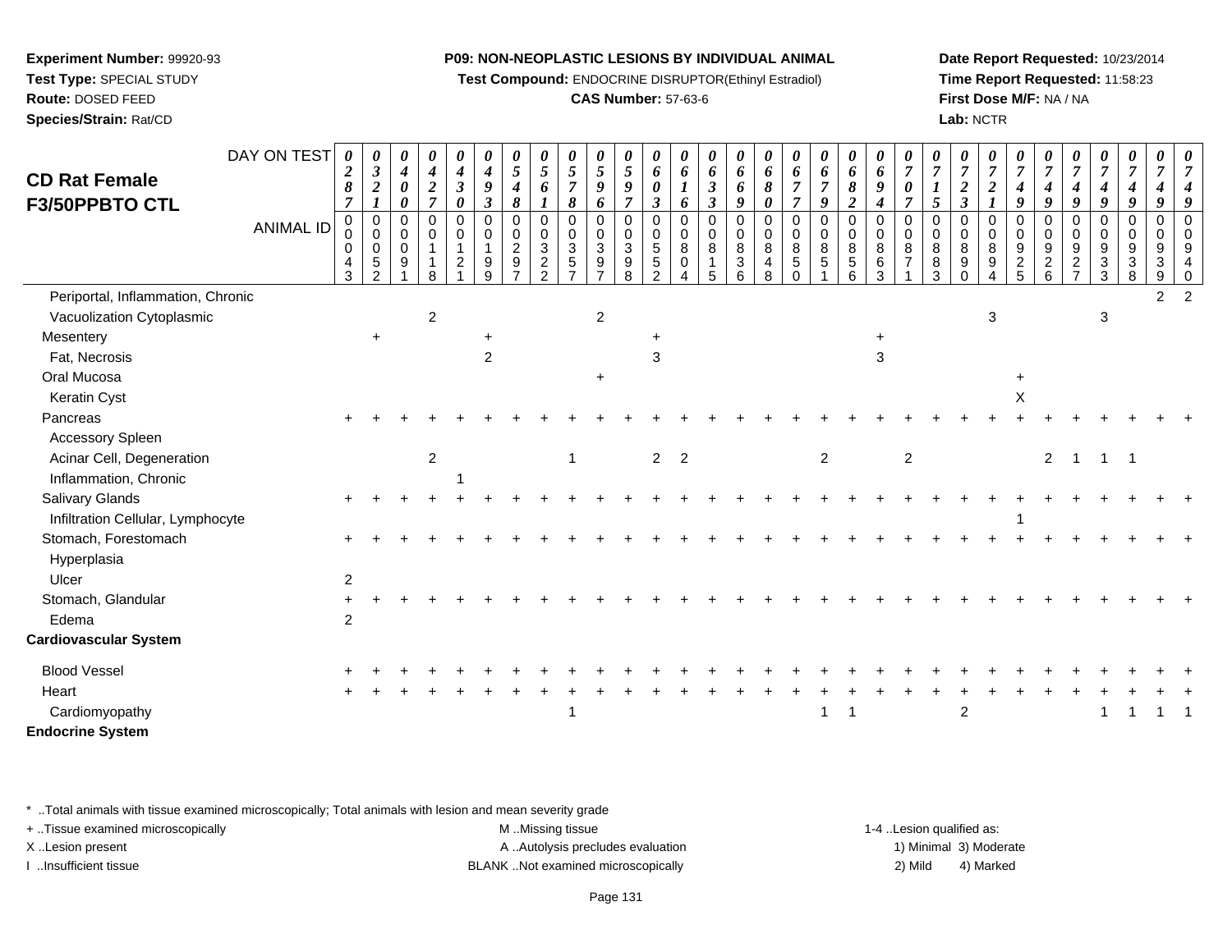**Experiment Number:** 99920-93
**Test Type:** SPECIAL STUDY
**Route:** DOSED FEED
**Species/Strain:** Rat/CD

**P09: NON-NEOPLASTIC LESIONS BY INDIVIDUAL ANIMAL**
**Test Compound:** ENDOCRINE DISRUPTOR(Ethinyl Estradiol)
**CAS Number:** 57-63-6

**Date Report Requested:** 10/23/2014
**Time Report Requested:** 11:58:23
**First Dose M/F:** NA / NA
**Lab:** NCTR

## CD Rat Female F3/50PPBTO CTL

| DAY ON TEST | 0287 | 0321 | 0400 | 0427 | 0430 | 0493 | 0548 | 0561 | 0578 | 0596 | 0597 | 0603 | 0616 | 0633 | 0669 | 0680 | 0677 | 0679 | 0682 | 0694 | 0707 | 0715 | 0723 | 0721 | 0749 | 0749 | 0749 | 0749 | 0749 | 0749 | 0749 |
|---|---|---|---|---|---|---|---|---|---|---|---|---|---|---|---|---|---|---|---|---|---|---|---|---|---|---|---|---|---|---|---|
| **ANIMAL ID** | 00043 | 00052 | 00091 | 00118 | 00121 | 00199 | 00297 | 00322 | 00357 | 00397 | 00398 | 00552 | 00804 | 00815 | 00836 | 00848 | 00850 | 00851 | 00856 | 00863 | 00871 | 00883 | 00890 | 00894 | 00925 | 00926 | 00927 | 00933 | 00938 | 00939 | 00940 |
| Periportal, Inflammation, Chronic | | | | | | | | | | | | | | | | | | | | | | | | | | | | | | 2 | 2 |
| Vacuolization Cytoplasmic | | | | 2 | | | | | | 2 | | | | | | | | | | | | | | 3 | | | | 3 | | | |
| Mesentery | | + | | | | + | | | | | | + | | | | | | | | + | | | | | | | | | | | |
| Fat, Necrosis | | | | | | 2 | | | | | | 3 | | | | | | | | 3 | | | | | | | | | | | |
| Oral Mucosa | | | | | | | | | | + | | | | | | | | | | | | | | | + | | | | | | |
| Keratin Cyst | | | | | | | | | | | | | | | | | | | | | | | | | X | | | | | | |
| Pancreas | + | + | + | + | + | + | + | + | + | + | + | + | + | + | + | + | + | + | + | + | + | + | + | + | + | + | + | + | + | + | + |
| Accessory Spleen | | | | | | | | | | | | | | | | | | | | | | | | | | | | | | | |
| Acinar Cell, Degeneration | | | | 2 | | | | | 1 | | | 2 | 2 | | | | | 2 | | | 2 | | | | | 2 | 1 | 1 | 1 | | |
| Inflammation, Chronic | | | | | 1 | | | | | | | | | | | | | | | | | | | | | | | | | | |
| Salivary Glands | + | + | + | + | + | + | + | + | + | + | + | + | + | + | + | + | + | + | + | + | + | + | + | + | + | + | + | + | + | + | + |
| Infiltration Cellular, Lymphocyte | | | | | | | | | | | | | | | | | | | | | | | | | 1 | | | | | | |
| Stomach, Forestomach | + | + | + | + | + | + | + | + | + | + | + | + | + | + | + | + | + | + | + | + | + | + | + | + | + | + | + | + | + | + | + |
| Hyperplasia | | | | | | | | | | | | | | | | | | | | | | | | | | | | | | | |
| Ulcer | 2 | | | | | | | | | | | | | | | | | | | | | | | | | | | | | | |
| Stomach, Glandular | + | + | + | + | + | + | + | + | + | + | + | + | + | + | + | + | + | + | + | + | + | + | + | + | + | + | + | + | + | + | + |
| Edema | 2 | | | | | | | | | | | | | | | | | | | | | | | | | | | | | | |
| **Cardiovascular System** | | | | | | | | | | | | | | | | | | | | | | | | | | | | | | | |
| Blood Vessel | + | + | + | + | + | + | + | + | + | + | + | + | + | + | + | + | + | + | + | + | + | + | + | + | + | + | + | + | + | + | + |
| Heart | + | + | + | + | + | + | + | + | + | + | + | + | + | + | + | + | + | + | + | + | + | + | + | + | + | + | + | + | + | + | + |
| Cardiomyopathy | | | | | | | | | 1 | | | | | | | | | 1 | 1 | | | | 2 | | | | | 1 | 1 | 1 | 1 |
| **Endocrine System** | | | | | | | | | | | | | | | | | | | | | | | | | | | | | | | |

\* ..Total animals with tissue examined microscopically; Total animals with lesion and mean severity grade
+ ..Tissue examined microscopically
X ..Lesion present
I ..Insufficient tissue

M ..Missing tissue
A ..Autolysis precludes evaluation
BLANK ..Not examined microscopically

1-4 ..Lesion qualified as:
1) Minimal 3) Moderate
2) Mild 4) Marked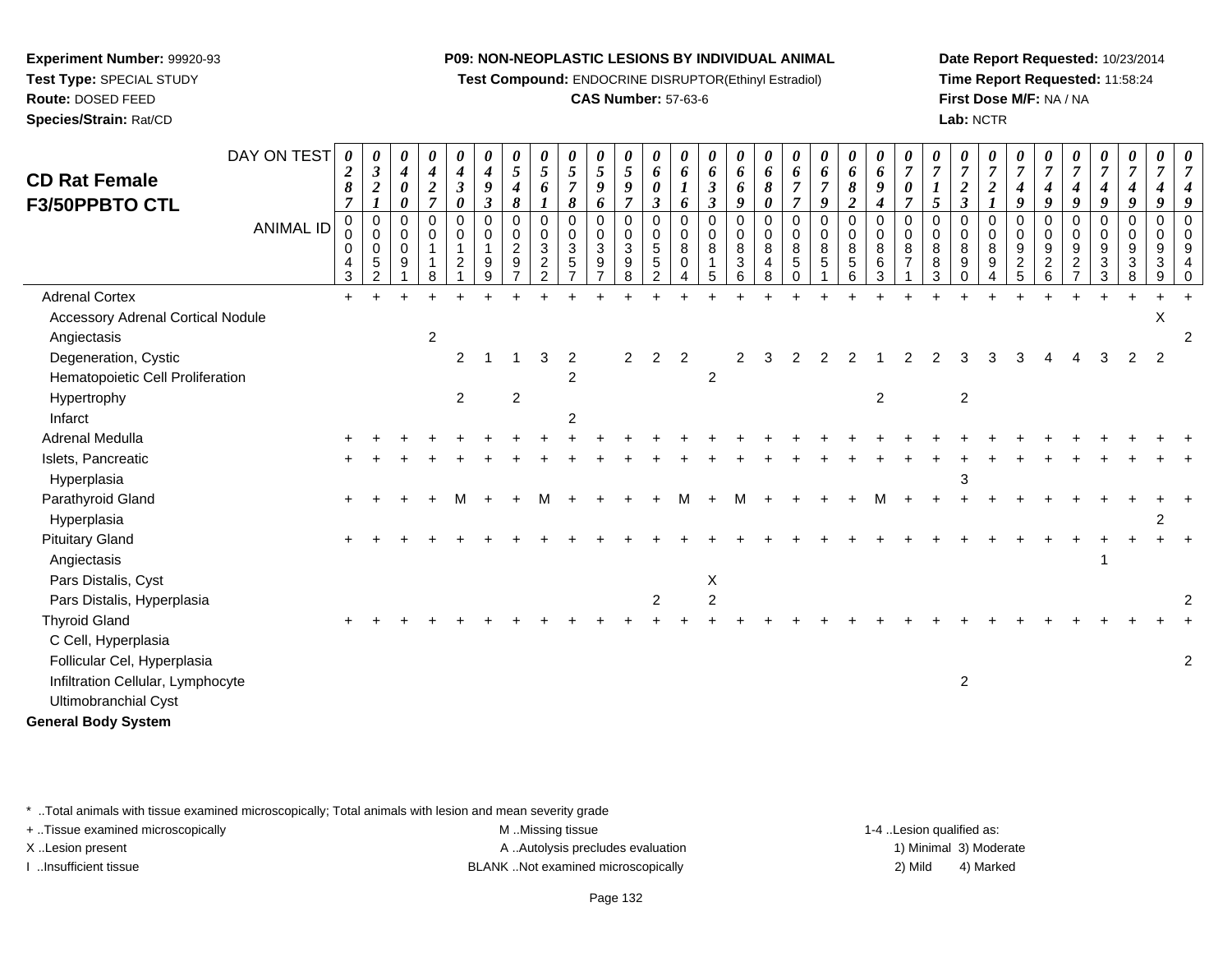**CD Rat Female**
**F3/50PPBTO CTL**

| DAY ON TEST | 0287 | 0321 | 0400 | 0427 | 0430 | 0493 | 0548 | 0561 | 0578 | 0596 | 0597 | 0603 | 0616 | 0633 | 0669 | 0680 | 0677 | 0679 | 0682 | 0694 | 0707 | 0715 | 0723 | 0721 | 0749 | 0749 | 0749 | 0749 | 0749 | 0749 | 0749 |
|---|---|---|---|---|---|---|---|---|---|---|---|---|---|---|---|---|---|---|---|---|---|---|---|---|---|---|---|---|---|---|---|
| **ANIMAL ID** | 00043 | 00052 | 00091 | 00118 | 00121 | 00199 | 00297 | 00322 | 00357 | 00397 | 00398 | 00552 | 00804 | 00815 | 00836 | 00848 | 00850 | 00851 | 00856 | 00863 | 00871 | 00883 | 00890 | 00894 | 00925 | 00926 | 00927 | 00933 | 00938 | 00939 | 00940 |
| Adrenal Cortex | + | + | + | + | + | + | + | + | + | + | + | + | + | + | + | + | + | + | + | + | + | + | + | + | + | + | + | + | + | + | + |
| Accessory Adrenal Cortical Nodule | | | | | | | | | | | | | | | | | | | | | | | | | | | | | | X | |
| Angiectasis | | | | 2 | | | | | | | | | | | | | | | | | | | | | | | | | | | 2 |
| Degeneration, Cystic | | | | | 2 | 1 | 1 | 3 | 2 | | 2 | 2 | 2 | | 2 | 3 | 2 | 2 | 2 | 1 | 2 | 2 | 3 | 3 | 3 | 4 | 4 | 3 | 2 | 2 | |
| Hematopoietic Cell Proliferation | | | | | | | | | 2 | | | | | 2 | | | | | | | | | | | | | | | | | |
| Hypertrophy | | | | | 2 | | 2 | | | | | | | | | | | | | 2 | | | 2 | | | | | | | | |
| Infarct | | | | | | | | | 2 | | | | | | | | | | | | | | | | | | | | | | |
| Adrenal Medulla | + | + | + | + | + | + | + | + | + | + | + | + | + | + | + | + | + | + | + | + | + | + | + | + | + | + | + | + | + | + | + |
| Islets, Pancreatic | + | + | + | + | + | + | + | + | + | + | + | + | + | + | + | + | + | + | + | + | + | + | + | + | + | + | + | + | + | + | + |
| Hyperplasia | | | | | | | | | | | | | | | | | | | | | | | 3 | | | | | | | | |
| Parathyroid Gland | + | + | + | + | M | + | + | M | + | + | + | + | M | + | M | + | + | + | + | M | + | + | + | + | + | + | + | + | + | + | + |
| Hyperplasia | | | | | | | | | | | | | | | | | | | | | | | | | | | | | | 2 | |
| Pituitary Gland | + | + | + | + | + | + | + | + | + | + | + | + | + | + | + | + | + | + | + | + | + | + | + | + | + | + | + | + | + | + | + |
| Angiectasis | | | | | | | | | | | | | | | | | | | | | | | | | | | | 1 | | | |
| Pars Distalis, Cyst | | | | | | | | | | | | | | X | | | | | | | | | | | | | | | | | |
| Pars Distalis, Hyperplasia | | | | | | | | | | | | 2 | | 2 | | | | | | | | | | | | | | | | | 2 |
| Thyroid Gland | + | + | + | + | + | + | + | + | + | + | + | + | + | + | + | + | + | + | + | + | + | + | + | + | + | + | + | + | + | + | + |
| C Cell, Hyperplasia | | | | | | | | | | | | | | | | | | | | | | | | | | | | | | | |
| Follicular Cel, Hyperplasia | | | | | | | | | | | | | | | | | | | | | | | | | | | | | | | 2 |
| Infiltration Cellular, Lymphocyte | | | | | | | | | | | | | | | | | | | | | | | 2 | | | | | | | | |
| Ultimobranchial Cyst | | | | | | | | | | | | | | | | | | | | | | | | | | | | | | | |
| **General Body System** | | | | | | | | | | | | | | | | | | | | | | | | | | | | | | | |

* ..Total animals with tissue examined microscopically; Total animals with lesion and mean severity grade
+ ..Tissue examined microscopically
X ..Lesion present
I ..Insufficient tissue
M ..Missing tissue
A ..Autolysis precludes evaluation
BLANK ..Not examined microscopically
1-4 ..Lesion qualified as: 1) Minimal 2) Mild 3) Moderate 4) Marked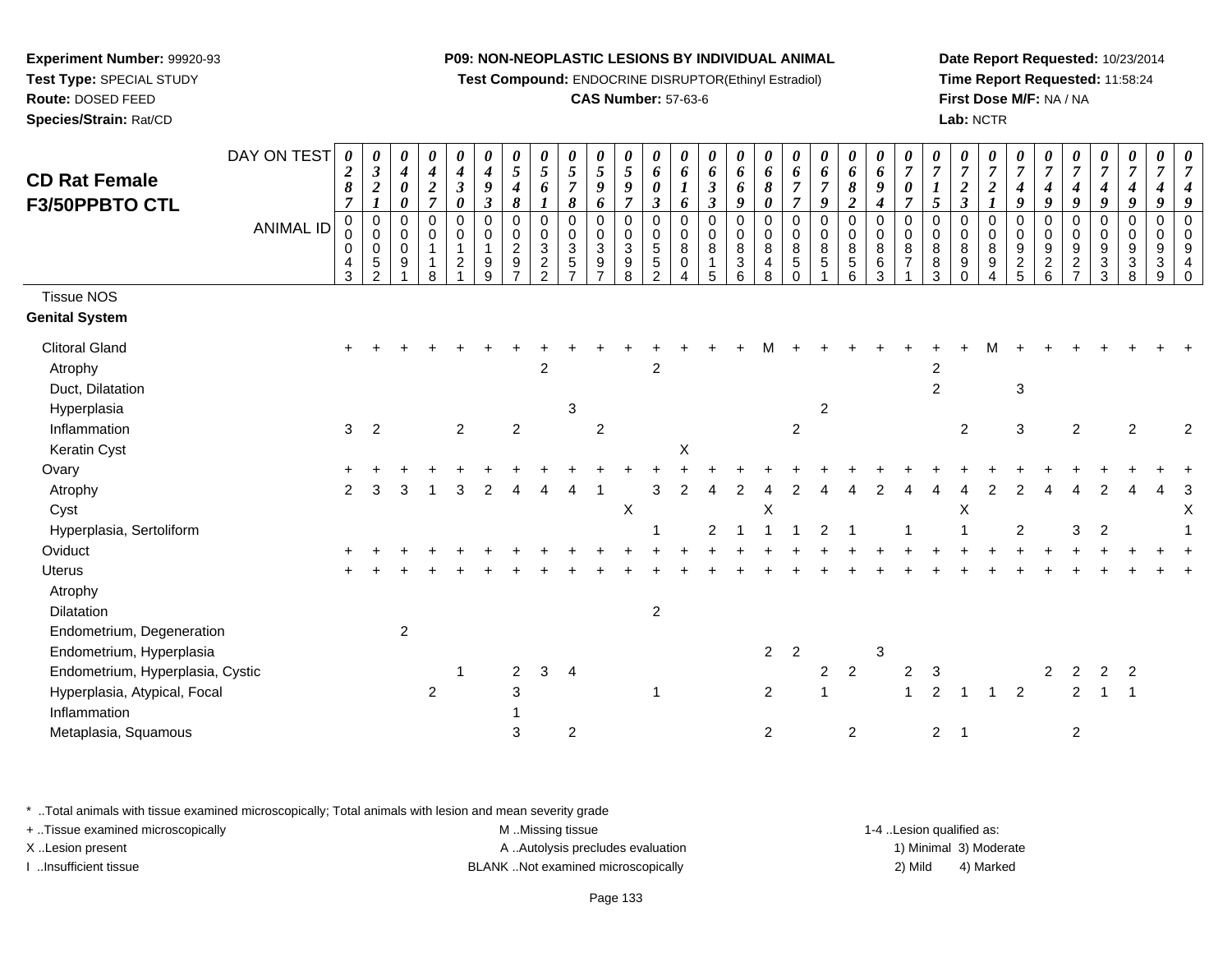**Experiment Number:** 99920-93
**Test Type:** SPECIAL STUDY
**Route:** DOSED FEED
**Species/Strain:** Rat/CD

**P09: NON-NEOPLASTIC LESIONS BY INDIVIDUAL ANIMAL**
**Test Compound:** ENDOCRINE DISRUPTOR(Ethinyl Estradiol)
**CAS Number:** 57-63-6

**Date Report Requested:** 10/23/2014
**Time Report Requested:** 11:58:24
**First Dose M/F:** NA / NA
**Lab:** NCTR

## CD Rat Female F3/50PPBTO CTL

| DAY ON TEST | 0287 | 0321 | 0400 | 0427 | 0430 | 0493 | 0548 | 0561 | 0578 | 0596 | 0597 | 0603 | 0616 | 0633 | 0669 | 0680 | 0677 | 0679 | 0682 | 0694 | 0707 | 0715 | 0723 | 0721 | 0749 | 0749 | 0749 | 0749 | 0749 | 0749 | 0749 |
|---|---|---|---|---|---|---|---|---|---|---|---|---|---|---|---|---|---|---|---|---|---|---|---|---|---|---|---|---|---|---|---|
| **ANIMAL ID** | 0043 | 0052 | 0091 | 0118 | 0121 | 0199 | 0297 | 0322 | 0357 | 0397 | 0398 | 0552 | 0804 | 0815 | 0836 | 0848 | 0850 | 0851 | 0856 | 0863 | 0871 | 0883 | 0890 | 0894 | 0925 | 0926 | 0927 | 0933 | 0938 | 0939 | 0940 |
| Tissue NOS | | | | | | | | | | | | | | | | | | | | | | | | | | | | | | | |
| **Genital System** | | | | | | | | | | | | | | | | | | | | | | | | | | | | | | | |
| Clitoral Gland | + | + | + | + | + | + | + | + | + | + | + | + | + | + | + | M | + | + | + | + | + | + | + | M | + | + | + | + | + | + | + |
| Atrophy | | | | | | | | 2 | | | | 2 | | | | | | | | | | 2 | | | | | | | | | |
| Duct, Dilatation | | | | | | | | | | | | | | | | | | | | | | 2 | | | 3 | | | | | | |
| Hyperplasia | | | | | | | | | 3 | | | | | | | | | 2 | | | | | | | | | | | | | |
| Inflammation | 3 | 2 | | | 2 | | 2 | | | 2 | | | | | | | 2 | | | | | | 2 | | 3 | | 2 | | 2 | | 2 |
| Keratin Cyst | | | | | | | | | | | | | X | | | | | | | | | | | | | | | | | | |
| Ovary | + | + | + | + | + | + | + | + | + | + | + | + | + | + | + | + | + | + | + | + | + | + | + | + | + | + | + | + | + | + | + |
| Atrophy | 2 | 3 | 3 | 1 | 3 | 2 | 4 | 4 | 4 | 1 | | 3 | 2 | 4 | 2 | 4 | 2 | 4 | 4 | 2 | 4 | 4 | 4 | 2 | 2 | 4 | 4 | 2 | 4 | 4 | 3 |
| Cyst | | | | | | | | | | | X | | | | | X | | | | | | | X | | | | | | | | X |
| Hyperplasia, Sertoliform | | | | | | | | | | | | 1 | | 2 | 1 | 1 | 1 | 2 | 1 | | 1 | | 1 | | 2 | | 3 | 2 | | | 1 |
| Oviduct | + | + | + | + | + | + | + | + | + | + | + | + | + | + | + | + | + | + | + | + | + | + | + | + | + | + | + | + | + | + | + |
| Uterus | + | + | + | + | + | + | + | + | + | + | + | + | + | + | + | + | + | + | + | + | + | + | + | + | + | + | + | + | + | + | + |
| Atrophy | | | | | | | | | | | | | | | | | | | | | | | | | | | | | | | |
| Dilatation | | | | | | | | | | | | 2 | | | | | | | | | | | | | | | | | | | |
| Endometrium, Degeneration | | | 2 | | | | | | | | | | | | | | | | | | | | | | | | | | | | |
| Endometrium, Hyperplasia | | | | | | | | | | | | | | | | 2 | 2 | | | 3 | | | | | | | | | | | |
| Endometrium, Hyperplasia, Cystic | | | | | 1 | | 2 | 3 | 4 | | | | | | | | | 2 | 2 | | 2 | 3 | | | | 2 | 2 | 2 | 2 | | |
| Hyperplasia, Atypical, Focal | | | | 2 | | | 3 | | | | | 1 | | | | 2 | | 1 | | | 1 | 2 | 1 | 1 | 2 | | 2 | 1 | 1 | | |
| Inflammation | | | | | | | 1 | | | | | | | | | | | | | | | | | | | | | | | | |
| Metaplasia, Squamous | | | | | | | 3 | | 2 | | | | | | | 2 | | | 2 | | | 2 | 1 | | | | 2 | | | | |

\* ..Total animals with tissue examined microscopically; Total animals with lesion and mean severity grade
+ ..Tissue examined microscopically
X ..Lesion present
I ..Insufficient tissue
M ..Missing tissue
A ..Autolysis precludes evaluation
BLANK ..Not examined microscopically
1-4 ..Lesion qualified as: 1) Minimal 2) Mild 3) Moderate 4) Marked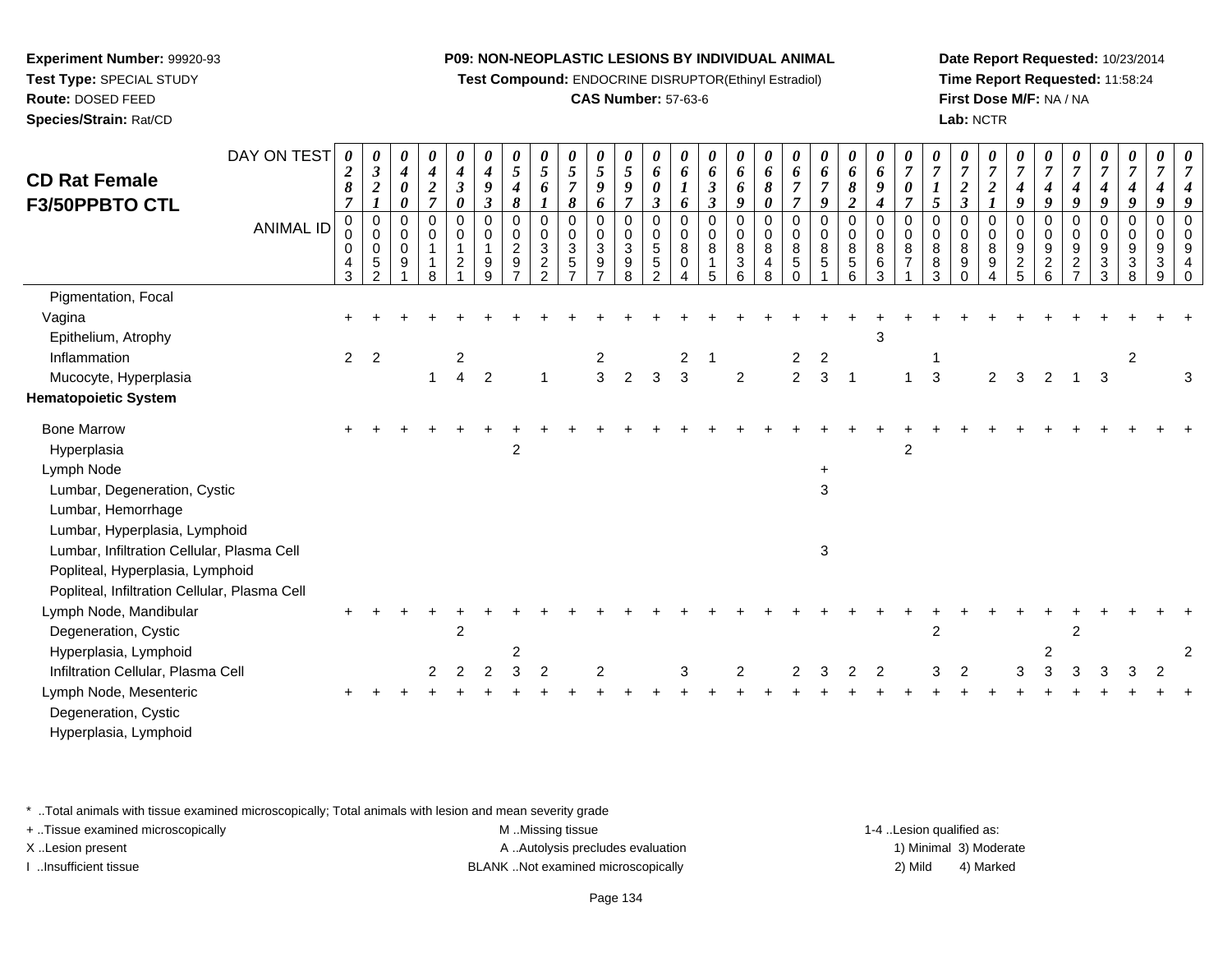**Experiment Number:** 99920-93
**Test Type:** SPECIAL STUDY
**Route:** DOSED FEED
**Species/Strain:** Rat/CD

**P09: NON-NEOPLASTIC LESIONS BY INDIVIDUAL ANIMAL**
**Test Compound:** ENDOCRINE DISRUPTOR(Ethinyl Estradiol)
**CAS Number:** 57-63-6

**Date Report Requested:** 10/23/2014
**Time Report Requested:** 11:58:24
**First Dose M/F:** NA / NA
**Lab:** NCTR

## CD Rat Female F3/50PPBTO CTL

| DAY ON TEST | 0287 | 0321 | 0400 | 0427 | 0430 | 0493 | 0548 | 0561 | 0578 | 0596 | 0597 | 0603 | 0616 | 0633 | 0669 | 0680 | 0677 | 0679 | 0682 | 0694 | 0707 | 0715 | 0723 | 0721 | 0749 | 0749 | 0749 | 0749 | 0749 | 0749 | 0749 |
|---|---|---|---|---|---|---|---|---|---|---|---|---|---|---|---|---|---|---|---|---|---|---|---|---|---|---|---|---|---|---|---|
| **ANIMAL ID** | 00043 | 00052 | 00091 | 00118 | 00121 | 00199 | 00297 | 00322 | 00357 | 00397 | 00398 | 00552 | 00804 | 00815 | 00836 | 00848 | 00850 | 00851 | 00856 | 00863 | 00871 | 00883 | 00890 | 00894 | 00925 | 00926 | 00927 | 00933 | 00938 | 00939 | 00940 |
| Pigmentation, Focal | | | | | | | | | | | | | | | | | | | | | | | | | | | | | | | |
| Vagina | + | + | + | + | + | + | + | + | + | + | + | + | + | + | + | + | + | + | + | + | + | + | + | + | + | + | + | + | + | + | + |
| Epithelium, Atrophy | | | | | | | | | | | | | | | | | | | | 3 | | | | | | | | | | | |
| Inflammation | 2 | 2 | | | 2 | | | | | 2 | | | 2 | 1 | | | 2 | 2 | | | | 1 | | | | | | | 2 | | |
| Mucocyte, Hyperplasia | | | | 1 | 4 | 2 | | 1 | | 3 | 2 | 3 | 3 | | 2 | | 2 | 3 | 1 | | 1 | 3 | | 2 | 3 | 2 | 1 | 3 | | | 3 |
| **Hematopoietic System** | | | | | | | | | | | | | | | | | | | | | | | | | | | | | | | |
| Bone Marrow | + | + | + | + | + | + | + | + | + | + | + | + | + | + | + | + | + | + | + | + | + | + | + | + | + | + | + | + | + | + | + |
| Hyperplasia | | | | | | | 2 | | | | | | | | | | | | | | 2 | | | | | | | | | | |
| Lymph Node | | | | | | | | | | | | | | | | | | + | | | | | | | | | | | | | |
| Lumbar, Degeneration, Cystic | | | | | | | | | | | | | | | | | | 3 | | | | | | | | | | | | | |
| Lumbar, Hemorrhage | | | | | | | | | | | | | | | | | | | | | | | | | | | | | | | |
| Lumbar, Hyperplasia, Lymphoid | | | | | | | | | | | | | | | | | | | | | | | | | | | | | | | |
| Lumbar, Infiltration Cellular, Plasma Cell | | | | | | | | | | | | | | | | | | 3 | | | | | | | | | | | | | |
| Popliteal, Hyperplasia, Lymphoid | | | | | | | | | | | | | | | | | | | | | | | | | | | | | | | |
| Popliteal, Infiltration Cellular, Plasma Cell | | | | | | | | | | | | | | | | | | | | | | | | | | | | | | | |
| Lymph Node, Mandibular | + | + | + | + | + | + | + | + | + | + | + | + | + | + | + | + | + | + | + | + | + | + | + | + | + | + | + | + | + | + | + |
| Degeneration, Cystic | | | | | 2 | | | | | | | | | | | | | | | | | 2 | | | | | 2 | | | | |
| Hyperplasia, Lymphoid | | | | | | | 2 | | | | | | | | | | | | | | | | | | | 2 | | | | | 2 |
| Infiltration Cellular, Plasma Cell | | | | 2 | 2 | 2 | 3 | 2 | | 2 | | | 3 | | 2 | | 2 | 3 | 2 | 2 | | 3 | 2 | | 3 | 3 | 3 | 3 | 3 | 2 | |
| Lymph Node, Mesenteric | + | + | + | + | + | + | + | + | + | + | + | + | + | + | + | + | + | + | + | + | + | + | + | + | + | + | + | + | + | + | + |
| Degeneration, Cystic | | | | | | | | | | | | | | | | | | | | | | | | | | | | | | | |
| Hyperplasia, Lymphoid | | | | | | | | | | | | | | | | | | | | | | | | | | | | | | | |

\* ..Total animals with tissue examined microscopically; Total animals with lesion and mean severity grade
+ ..Tissue examined microscopically
X ..Lesion present
I ..Insufficient tissue

M ..Missing tissue
A ..Autolysis precludes evaluation
BLANK ..Not examined microscopically

1-4 ..Lesion qualified as:
1) Minimal 3) Moderate
2) Mild 4) Marked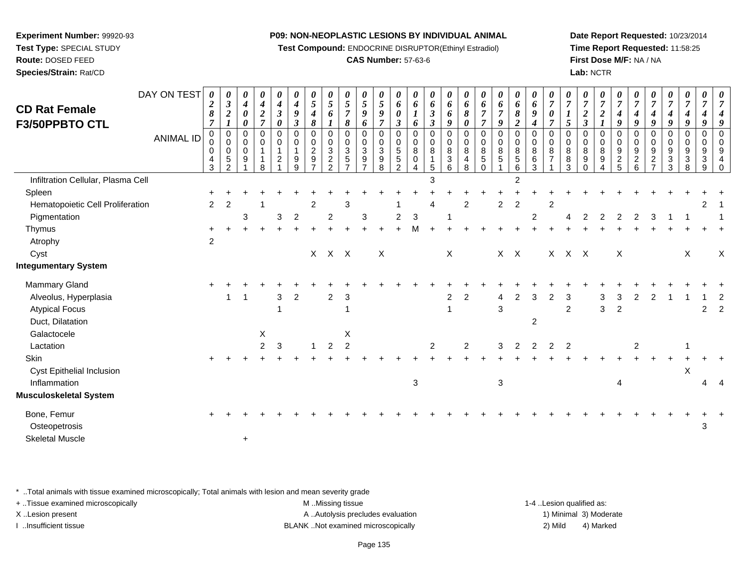**Experiment Number:** 99920-93
**Test Type:** SPECIAL STUDY
**Route:** DOSED FEED
**Species/Strain:** Rat/CD

**P09: NON-NEOPLASTIC LESIONS BY INDIVIDUAL ANIMAL**
**Test Compound:** ENDOCRINE DISRUPTOR(Ethinyl Estradiol)
**CAS Number:** 57-63-6

**Date Report Requested:** 10/23/2014
**Time Report Requested:** 11:58:25
**First Dose M/F:** NA / NA
**Lab:** NCTR

## CD Rat Female F3/50PPBTO CTL

| DAY ON TEST | 0287 | 0321 | 0400 | 0427 | 0430 | 0493 | 0548 | 0561 | 0578 | 0596 | 0597 | 0603 | 0616 | 0633 | 0669 | 0680 | 0677 | 0679 | 0682 | 0694 | 0707 | 0715 | 0723 | 0721 | 0749 | 0749 | 0749 | 0749 | 0749 | 0749 | 0749 |
|---|---|---|---|---|---|---|---|---|---|---|---|---|---|---|---|---|---|---|---|---|---|---|---|---|---|---|---|---|---|---|---|
| **ANIMAL ID** | 0043 | 0052 | 0091 | 0118 | 0121 | 0199 | 0297 | 0322 | 0357 | 0397 | 0398 | 0552 | 0804 | 0815 | 0836 | 0848 | 0850 | 0851 | 0856 | 0863 | 0871 | 0883 | 0890 | 0894 | 0925 | 0926 | 0927 | 0933 | 0938 | 0939 | 0940 |
| Infiltration Cellular, Plasma Cell | | | | | | | | | | | | | | 3 | | | | | 2 | | | | | | | | | | | | |
| Spleen | + | + | + | + | + | + | + | + | + | + | + | + | + | + | + | + | + | + | + | + | + | + | + | + | + | + | + | + | + | + | + |
| Hematopoietic Cell Proliferation | 2 | 2 | | 1 | | | 2 | | 3 | | | 1 | | 4 | | 2 | | 2 | 2 | | 2 | | | | | | | | | 2 | 1 |
| Pigmentation | | | 3 | | 3 | 2 | | 2 | | 3 | | 2 | 3 | | 1 | | | | | 2 | | 4 | 2 | 2 | 2 | 2 | 3 | 1 | 1 | | 1 |
| Thymus | + | + | + | + | + | + | + | + | + | + | + | + | M | + | + | + | + | + | + | + | + | + | + | + | + | + | + | + | + | + | + |
| Atrophy | 2 | | | | | | | | | | | | | | | | | | | | | | | | | | | | | | |
| Cyst | | | | | | | X | X | X | | X | | | | X | | | X | X | | X | X | X | | X | | | | X | | X |
| **Integumentary System** | | | | | | | | | | | | | | | | | | | | | | | | | | | | | | | |
| Mammary Gland | + | + | + | + | + | + | + | + | + | + | + | + | + | + | + | + | + | + | + | + | + | + | + | + | + | + | + | + | + | + | + |
| Alveolus, Hyperplasia | | 1 | 1 | | 3 | 2 | | 2 | 3 | | | | | | 2 | 2 | | 4 | 2 | 3 | 2 | 3 | | 3 | 3 | 2 | 2 | 1 | 1 | 1 | 2 |
| Atypical Focus | | | | | 1 | | | | 1 | | | | | | 1 | | | 3 | | | | 2 | | 3 | 2 | | | | | 2 | 2 |
| Duct, Dilatation | | | | | | | | | | | | | | | | | | | | 2 | | | | | | | | | | | |
| Galactocele | | | | X | | | | | X | | | | | | | | | | | | | | | | | | | | | | |
| Lactation | | | | 2 | 3 | | 1 | 2 | 2 | | | | | 2 | | 2 | | 3 | 2 | 2 | 2 | 2 | | | | 2 | | | 1 | | |
| Skin | + | + | + | + | + | + | + | + | + | + | + | + | + | + | + | + | + | + | + | + | + | + | + | + | + | + | + | + | + | + | + |
| Cyst Epithelial Inclusion | | | | | | | | | | | | | | | | | | | | | | | | | | | | | X | | |
| Inflammation | | | | | | | | | | | | | 3 | | | | | 3 | | | | | | | 4 | | | | | 4 | 4 |
| **Musculoskeletal System** | | | | | | | | | | | | | | | | | | | | | | | | | | | | | | | |
| Bone, Femur | + | + | + | + | + | + | + | + | + | + | + | + | + | + | + | + | + | + | + | + | + | + | + | + | + | + | + | + | + | + | + |
| Osteopetrosis | | | | | | | | | | | | | | | | | | | | | | | | | | | | | | 3 | |
| Skeletal Muscle | | | + | | | | | | | | | | | | | | | | | | | | | | | | | | | | |

\* ..Total animals with tissue examined microscopically; Total animals with lesion and mean severity grade
+ ..Tissue examined microscopically
X ..Lesion present
I ..Insufficient tissue

M ..Missing tissue
A ..Autolysis precludes evaluation
BLANK ..Not examined microscopically

1-4 ..Lesion qualified as:
1) Minimal 3) Moderate
2) Mild 4) Marked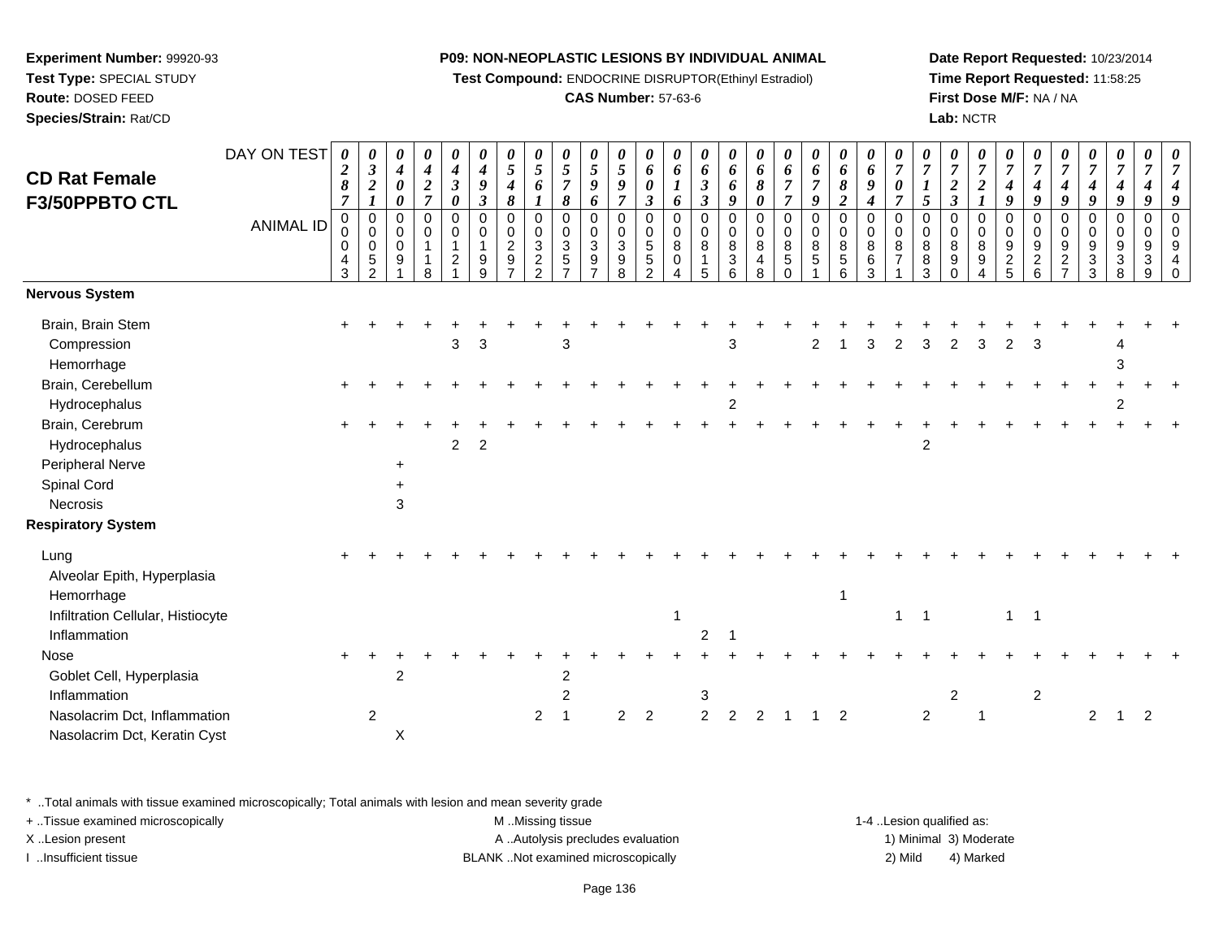**Experiment Number:** 99920-93
**Test Type:** SPECIAL STUDY
**Route:** DOSED FEED
**Species/Strain:** Rat/CD

**P09: NON-NEOPLASTIC LESIONS BY INDIVIDUAL ANIMAL**
**Test Compound:** ENDOCRINE DISRUPTOR(Ethinyl Estradiol)
**CAS Number:** 57-63-6

**Date Report Requested:** 10/23/2014
**Time Report Requested:** 11:58:25
**First Dose M/F:** NA / NA
**Lab:** NCTR

## CD Rat Female F3/50PPBTO CTL

| DAY ON TEST | 0287 | 0321 | 0400 | 0427 | 0430 | 0493 | 0548 | 0561 | 0578 | 0596 | 0597 | 0603 | 0616 | 0633 | 0669 | 0680 | 0677 | 0679 | 0682 | 0694 | 0707 | 0715 | 0723 | 0721 | 0749 | 0749 | 0749 | 0749 | 0749 | 0749 | 0749 |
|---|---|---|---|---|---|---|---|---|---|---|---|---|---|---|---|---|---|---|---|---|---|---|---|---|---|---|---|---|---|---|---|
| **ANIMAL ID** | 0043 | 0052 | 0091 | 0118 | 0121 | 0199 | 0297 | 0322 | 0357 | 0397 | 0398 | 0552 | 0804 | 0815 | 0836 | 0848 | 0850 | 0851 | 0856 | 0863 | 0871 | 0883 | 0890 | 0894 | 0925 | 0926 | 0927 | 0933 | 0938 | 0939 | 0940 |
| **Nervous System** | | | | | | | | | | | | | | | | | | | | | | | | | | | | | | | |
| Brain, Brain Stem | + | + | + | + | + | + | + | + | + | + | + | + | + | + | + | + | + | + | + | + | + | + | + | + | + | + | + | + | + | + | + |
| Compression | | | | | 3 | 3 | | | 3 | | | | | | 3 | | | 2 | 1 | 3 | 2 | 3 | 2 | 3 | 2 | 3 | | | 4 | | |
| Hemorrhage | | | | | | | | | | | | | | | | | | | | | | | | | | | | | 3 | | |
| Brain, Cerebellum | + | + | + | + | + | + | + | + | + | + | + | + | + | + | + | + | + | + | + | + | + | + | + | + | + | + | + | + | + | + | + |
| Hydrocephalus | | | | | | | | | | | | | | | 2 | | | | | | | | | | | | | | 2 | | |
| Brain, Cerebrum | + | + | + | + | + | + | + | + | + | + | + | + | + | + | + | + | + | + | + | + | + | + | + | + | + | + | + | + | + | + | + |
| Hydrocephalus | | | | | 2 | 2 | | | | | | | | | | | | | | | | 2 | | | | | | | | | |
| Peripheral Nerve | | | + | | | | | | | | | | | | | | | | | | | | | | | | | | | | |
| Spinal Cord | | | + | | | | | | | | | | | | | | | | | | | | | | | | | | | | |
| Necrosis | | | 3 | | | | | | | | | | | | | | | | | | | | | | | | | | | | |
| **Respiratory System** | | | | | | | | | | | | | | | | | | | | | | | | | | | | | | | |
| Lung | + | + | + | + | + | + | + | + | + | + | + | + | + | + | + | + | + | + | + | + | + | + | + | + | + | + | + | + | + | + | + |
| Alveolar Epith, Hyperplasia | | | | | | | | | | | | | | | | | | | | | | | | | | | | | | | |
| Hemorrhage | | | | | | | | | | | | | | | | | | | 1 | | | | | | | | | | | | |
| Infiltration Cellular, Histiocyte | | | | | | | | | | | | | 1 | | | | | | | | 1 | 1 | | | 1 | 1 | | | | | |
| Inflammation | | | | | | | | | | | | | | 2 | 1 | | | | | | | | | | | | | | | | |
| Nose | + | + | + | + | + | + | + | + | + | + | + | + | + | + | + | + | + | + | + | + | + | + | + | + | + | + | + | + | + | + | + |
| Goblet Cell, Hyperplasia | | | 2 | | | | | | 2 | | | | | | | | | | | | | | | | | | | | | | |
| Inflammation | | | | | | | | | 2 | | | | | 3 | | | | | | | | | 2 | | | 2 | | | | | |
| Nasolacrim Dct, Inflammation | | 2 | | | | | | 2 | 1 | | 2 | 2 | | 2 | 2 | 2 | 1 | 1 | 2 | | | 2 | | 1 | | | | 2 | 1 | 2 | |
| Nasolacrim Dct, Keratin Cyst | | | X | | | | | | | | | | | | | | | | | | | | | | | | | | | | |

\* ..Total animals with tissue examined microscopically; Total animals with lesion and mean severity grade
+ ..Tissue examined microscopically
X ..Lesion present
I ..Insufficient tissue

M ..Missing tissue
A ..Autolysis precludes evaluation
BLANK ..Not examined microscopically

1-4 ..Lesion qualified as:
1) Minimal 3) Moderate
2) Mild 4) Marked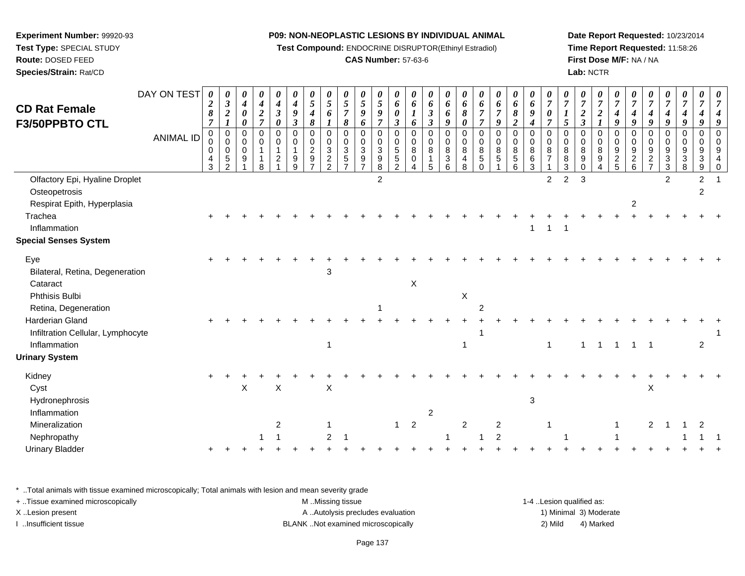**Experiment Number:** 99920-93
**Test Type:** SPECIAL STUDY
**Route:** DOSED FEED
**Species/Strain:** Rat/CD

**P09: NON-NEOPLASTIC LESIONS BY INDIVIDUAL ANIMAL**
**Test Compound:** ENDOCRINE DISRUPTOR(Ethinyl Estradiol)
**CAS Number:** 57-63-6

**Date Report Requested:** 10/23/2014
**Time Report Requested:** 11:58:26
**First Dose M/F:** NA / NA
**Lab:** NCTR

# CD Rat Female F3/50PPBTO CTL

| DAY ON TEST | 0287 | 0321 | 0400 | 0427 | 0430 | 0493 | 0548 | 0561 | 0578 | 0596 | 0597 | 0603 | 0616 | 0633 | 0669 | 0680 | 0677 | 0679 | 0682 | 0694 | 0707 | 0715 | 0723 | 0721 | 0749 | 0749 | 0749 | 0749 | 0749 | 0749 | 0749 |
|---|---|---|---|---|---|---|---|---|---|---|---|---|---|---|---|---|---|---|---|---|---|---|---|---|---|---|---|---|---|---|---|
| **ANIMAL ID** | 00043 | 00052 | 00091 | 00118 | 00121 | 00199 | 00297 | 00322 | 00357 | 00397 | 00398 | 00552 | 00804 | 00815 | 00836 | 00848 | 00850 | 00851 | 00856 | 00863 | 00871 | 00883 | 00890 | 00894 | 00925 | 00926 | 00927 | 00933 | 00938 | 00939 | 00940 |
| Olfactory Epi, Hyaline Droplet | | | | | | | | | | | 2 | | | | | | | | | | 2 | 2 | 3 | | | | | 2 | | 2 | 1 |
| Osteopetrosis | | | | | | | | | | | | | | | | | | | | | | | | | | | | | | 2 | |
| Respirat Epith, Hyperplasia | | | | | | | | | | | | | | | | | | | | | | | | | | 2 | | | | | |
| Trachea | + | + | + | + | + | + | + | + | + | + | + | + | + | + | + | + | + | + | + | + | + | + | + | + | + | + | + | + | + | + | + |
| Inflammation | | | | | | | | | | | | | | | | | | | | 1 | 1 | 1 | | | | | | | | | |
| **Special Senses System** | | | | | | | | | | | | | | | | | | | | | | | | | | | | | | | |
| Eye | + | + | + | + | + | + | + | + | + | + | + | + | + | + | + | + | + | + | + | + | + | + | + | + | + | + | + | + | + | + | + |
| Bilateral, Retina, Degeneration | | | | | | | | 3 | | | | | | | | | | | | | | | | | | | | | | | |
| Cataract | | | | | | | | | | | | | X | | | | | | | | | | | | | | | | | | |
| Phthisis Bulbi | | | | | | | | | | | | | | | | X | | | | | | | | | | | | | | | |
| Retina, Degeneration | | | | | | | | | | | 1 | | | | | | 2 | | | | | | | | | | | | | | |
| Harderian Gland | + | + | + | + | + | + | + | + | + | + | + | + | + | + | + | + | + | + | + | + | + | + | + | + | + | + | + | + | + | + | + |
| Infiltration Cellular, Lymphocyte | | | | | | | | | | | | | | | | | 1 | | | | | | | | | | | | | | 1 |
| Inflammation | | | | | | | | 1 | | | | | | | | 1 | | | | | 1 | | 1 | 1 | 1 | 1 | 1 | | | 2 | |
| **Urinary System** | | | | | | | | | | | | | | | | | | | | | | | | | | | | | | | |
| Kidney | + | + | + | + | + | + | + | + | + | + | + | + | + | + | + | + | + | + | + | + | + | + | + | + | + | + | + | + | + | + | + |
| Cyst | | | X | | X | | | X | | | | | | | | | | | | | | | | | | | X | | | | |
| Hydronephrosis | | | | | | | | | | | | | | | | | | | | 3 | | | | | | | | | | | |
| Inflammation | | | | | | | | | | | | | | 2 | | | | | | | | | | | | | | | | | |
| Mineralization | | | | | 2 | | | 1 | | | | 1 | 2 | | | 2 | | 2 | | | 1 | | | | 1 | | 2 | 1 | 1 | 2 | |
| Nephropathy | | | | 1 | 1 | | | 2 | 1 | | | | | | 1 | | 1 | 2 | | | | 1 | | | 1 | | | | 1 | 1 | 1 |
| Urinary Bladder | + | + | + | + | + | + | + | + | + | + | + | + | + | + | + | + | + | + | + | + | + | + | + | + | + | + | + | + | + | + | + |

\* ..Total animals with tissue examined microscopically; Total animals with lesion and mean severity grade
+ ..Tissue examined microscopically
X ..Lesion present
I ..Insufficient tissue

M ..Missing tissue
A ..Autolysis precludes evaluation
BLANK ..Not examined microscopically

1-4 ..Lesion qualified as:
1) Minimal 3) Moderate
2) Mild 4) Marked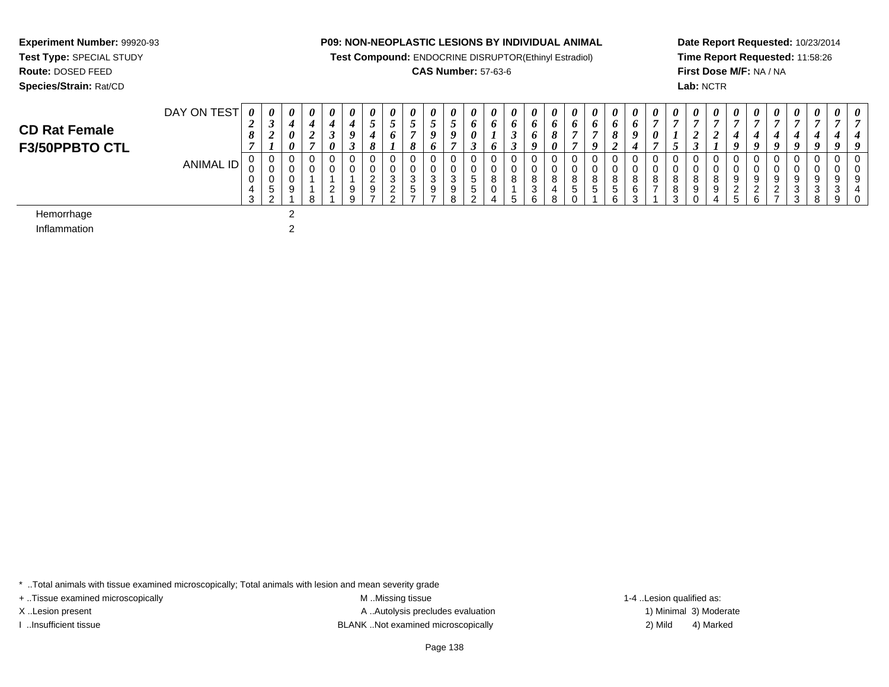**Experiment Number:** 99920-93
**Test Type:** SPECIAL STUDY
**Route:** DOSED FEED
**Species/Strain:** Rat/CD

**P09: NON-NEOPLASTIC LESIONS BY INDIVIDUAL ANIMAL**
**Test Compound:** ENDOCRINE DISRUPTOR(Ethinyl Estradiol)
**CAS Number:** 57-63-6

**Date Report Requested:** 10/23/2014
**Time Report Requested:** 11:58:26
**First Dose M/F:** NA / NA
**Lab:** NCTR

## CD Rat Female F3/50PPBTO CTL

| DAY ON TEST | 0287 | 0321 | 0400 | 0427 | 0430 | 0493 | 0548 | 0561 | 0578 | 0596 | 0597 | 0603 | 0616 | 0633 | 0669 | 0680 | 0677 | 0679 | 0682 | 0694 | 0707 | 0715 | 0723 | 0721 | 0749 | 0749 | 0749 | 0749 | 0749 | 0749 | 0749 |
|---|---|---|---|---|---|---|---|---|---|---|---|---|---|---|---|---|---|---|---|---|---|---|---|---|---|---|---|---|---|---|---|
| **ANIMAL ID** | 00043 | 00052 | 00091 | 00118 | 00121 | 00199 | 00297 | 00322 | 00357 | 00397 | 00398 | 00552 | 00804 | 00815 | 00836 | 00848 | 00850 | 00851 | 00856 | 00863 | 00871 | 00883 | 00890 | 00894 | 00925 | 00926 | 00927 | 00933 | 00938 | 00939 | 00940 |
| Hemorrhage | | | 2 | | | | | | | | | | | | | | | | | | | | | | | | | | | | |
| Inflammation | | | 2 | | | | | | | | | | | | | | | | | | | | | | | | | | | | |

\* ..Total animals with tissue examined microscopically; Total animals with lesion and mean severity grade
+ ..Tissue examined microscopically
X ..Lesion present
I ..Insufficient tissue

M ..Missing tissue
A ..Autolysis precludes evaluation
BLANK ..Not examined microscopically

1-4 ..Lesion qualified as:
1) Minimal 3) Moderate
2) Mild 4) Marked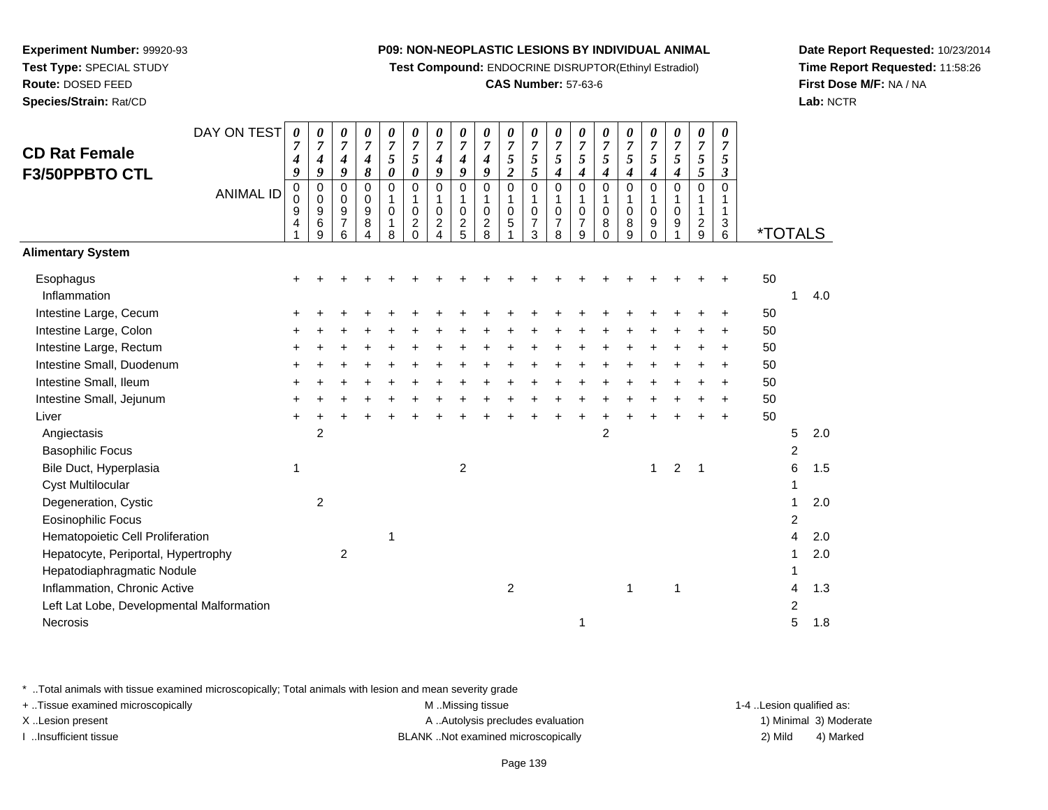**Experiment Number:** 99920-93
**Test Type:** SPECIAL STUDY
**Route:** DOSED FEED
**Species/Strain:** Rat/CD

**P09: NON-NEOPLASTIC LESIONS BY INDIVIDUAL ANIMAL**
**Test Compound:** ENDOCRINE DISRUPTOR(Ethinyl Estradiol)
**CAS Number:** 57-63-6

**Date Report Requested:** 10/23/2014
**Time Report Requested:** 11:58:26
**First Dose M/F:** NA / NA
**Lab:** NCTR

## CD Rat Female F3/50PPBTO CTL

| DAY ON TEST | 0749 | 0749 | 0749 | 0748 | 0750 | 0750 | 0749 | 0749 | 0749 | 0752 | 0755 | 0754 | 0754 | 0754 | 0754 | 0754 | 0754 | 0755 | 0753 | | | |
|---|---|---|---|---|---|---|---|---|---|---|---|---|---|---|---|---|---|---|---|---|---|---|
| ANIMAL ID | 00941 | 00969 | 00976 | 00984 | 01018 | 01020 | 01024 | 01025 | 01028 | 01051 | 01073 | 01078 | 01079 | 01080 | 01089 | 01090 | 01091 | 01129 | 01136 | *TOTALS | | |
| **Alimentary System** | | | | | | | | | | | | | | | | | | | | | | |
| Esophagus | + | + | + | + | + | + | + | + | + | + | + | + | + | + | + | + | + | + | + | 50 | | |
| Inflammation | | | | | | | | | | | | | | | | | | | | | 1 | 4.0 |
| Intestine Large, Cecum | + | + | + | + | + | + | + | + | + | + | + | + | + | + | + | + | + | + | + | 50 | | |
| Intestine Large, Colon | + | + | + | + | + | + | + | + | + | + | + | + | + | + | + | + | + | + | + | 50 | | |
| Intestine Large, Rectum | + | + | + | + | + | + | + | + | + | + | + | + | + | + | + | + | + | + | + | 50 | | |
| Intestine Small, Duodenum | + | + | + | + | + | + | + | + | + | + | + | + | + | + | + | + | + | + | + | 50 | | |
| Intestine Small, Ileum | + | + | + | + | + | + | + | + | + | + | + | + | + | + | + | + | + | + | + | 50 | | |
| Intestine Small, Jejunum | + | + | + | + | + | + | + | + | + | + | + | + | + | + | + | + | + | + | + | 50 | | |
| Liver | + | + | + | + | + | + | + | + | + | + | + | + | + | + | + | + | + | + | + | 50 | | |
| Angiectasis | | 2 | | | | | | | | | | | | 2 | | | | | | | 5 | 2.0 |
| Basophilic Focus | | | | | | | | | | | | | | | | | | | | | 2 | |
| Bile Duct, Hyperplasia | 1 | | | | | | | 2 | | | | | | | | 1 | 2 | 1 | | | 6 | 1.5 |
| Cyst Multilocular | | | | | | | | | | | | | | | | | | | | | 1 | |
| Degeneration, Cystic | | 2 | | | | | | | | | | | | | | | | | | | 1 | 2.0 |
| Eosinophilic Focus | | | | | | | | | | | | | | | | | | | | | 2 | |
| Hematopoietic Cell Proliferation | | | | | 1 | | | | | | | | | | | | | | | | 4 | 2.0 |
| Hepatocyte, Periportal, Hypertrophy | | | 2 | | | | | | | | | | | | | | | | | | 1 | 2.0 |
| Hepatodiaphragmatic Nodule | | | | | | | | | | | | | | | | | | | | | 1 | |
| Inflammation, Chronic Active | | | | | | | | | | 2 | | | | | 1 | | 1 | | | | 4 | 1.3 |
| Left Lat Lobe, Developmental Malformation | | | | | | | | | | | | | | | | | | | | | 2 | |
| Necrosis | | | | | | | | | | | | | 1 | | | | | | | | 5 | 1.8 |

\* ..Total animals with tissue examined microscopically; Total animals with lesion and mean severity grade
+ ..Tissue examined microscopically
X ..Lesion present
I ..Insufficient tissue
M ..Missing tissue
A ..Autolysis precludes evaluation
BLANK ..Not examined microscopically
1-4 ..Lesion qualified as: 1) Minimal 2) Mild 3) Moderate 4) Marked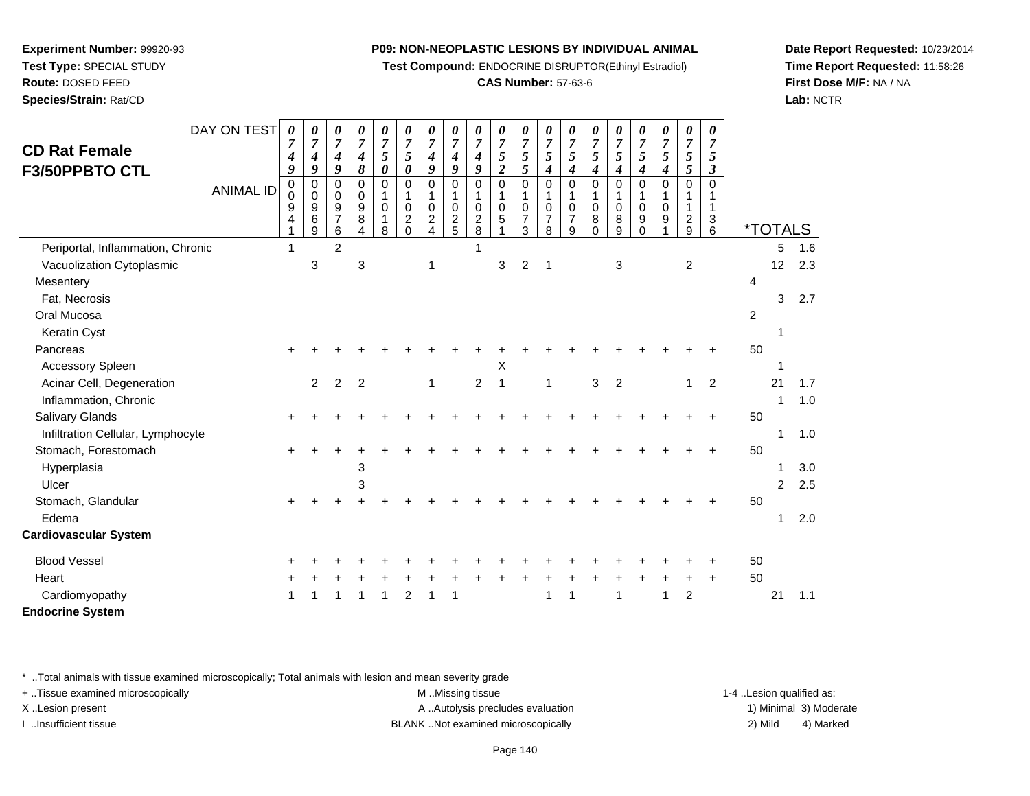**Experiment Number:** 99920-93
**Test Type:** SPECIAL STUDY
**Route:** DOSED FEED
**Species/Strain:** Rat/CD

**P09: NON-NEOPLASTIC LESIONS BY INDIVIDUAL ANIMAL**
**Test Compound:** ENDOCRINE DISRUPTOR(Ethinyl Estradiol)
**CAS Number:** 57-63-6

**Date Report Requested:** 10/23/2014
**Time Report Requested:** 11:58:26
**First Dose M/F:** NA / NA
**Lab:** NCTR

## CD Rat Female F3/50PPBTO CTL

| DAY ON TEST | 0749 | 0749 | 0749 | 0748 | 0750 | 0750 | 0749 | 0749 | 0749 | 0752 | 0755 | 0754 | 0754 | 0754 | 0754 | 0754 | 0754 | 0755 | 0753 | | |
|---|---|---|---|---|---|---|---|---|---|---|---|---|---|---|---|---|---|---|---|---|---|
| ANIMAL ID | 00941 | 00969 | 00976 | 00984 | 01018 | 01020 | 01024 | 01025 | 01028 | 01051 | 01073 | 01078 | 01079 | 01080 | 01089 | 01090 | 01091 | 01129 | 01136 | *TOTALS | |
| Periportal, Inflammation, Chronic | 1 | | 2 | | | | | | 1 | | | | | | | | | | | 5 | 1.6 |
| Vacuolization Cytoplasmic | | 3 | | 3 | | | 1 | | | 3 | 2 | 1 | | | 3 | | | 2 | | 12 | 2.3 |
| Mesentery | | | | | | | | | | | | | | | | | | | | 4 | |
| Fat, Necrosis | | | | | | | | | | | | | | | | | | | | 3 | 2.7 |
| Oral Mucosa | | | | | | | | | | | | | | | | | | | | 2 | |
| Keratin Cyst | | | | | | | | | | | | | | | | | | | | 1 | |
| Pancreas | + | + | + | + | + | + | + | + | + | + | + | + | + | + | + | + | + | + | + | 50 | |
| Accessory Spleen | | | | | | | | | | X | | | | | | | | | | 1 | |
| Acinar Cell, Degeneration | | 2 | 2 | 2 | | | 1 | | 2 | 1 | | 1 | | 3 | 2 | | | 1 | 2 | 21 | 1.7 |
| Inflammation, Chronic | | | | | | | | | | | | | | | | | | | | 1 | 1.0 |
| Salivary Glands | + | + | + | + | + | + | + | + | + | + | + | + | + | + | + | + | + | + | + | 50 | |
| Infiltration Cellular, Lymphocyte | | | | | | | | | | | | | | | | | | | | 1 | 1.0 |
| Stomach, Forestomach | + | + | + | + | + | + | + | + | + | + | + | + | + | + | + | + | + | + | + | 50 | |
| Hyperplasia | | | | 3 | | | | | | | | | | | | | | | | 1 | 3.0 |
| Ulcer | | | | 3 | | | | | | | | | | | | | | | | 2 | 2.5 |
| Stomach, Glandular | + | + | + | + | + | + | + | + | + | + | + | + | + | + | + | + | + | + | + | 50 | |
| Edema | | | | | | | | | | | | | | | | | | | | 1 | 2.0 |
| **Cardiovascular System** | | | | | | | | | | | | | | | | | | | | | |
| Blood Vessel | + | + | + | + | + | + | + | + | + | + | + | + | + | + | + | + | + | + | + | 50 | |
| Heart | + | + | + | + | + | + | + | + | + | + | + | + | + | + | + | + | + | + | + | 50 | |
| Cardiomyopathy | 1 | 1 | 1 | 1 | 1 | 2 | 1 | 1 | | | | 1 | 1 | | 1 | | 1 | 2 | | 21 | 1.1 |
| **Endocrine System** | | | | | | | | | | | | | | | | | | | | | |

\* ..Total animals with tissue examined microscopically; Total animals with lesion and mean severity grade
+ ..Tissue examined microscopically
X ..Lesion present
I ..Insufficient tissue

M ..Missing tissue
A ..Autolysis precludes evaluation
BLANK ..Not examined microscopically

1-4 ..Lesion qualified as:
1) Minimal 3) Moderate
2) Mild 4) Marked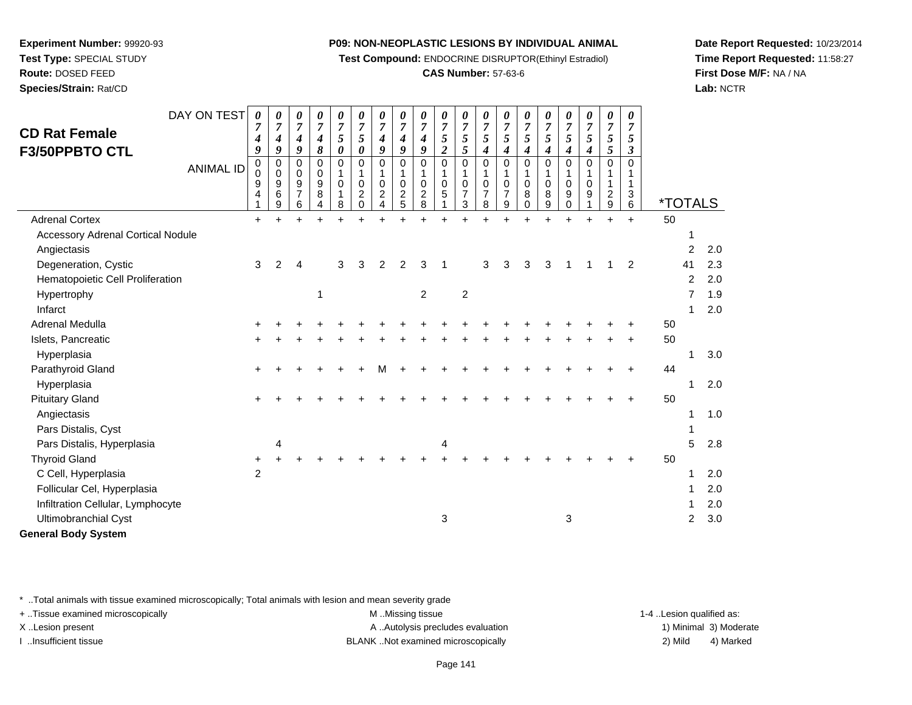**Experiment Number:** 99920-93
**Test Type:** SPECIAL STUDY
**Route:** DOSED FEED
**Species/Strain:** Rat/CD

**P09: NON-NEOPLASTIC LESIONS BY INDIVIDUAL ANIMAL**
**Test Compound:** ENDOCRINE DISRUPTOR(Ethinyl Estradiol)
**CAS Number:** 57-63-6

**Date Report Requested:** 10/23/2014
**Time Report Requested:** 11:58:27
**First Dose M/F:** NA / NA
**Lab:** NCTR

## CD Rat Female F3/50PPBTO CTL

| DAY ON TEST | 0749 | 0749 | 0749 | 0748 | 0750 | 0750 | 0749 | 0749 | 0749 | 0752 | 0755 | 0754 | 0754 | 0754 | 0754 | 0754 | 0754 | 0755 | 0753 | | |
|---|---|---|---|---|---|---|---|---|---|---|---|---|---|---|---|---|---|---|---|---|---|
| ANIMAL ID | 00941 | 00969 | 00976 | 00984 | 01018 | 01020 | 01024 | 01025 | 01028 | 01051 | 01073 | 01078 | 01079 | 01080 | 01089 | 01090 | 01091 | 01129 | 01136 | *TOTALS | |
| Adrenal Cortex | + | + | + | + | + | + | + | + | + | + | + | + | + | + | + | + | + | + | + | 50 | |
| Accessory Adrenal Cortical Nodule | | | | | | | | | | | | | | | | | | | | 1 | |
| Angiectasis | | | | | | | | | | | | | | | | | | | | 2 | 2.0 |
| Degeneration, Cystic | 3 | 2 | 4 | | 3 | 3 | 2 | 2 | 3 | 1 | | 3 | 3 | 3 | 3 | 1 | 1 | 1 | 2 | 41 | 2.3 |
| Hematopoietic Cell Proliferation | | | | | | | | | | | | | | | | | | | | 2 | 2.0 |
| Hypertrophy | | | | 1 | | | | | 2 | | 2 | | | | | | | | | 7 | 1.9 |
| Infarct | | | | | | | | | | | | | | | | | | | | 1 | 2.0 |
| Adrenal Medulla | + | + | + | + | + | + | + | + | + | + | + | + | + | + | + | + | + | + | + | 50 | |
| Islets, Pancreatic | + | + | + | + | + | + | + | + | + | + | + | + | + | + | + | + | + | + | + | 50 | |
| Hyperplasia | | | | | | | | | | | | | | | | | | | | 1 | 3.0 |
| Parathyroid Gland | + | + | + | + | + | + | M | + | + | + | + | + | + | + | + | + | + | + | + | 44 | |
| Hyperplasia | | | | | | | | | | | | | | | | | | | | 1 | 2.0 |
| Pituitary Gland | + | + | + | + | + | + | + | + | + | + | + | + | + | + | + | + | + | + | + | 50 | |
| Angiectasis | | | | | | | | | | | | | | | | | | | | 1 | 1.0 |
| Pars Distalis, Cyst | | | | | | | | | | | | | | | | | | | | 1 | |
| Pars Distalis, Hyperplasia | | 4 | | | | | | | | 4 | | | | | | | | | | 5 | 2.8 |
| Thyroid Gland | + | + | + | + | + | + | + | + | + | + | + | + | + | + | + | + | + | + | + | 50 | |
| C Cell, Hyperplasia | 2 | | | | | | | | | | | | | | | | | | | 1 | 2.0 |
| Follicular Cel, Hyperplasia | | | | | | | | | | | | | | | | | | | | 1 | 2.0 |
| Infiltration Cellular, Lymphocyte | | | | | | | | | | | | | | | | | | | | 1 | 2.0 |
| Ultimobranchial Cyst | | | | | | | | | | 3 | | | | | | 3 | | | | 2 | 3.0 |
| **General Body System** | | | | | | | | | | | | | | | | | | | | | |

\* ..Total animals with tissue examined microscopically; Total animals with lesion and mean severity grade
\+ ..Tissue examined microscopically
X ..Lesion present
I ..Insufficient tissue
M ..Missing tissue
A ..Autolysis precludes evaluation
BLANK ..Not examined microscopically
1-4 ..Lesion qualified as: 1) Minimal 2) Mild 3) Moderate 4) Marked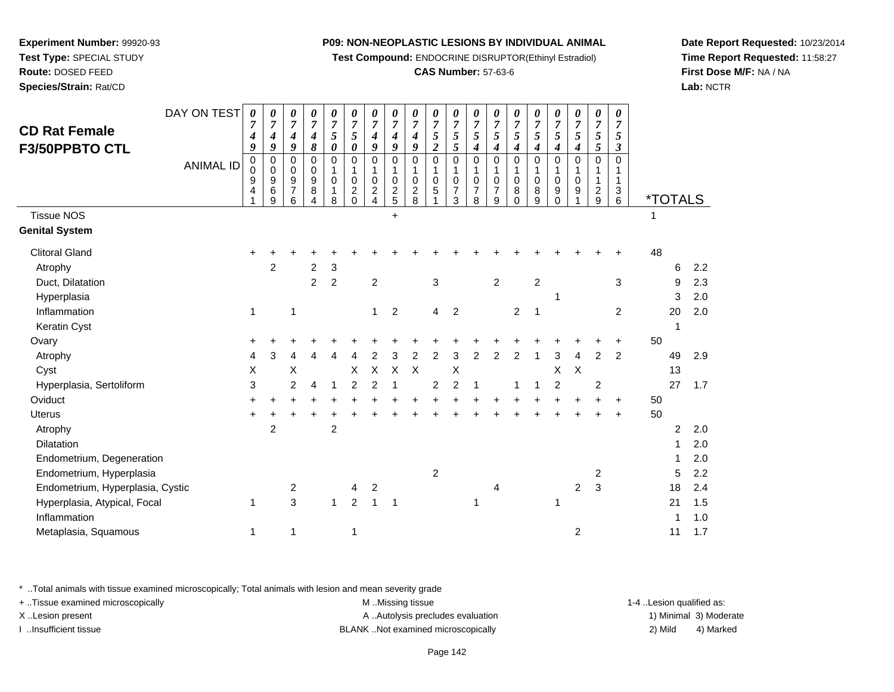**Experiment Number:** 99920-93
**Test Type:** SPECIAL STUDY
**Route:** DOSED FEED
**Species/Strain:** Rat/CD

**P09: NON-NEOPLASTIC LESIONS BY INDIVIDUAL ANIMAL**
**Test Compound:** ENDOCRINE DISRUPTOR(Ethinyl Estradiol)
**CAS Number:** 57-63-6

**Date Report Requested:** 10/23/2014
**Time Report Requested:** 11:58:27
**First Dose M/F:** NA / NA
**Lab:** NCTR

## CD Rat Female F3/50PPBTO CTL

| DAY ON TEST | 0749 | 0749 | 0749 | 0748 | 0750 | 0750 | 0749 | 0749 | 0749 | 0752 | 0755 | 0754 | 0754 | 0754 | 0754 | 0754 | 0754 | 0755 | 0753 | | |
|---|---|---|---|---|---|---|---|---|---|---|---|---|---|---|---|---|---|---|---|---|---|
| **ANIMAL ID** | 00941 | 00969 | 00976 | 00984 | 01018 | 01020 | 01024 | 01025 | 01028 | 01051 | 01073 | 01078 | 01079 | 01080 | 01089 | 01090 | 01091 | 01129 | 01136 | ***TOTALS** | |
| Tissue NOS | | | | | | | | + | | | | | | | | | | | | 1 | |
| **Genital System** | | | | | | | | | | | | | | | | | | | | | |
| Clitoral Gland | + | + | + | + | + | + | + | + | + | + | + | + | + | + | + | + | + | + | + | 48 | |
| Atrophy | | 2 | | 2 | 3 | | | | | | | | | | | | | | | 6 | 2.2 |
| Duct, Dilatation | | | | 2 | 2 | | 2 | | | 3 | | | 2 | | 2 | | | | 3 | 9 | 2.3 |
| Hyperplasia | | | | | | | | | | | | | | | | 1 | | | | 3 | 2.0 |
| Inflammation | 1 | | 1 | | | | 1 | 2 | | 4 | 2 | | | 2 | 1 | | | | 2 | 20 | 2.0 |
| Keratin Cyst | | | | | | | | | | | | | | | | | | | | 1 | |
| Ovary | + | + | + | + | + | + | + | + | + | + | + | + | + | + | + | + | + | + | + | 50 | |
| Atrophy | 4 | 3 | 4 | 4 | 4 | 4 | 2 | 3 | 2 | 2 | 3 | 2 | 2 | 2 | 1 | 3 | 4 | 2 | 2 | 49 | 2.9 |
| Cyst | X | | X | | | X | X | X | X | | X | | | | | X | X | | | 13 | |
| Hyperplasia, Sertoliform | 3 | | 2 | 4 | 1 | 2 | 2 | 1 | | 2 | 2 | 1 | | 1 | 1 | 2 | | 2 | | 27 | 1.7 |
| Oviduct | + | + | + | + | + | + | + | + | + | + | + | + | + | + | + | + | + | + | + | 50 | |
| Uterus | + | + | + | + | + | + | + | + | + | + | + | + | + | + | + | + | + | + | + | 50 | |
| Atrophy | | 2 | | | 2 | | | | | | | | | | | | | | | 2 | 2.0 |
| Dilatation | | | | | | | | | | | | | | | | | | | | 1 | 2.0 |
| Endometrium, Degeneration | | | | | | | | | | | | | | | | | | | | 1 | 2.0 |
| Endometrium, Hyperplasia | | | | | | | | | | 2 | | | | | | | | 2 | | 5 | 2.2 |
| Endometrium, Hyperplasia, Cystic | | | 2 | | | 4 | 2 | | | | | | 4 | | | | 2 | 3 | | 18 | 2.4 |
| Hyperplasia, Atypical, Focal | 1 | | 3 | | 1 | 2 | 1 | 1 | | | | 1 | | | | 1 | | | | 21 | 1.5 |
| Inflammation | | | | | | | | | | | | | | | | | | | | 1 | 1.0 |
| Metaplasia, Squamous | 1 | | 1 | | | 1 | | | | | | | | | | | 2 | | | 11 | 1.7 |

\* ..Total animals with tissue examined microscopically; Total animals with lesion and mean severity grade
+ ..Tissue examined microscopically
X ..Lesion present
I ..Insufficient tissue
M ..Missing tissue
A ..Autolysis precludes evaluation
BLANK ..Not examined microscopically
1-4 ..Lesion qualified as: 1) Minimal 2) Mild 3) Moderate 4) Marked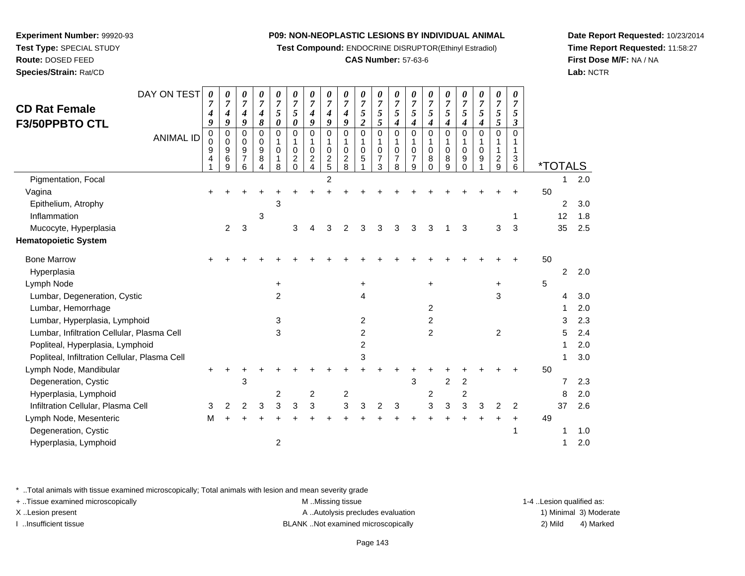**Experiment Number:** 99920-93
**Test Type:** SPECIAL STUDY
**Route:** DOSED FEED
**Species/Strain:** Rat/CD

**P09: NON-NEOPLASTIC LESIONS BY INDIVIDUAL ANIMAL**
**Test Compound:** ENDOCRINE DISRUPTOR(Ethinyl Estradiol)
**CAS Number:** 57-63-6

**Date Report Requested:** 10/23/2014
**Time Report Requested:** 11:58:27
**First Dose M/F:** NA / NA
**Lab:** NCTR

## CD Rat Female F3/50PPBTO CTL

| DAY ON TEST | 0749 | 0749 | 0749 | 0748 | 0750 | 0750 | 0749 | 0749 | 0749 | 0752 | 0755 | 0754 | 0754 | 0754 | 0754 | 0754 | 0754 | 0755 | 0753 | | | |
|---|---|---|---|---|---|---|---|---|---|---|---|---|---|---|---|---|---|---|---|---|---|---|
| **ANIMAL ID** | 00941 | 00969 | 00976 | 00984 | 01018 | 01020 | 01024 | 01025 | 01028 | 01051 | 01073 | 01078 | 01079 | 01080 | 01089 | 01090 | 01091 | 01129 | 01136 | ***TOTALS** | | |
| Pigmentation, Focal | | | | | | | | 2 | | | | | | | | | | | | | 1 | 2.0 |
| Vagina | + | + | + | + | + | + | + | + | + | + | + | + | + | + | + | + | + | + | + | 50 | | |
| Epithelium, Atrophy | | | | | 3 | | | | | | | | | | | | | | | | 2 | 3.0 |
| Inflammation | | | | 3 | | | | | | | | | | | | | | | 1 | | 12 | 1.8 |
| Mucocyte, Hyperplasia | | 2 | 3 | | | 3 | 4 | 3 | 2 | 3 | 3 | 3 | 3 | 3 | 1 | 3 | | 3 | 3 | | 35 | 2.5 |
| **Hematopoietic System** | | | | | | | | | | | | | | | | | | | | | | |
| Bone Marrow | + | + | + | + | + | + | + | + | + | + | + | + | + | + | + | + | + | + | + | 50 | | |
| Hyperplasia | | | | | | | | | | | | | | | | | | | | | 2 | 2.0 |
| Lymph Node | | | | | + | | | | | + | | | | + | | | | + | | 5 | | |
| Lumbar, Degeneration, Cystic | | | | | 2 | | | | | 4 | | | | | | | | 3 | | | 4 | 3.0 |
| Lumbar, Hemorrhage | | | | | | | | | | | | | | 2 | | | | | | | 1 | 2.0 |
| Lumbar, Hyperplasia, Lymphoid | | | | | 3 | | | | | 2 | | | | 2 | | | | | | | 3 | 2.3 |
| Lumbar, Infiltration Cellular, Plasma Cell | | | | | 3 | | | | | 2 | | | | 2 | | | | 2 | | | 5 | 2.4 |
| Popliteal, Hyperplasia, Lymphoid | | | | | | | | | | 2 | | | | | | | | | | | 1 | 2.0 |
| Popliteal, Infiltration Cellular, Plasma Cell | | | | | | | | | | 3 | | | | | | | | | | | 1 | 3.0 |
| Lymph Node, Mandibular | + | + | + | + | + | + | + | + | + | + | + | + | + | + | + | + | + | + | + | 50 | | |
| Degeneration, Cystic | | | 3 | | | | | | | | | | 3 | | 2 | 2 | | | | | 7 | 2.3 |
| Hyperplasia, Lymphoid | | | | | 2 | | 2 | | 2 | | | | | 2 | | 2 | | | | | 8 | 2.0 |
| Infiltration Cellular, Plasma Cell | 3 | 2 | 2 | 3 | 3 | 3 | 3 | | 3 | 3 | 2 | 3 | | 3 | 3 | 3 | 3 | 2 | 2 | | 37 | 2.6 |
| Lymph Node, Mesenteric | M | + | + | + | + | + | + | + | + | + | + | + | + | + | + | + | + | + | + | 49 | | |
| Degeneration, Cystic | | | | | | | | | | | | | | | | | | | 1 | | 1 | 1.0 |
| Hyperplasia, Lymphoid | | | | | 2 | | | | | | | | | | | | | | | | 1 | 2.0 |

\* ..Total animals with tissue examined microscopically; Total animals with lesion and mean severity grade
\+ ..Tissue examined microscopically
X ..Lesion present
I ..Insufficient tissue
M ..Missing tissue
A ..Autolysis precludes evaluation
BLANK ..Not examined microscopically
1-4 ..Lesion qualified as: 1) Minimal 2) Mild 3) Moderate 4) Marked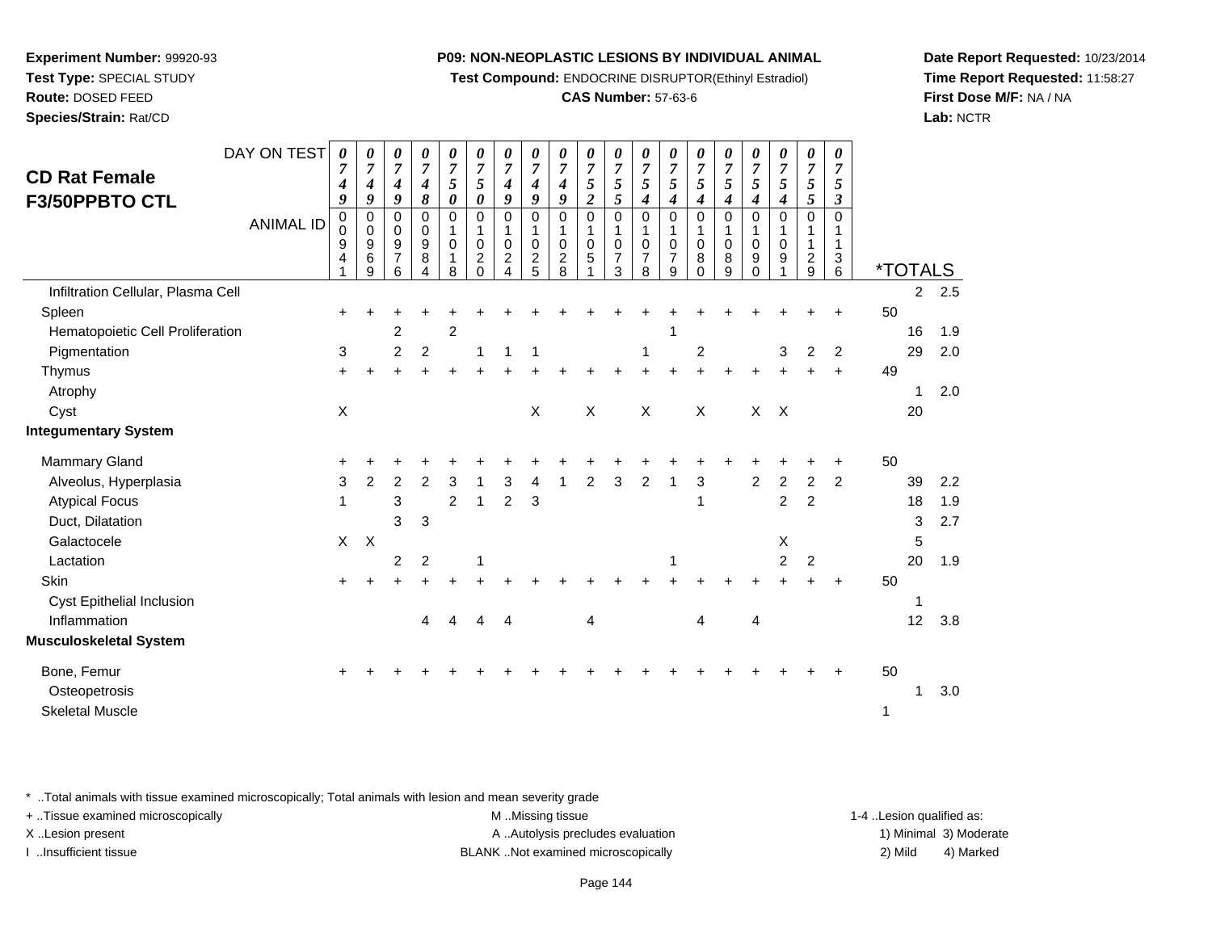**Experiment Number:** 99920-93
**Test Type:** SPECIAL STUDY
**Route:** DOSED FEED
**Species/Strain:** Rat/CD

**P09: NON-NEOPLASTIC LESIONS BY INDIVIDUAL ANIMAL**
**Test Compound:** ENDOCRINE DISRUPTOR(Ethinyl Estradiol)
**CAS Number:** 57-63-6

**Date Report Requested:** 10/23/2014
**Time Report Requested:** 11:58:27
**First Dose M/F:** NA / NA
**Lab:** NCTR

## CD Rat Female F3/50PPBTO CTL

| DAY ON TEST | 0749 | 0749 | 0749 | 0748 | 0750 | 0750 | 0749 | 0749 | 0749 | 0752 | 0755 | 0754 | 0754 | 0754 | 0754 | 0754 | 0754 | 0755 | 0753 | | | |
|---|---|---|---|---|---|---|---|---|---|---|---|---|---|---|---|---|---|---|---|---|---|---|
| ANIMAL ID | 00941 | 00969 | 00976 | 00984 | 01018 | 01020 | 01024 | 01025 | 01028 | 01051 | 01073 | 01078 | 01079 | 01080 | 01089 | 01090 | 01091 | 01129 | 01136 | *TOTALS | | |
| Infiltration Cellular, Plasma Cell | | | | | | | | | | | | | | | | | | | | | 2 | 2.5 |
| Spleen | + | + | + | + | + | + | + | + | + | + | + | + | + | + | + | + | + | + | + | 50 | | |
| Hematopoietic Cell Proliferation | | | 2 | | 2 | | | | | | | | 1 | | | | | | | | 16 | 1.9 |
| Pigmentation | 3 | | 2 | 2 | | 1 | 1 | 1 | | | | 1 | | 2 | | | 3 | 2 | 2 | | 29 | 2.0 |
| Thymus | + | + | + | + | + | + | + | + | + | + | + | + | + | + | + | + | + | + | + | 49 | | |
| Atrophy | | | | | | | | | | | | | | | | | | | | | 1 | 2.0 |
| Cyst | X | | | | | | | X | | X | | X | | X | | X | X | | | | 20 | |
| **Integumentary System** | | | | | | | | | | | | | | | | | | | | | | |
| Mammary Gland | + | + | + | + | + | + | + | + | + | + | + | + | + | + | + | + | + | + | + | 50 | | |
| Alveolus, Hyperplasia | 3 | 2 | 2 | 2 | 3 | 1 | 3 | 4 | 1 | 2 | 3 | 2 | 1 | 3 | | 2 | 2 | 2 | 2 | | 39 | 2.2 |
| Atypical Focus | 1 | | 3 | | 2 | 1 | 2 | 3 | | | | | | 1 | | | 2 | 2 | | | 18 | 1.9 |
| Duct, Dilatation | | | 3 | 3 | | | | | | | | | | | | | | | | | 3 | 2.7 |
| Galactocele | X | X | | | | | | | | | | | | | | | X | | | | 5 | |
| Lactation | | | 2 | 2 | | 1 | | | | | | | 1 | | | | 2 | 2 | | | 20 | 1.9 |
| Skin | + | + | + | + | + | + | + | + | + | + | + | + | + | + | + | + | + | + | + | 50 | | |
| Cyst Epithelial Inclusion | | | | | | | | | | | | | | | | | | | | | 1 | |
| Inflammation | | | | 4 | 4 | 4 | 4 | | | 4 | | | | 4 | | 4 | | | | | 12 | 3.8 |
| **Musculoskeletal System** | | | | | | | | | | | | | | | | | | | | | | |
| Bone, Femur | + | + | + | + | + | + | + | + | + | + | + | + | + | + | + | + | + | + | + | 50 | | |
| Osteopetrosis | | | | | | | | | | | | | | | | | | | | | 1 | 3.0 |
| Skeletal Muscle | | | | | | | | | | | | | | | | | | | | 1 | | |

\* ..Total animals with tissue examined microscopically; Total animals with lesion and mean severity grade
+ ..Tissue examined microscopically
X ..Lesion present
I ..Insufficient tissue

M ..Missing tissue
A ..Autolysis precludes evaluation
BLANK ..Not examined microscopically

1-4 ..Lesion qualified as:
1) Minimal 3) Moderate
2) Mild 4) Marked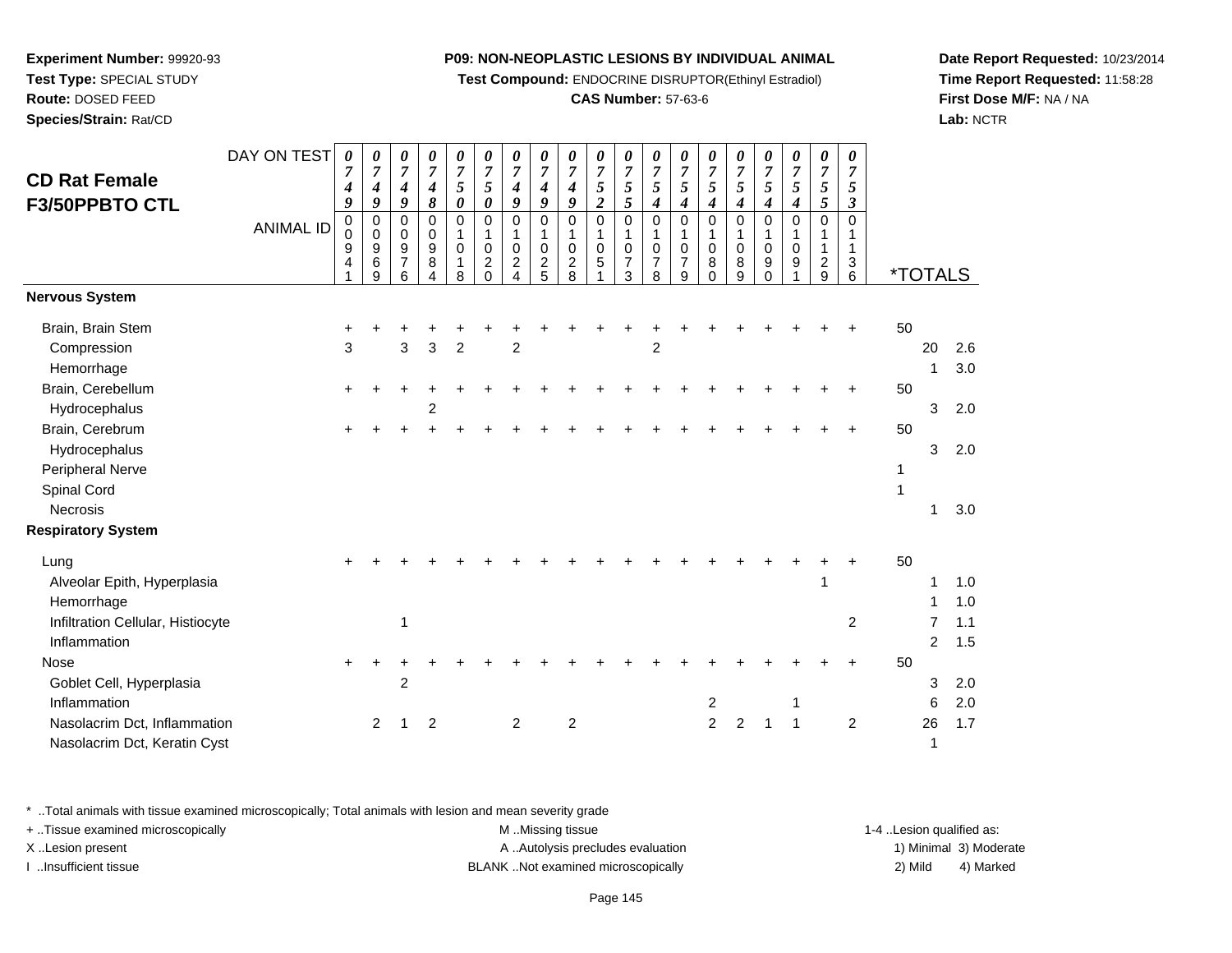**Experiment Number:** 99920-93
**Test Type:** SPECIAL STUDY
**Route:** DOSED FEED
**Species/Strain:** Rat/CD

**P09: NON-NEOPLASTIC LESIONS BY INDIVIDUAL ANIMAL**
**Test Compound:** ENDOCRINE DISRUPTOR(Ethinyl Estradiol)
**CAS Number:** 57-63-6

**Date Report Requested:** 10/23/2014
**Time Report Requested:** 11:58:28
**First Dose M/F:** NA / NA
**Lab:** NCTR

## CD Rat Female F3/50PPBTO CTL

| DAY ON TEST | 0749 | 0749 | 0749 | 0748 | 0750 | 0750 | 0749 | 0749 | 0749 | 0752 | 0755 | 0754 | 0754 | 0754 | 0754 | 0754 | 0754 | 0755 | 0753 | | | |
|---|---|---|---|---|---|---|---|---|---|---|---|---|---|---|---|---|---|---|---|---|---|---|
| **ANIMAL ID** | 00941 | 00969 | 00976 | 00984 | 01018 | 01020 | 01024 | 01025 | 01028 | 01051 | 01073 | 01078 | 01079 | 01080 | 01089 | 01090 | 01091 | 01129 | 01136 | ***TOTALS** | | |
| **Nervous System** | | | | | | | | | | | | | | | | | | | | | | |
| Brain, Brain Stem | + | + | + | + | + | + | + | + | + | + | + | + | + | + | + | + | + | + | + | 50 | | |
| Compression | 3 | | 3 | 3 | 2 | | 2 | | | | | 2 | | | | | | | | | 20 | 2.6 |
| Hemorrhage | | | | | | | | | | | | | | | | | | | | | 1 | 3.0 |
| Brain, Cerebellum | + | + | + | + | + | + | + | + | + | + | + | + | + | + | + | + | + | + | + | 50 | | |
| Hydrocephalus | | | | 2 | | | | | | | | | | | | | | | | | 3 | 2.0 |
| Brain, Cerebrum | + | + | + | + | + | + | + | + | + | + | + | + | + | + | + | + | + | + | + | 50 | | |
| Hydrocephalus | | | | | | | | | | | | | | | | | | | | | 3 | 2.0 |
| Peripheral Nerve | | | | | | | | | | | | | | | | | | | | 1 | | |
| Spinal Cord | | | | | | | | | | | | | | | | | | | | 1 | | |
| Necrosis | | | | | | | | | | | | | | | | | | | | | 1 | 3.0 |
| **Respiratory System** | | | | | | | | | | | | | | | | | | | | | | |
| Lung | + | + | + | + | + | + | + | + | + | + | + | + | + | + | + | + | + | + | + | 50 | | |
| Alveolar Epith, Hyperplasia | | | | | | | | | | | | | | | | | | 1 | | | 1 | 1.0 |
| Hemorrhage | | | | | | | | | | | | | | | | | | | | | 1 | 1.0 |
| Infiltration Cellular, Histiocyte | | | 1 | | | | | | | | | | | | | | | | 2 | | 7 | 1.1 |
| Inflammation | | | | | | | | | | | | | | | | | | | | | 2 | 1.5 |
| Nose | + | + | + | + | + | + | + | + | + | + | + | + | + | + | + | + | + | + | + | 50 | | |
| Goblet Cell, Hyperplasia | | | 2 | | | | | | | | | | | | | | | | | | 3 | 2.0 |
| Inflammation | | | | | | | | | | | | | | 2 | | | 1 | | | | 6 | 2.0 |
| Nasolacrim Dct, Inflammation | | 2 | 1 | 2 | | | 2 | | 2 | | | | | 2 | 2 | 1 | 1 | | 2 | | 26 | 1.7 |
| Nasolacrim Dct, Keratin Cyst | | | | | | | | | | | | | | | | | | | | | 1 | |

\* ..Total animals with tissue examined microscopically; Total animals with lesion and mean severity grade
+ ..Tissue examined microscopically
X ..Lesion present
I ..Insufficient tissue

M ..Missing tissue
A ..Autolysis precludes evaluation
BLANK ..Not examined microscopically

1-4 ..Lesion qualified as:
1) Minimal 3) Moderate
2) Mild 4) Marked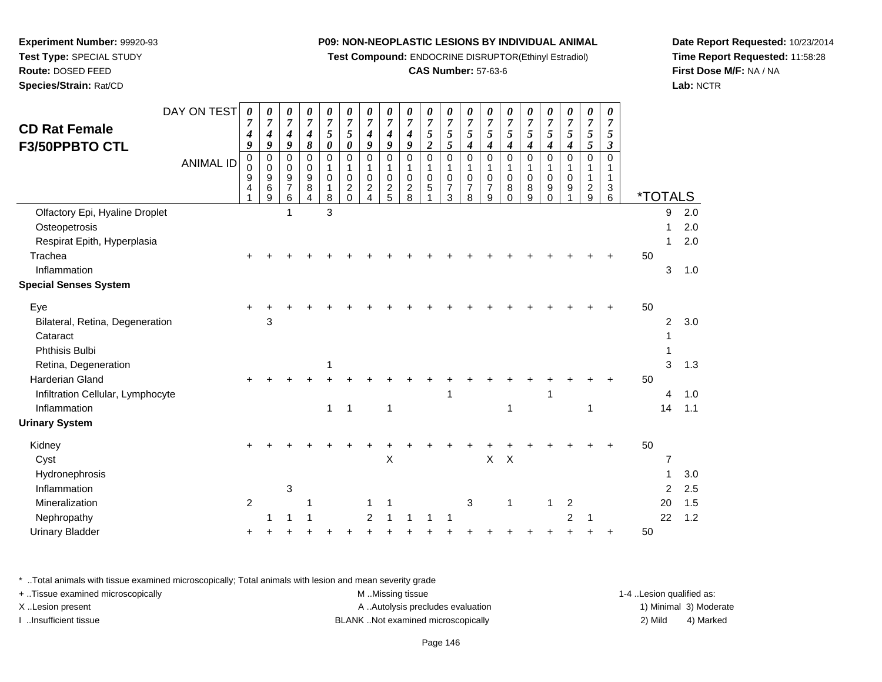**Experiment Number:** 99920-93
**Test Type:** SPECIAL STUDY
**Route:** DOSED FEED
**Species/Strain:** Rat/CD

**P09: NON-NEOPLASTIC LESIONS BY INDIVIDUAL ANIMAL**
**Test Compound:** ENDOCRINE DISRUPTOR(Ethinyl Estradiol)
**CAS Number:** 57-63-6

**Date Report Requested:** 10/23/2014
**Time Report Requested:** 11:58:28
**First Dose M/F:** NA / NA
**Lab:** NCTR

## CD Rat Female F3/50PPBTO CTL

| DAY ON TEST | 0749 | 0749 | 0749 | 0748 | 0750 | 0750 | 0749 | 0749 | 0749 | 0752 | 0755 | 0754 | 0754 | 0754 | 0754 | 0754 | 0754 | 0755 | 0753 | *TOTALS | |
|---|---|---|---|---|---|---|---|---|---|---|---|---|---|---|---|---|---|---|---|---|---|
| ANIMAL ID | 00941 | 00969 | 00976 | 00984 | 01018 | 01020 | 01024 | 01025 | 01028 | 01051 | 01073 | 01078 | 01079 | 01080 | 01089 | 01090 | 01091 | 01129 | 01136 | | |
| Olfactory Epi, Hyaline Droplet | | | 1 | | 3 | | | | | | | | | | | | | | | 9 | 2.0 |
| Osteopetrosis | | | | | | | | | | | | | | | | | | | | 1 | 2.0 |
| Respirat Epith, Hyperplasia | | | | | | | | | | | | | | | | | | | | 1 | 2.0 |
| Trachea | + | + | + | + | + | + | + | + | + | + | + | + | + | + | + | + | + | + | + | 50 | |
| Inflammation | | | | | | | | | | | | | | | | | | | | 3 | 1.0 |
| **Special Senses System** | | | | | | | | | | | | | | | | | | | | | |
| Eye | + | + | + | + | + | + | + | + | + | + | + | + | + | + | + | + | + | + | + | 50 | |
| Bilateral, Retina, Degeneration | | 3 | | | | | | | | | | | | | | | | | | 2 | 3.0 |
| Cataract | | | | | | | | | | | | | | | | | | | | 1 | |
| Phthisis Bulbi | | | | | | | | | | | | | | | | | | | | 1 | |
| Retina, Degeneration | | | | | 1 | | | | | | | | | | | | | | | 3 | 1.3 |
| Harderian Gland | + | + | + | + | + | + | + | + | + | + | + | + | + | + | + | + | + | + | + | 50 | |
| Infiltration Cellular, Lymphocyte | | | | | | | | | | | 1 | | | | | 1 | | | | 4 | 1.0 |
| Inflammation | | | | | 1 | 1 | | 1 | | | | | | 1 | | | | 1 | | 14 | 1.1 |
| **Urinary System** | | | | | | | | | | | | | | | | | | | | | |
| Kidney | + | + | + | + | + | + | + | + | + | + | + | + | + | + | + | + | + | + | + | 50 | |
| Cyst | | | | | | | | X | | | | | X | X | | | | | | 7 | |
| Hydronephrosis | | | | | | | | | | | | | | | | | | | | 1 | 3.0 |
| Inflammation | | | 3 | | | | | | | | | | | | | | | | | 2 | 2.5 |
| Mineralization | 2 | | | 1 | | | 1 | 1 | | | | 3 | | 1 | | 1 | 2 | | | 20 | 1.5 |
| Nephropathy | | 1 | 1 | 1 | | | 2 | 1 | 1 | 1 | 1 | | | | | | 2 | 1 | | 22 | 1.2 |
| Urinary Bladder | + | + | + | + | + | + | + | + | + | + | + | + | + | + | + | + | + | + | + | 50 | |

\* ..Total animals with tissue examined microscopically; Total animals with lesion and mean severity grade
+ ..Tissue examined microscopically
X ..Lesion present
I ..Insufficient tissue
M ..Missing tissue
A ..Autolysis precludes evaluation
BLANK ..Not examined microscopically
1-4 ..Lesion qualified as: 1) Minimal 2) Mild 3) Moderate 4) Marked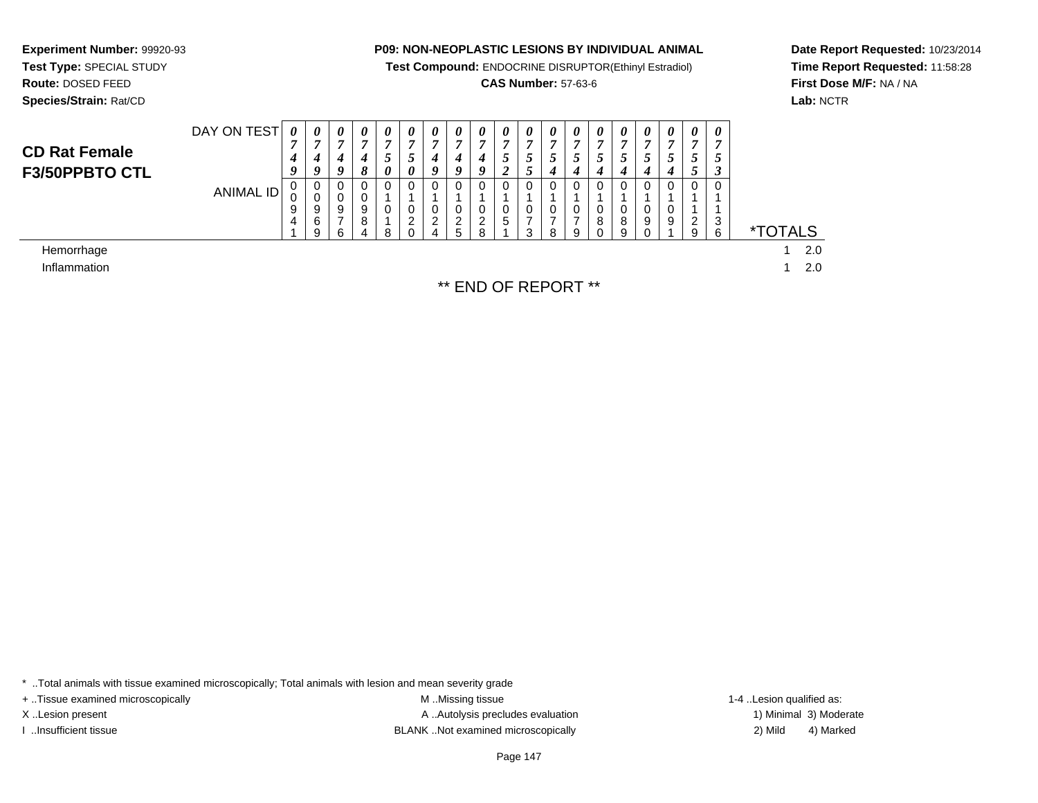**Experiment Number:** 99920-93
**Test Type:** SPECIAL STUDY
**Route:** DOSED FEED
**Species/Strain:** Rat/CD

**P09: NON-NEOPLASTIC LESIONS BY INDIVIDUAL ANIMAL**
**Test Compound:** ENDOCRINE DISRUPTOR(Ethinyl Estradiol)
**CAS Number:** 57-63-6

**Date Report Requested:** 10/23/2014
**Time Report Requested:** 11:58:28
**First Dose M/F:** NA / NA
**Lab:** NCTR

## CD Rat Female F3/50PPBTO CTL

| DAY ON TEST | 0749 | 0749 | 0749 | 0748 | 0750 | 0750 | 0749 | 0749 | 0749 | 0752 | 0755 | 0754 | 0754 | 0754 | 0754 | 0754 | 0754 | 0755 | 0753 | |
|---|---|---|---|---|---|---|---|---|---|---|---|---|---|---|---|---|---|---|---|---|
| ANIMAL ID | 00941 | 00969 | 00976 | 00984 | 01018 | 01020 | 01024 | 01025 | 01028 | 01051 | 01073 | 01078 | 01079 | 01080 | 01089 | 01090 | 01091 | 01129 | 01136 | *TOTALS |
| Hemorrhage | | | | | | | | | | | | | | | | | | | | 1 2.0 |
| Inflammation | | | | | | | | | | | | | | | | | | | | 1 2.0 |

** END OF REPORT **

* ..Total animals with tissue examined microscopically; Total animals with lesion and mean severity grade
+ ..Tissue examined microscopically
X ..Lesion present
I ..Insufficient tissue

M ..Missing tissue
A ..Autolysis precludes evaluation
BLANK ..Not examined microscopically

1-4 ..Lesion qualified as:
1) Minimal 3) Moderate
2) Mild 4) Marked